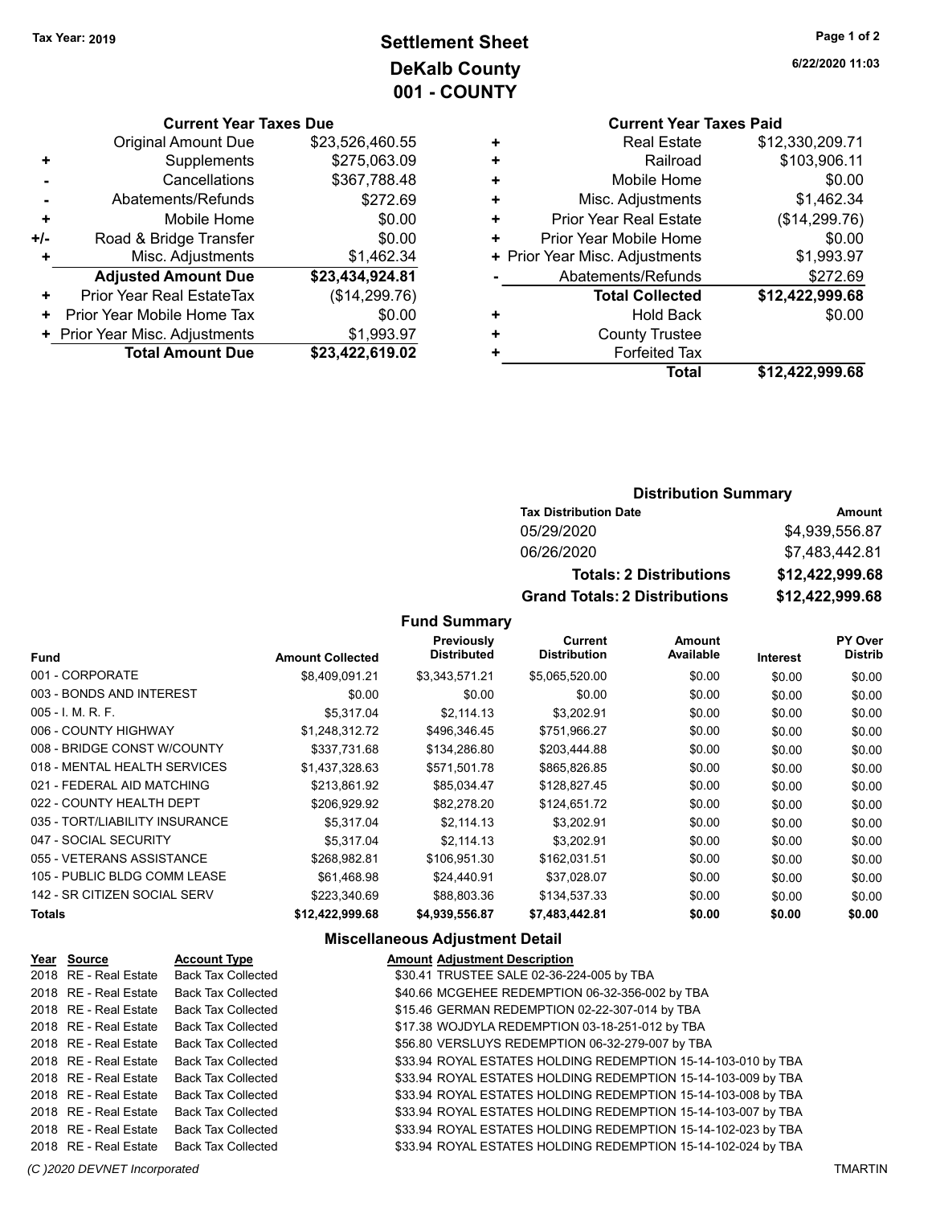**Tax Year: 2019**

# Settlement Sheet
## DeKalb County
## 001 - COUNTY

6/22/2020 11:03

### Current Year Taxes Due

| | | |
|---|---|---|
| | Original Amount Due | $23,526,460.55 |
| + | Supplements | $275,063.09 |
| - | Cancellations | $367,788.48 |
| - | Abatements/Refunds | $272.69 |
| + | Mobile Home | $0.00 |
| +/- | Road & Bridge Transfer | $0.00 |
| + | Misc. Adjustments | $1,462.34 |
| | **Adjusted Amount Due** | **$23,434,924.81** |
| + | Prior Year Real EstateTax | ($14,299.76) |
| + | Prior Year Mobile Home Tax | $0.00 |
| + | Prior Year Misc. Adjustments | $1,993.97 |
| | **Total Amount Due** | **$23,422,619.02** |

### Current Year Taxes Paid

| | | |
|---|---|---|
| + | Real Estate | $12,330,209.71 |
| + | Railroad | $103,906.11 |
| + | Mobile Home | $0.00 |
| + | Misc. Adjustments | $1,462.34 |
| + | Prior Year Real Estate | ($14,299.76) |
| + | Prior Year Mobile Home | $0.00 |
| + | Prior Year Misc. Adjustments | $1,993.97 |
| - | Abatements/Refunds | $272.69 |
| | **Total Collected** | **$12,422,999.68** |
| + | Hold Back | $0.00 |
| + | County Trustee | |
| + | Forfeited Tax | |
| | **Total** | **$12,422,999.68** |

### Distribution Summary

| Tax Distribution Date | Amount |
|---|---|
| 05/29/2020 | $4,939,556.87 |
| 06/26/2020 | $7,483,442.81 |
| **Totals: 2 Distributions** | **$12,422,999.68** |
| **Grand Totals: 2 Distributions** | **$12,422,999.68** |

### Fund Summary

| Fund | Amount Collected | Previously Distributed | Current Distribution | Amount Available | Interest | PY Over Distrib |
|---|---|---|---|---|---|---|
| 001 - CORPORATE | $8,409,091.21 | $3,343,571.21 | $5,065,520.00 | $0.00 | $0.00 | $0.00 |
| 003 - BONDS AND INTEREST | $0.00 | $0.00 | $0.00 | $0.00 | $0.00 | $0.00 |
| 005 - I. M. R. F. | $5,317.04 | $2,114.13 | $3,202.91 | $0.00 | $0.00 | $0.00 |
| 006 - COUNTY HIGHWAY | $1,248,312.72 | $496,346.45 | $751,966.27 | $0.00 | $0.00 | $0.00 |
| 008 - BRIDGE CONST W/COUNTY | $337,731.68 | $134,286.80 | $203,444.88 | $0.00 | $0.00 | $0.00 |
| 018 - MENTAL HEALTH SERVICES | $1,437,328.63 | $571,501.78 | $865,826.85 | $0.00 | $0.00 | $0.00 |
| 021 - FEDERAL AID MATCHING | $213,861.92 | $85,034.47 | $128,827.45 | $0.00 | $0.00 | $0.00 |
| 022 - COUNTY HEALTH DEPT | $206,929.92 | $82,278.20 | $124,651.72 | $0.00 | $0.00 | $0.00 |
| 035 - TORT/LIABILITY INSURANCE | $5,317.04 | $2,114.13 | $3,202.91 | $0.00 | $0.00 | $0.00 |
| 047 - SOCIAL SECURITY | $5,317.04 | $2,114.13 | $3,202.91 | $0.00 | $0.00 | $0.00 |
| 055 - VETERANS ASSISTANCE | $268,982.81 | $106,951.30 | $162,031.51 | $0.00 | $0.00 | $0.00 |
| 105 - PUBLIC BLDG COMM LEASE | $61,468.98 | $24,440.91 | $37,028.07 | $0.00 | $0.00 | $0.00 |
| 142 - SR CITIZEN SOCIAL SERV | $223,340.69 | $88,803.36 | $134,537.33 | $0.00 | $0.00 | $0.00 |
| **Totals** | **$12,422,999.68** | **$4,939,556.87** | **$7,483,442.81** | **$0.00** | **$0.00** | **$0.00** |

### Miscellaneous Adjustment Detail

| Year | Source | Account Type | Amount | Adjustment Description |
|---|---|---|---|---|
| 2018 | RE - Real Estate | Back Tax Collected | $30.41 | TRUSTEE SALE 02-36-224-005 by TBA |
| 2018 | RE - Real Estate | Back Tax Collected | $40.66 | MCGEHEE REDEMPTION 06-32-356-002 by TBA |
| 2018 | RE - Real Estate | Back Tax Collected | $15.46 | GERMAN REDEMPTION 02-22-307-014 by TBA |
| 2018 | RE - Real Estate | Back Tax Collected | $17.38 | WOJDYLA REDEMPTION 03-18-251-012 by TBA |
| 2018 | RE - Real Estate | Back Tax Collected | $56.80 | VERSLUYS REDEMPTION 06-32-279-007 by TBA |
| 2018 | RE - Real Estate | Back Tax Collected | $33.94 | ROYAL ESTATES HOLDING REDEMPTION 15-14-103-010 by TBA |
| 2018 | RE - Real Estate | Back Tax Collected | $33.94 | ROYAL ESTATES HOLDING REDEMPTION 15-14-103-009 by TBA |
| 2018 | RE - Real Estate | Back Tax Collected | $33.94 | ROYAL ESTATES HOLDING REDEMPTION 15-14-103-008 by TBA |
| 2018 | RE - Real Estate | Back Tax Collected | $33.94 | ROYAL ESTATES HOLDING REDEMPTION 15-14-103-007 by TBA |
| 2018 | RE - Real Estate | Back Tax Collected | $33.94 | ROYAL ESTATES HOLDING REDEMPTION 15-14-102-023 by TBA |
| 2018 | RE - Real Estate | Back Tax Collected | $33.94 | ROYAL ESTATES HOLDING REDEMPTION 15-14-102-024 by TBA |

(C )2020 DEVNET Incorporated — TMARTIN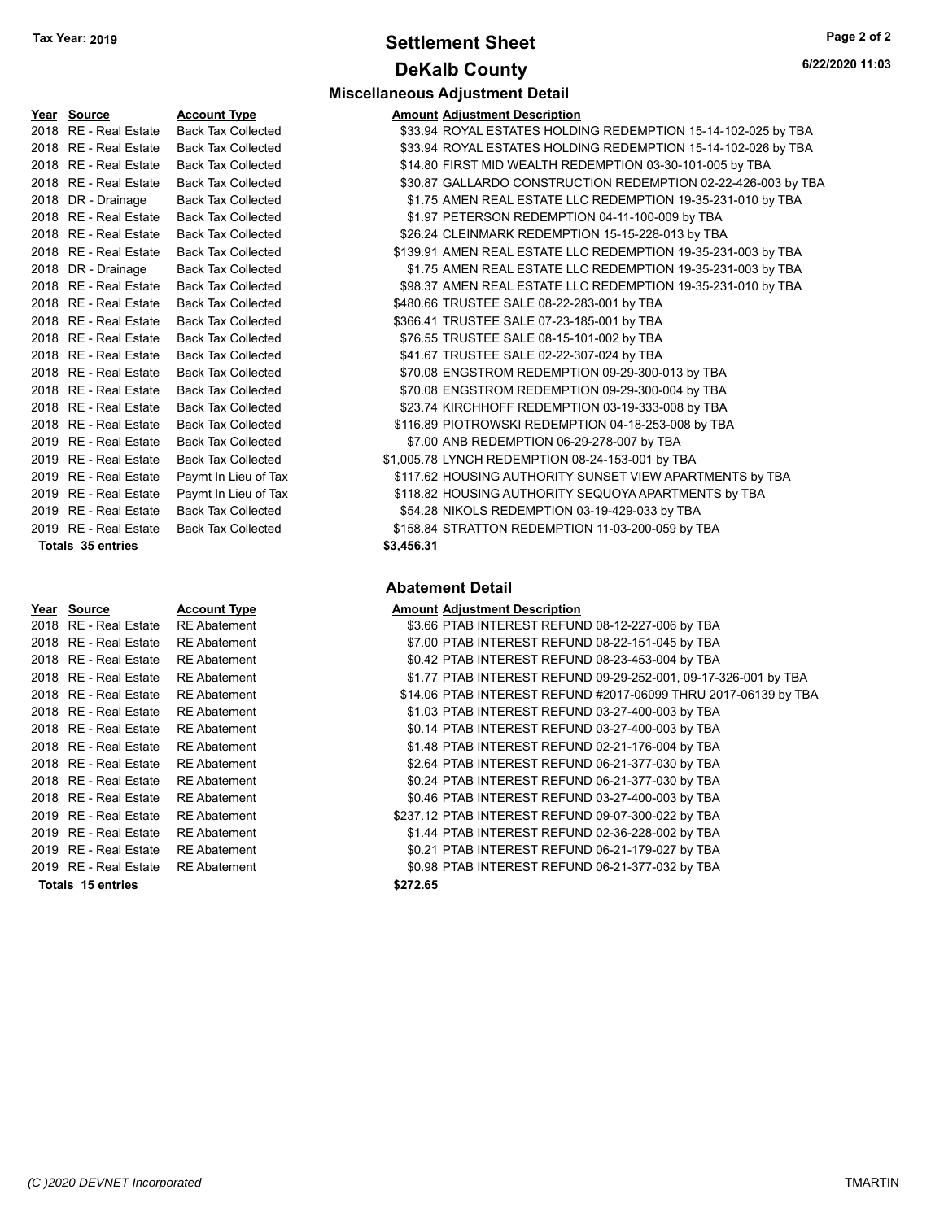# Settlement Sheet

## DeKalb County

Tax Year: 2019

6/22/2020 11:03

### Miscellaneous Adjustment Detail

| Year | Source | Account Type | Amount | Adjustment Description |
|---|---|---|---|---|
| 2018 | RE - Real Estate | Back Tax Collected | $33.94 | ROYAL ESTATES HOLDING REDEMPTION 15-14-102-025 by TBA |
| 2018 | RE - Real Estate | Back Tax Collected | $33.94 | ROYAL ESTATES HOLDING REDEMPTION 15-14-102-026 by TBA |
| 2018 | RE - Real Estate | Back Tax Collected | $14.80 | FIRST MID WEALTH REDEMPTION 03-30-101-005 by TBA |
| 2018 | RE - Real Estate | Back Tax Collected | $30.87 | GALLARDO CONSTRUCTION REDEMPTION 02-22-426-003 by TBA |
| 2018 | DR - Drainage | Back Tax Collected | $1.75 | AMEN REAL ESTATE LLC REDEMPTION 19-35-231-010 by TBA |
| 2018 | RE - Real Estate | Back Tax Collected | $1.97 | PETERSON REDEMPTION 04-11-100-009 by TBA |
| 2018 | RE - Real Estate | Back Tax Collected | $26.24 | CLEINMARK REDEMPTION 15-15-228-013 by TBA |
| 2018 | RE - Real Estate | Back Tax Collected | $139.91 | AMEN REAL ESTATE LLC REDEMPTION 19-35-231-003 by TBA |
| 2018 | DR - Drainage | Back Tax Collected | $1.75 | AMEN REAL ESTATE LLC REDEMPTION 19-35-231-003 by TBA |
| 2018 | RE - Real Estate | Back Tax Collected | $98.37 | AMEN REAL ESTATE LLC REDEMPTION 19-35-231-010 by TBA |
| 2018 | RE - Real Estate | Back Tax Collected | $480.66 | TRUSTEE SALE 08-22-283-001 by TBA |
| 2018 | RE - Real Estate | Back Tax Collected | $366.41 | TRUSTEE SALE 07-23-185-001 by TBA |
| 2018 | RE - Real Estate | Back Tax Collected | $76.55 | TRUSTEE SALE 08-15-101-002 by TBA |
| 2018 | RE - Real Estate | Back Tax Collected | $41.67 | TRUSTEE SALE 02-22-307-024 by TBA |
| 2018 | RE - Real Estate | Back Tax Collected | $70.08 | ENGSTROM REDEMPTION 09-29-300-013 by TBA |
| 2018 | RE - Real Estate | Back Tax Collected | $70.08 | ENGSTROM REDEMPTION 09-29-300-004 by TBA |
| 2018 | RE - Real Estate | Back Tax Collected | $23.74 | KIRCHHOFF REDEMPTION 03-19-333-008 by TBA |
| 2018 | RE - Real Estate | Back Tax Collected | $116.89 | PIOTROWSKI REDEMPTION 04-18-253-008 by TBA |
| 2019 | RE - Real Estate | Back Tax Collected | $7.00 | ANB REDEMPTION 06-29-278-007 by TBA |
| 2019 | RE - Real Estate | Back Tax Collected | $1,005.78 | LYNCH REDEMPTION 08-24-153-001 by TBA |
| 2019 | RE - Real Estate | Paymt In Lieu of Tax | $117.62 | HOUSING AUTHORITY SUNSET VIEW APARTMENTS by TBA |
| 2019 | RE - Real Estate | Paymt In Lieu of Tax | $118.82 | HOUSING AUTHORITY SEQUOYA APARTMENTS by TBA |
| 2019 | RE - Real Estate | Back Tax Collected | $54.28 | NIKOLS REDEMPTION 03-19-429-033 by TBA |
| 2019 | RE - Real Estate | Back Tax Collected | $158.84 | STRATTON REDEMPTION 11-03-200-059 by TBA |
| **Totals 35 entries** | | | **$3,456.31** | |

### Abatement Detail

| Year | Source | Account Type | Amount | Adjustment Description |
|---|---|---|---|---|
| 2018 | RE - Real Estate | RE Abatement | $3.66 | PTAB INTEREST REFUND 08-12-227-006 by TBA |
| 2018 | RE - Real Estate | RE Abatement | $7.00 | PTAB INTEREST REFUND 08-22-151-045 by TBA |
| 2018 | RE - Real Estate | RE Abatement | $0.42 | PTAB INTEREST REFUND 08-23-453-004 by TBA |
| 2018 | RE - Real Estate | RE Abatement | $1.77 | PTAB INTEREST REFUND 09-29-252-001, 09-17-326-001 by TBA |
| 2018 | RE - Real Estate | RE Abatement | $14.06 | PTAB INTEREST REFUND #2017-06099 THRU 2017-06139 by TBA |
| 2018 | RE - Real Estate | RE Abatement | $1.03 | PTAB INTEREST REFUND 03-27-400-003 by TBA |
| 2018 | RE - Real Estate | RE Abatement | $0.14 | PTAB INTEREST REFUND 03-27-400-003 by TBA |
| 2018 | RE - Real Estate | RE Abatement | $1.48 | PTAB INTEREST REFUND 02-21-176-004 by TBA |
| 2018 | RE - Real Estate | RE Abatement | $2.64 | PTAB INTEREST REFUND 06-21-377-030 by TBA |
| 2018 | RE - Real Estate | RE Abatement | $0.24 | PTAB INTEREST REFUND 06-21-377-030 by TBA |
| 2018 | RE - Real Estate | RE Abatement | $0.46 | PTAB INTEREST REFUND 03-27-400-003 by TBA |
| 2019 | RE - Real Estate | RE Abatement | $237.12 | PTAB INTEREST REFUND 09-07-300-022 by TBA |
| 2019 | RE - Real Estate | RE Abatement | $1.44 | PTAB INTEREST REFUND 02-36-228-002 by TBA |
| 2019 | RE - Real Estate | RE Abatement | $0.21 | PTAB INTEREST REFUND 06-21-179-027 by TBA |
| 2019 | RE - Real Estate | RE Abatement | $0.98 | PTAB INTEREST REFUND 06-21-377-032 by TBA |
| **Totals 15 entries** | | | **$272.65** | |

*(C )2020 DEVNET Incorporated* TMARTIN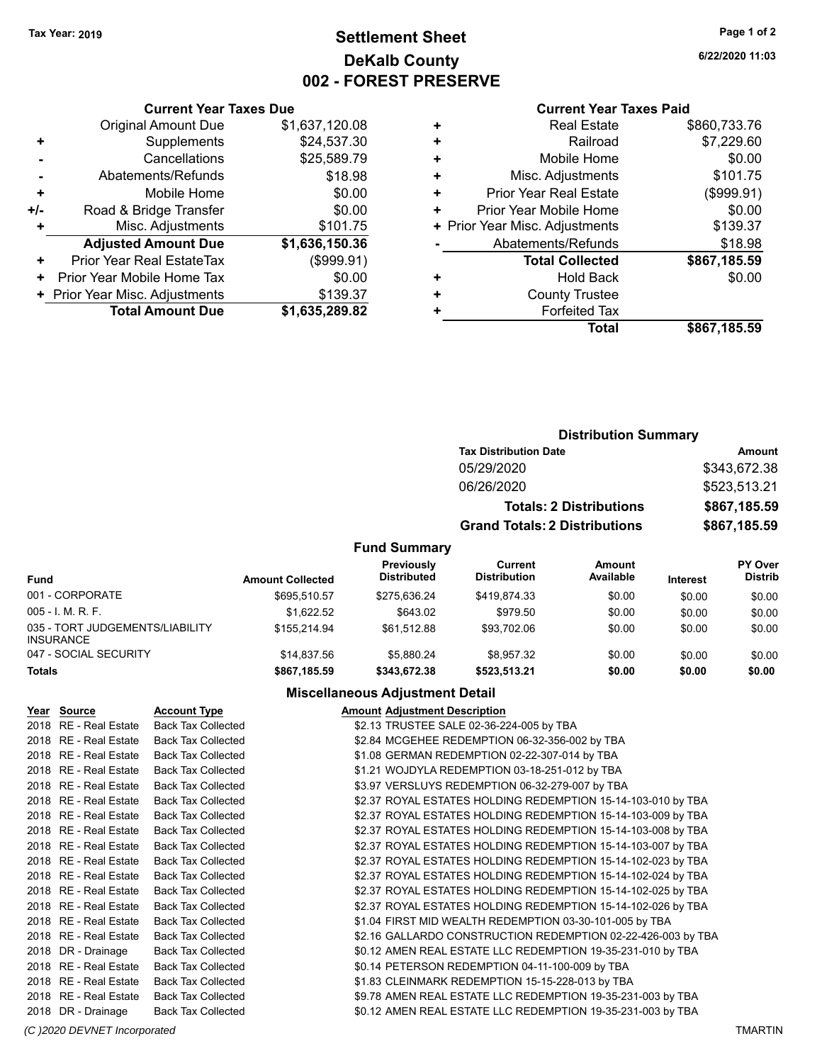Tax Year: 2019

# Settlement Sheet
## DeKalb County
## 002 - FOREST PRESERVE

6/22/2020 11:03

### Current Year Taxes Due

| | | |
|---|---|---|
| | Original Amount Due | $1,637,120.08 |
| + | Supplements | $24,537.30 |
| - | Cancellations | $25,589.79 |
| - | Abatements/Refunds | $18.98 |
| + | Mobile Home | $0.00 |
| +/- | Road & Bridge Transfer | $0.00 |
| + | Misc. Adjustments | $101.75 |
| | **Adjusted Amount Due** | **$1,636,150.36** |
| + | Prior Year Real EstateTax | ($999.91) |
| + | Prior Year Mobile Home Tax | $0.00 |
| + | Prior Year Misc. Adjustments | $139.37 |
| | **Total Amount Due** | **$1,635,289.82** |

### Current Year Taxes Paid

| | | |
|---|---|---|
| + | Real Estate | $860,733.76 |
| + | Railroad | $7,229.60 |
| + | Mobile Home | $0.00 |
| + | Misc. Adjustments | $101.75 |
| + | Prior Year Real Estate | ($999.91) |
| + | Prior Year Mobile Home | $0.00 |
| + | Prior Year Misc. Adjustments | $139.37 |
| - | Abatements/Refunds | $18.98 |
| | **Total Collected** | **$867,185.59** |
| + | Hold Back | $0.00 |
| + | County Trustee | |
| + | Forfeited Tax | |
| | **Total** | **$867,185.59** |

### Distribution Summary

| Tax Distribution Date | Amount |
|---|---|
| 05/29/2020 | $343,672.38 |
| 06/26/2020 | $523,513.21 |
| **Totals: 2 Distributions** | **$867,185.59** |
| **Grand Totals: 2 Distributions** | **$867,185.59** |

### Fund Summary

| Fund | Amount Collected | Previously Distributed | Current Distribution | Amount Available | Interest | PY Over Distrib |
|---|---|---|---|---|---|---|
| 001 - CORPORATE | $695,510.57 | $275,636.24 | $419,874.33 | $0.00 | $0.00 | $0.00 |
| 005 - I. M. R. F. | $1,622.52 | $643.02 | $979.50 | $0.00 | $0.00 | $0.00 |
| 035 - TORT JUDGEMENTS/LIABILITY INSURANCE | $155,214.94 | $61,512.88 | $93,702.06 | $0.00 | $0.00 | $0.00 |
| 047 - SOCIAL SECURITY | $14,837.56 | $5,880.24 | $8,957.32 | $0.00 | $0.00 | $0.00 |
| **Totals** | **$867,185.59** | **$343,672.38** | **$523,513.21** | **$0.00** | **$0.00** | **$0.00** |

### Miscellaneous Adjustment Detail

| Year | Source | Account Type | Amount | Adjustment Description |
|---|---|---|---|---|
| 2018 | RE - Real Estate | Back Tax Collected | $2.13 | TRUSTEE SALE 02-36-224-005 by TBA |
| 2018 | RE - Real Estate | Back Tax Collected | $2.84 | MCGEHEE REDEMPTION 06-32-356-002 by TBA |
| 2018 | RE - Real Estate | Back Tax Collected | $1.08 | GERMAN REDEMPTION 02-22-307-014 by TBA |
| 2018 | RE - Real Estate | Back Tax Collected | $1.21 | WOJDYLA REDEMPTION 03-18-251-012 by TBA |
| 2018 | RE - Real Estate | Back Tax Collected | $3.97 | VERSLUYS REDEMPTION 06-32-279-007 by TBA |
| 2018 | RE - Real Estate | Back Tax Collected | $2.37 | ROYAL ESTATES HOLDING REDEMPTION 15-14-103-010 by TBA |
| 2018 | RE - Real Estate | Back Tax Collected | $2.37 | ROYAL ESTATES HOLDING REDEMPTION 15-14-103-009 by TBA |
| 2018 | RE - Real Estate | Back Tax Collected | $2.37 | ROYAL ESTATES HOLDING REDEMPTION 15-14-103-008 by TBA |
| 2018 | RE - Real Estate | Back Tax Collected | $2.37 | ROYAL ESTATES HOLDING REDEMPTION 15-14-103-007 by TBA |
| 2018 | RE - Real Estate | Back Tax Collected | $2.37 | ROYAL ESTATES HOLDING REDEMPTION 15-14-102-023 by TBA |
| 2018 | RE - Real Estate | Back Tax Collected | $2.37 | ROYAL ESTATES HOLDING REDEMPTION 15-14-102-024 by TBA |
| 2018 | RE - Real Estate | Back Tax Collected | $2.37 | ROYAL ESTATES HOLDING REDEMPTION 15-14-102-025 by TBA |
| 2018 | RE - Real Estate | Back Tax Collected | $2.37 | ROYAL ESTATES HOLDING REDEMPTION 15-14-102-026 by TBA |
| 2018 | RE - Real Estate | Back Tax Collected | $1.04 | FIRST MID WEALTH REDEMPTION 03-30-101-005 by TBA |
| 2018 | RE - Real Estate | Back Tax Collected | $2.16 | GALLARDO CONSTRUCTION REDEMPTION 02-22-426-003 by TBA |
| 2018 | DR - Drainage | Back Tax Collected | $0.12 | AMEN REAL ESTATE LLC REDEMPTION 19-35-231-010 by TBA |
| 2018 | RE - Real Estate | Back Tax Collected | $0.14 | PETERSON REDEMPTION 04-11-100-009 by TBA |
| 2018 | RE - Real Estate | Back Tax Collected | $1.83 | CLEINMARK REDEMPTION 15-15-228-013 by TBA |
| 2018 | RE - Real Estate | Back Tax Collected | $9.78 | AMEN REAL ESTATE LLC REDEMPTION 19-35-231-003 by TBA |
| 2018 | DR - Drainage | Back Tax Collected | $0.12 | AMEN REAL ESTATE LLC REDEMPTION 19-35-231-003 by TBA |

(C )2020 DEVNET Incorporated TMARTIN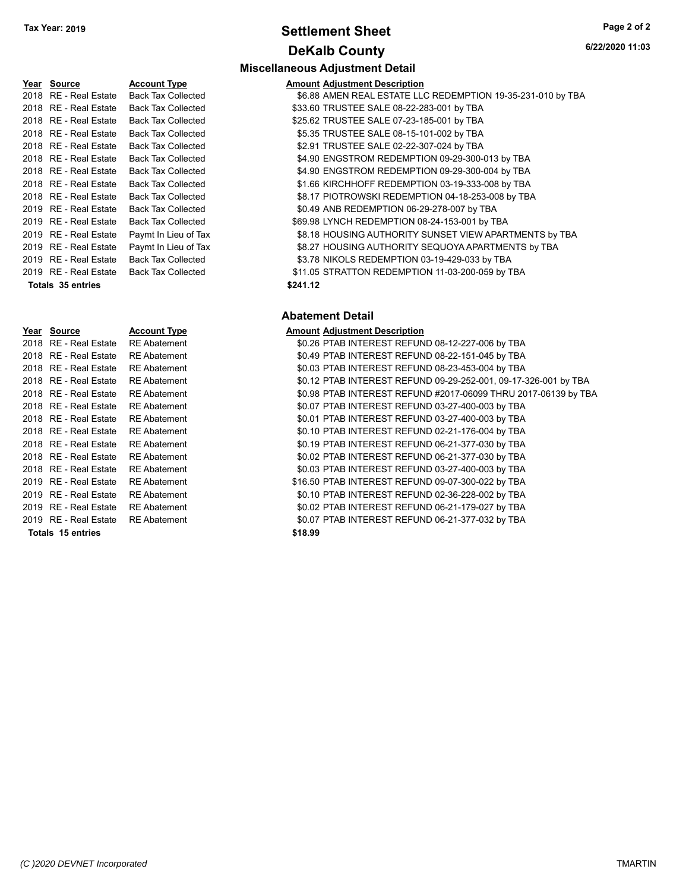**Tax Year: 2019**

# Settlement Sheet

## DeKalb County

**6/22/2020 11:03**

### Miscellaneous Adjustment Detail

| Year | Source | Account Type | Amount | Adjustment Description |
|---|---|---|---|---|
| 2018 | RE - Real Estate | Back Tax Collected | $6.88 | AMEN REAL ESTATE LLC REDEMPTION 19-35-231-010 by TBA |
| 2018 | RE - Real Estate | Back Tax Collected | $33.60 | TRUSTEE SALE 08-22-283-001 by TBA |
| 2018 | RE - Real Estate | Back Tax Collected | $25.62 | TRUSTEE SALE 07-23-185-001 by TBA |
| 2018 | RE - Real Estate | Back Tax Collected | $5.35 | TRUSTEE SALE 08-15-101-002 by TBA |
| 2018 | RE - Real Estate | Back Tax Collected | $2.91 | TRUSTEE SALE 02-22-307-024 by TBA |
| 2018 | RE - Real Estate | Back Tax Collected | $4.90 | ENGSTROM REDEMPTION 09-29-300-013 by TBA |
| 2018 | RE - Real Estate | Back Tax Collected | $4.90 | ENGSTROM REDEMPTION 09-29-300-004 by TBA |
| 2018 | RE - Real Estate | Back Tax Collected | $1.66 | KIRCHHOFF REDEMPTION 03-19-333-008 by TBA |
| 2018 | RE - Real Estate | Back Tax Collected | $8.17 | PIOTROWSKI REDEMPTION 04-18-253-008 by TBA |
| 2019 | RE - Real Estate | Back Tax Collected | $0.49 | ANB REDEMPTION 06-29-278-007 by TBA |
| 2019 | RE - Real Estate | Back Tax Collected | $69.98 | LYNCH REDEMPTION 08-24-153-001 by TBA |
| 2019 | RE - Real Estate | Paymt In Lieu of Tax | $8.18 | HOUSING AUTHORITY SUNSET VIEW APARTMENTS by TBA |
| 2019 | RE - Real Estate | Paymt In Lieu of Tax | $8.27 | HOUSING AUTHORITY SEQUOYA APARTMENTS by TBA |
| 2019 | RE - Real Estate | Back Tax Collected | $3.78 | NIKOLS REDEMPTION 03-19-429-033 by TBA |
| 2019 | RE - Real Estate | Back Tax Collected | $11.05 | STRATTON REDEMPTION 11-03-200-059 by TBA |
| **Totals 35 entries** | | | **$241.12** | |

### Abatement Detail

| Year | Source | Account Type | Amount | Adjustment Description |
|---|---|---|---|---|
| 2018 | RE - Real Estate | RE Abatement | $0.26 | PTAB INTEREST REFUND 08-12-227-006 by TBA |
| 2018 | RE - Real Estate | RE Abatement | $0.49 | PTAB INTEREST REFUND 08-22-151-045 by TBA |
| 2018 | RE - Real Estate | RE Abatement | $0.03 | PTAB INTEREST REFUND 08-23-453-004 by TBA |
| 2018 | RE - Real Estate | RE Abatement | $0.12 | PTAB INTEREST REFUND 09-29-252-001, 09-17-326-001 by TBA |
| 2018 | RE - Real Estate | RE Abatement | $0.98 | PTAB INTEREST REFUND #2017-06099 THRU 2017-06139 by TBA |
| 2018 | RE - Real Estate | RE Abatement | $0.07 | PTAB INTEREST REFUND 03-27-400-003 by TBA |
| 2018 | RE - Real Estate | RE Abatement | $0.01 | PTAB INTEREST REFUND 03-27-400-003 by TBA |
| 2018 | RE - Real Estate | RE Abatement | $0.10 | PTAB INTEREST REFUND 02-21-176-004 by TBA |
| 2018 | RE - Real Estate | RE Abatement | $0.19 | PTAB INTEREST REFUND 06-21-377-030 by TBA |
| 2018 | RE - Real Estate | RE Abatement | $0.02 | PTAB INTEREST REFUND 06-21-377-030 by TBA |
| 2018 | RE - Real Estate | RE Abatement | $0.03 | PTAB INTEREST REFUND 03-27-400-003 by TBA |
| 2019 | RE - Real Estate | RE Abatement | $16.50 | PTAB INTEREST REFUND 09-07-300-022 by TBA |
| 2019 | RE - Real Estate | RE Abatement | $0.10 | PTAB INTEREST REFUND 02-36-228-002 by TBA |
| 2019 | RE - Real Estate | RE Abatement | $0.02 | PTAB INTEREST REFUND 06-21-179-027 by TBA |
| 2019 | RE - Real Estate | RE Abatement | $0.07 | PTAB INTEREST REFUND 06-21-377-032 by TBA |
| **Totals 15 entries** | | | **$18.99** | |

*(C )2020 DEVNET Incorporated*

TMARTIN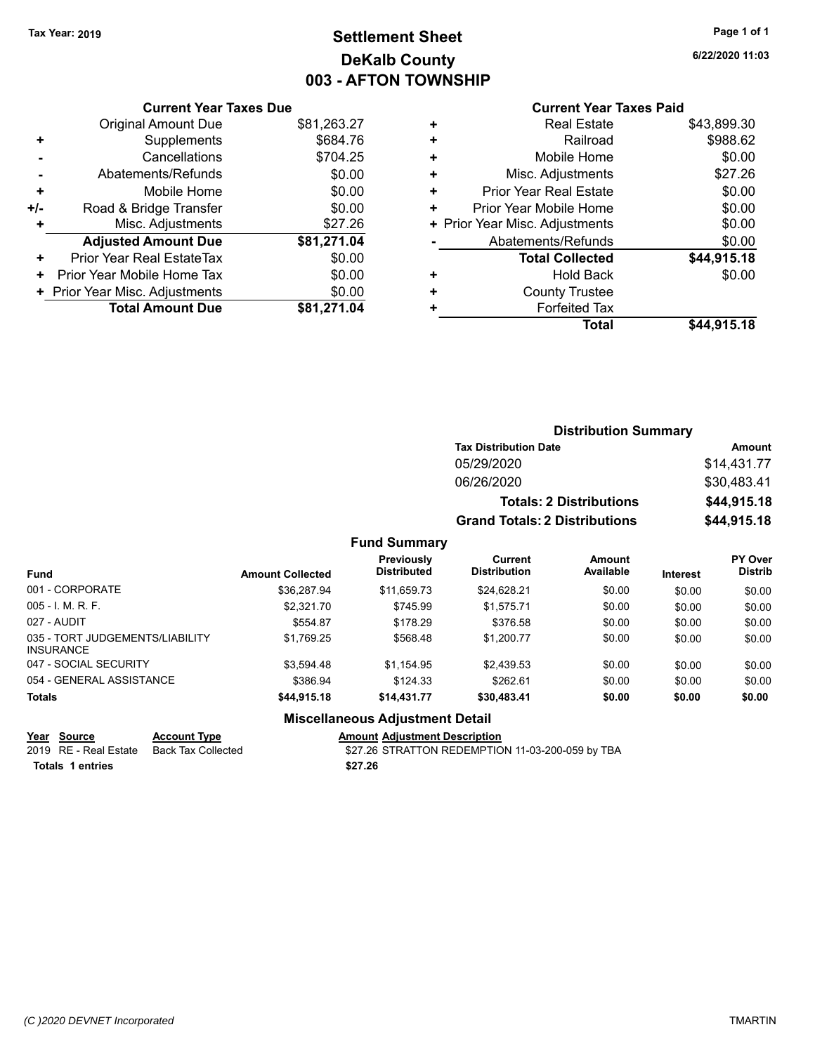**Tax Year: 2019**

# Settlement Sheet
## DeKalb County
## 003 - AFTON TOWNSHIP

6/22/2020 11:03

### Current Year Taxes Due

| | | |
|---|---|---|
| | Original Amount Due | $81,263.27 |
| + | Supplements | $684.76 |
| - | Cancellations | $704.25 |
| - | Abatements/Refunds | $0.00 |
| + | Mobile Home | $0.00 |
| +/- | Road & Bridge Transfer | $0.00 |
| + | Misc. Adjustments | $27.26 |
| | **Adjusted Amount Due** | **$81,271.04** |
| + | Prior Year Real EstateTax | $0.00 |
| + | Prior Year Mobile Home Tax | $0.00 |
| + | Prior Year Misc. Adjustments | $0.00 |
| | **Total Amount Due** | **$81,271.04** |

### Current Year Taxes Paid

| | | |
|---|---|---|
| + | Real Estate | $43,899.30 |
| + | Railroad | $988.62 |
| + | Mobile Home | $0.00 |
| + | Misc. Adjustments | $27.26 |
| + | Prior Year Real Estate | $0.00 |
| + | Prior Year Mobile Home | $0.00 |
| + | Prior Year Misc. Adjustments | $0.00 |
| - | Abatements/Refunds | $0.00 |
| | **Total Collected** | **$44,915.18** |
| + | Hold Back | $0.00 |
| + | County Trustee | |
| + | Forfeited Tax | |
| | **Total** | **$44,915.18** |

### Distribution Summary

| Tax Distribution Date | Amount |
|---|---|
| 05/29/2020 | $14,431.77 |
| 06/26/2020 | $30,483.41 |
| **Totals: 2 Distributions** | **$44,915.18** |
| **Grand Totals: 2 Distributions** | **$44,915.18** |

### Fund Summary

| Fund | Amount Collected | Previously Distributed | Current Distribution | Amount Available | Interest | PY Over Distrib |
|---|---|---|---|---|---|---|
| 001 - CORPORATE | $36,287.94 | $11,659.73 | $24,628.21 | $0.00 | $0.00 | $0.00 |
| 005 - I. M. R. F. | $2,321.70 | $745.99 | $1,575.71 | $0.00 | $0.00 | $0.00 |
| 027 - AUDIT | $554.87 | $178.29 | $376.58 | $0.00 | $0.00 | $0.00 |
| 035 - TORT JUDGEMENTS/LIABILITY INSURANCE | $1,769.25 | $568.48 | $1,200.77 | $0.00 | $0.00 | $0.00 |
| 047 - SOCIAL SECURITY | $3,594.48 | $1,154.95 | $2,439.53 | $0.00 | $0.00 | $0.00 |
| 054 - GENERAL ASSISTANCE | $386.94 | $124.33 | $262.61 | $0.00 | $0.00 | $0.00 |
| **Totals** | **$44,915.18** | **$14,431.77** | **$30,483.41** | **$0.00** | **$0.00** | **$0.00** |

### Miscellaneous Adjustment Detail

| Year | Source | Account Type | Amount | Adjustment Description |
|---|---|---|---|---|
| 2019 | RE - Real Estate | Back Tax Collected | $27.26 | STRATTON REDEMPTION 11-03-200-059 by TBA |
| **Totals 1 entries** | | | **$27.26** | |

(C )2020 DEVNET Incorporated

TMARTIN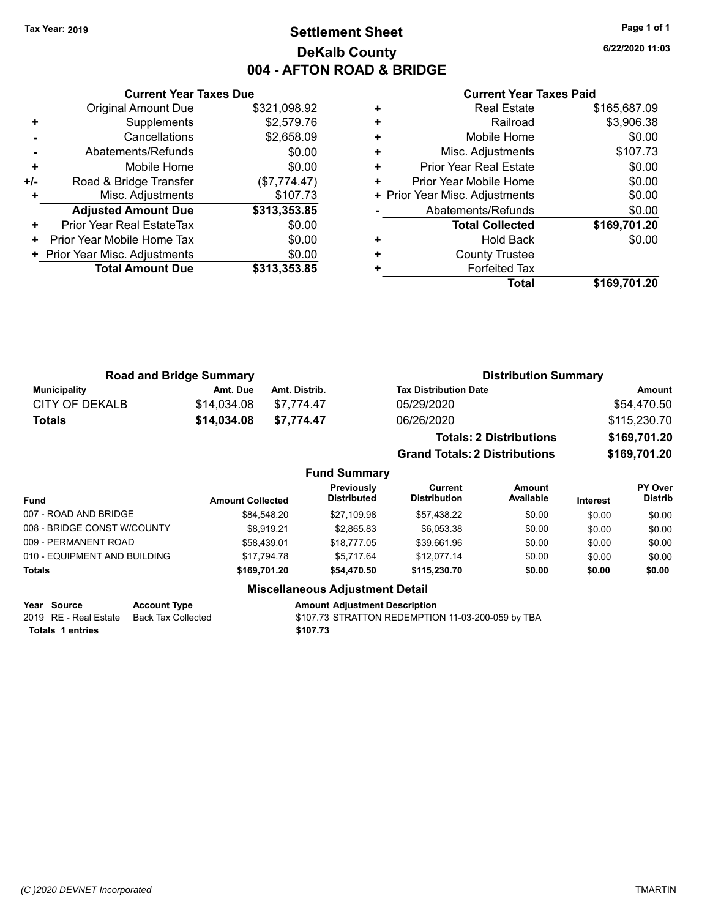Tax Year: 2019

# Settlement Sheet
## DeKalb County
## 004 - AFTON ROAD & BRIDGE

6/22/2020 11:03

### Current Year Taxes Due

| | | |
|---|---|---|
| | Original Amount Due | $321,098.92 |
| + | Supplements | $2,579.76 |
| - | Cancellations | $2,658.09 |
| - | Abatements/Refunds | $0.00 |
| + | Mobile Home | $0.00 |
| +/- | Road & Bridge Transfer | ($7,774.47) |
| + | Misc. Adjustments | $107.73 |
| | **Adjusted Amount Due** | **$313,353.85** |
| + | Prior Year Real EstateTax | $0.00 |
| + | Prior Year Mobile Home Tax | $0.00 |
| + | Prior Year Misc. Adjustments | $0.00 |
| | **Total Amount Due** | **$313,353.85** |

### Current Year Taxes Paid

| | | |
|---|---|---|
| + | Real Estate | $165,687.09 |
| + | Railroad | $3,906.38 |
| + | Mobile Home | $0.00 |
| + | Misc. Adjustments | $107.73 |
| + | Prior Year Real Estate | $0.00 |
| + | Prior Year Mobile Home | $0.00 |
| + | Prior Year Misc. Adjustments | $0.00 |
| - | Abatements/Refunds | $0.00 |
| | **Total Collected** | **$169,701.20** |
| + | Hold Back | $0.00 |
| + | County Trustee | |
| + | Forfeited Tax | |
| | **Total** | **$169,701.20** |

### Road and Bridge Summary

| Municipality | Amt. Due | Amt. Distrib. |
|---|---|---|
| CITY OF DEKALB | $14,034.08 | $7,774.47 |
| **Totals** | **$14,034.08** | **$7,774.47** |

### Distribution Summary

| Tax Distribution Date | Amount |
|---|---|
| 05/29/2020 | $54,470.50 |
| 06/26/2020 | $115,230.70 |
| **Totals: 2 Distributions** | **$169,701.20** |
| **Grand Totals: 2 Distributions** | **$169,701.20** |

### Fund Summary

| Fund | Amount Collected | Previously Distributed | Current Distribution | Amount Available | Interest | PY Over Distrib |
|---|---|---|---|---|---|---|
| 007 - ROAD AND BRIDGE | $84,548.20 | $27,109.98 | $57,438.22 | $0.00 | $0.00 | $0.00 |
| 008 - BRIDGE CONST W/COUNTY | $8,919.21 | $2,865.83 | $6,053.38 | $0.00 | $0.00 | $0.00 |
| 009 - PERMANENT ROAD | $58,439.01 | $18,777.05 | $39,661.96 | $0.00 | $0.00 | $0.00 |
| 010 - EQUIPMENT AND BUILDING | $17,794.78 | $5,717.64 | $12,077.14 | $0.00 | $0.00 | $0.00 |
| **Totals** | **$169,701.20** | **$54,470.50** | **$115,230.70** | **$0.00** | **$0.00** | **$0.00** |

### Miscellaneous Adjustment Detail

| Year | Source | Account Type | Amount | Adjustment Description |
|---|---|---|---|---|
| 2019 | RE - Real Estate | Back Tax Collected | $107.73 | STRATTON REDEMPTION 11-03-200-059 by TBA |
| **Totals** | **1 entries** | | **$107.73** | |

(C )2020 DEVNET Incorporated

TMARTIN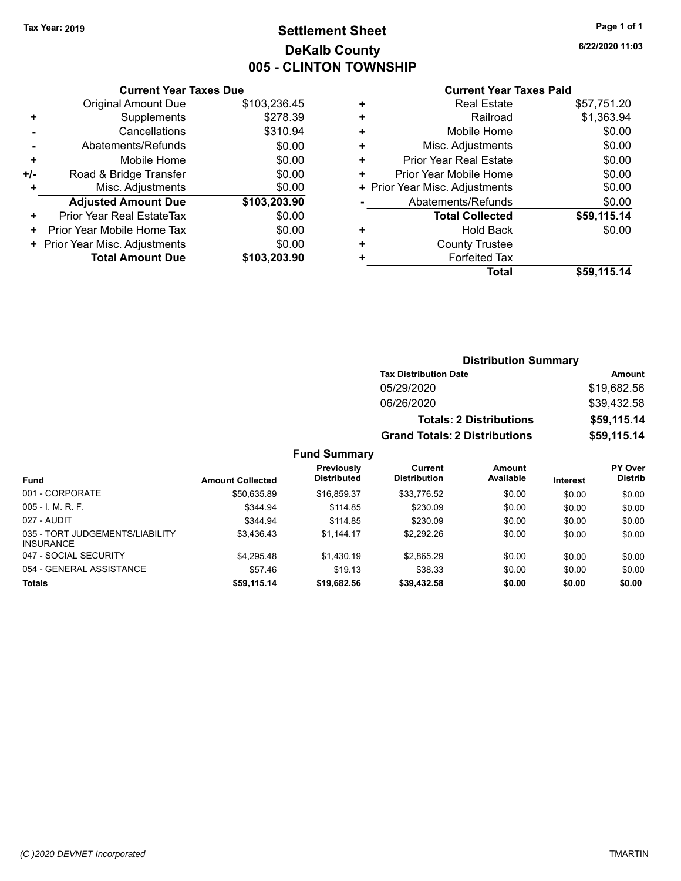Tax Year: 2019

# Settlement Sheet
## DeKalb County
## 005 - CLINTON TOWNSHIP

6/22/2020 11:03

| | Current Year Taxes Due | |
|---|---|---|
| | Original Amount Due | $103,236.45 |
| + | Supplements | $278.39 |
| - | Cancellations | $310.94 |
| - | Abatements/Refunds | $0.00 |
| + | Mobile Home | $0.00 |
| +/- | Road & Bridge Transfer | $0.00 |
| + | Misc. Adjustments | $0.00 |
| | **Adjusted Amount Due** | **$103,203.90** |
| + | Prior Year Real EstateTax | $0.00 |
| + | Prior Year Mobile Home Tax | $0.00 |
| + | Prior Year Misc. Adjustments | $0.00 |
| | **Total Amount Due** | **$103,203.90** |

| | Current Year Taxes Paid | |
|---|---|---|
| + | Real Estate | $57,751.20 |
| + | Railroad | $1,363.94 |
| + | Mobile Home | $0.00 |
| + | Misc. Adjustments | $0.00 |
| + | Prior Year Real Estate | $0.00 |
| + | Prior Year Mobile Home | $0.00 |
| + | Prior Year Misc. Adjustments | $0.00 |
| - | Abatements/Refunds | $0.00 |
| | **Total Collected** | **$59,115.14** |
| + | Hold Back | $0.00 |
| + | County Trustee | |
| + | Forfeited Tax | |
| | **Total** | **$59,115.14** |

### Distribution Summary

| Tax Distribution Date | Amount |
|---|---|
| 05/29/2020 | $19,682.56 |
| 06/26/2020 | $39,432.58 |
| **Totals: 2 Distributions** | **$59,115.14** |
| **Grand Totals: 2 Distributions** | **$59,115.14** |

### Fund Summary

| Fund | Amount Collected | Previously Distributed | Current Distribution | Amount Available | Interest | PY Over Distrib |
|---|---|---|---|---|---|---|
| 001 - CORPORATE | $50,635.89 | $16,859.37 | $33,776.52 | $0.00 | $0.00 | $0.00 |
| 005 - I. M. R. F. | $344.94 | $114.85 | $230.09 | $0.00 | $0.00 | $0.00 |
| 027 - AUDIT | $344.94 | $114.85 | $230.09 | $0.00 | $0.00 | $0.00 |
| 035 - TORT JUDGEMENTS/LIABILITY INSURANCE | $3,436.43 | $1,144.17 | $2,292.26 | $0.00 | $0.00 | $0.00 |
| 047 - SOCIAL SECURITY | $4,295.48 | $1,430.19 | $2,865.29 | $0.00 | $0.00 | $0.00 |
| 054 - GENERAL ASSISTANCE | $57.46 | $19.13 | $38.33 | $0.00 | $0.00 | $0.00 |
| **Totals** | **$59,115.14** | **$19,682.56** | **$39,432.58** | **$0.00** | **$0.00** | **$0.00** |

(C )2020 DEVNET Incorporated

TMARTIN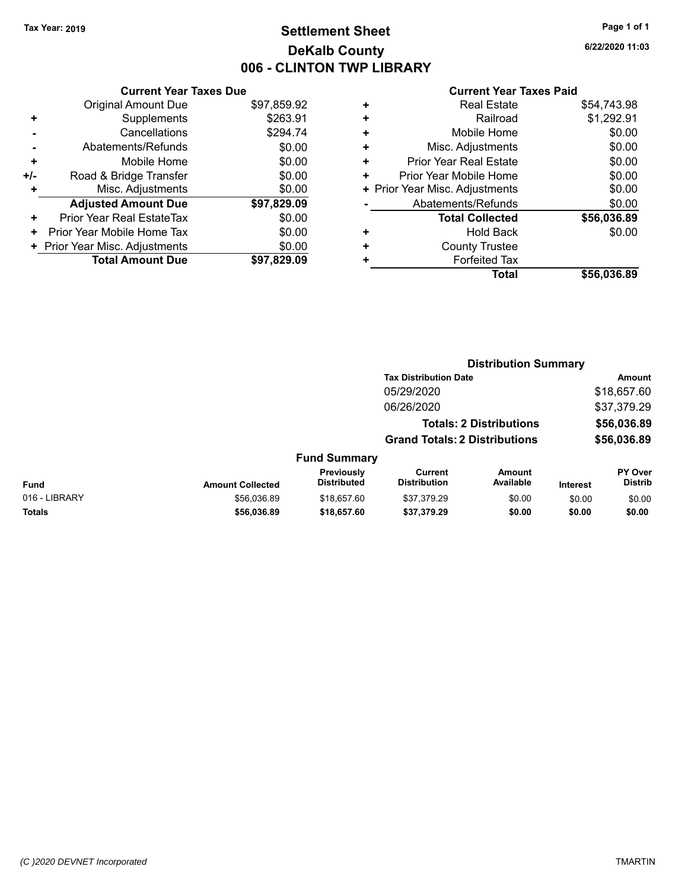Tax Year: 2019

# Settlement Sheet

## DeKalb County

## 006 - CLINTON TWP LIBRARY

6/22/2020 11:03

### Current Year Taxes Due

| | | |
|---|---|---|
| | Original Amount Due | $97,859.92 |
| + | Supplements | $263.91 |
| - | Cancellations | $294.74 |
| - | Abatements/Refunds | $0.00 |
| + | Mobile Home | $0.00 |
| +/- | Road & Bridge Transfer | $0.00 |
| + | Misc. Adjustments | $0.00 |
| | **Adjusted Amount Due** | **$97,829.09** |
| + | Prior Year Real EstateTax | $0.00 |
| + | Prior Year Mobile Home Tax | $0.00 |
| + | Prior Year Misc. Adjustments | $0.00 |
| | **Total Amount Due** | **$97,829.09** |

### Current Year Taxes Paid

| | | |
|---|---|---|
| + | Real Estate | $54,743.98 |
| + | Railroad | $1,292.91 |
| + | Mobile Home | $0.00 |
| + | Misc. Adjustments | $0.00 |
| + | Prior Year Real Estate | $0.00 |
| + | Prior Year Mobile Home | $0.00 |
| + | Prior Year Misc. Adjustments | $0.00 |
| - | Abatements/Refunds | $0.00 |
| | **Total Collected** | **$56,036.89** |
| + | Hold Back | $0.00 |
| + | County Trustee | |
| + | Forfeited Tax | |
| | **Total** | **$56,036.89** |

### Distribution Summary

| Tax Distribution Date | Amount |
|---|---|
| 05/29/2020 | $18,657.60 |
| 06/26/2020 | $37,379.29 |
| **Totals: 2 Distributions** | **$56,036.89** |
| **Grand Totals: 2 Distributions** | **$56,036.89** |

### Fund Summary

| Fund | Amount Collected | Previously Distributed | Current Distribution | Amount Available | Interest | PY Over Distrib |
|---|---|---|---|---|---|---|
| 016 - LIBRARY | $56,036.89 | $18,657.60 | $37,379.29 | $0.00 | $0.00 | $0.00 |
| **Totals** | **$56,036.89** | **$18,657.60** | **$37,379.29** | **$0.00** | **$0.00** | **$0.00** |

(C )2020 DEVNET Incorporated TMARTIN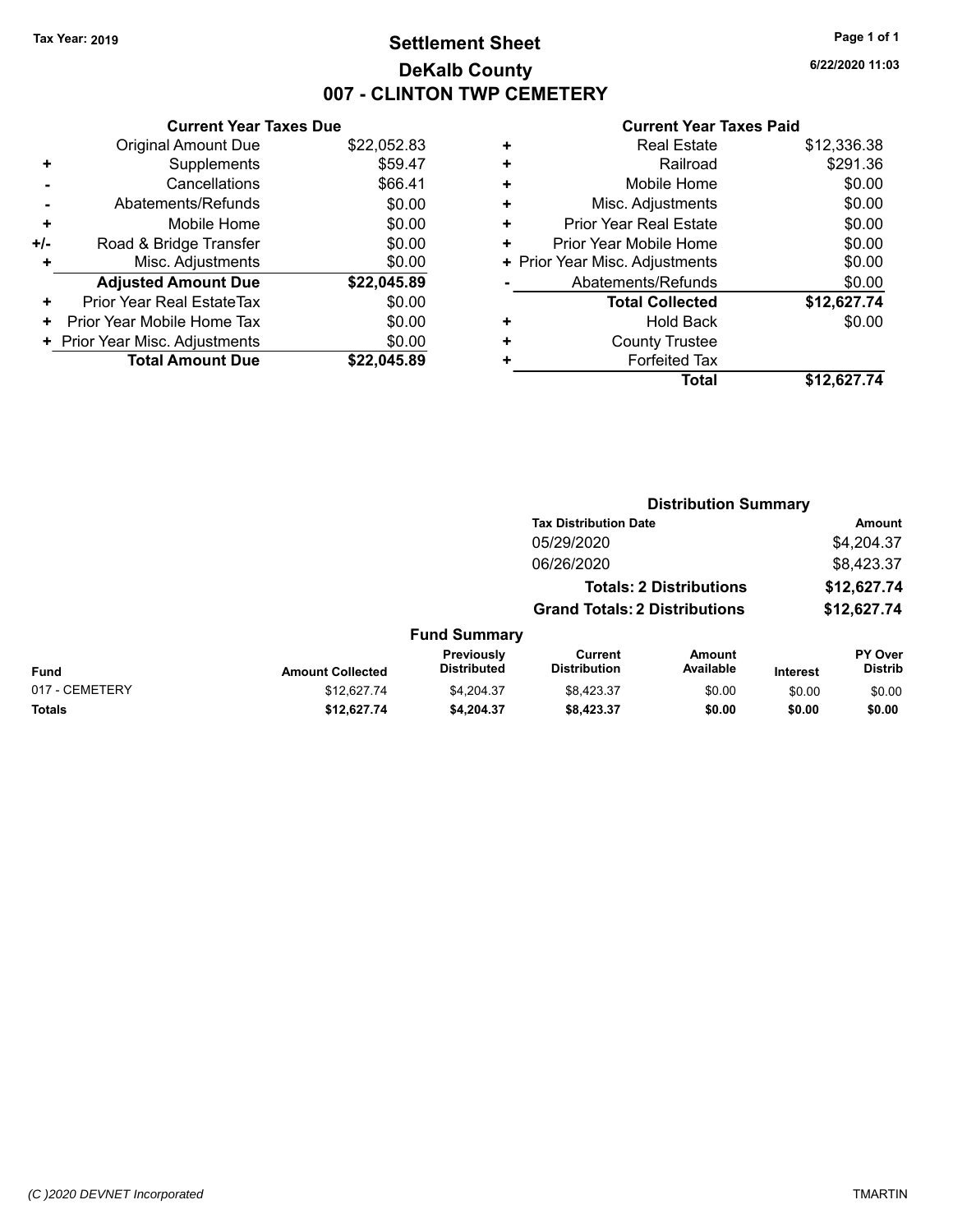Tax Year: 2019

# Settlement Sheet
## DeKalb County
## 007 - CLINTON TWP CEMETERY

6/22/2020 11:03

### Current Year Taxes Due

| | | |
|---|---|---|
| | Original Amount Due | $22,052.83 |
| + | Supplements | $59.47 |
| - | Cancellations | $66.41 |
| - | Abatements/Refunds | $0.00 |
| + | Mobile Home | $0.00 |
| +/- | Road & Bridge Transfer | $0.00 |
| + | Misc. Adjustments | $0.00 |
| | **Adjusted Amount Due** | **$22,045.89** |
| + | Prior Year Real EstateTax | $0.00 |
| + | Prior Year Mobile Home Tax | $0.00 |
| + | Prior Year Misc. Adjustments | $0.00 |
| | **Total Amount Due** | **$22,045.89** |

### Current Year Taxes Paid

| | | |
|---|---|---|
| + | Real Estate | $12,336.38 |
| + | Railroad | $291.36 |
| + | Mobile Home | $0.00 |
| + | Misc. Adjustments | $0.00 |
| + | Prior Year Real Estate | $0.00 |
| + | Prior Year Mobile Home | $0.00 |
| + | Prior Year Misc. Adjustments | $0.00 |
| - | Abatements/Refunds | $0.00 |
| | **Total Collected** | **$12,627.74** |
| + | Hold Back | $0.00 |
| + | County Trustee | |
| + | Forfeited Tax | |
| | **Total** | **$12,627.74** |

### Distribution Summary

| Tax Distribution Date | Amount |
|---|---|
| 05/29/2020 | $4,204.37 |
| 06/26/2020 | $8,423.37 |
| **Totals: 2 Distributions** | **$12,627.74** |
| **Grand Totals: 2 Distributions** | **$12,627.74** |

### Fund Summary

| Fund | Amount Collected | Previously Distributed | Current Distribution | Amount Available | Interest | PY Over Distrib |
|---|---|---|---|---|---|---|
| 017 - CEMETERY | $12,627.74 | $4,204.37 | $8,423.37 | $0.00 | $0.00 | $0.00 |
| **Totals** | **$12,627.74** | **$4,204.37** | **$8,423.37** | **$0.00** | **$0.00** | **$0.00** |

(C )2020 DEVNET Incorporated

TMARTIN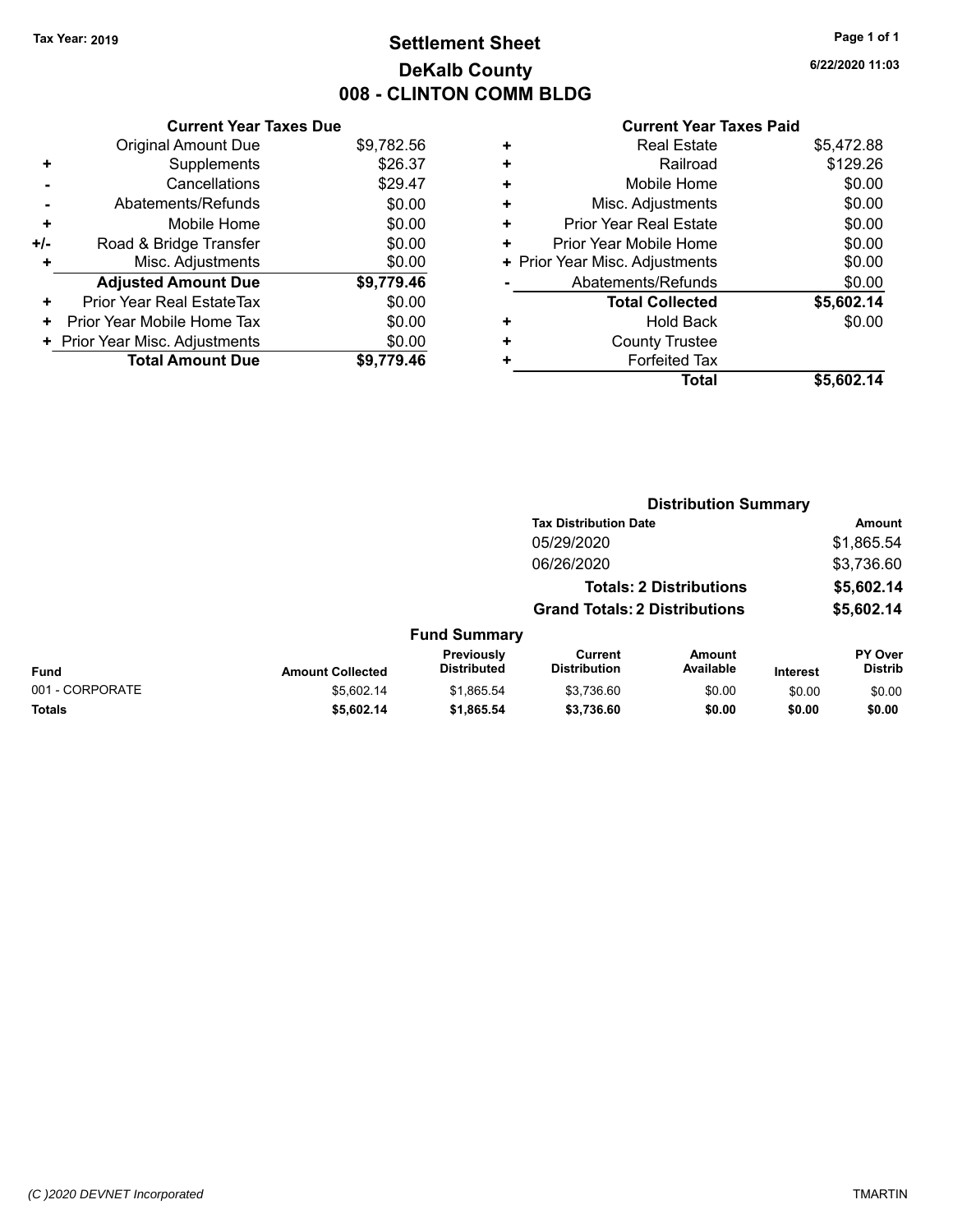Tax Year: 2019

# Settlement Sheet
## DeKalb County
## 008 - CLINTON COMM BLDG

6/22/2020 11:03

| | Current Year Taxes Due | |
|---|---|---|
| | Original Amount Due | $9,782.56 |
| + | Supplements | $26.37 |
| - | Cancellations | $29.47 |
| - | Abatements/Refunds | $0.00 |
| + | Mobile Home | $0.00 |
| +/- | Road & Bridge Transfer | $0.00 |
| + | Misc. Adjustments | $0.00 |
| | **Adjusted Amount Due** | **$9,779.46** |
| + | Prior Year Real EstateTax | $0.00 |
| + | Prior Year Mobile Home Tax | $0.00 |
| + | Prior Year Misc. Adjustments | $0.00 |
| | **Total Amount Due** | **$9,779.46** |

| | Current Year Taxes Paid | |
|---|---|---|
| + | Real Estate | $5,472.88 |
| + | Railroad | $129.26 |
| + | Mobile Home | $0.00 |
| + | Misc. Adjustments | $0.00 |
| + | Prior Year Real Estate | $0.00 |
| + | Prior Year Mobile Home | $0.00 |
| + | Prior Year Misc. Adjustments | $0.00 |
| - | Abatements/Refunds | $0.00 |
| | **Total Collected** | **$5,602.14** |
| + | Hold Back | $0.00 |
| + | County Trustee | |
| + | Forfeited Tax | |
| | **Total** | **$5,602.14** |

### Distribution Summary

| Tax Distribution Date | Amount |
|---|---|
| 05/29/2020 | $1,865.54 |
| 06/26/2020 | $3,736.60 |
| **Totals: 2 Distributions** | **$5,602.14** |
| **Grand Totals: 2 Distributions** | **$5,602.14** |

### Fund Summary

| Fund | Amount Collected | Previously Distributed | Current Distribution | Amount Available | Interest | PY Over Distrib |
|---|---|---|---|---|---|---|
| 001 - CORPORATE | $5,602.14 | $1,865.54 | $3,736.60 | $0.00 | $0.00 | $0.00 |
| **Totals** | **$5,602.14** | **$1,865.54** | **$3,736.60** | **$0.00** | **$0.00** | **$0.00** |

(C )2020 DEVNET Incorporated TMARTIN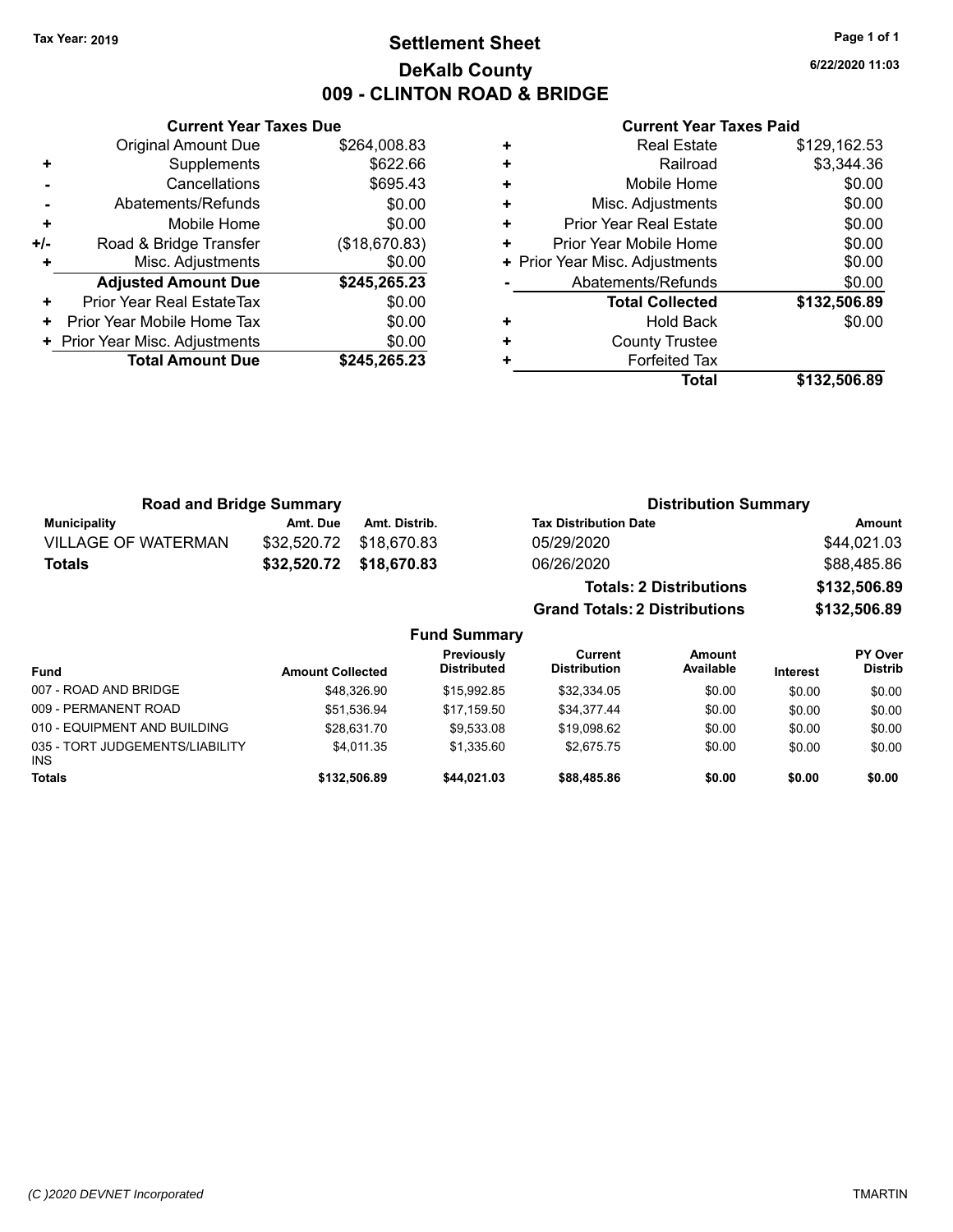Tax Year: 2019

# Settlement Sheet
## DeKalb County
## 009 - CLINTON ROAD & BRIDGE

6/22/2020 11:03

### Current Year Taxes Due

| | | |
|---|---|---|
| | Original Amount Due | $264,008.83 |
| + | Supplements | $622.66 |
| - | Cancellations | $695.43 |
| - | Abatements/Refunds | $0.00 |
| + | Mobile Home | $0.00 |
| +/- | Road & Bridge Transfer | ($18,670.83) |
| + | Misc. Adjustments | $0.00 |
| | **Adjusted Amount Due** | **$245,265.23** |
| + | Prior Year Real EstateTax | $0.00 |
| + | Prior Year Mobile Home Tax | $0.00 |
| + | Prior Year Misc. Adjustments | $0.00 |
| | **Total Amount Due** | **$245,265.23** |

### Current Year Taxes Paid

| | | |
|---|---|---|
| + | Real Estate | $129,162.53 |
| + | Railroad | $3,344.36 |
| + | Mobile Home | $0.00 |
| + | Misc. Adjustments | $0.00 |
| + | Prior Year Real Estate | $0.00 |
| + | Prior Year Mobile Home | $0.00 |
| + | Prior Year Misc. Adjustments | $0.00 |
| - | Abatements/Refunds | $0.00 |
| | **Total Collected** | **$132,506.89** |
| + | Hold Back | $0.00 |
| + | County Trustee | |
| + | Forfeited Tax | |
| | **Total** | **$132,506.89** |

### Road and Bridge Summary

| Municipality | Amt. Due | Amt. Distrib. |
|---|---|---|
| VILLAGE OF WATERMAN | $32,520.72 | $18,670.83 |
| **Totals** | **$32,520.72** | **$18,670.83** |

### Distribution Summary

| Tax Distribution Date | Amount |
|---|---|
| 05/29/2020 | $44,021.03 |
| 06/26/2020 | $88,485.86 |
| **Totals: 2 Distributions** | **$132,506.89** |
| **Grand Totals: 2 Distributions** | **$132,506.89** |

### Fund Summary

| Fund | Amount Collected | Previously Distributed | Current Distribution | Amount Available | Interest | PY Over Distrib |
|---|---|---|---|---|---|---|
| 007 - ROAD AND BRIDGE | $48,326.90 | $15,992.85 | $32,334.05 | $0.00 | $0.00 | $0.00 |
| 009 - PERMANENT ROAD | $51,536.94 | $17,159.50 | $34,377.44 | $0.00 | $0.00 | $0.00 |
| 010 - EQUIPMENT AND BUILDING | $28,631.70 | $9,533.08 | $19,098.62 | $0.00 | $0.00 | $0.00 |
| 035 - TORT JUDGEMENTS/LIABILITY INS | $4,011.35 | $1,335.60 | $2,675.75 | $0.00 | $0.00 | $0.00 |
| **Totals** | **$132,506.89** | **$44,021.03** | **$88,485.86** | **$0.00** | **$0.00** | **$0.00** |

(C )2020 DEVNET Incorporated TMARTIN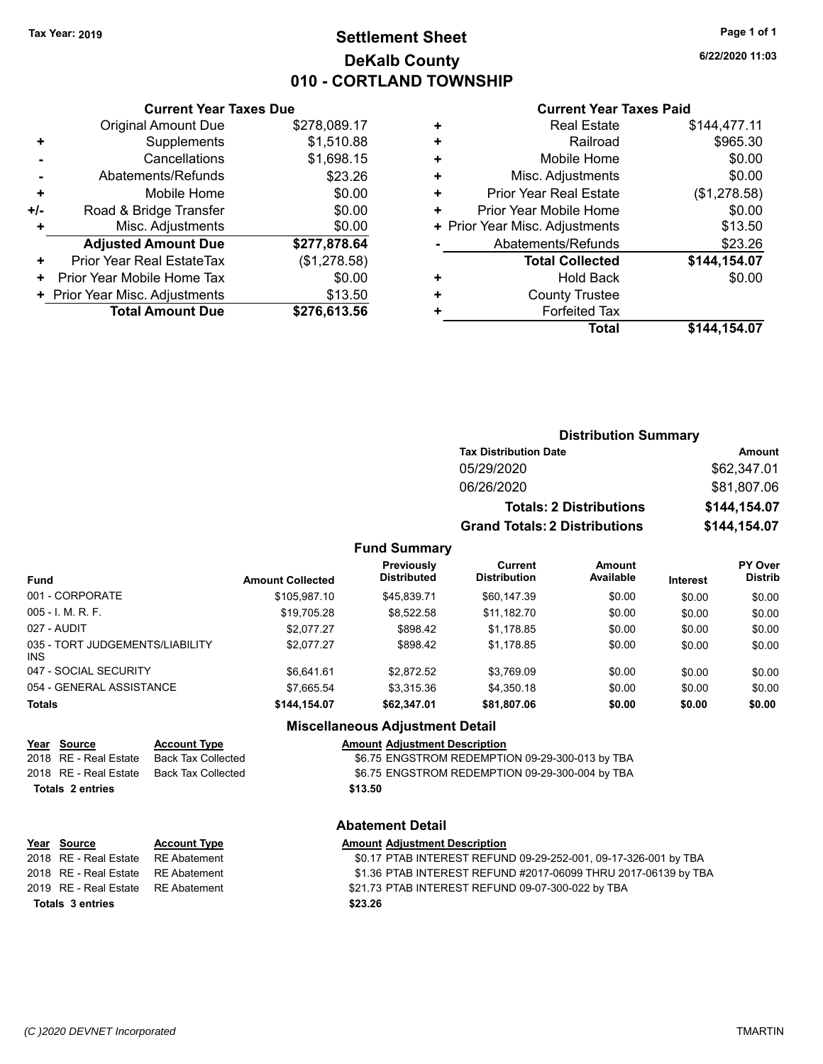Tax Year: 2019

# Settlement Sheet
## DeKalb County
## 010 - CORTLAND TOWNSHIP

6/22/2020 11:03

### Current Year Taxes Due

| | | |
|---|---|---|
| | Original Amount Due | $278,089.17 |
| + | Supplements | $1,510.88 |
| - | Cancellations | $1,698.15 |
| - | Abatements/Refunds | $23.26 |
| + | Mobile Home | $0.00 |
| +/- | Road & Bridge Transfer | $0.00 |
| + | Misc. Adjustments | $0.00 |
| | **Adjusted Amount Due** | **$277,878.64** |
| + | Prior Year Real EstateTax | ($1,278.58) |
| + | Prior Year Mobile Home Tax | $0.00 |
| + | Prior Year Misc. Adjustments | $13.50 |
| | **Total Amount Due** | **$276,613.56** |

### Current Year Taxes Paid

| | | |
|---|---|---|
| + | Real Estate | $144,477.11 |
| + | Railroad | $965.30 |
| + | Mobile Home | $0.00 |
| + | Misc. Adjustments | $0.00 |
| + | Prior Year Real Estate | ($1,278.58) |
| + | Prior Year Mobile Home | $0.00 |
| + | Prior Year Misc. Adjustments | $13.50 |
| - | Abatements/Refunds | $23.26 |
| | **Total Collected** | **$144,154.07** |
| + | Hold Back | $0.00 |
| + | County Trustee | |
| + | Forfeited Tax | |
| | **Total** | **$144,154.07** |

### Distribution Summary

| Tax Distribution Date | Amount |
|---|---|
| 05/29/2020 | $62,347.01 |
| 06/26/2020 | $81,807.06 |
| **Totals: 2 Distributions** | **$144,154.07** |
| **Grand Totals: 2 Distributions** | **$144,154.07** |

### Fund Summary

| Fund | Amount Collected | Previously Distributed | Current Distribution | Amount Available | Interest | PY Over Distrib |
|---|---|---|---|---|---|---|
| 001 - CORPORATE | $105,987.10 | $45,839.71 | $60,147.39 | $0.00 | $0.00 | $0.00 |
| 005 - I. M. R. F. | $19,705.28 | $8,522.58 | $11,182.70 | $0.00 | $0.00 | $0.00 |
| 027 - AUDIT | $2,077.27 | $898.42 | $1,178.85 | $0.00 | $0.00 | $0.00 |
| 035 - TORT JUDGEMENTS/LIABILITY INS | $2,077.27 | $898.42 | $1,178.85 | $0.00 | $0.00 | $0.00 |
| 047 - SOCIAL SECURITY | $6,641.61 | $2,872.52 | $3,769.09 | $0.00 | $0.00 | $0.00 |
| 054 - GENERAL ASSISTANCE | $7,665.54 | $3,315.36 | $4,350.18 | $0.00 | $0.00 | $0.00 |
| **Totals** | **$144,154.07** | **$62,347.01** | **$81,807.06** | **$0.00** | **$0.00** | **$0.00** |

### Miscellaneous Adjustment Detail

| Year | Source | Account Type | Amount | Adjustment Description |
|---|---|---|---|---|
| 2018 | RE - Real Estate | Back Tax Collected | $6.75 | ENGSTROM REDEMPTION 09-29-300-013 by TBA |
| 2018 | RE - Real Estate | Back Tax Collected | $6.75 | ENGSTROM REDEMPTION 09-29-300-004 by TBA |
| **Totals 2 entries** | | | **$13.50** | |

### Abatement Detail

| Year | Source | Account Type | Amount | Adjustment Description |
|---|---|---|---|---|
| 2018 | RE - Real Estate | RE Abatement | $0.17 | PTAB INTEREST REFUND 09-29-252-001, 09-17-326-001 by TBA |
| 2018 | RE - Real Estate | RE Abatement | $1.36 | PTAB INTEREST REFUND #2017-06099 THRU 2017-06139 by TBA |
| 2019 | RE - Real Estate | RE Abatement | $21.73 | PTAB INTEREST REFUND 09-07-300-022 by TBA |
| **Totals 3 entries** | | | **$23.26** | |

(C )2020 DEVNET Incorporated

TMARTIN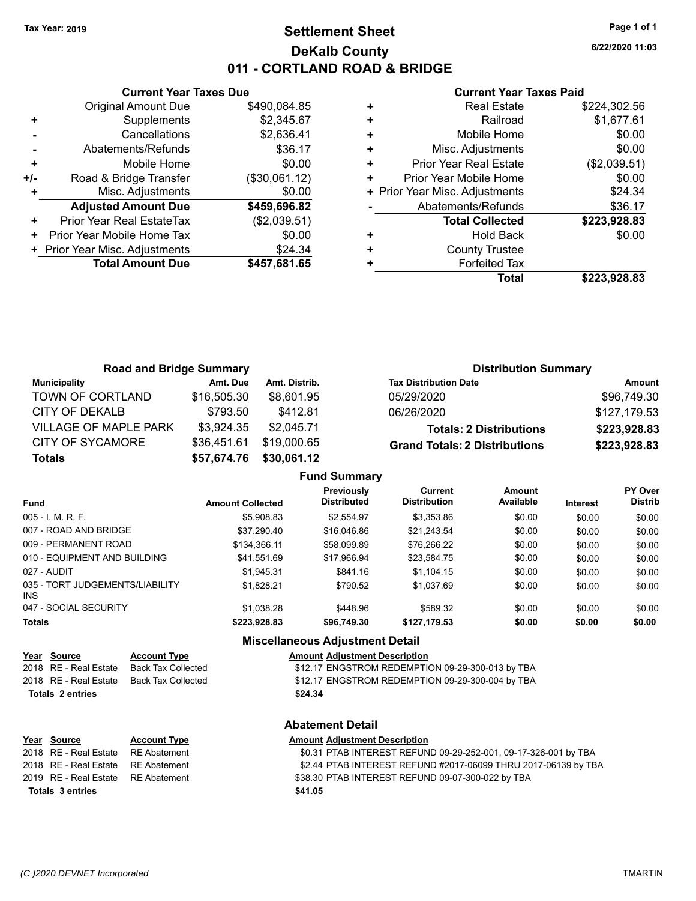**Tax Year: 2019**

# Settlement Sheet
## DeKalb County
## 011 - CORTLAND ROAD & BRIDGE

6/22/2020 11:03

### Current Year Taxes Due

| | | |
|---|---|---|
| | Original Amount Due | $490,084.85 |
| + | Supplements | $2,345.67 |
| - | Cancellations | $2,636.41 |
| - | Abatements/Refunds | $36.17 |
| + | Mobile Home | $0.00 |
| +/- | Road & Bridge Transfer | ($30,061.12) |
| + | Misc. Adjustments | $0.00 |
| | **Adjusted Amount Due** | **$459,696.82** |
| + | Prior Year Real EstateTax | ($2,039.51) |
| + | Prior Year Mobile Home Tax | $0.00 |
| + | Prior Year Misc. Adjustments | $24.34 |
| | **Total Amount Due** | **$457,681.65** |

### Current Year Taxes Paid

| | | |
|---|---|---|
| + | Real Estate | $224,302.56 |
| + | Railroad | $1,677.61 |
| + | Mobile Home | $0.00 |
| + | Misc. Adjustments | $0.00 |
| + | Prior Year Real Estate | ($2,039.51) |
| + | Prior Year Mobile Home | $0.00 |
| + | Prior Year Misc. Adjustments | $24.34 |
| - | Abatements/Refunds | $36.17 |
| | **Total Collected** | **$223,928.83** |
| + | Hold Back | $0.00 |
| + | County Trustee | |
| + | Forfeited Tax | |
| | **Total** | **$223,928.83** |

### Road and Bridge Summary

| Municipality | Amt. Due | Amt. Distrib. |
|---|---|---|
| TOWN OF CORTLAND | $16,505.30 | $8,601.95 |
| CITY OF DEKALB | $793.50 | $412.81 |
| VILLAGE OF MAPLE PARK | $3,924.35 | $2,045.71 |
| CITY OF SYCAMORE | $36,451.61 | $19,000.65 |
| **Totals** | **$57,674.76** | **$30,061.12** |

### Distribution Summary

| Tax Distribution Date | Amount |
|---|---|
| 05/29/2020 | $96,749.30 |
| 06/26/2020 | $127,179.53 |
| **Totals: 2 Distributions** | **$223,928.83** |
| **Grand Totals: 2 Distributions** | **$223,928.83** |

### Fund Summary

| Fund | Amount Collected | Previously Distributed | Current Distribution | Amount Available | Interest | PY Over Distrib |
|---|---|---|---|---|---|---|
| 005 - I. M. R. F. | $5,908.83 | $2,554.97 | $3,353.86 | $0.00 | $0.00 | $0.00 |
| 007 - ROAD AND BRIDGE | $37,290.40 | $16,046.86 | $21,243.54 | $0.00 | $0.00 | $0.00 |
| 009 - PERMANENT ROAD | $134,366.11 | $58,099.89 | $76,266.22 | $0.00 | $0.00 | $0.00 |
| 010 - EQUIPMENT AND BUILDING | $41,551.69 | $17,966.94 | $23,584.75 | $0.00 | $0.00 | $0.00 |
| 027 - AUDIT | $1,945.31 | $841.16 | $1,104.15 | $0.00 | $0.00 | $0.00 |
| 035 - TORT JUDGEMENTS/LIABILITY INS | $1,828.21 | $790.52 | $1,037.69 | $0.00 | $0.00 | $0.00 |
| 047 - SOCIAL SECURITY | $1,038.28 | $448.96 | $589.32 | $0.00 | $0.00 | $0.00 |
| **Totals** | **$223,928.83** | **$96,749.30** | **$127,179.53** | **$0.00** | **$0.00** | **$0.00** |

### Miscellaneous Adjustment Detail

| Year | Source | Account Type | Amount | Adjustment Description |
|---|---|---|---|---|
| 2018 | RE - Real Estate | Back Tax Collected | $12.17 | ENGSTROM REDEMPTION 09-29-300-013 by TBA |
| 2018 | RE - Real Estate | Back Tax Collected | $12.17 | ENGSTROM REDEMPTION 09-29-300-004 by TBA |
| **Totals 2 entries** | | | **$24.34** | |

### Abatement Detail

| Year | Source | Account Type | Amount | Adjustment Description |
|---|---|---|---|---|
| 2018 | RE - Real Estate | RE Abatement | $0.31 | PTAB INTEREST REFUND 09-29-252-001, 09-17-326-001 by TBA |
| 2018 | RE - Real Estate | RE Abatement | $2.44 | PTAB INTEREST REFUND #2017-06099 THRU 2017-06139 by TBA |
| 2019 | RE - Real Estate | RE Abatement | $38.30 | PTAB INTEREST REFUND 09-07-300-022 by TBA |
| **Totals 3 entries** | | | **$41.05** | |

*(C )2020 DEVNET Incorporated* TMARTIN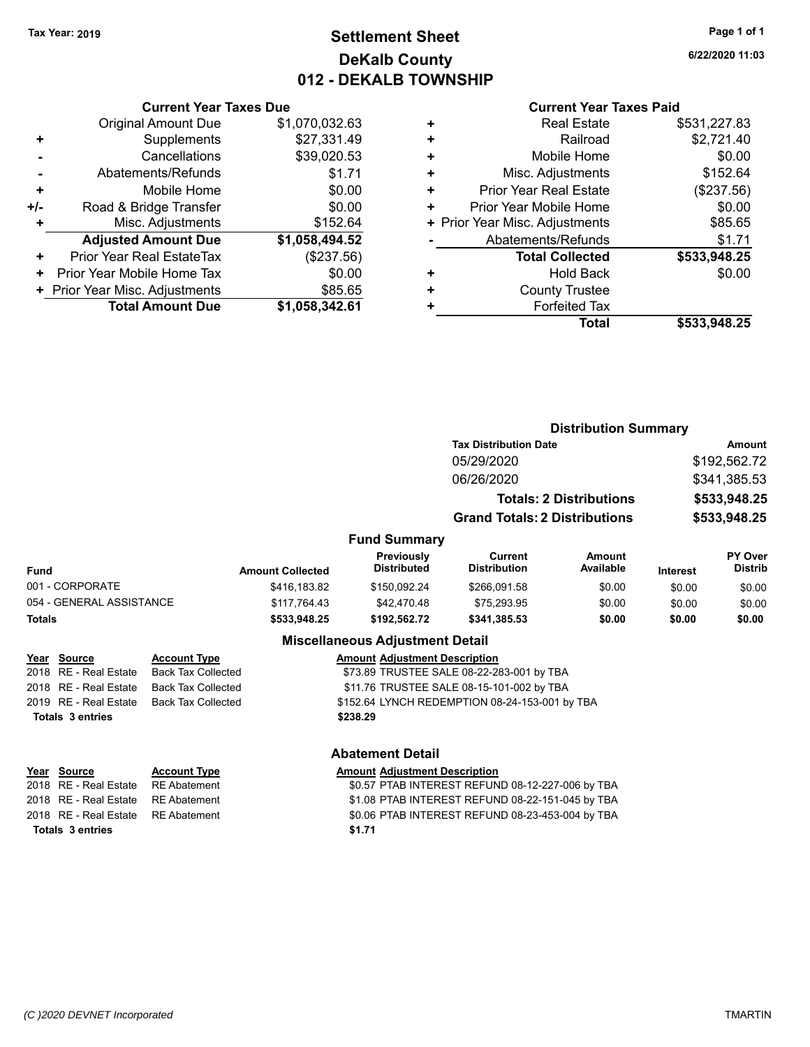Tax Year: 2019

# Settlement Sheet
## DeKalb County
## 012 - DEKALB TOWNSHIP

6/22/2020 11:03

### Current Year Taxes Due

| | | |
|---|---|---|
| | Original Amount Due | $1,070,032.63 |
| + | Supplements | $27,331.49 |
| - | Cancellations | $39,020.53 |
| - | Abatements/Refunds | $1.71 |
| + | Mobile Home | $0.00 |
| +/- | Road & Bridge Transfer | $0.00 |
| + | Misc. Adjustments | $152.64 |
| | **Adjusted Amount Due** | **$1,058,494.52** |
| + | Prior Year Real EstateTax | ($237.56) |
| + | Prior Year Mobile Home Tax | $0.00 |
| + | Prior Year Misc. Adjustments | $85.65 |
| | **Total Amount Due** | **$1,058,342.61** |

### Current Year Taxes Paid

| | | |
|---|---|---|
| + | Real Estate | $531,227.83 |
| + | Railroad | $2,721.40 |
| + | Mobile Home | $0.00 |
| + | Misc. Adjustments | $152.64 |
| + | Prior Year Real Estate | ($237.56) |
| + | Prior Year Mobile Home | $0.00 |
| + | Prior Year Misc. Adjustments | $85.65 |
| - | Abatements/Refunds | $1.71 |
| | **Total Collected** | **$533,948.25** |
| + | Hold Back | $0.00 |
| + | County Trustee | |
| + | Forfeited Tax | |
| | **Total** | **$533,948.25** |

### Distribution Summary

| Tax Distribution Date | Amount |
|---|---|
| 05/29/2020 | $192,562.72 |
| 06/26/2020 | $341,385.53 |
| **Totals: 2 Distributions** | **$533,948.25** |
| **Grand Totals: 2 Distributions** | **$533,948.25** |

### Fund Summary

| Fund | Amount Collected | Previously Distributed | Current Distribution | Amount Available | Interest | PY Over Distrib |
|---|---|---|---|---|---|---|
| 001 - CORPORATE | $416,183.82 | $150,092.24 | $266,091.58 | $0.00 | $0.00 | $0.00 |
| 054 - GENERAL ASSISTANCE | $117,764.43 | $42,470.48 | $75,293.95 | $0.00 | $0.00 | $0.00 |
| **Totals** | **$533,948.25** | **$192,562.72** | **$341,385.53** | **$0.00** | **$0.00** | **$0.00** |

### Miscellaneous Adjustment Detail

| Year | Source | Account Type | Amount | Adjustment Description |
|---|---|---|---|---|
| 2018 | RE - Real Estate | Back Tax Collected | $73.89 | TRUSTEE SALE 08-22-283-001 by TBA |
| 2018 | RE - Real Estate | Back Tax Collected | $11.76 | TRUSTEE SALE 08-15-101-002 by TBA |
| 2019 | RE - Real Estate | Back Tax Collected | $152.64 | LYNCH REDEMPTION 08-24-153-001 by TBA |
| **Totals 3 entries** | | | **$238.29** | |

### Abatement Detail

| Year | Source | Account Type | Amount | Adjustment Description |
|---|---|---|---|---|
| 2018 | RE - Real Estate | RE Abatement | $0.57 | PTAB INTEREST REFUND 08-12-227-006 by TBA |
| 2018 | RE - Real Estate | RE Abatement | $1.08 | PTAB INTEREST REFUND 08-22-151-045 by TBA |
| 2018 | RE - Real Estate | RE Abatement | $0.06 | PTAB INTEREST REFUND 08-23-453-004 by TBA |
| **Totals 3 entries** | | | **$1.71** | |

(C )2020 DEVNET Incorporated TMARTIN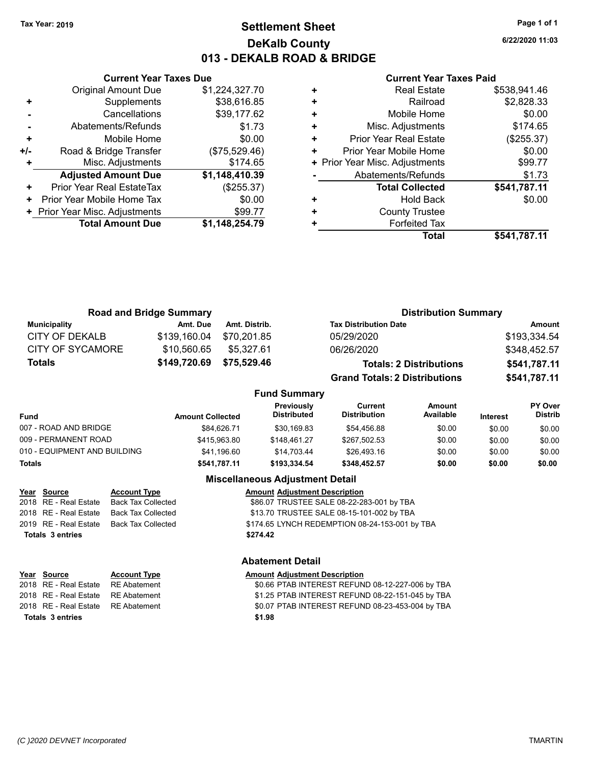Tax Year: 2019

# Settlement Sheet
## DeKalb County
## 013 - DEKALB ROAD & BRIDGE

6/22/2020 11:03

### Current Year Taxes Due

| | | |
|---|---|---|
| | Original Amount Due | $1,224,327.70 |
| + | Supplements | $38,616.85 |
| - | Cancellations | $39,177.62 |
| - | Abatements/Refunds | $1.73 |
| + | Mobile Home | $0.00 |
| +/- | Road & Bridge Transfer | ($75,529.46) |
| + | Misc. Adjustments | $174.65 |
| | **Adjusted Amount Due** | **$1,148,410.39** |
| + | Prior Year Real EstateTax | ($255.37) |
| + | Prior Year Mobile Home Tax | $0.00 |
| + | Prior Year Misc. Adjustments | $99.77 |
| | **Total Amount Due** | **$1,148,254.79** |

### Current Year Taxes Paid

| | | |
|---|---|---|
| + | Real Estate | $538,941.46 |
| + | Railroad | $2,828.33 |
| + | Mobile Home | $0.00 |
| + | Misc. Adjustments | $174.65 |
| + | Prior Year Real Estate | ($255.37) |
| + | Prior Year Mobile Home | $0.00 |
| + | Prior Year Misc. Adjustments | $99.77 |
| - | Abatements/Refunds | $1.73 |
| | **Total Collected** | **$541,787.11** |
| + | Hold Back | $0.00 |
| + | County Trustee | |
| + | Forfeited Tax | |
| | **Total** | **$541,787.11** |

### Road and Bridge Summary

| Municipality | Amt. Due | Amt. Distrib. |
|---|---|---|
| CITY OF DEKALB | $139,160.04 | $70,201.85 |
| CITY OF SYCAMORE | $10,560.65 | $5,327.61 |
| **Totals** | **$149,720.69** | **$75,529.46** |

### Distribution Summary

| Tax Distribution Date | Amount |
|---|---|
| 05/29/2020 | $193,334.54 |
| 06/26/2020 | $348,452.57 |
| **Totals: 2 Distributions** | **$541,787.11** |
| **Grand Totals: 2 Distributions** | **$541,787.11** |

### Fund Summary

| Fund | Amount Collected | Previously Distributed | Current Distribution | Amount Available | Interest | PY Over Distrib |
|---|---|---|---|---|---|---|
| 007 - ROAD AND BRIDGE | $84,626.71 | $30,169.83 | $54,456.88 | $0.00 | $0.00 | $0.00 |
| 009 - PERMANENT ROAD | $415,963.80 | $148,461.27 | $267,502.53 | $0.00 | $0.00 | $0.00 |
| 010 - EQUIPMENT AND BUILDING | $41,196.60 | $14,703.44 | $26,493.16 | $0.00 | $0.00 | $0.00 |
| **Totals** | **$541,787.11** | **$193,334.54** | **$348,452.57** | **$0.00** | **$0.00** | **$0.00** |

### Miscellaneous Adjustment Detail

| Year | Source | Account Type | Amount | Adjustment Description |
|---|---|---|---|---|
| 2018 | RE - Real Estate | Back Tax Collected | $86.07 | TRUSTEE SALE 08-22-283-001 by TBA |
| 2018 | RE - Real Estate | Back Tax Collected | $13.70 | TRUSTEE SALE 08-15-101-002 by TBA |
| 2019 | RE - Real Estate | Back Tax Collected | $174.65 | LYNCH REDEMPTION 08-24-153-001 by TBA |
| **Totals** | **3 entries** | | **$274.42** | |

### Abatement Detail

| Year | Source | Account Type | Amount | Adjustment Description |
|---|---|---|---|---|
| 2018 | RE - Real Estate | RE Abatement | $0.66 | PTAB INTEREST REFUND 08-12-227-006 by TBA |
| 2018 | RE - Real Estate | RE Abatement | $1.25 | PTAB INTEREST REFUND 08-22-151-045 by TBA |
| 2018 | RE - Real Estate | RE Abatement | $0.07 | PTAB INTEREST REFUND 08-23-453-004 by TBA |
| **Totals** | **3 entries** | | **$1.98** | |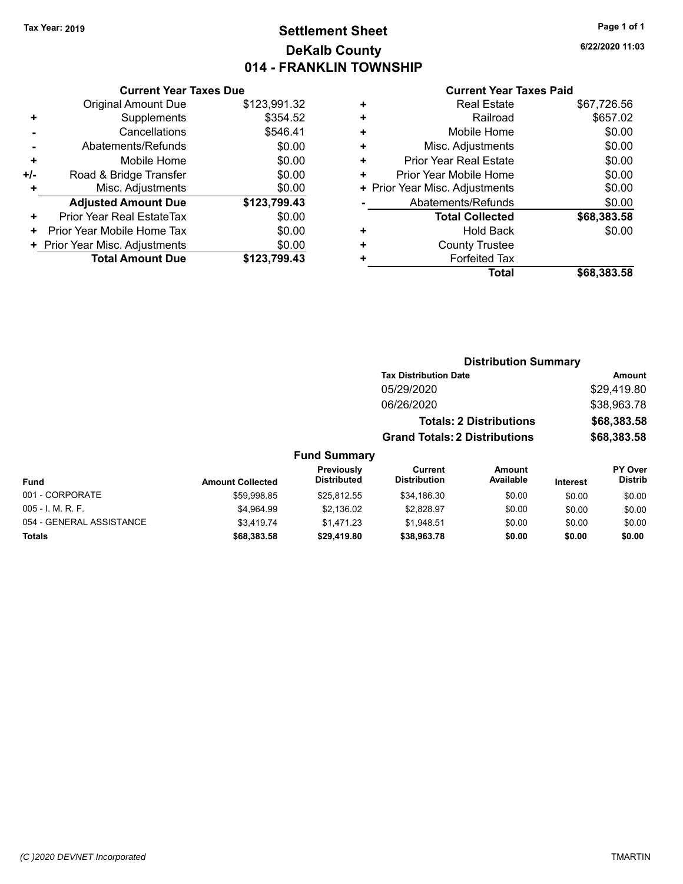**Tax Year: 2019**

# Settlement Sheet
## DeKalb County
## 014 - FRANKLIN TOWNSHIP

6/22/2020 11:03

### Current Year Taxes Due

| | | |
|---|---|---|
| | Original Amount Due | $123,991.32 |
| + | Supplements | $354.52 |
| - | Cancellations | $546.41 |
| - | Abatements/Refunds | $0.00 |
| + | Mobile Home | $0.00 |
| +/- | Road & Bridge Transfer | $0.00 |
| + | Misc. Adjustments | $0.00 |
| | **Adjusted Amount Due** | **$123,799.43** |
| + | Prior Year Real EstateTax | $0.00 |
| + | Prior Year Mobile Home Tax | $0.00 |
| + | Prior Year Misc. Adjustments | $0.00 |
| | **Total Amount Due** | **$123,799.43** |

### Current Year Taxes Paid

| | | |
|---|---|---|
| + | Real Estate | $67,726.56 |
| + | Railroad | $657.02 |
| + | Mobile Home | $0.00 |
| + | Misc. Adjustments | $0.00 |
| + | Prior Year Real Estate | $0.00 |
| + | Prior Year Mobile Home | $0.00 |
| + | Prior Year Misc. Adjustments | $0.00 |
| - | Abatements/Refunds | $0.00 |
| | **Total Collected** | **$68,383.58** |
| + | Hold Back | $0.00 |
| + | County Trustee | |
| + | Forfeited Tax | |
| | **Total** | **$68,383.58** |

### Distribution Summary

| Tax Distribution Date | Amount |
|---|---|
| 05/29/2020 | $29,419.80 |
| 06/26/2020 | $38,963.78 |
| **Totals: 2 Distributions** | **$68,383.58** |
| **Grand Totals: 2 Distributions** | **$68,383.58** |

### Fund Summary

| Fund | Amount Collected | Previously Distributed | Current Distribution | Amount Available | Interest | PY Over Distrib |
|---|---|---|---|---|---|---|
| 001 - CORPORATE | $59,998.85 | $25,812.55 | $34,186.30 | $0.00 | $0.00 | $0.00 |
| 005 - I. M. R. F. | $4,964.99 | $2,136.02 | $2,828.97 | $0.00 | $0.00 | $0.00 |
| 054 - GENERAL ASSISTANCE | $3,419.74 | $1,471.23 | $1,948.51 | $0.00 | $0.00 | $0.00 |
| **Totals** | **$68,383.58** | **$29,419.80** | **$38,963.78** | **$0.00** | **$0.00** | **$0.00** |

(C )2020 DEVNET Incorporated — TMARTIN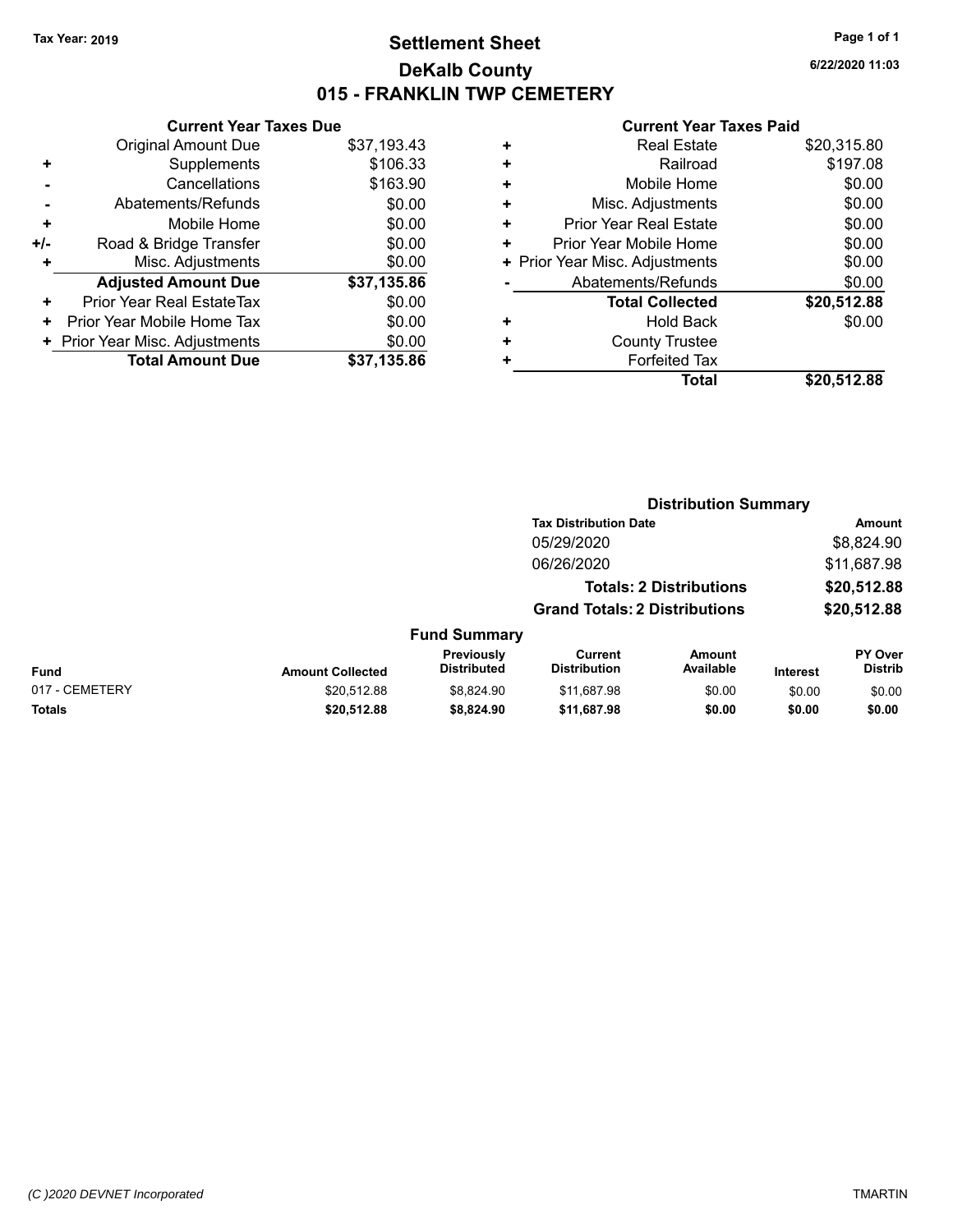Tax Year: 2019

# Settlement Sheet
## DeKalb County
## 015 - FRANKLIN TWP CEMETERY

6/22/2020 11:03

### Current Year Taxes Due

| | | |
|---|---|---|
| | Original Amount Due | $37,193.43 |
| + | Supplements | $106.33 |
| - | Cancellations | $163.90 |
| - | Abatements/Refunds | $0.00 |
| + | Mobile Home | $0.00 |
| +/- | Road & Bridge Transfer | $0.00 |
| + | Misc. Adjustments | $0.00 |
| | **Adjusted Amount Due** | **$37,135.86** |
| + | Prior Year Real EstateTax | $0.00 |
| + | Prior Year Mobile Home Tax | $0.00 |
| + | Prior Year Misc. Adjustments | $0.00 |
| | **Total Amount Due** | **$37,135.86** |

### Current Year Taxes Paid

| | | |
|---|---|---|
| + | Real Estate | $20,315.80 |
| + | Railroad | $197.08 |
| + | Mobile Home | $0.00 |
| + | Misc. Adjustments | $0.00 |
| + | Prior Year Real Estate | $0.00 |
| + | Prior Year Mobile Home | $0.00 |
| + | Prior Year Misc. Adjustments | $0.00 |
| - | Abatements/Refunds | $0.00 |
| | **Total Collected** | **$20,512.88** |
| + | Hold Back | $0.00 |
| + | County Trustee | |
| + | Forfeited Tax | |
| | **Total** | **$20,512.88** |

### Distribution Summary

| Tax Distribution Date | Amount |
|---|---|
| 05/29/2020 | $8,824.90 |
| 06/26/2020 | $11,687.98 |
| **Totals: 2 Distributions** | **$20,512.88** |
| **Grand Totals: 2 Distributions** | **$20,512.88** |

### Fund Summary

| Fund | Amount Collected | Previously Distributed | Current Distribution | Amount Available | Interest | PY Over Distrib |
|---|---|---|---|---|---|---|
| 017 - CEMETERY | $20,512.88 | $8,824.90 | $11,687.98 | $0.00 | $0.00 | $0.00 |
| **Totals** | **$20,512.88** | **$8,824.90** | **$11,687.98** | **$0.00** | **$0.00** | **$0.00** |

(C )2020 DEVNET Incorporated TMARTIN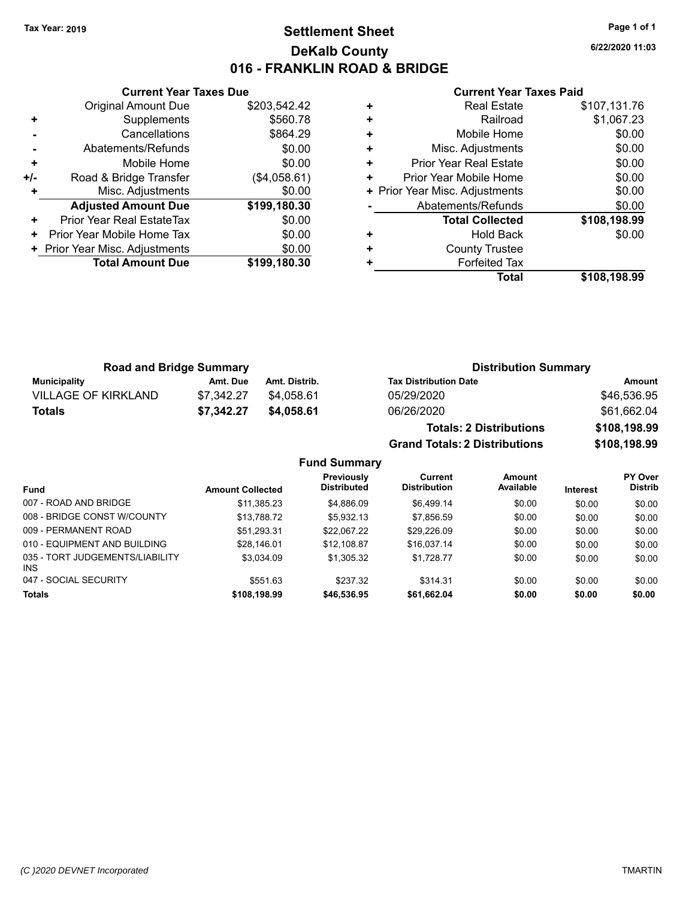Tax Year: 2019

# Settlement Sheet
## DeKalb County
## 016 - FRANKLIN ROAD & BRIDGE

6/22/2020 11:03

### Current Year Taxes Due

| | | |
|---|---|---|
| | Original Amount Due | $203,542.42 |
| + | Supplements | $560.78 |
| - | Cancellations | $864.29 |
| - | Abatements/Refunds | $0.00 |
| + | Mobile Home | $0.00 |
| +/- | Road & Bridge Transfer | ($4,058.61) |
| + | Misc. Adjustments | $0.00 |
| | **Adjusted Amount Due** | **$199,180.30** |
| + | Prior Year Real EstateTax | $0.00 |
| + | Prior Year Mobile Home Tax | $0.00 |
| + | Prior Year Misc. Adjustments | $0.00 |
| | **Total Amount Due** | **$199,180.30** |

### Current Year Taxes Paid

| | | |
|---|---|---|
| + | Real Estate | $107,131.76 |
| + | Railroad | $1,067.23 |
| + | Mobile Home | $0.00 |
| + | Misc. Adjustments | $0.00 |
| + | Prior Year Real Estate | $0.00 |
| + | Prior Year Mobile Home | $0.00 |
| + | Prior Year Misc. Adjustments | $0.00 |
| - | Abatements/Refunds | $0.00 |
| | **Total Collected** | **$108,198.99** |
| + | Hold Back | $0.00 |
| + | County Trustee | |
| + | Forfeited Tax | |
| | **Total** | **$108,198.99** |

### Road and Bridge Summary

| Municipality | Amt. Due | Amt. Distrib. |
|---|---|---|
| VILLAGE OF KIRKLAND | $7,342.27 | $4,058.61 |
| **Totals** | **$7,342.27** | **$4,058.61** |

### Distribution Summary

| Tax Distribution Date | Amount |
|---|---|
| 05/29/2020 | $46,536.95 |
| 06/26/2020 | $61,662.04 |
| **Totals: 2 Distributions** | **$108,198.99** |
| **Grand Totals: 2 Distributions** | **$108,198.99** |

### Fund Summary

| Fund | Amount Collected | Previously Distributed | Current Distribution | Amount Available | Interest | PY Over Distrib |
|---|---|---|---|---|---|---|
| 007 - ROAD AND BRIDGE | $11,385.23 | $4,886.09 | $6,499.14 | $0.00 | $0.00 | $0.00 |
| 008 - BRIDGE CONST W/COUNTY | $13,788.72 | $5,932.13 | $7,856.59 | $0.00 | $0.00 | $0.00 |
| 009 - PERMANENT ROAD | $51,293.31 | $22,067.22 | $29,226.09 | $0.00 | $0.00 | $0.00 |
| 010 - EQUIPMENT AND BUILDING | $28,146.01 | $12,108.87 | $16,037.14 | $0.00 | $0.00 | $0.00 |
| 035 - TORT JUDGEMENTS/LIABILITY INS | $3,034.09 | $1,305.32 | $1,728.77 | $0.00 | $0.00 | $0.00 |
| 047 - SOCIAL SECURITY | $551.63 | $237.32 | $314.31 | $0.00 | $0.00 | $0.00 |
| **Totals** | **$108,198.99** | **$46,536.95** | **$61,662.04** | **$0.00** | **$0.00** | **$0.00** |

(C )2020 DEVNET Incorporated TMARTIN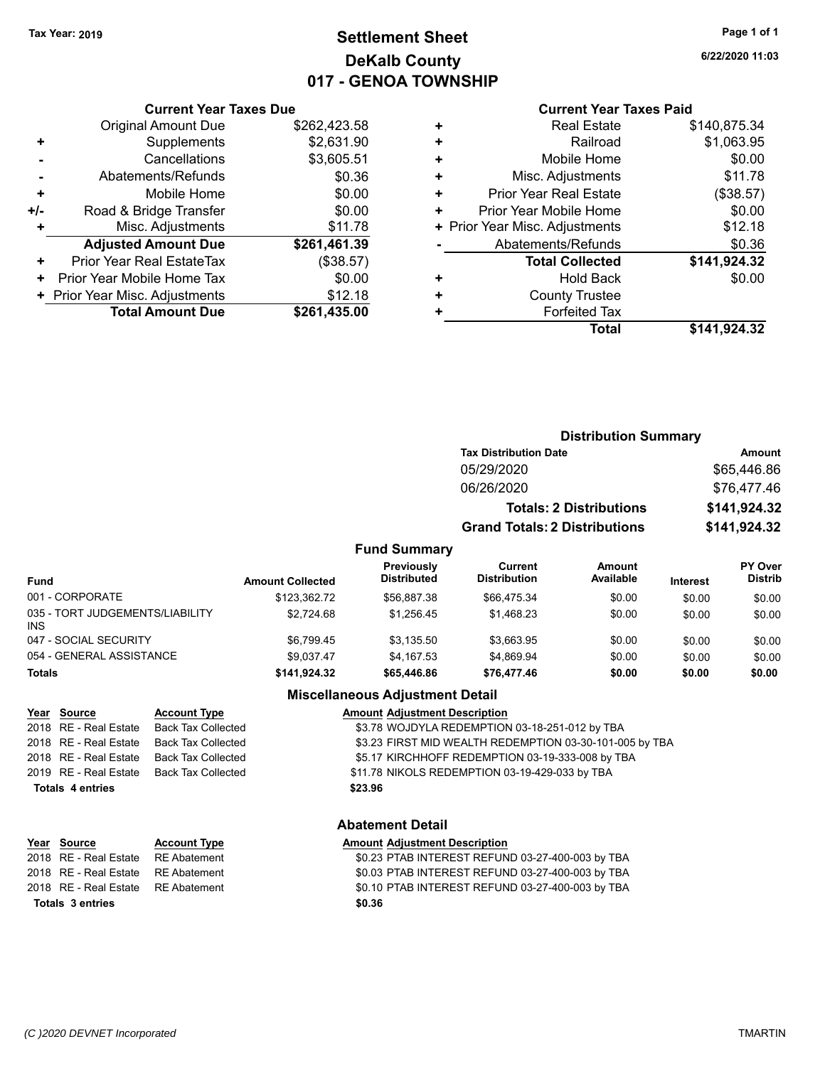Tax Year: 2019

# Settlement Sheet
## DeKalb County
## 017 - GENOA TOWNSHIP

6/22/2020 11:03

### Current Year Taxes Due

| | | |
|---|---|---|
| | Original Amount Due | $262,423.58 |
| + | Supplements | $2,631.90 |
| - | Cancellations | $3,605.51 |
| - | Abatements/Refunds | $0.36 |
| + | Mobile Home | $0.00 |
| +/- | Road & Bridge Transfer | $0.00 |
| + | Misc. Adjustments | $11.78 |
| | **Adjusted Amount Due** | **$261,461.39** |
| + | Prior Year Real EstateTax | ($38.57) |
| + | Prior Year Mobile Home Tax | $0.00 |
| + | Prior Year Misc. Adjustments | $12.18 |
| | **Total Amount Due** | **$261,435.00** |

### Current Year Taxes Paid

| | | |
|---|---|---|
| + | Real Estate | $140,875.34 |
| + | Railroad | $1,063.95 |
| + | Mobile Home | $0.00 |
| + | Misc. Adjustments | $11.78 |
| + | Prior Year Real Estate | ($38.57) |
| + | Prior Year Mobile Home | $0.00 |
| + | Prior Year Misc. Adjustments | $12.18 |
| - | Abatements/Refunds | $0.36 |
| | **Total Collected** | **$141,924.32** |
| + | Hold Back | $0.00 |
| + | County Trustee | |
| + | Forfeited Tax | |
| | **Total** | **$141,924.32** |

### Distribution Summary

| Tax Distribution Date | Amount |
|---|---|
| 05/29/2020 | $65,446.86 |
| 06/26/2020 | $76,477.46 |
| **Totals: 2 Distributions** | **$141,924.32** |
| **Grand Totals: 2 Distributions** | **$141,924.32** |

### Fund Summary

| Fund | Amount Collected | Previously Distributed | Current Distribution | Amount Available | Interest | PY Over Distrib |
|---|---|---|---|---|---|---|
| 001 - CORPORATE | $123,362.72 | $56,887.38 | $66,475.34 | $0.00 | $0.00 | $0.00 |
| 035 - TORT JUDGEMENTS/LIABILITY INS | $2,724.68 | $1,256.45 | $1,468.23 | $0.00 | $0.00 | $0.00 |
| 047 - SOCIAL SECURITY | $6,799.45 | $3,135.50 | $3,663.95 | $0.00 | $0.00 | $0.00 |
| 054 - GENERAL ASSISTANCE | $9,037.47 | $4,167.53 | $4,869.94 | $0.00 | $0.00 | $0.00 |
| **Totals** | **$141,924.32** | **$65,446.86** | **$76,477.46** | **$0.00** | **$0.00** | **$0.00** |

### Miscellaneous Adjustment Detail

| Year | Source | Account Type | Amount | Adjustment Description |
|---|---|---|---|---|
| 2018 | RE - Real Estate | Back Tax Collected | $3.78 | WOJDYLA REDEMPTION 03-18-251-012 by TBA |
| 2018 | RE - Real Estate | Back Tax Collected | $3.23 | FIRST MID WEALTH REDEMPTION 03-30-101-005 by TBA |
| 2018 | RE - Real Estate | Back Tax Collected | $5.17 | KIRCHHOFF REDEMPTION 03-19-333-008 by TBA |
| 2019 | RE - Real Estate | Back Tax Collected | $11.78 | NIKOLS REDEMPTION 03-19-429-033 by TBA |
| **Totals** | **4 entries** | | **$23.96** | |

### Abatement Detail

| Year | Source | Account Type | Amount | Adjustment Description |
|---|---|---|---|---|
| 2018 | RE - Real Estate | RE Abatement | $0.23 | PTAB INTEREST REFUND 03-27-400-003 by TBA |
| 2018 | RE - Real Estate | RE Abatement | $0.03 | PTAB INTEREST REFUND 03-27-400-003 by TBA |
| 2018 | RE - Real Estate | RE Abatement | $0.10 | PTAB INTEREST REFUND 03-27-400-003 by TBA |
| **Totals** | **3 entries** | | **$0.36** | |

(C )2020 DEVNET Incorporated TMARTIN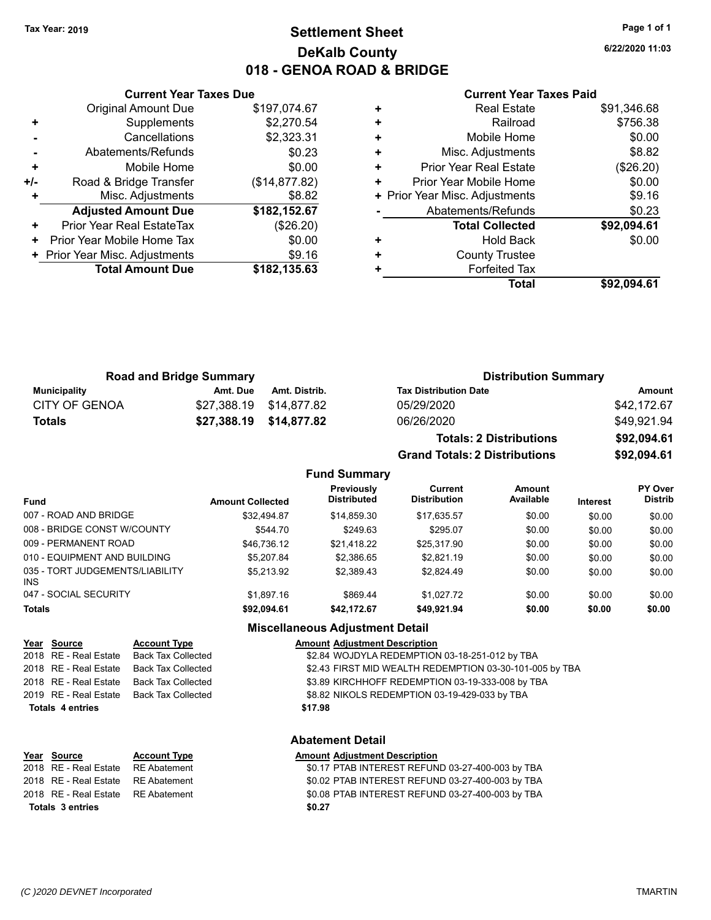Tax Year: 2019

# Settlement Sheet
## DeKalb County
## 018 - GENOA ROAD & BRIDGE

6/22/2020 11:03

### Current Year Taxes Due

| | | |
|---|---|---|
| | Original Amount Due | $197,074.67 |
| + | Supplements | $2,270.54 |
| - | Cancellations | $2,323.31 |
| - | Abatements/Refunds | $0.23 |
| + | Mobile Home | $0.00 |
| +/- | Road & Bridge Transfer | ($14,877.82) |
| + | Misc. Adjustments | $8.82 |
| | **Adjusted Amount Due** | **$182,152.67** |
| + | Prior Year Real EstateTax | ($26.20) |
| + | Prior Year Mobile Home Tax | $0.00 |
| + | Prior Year Misc. Adjustments | $9.16 |
| | **Total Amount Due** | **$182,135.63** |

### Current Year Taxes Paid

| | | |
|---|---|---|
| + | Real Estate | $91,346.68 |
| + | Railroad | $756.38 |
| + | Mobile Home | $0.00 |
| + | Misc. Adjustments | $8.82 |
| + | Prior Year Real Estate | ($26.20) |
| + | Prior Year Mobile Home | $0.00 |
| + | Prior Year Misc. Adjustments | $9.16 |
| - | Abatements/Refunds | $0.23 |
| | **Total Collected** | **$92,094.61** |
| + | Hold Back | $0.00 |
| + | County Trustee | |
| + | Forfeited Tax | |
| | **Total** | **$92,094.61** |

### Road and Bridge Summary

| Municipality | Amt. Due | Amt. Distrib. |
|---|---|---|
| CITY OF GENOA | $27,388.19 | $14,877.82 |
| **Totals** | **$27,388.19** | **$14,877.82** |

### Distribution Summary

| Tax Distribution Date | Amount |
|---|---|
| 05/29/2020 | $42,172.67 |
| 06/26/2020 | $49,921.94 |
| **Totals: 2 Distributions** | **$92,094.61** |
| **Grand Totals: 2 Distributions** | **$92,094.61** |

### Fund Summary

| Fund | Amount Collected | Previously Distributed | Current Distribution | Amount Available | Interest | PY Over Distrib |
|---|---|---|---|---|---|---|
| 007 - ROAD AND BRIDGE | $32,494.87 | $14,859.30 | $17,635.57 | $0.00 | $0.00 | $0.00 |
| 008 - BRIDGE CONST W/COUNTY | $544.70 | $249.63 | $295.07 | $0.00 | $0.00 | $0.00 |
| 009 - PERMANENT ROAD | $46,736.12 | $21,418.22 | $25,317.90 | $0.00 | $0.00 | $0.00 |
| 010 - EQUIPMENT AND BUILDING | $5,207.84 | $2,386.65 | $2,821.19 | $0.00 | $0.00 | $0.00 |
| 035 - TORT JUDGEMENTS/LIABILITY INS | $5,213.92 | $2,389.43 | $2,824.49 | $0.00 | $0.00 | $0.00 |
| 047 - SOCIAL SECURITY | $1,897.16 | $869.44 | $1,027.72 | $0.00 | $0.00 | $0.00 |
| **Totals** | **$92,094.61** | **$42,172.67** | **$49,921.94** | **$0.00** | **$0.00** | **$0.00** |

### Miscellaneous Adjustment Detail

| Year | Source | Account Type | Amount | Adjustment Description |
|---|---|---|---|---|
| 2018 | RE - Real Estate | Back Tax Collected | $2.84 | WOJDYLA REDEMPTION 03-18-251-012 by TBA |
| 2018 | RE - Real Estate | Back Tax Collected | $2.43 | FIRST MID WEALTH REDEMPTION 03-30-101-005 by TBA |
| 2018 | RE - Real Estate | Back Tax Collected | $3.89 | KIRCHHOFF REDEMPTION 03-19-333-008 by TBA |
| 2019 | RE - Real Estate | Back Tax Collected | $8.82 | NIKOLS REDEMPTION 03-19-429-033 by TBA |
| **Totals 4 entries** | | | **$17.98** | |

### Abatement Detail

| Year | Source | Account Type | Amount | Adjustment Description |
|---|---|---|---|---|
| 2018 | RE - Real Estate | RE Abatement | $0.17 | PTAB INTEREST REFUND 03-27-400-003 by TBA |
| 2018 | RE - Real Estate | RE Abatement | $0.02 | PTAB INTEREST REFUND 03-27-400-003 by TBA |
| 2018 | RE - Real Estate | RE Abatement | $0.08 | PTAB INTEREST REFUND 03-27-400-003 by TBA |
| **Totals 3 entries** | | | **$0.27** | |

(C )2020 DEVNET Incorporated TMARTIN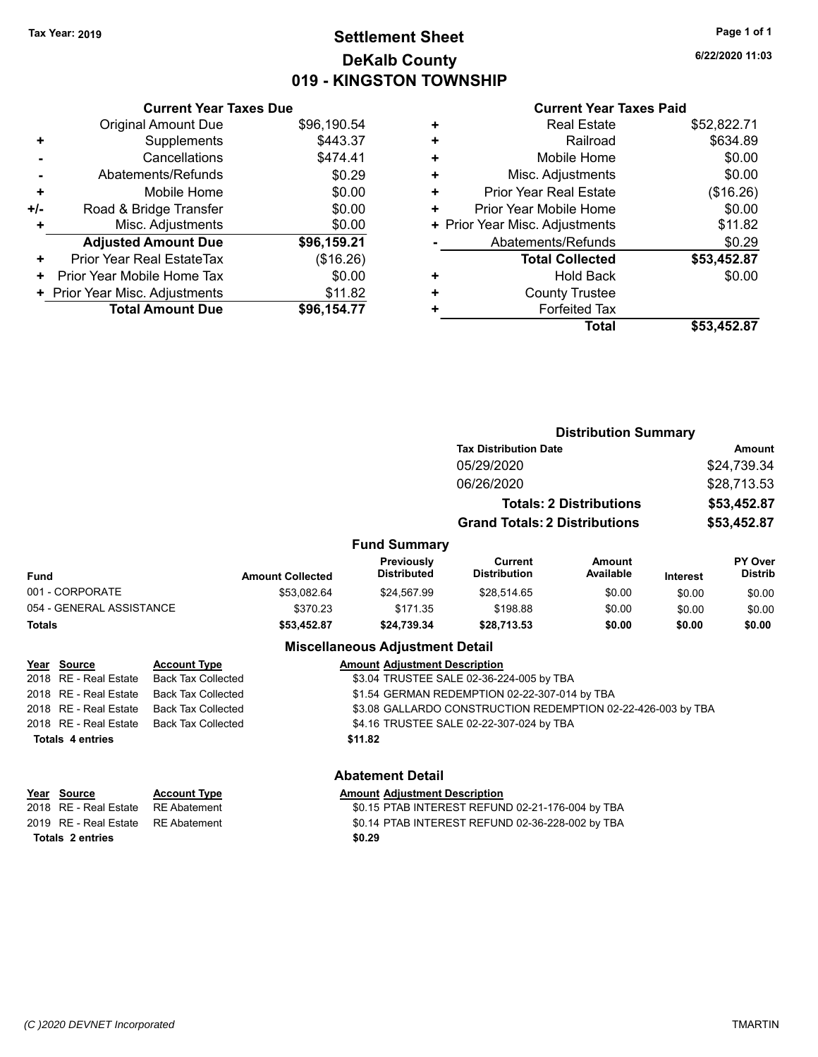**Tax Year: 2019**

# Settlement Sheet
## DeKalb County
## 019 - KINGSTON TOWNSHIP

6/22/2020 11:03

### Current Year Taxes Due

| | | |
|---|---|---|
| | Original Amount Due | $96,190.54 |
| + | Supplements | $443.37 |
| - | Cancellations | $474.41 |
| - | Abatements/Refunds | $0.29 |
| + | Mobile Home | $0.00 |
| +/- | Road & Bridge Transfer | $0.00 |
| + | Misc. Adjustments | $0.00 |
| | **Adjusted Amount Due** | **$96,159.21** |
| + | Prior Year Real EstateTax | ($16.26) |
| + | Prior Year Mobile Home Tax | $0.00 |
| + | Prior Year Misc. Adjustments | $11.82 |
| | **Total Amount Due** | **$96,154.77** |

### Current Year Taxes Paid

| | | |
|---|---|---|
| + | Real Estate | $52,822.71 |
| + | Railroad | $634.89 |
| + | Mobile Home | $0.00 |
| + | Misc. Adjustments | $0.00 |
| + | Prior Year Real Estate | ($16.26) |
| + | Prior Year Mobile Home | $0.00 |
| + | Prior Year Misc. Adjustments | $11.82 |
| - | Abatements/Refunds | $0.29 |
| | **Total Collected** | **$53,452.87** |
| + | Hold Back | $0.00 |
| + | County Trustee | |
| + | Forfeited Tax | |
| | **Total** | **$53,452.87** |

### Distribution Summary

| Tax Distribution Date | Amount |
|---|---|
| 05/29/2020 | $24,739.34 |
| 06/26/2020 | $28,713.53 |
| **Totals: 2 Distributions** | **$53,452.87** |
| **Grand Totals: 2 Distributions** | **$53,452.87** |

### Fund Summary

| Fund | Amount Collected | Previously Distributed | Current Distribution | Amount Available | Interest | PY Over Distrib |
|---|---|---|---|---|---|---|
| 001 - CORPORATE | $53,082.64 | $24,567.99 | $28,514.65 | $0.00 | $0.00 | $0.00 |
| 054 - GENERAL ASSISTANCE | $370.23 | $171.35 | $198.88 | $0.00 | $0.00 | $0.00 |
| **Totals** | **$53,452.87** | **$24,739.34** | **$28,713.53** | **$0.00** | **$0.00** | **$0.00** |

### Miscellaneous Adjustment Detail

| Year | Source | Account Type | Amount | Adjustment Description |
|---|---|---|---|---|
| 2018 | RE - Real Estate | Back Tax Collected | $3.04 | TRUSTEE SALE 02-36-224-005 by TBA |
| 2018 | RE - Real Estate | Back Tax Collected | $1.54 | GERMAN REDEMPTION 02-22-307-014 by TBA |
| 2018 | RE - Real Estate | Back Tax Collected | $3.08 | GALLARDO CONSTRUCTION REDEMPTION 02-22-426-003 by TBA |
| 2018 | RE - Real Estate | Back Tax Collected | $4.16 | TRUSTEE SALE 02-22-307-024 by TBA |
| **Totals 4 entries** | | | **$11.82** | |

### Abatement Detail

| Year | Source | Account Type | Amount | Adjustment Description |
|---|---|---|---|---|
| 2018 | RE - Real Estate | RE Abatement | $0.15 | PTAB INTEREST REFUND 02-21-176-004 by TBA |
| 2019 | RE - Real Estate | RE Abatement | $0.14 | PTAB INTEREST REFUND 02-36-228-002 by TBA |
| **Totals 2 entries** | | | **$0.29** | |

*(C )2020 DEVNET Incorporated* TMARTIN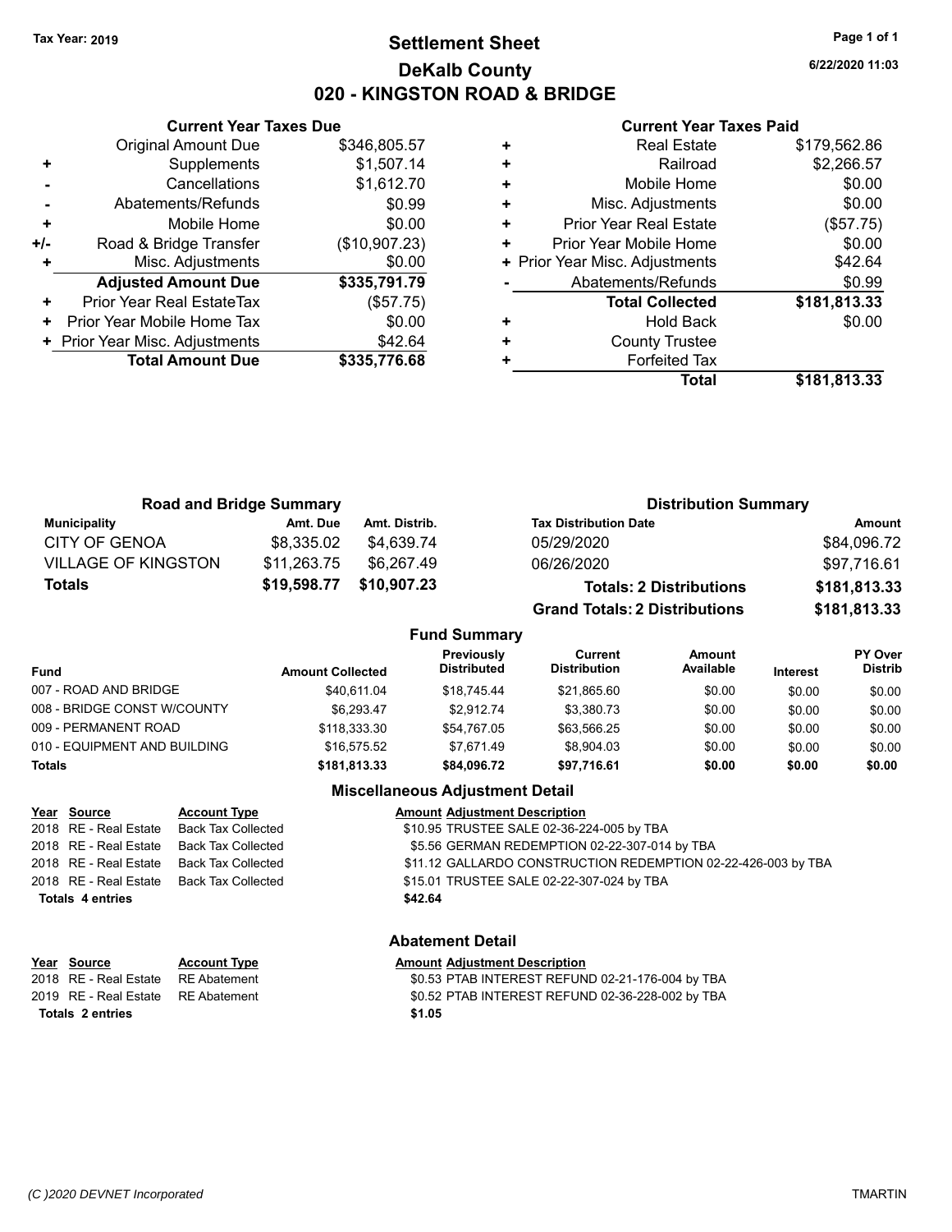**Tax Year: 2019**

# Settlement Sheet
## DeKalb County
## 020 - KINGSTON ROAD & BRIDGE

6/22/2020 11:03

### Current Year Taxes Due

| | | |
|---|---|---|
| | Original Amount Due | $346,805.57 |
| + | Supplements | $1,507.14 |
| - | Cancellations | $1,612.70 |
| - | Abatements/Refunds | $0.99 |
| + | Mobile Home | $0.00 |
| +/- | Road & Bridge Transfer | ($10,907.23) |
| + | Misc. Adjustments | $0.00 |
| | **Adjusted Amount Due** | **$335,791.79** |
| + | Prior Year Real EstateTax | ($57.75) |
| + | Prior Year Mobile Home Tax | $0.00 |
| + | Prior Year Misc. Adjustments | $42.64 |
| | **Total Amount Due** | **$335,776.68** |

### Current Year Taxes Paid

| | | |
|---|---|---|
| + | Real Estate | $179,562.86 |
| + | Railroad | $2,266.57 |
| + | Mobile Home | $0.00 |
| + | Misc. Adjustments | $0.00 |
| + | Prior Year Real Estate | ($57.75) |
| + | Prior Year Mobile Home | $0.00 |
| + | Prior Year Misc. Adjustments | $42.64 |
| - | Abatements/Refunds | $0.99 |
| | **Total Collected** | **$181,813.33** |
| + | Hold Back | $0.00 |
| + | County Trustee | |
| + | Forfeited Tax | |
| | **Total** | **$181,813.33** |

### Road and Bridge Summary

| Municipality | Amt. Due | Amt. Distrib. |
|---|---|---|
| CITY OF GENOA | $8,335.02 | $4,639.74 |
| VILLAGE OF KINGSTON | $11,263.75 | $6,267.49 |
| **Totals** | **$19,598.77** | **$10,907.23** |

### Distribution Summary

| Tax Distribution Date | Amount |
|---|---|
| 05/29/2020 | $84,096.72 |
| 06/26/2020 | $97,716.61 |
| **Totals: 2 Distributions** | **$181,813.33** |
| **Grand Totals: 2 Distributions** | **$181,813.33** |

### Fund Summary

| Fund | Amount Collected | Previously Distributed | Current Distribution | Amount Available | Interest | PY Over Distrib |
|---|---|---|---|---|---|---|
| 007 - ROAD AND BRIDGE | $40,611.04 | $18,745.44 | $21,865.60 | $0.00 | $0.00 | $0.00 |
| 008 - BRIDGE CONST W/COUNTY | $6,293.47 | $2,912.74 | $3,380.73 | $0.00 | $0.00 | $0.00 |
| 009 - PERMANENT ROAD | $118,333.30 | $54,767.05 | $63,566.25 | $0.00 | $0.00 | $0.00 |
| 010 - EQUIPMENT AND BUILDING | $16,575.52 | $7,671.49 | $8,904.03 | $0.00 | $0.00 | $0.00 |
| **Totals** | **$181,813.33** | **$84,096.72** | **$97,716.61** | **$0.00** | **$0.00** | **$0.00** |

### Miscellaneous Adjustment Detail

| Year | Source | Account Type | Amount | Adjustment Description |
|---|---|---|---|---|
| 2018 | RE - Real Estate | Back Tax Collected | $10.95 | TRUSTEE SALE 02-36-224-005 by TBA |
| 2018 | RE - Real Estate | Back Tax Collected | $5.56 | GERMAN REDEMPTION 02-22-307-014 by TBA |
| 2018 | RE - Real Estate | Back Tax Collected | $11.12 | GALLARDO CONSTRUCTION REDEMPTION 02-22-426-003 by TBA |
| 2018 | RE - Real Estate | Back Tax Collected | $15.01 | TRUSTEE SALE 02-22-307-024 by TBA |
| **Totals 4 entries** | | | **$42.64** | |

### Abatement Detail

| Year | Source | Account Type | Amount | Adjustment Description |
|---|---|---|---|---|
| 2018 | RE - Real Estate | RE Abatement | $0.53 | PTAB INTEREST REFUND 02-21-176-004 by TBA |
| 2019 | RE - Real Estate | RE Abatement | $0.52 | PTAB INTEREST REFUND 02-36-228-002 by TBA |
| **Totals 2 entries** | | | **$1.05** | |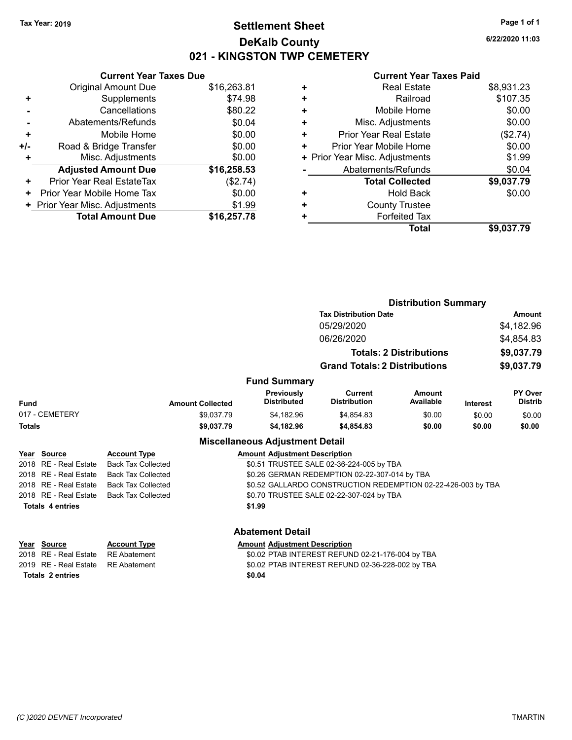Tax Year: 2019

# Settlement Sheet

## DeKalb County

## 021 - KINGSTON TWP CEMETERY

6/22/2020 11:03

### Current Year Taxes Due

| | | |
|---|---|---|
| | Original Amount Due | $16,263.81 |
| + | Supplements | $74.98 |
| - | Cancellations | $80.22 |
| - | Abatements/Refunds | $0.04 |
| + | Mobile Home | $0.00 |
| +/- | Road & Bridge Transfer | $0.00 |
| + | Misc. Adjustments | $0.00 |
| | **Adjusted Amount Due** | **$16,258.53** |
| + | Prior Year Real EstateTax | ($2.74) |
| + | Prior Year Mobile Home Tax | $0.00 |
| + | Prior Year Misc. Adjustments | $1.99 |
| | **Total Amount Due** | **$16,257.78** |

### Current Year Taxes Paid

| | | |
|---|---|---|
| + | Real Estate | $8,931.23 |
| + | Railroad | $107.35 |
| + | Mobile Home | $0.00 |
| + | Misc. Adjustments | $0.00 |
| + | Prior Year Real Estate | ($2.74) |
| + | Prior Year Mobile Home | $0.00 |
| + | Prior Year Misc. Adjustments | $1.99 |
| - | Abatements/Refunds | $0.04 |
| | **Total Collected** | **$9,037.79** |
| + | Hold Back | $0.00 |
| + | County Trustee | |
| + | Forfeited Tax | |
| | **Total** | **$9,037.79** |

### Distribution Summary

| Tax Distribution Date | Amount |
|---|---|
| 05/29/2020 | $4,182.96 |
| 06/26/2020 | $4,854.83 |
| **Totals: 2 Distributions** | **$9,037.79** |
| **Grand Totals: 2 Distributions** | **$9,037.79** |

### Fund Summary

| Fund | Amount Collected | Previously Distributed | Current Distribution | Amount Available | Interest | PY Over Distrib |
|---|---|---|---|---|---|---|
| 017 - CEMETERY | $9,037.79 | $4,182.96 | $4,854.83 | $0.00 | $0.00 | $0.00 |
| **Totals** | **$9,037.79** | **$4,182.96** | **$4,854.83** | **$0.00** | **$0.00** | **$0.00** |

### Miscellaneous Adjustment Detail

| Year | Source | Account Type | Amount | Adjustment Description |
|---|---|---|---|---|
| 2018 | RE - Real Estate | Back Tax Collected | $0.51 | TRUSTEE SALE 02-36-224-005 by TBA |
| 2018 | RE - Real Estate | Back Tax Collected | $0.26 | GERMAN REDEMPTION 02-22-307-014 by TBA |
| 2018 | RE - Real Estate | Back Tax Collected | $0.52 | GALLARDO CONSTRUCTION REDEMPTION 02-22-426-003 by TBA |
| 2018 | RE - Real Estate | Back Tax Collected | $0.70 | TRUSTEE SALE 02-22-307-024 by TBA |
| **Totals 4 entries** | | | **$1.99** | |

### Abatement Detail

| Year | Source | Account Type | Amount | Adjustment Description |
|---|---|---|---|---|
| 2018 | RE - Real Estate | RE Abatement | $0.02 | PTAB INTEREST REFUND 02-21-176-004 by TBA |
| 2019 | RE - Real Estate | RE Abatement | $0.02 | PTAB INTEREST REFUND 02-36-228-002 by TBA |
| **Totals 2 entries** | | | **$0.04** | |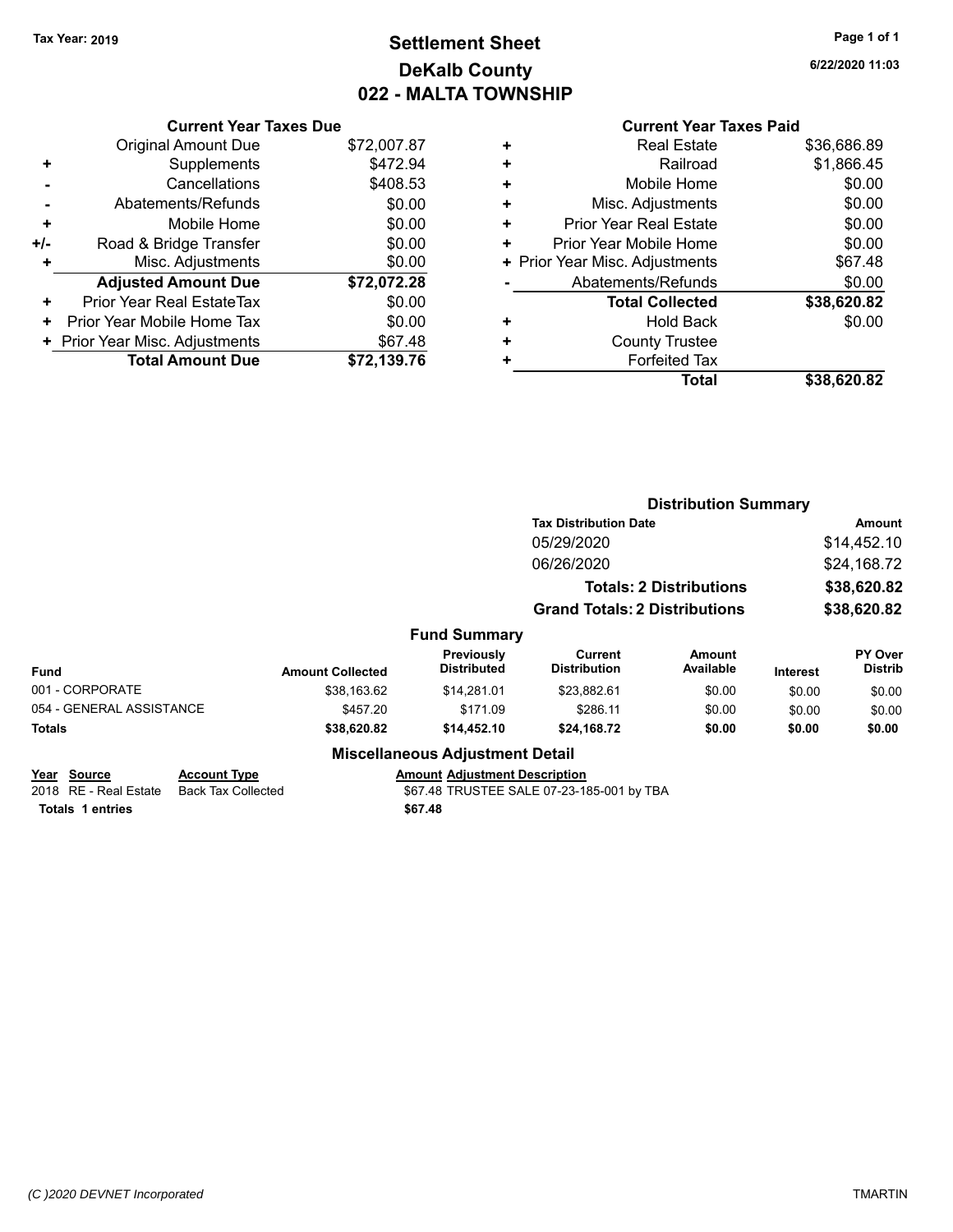Tax Year: 2019

# Settlement Sheet
## DeKalb County
## 022 - MALTA TOWNSHIP

6/22/2020 11:03

### Current Year Taxes Due

| | | |
|---|---|---|
| | Original Amount Due | $72,007.87 |
| + | Supplements | $472.94 |
| - | Cancellations | $408.53 |
| - | Abatements/Refunds | $0.00 |
| + | Mobile Home | $0.00 |
| +/- | Road & Bridge Transfer | $0.00 |
| + | Misc. Adjustments | $0.00 |
| | **Adjusted Amount Due** | **$72,072.28** |
| + | Prior Year Real EstateTax | $0.00 |
| + | Prior Year Mobile Home Tax | $0.00 |
| + | Prior Year Misc. Adjustments | $67.48 |
| | **Total Amount Due** | **$72,139.76** |

### Current Year Taxes Paid

| | | |
|---|---|---|
| + | Real Estate | $36,686.89 |
| + | Railroad | $1,866.45 |
| + | Mobile Home | $0.00 |
| + | Misc. Adjustments | $0.00 |
| + | Prior Year Real Estate | $0.00 |
| + | Prior Year Mobile Home | $0.00 |
| + | Prior Year Misc. Adjustments | $67.48 |
| - | Abatements/Refunds | $0.00 |
| | **Total Collected** | **$38,620.82** |
| + | Hold Back | $0.00 |
| + | County Trustee | |
| + | Forfeited Tax | |
| | **Total** | **$38,620.82** |

### Distribution Summary

| Tax Distribution Date | Amount |
|---|---|
| 05/29/2020 | $14,452.10 |
| 06/26/2020 | $24,168.72 |
| **Totals: 2 Distributions** | **$38,620.82** |
| **Grand Totals: 2 Distributions** | **$38,620.82** |

### Fund Summary

| Fund | Amount Collected | Previously Distributed | Current Distribution | Amount Available | Interest | PY Over Distrib |
|---|---|---|---|---|---|---|
| 001 - CORPORATE | $38,163.62 | $14,281.01 | $23,882.61 | $0.00 | $0.00 | $0.00 |
| 054 - GENERAL ASSISTANCE | $457.20 | $171.09 | $286.11 | $0.00 | $0.00 | $0.00 |
| **Totals** | **$38,620.82** | **$14,452.10** | **$24,168.72** | **$0.00** | **$0.00** | **$0.00** |

### Miscellaneous Adjustment Detail

| Year | Source | Account Type | Amount | Adjustment Description |
|---|---|---|---|---|
| 2018 | RE - Real Estate | Back Tax Collected | $67.48 | TRUSTEE SALE 07-23-185-001 by TBA |
| **Totals** | **1 entries** | | **$67.48** | |

(C )2020 DEVNET Incorporated

TMARTIN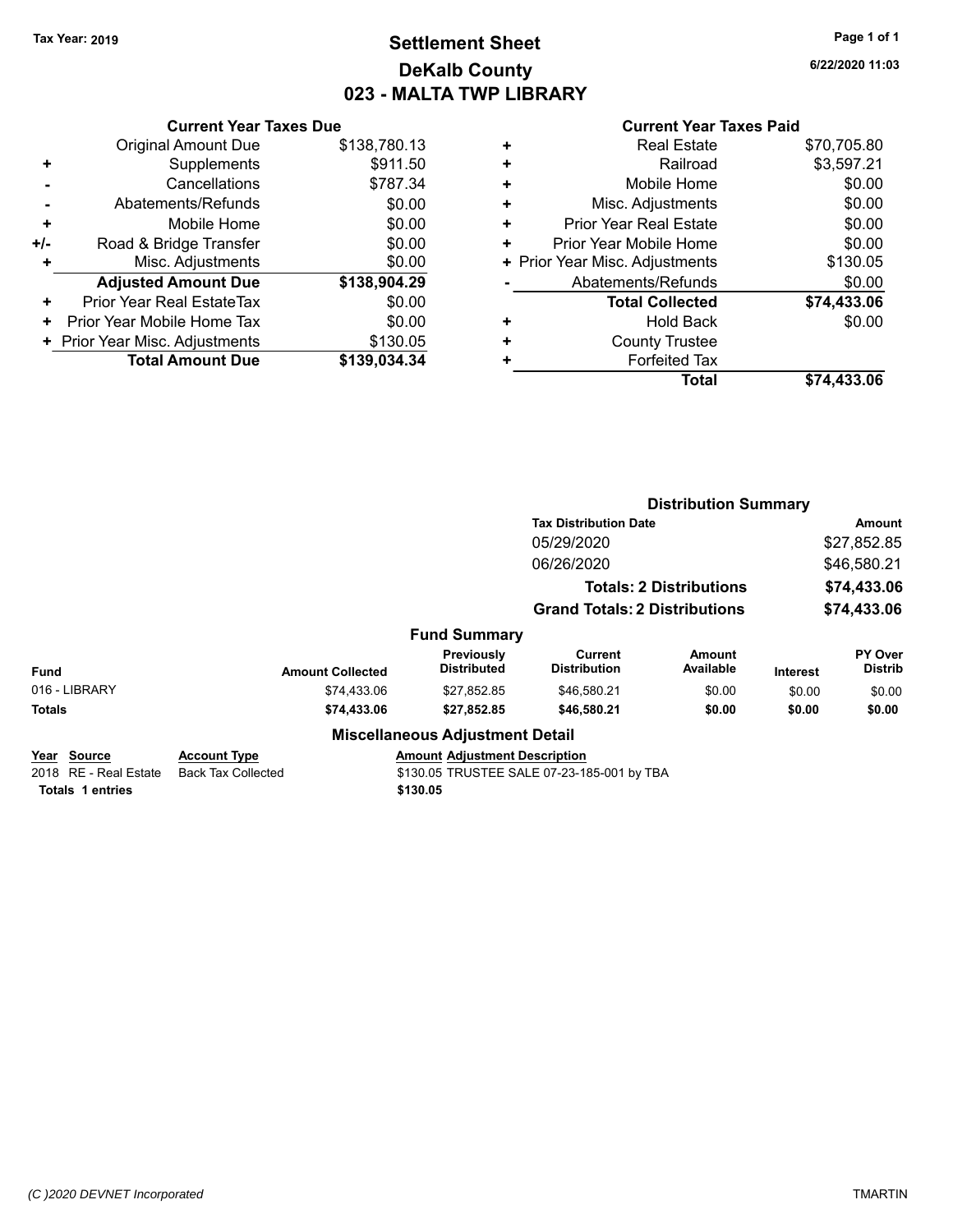Tax Year: 2019

# Settlement Sheet
## DeKalb County
## 023 - MALTA TWP LIBRARY

6/22/2020 11:03

**Current Year Taxes Due**

| | | |
|---|---|---|
| | Original Amount Due | $138,780.13 |
| + | Supplements | $911.50 |
| - | Cancellations | $787.34 |
| - | Abatements/Refunds | $0.00 |
| + | Mobile Home | $0.00 |
| +/- | Road & Bridge Transfer | $0.00 |
| + | Misc. Adjustments | $0.00 |
| | **Adjusted Amount Due** | **$138,904.29** |
| + | Prior Year Real EstateTax | $0.00 |
| + | Prior Year Mobile Home Tax | $0.00 |
| + | Prior Year Misc. Adjustments | $130.05 |
| | **Total Amount Due** | **$139,034.34** |

**Current Year Taxes Paid**

| | | |
|---|---|---|
| + | Real Estate | $70,705.80 |
| + | Railroad | $3,597.21 |
| + | Mobile Home | $0.00 |
| + | Misc. Adjustments | $0.00 |
| + | Prior Year Real Estate | $0.00 |
| + | Prior Year Mobile Home | $0.00 |
| + | Prior Year Misc. Adjustments | $130.05 |
| - | Abatements/Refunds | $0.00 |
| | **Total Collected** | **$74,433.06** |
| + | Hold Back | $0.00 |
| + | County Trustee | |
| + | Forfeited Tax | |
| | **Total** | **$74,433.06** |

**Distribution Summary**

| Tax Distribution Date | Amount |
|---|---|
| 05/29/2020 | $27,852.85 |
| 06/26/2020 | $46,580.21 |
| **Totals: 2 Distributions** | **$74,433.06** |
| **Grand Totals: 2 Distributions** | **$74,433.06** |

**Fund Summary**

| Fund | Amount Collected | Previously Distributed | Current Distribution | Amount Available | Interest | PY Over Distrib |
|---|---|---|---|---|---|---|
| 016 - LIBRARY | $74,433.06 | $27,852.85 | $46,580.21 | $0.00 | $0.00 | $0.00 |
| **Totals** | **$74,433.06** | **$27,852.85** | **$46,580.21** | **$0.00** | **$0.00** | **$0.00** |

**Miscellaneous Adjustment Detail**

| Year | Source | Account Type | Amount | Adjustment Description |
|---|---|---|---|---|
| 2018 | RE - Real Estate | Back Tax Collected | $130.05 | TRUSTEE SALE 07-23-185-001 by TBA |
| **Totals** | **1 entries** | | **$130.05** | |

(C )2020 DEVNET Incorporated

TMARTIN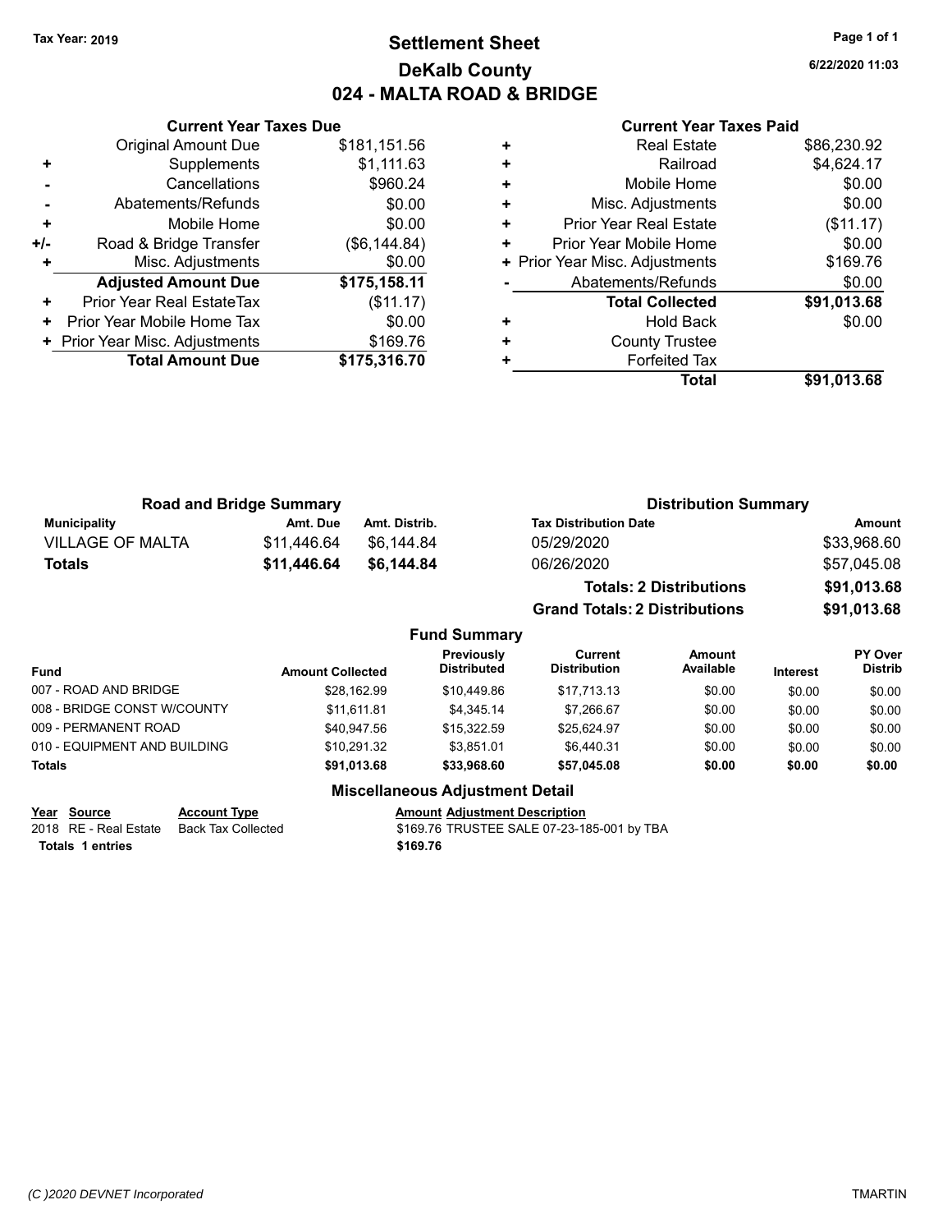Tax Year: 2019

# Settlement Sheet
## DeKalb County
## 024 - MALTA ROAD & BRIDGE

6/22/2020 11:03

### Current Year Taxes Due

| | | |
|---|---|---|
| | Original Amount Due | $181,151.56 |
| + | Supplements | $1,111.63 |
| - | Cancellations | $960.24 |
| - | Abatements/Refunds | $0.00 |
| + | Mobile Home | $0.00 |
| +/- | Road & Bridge Transfer | ($6,144.84) |
| + | Misc. Adjustments | $0.00 |
| | **Adjusted Amount Due** | **$175,158.11** |
| + | Prior Year Real EstateTax | ($11.17) |
| + | Prior Year Mobile Home Tax | $0.00 |
| + | Prior Year Misc. Adjustments | $169.76 |
| | **Total Amount Due** | **$175,316.70** |

### Current Year Taxes Paid

| | | |
|---|---|---|
| + | Real Estate | $86,230.92 |
| + | Railroad | $4,624.17 |
| + | Mobile Home | $0.00 |
| + | Misc. Adjustments | $0.00 |
| + | Prior Year Real Estate | ($11.17) |
| + | Prior Year Mobile Home | $0.00 |
| + | Prior Year Misc. Adjustments | $169.76 |
| - | Abatements/Refunds | $0.00 |
| | **Total Collected** | **$91,013.68** |
| + | Hold Back | $0.00 |
| + | County Trustee | |
| + | Forfeited Tax | |
| | **Total** | **$91,013.68** |

### Road and Bridge Summary

| Municipality | Amt. Due | Amt. Distrib. |
|---|---|---|
| VILLAGE OF MALTA | $11,446.64 | $6,144.84 |
| **Totals** | **$11,446.64** | **$6,144.84** |

### Distribution Summary

| Tax Distribution Date | Amount |
|---|---|
| 05/29/2020 | $33,968.60 |
| 06/26/2020 | $57,045.08 |
| **Totals: 2 Distributions** | **$91,013.68** |
| **Grand Totals: 2 Distributions** | **$91,013.68** |

### Fund Summary

| Fund | Amount Collected | Previously Distributed | Current Distribution | Amount Available | Interest | PY Over Distrib |
|---|---|---|---|---|---|---|
| 007 - ROAD AND BRIDGE | $28,162.99 | $10,449.86 | $17,713.13 | $0.00 | $0.00 | $0.00 |
| 008 - BRIDGE CONST W/COUNTY | $11,611.81 | $4,345.14 | $7,266.67 | $0.00 | $0.00 | $0.00 |
| 009 - PERMANENT ROAD | $40,947.56 | $15,322.59 | $25,624.97 | $0.00 | $0.00 | $0.00 |
| 010 - EQUIPMENT AND BUILDING | $10,291.32 | $3,851.01 | $6,440.31 | $0.00 | $0.00 | $0.00 |
| **Totals** | **$91,013.68** | **$33,968.60** | **$57,045.08** | **$0.00** | **$0.00** | **$0.00** |

### Miscellaneous Adjustment Detail

| Year | Source | Account Type | Amount | Adjustment Description |
|---|---|---|---|---|
| 2018 | RE - Real Estate | Back Tax Collected | $169.76 | TRUSTEE SALE 07-23-185-001 by TBA |
| **Totals** | **1 entries** | | **$169.76** | |

(C )2020 DEVNET Incorporated

TMARTIN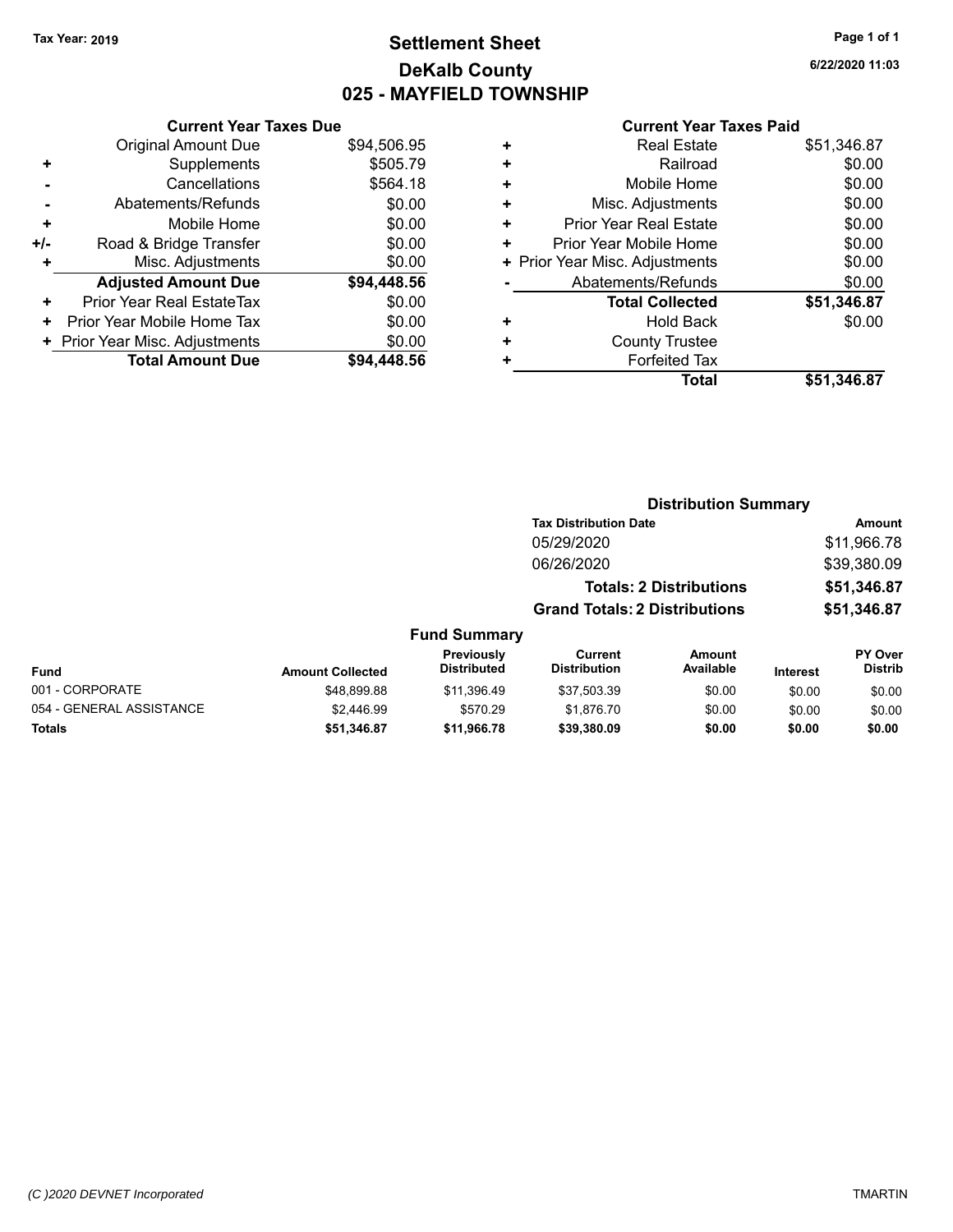Tax Year: 2019

# Settlement Sheet
## DeKalb County
## 025 - MAYFIELD TOWNSHIP

6/22/2020 11:03

### Current Year Taxes Due

| | | |
|---|---|---|
| | Original Amount Due | $94,506.95 |
| + | Supplements | $505.79 |
| - | Cancellations | $564.18 |
| - | Abatements/Refunds | $0.00 |
| + | Mobile Home | $0.00 |
| +/- | Road & Bridge Transfer | $0.00 |
| + | Misc. Adjustments | $0.00 |
| | **Adjusted Amount Due** | **$94,448.56** |
| + | Prior Year Real EstateTax | $0.00 |
| + | Prior Year Mobile Home Tax | $0.00 |
| + | Prior Year Misc. Adjustments | $0.00 |
| | **Total Amount Due** | **$94,448.56** |

### Current Year Taxes Paid

| | | |
|---|---|---|
| + | Real Estate | $51,346.87 |
| + | Railroad | $0.00 |
| + | Mobile Home | $0.00 |
| + | Misc. Adjustments | $0.00 |
| + | Prior Year Real Estate | $0.00 |
| + | Prior Year Mobile Home | $0.00 |
| + | Prior Year Misc. Adjustments | $0.00 |
| - | Abatements/Refunds | $0.00 |
| | **Total Collected** | **$51,346.87** |
| + | Hold Back | $0.00 |
| + | County Trustee | |
| + | Forfeited Tax | |
| | **Total** | **$51,346.87** |

### Distribution Summary

| Tax Distribution Date | Amount |
|---|---|
| 05/29/2020 | $11,966.78 |
| 06/26/2020 | $39,380.09 |
| **Totals: 2 Distributions** | **$51,346.87** |
| **Grand Totals: 2 Distributions** | **$51,346.87** |

### Fund Summary

| Fund | Amount Collected | Previously Distributed | Current Distribution | Amount Available | Interest | PY Over Distrib |
|---|---|---|---|---|---|---|
| 001 - CORPORATE | $48,899.88 | $11,396.49 | $37,503.39 | $0.00 | $0.00 | $0.00 |
| 054 - GENERAL ASSISTANCE | $2,446.99 | $570.29 | $1,876.70 | $0.00 | $0.00 | $0.00 |
| **Totals** | **$51,346.87** | **$11,966.78** | **$39,380.09** | **$0.00** | **$0.00** | **$0.00** |

(C )2020 DEVNET Incorporated

TMARTIN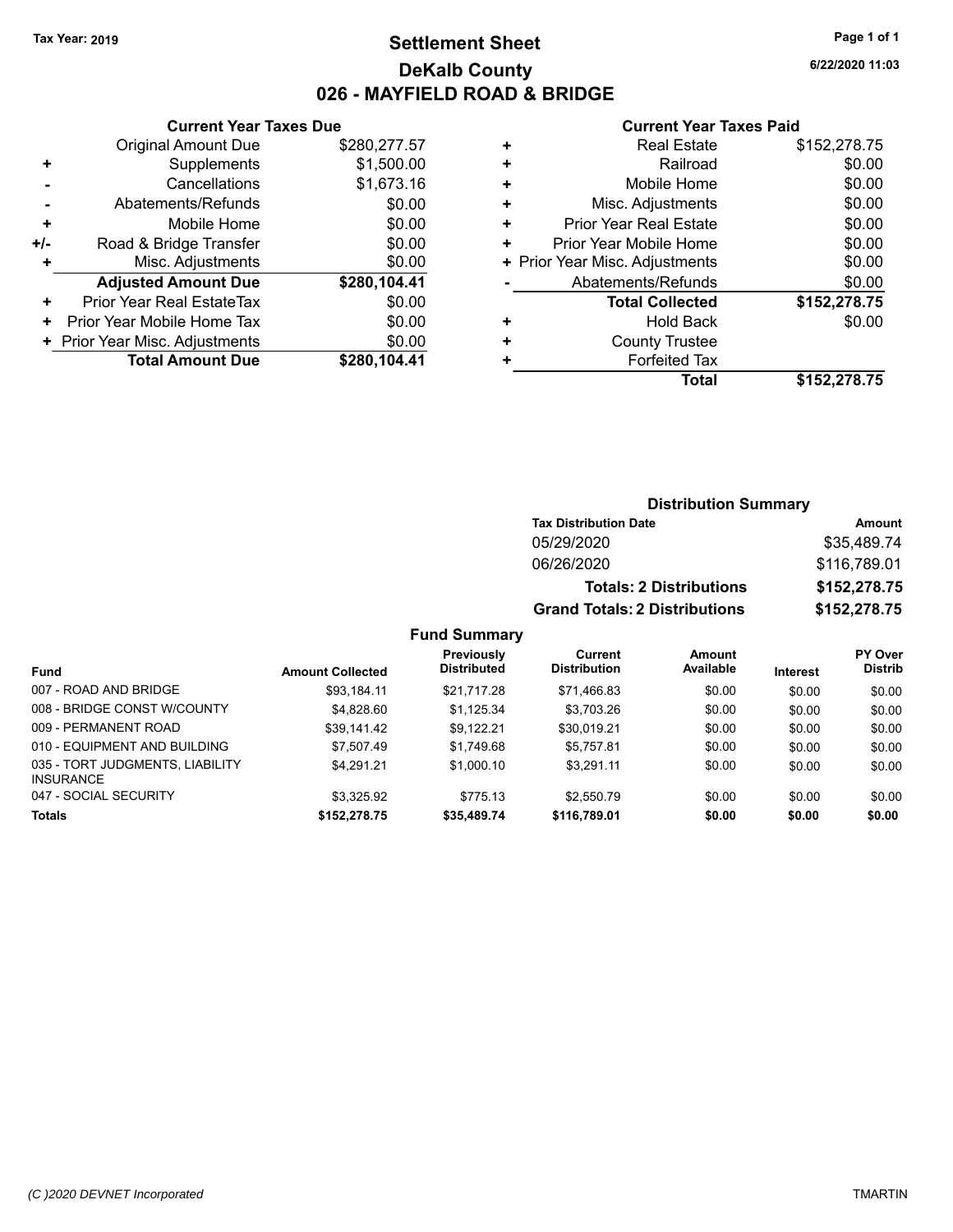Tax Year: 2019

# Settlement Sheet

## DeKalb County

## 026 - MAYFIELD ROAD & BRIDGE

6/22/2020 11:03

### Current Year Taxes Due

| | | |
|---|---|---|
| | Original Amount Due | $280,277.57 |
| + | Supplements | $1,500.00 |
| - | Cancellations | $1,673.16 |
| - | Abatements/Refunds | $0.00 |
| + | Mobile Home | $0.00 |
| +/- | Road & Bridge Transfer | $0.00 |
| + | Misc. Adjustments | $0.00 |
| | **Adjusted Amount Due** | **$280,104.41** |
| + | Prior Year Real EstateTax | $0.00 |
| + | Prior Year Mobile Home Tax | $0.00 |
| + | Prior Year Misc. Adjustments | $0.00 |
| | **Total Amount Due** | **$280,104.41** |

### Current Year Taxes Paid

| | | |
|---|---|---|
| + | Real Estate | $152,278.75 |
| + | Railroad | $0.00 |
| + | Mobile Home | $0.00 |
| + | Misc. Adjustments | $0.00 |
| + | Prior Year Real Estate | $0.00 |
| + | Prior Year Mobile Home | $0.00 |
| + | Prior Year Misc. Adjustments | $0.00 |
| - | Abatements/Refunds | $0.00 |
| | **Total Collected** | **$152,278.75** |
| + | Hold Back | $0.00 |
| + | County Trustee | |
| + | Forfeited Tax | |
| | **Total** | **$152,278.75** |

### Distribution Summary

| Tax Distribution Date | Amount |
|---|---|
| 05/29/2020 | $35,489.74 |
| 06/26/2020 | $116,789.01 |
| **Totals: 2 Distributions** | **$152,278.75** |
| **Grand Totals: 2 Distributions** | **$152,278.75** |

### Fund Summary

| Fund | Amount Collected | Previously Distributed | Current Distribution | Amount Available | Interest | PY Over Distrib |
|---|---|---|---|---|---|---|
| 007 - ROAD AND BRIDGE | $93,184.11 | $21,717.28 | $71,466.83 | $0.00 | $0.00 | $0.00 |
| 008 - BRIDGE CONST W/COUNTY | $4,828.60 | $1,125.34 | $3,703.26 | $0.00 | $0.00 | $0.00 |
| 009 - PERMANENT ROAD | $39,141.42 | $9,122.21 | $30,019.21 | $0.00 | $0.00 | $0.00 |
| 010 - EQUIPMENT AND BUILDING | $7,507.49 | $1,749.68 | $5,757.81 | $0.00 | $0.00 | $0.00 |
| 035 - TORT JUDGMENTS, LIABILITY INSURANCE | $4,291.21 | $1,000.10 | $3,291.11 | $0.00 | $0.00 | $0.00 |
| 047 - SOCIAL SECURITY | $3,325.92 | $775.13 | $2,550.79 | $0.00 | $0.00 | $0.00 |
| **Totals** | **$152,278.75** | **$35,489.74** | **$116,789.01** | **$0.00** | **$0.00** | **$0.00** |

(C )2020 DEVNET Incorporated TMARTIN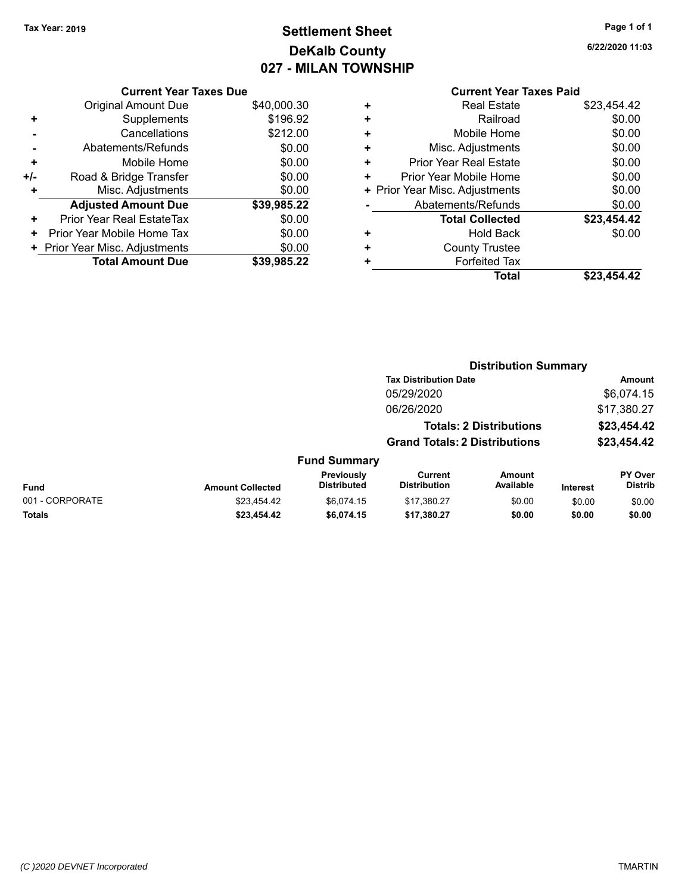Tax Year: 2019

# Settlement Sheet
## DeKalb County
## 027 - MILAN TOWNSHIP

6/22/2020 11:03

### Current Year Taxes Due

| | | |
|---|---|---|
| | Original Amount Due | $40,000.30 |
| + | Supplements | $196.92 |
| - | Cancellations | $212.00 |
| - | Abatements/Refunds | $0.00 |
| + | Mobile Home | $0.00 |
| +/- | Road & Bridge Transfer | $0.00 |
| + | Misc. Adjustments | $0.00 |
| | **Adjusted Amount Due** | **$39,985.22** |
| + | Prior Year Real EstateTax | $0.00 |
| + | Prior Year Mobile Home Tax | $0.00 |
| + | Prior Year Misc. Adjustments | $0.00 |
| | **Total Amount Due** | **$39,985.22** |

### Current Year Taxes Paid

| | | |
|---|---|---|
| + | Real Estate | $23,454.42 |
| + | Railroad | $0.00 |
| + | Mobile Home | $0.00 |
| + | Misc. Adjustments | $0.00 |
| + | Prior Year Real Estate | $0.00 |
| + | Prior Year Mobile Home | $0.00 |
| + | Prior Year Misc. Adjustments | $0.00 |
| - | Abatements/Refunds | $0.00 |
| | **Total Collected** | **$23,454.42** |
| + | Hold Back | $0.00 |
| + | County Trustee | |
| + | Forfeited Tax | |
| | **Total** | **$23,454.42** |

### Distribution Summary

| Tax Distribution Date | Amount |
|---|---|
| 05/29/2020 | $6,074.15 |
| 06/26/2020 | $17,380.27 |
| **Totals: 2 Distributions** | **$23,454.42** |
| **Grand Totals: 2 Distributions** | **$23,454.42** |

### Fund Summary

| Fund | Amount Collected | Previously Distributed | Current Distribution | Amount Available | Interest | PY Over Distrib |
|---|---|---|---|---|---|---|
| 001 - CORPORATE | $23,454.42 | $6,074.15 | $17,380.27 | $0.00 | $0.00 | $0.00 |
| **Totals** | **$23,454.42** | **$6,074.15** | **$17,380.27** | **$0.00** | **$0.00** | **$0.00** |

*(C )2020 DEVNET Incorporated* TMARTIN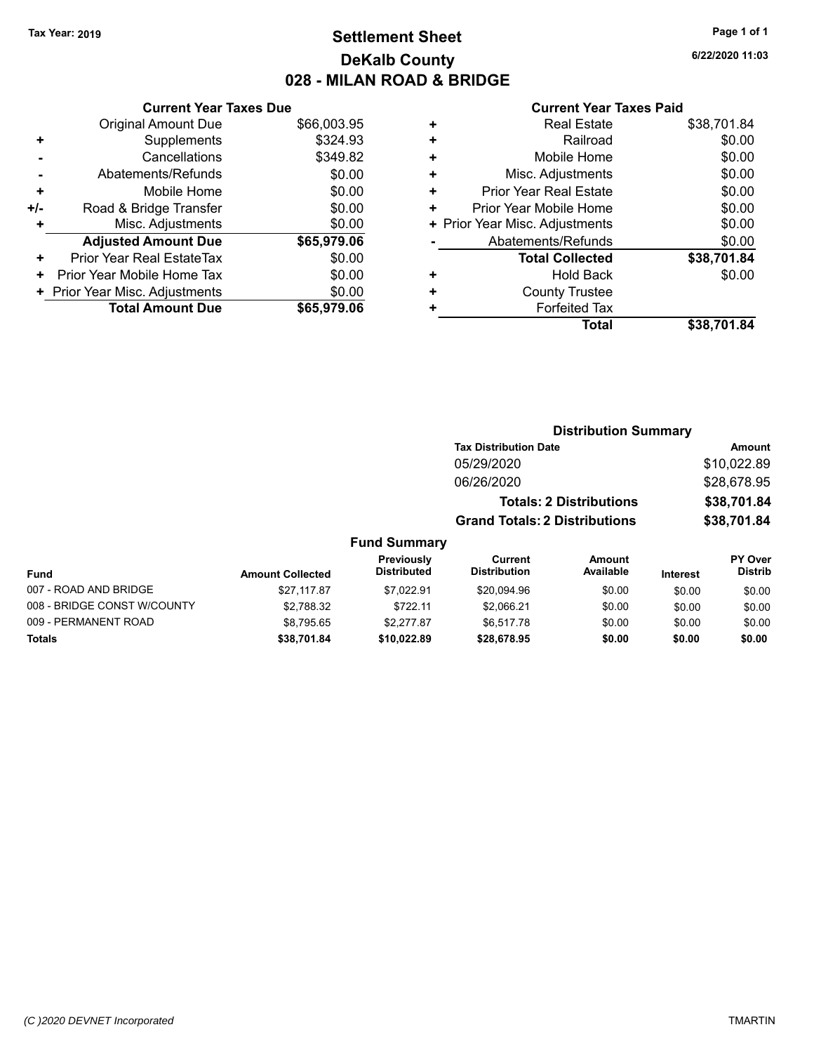Tax Year: 2019

# Settlement Sheet
## DeKalb County
## 028 - MILAN ROAD & BRIDGE

6/22/2020 11:03

### Current Year Taxes Due

| | | |
|---|---|---|
| | Original Amount Due | $66,003.95 |
| + | Supplements | $324.93 |
| - | Cancellations | $349.82 |
| - | Abatements/Refunds | $0.00 |
| + | Mobile Home | $0.00 |
| +/- | Road & Bridge Transfer | $0.00 |
| + | Misc. Adjustments | $0.00 |
| | **Adjusted Amount Due** | **$65,979.06** |
| + | Prior Year Real EstateTax | $0.00 |
| + | Prior Year Mobile Home Tax | $0.00 |
| + | Prior Year Misc. Adjustments | $0.00 |
| | **Total Amount Due** | **$65,979.06** |

### Current Year Taxes Paid

| | | |
|---|---|---|
| + | Real Estate | $38,701.84 |
| + | Railroad | $0.00 |
| + | Mobile Home | $0.00 |
| + | Misc. Adjustments | $0.00 |
| + | Prior Year Real Estate | $0.00 |
| + | Prior Year Mobile Home | $0.00 |
| + | Prior Year Misc. Adjustments | $0.00 |
| - | Abatements/Refunds | $0.00 |
| | **Total Collected** | **$38,701.84** |
| + | Hold Back | $0.00 |
| + | County Trustee | |
| + | Forfeited Tax | |
| | **Total** | **$38,701.84** |

### Distribution Summary

| Tax Distribution Date | Amount |
|---|---|
| 05/29/2020 | $10,022.89 |
| 06/26/2020 | $28,678.95 |
| **Totals: 2 Distributions** | **$38,701.84** |
| **Grand Totals: 2 Distributions** | **$38,701.84** |

### Fund Summary

| Fund | Amount Collected | Previously Distributed | Current Distribution | Amount Available | Interest | PY Over Distrib |
|---|---|---|---|---|---|---|
| 007 - ROAD AND BRIDGE | $27,117.87 | $7,022.91 | $20,094.96 | $0.00 | $0.00 | $0.00 |
| 008 - BRIDGE CONST W/COUNTY | $2,788.32 | $722.11 | $2,066.21 | $0.00 | $0.00 | $0.00 |
| 009 - PERMANENT ROAD | $8,795.65 | $2,277.87 | $6,517.78 | $0.00 | $0.00 | $0.00 |
| **Totals** | **$38,701.84** | **$10,022.89** | **$28,678.95** | **$0.00** | **$0.00** | **$0.00** |

(C )2020 DEVNET Incorporated TMARTIN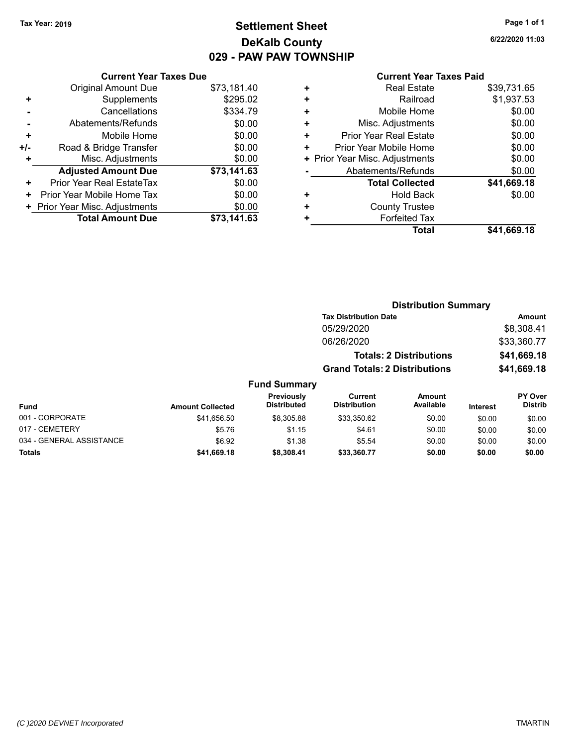Tax Year: 2019

# Settlement Sheet

## DeKalb County

## 029 - PAW PAW TOWNSHIP

6/22/2020 11:03

### Current Year Taxes Due

| | | |
|---|---|---|
| | Original Amount Due | $73,181.40 |
| + | Supplements | $295.02 |
| - | Cancellations | $334.79 |
| - | Abatements/Refunds | $0.00 |
| + | Mobile Home | $0.00 |
| +/- | Road & Bridge Transfer | $0.00 |
| + | Misc. Adjustments | $0.00 |
| | **Adjusted Amount Due** | **$73,141.63** |
| + | Prior Year Real EstateTax | $0.00 |
| + | Prior Year Mobile Home Tax | $0.00 |
| + | Prior Year Misc. Adjustments | $0.00 |
| | **Total Amount Due** | **$73,141.63** |

### Current Year Taxes Paid

| | | |
|---|---|---|
| + | Real Estate | $39,731.65 |
| + | Railroad | $1,937.53 |
| + | Mobile Home | $0.00 |
| + | Misc. Adjustments | $0.00 |
| + | Prior Year Real Estate | $0.00 |
| + | Prior Year Mobile Home | $0.00 |
| + | Prior Year Misc. Adjustments | $0.00 |
| - | Abatements/Refunds | $0.00 |
| | **Total Collected** | **$41,669.18** |
| + | Hold Back | $0.00 |
| + | County Trustee | |
| + | Forfeited Tax | |
| | **Total** | **$41,669.18** |

### Distribution Summary

| Tax Distribution Date | Amount |
|---|---|
| 05/29/2020 | $8,308.41 |
| 06/26/2020 | $33,360.77 |
| **Totals: 2 Distributions** | **$41,669.18** |
| **Grand Totals: 2 Distributions** | **$41,669.18** |

### Fund Summary

| Fund | Amount Collected | Previously Distributed | Current Distribution | Amount Available | Interest | PY Over Distrib |
|---|---|---|---|---|---|---|
| 001 - CORPORATE | $41,656.50 | $8,305.88 | $33,350.62 | $0.00 | $0.00 | $0.00 |
| 017 - CEMETERY | $5.76 | $1.15 | $4.61 | $0.00 | $0.00 | $0.00 |
| 034 - GENERAL ASSISTANCE | $6.92 | $1.38 | $5.54 | $0.00 | $0.00 | $0.00 |
| **Totals** | **$41,669.18** | **$8,308.41** | **$33,360.77** | **$0.00** | **$0.00** | **$0.00** |

(C )2020 DEVNET Incorporated

TMARTIN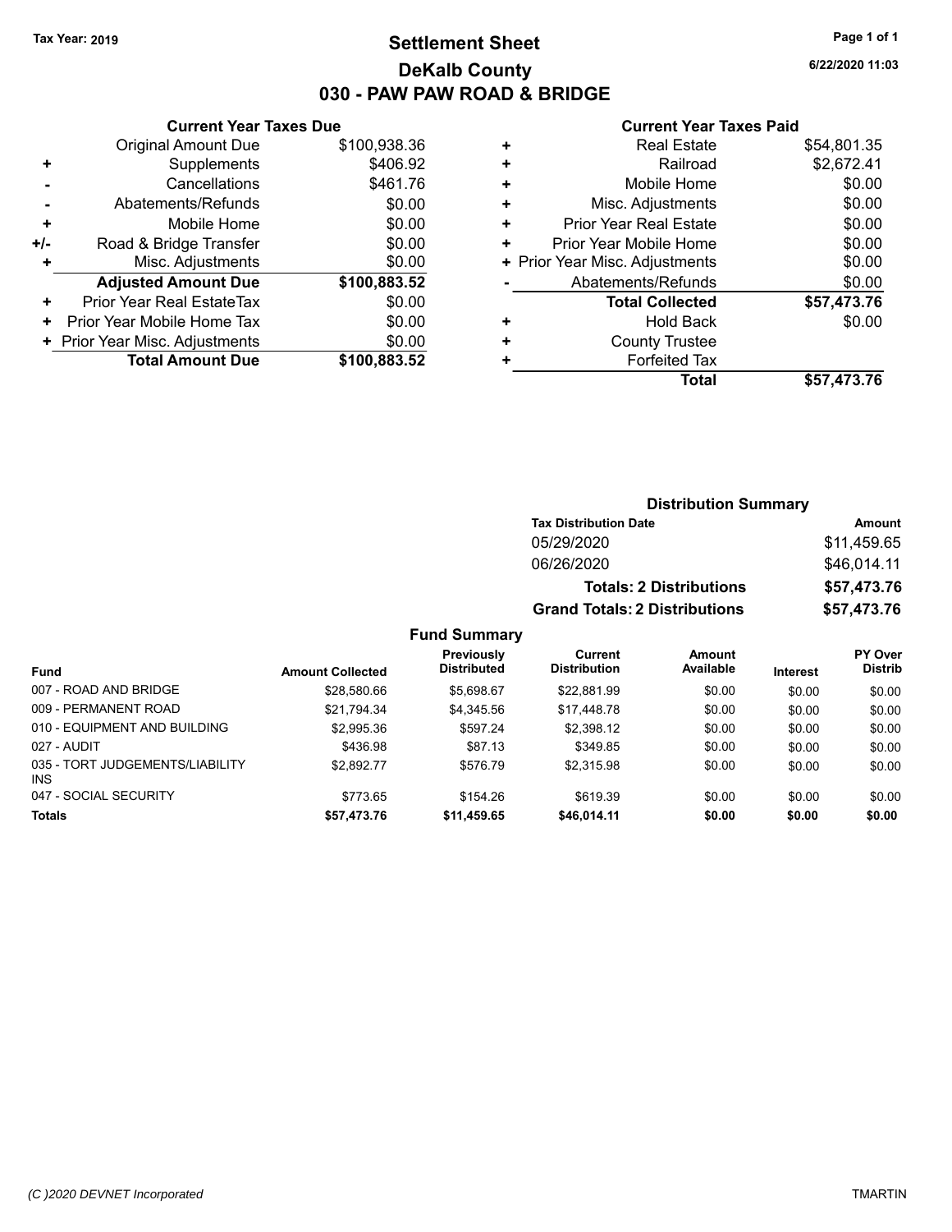Tax Year: 2019

# Settlement Sheet

## DeKalb County

## 030 - PAW PAW ROAD & BRIDGE

6/22/2020 11:03

### Current Year Taxes Due

| | | |
|---|---|---|
| | Original Amount Due | $100,938.36 |
| + | Supplements | $406.92 |
| - | Cancellations | $461.76 |
| - | Abatements/Refunds | $0.00 |
| + | Mobile Home | $0.00 |
| +/- | Road & Bridge Transfer | $0.00 |
| + | Misc. Adjustments | $0.00 |
| | **Adjusted Amount Due** | **$100,883.52** |
| + | Prior Year Real EstateTax | $0.00 |
| + | Prior Year Mobile Home Tax | $0.00 |
| + | Prior Year Misc. Adjustments | $0.00 |
| | **Total Amount Due** | **$100,883.52** |

### Current Year Taxes Paid

| | | |
|---|---|---|
| + | Real Estate | $54,801.35 |
| + | Railroad | $2,672.41 |
| + | Mobile Home | $0.00 |
| + | Misc. Adjustments | $0.00 |
| + | Prior Year Real Estate | $0.00 |
| + | Prior Year Mobile Home | $0.00 |
| + | Prior Year Misc. Adjustments | $0.00 |
| - | Abatements/Refunds | $0.00 |
| | **Total Collected** | **$57,473.76** |
| + | Hold Back | $0.00 |
| + | County Trustee | |
| + | Forfeited Tax | |
| | **Total** | **$57,473.76** |

### Distribution Summary

| Tax Distribution Date | Amount |
|---|---|
| 05/29/2020 | $11,459.65 |
| 06/26/2020 | $46,014.11 |
| **Totals: 2 Distributions** | **$57,473.76** |
| **Grand Totals: 2 Distributions** | **$57,473.76** |

### Fund Summary

| Fund | Amount Collected | Previously Distributed | Current Distribution | Amount Available | Interest | PY Over Distrib |
|---|---|---|---|---|---|---|
| 007 - ROAD AND BRIDGE | $28,580.66 | $5,698.67 | $22,881.99 | $0.00 | $0.00 | $0.00 |
| 009 - PERMANENT ROAD | $21,794.34 | $4,345.56 | $17,448.78 | $0.00 | $0.00 | $0.00 |
| 010 - EQUIPMENT AND BUILDING | $2,995.36 | $597.24 | $2,398.12 | $0.00 | $0.00 | $0.00 |
| 027 - AUDIT | $436.98 | $87.13 | $349.85 | $0.00 | $0.00 | $0.00 |
| 035 - TORT JUDGEMENTS/LIABILITY INS | $2,892.77 | $576.79 | $2,315.98 | $0.00 | $0.00 | $0.00 |
| 047 - SOCIAL SECURITY | $773.65 | $154.26 | $619.39 | $0.00 | $0.00 | $0.00 |
| **Totals** | **$57,473.76** | **$11,459.65** | **$46,014.11** | **$0.00** | **$0.00** | **$0.00** |

(C )2020 DEVNET Incorporated — TMARTIN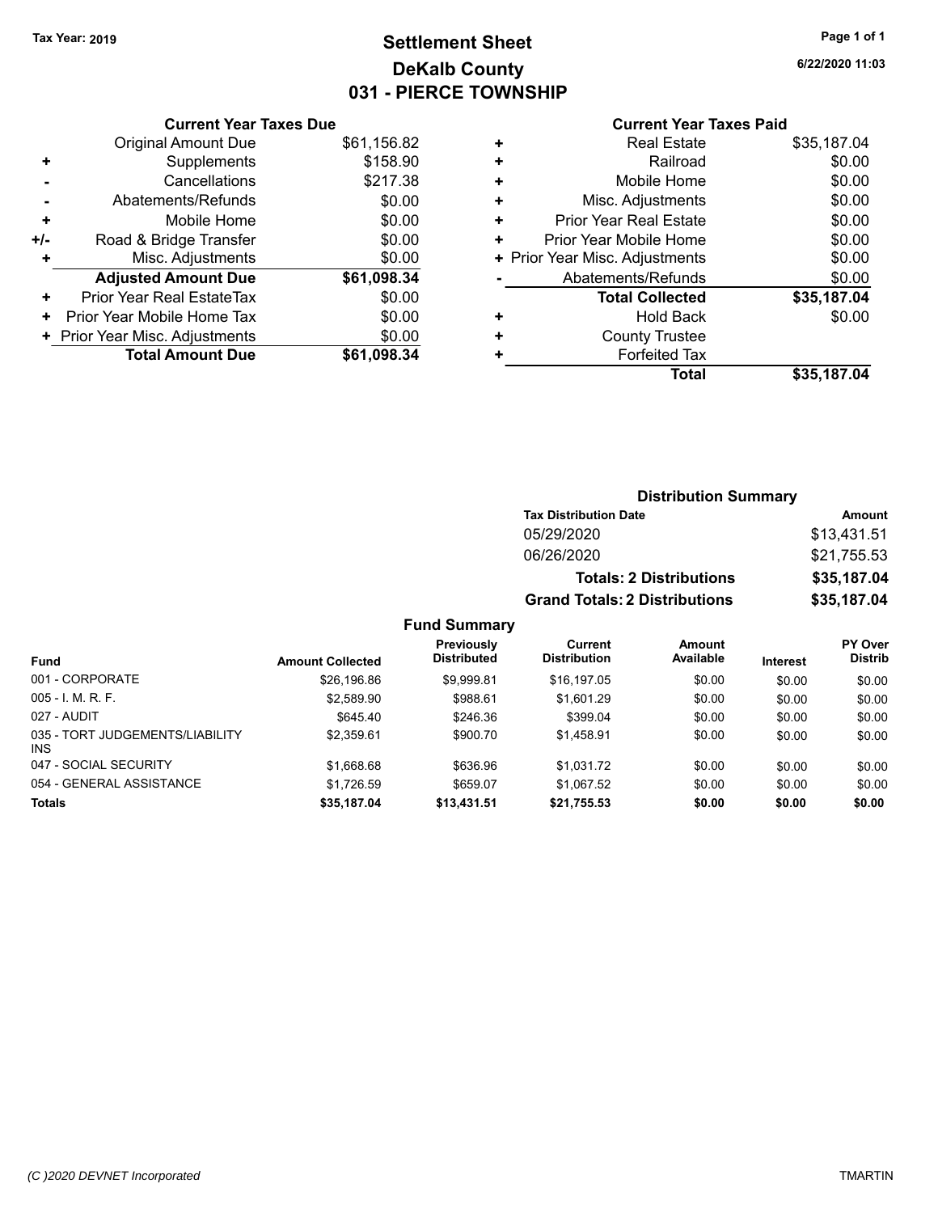Tax Year: 2019

# Settlement Sheet
## DeKalb County
## 031 - PIERCE TOWNSHIP

6/22/2020 11:03

### Current Year Taxes Due

| | | |
|---|---|---|
| | Original Amount Due | $61,156.82 |
| + | Supplements | $158.90 |
| - | Cancellations | $217.38 |
| - | Abatements/Refunds | $0.00 |
| + | Mobile Home | $0.00 |
| +/- | Road & Bridge Transfer | $0.00 |
| + | Misc. Adjustments | $0.00 |
| | **Adjusted Amount Due** | **$61,098.34** |
| + | Prior Year Real EstateTax | $0.00 |
| + | Prior Year Mobile Home Tax | $0.00 |
| + | Prior Year Misc. Adjustments | $0.00 |
| | **Total Amount Due** | **$61,098.34** |

### Current Year Taxes Paid

| | | |
|---|---|---|
| + | Real Estate | $35,187.04 |
| + | Railroad | $0.00 |
| + | Mobile Home | $0.00 |
| + | Misc. Adjustments | $0.00 |
| + | Prior Year Real Estate | $0.00 |
| + | Prior Year Mobile Home | $0.00 |
| + | Prior Year Misc. Adjustments | $0.00 |
| - | Abatements/Refunds | $0.00 |
| | **Total Collected** | **$35,187.04** |
| + | Hold Back | $0.00 |
| + | County Trustee | |
| + | Forfeited Tax | |
| | **Total** | **$35,187.04** |

### Distribution Summary

| Tax Distribution Date | Amount |
|---|---|
| 05/29/2020 | $13,431.51 |
| 06/26/2020 | $21,755.53 |
| **Totals: 2 Distributions** | **$35,187.04** |
| **Grand Totals: 2 Distributions** | **$35,187.04** |

### Fund Summary

| Fund | Amount Collected | Previously Distributed | Current Distribution | Amount Available | Interest | PY Over Distrib |
|---|---|---|---|---|---|---|
| 001 - CORPORATE | $26,196.86 | $9,999.81 | $16,197.05 | $0.00 | $0.00 | $0.00 |
| 005 - I. M. R. F. | $2,589.90 | $988.61 | $1,601.29 | $0.00 | $0.00 | $0.00 |
| 027 - AUDIT | $645.40 | $246.36 | $399.04 | $0.00 | $0.00 | $0.00 |
| 035 - TORT JUDGEMENTS/LIABILITY INS | $2,359.61 | $900.70 | $1,458.91 | $0.00 | $0.00 | $0.00 |
| 047 - SOCIAL SECURITY | $1,668.68 | $636.96 | $1,031.72 | $0.00 | $0.00 | $0.00 |
| 054 - GENERAL ASSISTANCE | $1,726.59 | $659.07 | $1,067.52 | $0.00 | $0.00 | $0.00 |
| **Totals** | **$35,187.04** | **$13,431.51** | **$21,755.53** | **$0.00** | **$0.00** | **$0.00** |

(C )2020 DEVNET Incorporated TMARTIN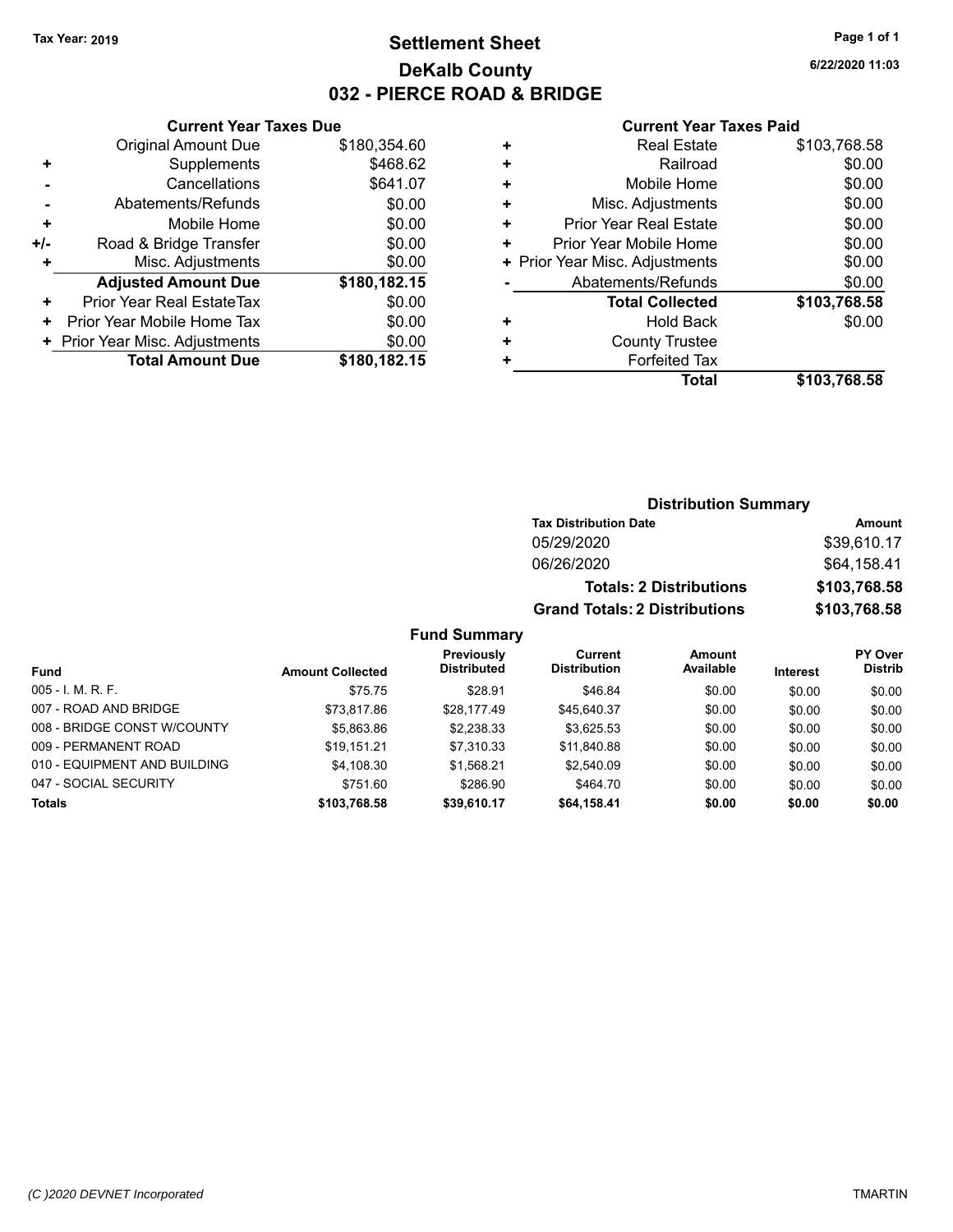Tax Year: 2019

# Settlement Sheet
## DeKalb County
## 032 - PIERCE ROAD & BRIDGE

6/22/2020 11:03

### Current Year Taxes Due

| | | |
|---|---|---|
| | Original Amount Due | $180,354.60 |
| + | Supplements | $468.62 |
| - | Cancellations | $641.07 |
| - | Abatements/Refunds | $0.00 |
| + | Mobile Home | $0.00 |
| +/- | Road & Bridge Transfer | $0.00 |
| + | Misc. Adjustments | $0.00 |
| | **Adjusted Amount Due** | **$180,182.15** |
| + | Prior Year Real EstateTax | $0.00 |
| + | Prior Year Mobile Home Tax | $0.00 |
| + | Prior Year Misc. Adjustments | $0.00 |
| | **Total Amount Due** | **$180,182.15** |

### Current Year Taxes Paid

| | | |
|---|---|---|
| + | Real Estate | $103,768.58 |
| + | Railroad | $0.00 |
| + | Mobile Home | $0.00 |
| + | Misc. Adjustments | $0.00 |
| + | Prior Year Real Estate | $0.00 |
| + | Prior Year Mobile Home | $0.00 |
| + | Prior Year Misc. Adjustments | $0.00 |
| - | Abatements/Refunds | $0.00 |
| | **Total Collected** | **$103,768.58** |
| + | Hold Back | $0.00 |
| + | County Trustee | |
| + | Forfeited Tax | |
| | **Total** | **$103,768.58** |

### Distribution Summary

| Tax Distribution Date | Amount |
|---|---|
| 05/29/2020 | $39,610.17 |
| 06/26/2020 | $64,158.41 |
| **Totals: 2 Distributions** | **$103,768.58** |
| **Grand Totals: 2 Distributions** | **$103,768.58** |

### Fund Summary

| Fund | Amount Collected | Previously Distributed | Current Distribution | Amount Available | Interest | PY Over Distrib |
|---|---|---|---|---|---|---|
| 005 - I. M. R. F. | $75.75 | $28.91 | $46.84 | $0.00 | $0.00 | $0.00 |
| 007 - ROAD AND BRIDGE | $73,817.86 | $28,177.49 | $45,640.37 | $0.00 | $0.00 | $0.00 |
| 008 - BRIDGE CONST W/COUNTY | $5,863.86 | $2,238.33 | $3,625.53 | $0.00 | $0.00 | $0.00 |
| 009 - PERMANENT ROAD | $19,151.21 | $7,310.33 | $11,840.88 | $0.00 | $0.00 | $0.00 |
| 010 - EQUIPMENT AND BUILDING | $4,108.30 | $1,568.21 | $2,540.09 | $0.00 | $0.00 | $0.00 |
| 047 - SOCIAL SECURITY | $751.60 | $286.90 | $464.70 | $0.00 | $0.00 | $0.00 |
| **Totals** | **$103,768.58** | **$39,610.17** | **$64,158.41** | **$0.00** | **$0.00** | **$0.00** |

(C )2020 DEVNET Incorporated

TMARTIN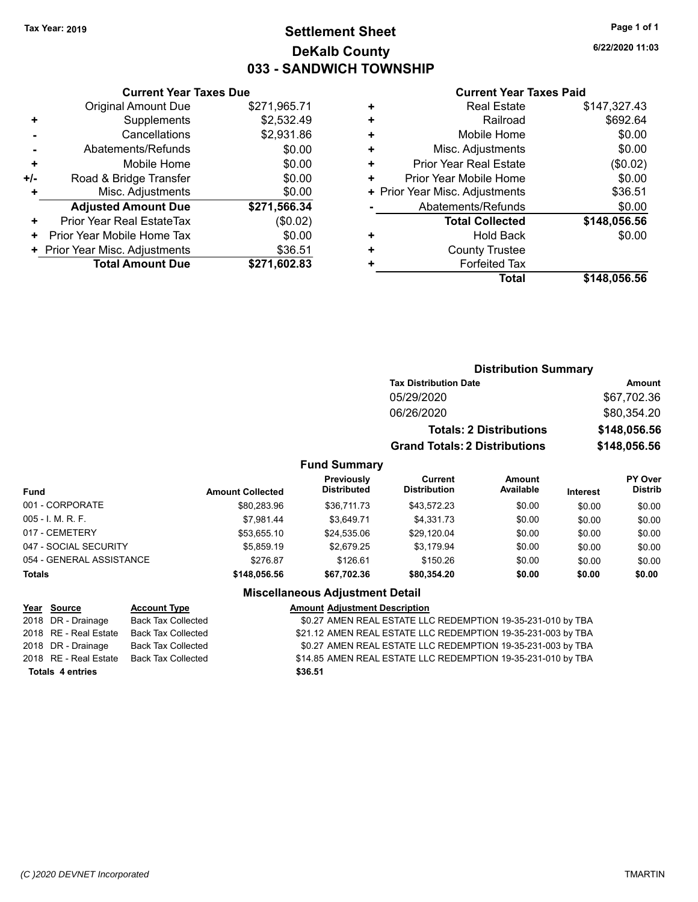Tax Year: 2019

# Settlement Sheet

## DeKalb County

## 033 - SANDWICH TOWNSHIP

6/22/2020 11:03

### Current Year Taxes Due

| | | |
|---|---|---|
| | Original Amount Due | $271,965.71 |
| + | Supplements | $2,532.49 |
| - | Cancellations | $2,931.86 |
| - | Abatements/Refunds | $0.00 |
| + | Mobile Home | $0.00 |
| +/- | Road & Bridge Transfer | $0.00 |
| + | Misc. Adjustments | $0.00 |
| | **Adjusted Amount Due** | **$271,566.34** |
| + | Prior Year Real EstateTax | ($0.02) |
| + | Prior Year Mobile Home Tax | $0.00 |
| + | Prior Year Misc. Adjustments | $36.51 |
| | **Total Amount Due** | **$271,602.83** |

### Current Year Taxes Paid

| | | |
|---|---|---|
| + | Real Estate | $147,327.43 |
| + | Railroad | $692.64 |
| + | Mobile Home | $0.00 |
| + | Misc. Adjustments | $0.00 |
| + | Prior Year Real Estate | ($0.02) |
| + | Prior Year Mobile Home | $0.00 |
| + | Prior Year Misc. Adjustments | $36.51 |
| - | Abatements/Refunds | $0.00 |
| | **Total Collected** | **$148,056.56** |
| + | Hold Back | $0.00 |
| + | County Trustee | |
| + | Forfeited Tax | |
| | **Total** | **$148,056.56** |

### Distribution Summary

| Tax Distribution Date | Amount |
|---|---|
| 05/29/2020 | $67,702.36 |
| 06/26/2020 | $80,354.20 |
| **Totals: 2 Distributions** | **$148,056.56** |
| **Grand Totals: 2 Distributions** | **$148,056.56** |

### Fund Summary

| Fund | Amount Collected | Previously Distributed | Current Distribution | Amount Available | Interest | PY Over Distrib |
|---|---|---|---|---|---|---|
| 001 - CORPORATE | $80,283.96 | $36,711.73 | $43,572.23 | $0.00 | $0.00 | $0.00 |
| 005 - I. M. R. F. | $7,981.44 | $3,649.71 | $4,331.73 | $0.00 | $0.00 | $0.00 |
| 017 - CEMETERY | $53,655.10 | $24,535.06 | $29,120.04 | $0.00 | $0.00 | $0.00 |
| 047 - SOCIAL SECURITY | $5,859.19 | $2,679.25 | $3,179.94 | $0.00 | $0.00 | $0.00 |
| 054 - GENERAL ASSISTANCE | $276.87 | $126.61 | $150.26 | $0.00 | $0.00 | $0.00 |
| **Totals** | **$148,056.56** | **$67,702.36** | **$80,354.20** | **$0.00** | **$0.00** | **$0.00** |

### Miscellaneous Adjustment Detail

| Year | Source | Account Type | Amount | Adjustment Description |
|---|---|---|---|---|
| 2018 | DR - Drainage | Back Tax Collected | $0.27 | AMEN REAL ESTATE LLC REDEMPTION 19-35-231-010 by TBA |
| 2018 | RE - Real Estate | Back Tax Collected | $21.12 | AMEN REAL ESTATE LLC REDEMPTION 19-35-231-003 by TBA |
| 2018 | DR - Drainage | Back Tax Collected | $0.27 | AMEN REAL ESTATE LLC REDEMPTION 19-35-231-003 by TBA |
| 2018 | RE - Real Estate | Back Tax Collected | $14.85 | AMEN REAL ESTATE LLC REDEMPTION 19-35-231-010 by TBA |
| **Totals 4 entries** | | | **$36.51** | |

(C )2020 DEVNET Incorporated

TMARTIN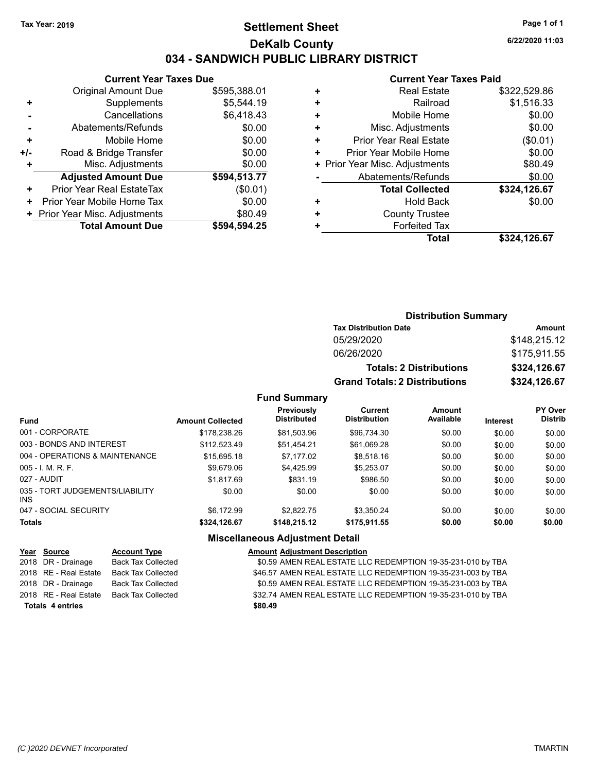Tax Year: 2019

# Settlement Sheet
## DeKalb County
## 034 - SANDWICH PUBLIC LIBRARY DISTRICT

6/22/2020 11:03

### Current Year Taxes Due

| | | |
|---|---|---|
| | Original Amount Due | $595,388.01 |
| + | Supplements | $5,544.19 |
| - | Cancellations | $6,418.43 |
| - | Abatements/Refunds | $0.00 |
| + | Mobile Home | $0.00 |
| +/- | Road & Bridge Transfer | $0.00 |
| + | Misc. Adjustments | $0.00 |
| | **Adjusted Amount Due** | **$594,513.77** |
| + | Prior Year Real EstateTax | ($0.01) |
| + | Prior Year Mobile Home Tax | $0.00 |
| + | Prior Year Misc. Adjustments | $80.49 |
| | **Total Amount Due** | **$594,594.25** |

### Current Year Taxes Paid

| | | |
|---|---|---|
| + | Real Estate | $322,529.86 |
| + | Railroad | $1,516.33 |
| + | Mobile Home | $0.00 |
| + | Misc. Adjustments | $0.00 |
| + | Prior Year Real Estate | ($0.01) |
| + | Prior Year Mobile Home | $0.00 |
| + | Prior Year Misc. Adjustments | $80.49 |
| - | Abatements/Refunds | $0.00 |
| | **Total Collected** | **$324,126.67** |
| + | Hold Back | $0.00 |
| + | County Trustee | |
| + | Forfeited Tax | |
| | **Total** | **$324,126.67** |

### Distribution Summary

| Tax Distribution Date | Amount |
|---|---|
| 05/29/2020 | $148,215.12 |
| 06/26/2020 | $175,911.55 |
| **Totals: 2 Distributions** | **$324,126.67** |
| **Grand Totals: 2 Distributions** | **$324,126.67** |

### Fund Summary

| Fund | Amount Collected | Previously Distributed | Current Distribution | Amount Available | Interest | PY Over Distrib |
|---|---|---|---|---|---|---|
| 001 - CORPORATE | $178,238.26 | $81,503.96 | $96,734.30 | $0.00 | $0.00 | $0.00 |
| 003 - BONDS AND INTEREST | $112,523.49 | $51,454.21 | $61,069.28 | $0.00 | $0.00 | $0.00 |
| 004 - OPERATIONS & MAINTENANCE | $15,695.18 | $7,177.02 | $8,518.16 | $0.00 | $0.00 | $0.00 |
| 005 - I. M. R. F. | $9,679.06 | $4,425.99 | $5,253.07 | $0.00 | $0.00 | $0.00 |
| 027 - AUDIT | $1,817.69 | $831.19 | $986.50 | $0.00 | $0.00 | $0.00 |
| 035 - TORT JUDGEMENTS/LIABILITY INS | $0.00 | $0.00 | $0.00 | $0.00 | $0.00 | $0.00 |
| 047 - SOCIAL SECURITY | $6,172.99 | $2,822.75 | $3,350.24 | $0.00 | $0.00 | $0.00 |
| **Totals** | **$324,126.67** | **$148,215.12** | **$175,911.55** | **$0.00** | **$0.00** | **$0.00** |

### Miscellaneous Adjustment Detail

| Year | Source | Account Type | Amount | Adjustment Description |
|---|---|---|---|---|
| 2018 | DR - Drainage | Back Tax Collected | $0.59 | AMEN REAL ESTATE LLC REDEMPTION 19-35-231-010 by TBA |
| 2018 | RE - Real Estate | Back Tax Collected | $46.57 | AMEN REAL ESTATE LLC REDEMPTION 19-35-231-003 by TBA |
| 2018 | DR - Drainage | Back Tax Collected | $0.59 | AMEN REAL ESTATE LLC REDEMPTION 19-35-231-003 by TBA |
| 2018 | RE - Real Estate | Back Tax Collected | $32.74 | AMEN REAL ESTATE LLC REDEMPTION 19-35-231-010 by TBA |
| **Totals** | **4 entries** | | **$80.49** | |

(C )2020 DEVNET Incorporated TMARTIN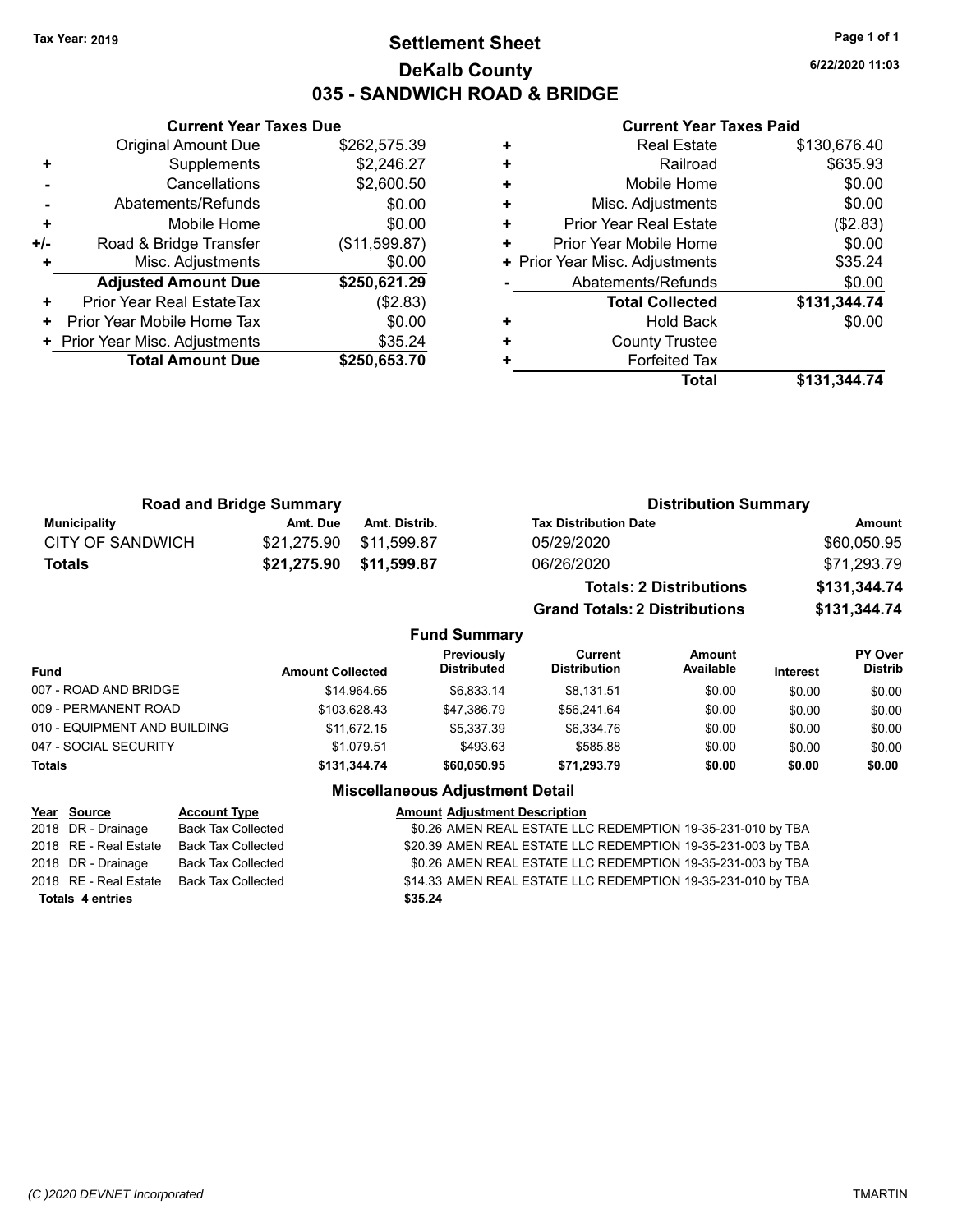Tax Year: 2019

# Settlement Sheet

## DeKalb County

## 035 - SANDWICH ROAD & BRIDGE

6/22/2020 11:03

### Current Year Taxes Due

| | | |
|---|---|---|
| | Original Amount Due | $262,575.39 |
| + | Supplements | $2,246.27 |
| - | Cancellations | $2,600.50 |
| - | Abatements/Refunds | $0.00 |
| + | Mobile Home | $0.00 |
| +/- | Road & Bridge Transfer | ($11,599.87) |
| + | Misc. Adjustments | $0.00 |
| | **Adjusted Amount Due** | **$250,621.29** |
| + | Prior Year Real EstateTax | ($2.83) |
| + | Prior Year Mobile Home Tax | $0.00 |
| + | Prior Year Misc. Adjustments | $35.24 |
| | **Total Amount Due** | **$250,653.70** |

### Current Year Taxes Paid

| | | |
|---|---|---|
| + | Real Estate | $130,676.40 |
| + | Railroad | $635.93 |
| + | Mobile Home | $0.00 |
| + | Misc. Adjustments | $0.00 |
| + | Prior Year Real Estate | ($2.83) |
| + | Prior Year Mobile Home | $0.00 |
| + | Prior Year Misc. Adjustments | $35.24 |
| - | Abatements/Refunds | $0.00 |
| | **Total Collected** | **$131,344.74** |
| + | Hold Back | $0.00 |
| + | County Trustee | |
| + | Forfeited Tax | |
| | **Total** | **$131,344.74** |

### Road and Bridge Summary

| Municipality | Amt. Due | Amt. Distrib. |
|---|---|---|
| CITY OF SANDWICH | $21,275.90 | $11,599.87 |
| **Totals** | **$21,275.90** | **$11,599.87** |

### Distribution Summary

| Tax Distribution Date | Amount |
|---|---|
| 05/29/2020 | $60,050.95 |
| 06/26/2020 | $71,293.79 |
| **Totals: 2 Distributions** | **$131,344.74** |
| **Grand Totals: 2 Distributions** | **$131,344.74** |

### Fund Summary

| Fund | Amount Collected | Previously Distributed | Current Distribution | Amount Available | Interest | PY Over Distrib |
|---|---|---|---|---|---|---|
| 007 - ROAD AND BRIDGE | $14,964.65 | $6,833.14 | $8,131.51 | $0.00 | $0.00 | $0.00 |
| 009 - PERMANENT ROAD | $103,628.43 | $47,386.79 | $56,241.64 | $0.00 | $0.00 | $0.00 |
| 010 - EQUIPMENT AND BUILDING | $11,672.15 | $5,337.39 | $6,334.76 | $0.00 | $0.00 | $0.00 |
| 047 - SOCIAL SECURITY | $1,079.51 | $493.63 | $585.88 | $0.00 | $0.00 | $0.00 |
| **Totals** | **$131,344.74** | **$60,050.95** | **$71,293.79** | **$0.00** | **$0.00** | **$0.00** |

### Miscellaneous Adjustment Detail

| Year | Source | Account Type | Amount | Adjustment Description |
|---|---|---|---|---|
| 2018 | DR - Drainage | Back Tax Collected | $0.26 | AMEN REAL ESTATE LLC REDEMPTION 19-35-231-010 by TBA |
| 2018 | RE - Real Estate | Back Tax Collected | $20.39 | AMEN REAL ESTATE LLC REDEMPTION 19-35-231-003 by TBA |
| 2018 | DR - Drainage | Back Tax Collected | $0.26 | AMEN REAL ESTATE LLC REDEMPTION 19-35-231-003 by TBA |
| 2018 | RE - Real Estate | Back Tax Collected | $14.33 | AMEN REAL ESTATE LLC REDEMPTION 19-35-231-010 by TBA |
| **Totals** | **4 entries** | | **$35.24** | |

(C )2020 DEVNET Incorporated TMARTIN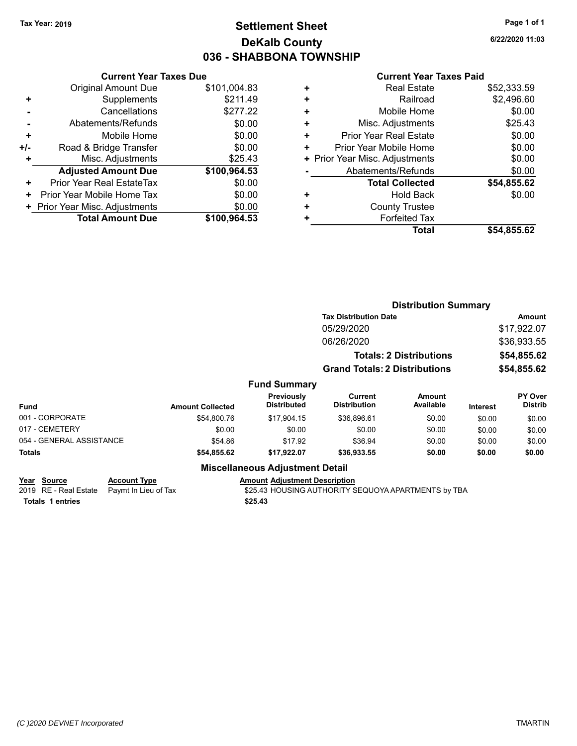Tax Year: 2019

# Settlement Sheet
## DeKalb County
## 036 - SHABBONA TOWNSHIP

6/22/2020 11:03

### Current Year Taxes Due

| | | |
|---|---|---|
| | Original Amount Due | $101,004.83 |
| + | Supplements | $211.49 |
| - | Cancellations | $277.22 |
| - | Abatements/Refunds | $0.00 |
| + | Mobile Home | $0.00 |
| +/- | Road & Bridge Transfer | $0.00 |
| + | Misc. Adjustments | $25.43 |
| | **Adjusted Amount Due** | **$100,964.53** |
| + | Prior Year Real EstateTax | $0.00 |
| + | Prior Year Mobile Home Tax | $0.00 |
| + | Prior Year Misc. Adjustments | $0.00 |
| | **Total Amount Due** | **$100,964.53** |

### Current Year Taxes Paid

| | | |
|---|---|---|
| + | Real Estate | $52,333.59 |
| + | Railroad | $2,496.60 |
| + | Mobile Home | $0.00 |
| + | Misc. Adjustments | $25.43 |
| + | Prior Year Real Estate | $0.00 |
| + | Prior Year Mobile Home | $0.00 |
| + | Prior Year Misc. Adjustments | $0.00 |
| - | Abatements/Refunds | $0.00 |
| | **Total Collected** | **$54,855.62** |
| + | Hold Back | $0.00 |
| + | County Trustee | |
| + | Forfeited Tax | |
| | **Total** | **$54,855.62** |

### Distribution Summary

| Tax Distribution Date | Amount |
|---|---|
| 05/29/2020 | $17,922.07 |
| 06/26/2020 | $36,933.55 |
| **Totals: 2 Distributions** | **$54,855.62** |
| **Grand Totals: 2 Distributions** | **$54,855.62** |

### Fund Summary

| Fund | Amount Collected | Previously Distributed | Current Distribution | Amount Available | Interest | PY Over Distrib |
|---|---|---|---|---|---|---|
| 001 - CORPORATE | $54,800.76 | $17,904.15 | $36,896.61 | $0.00 | $0.00 | $0.00 |
| 017 - CEMETERY | $0.00 | $0.00 | $0.00 | $0.00 | $0.00 | $0.00 |
| 054 - GENERAL ASSISTANCE | $54.86 | $17.92 | $36.94 | $0.00 | $0.00 | $0.00 |
| **Totals** | **$54,855.62** | **$17,922.07** | **$36,933.55** | **$0.00** | **$0.00** | **$0.00** |

### Miscellaneous Adjustment Detail

| Year | Source | Account Type | Amount | Adjustment Description |
|---|---|---|---|---|
| 2019 | RE - Real Estate | Paymt In Lieu of Tax | $25.43 | HOUSING AUTHORITY SEQUOYA APARTMENTS by TBA |
| **Totals** | **1 entries** | | **$25.43** | |

(C )2020 DEVNET Incorporated

TMARTIN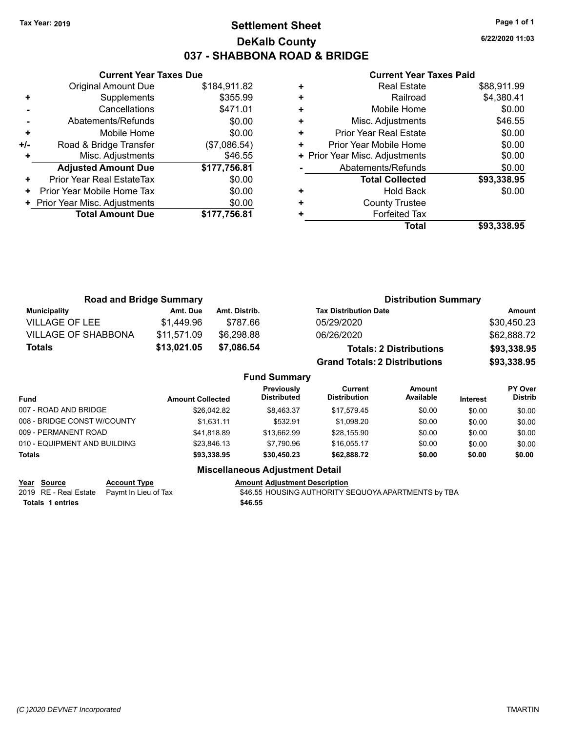Tax Year: 2019

# Settlement Sheet
## DeKalb County
## 037 - SHABBONA ROAD & BRIDGE

6/22/2020 11:03

### Current Year Taxes Due

| | | |
|---|---|---|
| | Original Amount Due | $184,911.82 |
| + | Supplements | $355.99 |
| - | Cancellations | $471.01 |
| - | Abatements/Refunds | $0.00 |
| + | Mobile Home | $0.00 |
| +/- | Road & Bridge Transfer | ($7,086.54) |
| + | Misc. Adjustments | $46.55 |
| | **Adjusted Amount Due** | **$177,756.81** |
| + | Prior Year Real EstateTax | $0.00 |
| + | Prior Year Mobile Home Tax | $0.00 |
| + | Prior Year Misc. Adjustments | $0.00 |
| | **Total Amount Due** | **$177,756.81** |

### Current Year Taxes Paid

| | | |
|---|---|---|
| + | Real Estate | $88,911.99 |
| + | Railroad | $4,380.41 |
| + | Mobile Home | $0.00 |
| + | Misc. Adjustments | $46.55 |
| + | Prior Year Real Estate | $0.00 |
| + | Prior Year Mobile Home | $0.00 |
| + | Prior Year Misc. Adjustments | $0.00 |
| - | Abatements/Refunds | $0.00 |
| | **Total Collected** | **$93,338.95** |
| + | Hold Back | $0.00 |
| + | County Trustee | |
| + | Forfeited Tax | |
| | **Total** | **$93,338.95** |

### Road and Bridge Summary

| Municipality | Amt. Due | Amt. Distrib. |
|---|---|---|
| VILLAGE OF LEE | $1,449.96 | $787.66 |
| VILLAGE OF SHABBONA | $11,571.09 | $6,298.88 |
| **Totals** | **$13,021.05** | **$7,086.54** |

### Distribution Summary

| Tax Distribution Date | Amount |
|---|---|
| 05/29/2020 | $30,450.23 |
| 06/26/2020 | $62,888.72 |
| **Totals: 2 Distributions** | **$93,338.95** |
| **Grand Totals: 2 Distributions** | **$93,338.95** |

### Fund Summary

| Fund | Amount Collected | Previously Distributed | Current Distribution | Amount Available | Interest | PY Over Distrib |
|---|---|---|---|---|---|---|
| 007 - ROAD AND BRIDGE | $26,042.82 | $8,463.37 | $17,579.45 | $0.00 | $0.00 | $0.00 |
| 008 - BRIDGE CONST W/COUNTY | $1,631.11 | $532.91 | $1,098.20 | $0.00 | $0.00 | $0.00 |
| 009 - PERMANENT ROAD | $41,818.89 | $13,662.99 | $28,155.90 | $0.00 | $0.00 | $0.00 |
| 010 - EQUIPMENT AND BUILDING | $23,846.13 | $7,790.96 | $16,055.17 | $0.00 | $0.00 | $0.00 |
| **Totals** | **$93,338.95** | **$30,450.23** | **$62,888.72** | **$0.00** | **$0.00** | **$0.00** |

### Miscellaneous Adjustment Detail

| Year | Source | Account Type | Amount | Adjustment Description |
|---|---|---|---|---|
| 2019 | RE - Real Estate | Paymt In Lieu of Tax | $46.55 | HOUSING AUTHORITY SEQUOYA APARTMENTS by TBA |
| **Totals** | **1 entries** | | **$46.55** | |

(C )2020 DEVNET Incorporated TMARTIN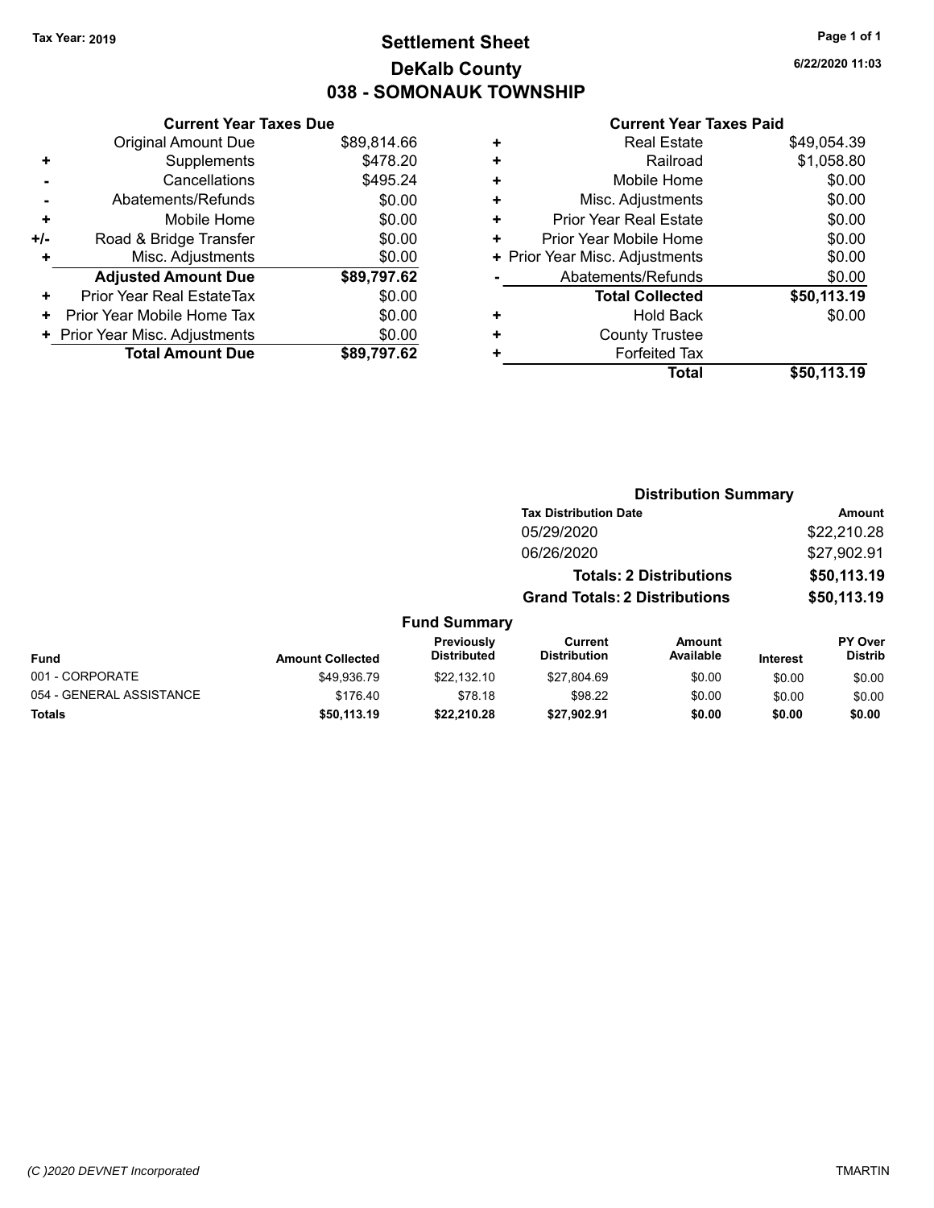Tax Year: 2019

# Settlement Sheet
## DeKalb County
## 038 - SOMONAUK TOWNSHIP

6/22/2020 11:03

**Current Year Taxes Due**

| | | |
|---|---|---|
| | Original Amount Due | $89,814.66 |
| + | Supplements | $478.20 |
| - | Cancellations | $495.24 |
| - | Abatements/Refunds | $0.00 |
| + | Mobile Home | $0.00 |
| +/- | Road & Bridge Transfer | $0.00 |
| + | Misc. Adjustments | $0.00 |
| | **Adjusted Amount Due** | **$89,797.62** |
| + | Prior Year Real EstateTax | $0.00 |
| + | Prior Year Mobile Home Tax | $0.00 |
| + | Prior Year Misc. Adjustments | $0.00 |
| | **Total Amount Due** | **$89,797.62** |

**Current Year Taxes Paid**

| | | |
|---|---|---|
| + | Real Estate | $49,054.39 |
| + | Railroad | $1,058.80 |
| + | Mobile Home | $0.00 |
| + | Misc. Adjustments | $0.00 |
| + | Prior Year Real Estate | $0.00 |
| + | Prior Year Mobile Home | $0.00 |
| + | Prior Year Misc. Adjustments | $0.00 |
| - | Abatements/Refunds | $0.00 |
| | **Total Collected** | **$50,113.19** |
| + | Hold Back | $0.00 |
| + | County Trustee | |
| + | Forfeited Tax | |
| | **Total** | **$50,113.19** |

**Distribution Summary**

| Tax Distribution Date | Amount |
|---|---|
| 05/29/2020 | $22,210.28 |
| 06/26/2020 | $27,902.91 |
| **Totals: 2 Distributions** | **$50,113.19** |
| **Grand Totals: 2 Distributions** | **$50,113.19** |

**Fund Summary**

| Fund | Amount Collected | Previously Distributed | Current Distribution | Amount Available | Interest | PY Over Distrib |
|---|---|---|---|---|---|---|
| 001 - CORPORATE | $49,936.79 | $22,132.10 | $27,804.69 | $0.00 | $0.00 | $0.00 |
| 054 - GENERAL ASSISTANCE | $176.40 | $78.18 | $98.22 | $0.00 | $0.00 | $0.00 |
| **Totals** | **$50,113.19** | **$22,210.28** | **$27,902.91** | **$0.00** | **$0.00** | **$0.00** |

(C )2020 DEVNET Incorporated TMARTIN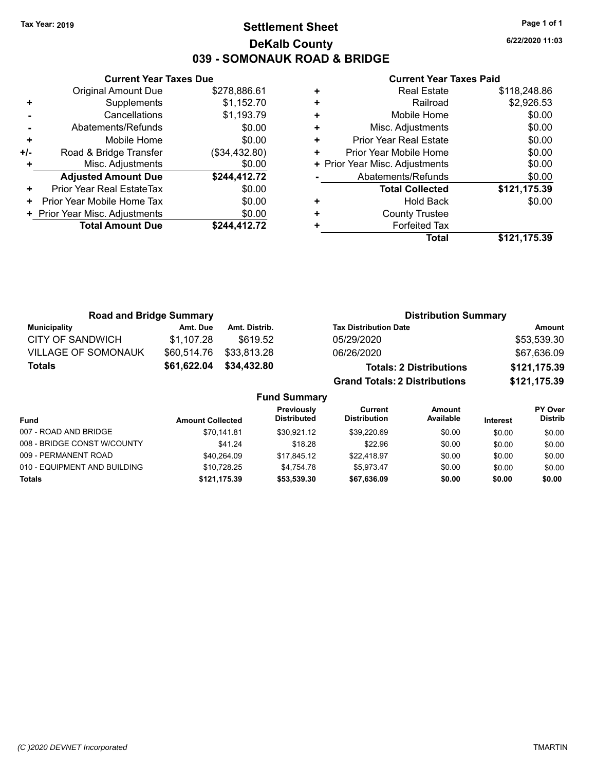Tax Year: 2019

# Settlement Sheet

## DeKalb County

## 039 - SOMONAUK ROAD & BRIDGE

6/22/2020 11:03

### Current Year Taxes Due

| | | |
|---|---|---|
| | Original Amount Due | $278,886.61 |
| + | Supplements | $1,152.70 |
| - | Cancellations | $1,193.79 |
| - | Abatements/Refunds | $0.00 |
| + | Mobile Home | $0.00 |
| +/- | Road & Bridge Transfer | ($34,432.80) |
| + | Misc. Adjustments | $0.00 |
| | **Adjusted Amount Due** | **$244,412.72** |
| + | Prior Year Real EstateTax | $0.00 |
| + | Prior Year Mobile Home Tax | $0.00 |
| + | Prior Year Misc. Adjustments | $0.00 |
| | **Total Amount Due** | **$244,412.72** |

### Current Year Taxes Paid

| | | |
|---|---|---|
| + | Real Estate | $118,248.86 |
| + | Railroad | $2,926.53 |
| + | Mobile Home | $0.00 |
| + | Misc. Adjustments | $0.00 |
| + | Prior Year Real Estate | $0.00 |
| + | Prior Year Mobile Home | $0.00 |
| + | Prior Year Misc. Adjustments | $0.00 |
| - | Abatements/Refunds | $0.00 |
| | **Total Collected** | **$121,175.39** |
| + | Hold Back | $0.00 |
| + | County Trustee | |
| + | Forfeited Tax | |
| | **Total** | **$121,175.39** |

### Road and Bridge Summary

| Municipality | Amt. Due | Amt. Distrib. |
|---|---|---|
| CITY OF SANDWICH | $1,107.28 | $619.52 |
| VILLAGE OF SOMONAUK | $60,514.76 | $33,813.28 |
| **Totals** | **$61,622.04** | **$34,432.80** |

### Distribution Summary

| Tax Distribution Date | Amount |
|---|---|
| 05/29/2020 | $53,539.30 |
| 06/26/2020 | $67,636.09 |
| **Totals: 2 Distributions** | **$121,175.39** |
| **Grand Totals: 2 Distributions** | **$121,175.39** |

### Fund Summary

| Fund | Amount Collected | Previously Distributed | Current Distribution | Amount Available | Interest | PY Over Distrib |
|---|---|---|---|---|---|---|
| 007 - ROAD AND BRIDGE | $70,141.81 | $30,921.12 | $39,220.69 | $0.00 | $0.00 | $0.00 |
| 008 - BRIDGE CONST W/COUNTY | $41.24 | $18.28 | $22.96 | $0.00 | $0.00 | $0.00 |
| 009 - PERMANENT ROAD | $40,264.09 | $17,845.12 | $22,418.97 | $0.00 | $0.00 | $0.00 |
| 010 - EQUIPMENT AND BUILDING | $10,728.25 | $4,754.78 | $5,973.47 | $0.00 | $0.00 | $0.00 |
| **Totals** | **$121,175.39** | **$53,539.30** | **$67,636.09** | **$0.00** | **$0.00** | **$0.00** |

(C )2020 DEVNET Incorporated TMARTIN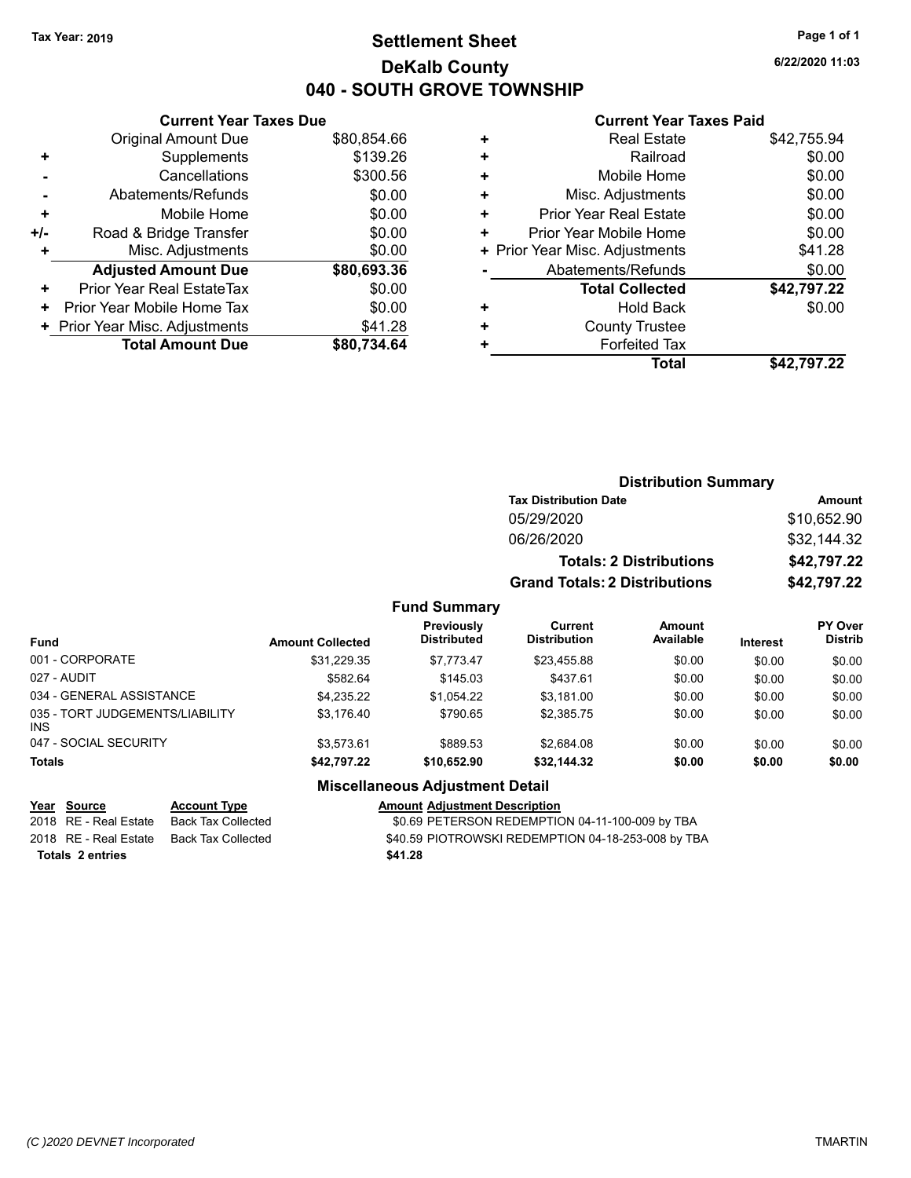**Tax Year: 2019**

# Settlement Sheet
## DeKalb County
## 040 - SOUTH GROVE TOWNSHIP

6/22/2020 11:03

### Current Year Taxes Due

| | | |
|---|---|---|
| | Original Amount Due | $80,854.66 |
| + | Supplements | $139.26 |
| - | Cancellations | $300.56 |
| - | Abatements/Refunds | $0.00 |
| + | Mobile Home | $0.00 |
| +/- | Road & Bridge Transfer | $0.00 |
| + | Misc. Adjustments | $0.00 |
| | **Adjusted Amount Due** | **$80,693.36** |
| + | Prior Year Real EstateTax | $0.00 |
| + | Prior Year Mobile Home Tax | $0.00 |
| + | Prior Year Misc. Adjustments | $41.28 |
| | **Total Amount Due** | **$80,734.64** |

### Current Year Taxes Paid

| | | |
|---|---|---|
| + | Real Estate | $42,755.94 |
| + | Railroad | $0.00 |
| + | Mobile Home | $0.00 |
| + | Misc. Adjustments | $0.00 |
| + | Prior Year Real Estate | $0.00 |
| + | Prior Year Mobile Home | $0.00 |
| + | Prior Year Misc. Adjustments | $41.28 |
| - | Abatements/Refunds | $0.00 |
| | **Total Collected** | **$42,797.22** |
| + | Hold Back | $0.00 |
| + | County Trustee | |
| + | Forfeited Tax | |
| | **Total** | **$42,797.22** |

### Distribution Summary

| Tax Distribution Date | Amount |
|---|---|
| 05/29/2020 | $10,652.90 |
| 06/26/2020 | $32,144.32 |
| **Totals: 2 Distributions** | **$42,797.22** |
| **Grand Totals: 2 Distributions** | **$42,797.22** |

### Fund Summary

| Fund | Amount Collected | Previously Distributed | Current Distribution | Amount Available | Interest | PY Over Distrib |
|---|---|---|---|---|---|---|
| 001 - CORPORATE | $31,229.35 | $7,773.47 | $23,455.88 | $0.00 | $0.00 | $0.00 |
| 027 - AUDIT | $582.64 | $145.03 | $437.61 | $0.00 | $0.00 | $0.00 |
| 034 - GENERAL ASSISTANCE | $4,235.22 | $1,054.22 | $3,181.00 | $0.00 | $0.00 | $0.00 |
| 035 - TORT JUDGEMENTS/LIABILITY INS | $3,176.40 | $790.65 | $2,385.75 | $0.00 | $0.00 | $0.00 |
| 047 - SOCIAL SECURITY | $3,573.61 | $889.53 | $2,684.08 | $0.00 | $0.00 | $0.00 |
| **Totals** | **$42,797.22** | **$10,652.90** | **$32,144.32** | **$0.00** | **$0.00** | **$0.00** |

### Miscellaneous Adjustment Detail

| Year | Source | Account Type | Amount | Adjustment Description |
|---|---|---|---|---|
| 2018 | RE - Real Estate | Back Tax Collected | $0.69 | PETERSON REDEMPTION 04-11-100-009 by TBA |
| 2018 | RE - Real Estate | Back Tax Collected | $40.59 | PIOTROWSKI REDEMPTION 04-18-253-008 by TBA |
| **Totals** | **2 entries** | | **$41.28** | |

*(C )2020 DEVNET Incorporated* TMARTIN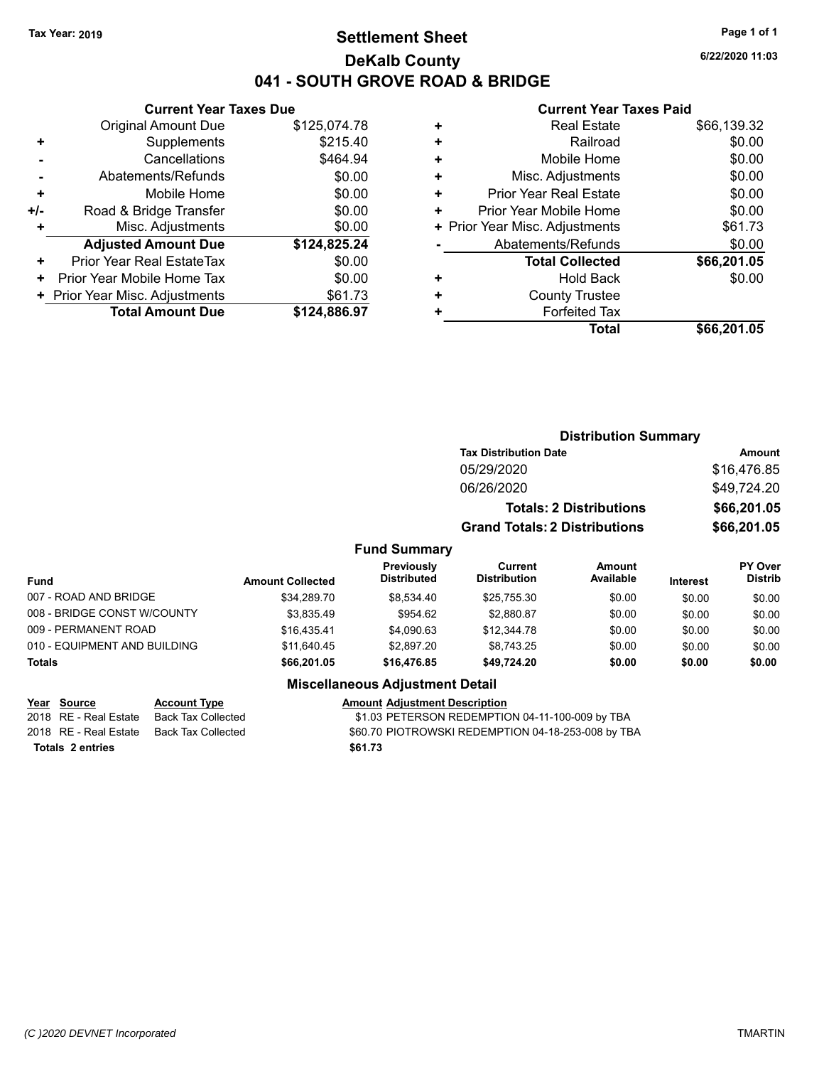**Tax Year: 2019**

# Settlement Sheet
## DeKalb County
## 041 - SOUTH GROVE ROAD & BRIDGE

6/22/2020 11:03

### Current Year Taxes Due

| | | |
|---|---|---|
| | Original Amount Due | $125,074.78 |
| + | Supplements | $215.40 |
| - | Cancellations | $464.94 |
| - | Abatements/Refunds | $0.00 |
| + | Mobile Home | $0.00 |
| +/- | Road & Bridge Transfer | $0.00 |
| + | Misc. Adjustments | $0.00 |
| | **Adjusted Amount Due** | **$124,825.24** |
| + | Prior Year Real EstateTax | $0.00 |
| + | Prior Year Mobile Home Tax | $0.00 |
| + | Prior Year Misc. Adjustments | $61.73 |
| | **Total Amount Due** | **$124,886.97** |

### Current Year Taxes Paid

| | | |
|---|---|---|
| + | Real Estate | $66,139.32 |
| + | Railroad | $0.00 |
| + | Mobile Home | $0.00 |
| + | Misc. Adjustments | $0.00 |
| + | Prior Year Real Estate | $0.00 |
| + | Prior Year Mobile Home | $0.00 |
| + | Prior Year Misc. Adjustments | $61.73 |
| - | Abatements/Refunds | $0.00 |
| | **Total Collected** | **$66,201.05** |
| + | Hold Back | $0.00 |
| + | County Trustee | |
| + | Forfeited Tax | |
| | **Total** | **$66,201.05** |

### Distribution Summary

| Tax Distribution Date | Amount |
|---|---|
| 05/29/2020 | $16,476.85 |
| 06/26/2020 | $49,724.20 |
| **Totals: 2 Distributions** | **$66,201.05** |
| **Grand Totals: 2 Distributions** | **$66,201.05** |

### Fund Summary

| Fund | Amount Collected | Previously Distributed | Current Distribution | Amount Available | Interest | PY Over Distrib |
|---|---|---|---|---|---|---|
| 007 - ROAD AND BRIDGE | $34,289.70 | $8,534.40 | $25,755.30 | $0.00 | $0.00 | $0.00 |
| 008 - BRIDGE CONST W/COUNTY | $3,835.49 | $954.62 | $2,880.87 | $0.00 | $0.00 | $0.00 |
| 009 - PERMANENT ROAD | $16,435.41 | $4,090.63 | $12,344.78 | $0.00 | $0.00 | $0.00 |
| 010 - EQUIPMENT AND BUILDING | $11,640.45 | $2,897.20 | $8,743.25 | $0.00 | $0.00 | $0.00 |
| **Totals** | **$66,201.05** | **$16,476.85** | **$49,724.20** | **$0.00** | **$0.00** | **$0.00** |

### Miscellaneous Adjustment Detail

| Year | Source | Account Type | Amount | Adjustment Description |
|---|---|---|---|---|
| 2018 | RE - Real Estate | Back Tax Collected | $1.03 | PETERSON REDEMPTION 04-11-100-009 by TBA |
| 2018 | RE - Real Estate | Back Tax Collected | $60.70 | PIOTROWSKI REDEMPTION 04-18-253-008 by TBA |
| **Totals 2 entries** | | | **$61.73** | |

(C )2020 DEVNET Incorporated — TMARTIN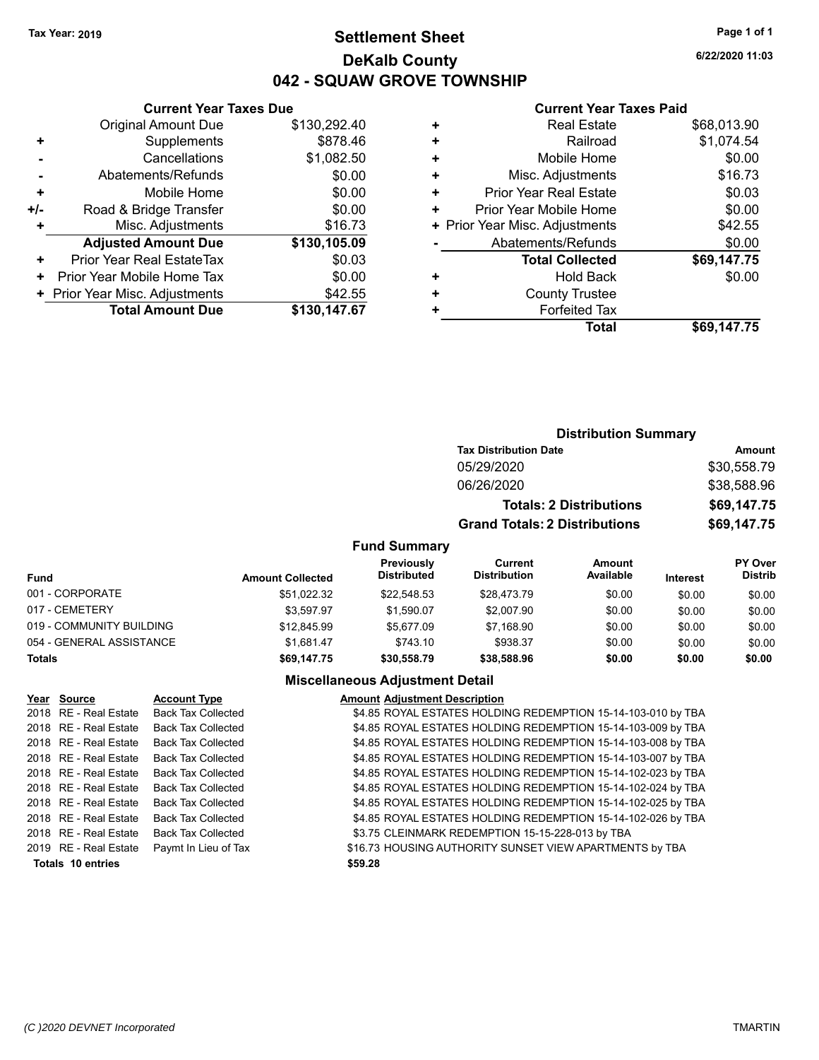Tax Year: 2019

# Settlement Sheet

## DeKalb County

## 042 - SQUAW GROVE TOWNSHIP

6/22/2020 11:03

### Current Year Taxes Due

| | | |
|---|---|---|
| | Original Amount Due | $130,292.40 |
| + | Supplements | $878.46 |
| - | Cancellations | $1,082.50 |
| - | Abatements/Refunds | $0.00 |
| + | Mobile Home | $0.00 |
| +/- | Road & Bridge Transfer | $0.00 |
| + | Misc. Adjustments | $16.73 |
| | **Adjusted Amount Due** | **$130,105.09** |
| + | Prior Year Real EstateTax | $0.03 |
| + | Prior Year Mobile Home Tax | $0.00 |
| + | Prior Year Misc. Adjustments | $42.55 |
| | **Total Amount Due** | **$130,147.67** |

### Current Year Taxes Paid

| | | |
|---|---|---|
| + | Real Estate | $68,013.90 |
| + | Railroad | $1,074.54 |
| + | Mobile Home | $0.00 |
| + | Misc. Adjustments | $16.73 |
| + | Prior Year Real Estate | $0.03 |
| + | Prior Year Mobile Home | $0.00 |
| + | Prior Year Misc. Adjustments | $42.55 |
| - | Abatements/Refunds | $0.00 |
| | **Total Collected** | **$69,147.75** |
| + | Hold Back | $0.00 |
| + | County Trustee | |
| + | Forfeited Tax | |
| | **Total** | **$69,147.75** |

### Distribution Summary

| Tax Distribution Date | Amount |
|---|---|
| 05/29/2020 | $30,558.79 |
| 06/26/2020 | $38,588.96 |
| **Totals: 2 Distributions** | **$69,147.75** |
| **Grand Totals: 2 Distributions** | **$69,147.75** |

### Fund Summary

| Fund | Amount Collected | Previously Distributed | Current Distribution | Amount Available | Interest | PY Over Distrib |
|---|---|---|---|---|---|---|
| 001 - CORPORATE | $51,022.32 | $22,548.53 | $28,473.79 | $0.00 | $0.00 | $0.00 |
| 017 - CEMETERY | $3,597.97 | $1,590.07 | $2,007.90 | $0.00 | $0.00 | $0.00 |
| 019 - COMMUNITY BUILDING | $12,845.99 | $5,677.09 | $7,168.90 | $0.00 | $0.00 | $0.00 |
| 054 - GENERAL ASSISTANCE | $1,681.47 | $743.10 | $938.37 | $0.00 | $0.00 | $0.00 |
| **Totals** | **$69,147.75** | **$30,558.79** | **$38,588.96** | **$0.00** | **$0.00** | **$0.00** |

### Miscellaneous Adjustment Detail

| Year | Source | Account Type | Amount | Adjustment Description |
|---|---|---|---|---|
| 2018 | RE - Real Estate | Back Tax Collected | $4.85 | ROYAL ESTATES HOLDING REDEMPTION 15-14-103-010 by TBA |
| 2018 | RE - Real Estate | Back Tax Collected | $4.85 | ROYAL ESTATES HOLDING REDEMPTION 15-14-103-009 by TBA |
| 2018 | RE - Real Estate | Back Tax Collected | $4.85 | ROYAL ESTATES HOLDING REDEMPTION 15-14-103-008 by TBA |
| 2018 | RE - Real Estate | Back Tax Collected | $4.85 | ROYAL ESTATES HOLDING REDEMPTION 15-14-103-007 by TBA |
| 2018 | RE - Real Estate | Back Tax Collected | $4.85 | ROYAL ESTATES HOLDING REDEMPTION 15-14-102-023 by TBA |
| 2018 | RE - Real Estate | Back Tax Collected | $4.85 | ROYAL ESTATES HOLDING REDEMPTION 15-14-102-024 by TBA |
| 2018 | RE - Real Estate | Back Tax Collected | $4.85 | ROYAL ESTATES HOLDING REDEMPTION 15-14-102-025 by TBA |
| 2018 | RE - Real Estate | Back Tax Collected | $4.85 | ROYAL ESTATES HOLDING REDEMPTION 15-14-102-026 by TBA |
| 2018 | RE - Real Estate | Back Tax Collected | $3.75 | CLEINMARK REDEMPTION 15-15-228-013 by TBA |
| 2019 | RE - Real Estate | Paymt In Lieu of Tax | $16.73 | HOUSING AUTHORITY SUNSET VIEW APARTMENTS by TBA |
| **Totals 10 entries** | | | **$59.28** | |

*(C )2020 DEVNET Incorporated* TMARTIN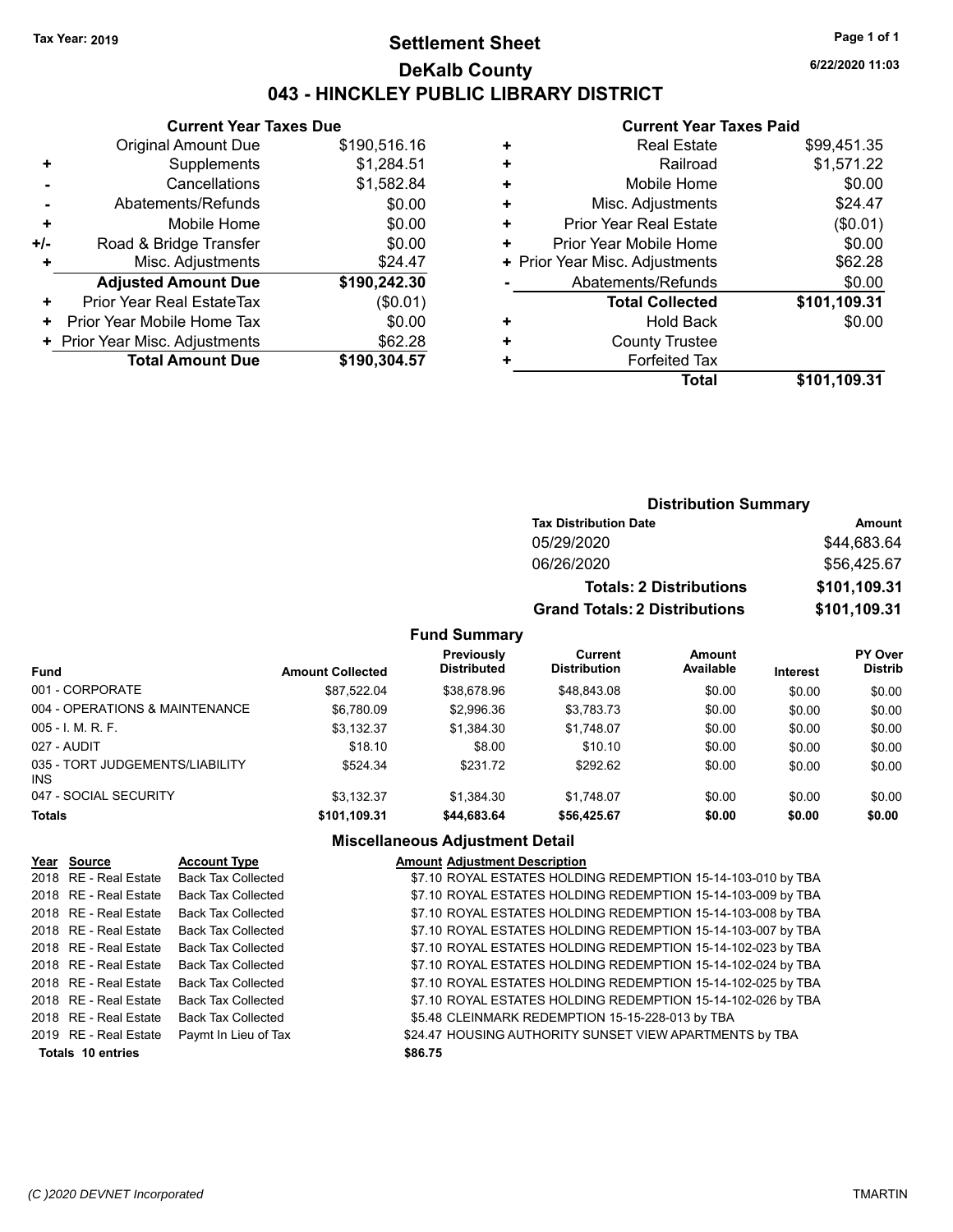Tax Year: 2019

# Settlement Sheet

## DeKalb County

## 043 - HINCKLEY PUBLIC LIBRARY DISTRICT

6/22/2020 11:03

### Current Year Taxes Due

| | | |
|---|---|---|
| | Original Amount Due | $190,516.16 |
| + | Supplements | $1,284.51 |
| - | Cancellations | $1,582.84 |
| - | Abatements/Refunds | $0.00 |
| + | Mobile Home | $0.00 |
| +/- | Road & Bridge Transfer | $0.00 |
| + | Misc. Adjustments | $24.47 |
| | **Adjusted Amount Due** | **$190,242.30** |
| + | Prior Year Real EstateTax | ($0.01) |
| + | Prior Year Mobile Home Tax | $0.00 |
| + | Prior Year Misc. Adjustments | $62.28 |
| | **Total Amount Due** | **$190,304.57** |

### Current Year Taxes Paid

| | | |
|---|---|---|
| + | Real Estate | $99,451.35 |
| + | Railroad | $1,571.22 |
| + | Mobile Home | $0.00 |
| + | Misc. Adjustments | $24.47 |
| + | Prior Year Real Estate | ($0.01) |
| + | Prior Year Mobile Home | $0.00 |
| + | Prior Year Misc. Adjustments | $62.28 |
| - | Abatements/Refunds | $0.00 |
| | **Total Collected** | **$101,109.31** |
| + | Hold Back | $0.00 |
| + | County Trustee | |
| + | Forfeited Tax | |
| | **Total** | **$101,109.31** |

### Distribution Summary

| Tax Distribution Date | Amount |
|---|---|
| 05/29/2020 | $44,683.64 |
| 06/26/2020 | $56,425.67 |
| **Totals: 2 Distributions** | **$101,109.31** |
| **Grand Totals: 2 Distributions** | **$101,109.31** |

### Fund Summary

| Fund | Amount Collected | Previously Distributed | Current Distribution | Amount Available | Interest | PY Over Distrib |
|---|---|---|---|---|---|---|
| 001 - CORPORATE | $87,522.04 | $38,678.96 | $48,843.08 | $0.00 | $0.00 | $0.00 |
| 004 - OPERATIONS & MAINTENANCE | $6,780.09 | $2,996.36 | $3,783.73 | $0.00 | $0.00 | $0.00 |
| 005 - I. M. R. F. | $3,132.37 | $1,384.30 | $1,748.07 | $0.00 | $0.00 | $0.00 |
| 027 - AUDIT | $18.10 | $8.00 | $10.10 | $0.00 | $0.00 | $0.00 |
| 035 - TORT JUDGEMENTS/LIABILITY INS | $524.34 | $231.72 | $292.62 | $0.00 | $0.00 | $0.00 |
| 047 - SOCIAL SECURITY | $3,132.37 | $1,384.30 | $1,748.07 | $0.00 | $0.00 | $0.00 |
| **Totals** | **$101,109.31** | **$44,683.64** | **$56,425.67** | **$0.00** | **$0.00** | **$0.00** |

### Miscellaneous Adjustment Detail

| Year | Source | Account Type | Amount | Adjustment Description |
|---|---|---|---|---|
| 2018 | RE - Real Estate | Back Tax Collected | $7.10 | ROYAL ESTATES HOLDING REDEMPTION 15-14-103-010 by TBA |
| 2018 | RE - Real Estate | Back Tax Collected | $7.10 | ROYAL ESTATES HOLDING REDEMPTION 15-14-103-009 by TBA |
| 2018 | RE - Real Estate | Back Tax Collected | $7.10 | ROYAL ESTATES HOLDING REDEMPTION 15-14-103-008 by TBA |
| 2018 | RE - Real Estate | Back Tax Collected | $7.10 | ROYAL ESTATES HOLDING REDEMPTION 15-14-103-007 by TBA |
| 2018 | RE - Real Estate | Back Tax Collected | $7.10 | ROYAL ESTATES HOLDING REDEMPTION 15-14-102-023 by TBA |
| 2018 | RE - Real Estate | Back Tax Collected | $7.10 | ROYAL ESTATES HOLDING REDEMPTION 15-14-102-024 by TBA |
| 2018 | RE - Real Estate | Back Tax Collected | $7.10 | ROYAL ESTATES HOLDING REDEMPTION 15-14-102-025 by TBA |
| 2018 | RE - Real Estate | Back Tax Collected | $7.10 | ROYAL ESTATES HOLDING REDEMPTION 15-14-102-026 by TBA |
| 2018 | RE - Real Estate | Back Tax Collected | $5.48 | CLEINMARK REDEMPTION 15-15-228-013 by TBA |
| 2019 | RE - Real Estate | Paymt In Lieu of Tax | $24.47 | HOUSING AUTHORITY SUNSET VIEW APARTMENTS by TBA |
| **Totals** | **10 entries** | | **$86.75** | |

(C )2020 DEVNET Incorporated TMARTIN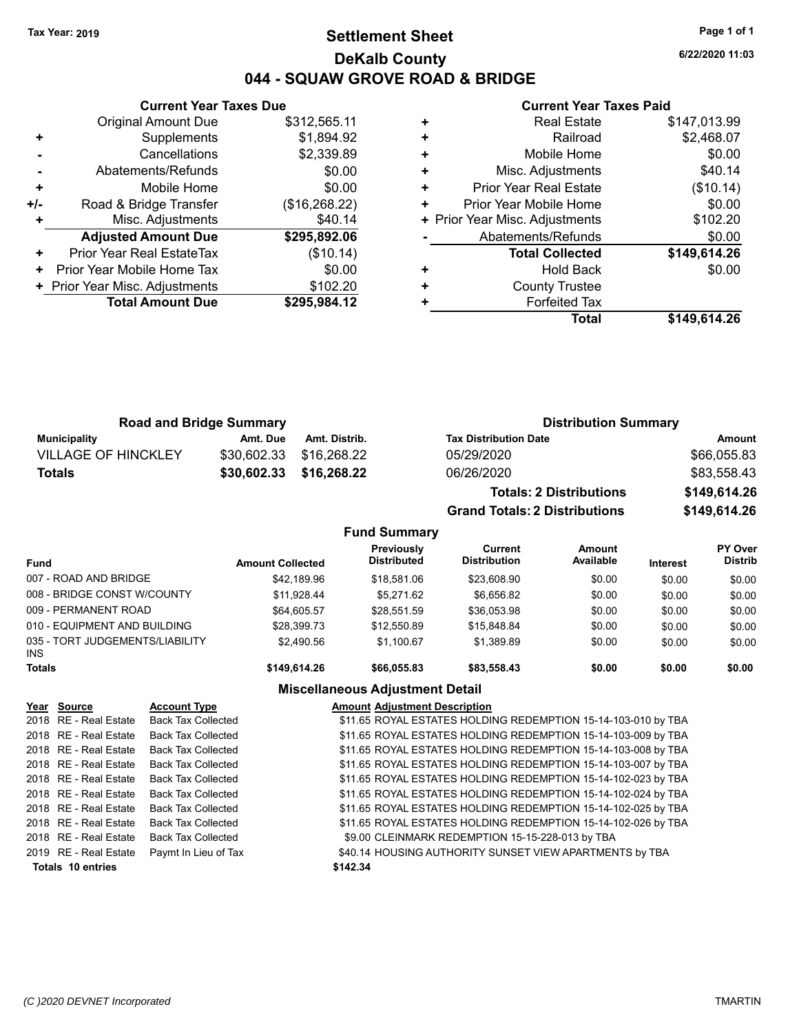Tax Year: 2019

# Settlement Sheet
## DeKalb County
## 044 - SQUAW GROVE ROAD & BRIDGE

6/22/2020 11:03

### Current Year Taxes Due

| | | |
|---|---|---|
| | Original Amount Due | $312,565.11 |
| + | Supplements | $1,894.92 |
| - | Cancellations | $2,339.89 |
| - | Abatements/Refunds | $0.00 |
| + | Mobile Home | $0.00 |
| +/- | Road & Bridge Transfer | ($16,268.22) |
| + | Misc. Adjustments | $40.14 |
| | **Adjusted Amount Due** | **$295,892.06** |
| + | Prior Year Real EstateTax | ($10.14) |
| + | Prior Year Mobile Home Tax | $0.00 |
| + | Prior Year Misc. Adjustments | $102.20 |
| | **Total Amount Due** | **$295,984.12** |

### Current Year Taxes Paid

| | | |
|---|---|---|
| + | Real Estate | $147,013.99 |
| + | Railroad | $2,468.07 |
| + | Mobile Home | $0.00 |
| + | Misc. Adjustments | $40.14 |
| + | Prior Year Real Estate | ($10.14) |
| + | Prior Year Mobile Home | $0.00 |
| + | Prior Year Misc. Adjustments | $102.20 |
| - | Abatements/Refunds | $0.00 |
| | **Total Collected** | **$149,614.26** |
| + | Hold Back | $0.00 |
| + | County Trustee | |
| + | Forfeited Tax | |
| | **Total** | **$149,614.26** |

### Road and Bridge Summary

| Municipality | Amt. Due | Amt. Distrib. |
|---|---|---|
| VILLAGE OF HINCKLEY | $30,602.33 | $16,268.22 |
| **Totals** | **$30,602.33** | **$16,268.22** |

### Distribution Summary

| Tax Distribution Date | Amount |
|---|---|
| 05/29/2020 | $66,055.83 |
| 06/26/2020 | $83,558.43 |
| **Totals: 2 Distributions** | **$149,614.26** |
| **Grand Totals: 2 Distributions** | **$149,614.26** |

### Fund Summary

| Fund | Amount Collected | Previously Distributed | Current Distribution | Amount Available | Interest | PY Over Distrib |
|---|---|---|---|---|---|---|
| 007 - ROAD AND BRIDGE | $42,189.96 | $18,581.06 | $23,608.90 | $0.00 | $0.00 | $0.00 |
| 008 - BRIDGE CONST W/COUNTY | $11,928.44 | $5,271.62 | $6,656.82 | $0.00 | $0.00 | $0.00 |
| 009 - PERMANENT ROAD | $64,605.57 | $28,551.59 | $36,053.98 | $0.00 | $0.00 | $0.00 |
| 010 - EQUIPMENT AND BUILDING | $28,399.73 | $12,550.89 | $15,848.84 | $0.00 | $0.00 | $0.00 |
| 035 - TORT JUDGEMENTS/LIABILITY INS | $2,490.56 | $1,100.67 | $1,389.89 | $0.00 | $0.00 | $0.00 |
| **Totals** | **$149,614.26** | **$66,055.83** | **$83,558.43** | **$0.00** | **$0.00** | **$0.00** |

### Miscellaneous Adjustment Detail

| Year | Source | Account Type | Amount | Adjustment Description |
|---|---|---|---|---|
| 2018 | RE - Real Estate | Back Tax Collected | $11.65 | ROYAL ESTATES HOLDING REDEMPTION 15-14-103-010 by TBA |
| 2018 | RE - Real Estate | Back Tax Collected | $11.65 | ROYAL ESTATES HOLDING REDEMPTION 15-14-103-009 by TBA |
| 2018 | RE - Real Estate | Back Tax Collected | $11.65 | ROYAL ESTATES HOLDING REDEMPTION 15-14-103-008 by TBA |
| 2018 | RE - Real Estate | Back Tax Collected | $11.65 | ROYAL ESTATES HOLDING REDEMPTION 15-14-103-007 by TBA |
| 2018 | RE - Real Estate | Back Tax Collected | $11.65 | ROYAL ESTATES HOLDING REDEMPTION 15-14-102-023 by TBA |
| 2018 | RE - Real Estate | Back Tax Collected | $11.65 | ROYAL ESTATES HOLDING REDEMPTION 15-14-102-024 by TBA |
| 2018 | RE - Real Estate | Back Tax Collected | $11.65 | ROYAL ESTATES HOLDING REDEMPTION 15-14-102-025 by TBA |
| 2018 | RE - Real Estate | Back Tax Collected | $11.65 | ROYAL ESTATES HOLDING REDEMPTION 15-14-102-026 by TBA |
| 2018 | RE - Real Estate | Back Tax Collected | $9.00 | CLEINMARK REDEMPTION 15-15-228-013 by TBA |
| 2019 | RE - Real Estate | Paymt In Lieu of Tax | $40.14 | HOUSING AUTHORITY SUNSET VIEW APARTMENTS by TBA |
| **Totals** | **10 entries** | | **$142.34** | |

(C )2020 DEVNET Incorporated TMARTIN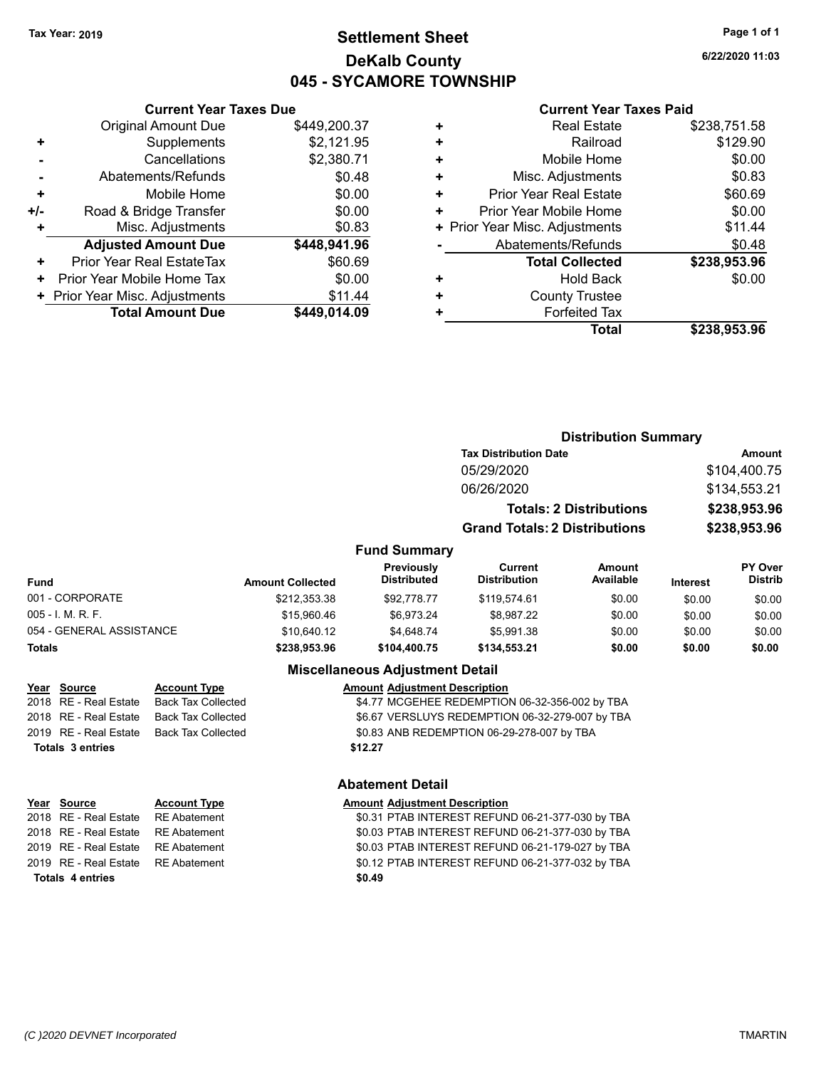Tax Year: 2019

# Settlement Sheet
## DeKalb County
## 045 - SYCAMORE TOWNSHIP

6/22/2020 11:03

### Current Year Taxes Due

| | | |
|---|---|---|
| | Original Amount Due | $449,200.37 |
| + | Supplements | $2,121.95 |
| - | Cancellations | $2,380.71 |
| - | Abatements/Refunds | $0.48 |
| + | Mobile Home | $0.00 |
| +/- | Road & Bridge Transfer | $0.00 |
| + | Misc. Adjustments | $0.83 |
| | **Adjusted Amount Due** | **$448,941.96** |
| + | Prior Year Real EstateTax | $60.69 |
| + | Prior Year Mobile Home Tax | $0.00 |
| + | Prior Year Misc. Adjustments | $11.44 |
| | **Total Amount Due** | **$449,014.09** |

### Current Year Taxes Paid

| | | |
|---|---|---|
| + | Real Estate | $238,751.58 |
| + | Railroad | $129.90 |
| + | Mobile Home | $0.00 |
| + | Misc. Adjustments | $0.83 |
| + | Prior Year Real Estate | $60.69 |
| + | Prior Year Mobile Home | $0.00 |
| + | Prior Year Misc. Adjustments | $11.44 |
| - | Abatements/Refunds | $0.48 |
| | **Total Collected** | **$238,953.96** |
| + | Hold Back | $0.00 |
| + | County Trustee | |
| + | Forfeited Tax | |
| | **Total** | **$238,953.96** |

### Distribution Summary

| Tax Distribution Date | Amount |
|---|---|
| 05/29/2020 | $104,400.75 |
| 06/26/2020 | $134,553.21 |
| **Totals: 2 Distributions** | **$238,953.96** |
| **Grand Totals: 2 Distributions** | **$238,953.96** |

### Fund Summary

| Fund | Amount Collected | Previously Distributed | Current Distribution | Amount Available | Interest | PY Over Distrib |
|---|---|---|---|---|---|---|
| 001 - CORPORATE | $212,353.38 | $92,778.77 | $119,574.61 | $0.00 | $0.00 | $0.00 |
| 005 - I. M. R. F. | $15,960.46 | $6,973.24 | $8,987.22 | $0.00 | $0.00 | $0.00 |
| 054 - GENERAL ASSISTANCE | $10,640.12 | $4,648.74 | $5,991.38 | $0.00 | $0.00 | $0.00 |
| **Totals** | **$238,953.96** | **$104,400.75** | **$134,553.21** | **$0.00** | **$0.00** | **$0.00** |

### Miscellaneous Adjustment Detail

| Year | Source | Account Type | Amount | Adjustment Description |
|---|---|---|---|---|
| 2018 | RE - Real Estate | Back Tax Collected | $4.77 | MCGEHEE REDEMPTION 06-32-356-002 by TBA |
| 2018 | RE - Real Estate | Back Tax Collected | $6.67 | VERSLUYS REDEMPTION 06-32-279-007 by TBA |
| 2019 | RE - Real Estate | Back Tax Collected | $0.83 | ANB REDEMPTION 06-29-278-007 by TBA |
| **Totals 3 entries** | | | **$12.27** | |

### Abatement Detail

| Year | Source | Account Type | Amount | Adjustment Description |
|---|---|---|---|---|
| 2018 | RE - Real Estate | RE Abatement | $0.31 | PTAB INTEREST REFUND 06-21-377-030 by TBA |
| 2018 | RE - Real Estate | RE Abatement | $0.03 | PTAB INTEREST REFUND 06-21-377-030 by TBA |
| 2019 | RE - Real Estate | RE Abatement | $0.03 | PTAB INTEREST REFUND 06-21-179-027 by TBA |
| 2019 | RE - Real Estate | RE Abatement | $0.12 | PTAB INTEREST REFUND 06-21-377-032 by TBA |
| **Totals 4 entries** | | | **$0.49** | |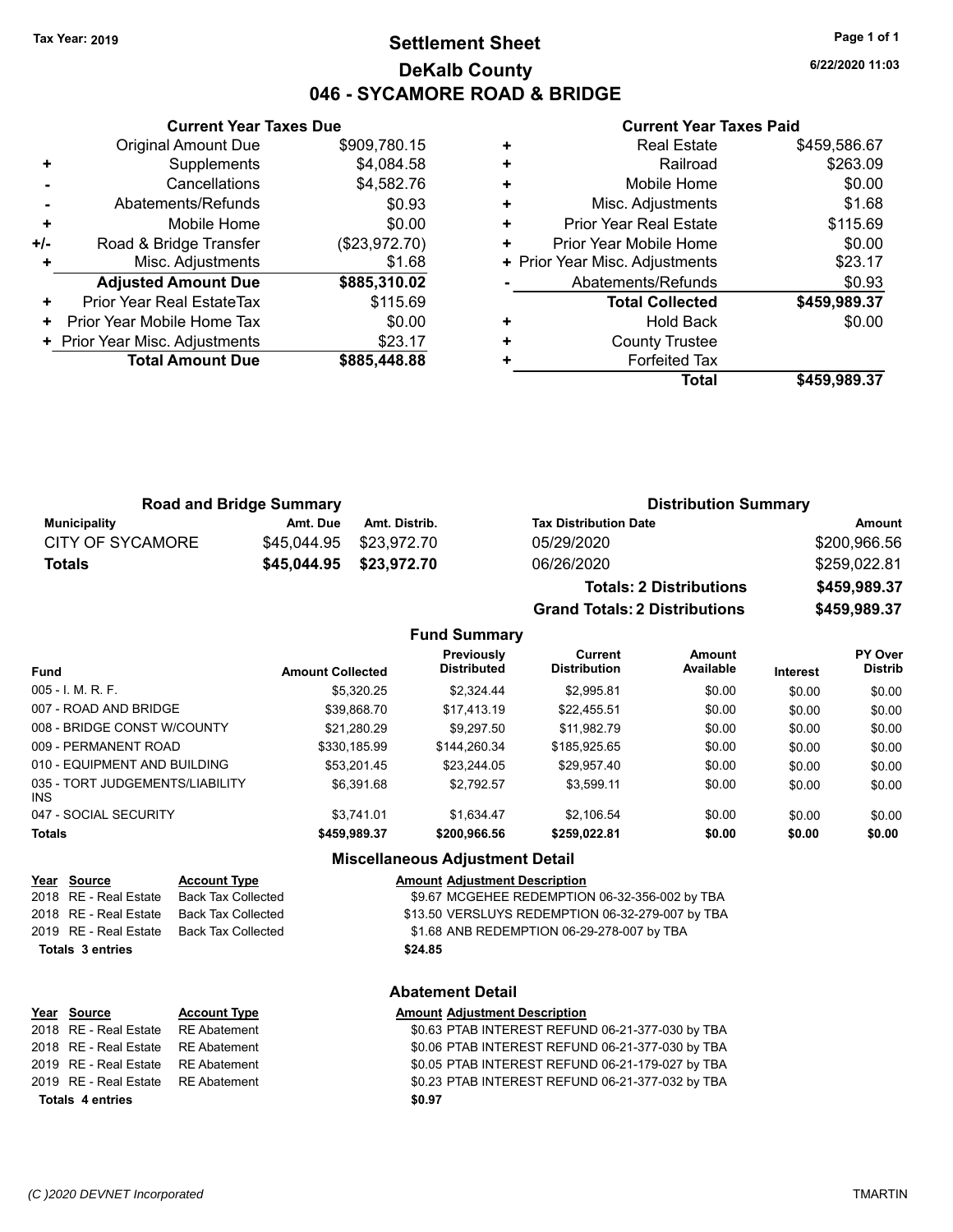Tax Year: 2019

# Settlement Sheet

## DeKalb County

## 046 - SYCAMORE ROAD & BRIDGE

6/22/2020 11:03

### Current Year Taxes Due

| | | |
|---|---|---|
| | Original Amount Due | $909,780.15 |
| + | Supplements | $4,084.58 |
| - | Cancellations | $4,582.76 |
| - | Abatements/Refunds | $0.93 |
| + | Mobile Home | $0.00 |
| +/- | Road & Bridge Transfer | ($23,972.70) |
| + | Misc. Adjustments | $1.68 |
| | **Adjusted Amount Due** | **$885,310.02** |
| + | Prior Year Real EstateTax | $115.69 |
| + | Prior Year Mobile Home Tax | $0.00 |
| + | Prior Year Misc. Adjustments | $23.17 |
| | **Total Amount Due** | **$885,448.88** |

### Current Year Taxes Paid

| | | |
|---|---|---|
| + | Real Estate | $459,586.67 |
| + | Railroad | $263.09 |
| + | Mobile Home | $0.00 |
| + | Misc. Adjustments | $1.68 |
| + | Prior Year Real Estate | $115.69 |
| + | Prior Year Mobile Home | $0.00 |
| + | Prior Year Misc. Adjustments | $23.17 |
| - | Abatements/Refunds | $0.93 |
| | **Total Collected** | **$459,989.37** |
| + | Hold Back | $0.00 |
| + | County Trustee | |
| + | Forfeited Tax | |
| | **Total** | **$459,989.37** |

### Road and Bridge Summary

| Municipality | Amt. Due | Amt. Distrib. |
|---|---|---|
| CITY OF SYCAMORE | $45,044.95 | $23,972.70 |
| **Totals** | **$45,044.95** | **$23,972.70** |

### Distribution Summary

| Tax Distribution Date | Amount |
|---|---|
| 05/29/2020 | $200,966.56 |
| 06/26/2020 | $259,022.81 |
| **Totals: 2 Distributions** | **$459,989.37** |
| **Grand Totals: 2 Distributions** | **$459,989.37** |

### Fund Summary

| Fund | Amount Collected | Previously Distributed | Current Distribution | Amount Available | Interest | PY Over Distrib |
|---|---|---|---|---|---|---|
| 005 - I. M. R. F. | $5,320.25 | $2,324.44 | $2,995.81 | $0.00 | $0.00 | $0.00 |
| 007 - ROAD AND BRIDGE | $39,868.70 | $17,413.19 | $22,455.51 | $0.00 | $0.00 | $0.00 |
| 008 - BRIDGE CONST W/COUNTY | $21,280.29 | $9,297.50 | $11,982.79 | $0.00 | $0.00 | $0.00 |
| 009 - PERMANENT ROAD | $330,185.99 | $144,260.34 | $185,925.65 | $0.00 | $0.00 | $0.00 |
| 010 - EQUIPMENT AND BUILDING | $53,201.45 | $23,244.05 | $29,957.40 | $0.00 | $0.00 | $0.00 |
| 035 - TORT JUDGEMENTS/LIABILITY INS | $6,391.68 | $2,792.57 | $3,599.11 | $0.00 | $0.00 | $0.00 |
| 047 - SOCIAL SECURITY | $3,741.01 | $1,634.47 | $2,106.54 | $0.00 | $0.00 | $0.00 |
| **Totals** | **$459,989.37** | **$200,966.56** | **$259,022.81** | **$0.00** | **$0.00** | **$0.00** |

### Miscellaneous Adjustment Detail

| Year | Source | Account Type | Amount | Adjustment Description |
|---|---|---|---|---|
| 2018 | RE - Real Estate | Back Tax Collected | $9.67 | MCGEHEE REDEMPTION 06-32-356-002 by TBA |
| 2018 | RE - Real Estate | Back Tax Collected | $13.50 | VERSLUYS REDEMPTION 06-32-279-007 by TBA |
| 2019 | RE - Real Estate | Back Tax Collected | $1.68 | ANB REDEMPTION 06-29-278-007 by TBA |
| **Totals 3 entries** | | | **$24.85** | |

### Abatement Detail

| Year | Source | Account Type | Amount | Adjustment Description |
|---|---|---|---|---|
| 2018 | RE - Real Estate | RE Abatement | $0.63 | PTAB INTEREST REFUND 06-21-377-030 by TBA |
| 2018 | RE - Real Estate | RE Abatement | $0.06 | PTAB INTEREST REFUND 06-21-377-030 by TBA |
| 2019 | RE - Real Estate | RE Abatement | $0.05 | PTAB INTEREST REFUND 06-21-179-027 by TBA |
| 2019 | RE - Real Estate | RE Abatement | $0.23 | PTAB INTEREST REFUND 06-21-377-032 by TBA |
| **Totals 4 entries** | | | **$0.97** | |

(C )2020 DEVNET Incorporated TMARTIN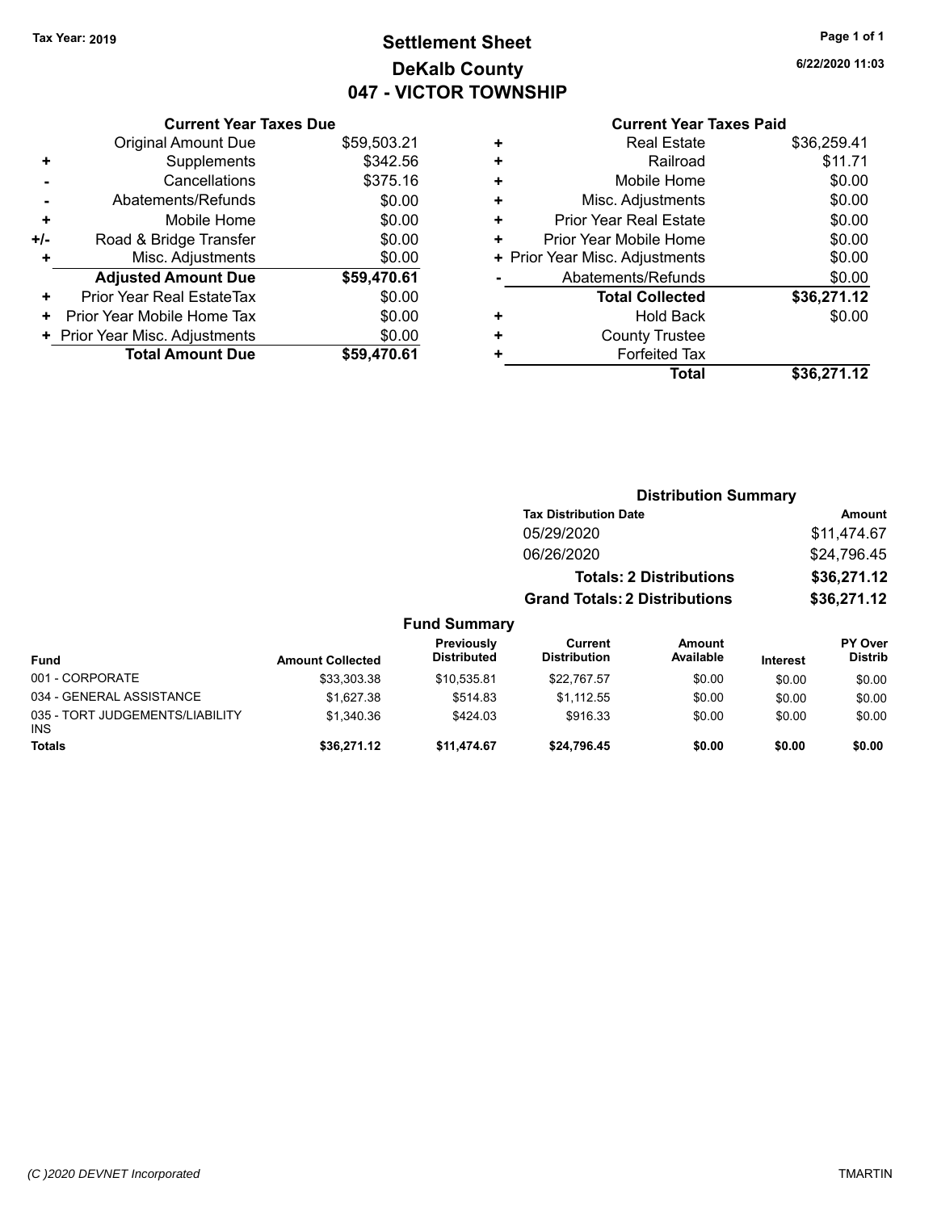Tax Year: 2019

# Settlement Sheet
## DeKalb County
## 047 - VICTOR TOWNSHIP

6/22/2020 11:03

### Current Year Taxes Due

| | | |
|---|---|---|
| | Original Amount Due | $59,503.21 |
| + | Supplements | $342.56 |
| - | Cancellations | $375.16 |
| - | Abatements/Refunds | $0.00 |
| + | Mobile Home | $0.00 |
| +/- | Road & Bridge Transfer | $0.00 |
| + | Misc. Adjustments | $0.00 |
| | **Adjusted Amount Due** | **$59,470.61** |
| + | Prior Year Real EstateTax | $0.00 |
| + | Prior Year Mobile Home Tax | $0.00 |
| + | Prior Year Misc. Adjustments | $0.00 |
| | **Total Amount Due** | **$59,470.61** |

### Current Year Taxes Paid

| | | |
|---|---|---|
| + | Real Estate | $36,259.41 |
| + | Railroad | $11.71 |
| + | Mobile Home | $0.00 |
| + | Misc. Adjustments | $0.00 |
| + | Prior Year Real Estate | $0.00 |
| + | Prior Year Mobile Home | $0.00 |
| + | Prior Year Misc. Adjustments | $0.00 |
| - | Abatements/Refunds | $0.00 |
| | **Total Collected** | **$36,271.12** |
| + | Hold Back | $0.00 |
| + | County Trustee | |
| + | Forfeited Tax | |
| | **Total** | **$36,271.12** |

### Distribution Summary

| Tax Distribution Date | Amount |
|---|---|
| 05/29/2020 | $11,474.67 |
| 06/26/2020 | $24,796.45 |
| **Totals: 2 Distributions** | **$36,271.12** |
| **Grand Totals: 2 Distributions** | **$36,271.12** |

### Fund Summary

| Fund | Amount Collected | Previously Distributed | Current Distribution | Amount Available | Interest | PY Over Distrib |
|---|---|---|---|---|---|---|
| 001 - CORPORATE | $33,303.38 | $10,535.81 | $22,767.57 | $0.00 | $0.00 | $0.00 |
| 034 - GENERAL ASSISTANCE | $1,627.38 | $514.83 | $1,112.55 | $0.00 | $0.00 | $0.00 |
| 035 - TORT JUDGEMENTS/LIABILITY INS | $1,340.36 | $424.03 | $916.33 | $0.00 | $0.00 | $0.00 |
| **Totals** | **$36,271.12** | **$11,474.67** | **$24,796.45** | **$0.00** | **$0.00** | **$0.00** |

(C )2020 DEVNET Incorporated

TMARTIN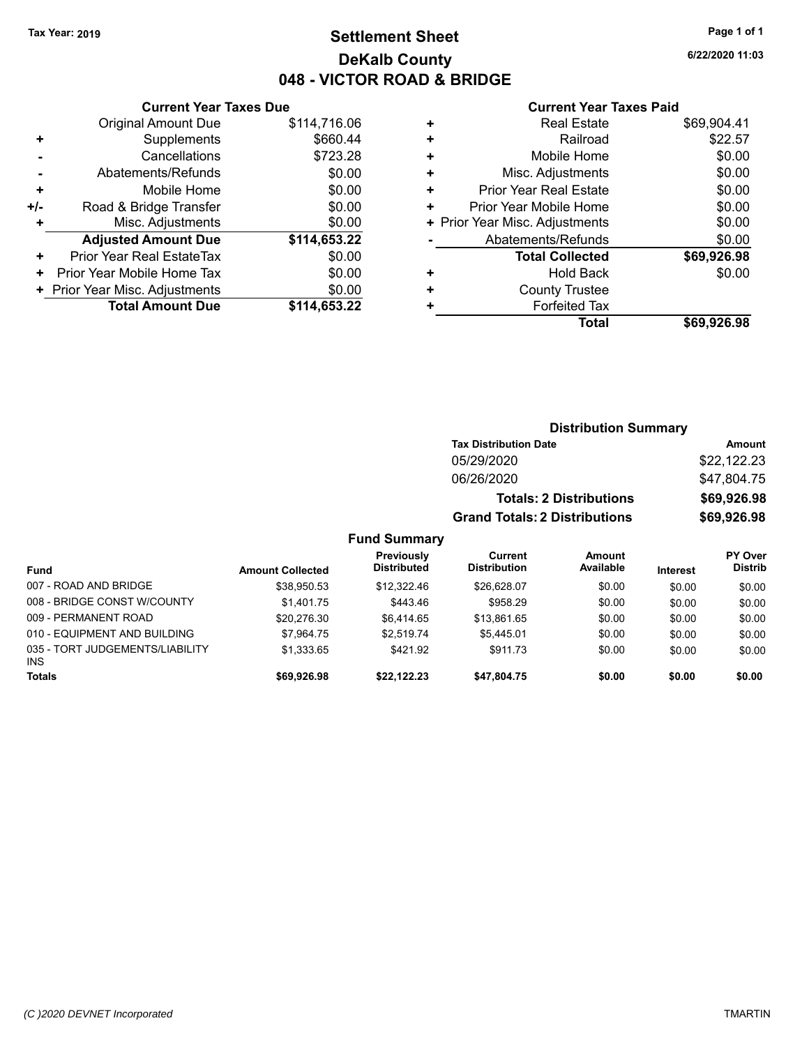Tax Year: 2019

# Settlement Sheet
## DeKalb County
## 048 - VICTOR ROAD & BRIDGE

6/22/2020 11:03

### Current Year Taxes Due

| | | |
|---|---|---|
| | Original Amount Due | $114,716.06 |
| + | Supplements | $660.44 |
| - | Cancellations | $723.28 |
| - | Abatements/Refunds | $0.00 |
| + | Mobile Home | $0.00 |
| +/- | Road & Bridge Transfer | $0.00 |
| + | Misc. Adjustments | $0.00 |
| | **Adjusted Amount Due** | **$114,653.22** |
| + | Prior Year Real EstateTax | $0.00 |
| + | Prior Year Mobile Home Tax | $0.00 |
| + | Prior Year Misc. Adjustments | $0.00 |
| | **Total Amount Due** | **$114,653.22** |

### Current Year Taxes Paid

| | | |
|---|---|---|
| + | Real Estate | $69,904.41 |
| + | Railroad | $22.57 |
| + | Mobile Home | $0.00 |
| + | Misc. Adjustments | $0.00 |
| + | Prior Year Real Estate | $0.00 |
| + | Prior Year Mobile Home | $0.00 |
| + | Prior Year Misc. Adjustments | $0.00 |
| - | Abatements/Refunds | $0.00 |
| | **Total Collected** | **$69,926.98** |
| + | Hold Back | $0.00 |
| + | County Trustee | |
| + | Forfeited Tax | |
| | **Total** | **$69,926.98** |

### Distribution Summary

| Tax Distribution Date | Amount |
|---|---|
| 05/29/2020 | $22,122.23 |
| 06/26/2020 | $47,804.75 |
| **Totals: 2 Distributions** | **$69,926.98** |
| **Grand Totals: 2 Distributions** | **$69,926.98** |

### Fund Summary

| Fund | Amount Collected | Previously Distributed | Current Distribution | Amount Available | Interest | PY Over Distrib |
|---|---|---|---|---|---|---|
| 007 - ROAD AND BRIDGE | $38,950.53 | $12,322.46 | $26,628.07 | $0.00 | $0.00 | $0.00 |
| 008 - BRIDGE CONST W/COUNTY | $1,401.75 | $443.46 | $958.29 | $0.00 | $0.00 | $0.00 |
| 009 - PERMANENT ROAD | $20,276.30 | $6,414.65 | $13,861.65 | $0.00 | $0.00 | $0.00 |
| 010 - EQUIPMENT AND BUILDING | $7,964.75 | $2,519.74 | $5,445.01 | $0.00 | $0.00 | $0.00 |
| 035 - TORT JUDGEMENTS/LIABILITY INS | $1,333.65 | $421.92 | $911.73 | $0.00 | $0.00 | $0.00 |
| **Totals** | **$69,926.98** | **$22,122.23** | **$47,804.75** | **$0.00** | **$0.00** | **$0.00** |

(C )2020 DEVNET Incorporated

TMARTIN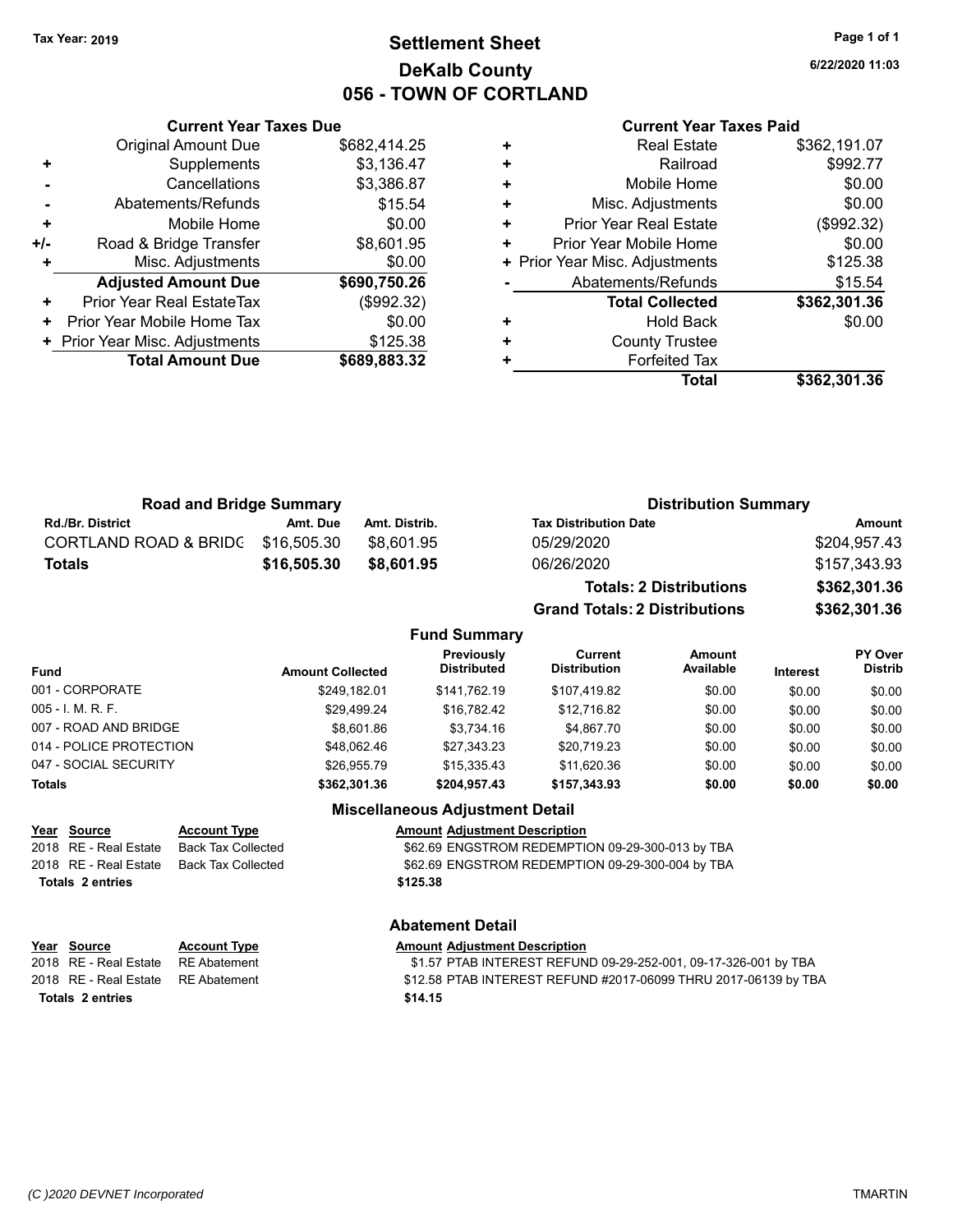Tax Year: 2019

# Settlement Sheet

## DeKalb County

## 056 - TOWN OF CORTLAND

6/22/2020 11:03

### Current Year Taxes Due

| | | |
|---|---|---|
| | Original Amount Due | $682,414.25 |
| + | Supplements | $3,136.47 |
| - | Cancellations | $3,386.87 |
| - | Abatements/Refunds | $15.54 |
| + | Mobile Home | $0.00 |
| +/- | Road & Bridge Transfer | $8,601.95 |
| + | Misc. Adjustments | $0.00 |
| | **Adjusted Amount Due** | **$690,750.26** |
| + | Prior Year Real EstateTax | ($992.32) |
| + | Prior Year Mobile Home Tax | $0.00 |
| + | Prior Year Misc. Adjustments | $125.38 |
| | **Total Amount Due** | **$689,883.32** |

### Current Year Taxes Paid

| | | |
|---|---|---|
| + | Real Estate | $362,191.07 |
| + | Railroad | $992.77 |
| + | Mobile Home | $0.00 |
| + | Misc. Adjustments | $0.00 |
| + | Prior Year Real Estate | ($992.32) |
| + | Prior Year Mobile Home | $0.00 |
| + | Prior Year Misc. Adjustments | $125.38 |
| - | Abatements/Refunds | $15.54 |
| | **Total Collected** | **$362,301.36** |
| + | Hold Back | $0.00 |
| + | County Trustee | |
| + | Forfeited Tax | |
| | **Total** | **$362,301.36** |

### Road and Bridge Summary

| Rd./Br. District | Amt. Due | Amt. Distrib. |
|---|---|---|
| CORTLAND ROAD & BRIDG | $16,505.30 | $8,601.95 |
| **Totals** | **$16,505.30** | **$8,601.95** |

### Distribution Summary

| Tax Distribution Date | Amount |
|---|---|
| 05/29/2020 | $204,957.43 |
| 06/26/2020 | $157,343.93 |
| **Totals: 2 Distributions** | **$362,301.36** |
| **Grand Totals: 2 Distributions** | **$362,301.36** |

### Fund Summary

| Fund | Amount Collected | Previously Distributed | Current Distribution | Amount Available | Interest | PY Over Distrib |
|---|---|---|---|---|---|---|
| 001 - CORPORATE | $249,182.01 | $141,762.19 | $107,419.82 | $0.00 | $0.00 | $0.00 |
| 005 - I. M. R. F. | $29,499.24 | $16,782.42 | $12,716.82 | $0.00 | $0.00 | $0.00 |
| 007 - ROAD AND BRIDGE | $8,601.86 | $3,734.16 | $4,867.70 | $0.00 | $0.00 | $0.00 |
| 014 - POLICE PROTECTION | $48,062.46 | $27,343.23 | $20,719.23 | $0.00 | $0.00 | $0.00 |
| 047 - SOCIAL SECURITY | $26,955.79 | $15,335.43 | $11,620.36 | $0.00 | $0.00 | $0.00 |
| **Totals** | **$362,301.36** | **$204,957.43** | **$157,343.93** | **$0.00** | **$0.00** | **$0.00** |

### Miscellaneous Adjustment Detail

| Year | Source | Account Type | Amount | Adjustment Description |
|---|---|---|---|---|
| 2018 | RE - Real Estate | Back Tax Collected | $62.69 | ENGSTROM REDEMPTION 09-29-300-013 by TBA |
| 2018 | RE - Real Estate | Back Tax Collected | $62.69 | ENGSTROM REDEMPTION 09-29-300-004 by TBA |
| **Totals 2 entries** | | | **$125.38** | |

### Abatement Detail

| Year | Source | Account Type | Amount | Adjustment Description |
|---|---|---|---|---|
| 2018 | RE - Real Estate | RE Abatement | $1.57 | PTAB INTEREST REFUND 09-29-252-001, 09-17-326-001 by TBA |
| 2018 | RE - Real Estate | RE Abatement | $12.58 | PTAB INTEREST REFUND #2017-06099 THRU 2017-06139 by TBA |
| **Totals 2 entries** | | | **$14.15** | |

(C )2020 DEVNET Incorporated TMARTIN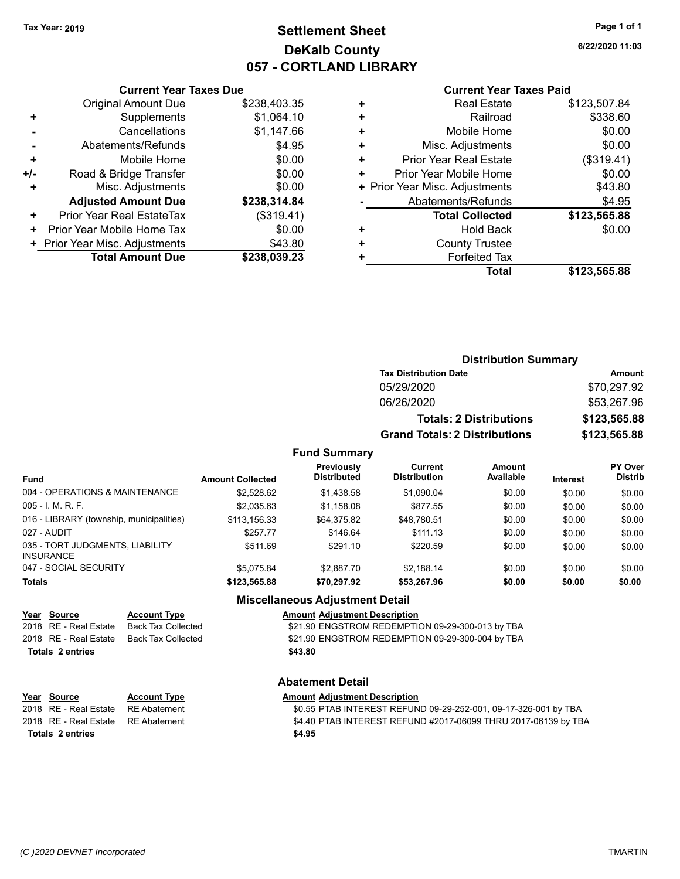Tax Year: 2019

# Settlement Sheet
## DeKalb County
## 057 - CORTLAND LIBRARY

6/22/2020 11:03

### Current Year Taxes Due

| | | |
|---|---|---|
| | Original Amount Due | $238,403.35 |
| + | Supplements | $1,064.10 |
| - | Cancellations | $1,147.66 |
| - | Abatements/Refunds | $4.95 |
| + | Mobile Home | $0.00 |
| +/- | Road & Bridge Transfer | $0.00 |
| + | Misc. Adjustments | $0.00 |
| | **Adjusted Amount Due** | **$238,314.84** |
| + | Prior Year Real EstateTax | ($319.41) |
| + | Prior Year Mobile Home Tax | $0.00 |
| + | Prior Year Misc. Adjustments | $43.80 |
| | **Total Amount Due** | **$238,039.23** |

### Current Year Taxes Paid

| | | |
|---|---|---|
| + | Real Estate | $123,507.84 |
| + | Railroad | $338.60 |
| + | Mobile Home | $0.00 |
| + | Misc. Adjustments | $0.00 |
| + | Prior Year Real Estate | ($319.41) |
| + | Prior Year Mobile Home | $0.00 |
| + | Prior Year Misc. Adjustments | $43.80 |
| - | Abatements/Refunds | $4.95 |
| | **Total Collected** | **$123,565.88** |
| + | Hold Back | $0.00 |
| + | County Trustee | |
| + | Forfeited Tax | |
| | **Total** | **$123,565.88** |

### Distribution Summary

| Tax Distribution Date | Amount |
|---|---|
| 05/29/2020 | $70,297.92 |
| 06/26/2020 | $53,267.96 |
| **Totals: 2 Distributions** | **$123,565.88** |
| **Grand Totals: 2 Distributions** | **$123,565.88** |

### Fund Summary

| Fund | Amount Collected | Previously Distributed | Current Distribution | Amount Available | Interest | PY Over Distrib |
|---|---|---|---|---|---|---|
| 004 - OPERATIONS & MAINTENANCE | $2,528.62 | $1,438.58 | $1,090.04 | $0.00 | $0.00 | $0.00 |
| 005 - I. M. R. F. | $2,035.63 | $1,158.08 | $877.55 | $0.00 | $0.00 | $0.00 |
| 016 - LIBRARY (township, municipalities) | $113,156.33 | $64,375.82 | $48,780.51 | $0.00 | $0.00 | $0.00 |
| 027 - AUDIT | $257.77 | $146.64 | $111.13 | $0.00 | $0.00 | $0.00 |
| 035 - TORT JUDGMENTS, LIABILITY INSURANCE | $511.69 | $291.10 | $220.59 | $0.00 | $0.00 | $0.00 |
| 047 - SOCIAL SECURITY | $5,075.84 | $2,887.70 | $2,188.14 | $0.00 | $0.00 | $0.00 |
| **Totals** | **$123,565.88** | **$70,297.92** | **$53,267.96** | **$0.00** | **$0.00** | **$0.00** |

### Miscellaneous Adjustment Detail

| Year | Source | Account Type | Amount | Adjustment Description |
|---|---|---|---|---|
| 2018 | RE - Real Estate | Back Tax Collected | $21.90 | ENGSTROM REDEMPTION 09-29-300-013 by TBA |
| 2018 | RE - Real Estate | Back Tax Collected | $21.90 | ENGSTROM REDEMPTION 09-29-300-004 by TBA |
| **Totals** | **2 entries** | | **$43.80** | |

### Abatement Detail

| Year | Source | Account Type | Amount | Adjustment Description |
|---|---|---|---|---|
| 2018 | RE - Real Estate | RE Abatement | $0.55 | PTAB INTEREST REFUND 09-29-252-001, 09-17-326-001 by TBA |
| 2018 | RE - Real Estate | RE Abatement | $4.40 | PTAB INTEREST REFUND #2017-06099 THRU 2017-06139 by TBA |
| **Totals** | **2 entries** | | **$4.95** | |

(C )2020 DEVNET Incorporated — TMARTIN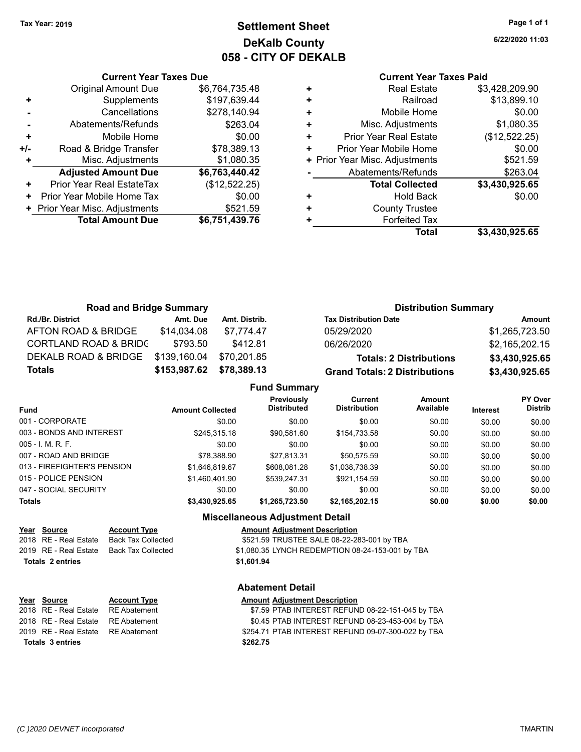Tax Year: 2019

# Settlement Sheet
## DeKalb County
## 058 - CITY OF DEKALB

6/22/2020 11:03

| Current Year Taxes Due | | |
|---|---|---|
| | Original Amount Due | $6,764,735.48 |
| + | Supplements | $197,639.44 |
| - | Cancellations | $278,140.94 |
| - | Abatements/Refunds | $263.04 |
| + | Mobile Home | $0.00 |
| +/- | Road & Bridge Transfer | $78,389.13 |
| + | Misc. Adjustments | $1,080.35 |
| | **Adjusted Amount Due** | **$6,763,440.42** |
| + | Prior Year Real EstateTax | ($12,522.25) |
| + | Prior Year Mobile Home Tax | $0.00 |
| + | Prior Year Misc. Adjustments | $521.59 |
| | **Total Amount Due** | **$6,751,439.76** |

| Current Year Taxes Paid | | |
|---|---|---|
| + | Real Estate | $3,428,209.90 |
| + | Railroad | $13,899.10 |
| + | Mobile Home | $0.00 |
| + | Misc. Adjustments | $1,080.35 |
| + | Prior Year Real Estate | ($12,522.25) |
| + | Prior Year Mobile Home | $0.00 |
| + | Prior Year Misc. Adjustments | $521.59 |
| - | Abatements/Refunds | $263.04 |
| | **Total Collected** | **$3,430,925.65** |
| + | Hold Back | $0.00 |
| + | County Trustee | |
| + | Forfeited Tax | |
| | **Total** | **$3,430,925.65** |

### Road and Bridge Summary

| Rd./Br. District | Amt. Due | Amt. Distrib. |
|---|---|---|
| AFTON ROAD & BRIDGE | $14,034.08 | $7,774.47 |
| CORTLAND ROAD & BRIDG | $793.50 | $412.81 |
| DEKALB ROAD & BRIDGE | $139,160.04 | $70,201.85 |
| **Totals** | **$153,987.62** | **$78,389.13** |

### Distribution Summary

| Tax Distribution Date | Amount |
|---|---|
| 05/29/2020 | $1,265,723.50 |
| 06/26/2020 | $2,165,202.15 |
| **Totals: 2 Distributions** | **$3,430,925.65** |
| **Grand Totals: 2 Distributions** | **$3,430,925.65** |

### Fund Summary

| Fund | Amount Collected | Previously Distributed | Current Distribution | Amount Available | Interest | PY Over Distrib |
|---|---|---|---|---|---|---|
| 001 - CORPORATE | $0.00 | $0.00 | $0.00 | $0.00 | $0.00 | $0.00 |
| 003 - BONDS AND INTEREST | $245,315.18 | $90,581.60 | $154,733.58 | $0.00 | $0.00 | $0.00 |
| 005 - I. M. R. F. | $0.00 | $0.00 | $0.00 | $0.00 | $0.00 | $0.00 |
| 007 - ROAD AND BRIDGE | $78,388.90 | $27,813.31 | $50,575.59 | $0.00 | $0.00 | $0.00 |
| 013 - FIREFIGHTER'S PENSION | $1,646,819.67 | $608,081.28 | $1,038,738.39 | $0.00 | $0.00 | $0.00 |
| 015 - POLICE PENSION | $1,460,401.90 | $539,247.31 | $921,154.59 | $0.00 | $0.00 | $0.00 |
| 047 - SOCIAL SECURITY | $0.00 | $0.00 | $0.00 | $0.00 | $0.00 | $0.00 |
| **Totals** | **$3,430,925.65** | **$1,265,723.50** | **$2,165,202.15** | **$0.00** | **$0.00** | **$0.00** |

### Miscellaneous Adjustment Detail

| Year | Source | Account Type | Amount | Adjustment Description |
|---|---|---|---|---|
| 2018 | RE - Real Estate | Back Tax Collected | $521.59 | TRUSTEE SALE 08-22-283-001 by TBA |
| 2019 | RE - Real Estate | Back Tax Collected | $1,080.35 | LYNCH REDEMPTION 08-24-153-001 by TBA |
| **Totals 2 entries** | | | **$1,601.94** | |

### Abatement Detail

| Year | Source | Account Type | Amount | Adjustment Description |
|---|---|---|---|---|
| 2018 | RE - Real Estate | RE Abatement | $7.59 | PTAB INTEREST REFUND 08-22-151-045 by TBA |
| 2018 | RE - Real Estate | RE Abatement | $0.45 | PTAB INTEREST REFUND 08-23-453-004 by TBA |
| 2019 | RE - Real Estate | RE Abatement | $254.71 | PTAB INTEREST REFUND 09-07-300-022 by TBA |
| **Totals 3 entries** | | | **$262.75** | |

(C )2020 DEVNET Incorporated — TMARTIN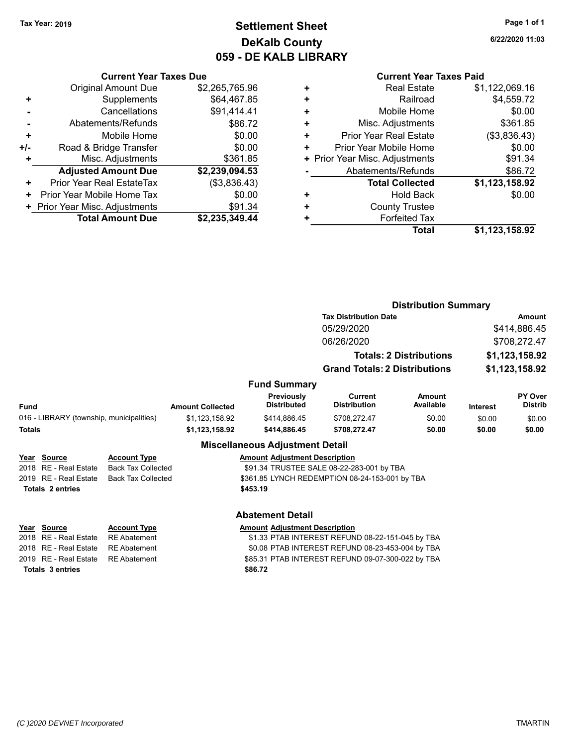Tax Year: 2019

# Settlement Sheet
## DeKalb County
## 059 - DE KALB LIBRARY

6/22/2020 11:03

### Current Year Taxes Due

| | | |
|---|---|---|
| | Original Amount Due | $2,265,765.96 |
| + | Supplements | $64,467.85 |
| - | Cancellations | $91,414.41 |
| - | Abatements/Refunds | $86.72 |
| + | Mobile Home | $0.00 |
| +/- | Road & Bridge Transfer | $0.00 |
| + | Misc. Adjustments | $361.85 |
| | **Adjusted Amount Due** | **$2,239,094.53** |
| + | Prior Year Real EstateTax | ($3,836.43) |
| + | Prior Year Mobile Home Tax | $0.00 |
| + | Prior Year Misc. Adjustments | $91.34 |
| | **Total Amount Due** | **$2,235,349.44** |

### Current Year Taxes Paid

| | | |
|---|---|---|
| + | Real Estate | $1,122,069.16 |
| + | Railroad | $4,559.72 |
| + | Mobile Home | $0.00 |
| + | Misc. Adjustments | $361.85 |
| + | Prior Year Real Estate | ($3,836.43) |
| + | Prior Year Mobile Home | $0.00 |
| + | Prior Year Misc. Adjustments | $91.34 |
| - | Abatements/Refunds | $86.72 |
| | **Total Collected** | **$1,123,158.92** |
| + | Hold Back | $0.00 |
| + | County Trustee | |
| + | Forfeited Tax | |
| | **Total** | **$1,123,158.92** |

### Distribution Summary

| Tax Distribution Date | Amount |
|---|---|
| 05/29/2020 | $414,886.45 |
| 06/26/2020 | $708,272.47 |
| **Totals: 2 Distributions** | **$1,123,158.92** |
| **Grand Totals: 2 Distributions** | **$1,123,158.92** |

### Fund Summary

| Fund | Amount Collected | Previously Distributed | Current Distribution | Amount Available | Interest | PY Over Distrib |
|---|---|---|---|---|---|---|
| 016 - LIBRARY (township, municipalities) | $1,123,158.92 | $414,886.45 | $708,272.47 | $0.00 | $0.00 | $0.00 |
| **Totals** | **$1,123,158.92** | **$414,886.45** | **$708,272.47** | **$0.00** | **$0.00** | **$0.00** |

### Miscellaneous Adjustment Detail

| Year | Source | Account Type | Amount | Adjustment Description |
|---|---|---|---|---|
| 2018 | RE - Real Estate | Back Tax Collected | $91.34 | TRUSTEE SALE 08-22-283-001 by TBA |
| 2019 | RE - Real Estate | Back Tax Collected | $361.85 | LYNCH REDEMPTION 08-24-153-001 by TBA |
| **Totals 2 entries** | | | **$453.19** | |

### Abatement Detail

| Year | Source | Account Type | Amount | Adjustment Description |
|---|---|---|---|---|
| 2018 | RE - Real Estate | RE Abatement | $1.33 | PTAB INTEREST REFUND 08-22-151-045 by TBA |
| 2018 | RE - Real Estate | RE Abatement | $0.08 | PTAB INTEREST REFUND 08-23-453-004 by TBA |
| 2019 | RE - Real Estate | RE Abatement | $85.31 | PTAB INTEREST REFUND 09-07-300-022 by TBA |
| **Totals 3 entries** | | | **$86.72** | |

(C )2020 DEVNET Incorporated

TMARTIN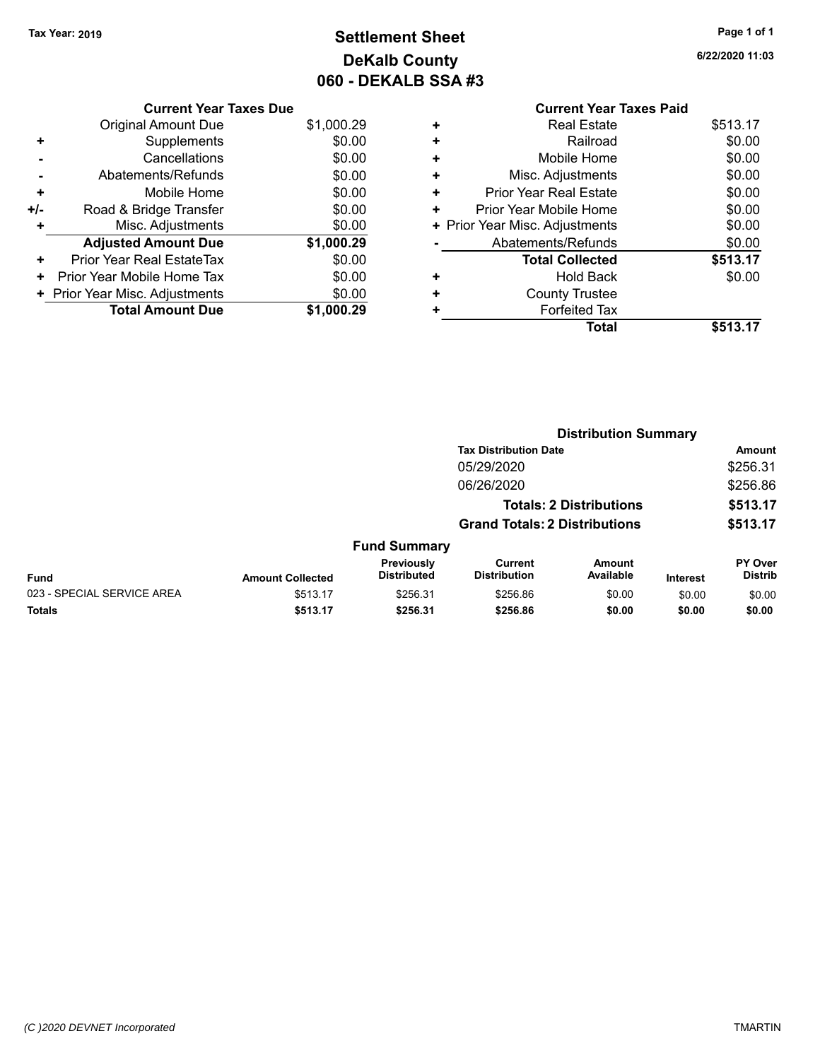Tax Year: 2019

# Settlement Sheet
# DeKalb County
# 060 - DEKALB SSA #3

6/22/2020 11:03

| | Current Year Taxes Due | |
|---|---|---|
| | Original Amount Due | $1,000.29 |
| + | Supplements | $0.00 |
| - | Cancellations | $0.00 |
| - | Abatements/Refunds | $0.00 |
| + | Mobile Home | $0.00 |
| +/- | Road & Bridge Transfer | $0.00 |
| + | Misc. Adjustments | $0.00 |
| | **Adjusted Amount Due** | **$1,000.29** |
| + | Prior Year Real EstateTax | $0.00 |
| + | Prior Year Mobile Home Tax | $0.00 |
| + | Prior Year Misc. Adjustments | $0.00 |
| | **Total Amount Due** | **$1,000.29** |

| | Current Year Taxes Paid | |
|---|---|---|
| + | Real Estate | $513.17 |
| + | Railroad | $0.00 |
| + | Mobile Home | $0.00 |
| + | Misc. Adjustments | $0.00 |
| + | Prior Year Real Estate | $0.00 |
| + | Prior Year Mobile Home | $0.00 |
| + | Prior Year Misc. Adjustments | $0.00 |
| - | Abatements/Refunds | $0.00 |
| | **Total Collected** | **$513.17** |
| + | Hold Back | $0.00 |
| + | County Trustee | |
| + | Forfeited Tax | |
| | **Total** | **$513.17** |

## Distribution Summary

| Tax Distribution Date | Amount |
|---|---|
| 05/29/2020 | $256.31 |
| 06/26/2020 | $256.86 |
| **Totals: 2 Distributions** | **$513.17** |
| **Grand Totals: 2 Distributions** | **$513.17** |

## Fund Summary

| Fund | Amount Collected | Previously Distributed | Current Distribution | Amount Available | Interest | PY Over Distrib |
|---|---|---|---|---|---|---|
| 023 - SPECIAL SERVICE AREA | $513.17 | $256.31 | $256.86 | $0.00 | $0.00 | $0.00 |
| **Totals** | **$513.17** | **$256.31** | **$256.86** | **$0.00** | **$0.00** | **$0.00** |

(C )2020 DEVNET Incorporated TMARTIN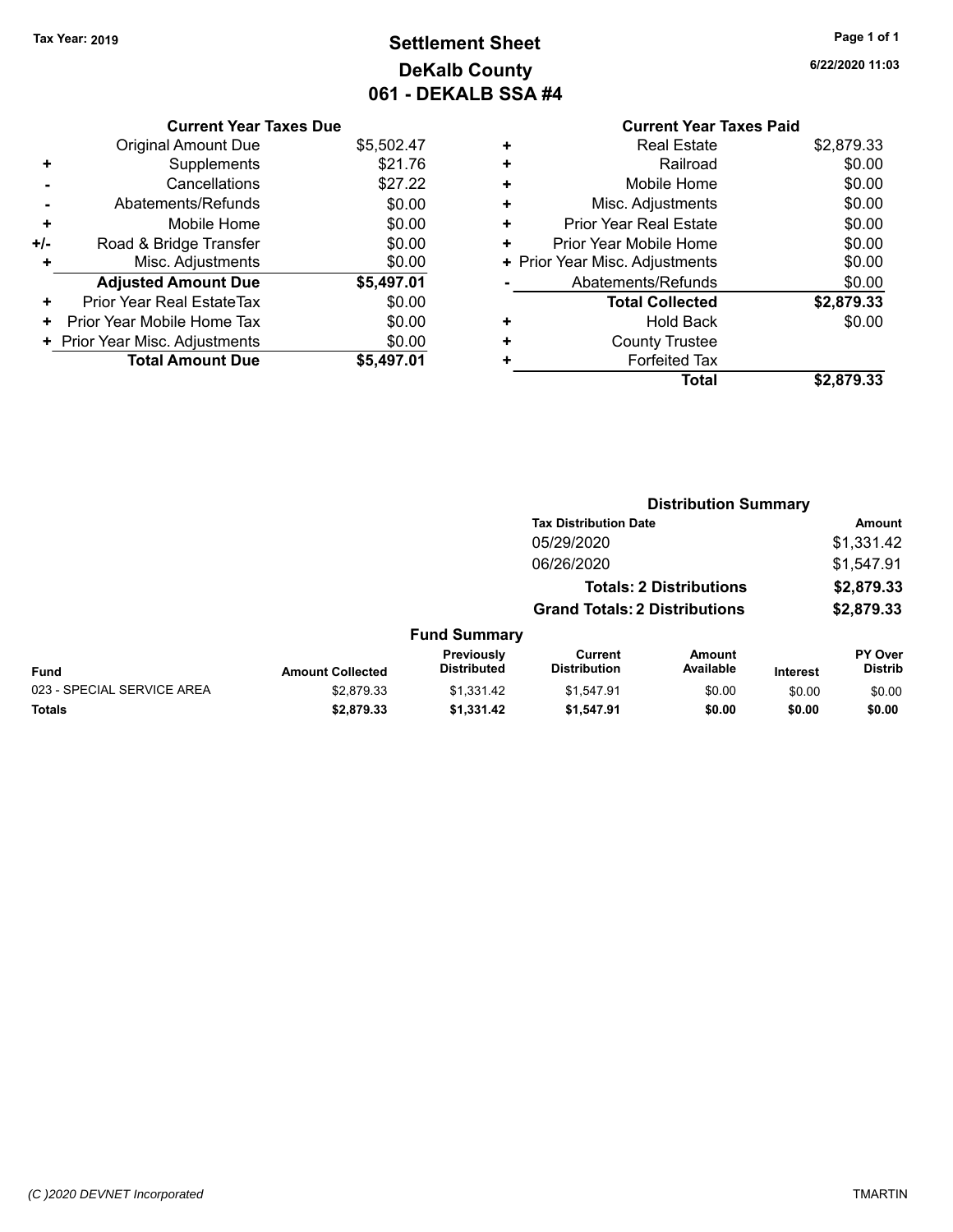Tax Year: 2019

# Settlement Sheet
## DeKalb County
## 061 - DEKALB SSA #4

6/22/2020 11:03

| | Current Year Taxes Due | |
|---|---|---|
| | Original Amount Due | $5,502.47 |
| + | Supplements | $21.76 |
| - | Cancellations | $27.22 |
| - | Abatements/Refunds | $0.00 |
| + | Mobile Home | $0.00 |
| +/- | Road & Bridge Transfer | $0.00 |
| + | Misc. Adjustments | $0.00 |
| | **Adjusted Amount Due** | **$5,497.01** |
| + | Prior Year Real EstateTax | $0.00 |
| + | Prior Year Mobile Home Tax | $0.00 |
| + | Prior Year Misc. Adjustments | $0.00 |
| | **Total Amount Due** | **$5,497.01** |

| | Current Year Taxes Paid | |
|---|---|---|
| + | Real Estate | $2,879.33 |
| + | Railroad | $0.00 |
| + | Mobile Home | $0.00 |
| + | Misc. Adjustments | $0.00 |
| + | Prior Year Real Estate | $0.00 |
| + | Prior Year Mobile Home | $0.00 |
| + | Prior Year Misc. Adjustments | $0.00 |
| - | Abatements/Refunds | $0.00 |
| | **Total Collected** | **$2,879.33** |
| + | Hold Back | $0.00 |
| + | County Trustee | |
| + | Forfeited Tax | |
| | **Total** | **$2,879.33** |

**Distribution Summary**

| Tax Distribution Date | Amount |
|---|---|
| 05/29/2020 | $1,331.42 |
| 06/26/2020 | $1,547.91 |
| **Totals: 2 Distributions** | **$2,879.33** |
| **Grand Totals: 2 Distributions** | **$2,879.33** |

**Fund Summary**

| Fund | Amount Collected | Previously Distributed | Current Distribution | Amount Available | Interest | PY Over Distrib |
|---|---|---|---|---|---|---|
| 023 - SPECIAL SERVICE AREA | $2,879.33 | $1,331.42 | $1,547.91 | $0.00 | $0.00 | $0.00 |
| **Totals** | **$2,879.33** | **$1,331.42** | **$1,547.91** | **$0.00** | **$0.00** | **$0.00** |

(C )2020 DEVNET Incorporated TMARTIN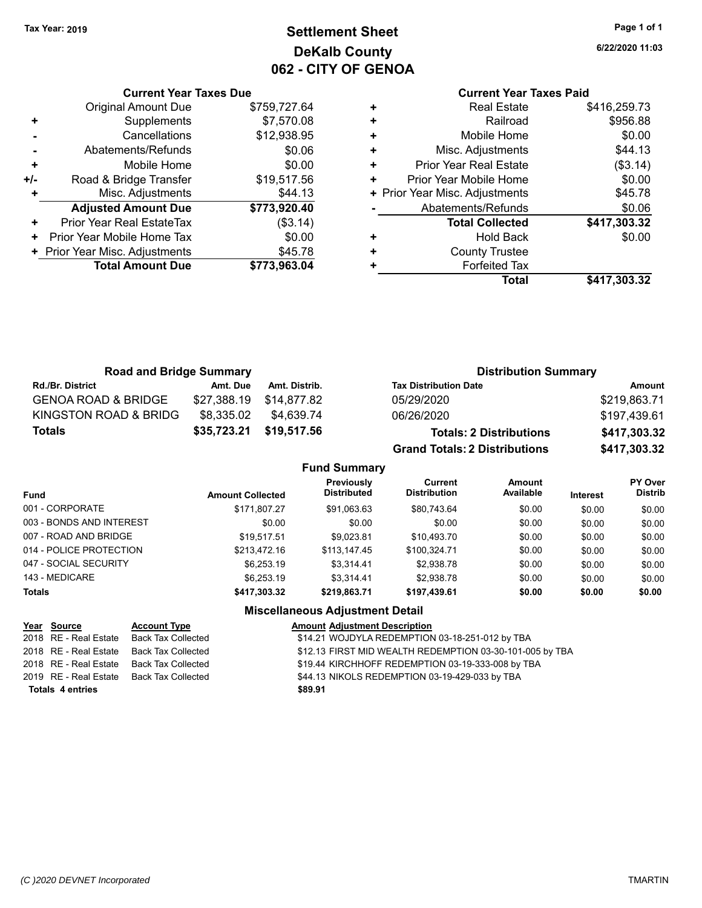Tax Year: 2019

# Settlement Sheet
## DeKalb County
## 062 - CITY OF GENOA

6/22/2020 11:03

### Current Year Taxes Due

| | | |
|---|---|---|
| | Original Amount Due | $759,727.64 |
| + | Supplements | $7,570.08 |
| - | Cancellations | $12,938.95 |
| - | Abatements/Refunds | $0.06 |
| + | Mobile Home | $0.00 |
| +/- | Road & Bridge Transfer | $19,517.56 |
| + | Misc. Adjustments | $44.13 |
| | **Adjusted Amount Due** | **$773,920.40** |
| + | Prior Year Real EstateTax | ($3.14) |
| + | Prior Year Mobile Home Tax | $0.00 |
| + | Prior Year Misc. Adjustments | $45.78 |
| | **Total Amount Due** | **$773,963.04** |

### Current Year Taxes Paid

| | | |
|---|---|---|
| + | Real Estate | $416,259.73 |
| + | Railroad | $956.88 |
| + | Mobile Home | $0.00 |
| + | Misc. Adjustments | $44.13 |
| + | Prior Year Real Estate | ($3.14) |
| + | Prior Year Mobile Home | $0.00 |
| + | Prior Year Misc. Adjustments | $45.78 |
| - | Abatements/Refunds | $0.06 |
| | **Total Collected** | **$417,303.32** |
| + | Hold Back | $0.00 |
| + | County Trustee | |
| + | Forfeited Tax | |
| | **Total** | **$417,303.32** |

### Road and Bridge Summary

| Rd./Br. District | Amt. Due | Amt. Distrib. |
|---|---|---|
| GENOA ROAD & BRIDGE | $27,388.19 | $14,877.82 |
| KINGSTON ROAD & BRIDG | $8,335.02 | $4,639.74 |
| **Totals** | **$35,723.21** | **$19,517.56** |

### Distribution Summary

| Tax Distribution Date | Amount |
|---|---|
| 05/29/2020 | $219,863.71 |
| 06/26/2020 | $197,439.61 |
| **Totals: 2 Distributions** | **$417,303.32** |
| **Grand Totals: 2 Distributions** | **$417,303.32** |

### Fund Summary

| Fund | Amount Collected | Previously Distributed | Current Distribution | Amount Available | Interest | PY Over Distrib |
|---|---|---|---|---|---|---|
| 001 - CORPORATE | $171,807.27 | $91,063.63 | $80,743.64 | $0.00 | $0.00 | $0.00 |
| 003 - BONDS AND INTEREST | $0.00 | $0.00 | $0.00 | $0.00 | $0.00 | $0.00 |
| 007 - ROAD AND BRIDGE | $19,517.51 | $9,023.81 | $10,493.70 | $0.00 | $0.00 | $0.00 |
| 014 - POLICE PROTECTION | $213,472.16 | $113,147.45 | $100,324.71 | $0.00 | $0.00 | $0.00 |
| 047 - SOCIAL SECURITY | $6,253.19 | $3,314.41 | $2,938.78 | $0.00 | $0.00 | $0.00 |
| 143 - MEDICARE | $6,253.19 | $3,314.41 | $2,938.78 | $0.00 | $0.00 | $0.00 |
| **Totals** | **$417,303.32** | **$219,863.71** | **$197,439.61** | **$0.00** | **$0.00** | **$0.00** |

### Miscellaneous Adjustment Detail

| Year | Source | Account Type | Amount | Adjustment Description |
|---|---|---|---|---|
| 2018 | RE - Real Estate | Back Tax Collected | $14.21 | WOJDYLA REDEMPTION 03-18-251-012 by TBA |
| 2018 | RE - Real Estate | Back Tax Collected | $12.13 | FIRST MID WEALTH REDEMPTION 03-30-101-005 by TBA |
| 2018 | RE - Real Estate | Back Tax Collected | $19.44 | KIRCHHOFF REDEMPTION 03-19-333-008 by TBA |
| 2019 | RE - Real Estate | Back Tax Collected | $44.13 | NIKOLS REDEMPTION 03-19-429-033 by TBA |
| **Totals** | **4 entries** | | **$89.91** | |

(C )2020 DEVNET Incorporated TMARTIN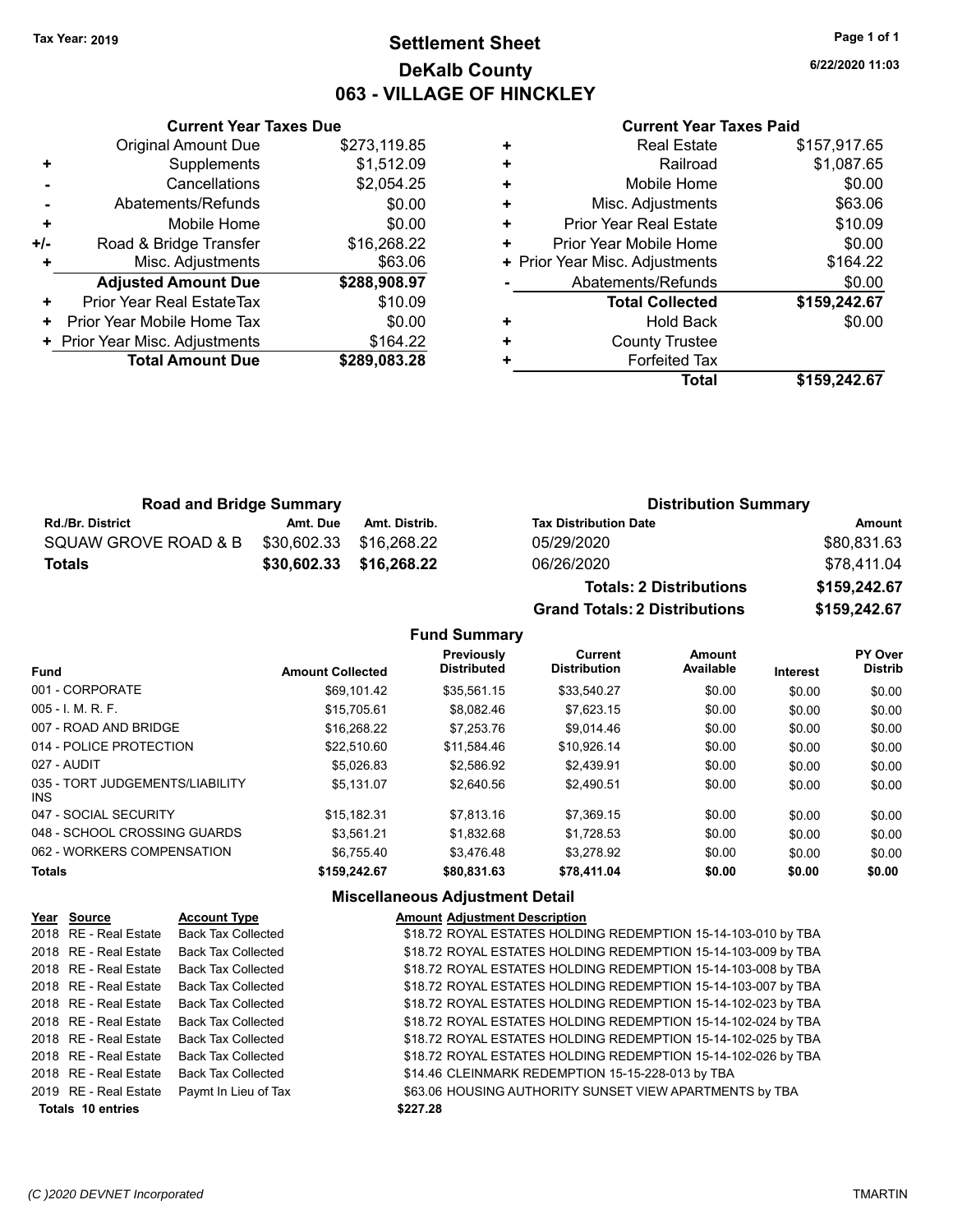Tax Year: 2019

# Settlement Sheet
## DeKalb County
## 063 - VILLAGE OF HINCKLEY

6/22/2020 11:03

### Current Year Taxes Due

| | | |
|---|---|---|
| | Original Amount Due | $273,119.85 |
| + | Supplements | $1,512.09 |
| - | Cancellations | $2,054.25 |
| - | Abatements/Refunds | $0.00 |
| + | Mobile Home | $0.00 |
| +/- | Road & Bridge Transfer | $16,268.22 |
| + | Misc. Adjustments | $63.06 |
| | **Adjusted Amount Due** | **$288,908.97** |
| + | Prior Year Real EstateTax | $10.09 |
| + | Prior Year Mobile Home Tax | $0.00 |
| + | Prior Year Misc. Adjustments | $164.22 |
| | **Total Amount Due** | **$289,083.28** |

### Current Year Taxes Paid

| | | |
|---|---|---|
| + | Real Estate | $157,917.65 |
| + | Railroad | $1,087.65 |
| + | Mobile Home | $0.00 |
| + | Misc. Adjustments | $63.06 |
| + | Prior Year Real Estate | $10.09 |
| + | Prior Year Mobile Home | $0.00 |
| + | Prior Year Misc. Adjustments | $164.22 |
| - | Abatements/Refunds | $0.00 |
| | **Total Collected** | **$159,242.67** |
| + | Hold Back | $0.00 |
| + | County Trustee | |
| + | Forfeited Tax | |
| | **Total** | **$159,242.67** |

### Road and Bridge Summary

| Rd./Br. District | Amt. Due | Amt. Distrib. |
|---|---|---|
| SQUAW GROVE ROAD & B | $30,602.33 | $16,268.22 |
| **Totals** | **$30,602.33** | **$16,268.22** |

### Distribution Summary

| Tax Distribution Date | Amount |
|---|---|
| 05/29/2020 | $80,831.63 |
| 06/26/2020 | $78,411.04 |
| **Totals: 2 Distributions** | **$159,242.67** |
| **Grand Totals: 2 Distributions** | **$159,242.67** |

### Fund Summary

| Fund | Amount Collected | Previously Distributed | Current Distribution | Amount Available | Interest | PY Over Distrib |
|---|---|---|---|---|---|---|
| 001 - CORPORATE | $69,101.42 | $35,561.15 | $33,540.27 | $0.00 | $0.00 | $0.00 |
| 005 - I. M. R. F. | $15,705.61 | $8,082.46 | $7,623.15 | $0.00 | $0.00 | $0.00 |
| 007 - ROAD AND BRIDGE | $16,268.22 | $7,253.76 | $9,014.46 | $0.00 | $0.00 | $0.00 |
| 014 - POLICE PROTECTION | $22,510.60 | $11,584.46 | $10,926.14 | $0.00 | $0.00 | $0.00 |
| 027 - AUDIT | $5,026.83 | $2,586.92 | $2,439.91 | $0.00 | $0.00 | $0.00 |
| 035 - TORT JUDGEMENTS/LIABILITY INS | $5,131.07 | $2,640.56 | $2,490.51 | $0.00 | $0.00 | $0.00 |
| 047 - SOCIAL SECURITY | $15,182.31 | $7,813.16 | $7,369.15 | $0.00 | $0.00 | $0.00 |
| 048 - SCHOOL CROSSING GUARDS | $3,561.21 | $1,832.68 | $1,728.53 | $0.00 | $0.00 | $0.00 |
| 062 - WORKERS COMPENSATION | $6,755.40 | $3,476.48 | $3,278.92 | $0.00 | $0.00 | $0.00 |
| **Totals** | **$159,242.67** | **$80,831.63** | **$78,411.04** | **$0.00** | **$0.00** | **$0.00** |

### Miscellaneous Adjustment Detail

| Year | Source | Account Type | Amount | Adjustment Description |
|---|---|---|---|---|
| 2018 | RE - Real Estate | Back Tax Collected | $18.72 | ROYAL ESTATES HOLDING REDEMPTION 15-14-103-010 by TBA |
| 2018 | RE - Real Estate | Back Tax Collected | $18.72 | ROYAL ESTATES HOLDING REDEMPTION 15-14-103-009 by TBA |
| 2018 | RE - Real Estate | Back Tax Collected | $18.72 | ROYAL ESTATES HOLDING REDEMPTION 15-14-103-008 by TBA |
| 2018 | RE - Real Estate | Back Tax Collected | $18.72 | ROYAL ESTATES HOLDING REDEMPTION 15-14-103-007 by TBA |
| 2018 | RE - Real Estate | Back Tax Collected | $18.72 | ROYAL ESTATES HOLDING REDEMPTION 15-14-102-023 by TBA |
| 2018 | RE - Real Estate | Back Tax Collected | $18.72 | ROYAL ESTATES HOLDING REDEMPTION 15-14-102-024 by TBA |
| 2018 | RE - Real Estate | Back Tax Collected | $18.72 | ROYAL ESTATES HOLDING REDEMPTION 15-14-102-025 by TBA |
| 2018 | RE - Real Estate | Back Tax Collected | $18.72 | ROYAL ESTATES HOLDING REDEMPTION 15-14-102-026 by TBA |
| 2018 | RE - Real Estate | Back Tax Collected | $14.46 | CLEINMARK REDEMPTION 15-15-228-013 by TBA |
| 2019 | RE - Real Estate | Paymt In Lieu of Tax | $63.06 | HOUSING AUTHORITY SUNSET VIEW APARTMENTS by TBA |
| **Totals 10 entries** | | | **$227.28** | |

(C )2020 DEVNET Incorporated TMARTIN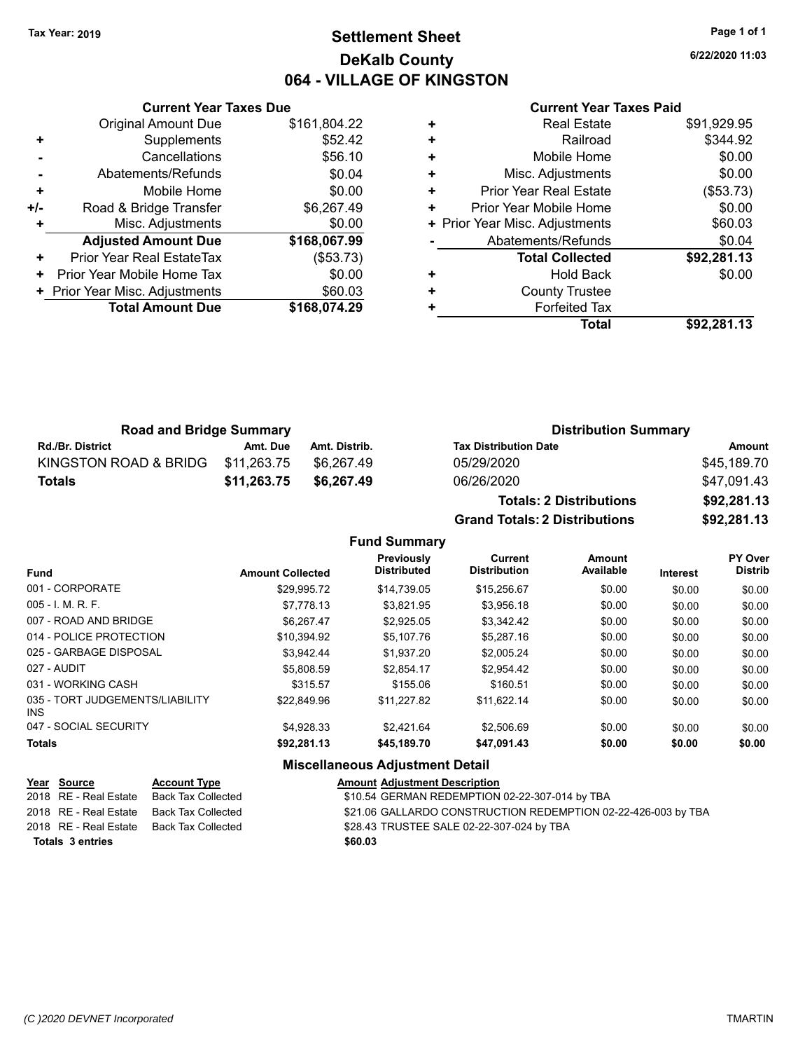Tax Year: 2019

# Settlement Sheet
## DeKalb County
## 064 - VILLAGE OF KINGSTON

6/22/2020 11:03

### Current Year Taxes Due

| | | |
|---|---|---|
| | Original Amount Due | $161,804.22 |
| + | Supplements | $52.42 |
| - | Cancellations | $56.10 |
| - | Abatements/Refunds | $0.04 |
| + | Mobile Home | $0.00 |
| +/- | Road & Bridge Transfer | $6,267.49 |
| + | Misc. Adjustments | $0.00 |
| | **Adjusted Amount Due** | **$168,067.99** |
| + | Prior Year Real EstateTax | ($53.73) |
| + | Prior Year Mobile Home Tax | $0.00 |
| + | Prior Year Misc. Adjustments | $60.03 |
| | **Total Amount Due** | **$168,074.29** |

### Current Year Taxes Paid

| | | |
|---|---|---|
| + | Real Estate | $91,929.95 |
| + | Railroad | $344.92 |
| + | Mobile Home | $0.00 |
| + | Misc. Adjustments | $0.00 |
| + | Prior Year Real Estate | ($53.73) |
| + | Prior Year Mobile Home | $0.00 |
| + | Prior Year Misc. Adjustments | $60.03 |
| - | Abatements/Refunds | $0.04 |
| | **Total Collected** | **$92,281.13** |
| + | Hold Back | $0.00 |
| + | County Trustee | |
| + | Forfeited Tax | |
| | **Total** | **$92,281.13** |

### Road and Bridge Summary

| Rd./Br. District | Amt. Due | Amt. Distrib. |
|---|---|---|
| KINGSTON ROAD & BRIDG | $11,263.75 | $6,267.49 |
| **Totals** | **$11,263.75** | **$6,267.49** |

### Distribution Summary

| Tax Distribution Date | Amount |
|---|---|
| 05/29/2020 | $45,189.70 |
| 06/26/2020 | $47,091.43 |
| **Totals: 2 Distributions** | **$92,281.13** |
| **Grand Totals: 2 Distributions** | **$92,281.13** |

### Fund Summary

| Fund | Amount Collected | Previously Distributed | Current Distribution | Amount Available | Interest | PY Over Distrib |
|---|---|---|---|---|---|---|
| 001 - CORPORATE | $29,995.72 | $14,739.05 | $15,256.67 | $0.00 | $0.00 | $0.00 |
| 005 - I. M. R. F. | $7,778.13 | $3,821.95 | $3,956.18 | $0.00 | $0.00 | $0.00 |
| 007 - ROAD AND BRIDGE | $6,267.47 | $2,925.05 | $3,342.42 | $0.00 | $0.00 | $0.00 |
| 014 - POLICE PROTECTION | $10,394.92 | $5,107.76 | $5,287.16 | $0.00 | $0.00 | $0.00 |
| 025 - GARBAGE DISPOSAL | $3,942.44 | $1,937.20 | $2,005.24 | $0.00 | $0.00 | $0.00 |
| 027 - AUDIT | $5,808.59 | $2,854.17 | $2,954.42 | $0.00 | $0.00 | $0.00 |
| 031 - WORKING CASH | $315.57 | $155.06 | $160.51 | $0.00 | $0.00 | $0.00 |
| 035 - TORT JUDGEMENTS/LIABILITY INS | $22,849.96 | $11,227.82 | $11,622.14 | $0.00 | $0.00 | $0.00 |
| 047 - SOCIAL SECURITY | $4,928.33 | $2,421.64 | $2,506.69 | $0.00 | $0.00 | $0.00 |
| **Totals** | **$92,281.13** | **$45,189.70** | **$47,091.43** | **$0.00** | **$0.00** | **$0.00** |

### Miscellaneous Adjustment Detail

| Year | Source | Account Type | Amount | Adjustment Description |
|---|---|---|---|---|
| 2018 | RE - Real Estate | Back Tax Collected | $10.54 | GERMAN REDEMPTION 02-22-307-014 by TBA |
| 2018 | RE - Real Estate | Back Tax Collected | $21.06 | GALLARDO CONSTRUCTION REDEMPTION 02-22-426-003 by TBA |
| 2018 | RE - Real Estate | Back Tax Collected | $28.43 | TRUSTEE SALE 02-22-307-024 by TBA |
| **Totals 3 entries** | | | **$60.03** | |

(C )2020 DEVNET Incorporated — TMARTIN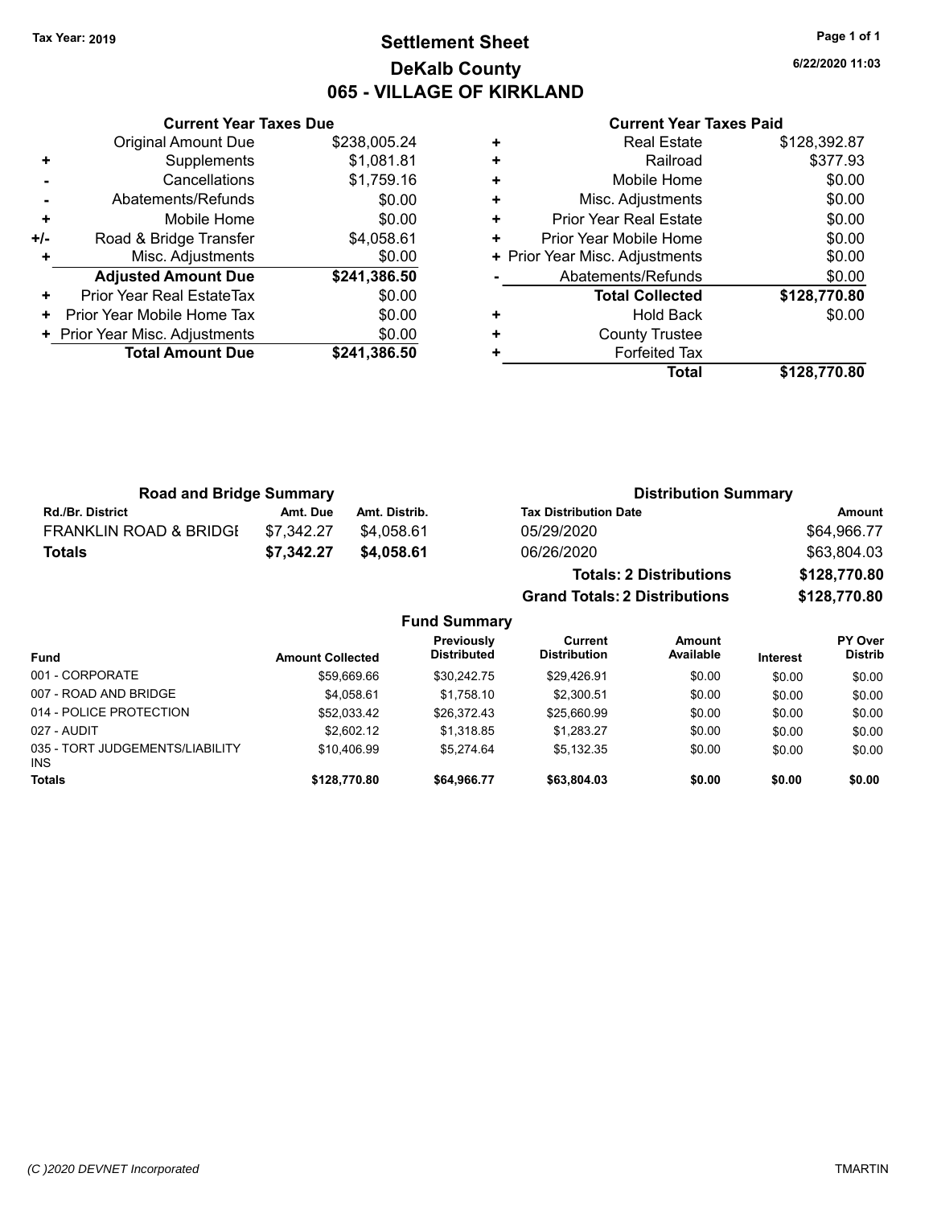Tax Year: 2019

# Settlement Sheet
## DeKalb County
## 065 - VILLAGE OF KIRKLAND

6/22/2020 11:03

### Current Year Taxes Due

| | | |
|---|---|---|
| | Original Amount Due | $238,005.24 |
| + | Supplements | $1,081.81 |
| - | Cancellations | $1,759.16 |
| - | Abatements/Refunds | $0.00 |
| + | Mobile Home | $0.00 |
| +/- | Road & Bridge Transfer | $4,058.61 |
| + | Misc. Adjustments | $0.00 |
| | **Adjusted Amount Due** | **$241,386.50** |
| + | Prior Year Real EstateTax | $0.00 |
| + | Prior Year Mobile Home Tax | $0.00 |
| + | Prior Year Misc. Adjustments | $0.00 |
| | **Total Amount Due** | **$241,386.50** |

### Current Year Taxes Paid

| | | |
|---|---|---|
| + | Real Estate | $128,392.87 |
| + | Railroad | $377.93 |
| + | Mobile Home | $0.00 |
| + | Misc. Adjustments | $0.00 |
| + | Prior Year Real Estate | $0.00 |
| + | Prior Year Mobile Home | $0.00 |
| + | Prior Year Misc. Adjustments | $0.00 |
| - | Abatements/Refunds | $0.00 |
| | **Total Collected** | **$128,770.80** |
| + | Hold Back | $0.00 |
| + | County Trustee | |
| + | Forfeited Tax | |
| | **Total** | **$128,770.80** |

### Road and Bridge Summary

| Rd./Br. District | Amt. Due | Amt. Distrib. |
|---|---|---|
| FRANKLIN ROAD & BRIDGE | $7,342.27 | $4,058.61 |
| **Totals** | **$7,342.27** | **$4,058.61** |

### Distribution Summary

| Tax Distribution Date | Amount |
|---|---|
| 05/29/2020 | $64,966.77 |
| 06/26/2020 | $63,804.03 |
| **Totals: 2 Distributions** | **$128,770.80** |
| **Grand Totals: 2 Distributions** | **$128,770.80** |

### Fund Summary

| Fund | Amount Collected | Previously Distributed | Current Distribution | Amount Available | Interest | PY Over Distrib |
|---|---|---|---|---|---|---|
| 001 - CORPORATE | $59,669.66 | $30,242.75 | $29,426.91 | $0.00 | $0.00 | $0.00 |
| 007 - ROAD AND BRIDGE | $4,058.61 | $1,758.10 | $2,300.51 | $0.00 | $0.00 | $0.00 |
| 014 - POLICE PROTECTION | $52,033.42 | $26,372.43 | $25,660.99 | $0.00 | $0.00 | $0.00 |
| 027 - AUDIT | $2,602.12 | $1,318.85 | $1,283.27 | $0.00 | $0.00 | $0.00 |
| 035 - TORT JUDGEMENTS/LIABILITY INS | $10,406.99 | $5,274.64 | $5,132.35 | $0.00 | $0.00 | $0.00 |
| **Totals** | **$128,770.80** | **$64,966.77** | **$63,804.03** | **$0.00** | **$0.00** | **$0.00** |

(C )2020 DEVNET Incorporated TMARTIN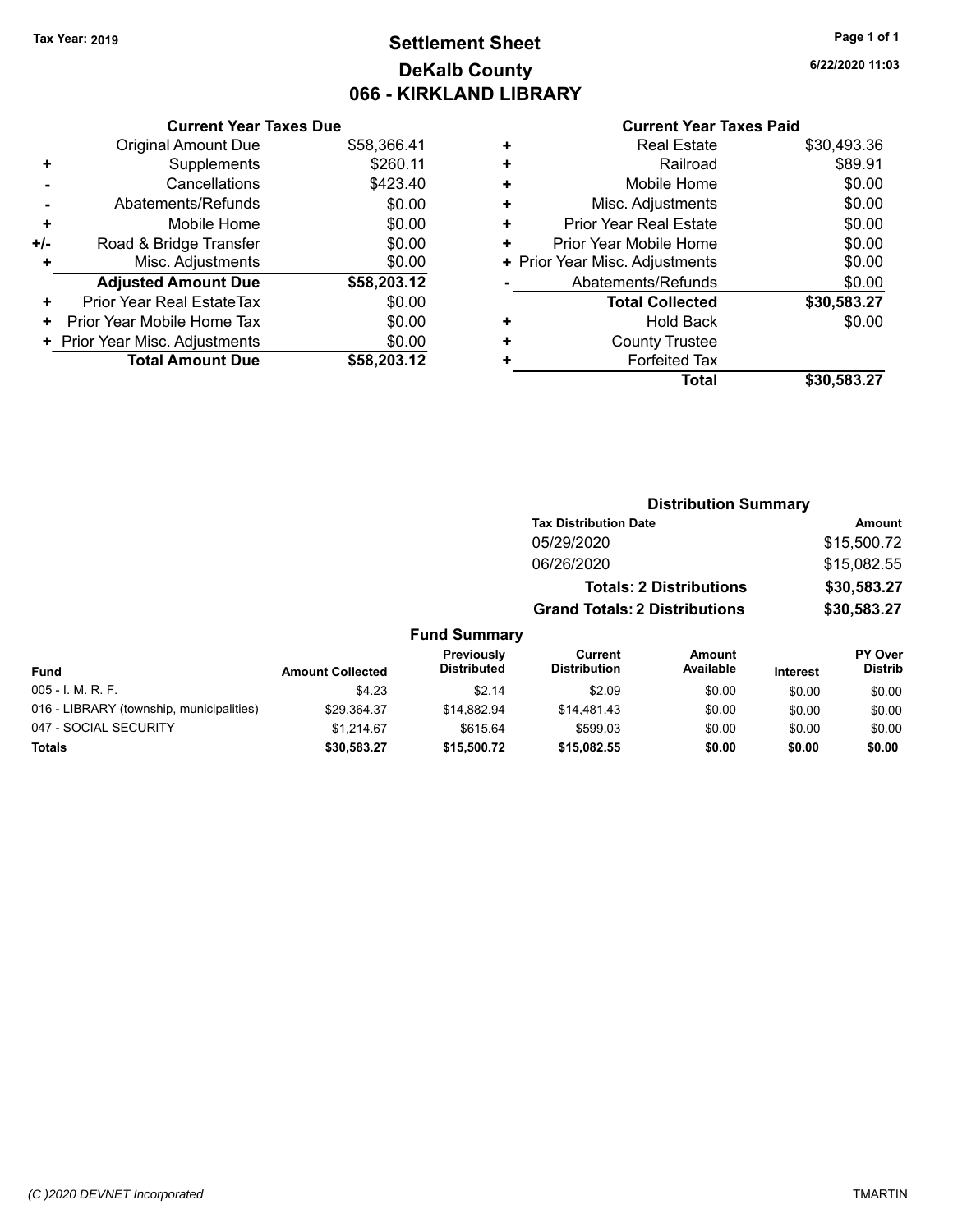Tax Year: 2019

# Settlement Sheet
## DeKalb County
## 066 - KIRKLAND LIBRARY

6/22/2020 11:03

**Current Year Taxes Due**

| | | |
|---|---|---|
| | Original Amount Due | $58,366.41 |
| + | Supplements | $260.11 |
| - | Cancellations | $423.40 |
| - | Abatements/Refunds | $0.00 |
| + | Mobile Home | $0.00 |
| +/- | Road & Bridge Transfer | $0.00 |
| + | Misc. Adjustments | $0.00 |
| | **Adjusted Amount Due** | **$58,203.12** |
| + | Prior Year Real EstateTax | $0.00 |
| + | Prior Year Mobile Home Tax | $0.00 |
| + | Prior Year Misc. Adjustments | $0.00 |
| | **Total Amount Due** | **$58,203.12** |

**Current Year Taxes Paid**

| | | |
|---|---|---|
| + | Real Estate | $30,493.36 |
| + | Railroad | $89.91 |
| + | Mobile Home | $0.00 |
| + | Misc. Adjustments | $0.00 |
| + | Prior Year Real Estate | $0.00 |
| + | Prior Year Mobile Home | $0.00 |
| + | Prior Year Misc. Adjustments | $0.00 |
| - | Abatements/Refunds | $0.00 |
| | **Total Collected** | **$30,583.27** |
| + | Hold Back | $0.00 |
| + | County Trustee | |
| + | Forfeited Tax | |
| | **Total** | **$30,583.27** |

**Distribution Summary**

| Tax Distribution Date | Amount |
|---|---|
| 05/29/2020 | $15,500.72 |
| 06/26/2020 | $15,082.55 |
| **Totals: 2 Distributions** | **$30,583.27** |
| **Grand Totals: 2 Distributions** | **$30,583.27** |

**Fund Summary**

| Fund | Amount Collected | Previously Distributed | Current Distribution | Amount Available | Interest | PY Over Distrib |
|---|---|---|---|---|---|---|
| 005 - I. M. R. F. | $4.23 | $2.14 | $2.09 | $0.00 | $0.00 | $0.00 |
| 016 - LIBRARY (township, municipalities) | $29,364.37 | $14,882.94 | $14,481.43 | $0.00 | $0.00 | $0.00 |
| 047 - SOCIAL SECURITY | $1,214.67 | $615.64 | $599.03 | $0.00 | $0.00 | $0.00 |
| **Totals** | **$30,583.27** | **$15,500.72** | **$15,082.55** | **$0.00** | **$0.00** | **$0.00** |

(C )2020 DEVNET Incorporated

TMARTIN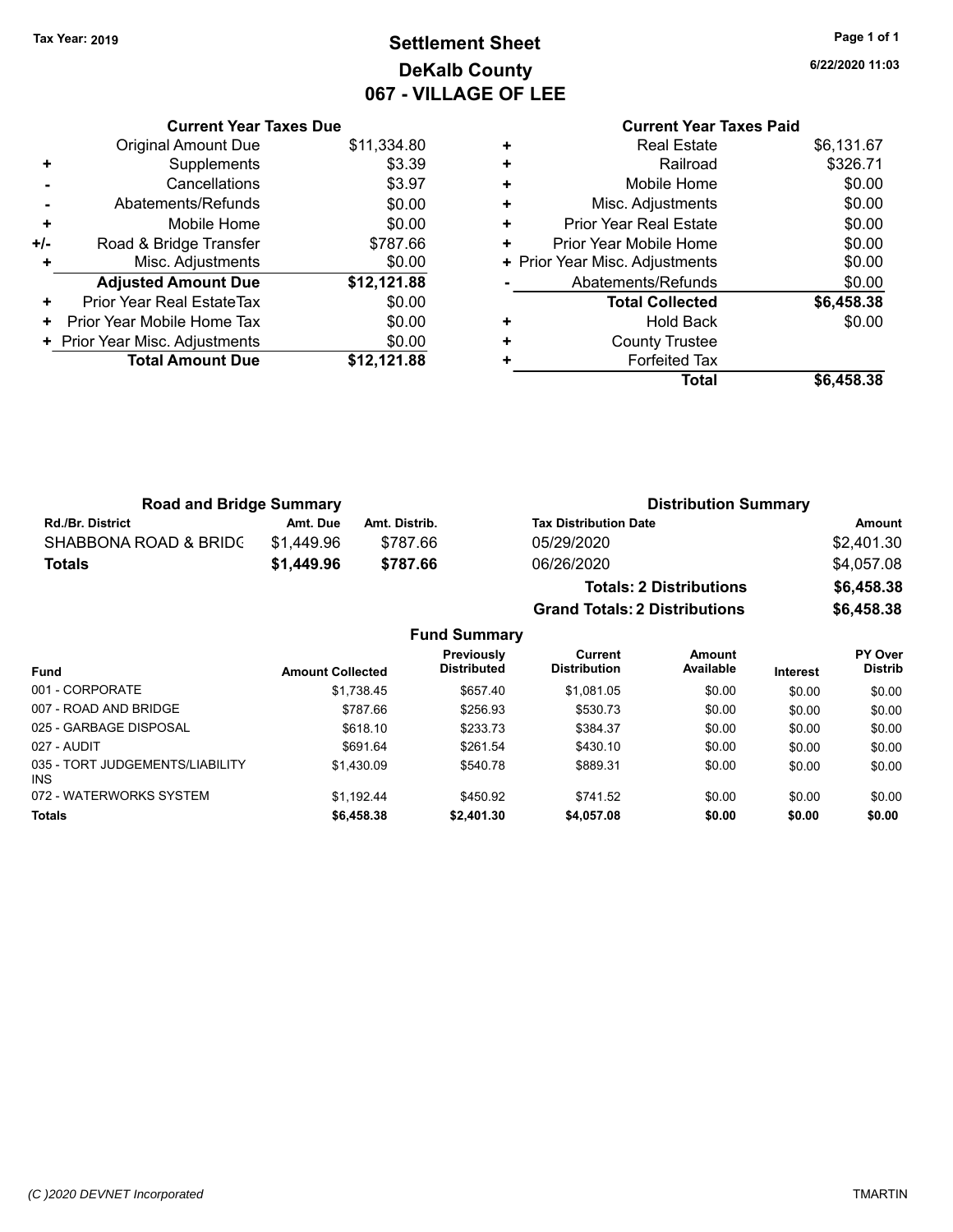Tax Year: 2019

# Settlement Sheet
## DeKalb County
## 067 - VILLAGE OF LEE

6/22/2020 11:03

| | Current Year Taxes Due | |
|---|---|---|
| | Original Amount Due | $11,334.80 |
| + | Supplements | $3.39 |
| - | Cancellations | $3.97 |
| - | Abatements/Refunds | $0.00 |
| + | Mobile Home | $0.00 |
| +/- | Road & Bridge Transfer | $787.66 |
| + | Misc. Adjustments | $0.00 |
| | **Adjusted Amount Due** | **$12,121.88** |
| + | Prior Year Real EstateTax | $0.00 |
| + | Prior Year Mobile Home Tax | $0.00 |
| + | Prior Year Misc. Adjustments | $0.00 |
| | **Total Amount Due** | **$12,121.88** |

| | Current Year Taxes Paid | |
|---|---|---|
| + | Real Estate | $6,131.67 |
| + | Railroad | $326.71 |
| + | Mobile Home | $0.00 |
| + | Misc. Adjustments | $0.00 |
| + | Prior Year Real Estate | $0.00 |
| + | Prior Year Mobile Home | $0.00 |
| + | Prior Year Misc. Adjustments | $0.00 |
| - | Abatements/Refunds | $0.00 |
| | **Total Collected** | **$6,458.38** |
| + | Hold Back | $0.00 |
| + | County Trustee | |
| + | Forfeited Tax | |
| | **Total** | **$6,458.38** |

**Road and Bridge Summary**

| Rd./Br. District | Amt. Due | Amt. Distrib. |
|---|---|---|
| SHABBONA ROAD & BRIDG | $1,449.96 | $787.66 |
| **Totals** | **$1,449.96** | **$787.66** |

**Distribution Summary**

| Tax Distribution Date | Amount |
|---|---|
| 05/29/2020 | $2,401.30 |
| 06/26/2020 | $4,057.08 |
| **Totals: 2 Distributions** | **$6,458.38** |
| **Grand Totals: 2 Distributions** | **$6,458.38** |

**Fund Summary**

| Fund | Amount Collected | Previously Distributed | Current Distribution | Amount Available | Interest | PY Over Distrib |
|---|---|---|---|---|---|---|
| 001 - CORPORATE | $1,738.45 | $657.40 | $1,081.05 | $0.00 | $0.00 | $0.00 |
| 007 - ROAD AND BRIDGE | $787.66 | $256.93 | $530.73 | $0.00 | $0.00 | $0.00 |
| 025 - GARBAGE DISPOSAL | $618.10 | $233.73 | $384.37 | $0.00 | $0.00 | $0.00 |
| 027 - AUDIT | $691.64 | $261.54 | $430.10 | $0.00 | $0.00 | $0.00 |
| 035 - TORT JUDGEMENTS/LIABILITY INS | $1,430.09 | $540.78 | $889.31 | $0.00 | $0.00 | $0.00 |
| 072 - WATERWORKS SYSTEM | $1,192.44 | $450.92 | $741.52 | $0.00 | $0.00 | $0.00 |
| **Totals** | **$6,458.38** | **$2,401.30** | **$4,057.08** | **$0.00** | **$0.00** | **$0.00** |

(C )2020 DEVNET Incorporated — TMARTIN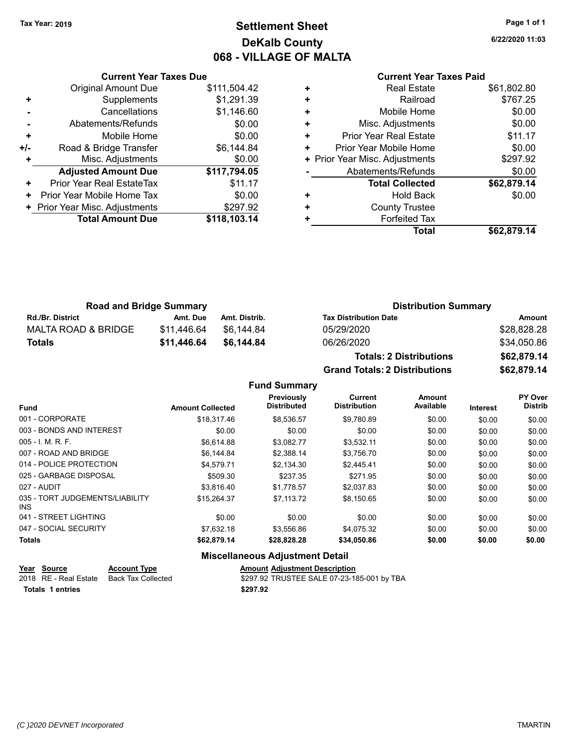Tax Year: 2019

# Settlement Sheet
## DeKalb County
## 068 - VILLAGE OF MALTA

6/22/2020 11:03

| | Current Year Taxes Due | |
|---|---|---|
| | Original Amount Due | $111,504.42 |
| + | Supplements | $1,291.39 |
| - | Cancellations | $1,146.60 |
| - | Abatements/Refunds | $0.00 |
| + | Mobile Home | $0.00 |
| +/- | Road & Bridge Transfer | $6,144.84 |
| + | Misc. Adjustments | $0.00 |
| | **Adjusted Amount Due** | **$117,794.05** |
| + | Prior Year Real EstateTax | $11.17 |
| + | Prior Year Mobile Home Tax | $0.00 |
| + | Prior Year Misc. Adjustments | $297.92 |
| | **Total Amount Due** | **$118,103.14** |

| | Current Year Taxes Paid | |
|---|---|---|
| + | Real Estate | $61,802.80 |
| + | Railroad | $767.25 |
| + | Mobile Home | $0.00 |
| + | Misc. Adjustments | $0.00 |
| + | Prior Year Real Estate | $11.17 |
| + | Prior Year Mobile Home | $0.00 |
| + | Prior Year Misc. Adjustments | $297.92 |
| - | Abatements/Refunds | $0.00 |
| | **Total Collected** | **$62,879.14** |
| + | Hold Back | $0.00 |
| + | County Trustee | |
| + | Forfeited Tax | |
| | **Total** | **$62,879.14** |

### Road and Bridge Summary

| Rd./Br. District | Amt. Due | Amt. Distrib. |
|---|---|---|
| MALTA ROAD & BRIDGE | $11,446.64 | $6,144.84 |
| **Totals** | **$11,446.64** | **$6,144.84** |

### Distribution Summary

| Tax Distribution Date | Amount |
|---|---|
| 05/29/2020 | $28,828.28 |
| 06/26/2020 | $34,050.86 |
| **Totals: 2 Distributions** | **$62,879.14** |
| **Grand Totals: 2 Distributions** | **$62,879.14** |

### Fund Summary

| Fund | Amount Collected | Previously Distributed | Current Distribution | Amount Available | Interest | PY Over Distrib |
|---|---|---|---|---|---|---|
| 001 - CORPORATE | $18,317.46 | $8,536.57 | $9,780.89 | $0.00 | $0.00 | $0.00 |
| 003 - BONDS AND INTEREST | $0.00 | $0.00 | $0.00 | $0.00 | $0.00 | $0.00 |
| 005 - I. M. R. F. | $6,614.88 | $3,082.77 | $3,532.11 | $0.00 | $0.00 | $0.00 |
| 007 - ROAD AND BRIDGE | $6,144.84 | $2,388.14 | $3,756.70 | $0.00 | $0.00 | $0.00 |
| 014 - POLICE PROTECTION | $4,579.71 | $2,134.30 | $2,445.41 | $0.00 | $0.00 | $0.00 |
| 025 - GARBAGE DISPOSAL | $509.30 | $237.35 | $271.95 | $0.00 | $0.00 | $0.00 |
| 027 - AUDIT | $3,816.40 | $1,778.57 | $2,037.83 | $0.00 | $0.00 | $0.00 |
| 035 - TORT JUDGEMENTS/LIABILITY INS | $15,264.37 | $7,113.72 | $8,150.65 | $0.00 | $0.00 | $0.00 |
| 041 - STREET LIGHTING | $0.00 | $0.00 | $0.00 | $0.00 | $0.00 | $0.00 |
| 047 - SOCIAL SECURITY | $7,632.18 | $3,556.86 | $4,075.32 | $0.00 | $0.00 | $0.00 |
| **Totals** | **$62,879.14** | **$28,828.28** | **$34,050.86** | **$0.00** | **$0.00** | **$0.00** |

### Miscellaneous Adjustment Detail

| Year | Source | Account Type | Amount | Adjustment Description |
|---|---|---|---|---|
| 2018 | RE - Real Estate | Back Tax Collected | $297.92 | TRUSTEE SALE 07-23-185-001 by TBA |
| **Totals** | **1 entries** | | **$297.92** | |

(C )2020 DEVNET Incorporated — TMARTIN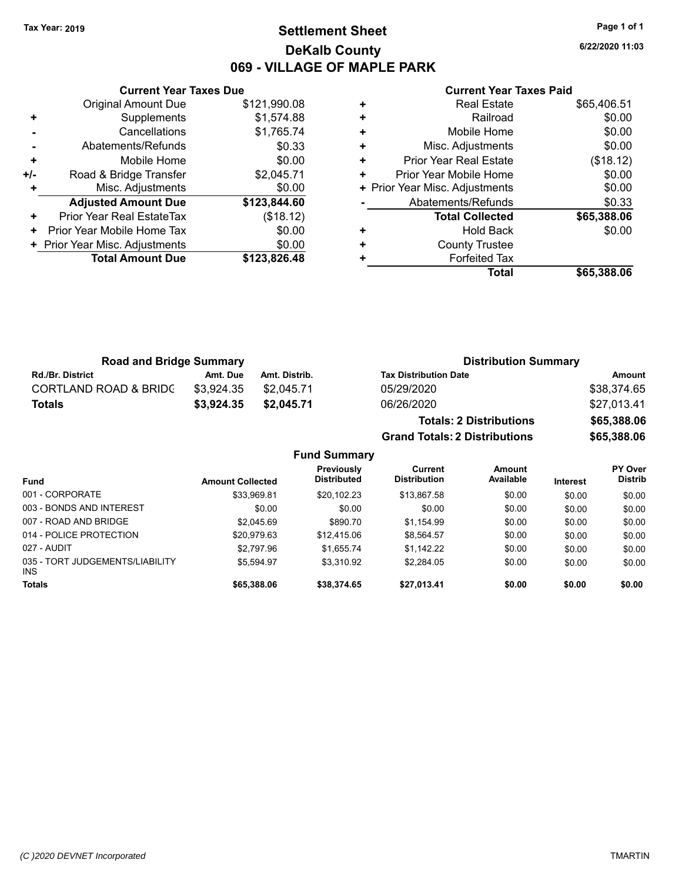Tax Year: 2019

# Settlement Sheet
## DeKalb County
## 069 - VILLAGE OF MAPLE PARK

6/22/2020 11:03

### Current Year Taxes Due

| | | |
|---|---|---|
| | Original Amount Due | $121,990.08 |
| + | Supplements | $1,574.88 |
| - | Cancellations | $1,765.74 |
| - | Abatements/Refunds | $0.33 |
| + | Mobile Home | $0.00 |
| +/- | Road & Bridge Transfer | $2,045.71 |
| + | Misc. Adjustments | $0.00 |
| | **Adjusted Amount Due** | **$123,844.60** |
| + | Prior Year Real EstateTax | ($18.12) |
| + | Prior Year Mobile Home Tax | $0.00 |
| + | Prior Year Misc. Adjustments | $0.00 |
| | **Total Amount Due** | **$123,826.48** |

### Current Year Taxes Paid

| | | |
|---|---|---|
| + | Real Estate | $65,406.51 |
| + | Railroad | $0.00 |
| + | Mobile Home | $0.00 |
| + | Misc. Adjustments | $0.00 |
| + | Prior Year Real Estate | ($18.12) |
| + | Prior Year Mobile Home | $0.00 |
| + | Prior Year Misc. Adjustments | $0.00 |
| - | Abatements/Refunds | $0.33 |
| | **Total Collected** | **$65,388.06** |
| + | Hold Back | $0.00 |
| + | County Trustee | |
| + | Forfeited Tax | |
| | **Total** | **$65,388.06** |

### Road and Bridge Summary

| Rd./Br. District | Amt. Due | Amt. Distrib. |
|---|---|---|
| CORTLAND ROAD & BRIDG | $3,924.35 | $2,045.71 |
| **Totals** | **$3,924.35** | **$2,045.71** |

### Distribution Summary

| Tax Distribution Date | Amount |
|---|---|
| 05/29/2020 | $38,374.65 |
| 06/26/2020 | $27,013.41 |
| **Totals: 2 Distributions** | **$65,388.06** |
| **Grand Totals: 2 Distributions** | **$65,388.06** |

### Fund Summary

| Fund | Amount Collected | Previously Distributed | Current Distribution | Amount Available | Interest | PY Over Distrib |
|---|---|---|---|---|---|---|
| 001 - CORPORATE | $33,969.81 | $20,102.23 | $13,867.58 | $0.00 | $0.00 | $0.00 |
| 003 - BONDS AND INTEREST | $0.00 | $0.00 | $0.00 | $0.00 | $0.00 | $0.00 |
| 007 - ROAD AND BRIDGE | $2,045.69 | $890.70 | $1,154.99 | $0.00 | $0.00 | $0.00 |
| 014 - POLICE PROTECTION | $20,979.63 | $12,415.06 | $8,564.57 | $0.00 | $0.00 | $0.00 |
| 027 - AUDIT | $2,797.96 | $1,655.74 | $1,142.22 | $0.00 | $0.00 | $0.00 |
| 035 - TORT JUDGEMENTS/LIABILITY INS | $5,594.97 | $3,310.92 | $2,284.05 | $0.00 | $0.00 | $0.00 |
| **Totals** | **$65,388.06** | **$38,374.65** | **$27,013.41** | **$0.00** | **$0.00** | **$0.00** |

(C )2020 DEVNET Incorporated TMARTIN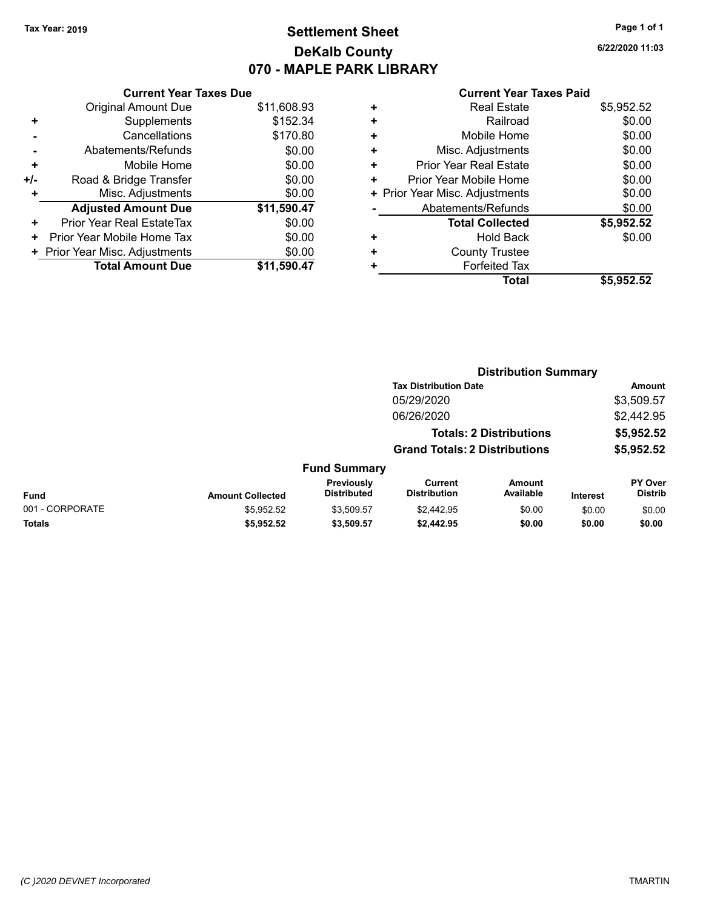Tax Year: 2019

# Settlement Sheet
## DeKalb County
## 070 - MAPLE PARK LIBRARY

6/22/2020 11:03

### Current Year Taxes Due

| | | |
|---|---|---|
| | Original Amount Due | $11,608.93 |
| + | Supplements | $152.34 |
| - | Cancellations | $170.80 |
| - | Abatements/Refunds | $0.00 |
| + | Mobile Home | $0.00 |
| +/- | Road & Bridge Transfer | $0.00 |
| + | Misc. Adjustments | $0.00 |
| | **Adjusted Amount Due** | **$11,590.47** |
| + | Prior Year Real EstateTax | $0.00 |
| + | Prior Year Mobile Home Tax | $0.00 |
| + | Prior Year Misc. Adjustments | $0.00 |
| | **Total Amount Due** | **$11,590.47** |

### Current Year Taxes Paid

| | | |
|---|---|---|
| + | Real Estate | $5,952.52 |
| + | Railroad | $0.00 |
| + | Mobile Home | $0.00 |
| + | Misc. Adjustments | $0.00 |
| + | Prior Year Real Estate | $0.00 |
| + | Prior Year Mobile Home | $0.00 |
| + | Prior Year Misc. Adjustments | $0.00 |
| - | Abatements/Refunds | $0.00 |
| | **Total Collected** | **$5,952.52** |
| + | Hold Back | $0.00 |
| + | County Trustee | |
| + | Forfeited Tax | |
| | **Total** | **$5,952.52** |

### Distribution Summary

| Tax Distribution Date | Amount |
|---|---|
| 05/29/2020 | $3,509.57 |
| 06/26/2020 | $2,442.95 |
| **Totals: 2 Distributions** | **$5,952.52** |
| **Grand Totals: 2 Distributions** | **$5,952.52** |

### Fund Summary

| Fund | Amount Collected | Previously Distributed | Current Distribution | Amount Available | Interest | PY Over Distrib |
|---|---|---|---|---|---|---|
| 001 - CORPORATE | $5,952.52 | $3,509.57 | $2,442.95 | $0.00 | $0.00 | $0.00 |
| **Totals** | **$5,952.52** | **$3,509.57** | **$2,442.95** | **$0.00** | **$0.00** | **$0.00** |

(C )2020 DEVNET Incorporated

TMARTIN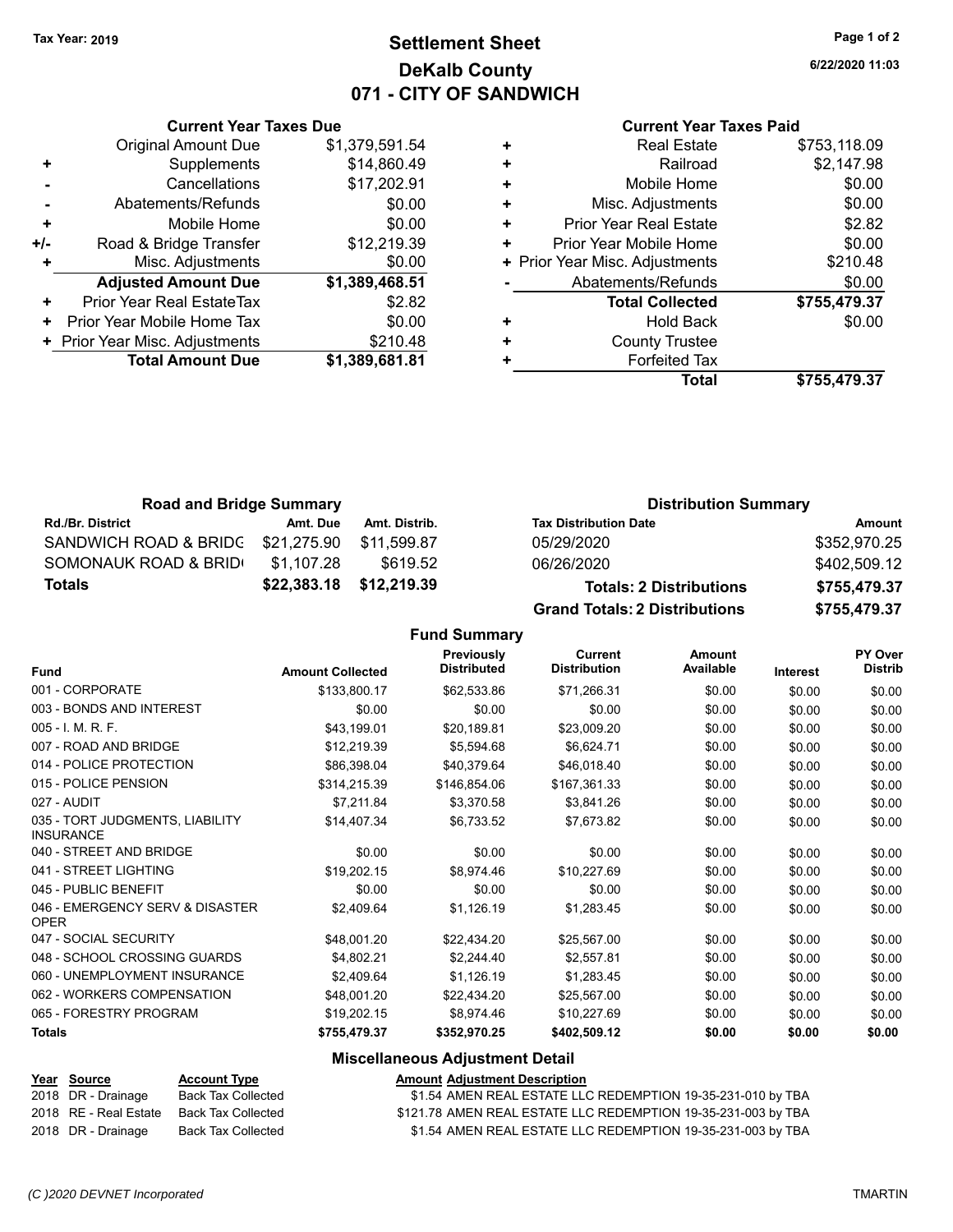Tax Year: 2019

# Settlement Sheet
## DeKalb County
## 071 - CITY OF SANDWICH

6/22/2020 11:03

| | Current Year Taxes Due | |
|---|---|---|
| | Original Amount Due | $1,379,591.54 |
| + | Supplements | $14,860.49 |
| - | Cancellations | $17,202.91 |
| - | Abatements/Refunds | $0.00 |
| + | Mobile Home | $0.00 |
| +/- | Road & Bridge Transfer | $12,219.39 |
| + | Misc. Adjustments | $0.00 |
| | **Adjusted Amount Due** | **$1,389,468.51** |
| + | Prior Year Real EstateTax | $2.82 |
| + | Prior Year Mobile Home Tax | $0.00 |
| + | Prior Year Misc. Adjustments | $210.48 |
| | **Total Amount Due** | **$1,389,681.81** |

| | Current Year Taxes Paid | |
|---|---|---|
| + | Real Estate | $753,118.09 |
| + | Railroad | $2,147.98 |
| + | Mobile Home | $0.00 |
| + | Misc. Adjustments | $0.00 |
| + | Prior Year Real Estate | $2.82 |
| + | Prior Year Mobile Home | $0.00 |
| + | Prior Year Misc. Adjustments | $210.48 |
| - | Abatements/Refunds | $0.00 |
| | **Total Collected** | **$755,479.37** |
| + | Hold Back | $0.00 |
| + | County Trustee | |
| + | Forfeited Tax | |
| | **Total** | **$755,479.37** |

**Road and Bridge Summary**

| Rd./Br. District | Amt. Due | Amt. Distrib. |
|---|---|---|
| SANDWICH ROAD & BRIDG | $21,275.90 | $11,599.87 |
| SOMONAUK ROAD & BRID | $1,107.28 | $619.52 |
| **Totals** | **$22,383.18** | **$12,219.39** |

**Distribution Summary**

| Tax Distribution Date | Amount |
|---|---|
| 05/29/2020 | $352,970.25 |
| 06/26/2020 | $402,509.12 |
| **Totals: 2 Distributions** | **$755,479.37** |
| **Grand Totals: 2 Distributions** | **$755,479.37** |

**Fund Summary**

| Fund | Amount Collected | Previously Distributed | Current Distribution | Amount Available | Interest | PY Over Distrib |
|---|---|---|---|---|---|---|
| 001 - CORPORATE | $133,800.17 | $62,533.86 | $71,266.31 | $0.00 | $0.00 | $0.00 |
| 003 - BONDS AND INTEREST | $0.00 | $0.00 | $0.00 | $0.00 | $0.00 | $0.00 |
| 005 - I. M. R. F. | $43,199.01 | $20,189.81 | $23,009.20 | $0.00 | $0.00 | $0.00 |
| 007 - ROAD AND BRIDGE | $12,219.39 | $5,594.68 | $6,624.71 | $0.00 | $0.00 | $0.00 |
| 014 - POLICE PROTECTION | $86,398.04 | $40,379.64 | $46,018.40 | $0.00 | $0.00 | $0.00 |
| 015 - POLICE PENSION | $314,215.39 | $146,854.06 | $167,361.33 | $0.00 | $0.00 | $0.00 |
| 027 - AUDIT | $7,211.84 | $3,370.58 | $3,841.26 | $0.00 | $0.00 | $0.00 |
| 035 - TORT JUDGMENTS, LIABILITY INSURANCE | $14,407.34 | $6,733.52 | $7,673.82 | $0.00 | $0.00 | $0.00 |
| 040 - STREET AND BRIDGE | $0.00 | $0.00 | $0.00 | $0.00 | $0.00 | $0.00 |
| 041 - STREET LIGHTING | $19,202.15 | $8,974.46 | $10,227.69 | $0.00 | $0.00 | $0.00 |
| 045 - PUBLIC BENEFIT | $0.00 | $0.00 | $0.00 | $0.00 | $0.00 | $0.00 |
| 046 - EMERGENCY SERV & DISASTER OPER | $2,409.64 | $1,126.19 | $1,283.45 | $0.00 | $0.00 | $0.00 |
| 047 - SOCIAL SECURITY | $48,001.20 | $22,434.20 | $25,567.00 | $0.00 | $0.00 | $0.00 |
| 048 - SCHOOL CROSSING GUARDS | $4,802.21 | $2,244.40 | $2,557.81 | $0.00 | $0.00 | $0.00 |
| 060 - UNEMPLOYMENT INSURANCE | $2,409.64 | $1,126.19 | $1,283.45 | $0.00 | $0.00 | $0.00 |
| 062 - WORKERS COMPENSATION | $48,001.20 | $22,434.20 | $25,567.00 | $0.00 | $0.00 | $0.00 |
| 065 - FORESTRY PROGRAM | $19,202.15 | $8,974.46 | $10,227.69 | $0.00 | $0.00 | $0.00 |
| **Totals** | **$755,479.37** | **$352,970.25** | **$402,509.12** | **$0.00** | **$0.00** | **$0.00** |

**Miscellaneous Adjustment Detail**

| Year | Source | Account Type | Amount | Adjustment Description |
|---|---|---|---|---|
| 2018 | DR - Drainage | Back Tax Collected | $1.54 | AMEN REAL ESTATE LLC REDEMPTION 19-35-231-010 by TBA |
| 2018 | RE - Real Estate | Back Tax Collected | $121.78 | AMEN REAL ESTATE LLC REDEMPTION 19-35-231-003 by TBA |
| 2018 | DR - Drainage | Back Tax Collected | $1.54 | AMEN REAL ESTATE LLC REDEMPTION 19-35-231-003 by TBA |

(C )2020 DEVNET Incorporated TMARTIN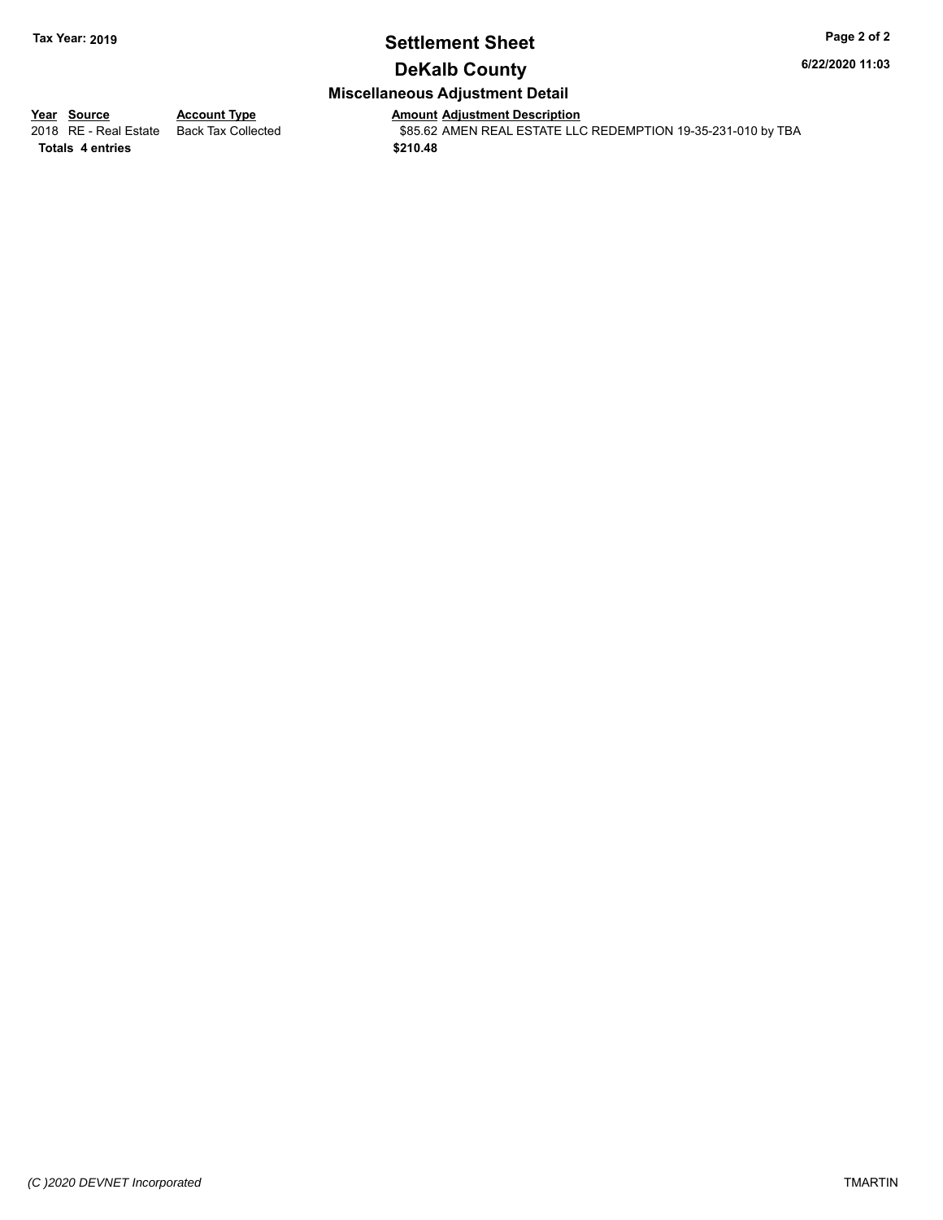**Tax Year: 2019**

# Settlement Sheet

## DeKalb County

**6/22/2020 11:03**

### Miscellaneous Adjustment Detail

| Year | Source | Account Type | Amount | Adjustment Description |
|---|---|---|---|---|
| 2018 | RE - Real Estate | Back Tax Collected | $85.62 | AMEN REAL ESTATE LLC REDEMPTION 19-35-231-010 by TBA |
| **Totals** | **4 entries** | | **$210.48** | |

*(C )2020 DEVNET Incorporated*

TMARTIN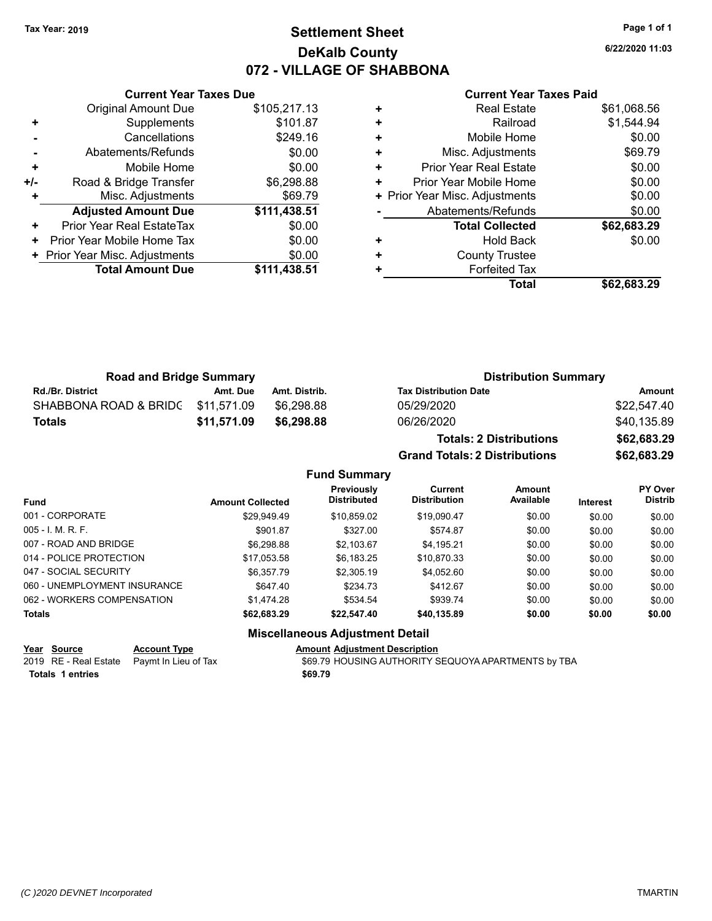Tax Year: 2019

# Settlement Sheet
## DeKalb County
## 072 - VILLAGE OF SHABBONA

6/22/2020 11:03

| Current Year Taxes Due | | |
|---|---|---|
| | Original Amount Due | $105,217.13 |
| + | Supplements | $101.87 |
| - | Cancellations | $249.16 |
| - | Abatements/Refunds | $0.00 |
| + | Mobile Home | $0.00 |
| +/- | Road & Bridge Transfer | $6,298.88 |
| + | Misc. Adjustments | $69.79 |
| | **Adjusted Amount Due** | **$111,438.51** |
| + | Prior Year Real EstateTax | $0.00 |
| + | Prior Year Mobile Home Tax | $0.00 |
| + | Prior Year Misc. Adjustments | $0.00 |
| | **Total Amount Due** | **$111,438.51** |

| Current Year Taxes Paid | | |
|---|---|---|
| + | Real Estate | $61,068.56 |
| + | Railroad | $1,544.94 |
| + | Mobile Home | $0.00 |
| + | Misc. Adjustments | $69.79 |
| + | Prior Year Real Estate | $0.00 |
| + | Prior Year Mobile Home | $0.00 |
| + | Prior Year Misc. Adjustments | $0.00 |
| - | Abatements/Refunds | $0.00 |
| | **Total Collected** | **$62,683.29** |
| + | Hold Back | $0.00 |
| + | County Trustee | |
| + | Forfeited Tax | |
| | **Total** | **$62,683.29** |

**Road and Bridge Summary**

| Rd./Br. District | Amt. Due | Amt. Distrib. |
|---|---|---|
| SHABBONA ROAD & BRIDG | $11,571.09 | $6,298.88 |
| **Totals** | **$11,571.09** | **$6,298.88** |

**Distribution Summary**

| Tax Distribution Date | Amount |
|---|---|
| 05/29/2020 | $22,547.40 |
| 06/26/2020 | $40,135.89 |
| **Totals: 2 Distributions** | **$62,683.29** |
| **Grand Totals: 2 Distributions** | **$62,683.29** |

**Fund Summary**

| Fund | Amount Collected | Previously Distributed | Current Distribution | Amount Available | Interest | PY Over Distrib |
|---|---|---|---|---|---|---|
| 001 - CORPORATE | $29,949.49 | $10,859.02 | $19,090.47 | $0.00 | $0.00 | $0.00 |
| 005 - I. M. R. F. | $901.87 | $327.00 | $574.87 | $0.00 | $0.00 | $0.00 |
| 007 - ROAD AND BRIDGE | $6,298.88 | $2,103.67 | $4,195.21 | $0.00 | $0.00 | $0.00 |
| 014 - POLICE PROTECTION | $17,053.58 | $6,183.25 | $10,870.33 | $0.00 | $0.00 | $0.00 |
| 047 - SOCIAL SECURITY | $6,357.79 | $2,305.19 | $4,052.60 | $0.00 | $0.00 | $0.00 |
| 060 - UNEMPLOYMENT INSURANCE | $647.40 | $234.73 | $412.67 | $0.00 | $0.00 | $0.00 |
| 062 - WORKERS COMPENSATION | $1,474.28 | $534.54 | $939.74 | $0.00 | $0.00 | $0.00 |
| **Totals** | **$62,683.29** | **$22,547.40** | **$40,135.89** | **$0.00** | **$0.00** | **$0.00** |

**Miscellaneous Adjustment Detail**

| Year | Source | Account Type | Amount | Adjustment Description |
|---|---|---|---|---|
| 2019 | RE - Real Estate | Paymt In Lieu of Tax | $69.79 | HOUSING AUTHORITY SEQUOYA APARTMENTS by TBA |
| **Totals** | **1 entries** | | **$69.79** | |

(C )2020 DEVNET Incorporated — TMARTIN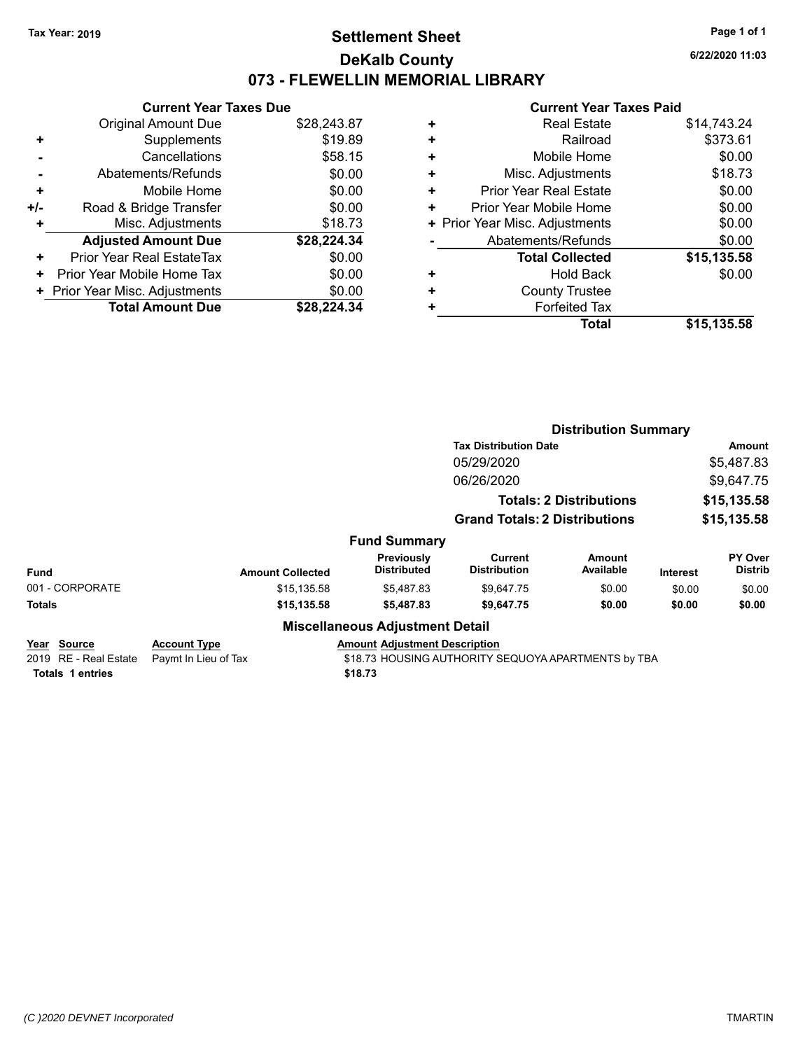**Tax Year: 2019**

# Settlement Sheet
## DeKalb County
## 073 - FLEWELLIN MEMORIAL LIBRARY

6/22/2020 11:03

### Current Year Taxes Due

| | | |
|---|---|---|
| | Original Amount Due | $28,243.87 |
| + | Supplements | $19.89 |
| - | Cancellations | $58.15 |
| - | Abatements/Refunds | $0.00 |
| + | Mobile Home | $0.00 |
| +/- | Road & Bridge Transfer | $0.00 |
| + | Misc. Adjustments | $18.73 |
| | **Adjusted Amount Due** | **$28,224.34** |
| + | Prior Year Real EstateTax | $0.00 |
| + | Prior Year Mobile Home Tax | $0.00 |
| + | Prior Year Misc. Adjustments | $0.00 |
| | **Total Amount Due** | **$28,224.34** |

### Current Year Taxes Paid

| | | |
|---|---|---|
| + | Real Estate | $14,743.24 |
| + | Railroad | $373.61 |
| + | Mobile Home | $0.00 |
| + | Misc. Adjustments | $18.73 |
| + | Prior Year Real Estate | $0.00 |
| + | Prior Year Mobile Home | $0.00 |
| + | Prior Year Misc. Adjustments | $0.00 |
| - | Abatements/Refunds | $0.00 |
| | **Total Collected** | **$15,135.58** |
| + | Hold Back | $0.00 |
| + | County Trustee | |
| + | Forfeited Tax | |
| | **Total** | **$15,135.58** |

### Distribution Summary

| Tax Distribution Date | Amount |
|---|---|
| 05/29/2020 | $5,487.83 |
| 06/26/2020 | $9,647.75 |
| **Totals: 2 Distributions** | **$15,135.58** |
| **Grand Totals: 2 Distributions** | **$15,135.58** |

### Fund Summary

| Fund | Amount Collected | Previously Distributed | Current Distribution | Amount Available | Interest | PY Over Distrib |
|---|---|---|---|---|---|---|
| 001 - CORPORATE | $15,135.58 | $5,487.83 | $9,647.75 | $0.00 | $0.00 | $0.00 |
| **Totals** | **$15,135.58** | **$5,487.83** | **$9,647.75** | **$0.00** | **$0.00** | **$0.00** |

### Miscellaneous Adjustment Detail

| Year | Source | Account Type | Amount | Adjustment Description |
|---|---|---|---|---|
| 2019 | RE - Real Estate | Paymt In Lieu of Tax | $18.73 | HOUSING AUTHORITY SEQUOYA APARTMENTS by TBA |
| **Totals** | **1 entries** | | **$18.73** | |

(C )2020 DEVNET Incorporated TMARTIN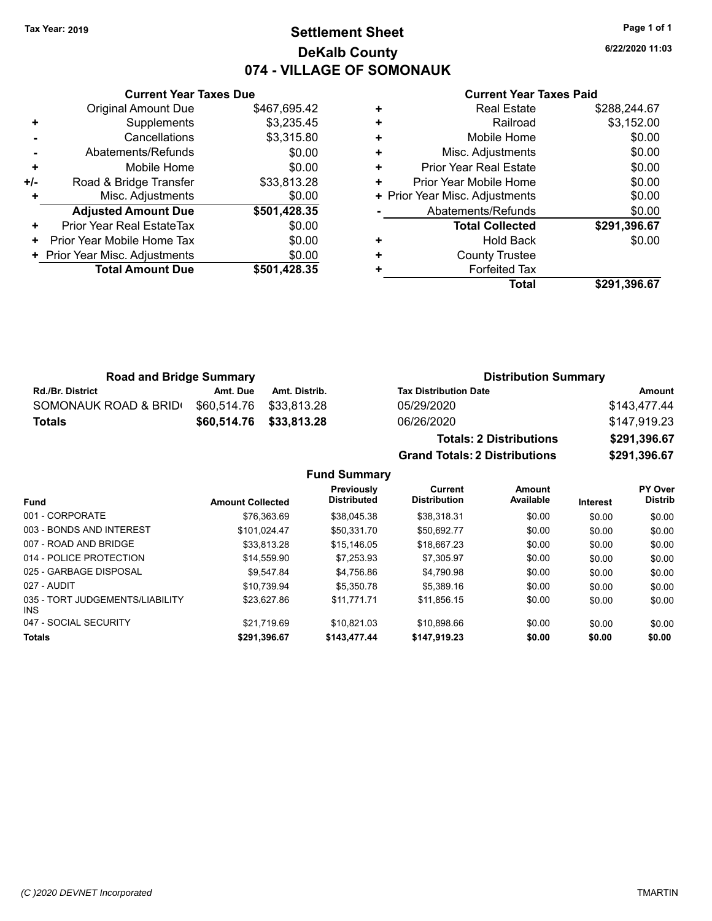Tax Year: 2019

# Settlement Sheet
## DeKalb County
## 074 - VILLAGE OF SOMONAUK

6/22/2020 11:03

| | Current Year Taxes Due | |
|---|---|---|
| | Original Amount Due | $467,695.42 |
| + | Supplements | $3,235.45 |
| - | Cancellations | $3,315.80 |
| - | Abatements/Refunds | $0.00 |
| + | Mobile Home | $0.00 |
| +/- | Road & Bridge Transfer | $33,813.28 |
| + | Misc. Adjustments | $0.00 |
| | **Adjusted Amount Due** | **$501,428.35** |
| + | Prior Year Real EstateTax | $0.00 |
| + | Prior Year Mobile Home Tax | $0.00 |
| + | Prior Year Misc. Adjustments | $0.00 |
| | **Total Amount Due** | **$501,428.35** |

| | Current Year Taxes Paid | |
|---|---|---|
| + | Real Estate | $288,244.67 |
| + | Railroad | $3,152.00 |
| + | Mobile Home | $0.00 |
| + | Misc. Adjustments | $0.00 |
| + | Prior Year Real Estate | $0.00 |
| + | Prior Year Mobile Home | $0.00 |
| + | Prior Year Misc. Adjustments | $0.00 |
| - | Abatements/Refunds | $0.00 |
| | **Total Collected** | **$291,396.67** |
| + | Hold Back | $0.00 |
| + | County Trustee | |
| + | Forfeited Tax | |
| | **Total** | **$291,396.67** |

**Road and Bridge Summary**

| Rd./Br. District | Amt. Due | Amt. Distrib. |
|---|---|---|
| SOMONAUK ROAD & BRID | $60,514.76 | $33,813.28 |
| **Totals** | **$60,514.76** | **$33,813.28** |

**Distribution Summary**

| Tax Distribution Date | Amount |
|---|---|
| 05/29/2020 | $143,477.44 |
| 06/26/2020 | $147,919.23 |
| **Totals: 2 Distributions** | **$291,396.67** |
| **Grand Totals: 2 Distributions** | **$291,396.67** |

**Fund Summary**

| Fund | Amount Collected | Previously Distributed | Current Distribution | Amount Available | Interest | PY Over Distrib |
|---|---|---|---|---|---|---|
| 001 - CORPORATE | $76,363.69 | $38,045.38 | $38,318.31 | $0.00 | $0.00 | $0.00 |
| 003 - BONDS AND INTEREST | $101,024.47 | $50,331.70 | $50,692.77 | $0.00 | $0.00 | $0.00 |
| 007 - ROAD AND BRIDGE | $33,813.28 | $15,146.05 | $18,667.23 | $0.00 | $0.00 | $0.00 |
| 014 - POLICE PROTECTION | $14,559.90 | $7,253.93 | $7,305.97 | $0.00 | $0.00 | $0.00 |
| 025 - GARBAGE DISPOSAL | $9,547.84 | $4,756.86 | $4,790.98 | $0.00 | $0.00 | $0.00 |
| 027 - AUDIT | $10,739.94 | $5,350.78 | $5,389.16 | $0.00 | $0.00 | $0.00 |
| 035 - TORT JUDGEMENTS/LIABILITY INS | $23,627.86 | $11,771.71 | $11,856.15 | $0.00 | $0.00 | $0.00 |
| 047 - SOCIAL SECURITY | $21,719.69 | $10,821.03 | $10,898.66 | $0.00 | $0.00 | $0.00 |
| **Totals** | **$291,396.67** | **$143,477.44** | **$147,919.23** | **$0.00** | **$0.00** | **$0.00** |

(C )2020 DEVNET Incorporated TMARTIN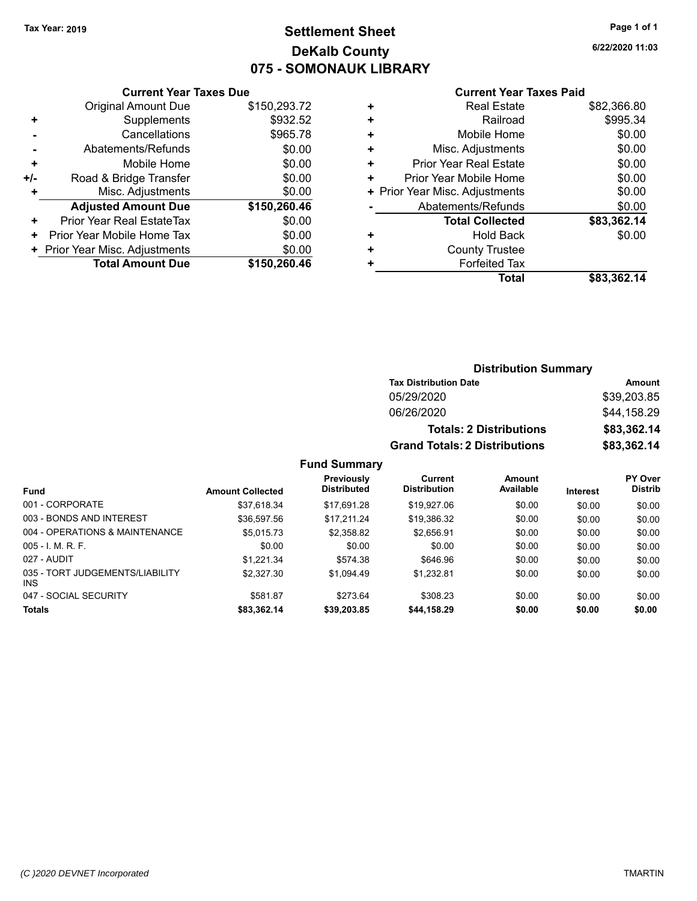Tax Year: 2019

# Settlement Sheet
## DeKalb County
## 075 - SOMONAUK LIBRARY

6/22/2020 11:03

### Current Year Taxes Due

| | | |
|---|---|---|
| | Original Amount Due | $150,293.72 |
| + | Supplements | $932.52 |
| - | Cancellations | $965.78 |
| - | Abatements/Refunds | $0.00 |
| + | Mobile Home | $0.00 |
| +/- | Road & Bridge Transfer | $0.00 |
| + | Misc. Adjustments | $0.00 |
| | **Adjusted Amount Due** | **$150,260.46** |
| + | Prior Year Real EstateTax | $0.00 |
| + | Prior Year Mobile Home Tax | $0.00 |
| + | Prior Year Misc. Adjustments | $0.00 |
| | **Total Amount Due** | **$150,260.46** |

### Current Year Taxes Paid

| | | |
|---|---|---|
| + | Real Estate | $82,366.80 |
| + | Railroad | $995.34 |
| + | Mobile Home | $0.00 |
| + | Misc. Adjustments | $0.00 |
| + | Prior Year Real Estate | $0.00 |
| + | Prior Year Mobile Home | $0.00 |
| + | Prior Year Misc. Adjustments | $0.00 |
| - | Abatements/Refunds | $0.00 |
| | **Total Collected** | **$83,362.14** |
| + | Hold Back | $0.00 |
| + | County Trustee | |
| + | Forfeited Tax | |
| | **Total** | **$83,362.14** |

### Distribution Summary

| Tax Distribution Date | Amount |
|---|---|
| 05/29/2020 | $39,203.85 |
| 06/26/2020 | $44,158.29 |
| **Totals: 2 Distributions** | **$83,362.14** |
| **Grand Totals: 2 Distributions** | **$83,362.14** |

### Fund Summary

| Fund | Amount Collected | Previously Distributed | Current Distribution | Amount Available | Interest | PY Over Distrib |
|---|---|---|---|---|---|---|
| 001 - CORPORATE | $37,618.34 | $17,691.28 | $19,927.06 | $0.00 | $0.00 | $0.00 |
| 003 - BONDS AND INTEREST | $36,597.56 | $17,211.24 | $19,386.32 | $0.00 | $0.00 | $0.00 |
| 004 - OPERATIONS & MAINTENANCE | $5,015.73 | $2,358.82 | $2,656.91 | $0.00 | $0.00 | $0.00 |
| 005 - I. M. R. F. | $0.00 | $0.00 | $0.00 | $0.00 | $0.00 | $0.00 |
| 027 - AUDIT | $1,221.34 | $574.38 | $646.96 | $0.00 | $0.00 | $0.00 |
| 035 - TORT JUDGEMENTS/LIABILITY INS | $2,327.30 | $1,094.49 | $1,232.81 | $0.00 | $0.00 | $0.00 |
| 047 - SOCIAL SECURITY | $581.87 | $273.64 | $308.23 | $0.00 | $0.00 | $0.00 |
| **Totals** | **$83,362.14** | **$39,203.85** | **$44,158.29** | **$0.00** | **$0.00** | **$0.00** |

(C )2020 DEVNET Incorporated TMARTIN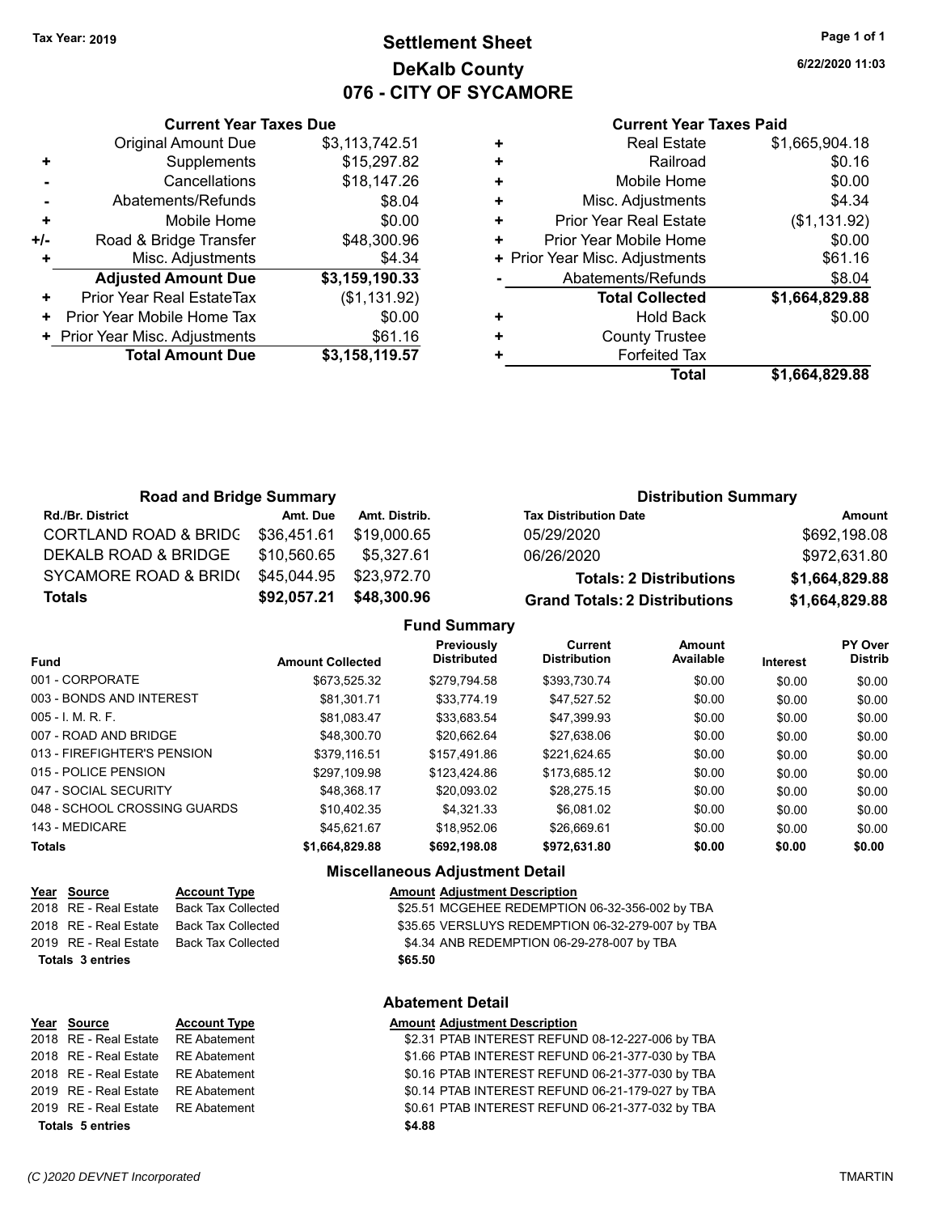Tax Year: 2019

# Settlement Sheet
## DeKalb County
## 076 - CITY OF SYCAMORE

6/22/2020 11:03

### Current Year Taxes Due

| | | |
|---|---|---|
| | Original Amount Due | $3,113,742.51 |
| + | Supplements | $15,297.82 |
| - | Cancellations | $18,147.26 |
| - | Abatements/Refunds | $8.04 |
| + | Mobile Home | $0.00 |
| +/- | Road & Bridge Transfer | $48,300.96 |
| + | Misc. Adjustments | $4.34 |
| | **Adjusted Amount Due** | **$3,159,190.33** |
| + | Prior Year Real EstateTax | ($1,131.92) |
| + | Prior Year Mobile Home Tax | $0.00 |
| + | Prior Year Misc. Adjustments | $61.16 |
| | **Total Amount Due** | **$3,158,119.57** |

### Current Year Taxes Paid

| | | |
|---|---|---|
| + | Real Estate | $1,665,904.18 |
| + | Railroad | $0.16 |
| + | Mobile Home | $0.00 |
| + | Misc. Adjustments | $4.34 |
| + | Prior Year Real Estate | ($1,131.92) |
| + | Prior Year Mobile Home | $0.00 |
| + | Prior Year Misc. Adjustments | $61.16 |
| - | Abatements/Refunds | $8.04 |
| | **Total Collected** | **$1,664,829.88** |
| + | Hold Back | $0.00 |
| + | County Trustee | |
| + | Forfeited Tax | |
| | **Total** | **$1,664,829.88** |

### Road and Bridge Summary

| Rd./Br. District | Amt. Due | Amt. Distrib. |
|---|---|---|
| CORTLAND ROAD & BRIDG | $36,451.61 | $19,000.65 |
| DEKALB ROAD & BRIDGE | $10,560.65 | $5,327.61 |
| SYCAMORE ROAD & BRID( | $45,044.95 | $23,972.70 |
| **Totals** | **$92,057.21** | **$48,300.96** |

### Distribution Summary

| Tax Distribution Date | Amount |
|---|---|
| 05/29/2020 | $692,198.08 |
| 06/26/2020 | $972,631.80 |
| **Totals: 2 Distributions** | **$1,664,829.88** |
| **Grand Totals: 2 Distributions** | **$1,664,829.88** |

### Fund Summary

| Fund | Amount Collected | Previously Distributed | Current Distribution | Amount Available | Interest | PY Over Distrib |
|---|---|---|---|---|---|---|
| 001 - CORPORATE | $673,525.32 | $279,794.58 | $393,730.74 | $0.00 | $0.00 | $0.00 |
| 003 - BONDS AND INTEREST | $81,301.71 | $33,774.19 | $47,527.52 | $0.00 | $0.00 | $0.00 |
| 005 - I. M. R. F. | $81,083.47 | $33,683.54 | $47,399.93 | $0.00 | $0.00 | $0.00 |
| 007 - ROAD AND BRIDGE | $48,300.70 | $20,662.64 | $27,638.06 | $0.00 | $0.00 | $0.00 |
| 013 - FIREFIGHTER'S PENSION | $379,116.51 | $157,491.86 | $221,624.65 | $0.00 | $0.00 | $0.00 |
| 015 - POLICE PENSION | $297,109.98 | $123,424.86 | $173,685.12 | $0.00 | $0.00 | $0.00 |
| 047 - SOCIAL SECURITY | $48,368.17 | $20,093.02 | $28,275.15 | $0.00 | $0.00 | $0.00 |
| 048 - SCHOOL CROSSING GUARDS | $10,402.35 | $4,321.33 | $6,081.02 | $0.00 | $0.00 | $0.00 |
| 143 - MEDICARE | $45,621.67 | $18,952.06 | $26,669.61 | $0.00 | $0.00 | $0.00 |
| **Totals** | **$1,664,829.88** | **$692,198.08** | **$972,631.80** | **$0.00** | **$0.00** | **$0.00** |

### Miscellaneous Adjustment Detail

| Year | Source | Account Type | Amount | Adjustment Description |
|---|---|---|---|---|
| 2018 | RE - Real Estate | Back Tax Collected | $25.51 | MCGEHEE REDEMPTION 06-32-356-002 by TBA |
| 2018 | RE - Real Estate | Back Tax Collected | $35.65 | VERSLUYS REDEMPTION 06-32-279-007 by TBA |
| 2019 | RE - Real Estate | Back Tax Collected | $4.34 | ANB REDEMPTION 06-29-278-007 by TBA |
| **Totals 3 entries** | | | **$65.50** | |

### Abatement Detail

| Year | Source | Account Type | Amount | Adjustment Description |
|---|---|---|---|---|
| 2018 | RE - Real Estate | RE Abatement | $2.31 | PTAB INTEREST REFUND 08-12-227-006 by TBA |
| 2018 | RE - Real Estate | RE Abatement | $1.66 | PTAB INTEREST REFUND 06-21-377-030 by TBA |
| 2018 | RE - Real Estate | RE Abatement | $0.16 | PTAB INTEREST REFUND 06-21-377-030 by TBA |
| 2019 | RE - Real Estate | RE Abatement | $0.14 | PTAB INTEREST REFUND 06-21-179-027 by TBA |
| 2019 | RE - Real Estate | RE Abatement | $0.61 | PTAB INTEREST REFUND 06-21-377-032 by TBA |
| **Totals 5 entries** | | | **$4.88** | |

(C )2020 DEVNET Incorporated

TMARTIN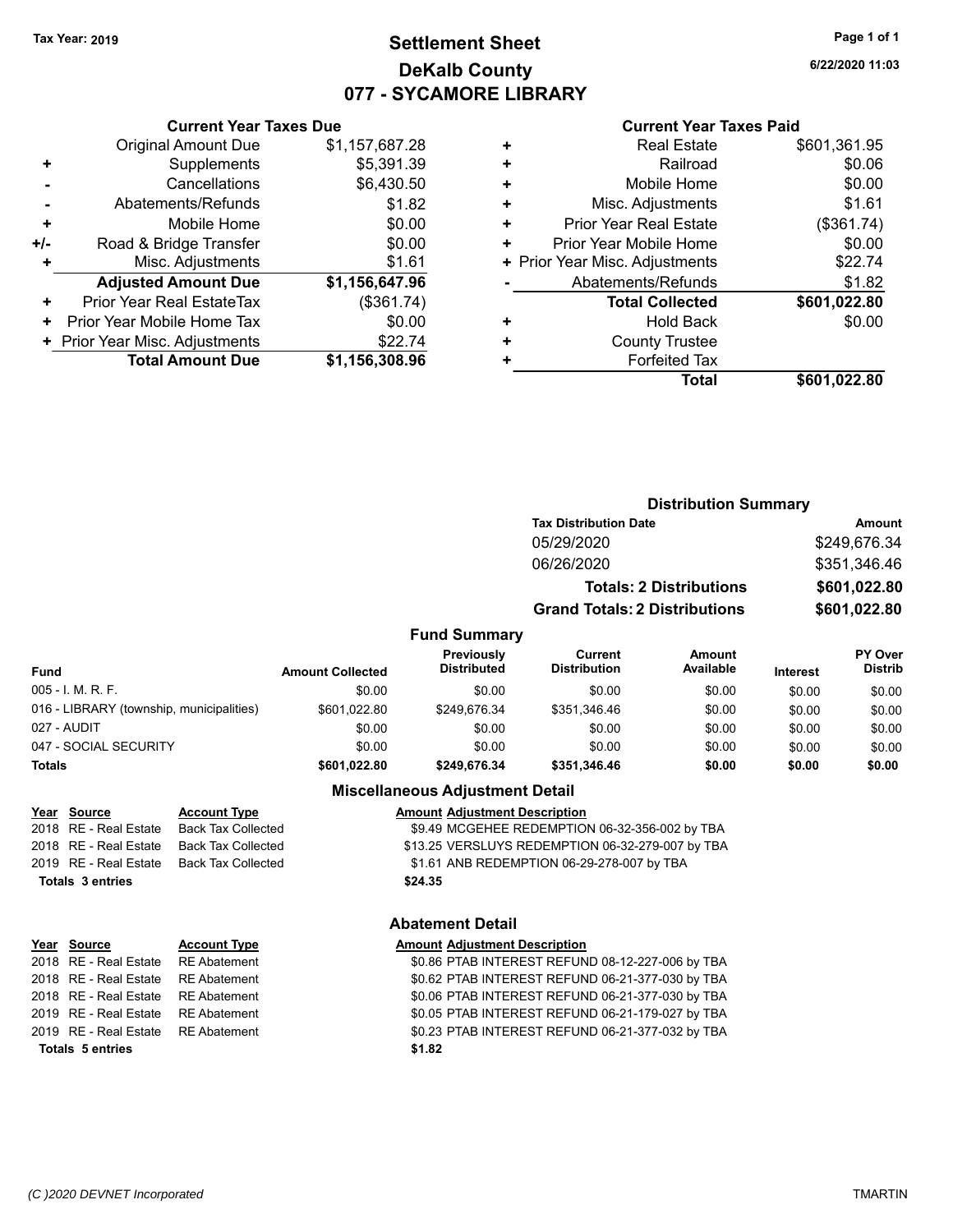Tax Year: 2019

# Settlement Sheet
## DeKalb County
## 077 - SYCAMORE LIBRARY

6/22/2020 11:03

### Current Year Taxes Due

| | | |
|---|---|---|
| | Original Amount Due | $1,157,687.28 |
| + | Supplements | $5,391.39 |
| - | Cancellations | $6,430.50 |
| - | Abatements/Refunds | $1.82 |
| + | Mobile Home | $0.00 |
| +/- | Road & Bridge Transfer | $0.00 |
| + | Misc. Adjustments | $1.61 |
| | **Adjusted Amount Due** | **$1,156,647.96** |
| + | Prior Year Real EstateTax | ($361.74) |
| + | Prior Year Mobile Home Tax | $0.00 |
| + | Prior Year Misc. Adjustments | $22.74 |
| | **Total Amount Due** | **$1,156,308.96** |

### Current Year Taxes Paid

| | | |
|---|---|---|
| + | Real Estate | $601,361.95 |
| + | Railroad | $0.06 |
| + | Mobile Home | $0.00 |
| + | Misc. Adjustments | $1.61 |
| + | Prior Year Real Estate | ($361.74) |
| + | Prior Year Mobile Home | $0.00 |
| + | Prior Year Misc. Adjustments | $22.74 |
| - | Abatements/Refunds | $1.82 |
| | **Total Collected** | **$601,022.80** |
| + | Hold Back | $0.00 |
| + | County Trustee | |
| + | Forfeited Tax | |
| | **Total** | **$601,022.80** |

### Distribution Summary

| Tax Distribution Date | Amount |
|---|---|
| 05/29/2020 | $249,676.34 |
| 06/26/2020 | $351,346.46 |
| **Totals: 2 Distributions** | **$601,022.80** |
| **Grand Totals: 2 Distributions** | **$601,022.80** |

### Fund Summary

| Fund | Amount Collected | Previously Distributed | Current Distribution | Amount Available | Interest | PY Over Distrib |
|---|---|---|---|---|---|---|
| 005 - I. M. R. F. | $0.00 | $0.00 | $0.00 | $0.00 | $0.00 | $0.00 |
| 016 - LIBRARY (township, municipalities) | $601,022.80 | $249,676.34 | $351,346.46 | $0.00 | $0.00 | $0.00 |
| 027 - AUDIT | $0.00 | $0.00 | $0.00 | $0.00 | $0.00 | $0.00 |
| 047 - SOCIAL SECURITY | $0.00 | $0.00 | $0.00 | $0.00 | $0.00 | $0.00 |
| **Totals** | **$601,022.80** | **$249,676.34** | **$351,346.46** | **$0.00** | **$0.00** | **$0.00** |

### Miscellaneous Adjustment Detail

| Year | Source | Account Type | Amount | Adjustment Description |
|---|---|---|---|---|
| 2018 | RE - Real Estate | Back Tax Collected | $9.49 | MCGEHEE REDEMPTION 06-32-356-002 by TBA |
| 2018 | RE - Real Estate | Back Tax Collected | $13.25 | VERSLUYS REDEMPTION 06-32-279-007 by TBA |
| 2019 | RE - Real Estate | Back Tax Collected | $1.61 | ANB REDEMPTION 06-29-278-007 by TBA |
| **Totals 3 entries** | | | **$24.35** | |

### Abatement Detail

| Year | Source | Account Type | Amount | Adjustment Description |
|---|---|---|---|---|
| 2018 | RE - Real Estate | RE Abatement | $0.86 | PTAB INTEREST REFUND 08-12-227-006 by TBA |
| 2018 | RE - Real Estate | RE Abatement | $0.62 | PTAB INTEREST REFUND 06-21-377-030 by TBA |
| 2018 | RE - Real Estate | RE Abatement | $0.06 | PTAB INTEREST REFUND 06-21-377-030 by TBA |
| 2019 | RE - Real Estate | RE Abatement | $0.05 | PTAB INTEREST REFUND 06-21-179-027 by TBA |
| 2019 | RE - Real Estate | RE Abatement | $0.23 | PTAB INTEREST REFUND 06-21-377-032 by TBA |
| **Totals 5 entries** | | | **$1.82** | |

(C )2020 DEVNET Incorporated TMARTIN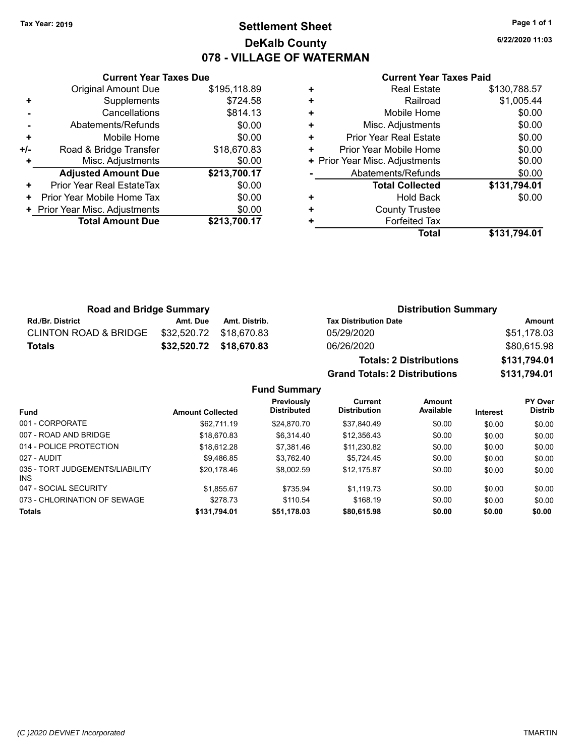Tax Year: 2019

# Settlement Sheet
## DeKalb County
## 078 - VILLAGE OF WATERMAN

6/22/2020 11:03

### Current Year Taxes Due

| | | |
|---|---|---|
| | Original Amount Due | $195,118.89 |
| + | Supplements | $724.58 |
| - | Cancellations | $814.13 |
| - | Abatements/Refunds | $0.00 |
| + | Mobile Home | $0.00 |
| +/- | Road & Bridge Transfer | $18,670.83 |
| + | Misc. Adjustments | $0.00 |
| | **Adjusted Amount Due** | **$213,700.17** |
| + | Prior Year Real EstateTax | $0.00 |
| + | Prior Year Mobile Home Tax | $0.00 |
| + | Prior Year Misc. Adjustments | $0.00 |
| | **Total Amount Due** | **$213,700.17** |

### Current Year Taxes Paid

| | | |
|---|---|---|
| + | Real Estate | $130,788.57 |
| + | Railroad | $1,005.44 |
| + | Mobile Home | $0.00 |
| + | Misc. Adjustments | $0.00 |
| + | Prior Year Real Estate | $0.00 |
| + | Prior Year Mobile Home | $0.00 |
| + | Prior Year Misc. Adjustments | $0.00 |
| - | Abatements/Refunds | $0.00 |
| | **Total Collected** | **$131,794.01** |
| + | Hold Back | $0.00 |
| + | County Trustee | |
| + | Forfeited Tax | |
| | **Total** | **$131,794.01** |

### Road and Bridge Summary

| Rd./Br. District | Amt. Due | Amt. Distrib. |
|---|---|---|
| CLINTON ROAD & BRIDGE | $32,520.72 | $18,670.83 |
| **Totals** | **$32,520.72** | **$18,670.83** |

### Distribution Summary

| Tax Distribution Date | Amount |
|---|---|
| 05/29/2020 | $51,178.03 |
| 06/26/2020 | $80,615.98 |
| **Totals: 2 Distributions** | **$131,794.01** |
| **Grand Totals: 2 Distributions** | **$131,794.01** |

### Fund Summary

| Fund | Amount Collected | Previously Distributed | Current Distribution | Amount Available | Interest | PY Over Distrib |
|---|---|---|---|---|---|---|
| 001 - CORPORATE | $62,711.19 | $24,870.70 | $37,840.49 | $0.00 | $0.00 | $0.00 |
| 007 - ROAD AND BRIDGE | $18,670.83 | $6,314.40 | $12,356.43 | $0.00 | $0.00 | $0.00 |
| 014 - POLICE PROTECTION | $18,612.28 | $7,381.46 | $11,230.82 | $0.00 | $0.00 | $0.00 |
| 027 - AUDIT | $9,486.85 | $3,762.40 | $5,724.45 | $0.00 | $0.00 | $0.00 |
| 035 - TORT JUDGEMENTS/LIABILITY INS | $20,178.46 | $8,002.59 | $12,175.87 | $0.00 | $0.00 | $0.00 |
| 047 - SOCIAL SECURITY | $1,855.67 | $735.94 | $1,119.73 | $0.00 | $0.00 | $0.00 |
| 073 - CHLORINATION OF SEWAGE | $278.73 | $110.54 | $168.19 | $0.00 | $0.00 | $0.00 |
| **Totals** | **$131,794.01** | **$51,178.03** | **$80,615.98** | **$0.00** | **$0.00** | **$0.00** |

(C )2020 DEVNET Incorporated TMARTIN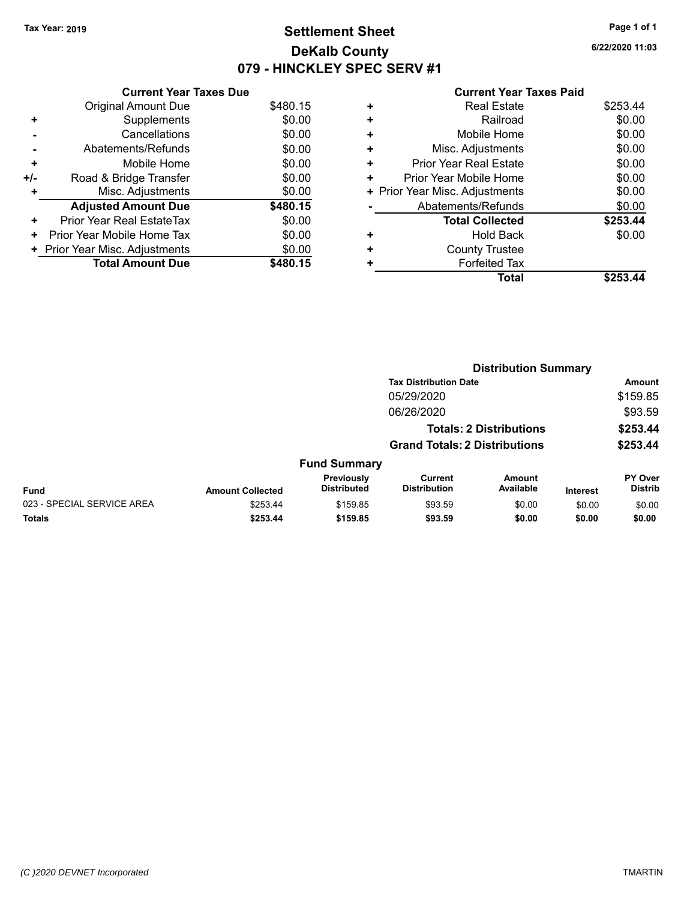Tax Year: 2019

# Settlement Sheet

## DeKalb County

## 079 - HINCKLEY SPEC SERV #1

6/22/2020 11:03

### Current Year Taxes Due

| | | |
|---|---|---|
| | Original Amount Due | $480.15 |
| + | Supplements | $0.00 |
| - | Cancellations | $0.00 |
| - | Abatements/Refunds | $0.00 |
| + | Mobile Home | $0.00 |
| +/- | Road & Bridge Transfer | $0.00 |
| + | Misc. Adjustments | $0.00 |
| | **Adjusted Amount Due** | **$480.15** |
| + | Prior Year Real EstateTax | $0.00 |
| + | Prior Year Mobile Home Tax | $0.00 |
| + | Prior Year Misc. Adjustments | $0.00 |
| | **Total Amount Due** | **$480.15** |

### Current Year Taxes Paid

| | | |
|---|---|---|
| + | Real Estate | $253.44 |
| + | Railroad | $0.00 |
| + | Mobile Home | $0.00 |
| + | Misc. Adjustments | $0.00 |
| + | Prior Year Real Estate | $0.00 |
| + | Prior Year Mobile Home | $0.00 |
| + | Prior Year Misc. Adjustments | $0.00 |
| - | Abatements/Refunds | $0.00 |
| | **Total Collected** | **$253.44** |
| + | Hold Back | $0.00 |
| + | County Trustee | |
| + | Forfeited Tax | |
| | **Total** | **$253.44** |

### Distribution Summary

| Tax Distribution Date | Amount |
|---|---|
| 05/29/2020 | $159.85 |
| 06/26/2020 | $93.59 |
| **Totals: 2 Distributions** | **$253.44** |
| **Grand Totals: 2 Distributions** | **$253.44** |

### Fund Summary

| Fund | Amount Collected | Previously Distributed | Current Distribution | Amount Available | Interest | PY Over Distrib |
|---|---|---|---|---|---|---|
| 023 - SPECIAL SERVICE AREA | $253.44 | $159.85 | $93.59 | $0.00 | $0.00 | $0.00 |
| **Totals** | **$253.44** | **$159.85** | **$93.59** | **$0.00** | **$0.00** | **$0.00** |

(C )2020 DEVNET Incorporated TMARTIN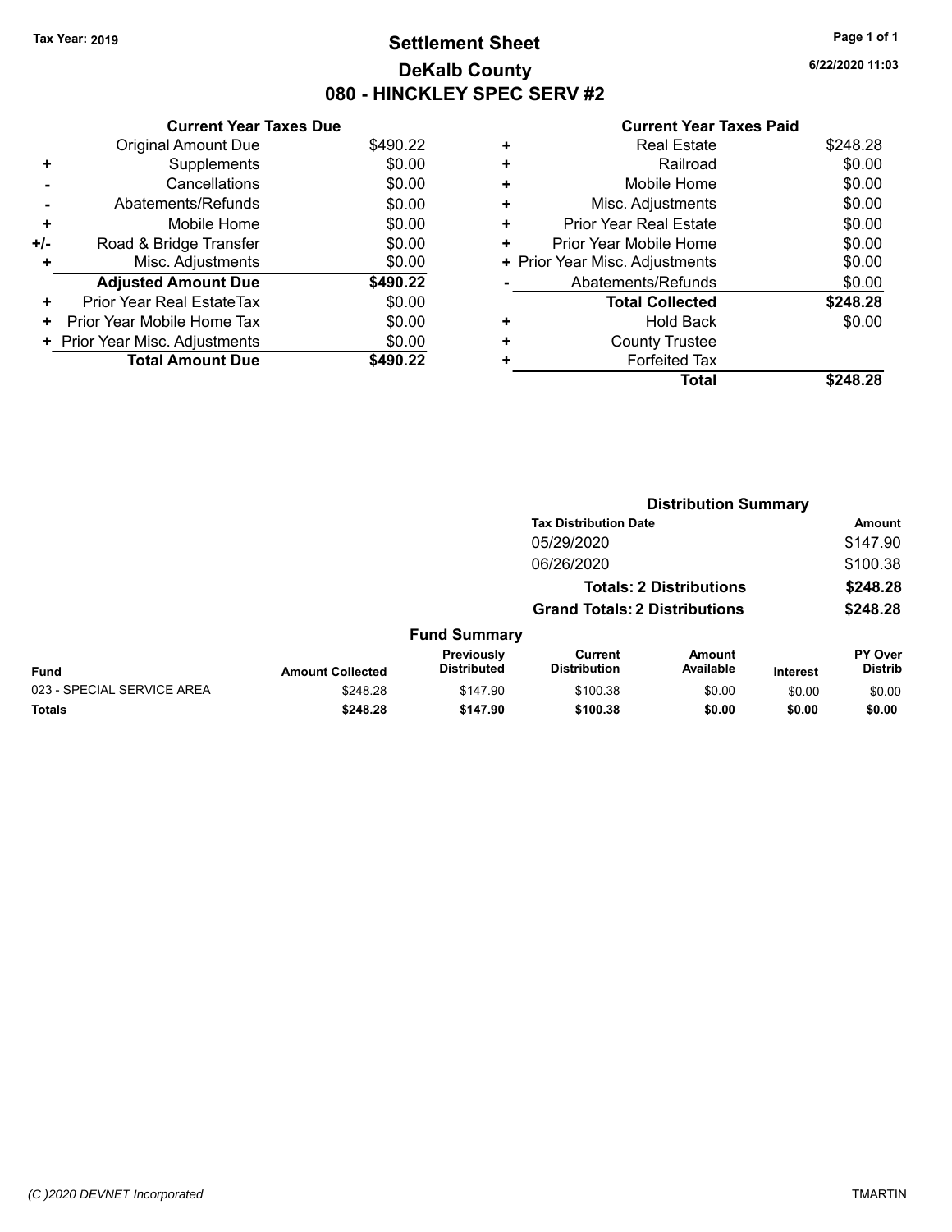Tax Year: 2019

# Settlement Sheet
## DeKalb County
## 080 - HINCKLEY SPEC SERV #2

6/22/2020 11:03

| | Current Year Taxes Due | |
|---|---|---|
| | Original Amount Due | $490.22 |
| + | Supplements | $0.00 |
| - | Cancellations | $0.00 |
| - | Abatements/Refunds | $0.00 |
| + | Mobile Home | $0.00 |
| +/- | Road & Bridge Transfer | $0.00 |
| + | Misc. Adjustments | $0.00 |
| | **Adjusted Amount Due** | **$490.22** |
| + | Prior Year Real EstateTax | $0.00 |
| + | Prior Year Mobile Home Tax | $0.00 |
| + | Prior Year Misc. Adjustments | $0.00 |
| | **Total Amount Due** | **$490.22** |

| | Current Year Taxes Paid | |
|---|---|---|
| + | Real Estate | $248.28 |
| + | Railroad | $0.00 |
| + | Mobile Home | $0.00 |
| + | Misc. Adjustments | $0.00 |
| + | Prior Year Real Estate | $0.00 |
| + | Prior Year Mobile Home | $0.00 |
| + | Prior Year Misc. Adjustments | $0.00 |
| - | Abatements/Refunds | $0.00 |
| | **Total Collected** | **$248.28** |
| + | Hold Back | $0.00 |
| + | County Trustee | |
| + | Forfeited Tax | |
| | **Total** | **$248.28** |

### Distribution Summary

| Tax Distribution Date | Amount |
|---|---|
| 05/29/2020 | $147.90 |
| 06/26/2020 | $100.38 |
| **Totals: 2 Distributions** | **$248.28** |
| **Grand Totals: 2 Distributions** | **$248.28** |

### Fund Summary

| Fund | Amount Collected | Previously Distributed | Current Distribution | Amount Available | Interest | PY Over Distrib |
|---|---|---|---|---|---|---|
| 023 - SPECIAL SERVICE AREA | $248.28 | $147.90 | $100.38 | $0.00 | $0.00 | $0.00 |
| **Totals** | **$248.28** | **$147.90** | **$100.38** | **$0.00** | **$0.00** | **$0.00** |

(C )2020 DEVNET Incorporated

TMARTIN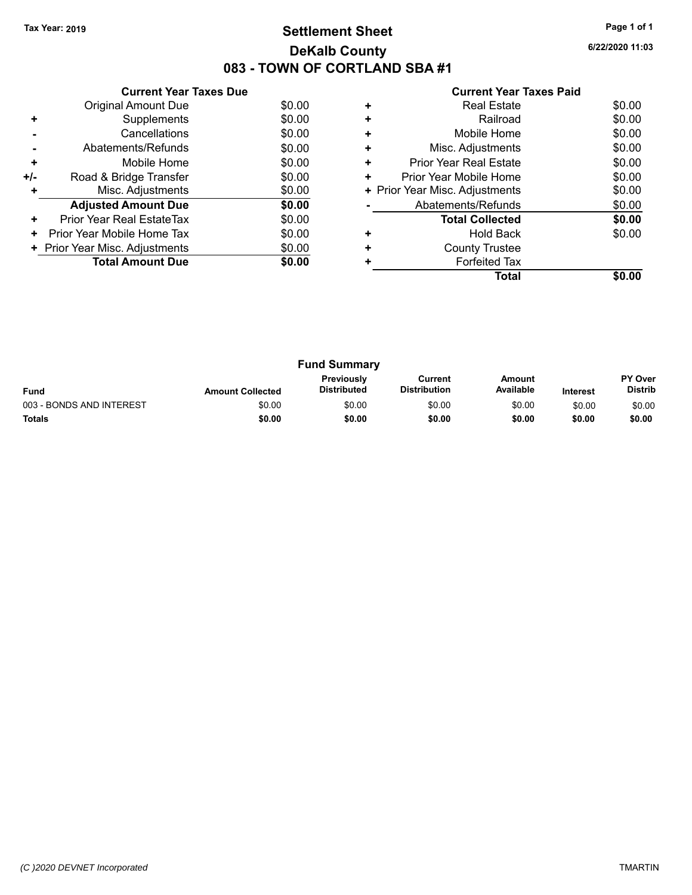Tax Year: 2019

# Settlement Sheet
## DeKalb County
## 083 - TOWN OF CORTLAND SBA #1

6/22/2020 11:03

| | Current Year Taxes Due | |
|---|---|---|
| | Original Amount Due | $0.00 |
| + | Supplements | $0.00 |
| - | Cancellations | $0.00 |
| - | Abatements/Refunds | $0.00 |
| + | Mobile Home | $0.00 |
| +/- | Road & Bridge Transfer | $0.00 |
| + | Misc. Adjustments | $0.00 |
| | **Adjusted Amount Due** | **$0.00** |
| + | Prior Year Real EstateTax | $0.00 |
| + | Prior Year Mobile Home Tax | $0.00 |
| + | Prior Year Misc. Adjustments | $0.00 |
| | **Total Amount Due** | **$0.00** |

| | Current Year Taxes Paid | |
|---|---|---|
| + | Real Estate | $0.00 |
| + | Railroad | $0.00 |
| + | Mobile Home | $0.00 |
| + | Misc. Adjustments | $0.00 |
| + | Prior Year Real Estate | $0.00 |
| + | Prior Year Mobile Home | $0.00 |
| + | Prior Year Misc. Adjustments | $0.00 |
| - | Abatements/Refunds | $0.00 |
| | **Total Collected** | **$0.00** |
| + | Hold Back | $0.00 |
| + | County Trustee | |
| + | Forfeited Tax | |
| | **Total** | **$0.00** |

### Fund Summary

| Fund | Amount Collected | Previously Distributed | Current Distribution | Amount Available | Interest | PY Over Distrib |
|---|---|---|---|---|---|---|
| 003 - BONDS AND INTEREST | $0.00 | $0.00 | $0.00 | $0.00 | $0.00 | $0.00 |
| **Totals** | **$0.00** | **$0.00** | **$0.00** | **$0.00** | **$0.00** | **$0.00** |

(C )2020 DEVNET Incorporated — TMARTIN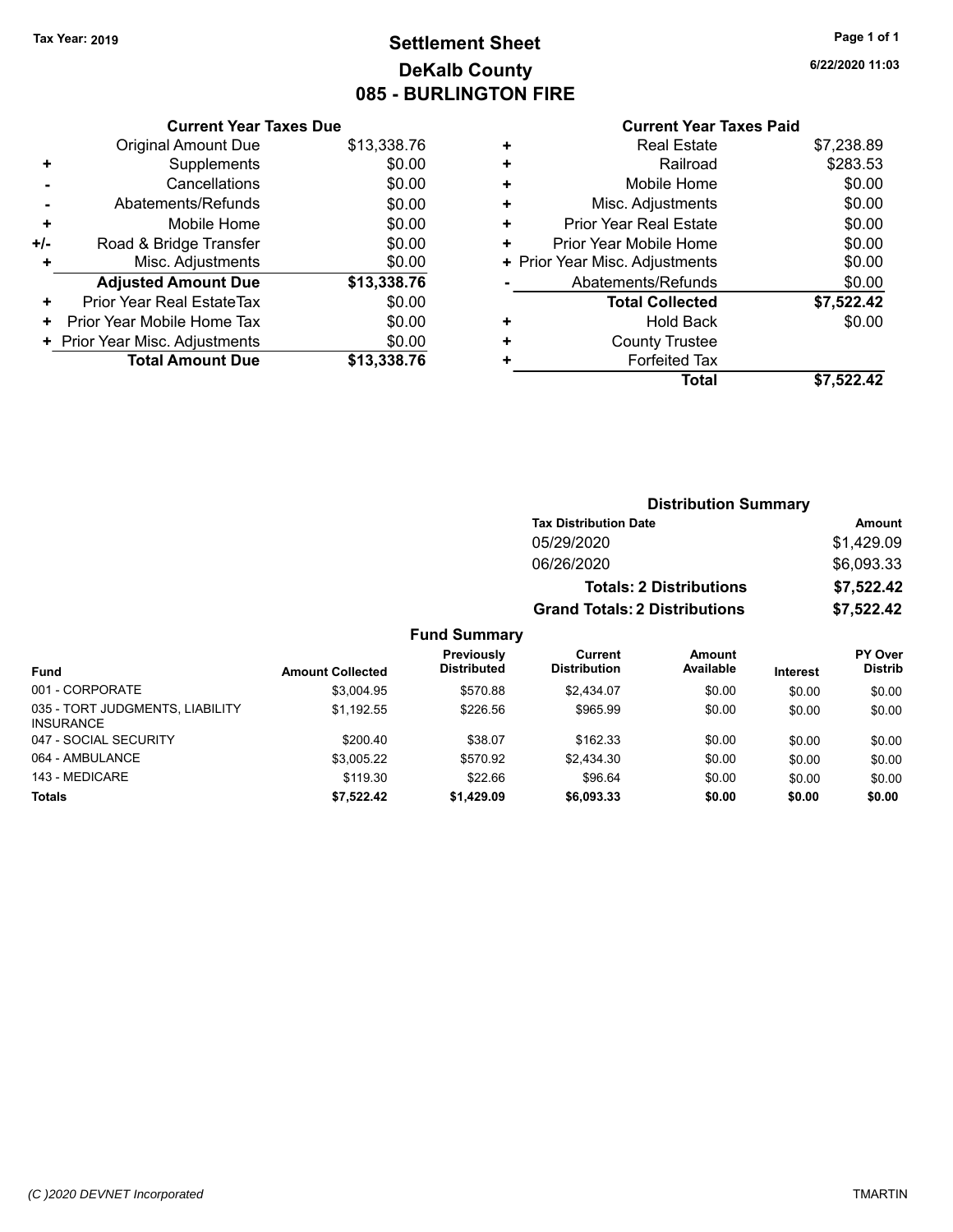Tax Year: 2019

# Settlement Sheet
## DeKalb County
## 085 - BURLINGTON FIRE

6/22/2020 11:03

### Current Year Taxes Due

| | | |
|---|---|---|
| | Original Amount Due | $13,338.76 |
| + | Supplements | $0.00 |
| - | Cancellations | $0.00 |
| - | Abatements/Refunds | $0.00 |
| + | Mobile Home | $0.00 |
| +/- | Road & Bridge Transfer | $0.00 |
| + | Misc. Adjustments | $0.00 |
| | **Adjusted Amount Due** | **$13,338.76** |
| + | Prior Year Real EstateTax | $0.00 |
| + | Prior Year Mobile Home Tax | $0.00 |
| + | Prior Year Misc. Adjustments | $0.00 |
| | **Total Amount Due** | **$13,338.76** |

### Current Year Taxes Paid

| | | |
|---|---|---|
| + | Real Estate | $7,238.89 |
| + | Railroad | $283.53 |
| + | Mobile Home | $0.00 |
| + | Misc. Adjustments | $0.00 |
| + | Prior Year Real Estate | $0.00 |
| + | Prior Year Mobile Home | $0.00 |
| + | Prior Year Misc. Adjustments | $0.00 |
| - | Abatements/Refunds | $0.00 |
| | **Total Collected** | **$7,522.42** |
| + | Hold Back | $0.00 |
| + | County Trustee | |
| + | Forfeited Tax | |
| | **Total** | **$7,522.42** |

### Distribution Summary

| Tax Distribution Date | Amount |
|---|---|
| 05/29/2020 | $1,429.09 |
| 06/26/2020 | $6,093.33 |
| **Totals: 2 Distributions** | **$7,522.42** |
| **Grand Totals: 2 Distributions** | **$7,522.42** |

### Fund Summary

| Fund | Amount Collected | Previously Distributed | Current Distribution | Amount Available | Interest | PY Over Distrib |
|---|---|---|---|---|---|---|
| 001 - CORPORATE | $3,004.95 | $570.88 | $2,434.07 | $0.00 | $0.00 | $0.00 |
| 035 - TORT JUDGMENTS, LIABILITY INSURANCE | $1,192.55 | $226.56 | $965.99 | $0.00 | $0.00 | $0.00 |
| 047 - SOCIAL SECURITY | $200.40 | $38.07 | $162.33 | $0.00 | $0.00 | $0.00 |
| 064 - AMBULANCE | $3,005.22 | $570.92 | $2,434.30 | $0.00 | $0.00 | $0.00 |
| 143 - MEDICARE | $119.30 | $22.66 | $96.64 | $0.00 | $0.00 | $0.00 |
| **Totals** | **$7,522.42** | **$1,429.09** | **$6,093.33** | **$0.00** | **$0.00** | **$0.00** |

(C )2020 DEVNET Incorporated TMARTIN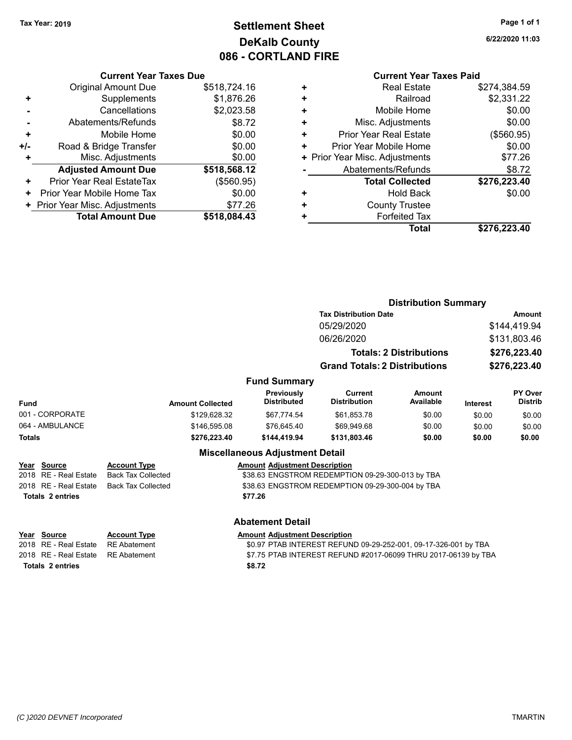Tax Year: 2019

# Settlement Sheet
## DeKalb County
## 086 - CORTLAND FIRE

6/22/2020 11:03

### Current Year Taxes Due

| | | |
|---|---|---|
| | Original Amount Due | $518,724.16 |
| + | Supplements | $1,876.26 |
| - | Cancellations | $2,023.58 |
| - | Abatements/Refunds | $8.72 |
| + | Mobile Home | $0.00 |
| +/- | Road & Bridge Transfer | $0.00 |
| + | Misc. Adjustments | $0.00 |
| | **Adjusted Amount Due** | **$518,568.12** |
| + | Prior Year Real EstateTax | ($560.95) |
| + | Prior Year Mobile Home Tax | $0.00 |
| + | Prior Year Misc. Adjustments | $77.26 |
| | **Total Amount Due** | **$518,084.43** |

### Current Year Taxes Paid

| | | |
|---|---|---|
| + | Real Estate | $274,384.59 |
| + | Railroad | $2,331.22 |
| + | Mobile Home | $0.00 |
| + | Misc. Adjustments | $0.00 |
| + | Prior Year Real Estate | ($560.95) |
| + | Prior Year Mobile Home | $0.00 |
| + | Prior Year Misc. Adjustments | $77.26 |
| - | Abatements/Refunds | $8.72 |
| | **Total Collected** | **$276,223.40** |
| + | Hold Back | $0.00 |
| + | County Trustee | |
| + | Forfeited Tax | |
| | **Total** | **$276,223.40** |

### Distribution Summary

| Tax Distribution Date | Amount |
|---|---|
| 05/29/2020 | $144,419.94 |
| 06/26/2020 | $131,803.46 |
| **Totals: 2 Distributions** | **$276,223.40** |
| **Grand Totals: 2 Distributions** | **$276,223.40** |

### Fund Summary

| Fund | Amount Collected | Previously Distributed | Current Distribution | Amount Available | Interest | PY Over Distrib |
|---|---|---|---|---|---|---|
| 001 - CORPORATE | $129,628.32 | $67,774.54 | $61,853.78 | $0.00 | $0.00 | $0.00 |
| 064 - AMBULANCE | $146,595.08 | $76,645.40 | $69,949.68 | $0.00 | $0.00 | $0.00 |
| **Totals** | **$276,223.40** | **$144,419.94** | **$131,803.46** | **$0.00** | **$0.00** | **$0.00** |

### Miscellaneous Adjustment Detail

| Year | Source | Account Type | Amount | Adjustment Description |
|---|---|---|---|---|
| 2018 | RE - Real Estate | Back Tax Collected | $38.63 | ENGSTROM REDEMPTION 09-29-300-013 by TBA |
| 2018 | RE - Real Estate | Back Tax Collected | $38.63 | ENGSTROM REDEMPTION 09-29-300-004 by TBA |
| **Totals 2 entries** | | | **$77.26** | |

### Abatement Detail

| Year | Source | Account Type | Amount | Adjustment Description |
|---|---|---|---|---|
| 2018 | RE - Real Estate | RE Abatement | $0.97 | PTAB INTEREST REFUND 09-29-252-001, 09-17-326-001 by TBA |
| 2018 | RE - Real Estate | RE Abatement | $7.75 | PTAB INTEREST REFUND #2017-06099 THRU 2017-06139 by TBA |
| **Totals 2 entries** | | | **$8.72** | |

(C )2020 DEVNET Incorporated TMARTIN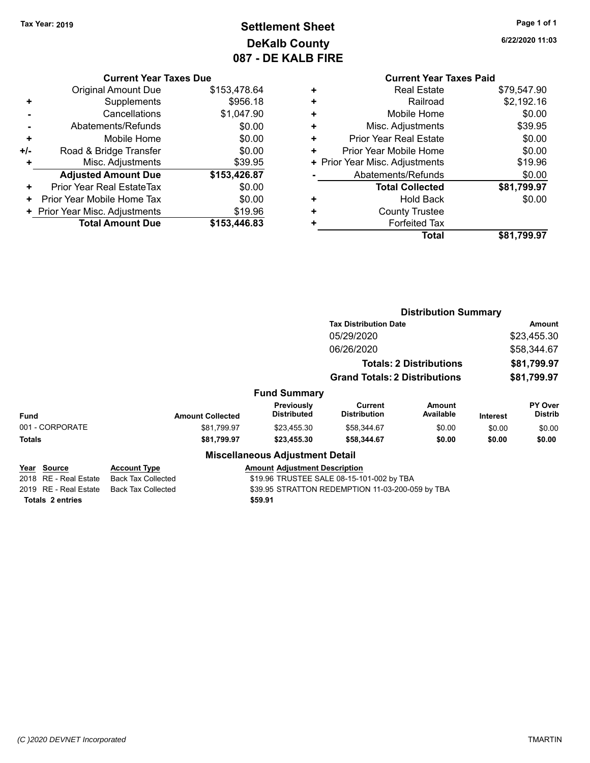Tax Year: 2019

# Settlement Sheet
## DeKalb County
## 087 - DE KALB FIRE

6/22/2020 11:03

### Current Year Taxes Due

| | | |
|---|---|---|
| | Original Amount Due | $153,478.64 |
| + | Supplements | $956.18 |
| - | Cancellations | $1,047.90 |
| - | Abatements/Refunds | $0.00 |
| + | Mobile Home | $0.00 |
| +/- | Road & Bridge Transfer | $0.00 |
| + | Misc. Adjustments | $39.95 |
| | **Adjusted Amount Due** | **$153,426.87** |
| + | Prior Year Real EstateTax | $0.00 |
| + | Prior Year Mobile Home Tax | $0.00 |
| + | Prior Year Misc. Adjustments | $19.96 |
| | **Total Amount Due** | **$153,446.83** |

### Current Year Taxes Paid

| | | |
|---|---|---|
| + | Real Estate | $79,547.90 |
| + | Railroad | $2,192.16 |
| + | Mobile Home | $0.00 |
| + | Misc. Adjustments | $39.95 |
| + | Prior Year Real Estate | $0.00 |
| + | Prior Year Mobile Home | $0.00 |
| + | Prior Year Misc. Adjustments | $19.96 |
| - | Abatements/Refunds | $0.00 |
| | **Total Collected** | **$81,799.97** |
| + | Hold Back | $0.00 |
| + | County Trustee | |
| + | Forfeited Tax | |
| | **Total** | **$81,799.97** |

### Distribution Summary

| Tax Distribution Date | Amount |
|---|---|
| 05/29/2020 | $23,455.30 |
| 06/26/2020 | $58,344.67 |
| **Totals: 2 Distributions** | **$81,799.97** |
| **Grand Totals: 2 Distributions** | **$81,799.97** |

### Fund Summary

| Fund | Amount Collected | Previously Distributed | Current Distribution | Amount Available | Interest | PY Over Distrib |
|---|---|---|---|---|---|---|
| 001 - CORPORATE | $81,799.97 | $23,455.30 | $58,344.67 | $0.00 | $0.00 | $0.00 |
| **Totals** | **$81,799.97** | **$23,455.30** | **$58,344.67** | **$0.00** | **$0.00** | **$0.00** |

### Miscellaneous Adjustment Detail

| Year | Source | Account Type | Amount | Adjustment Description |
|---|---|---|---|---|
| 2018 | RE - Real Estate | Back Tax Collected | $19.96 | TRUSTEE SALE 08-15-101-002 by TBA |
| 2019 | RE - Real Estate | Back Tax Collected | $39.95 | STRATTON REDEMPTION 11-03-200-059 by TBA |
| **Totals** | **2 entries** | | **$59.91** | |

(C )2020 DEVNET Incorporated TMARTIN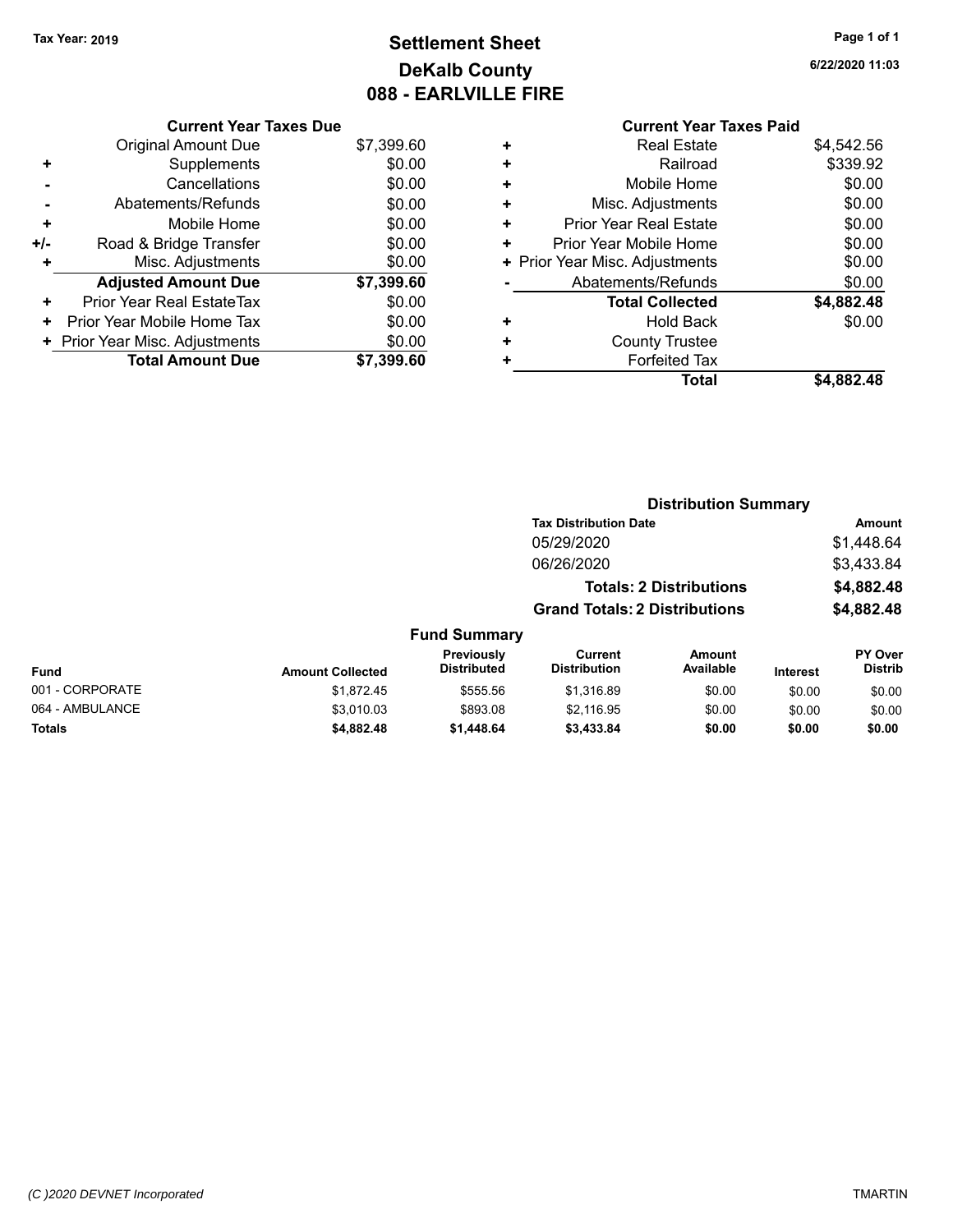Tax Year: 2019

# Settlement Sheet
## DeKalb County
## 088 - EARLVILLE FIRE

6/22/2020 11:03

### Current Year Taxes Due

| | | |
|---|---|---|
| | Original Amount Due | $7,399.60 |
| + | Supplements | $0.00 |
| - | Cancellations | $0.00 |
| - | Abatements/Refunds | $0.00 |
| + | Mobile Home | $0.00 |
| +/- | Road & Bridge Transfer | $0.00 |
| + | Misc. Adjustments | $0.00 |
| | **Adjusted Amount Due** | **$7,399.60** |
| + | Prior Year Real EstateTax | $0.00 |
| + | Prior Year Mobile Home Tax | $0.00 |
| + | Prior Year Misc. Adjustments | $0.00 |
| | **Total Amount Due** | **$7,399.60** |

### Current Year Taxes Paid

| | | |
|---|---|---|
| + | Real Estate | $4,542.56 |
| + | Railroad | $339.92 |
| + | Mobile Home | $0.00 |
| + | Misc. Adjustments | $0.00 |
| + | Prior Year Real Estate | $0.00 |
| + | Prior Year Mobile Home | $0.00 |
| + | Prior Year Misc. Adjustments | $0.00 |
| - | Abatements/Refunds | $0.00 |
| | **Total Collected** | **$4,882.48** |
| + | Hold Back | $0.00 |
| + | County Trustee | |
| + | Forfeited Tax | |
| | **Total** | **$4,882.48** |

### Distribution Summary

| Tax Distribution Date | Amount |
|---|---|
| 05/29/2020 | $1,448.64 |
| 06/26/2020 | $3,433.84 |
| **Totals: 2 Distributions** | **$4,882.48** |
| **Grand Totals: 2 Distributions** | **$4,882.48** |

### Fund Summary

| Fund | Amount Collected | Previously Distributed | Current Distribution | Amount Available | Interest | PY Over Distrib |
|---|---|---|---|---|---|---|
| 001 - CORPORATE | $1,872.45 | $555.56 | $1,316.89 | $0.00 | $0.00 | $0.00 |
| 064 - AMBULANCE | $3,010.03 | $893.08 | $2,116.95 | $0.00 | $0.00 | $0.00 |
| **Totals** | **$4,882.48** | **$1,448.64** | **$3,433.84** | **$0.00** | **$0.00** | **$0.00** |

(C )2020 DEVNET Incorporated

TMARTIN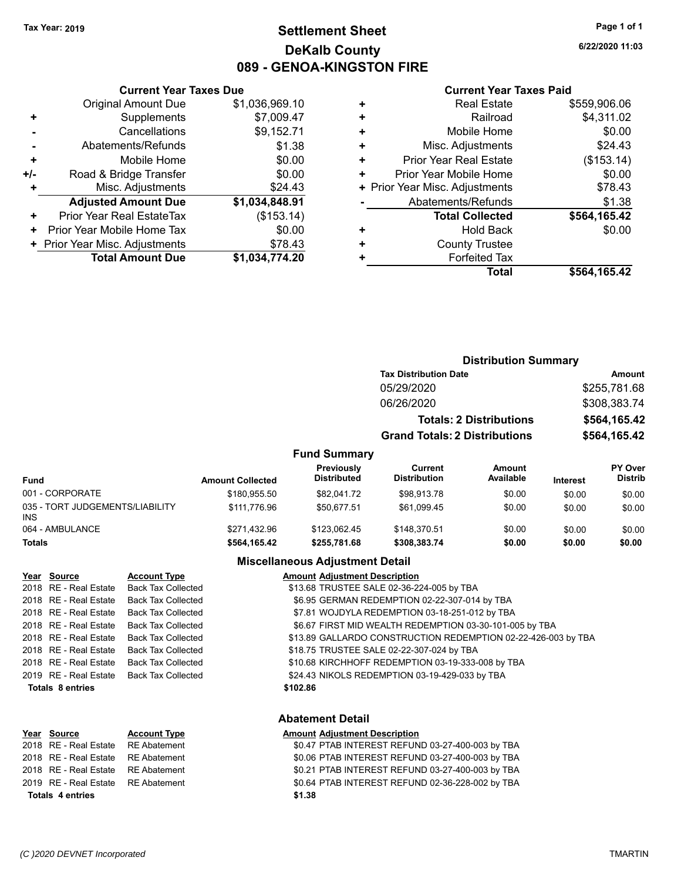Tax Year: 2019

# Settlement Sheet
## DeKalb County
## 089 - GENOA-KINGSTON FIRE

6/22/2020 11:03

### Current Year Taxes Due

| | | |
|---|---|---|
| | Original Amount Due | $1,036,969.10 |
| + | Supplements | $7,009.47 |
| - | Cancellations | $9,152.71 |
| - | Abatements/Refunds | $1.38 |
| + | Mobile Home | $0.00 |
| +/- | Road & Bridge Transfer | $0.00 |
| + | Misc. Adjustments | $24.43 |
| | **Adjusted Amount Due** | **$1,034,848.91** |
| + | Prior Year Real EstateTax | ($153.14) |
| + | Prior Year Mobile Home Tax | $0.00 |
| + | Prior Year Misc. Adjustments | $78.43 |
| | **Total Amount Due** | **$1,034,774.20** |

### Current Year Taxes Paid

| | | |
|---|---|---|
| + | Real Estate | $559,906.06 |
| + | Railroad | $4,311.02 |
| + | Mobile Home | $0.00 |
| + | Misc. Adjustments | $24.43 |
| + | Prior Year Real Estate | ($153.14) |
| + | Prior Year Mobile Home | $0.00 |
| + | Prior Year Misc. Adjustments | $78.43 |
| - | Abatements/Refunds | $1.38 |
| | **Total Collected** | **$564,165.42** |
| + | Hold Back | $0.00 |
| + | County Trustee | |
| + | Forfeited Tax | |
| | **Total** | **$564,165.42** |

### Distribution Summary

| Tax Distribution Date | Amount |
|---|---|
| 05/29/2020 | $255,781.68 |
| 06/26/2020 | $308,383.74 |
| **Totals: 2 Distributions** | **$564,165.42** |
| **Grand Totals: 2 Distributions** | **$564,165.42** |

### Fund Summary

| Fund | Amount Collected | Previously Distributed | Current Distribution | Amount Available | Interest | PY Over Distrib |
|---|---|---|---|---|---|---|
| 001 - CORPORATE | $180,955.50 | $82,041.72 | $98,913.78 | $0.00 | $0.00 | $0.00 |
| 035 - TORT JUDGEMENTS/LIABILITY INS | $111,776.96 | $50,677.51 | $61,099.45 | $0.00 | $0.00 | $0.00 |
| 064 - AMBULANCE | $271,432.96 | $123,062.45 | $148,370.51 | $0.00 | $0.00 | $0.00 |
| **Totals** | **$564,165.42** | **$255,781.68** | **$308,383.74** | **$0.00** | **$0.00** | **$0.00** |

### Miscellaneous Adjustment Detail

| Year | Source | Account Type | Amount | Adjustment Description |
|---|---|---|---|---|
| 2018 | RE - Real Estate | Back Tax Collected | $13.68 | TRUSTEE SALE 02-36-224-005 by TBA |
| 2018 | RE - Real Estate | Back Tax Collected | $6.95 | GERMAN REDEMPTION 02-22-307-014 by TBA |
| 2018 | RE - Real Estate | Back Tax Collected | $7.81 | WOJDYLA REDEMPTION 03-18-251-012 by TBA |
| 2018 | RE - Real Estate | Back Tax Collected | $6.67 | FIRST MID WEALTH REDEMPTION 03-30-101-005 by TBA |
| 2018 | RE - Real Estate | Back Tax Collected | $13.89 | GALLARDO CONSTRUCTION REDEMPTION 02-22-426-003 by TBA |
| 2018 | RE - Real Estate | Back Tax Collected | $18.75 | TRUSTEE SALE 02-22-307-024 by TBA |
| 2018 | RE - Real Estate | Back Tax Collected | $10.68 | KIRCHHOFF REDEMPTION 03-19-333-008 by TBA |
| 2019 | RE - Real Estate | Back Tax Collected | $24.43 | NIKOLS REDEMPTION 03-19-429-033 by TBA |
| **Totals 8 entries** | | | **$102.86** | |

### Abatement Detail

| Year | Source | Account Type | Amount | Adjustment Description |
|---|---|---|---|---|
| 2018 | RE - Real Estate | RE Abatement | $0.47 | PTAB INTEREST REFUND 03-27-400-003 by TBA |
| 2018 | RE - Real Estate | RE Abatement | $0.06 | PTAB INTEREST REFUND 03-27-400-003 by TBA |
| 2018 | RE - Real Estate | RE Abatement | $0.21 | PTAB INTEREST REFUND 03-27-400-003 by TBA |
| 2019 | RE - Real Estate | RE Abatement | $0.64 | PTAB INTEREST REFUND 02-36-228-002 by TBA |
| **Totals 4 entries** | | | **$1.38** | |

(C )2020 DEVNET Incorporated TMARTIN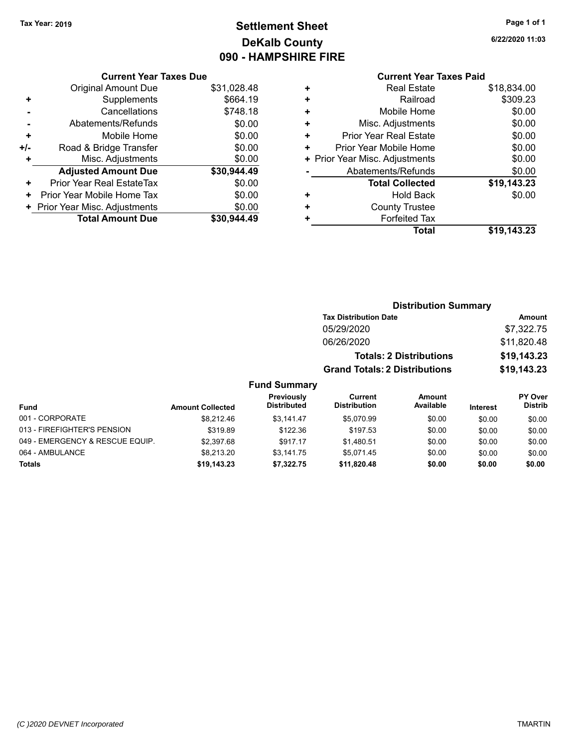Tax Year: 2019

# Settlement Sheet
## DeKalb County
## 090 - HAMPSHIRE FIRE

6/22/2020 11:03

| | Current Year Taxes Due | |
|---|---|---|
| | Original Amount Due | $31,028.48 |
| + | Supplements | $664.19 |
| - | Cancellations | $748.18 |
| - | Abatements/Refunds | $0.00 |
| + | Mobile Home | $0.00 |
| +/- | Road & Bridge Transfer | $0.00 |
| + | Misc. Adjustments | $0.00 |
| | **Adjusted Amount Due** | **$30,944.49** |
| + | Prior Year Real EstateTax | $0.00 |
| + | Prior Year Mobile Home Tax | $0.00 |
| + | Prior Year Misc. Adjustments | $0.00 |
| | **Total Amount Due** | **$30,944.49** |

| | Current Year Taxes Paid | |
|---|---|---|
| + | Real Estate | $18,834.00 |
| + | Railroad | $309.23 |
| + | Mobile Home | $0.00 |
| + | Misc. Adjustments | $0.00 |
| + | Prior Year Real Estate | $0.00 |
| + | Prior Year Mobile Home | $0.00 |
| + | Prior Year Misc. Adjustments | $0.00 |
| - | Abatements/Refunds | $0.00 |
| | **Total Collected** | **$19,143.23** |
| + | Hold Back | $0.00 |
| + | County Trustee | |
| + | Forfeited Tax | |
| | **Total** | **$19,143.23** |

### Distribution Summary

| Tax Distribution Date | Amount |
|---|---|
| 05/29/2020 | $7,322.75 |
| 06/26/2020 | $11,820.48 |
| **Totals: 2 Distributions** | **$19,143.23** |
| **Grand Totals: 2 Distributions** | **$19,143.23** |

### Fund Summary

| Fund | Amount Collected | Previously Distributed | Current Distribution | Amount Available | Interest | PY Over Distrib |
|---|---|---|---|---|---|---|
| 001 - CORPORATE | $8,212.46 | $3,141.47 | $5,070.99 | $0.00 | $0.00 | $0.00 |
| 013 - FIREFIGHTER'S PENSION | $319.89 | $122.36 | $197.53 | $0.00 | $0.00 | $0.00 |
| 049 - EMERGENCY & RESCUE EQUIP. | $2,397.68 | $917.17 | $1,480.51 | $0.00 | $0.00 | $0.00 |
| 064 - AMBULANCE | $8,213.20 | $3,141.75 | $5,071.45 | $0.00 | $0.00 | $0.00 |
| **Totals** | **$19,143.23** | **$7,322.75** | **$11,820.48** | **$0.00** | **$0.00** | **$0.00** |

(C )2020 DEVNET Incorporated TMARTIN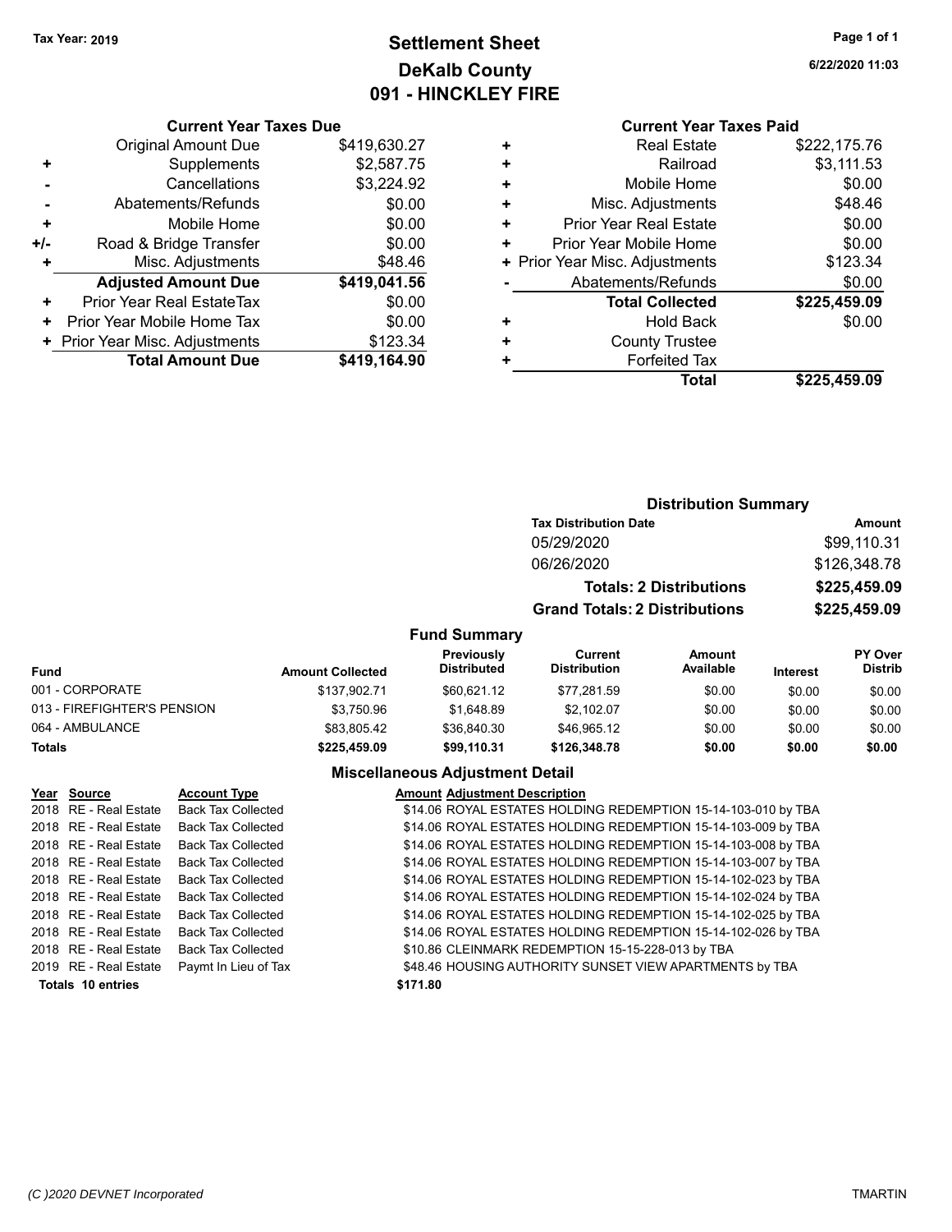Tax Year: 2019

# Settlement Sheet
## DeKalb County
## 091 - HINCKLEY FIRE

6/22/2020 11:03

### Current Year Taxes Due

| | | |
|---|---|---|
| | Original Amount Due | $419,630.27 |
| + | Supplements | $2,587.75 |
| - | Cancellations | $3,224.92 |
| - | Abatements/Refunds | $0.00 |
| + | Mobile Home | $0.00 |
| +/- | Road & Bridge Transfer | $0.00 |
| + | Misc. Adjustments | $48.46 |
| | **Adjusted Amount Due** | **$419,041.56** |
| + | Prior Year Real EstateTax | $0.00 |
| + | Prior Year Mobile Home Tax | $0.00 |
| + | Prior Year Misc. Adjustments | $123.34 |
| | **Total Amount Due** | **$419,164.90** |

### Current Year Taxes Paid

| | | |
|---|---|---|
| + | Real Estate | $222,175.76 |
| + | Railroad | $3,111.53 |
| + | Mobile Home | $0.00 |
| + | Misc. Adjustments | $48.46 |
| + | Prior Year Real Estate | $0.00 |
| + | Prior Year Mobile Home | $0.00 |
| + | Prior Year Misc. Adjustments | $123.34 |
| - | Abatements/Refunds | $0.00 |
| | **Total Collected** | **$225,459.09** |
| + | Hold Back | $0.00 |
| + | County Trustee | |
| + | Forfeited Tax | |
| | **Total** | **$225,459.09** |

### Distribution Summary

| Tax Distribution Date | Amount |
|---|---|
| 05/29/2020 | $99,110.31 |
| 06/26/2020 | $126,348.78 |
| **Totals: 2 Distributions** | **$225,459.09** |
| **Grand Totals: 2 Distributions** | **$225,459.09** |

### Fund Summary

| Fund | Amount Collected | Previously Distributed | Current Distribution | Amount Available | Interest | PY Over Distrib |
|---|---|---|---|---|---|---|
| 001 - CORPORATE | $137,902.71 | $60,621.12 | $77,281.59 | $0.00 | $0.00 | $0.00 |
| 013 - FIREFIGHTER'S PENSION | $3,750.96 | $1,648.89 | $2,102.07 | $0.00 | $0.00 | $0.00 |
| 064 - AMBULANCE | $83,805.42 | $36,840.30 | $46,965.12 | $0.00 | $0.00 | $0.00 |
| **Totals** | **$225,459.09** | **$99,110.31** | **$126,348.78** | **$0.00** | **$0.00** | **$0.00** |

### Miscellaneous Adjustment Detail

| Year | Source | Account Type | Amount | Adjustment Description |
|---|---|---|---|---|
| 2018 | RE - Real Estate | Back Tax Collected | $14.06 | ROYAL ESTATES HOLDING REDEMPTION 15-14-103-010 by TBA |
| 2018 | RE - Real Estate | Back Tax Collected | $14.06 | ROYAL ESTATES HOLDING REDEMPTION 15-14-103-009 by TBA |
| 2018 | RE - Real Estate | Back Tax Collected | $14.06 | ROYAL ESTATES HOLDING REDEMPTION 15-14-103-008 by TBA |
| 2018 | RE - Real Estate | Back Tax Collected | $14.06 | ROYAL ESTATES HOLDING REDEMPTION 15-14-103-007 by TBA |
| 2018 | RE - Real Estate | Back Tax Collected | $14.06 | ROYAL ESTATES HOLDING REDEMPTION 15-14-102-023 by TBA |
| 2018 | RE - Real Estate | Back Tax Collected | $14.06 | ROYAL ESTATES HOLDING REDEMPTION 15-14-102-024 by TBA |
| 2018 | RE - Real Estate | Back Tax Collected | $14.06 | ROYAL ESTATES HOLDING REDEMPTION 15-14-102-025 by TBA |
| 2018 | RE - Real Estate | Back Tax Collected | $14.06 | ROYAL ESTATES HOLDING REDEMPTION 15-14-102-026 by TBA |
| 2018 | RE - Real Estate | Back Tax Collected | $10.86 | CLEINMARK REDEMPTION 15-15-228-013 by TBA |
| 2019 | RE - Real Estate | Paymt In Lieu of Tax | $48.46 | HOUSING AUTHORITY SUNSET VIEW APARTMENTS by TBA |
| **Totals** | **10 entries** | | **$171.80** | |

(C )2020 DEVNET Incorporated — TMARTIN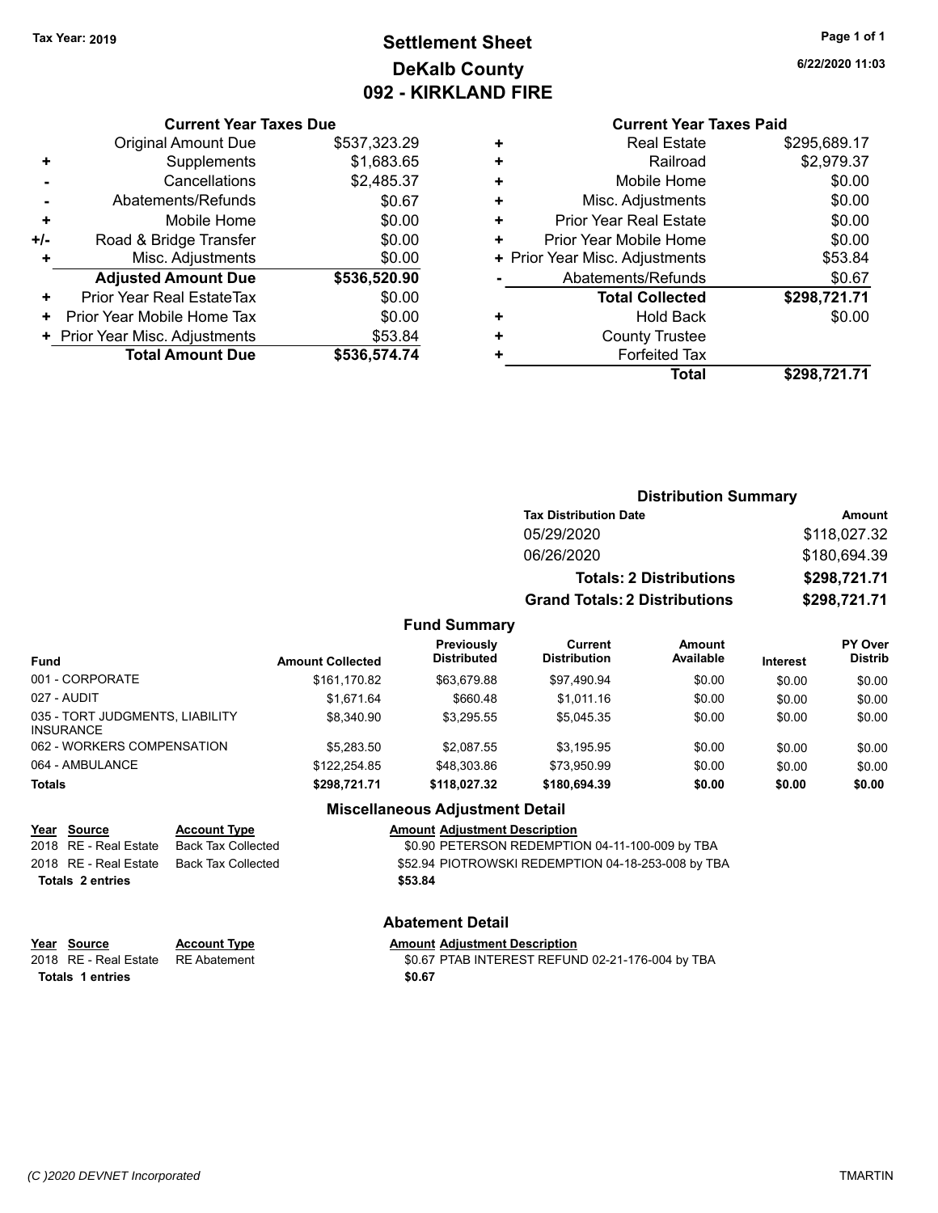Tax Year: 2019

# Settlement Sheet
## DeKalb County
## 092 - KIRKLAND FIRE

6/22/2020 11:03

### Current Year Taxes Due

| | | |
|---|---|---|
| | Original Amount Due | $537,323.29 |
| + | Supplements | $1,683.65 |
| - | Cancellations | $2,485.37 |
| - | Abatements/Refunds | $0.67 |
| + | Mobile Home | $0.00 |
| +/- | Road & Bridge Transfer | $0.00 |
| + | Misc. Adjustments | $0.00 |
| | **Adjusted Amount Due** | **$536,520.90** |
| + | Prior Year Real EstateTax | $0.00 |
| + | Prior Year Mobile Home Tax | $0.00 |
| + | Prior Year Misc. Adjustments | $53.84 |
| | **Total Amount Due** | **$536,574.74** |

### Current Year Taxes Paid

| | | |
|---|---|---|
| + | Real Estate | $295,689.17 |
| + | Railroad | $2,979.37 |
| + | Mobile Home | $0.00 |
| + | Misc. Adjustments | $0.00 |
| + | Prior Year Real Estate | $0.00 |
| + | Prior Year Mobile Home | $0.00 |
| + | Prior Year Misc. Adjustments | $53.84 |
| - | Abatements/Refunds | $0.67 |
| | **Total Collected** | **$298,721.71** |
| + | Hold Back | $0.00 |
| + | County Trustee | |
| + | Forfeited Tax | |
| | **Total** | **$298,721.71** |

### Distribution Summary

| Tax Distribution Date | Amount |
|---|---|
| 05/29/2020 | $118,027.32 |
| 06/26/2020 | $180,694.39 |
| **Totals: 2 Distributions** | **$298,721.71** |
| **Grand Totals: 2 Distributions** | **$298,721.71** |

### Fund Summary

| Fund | Amount Collected | Previously Distributed | Current Distribution | Amount Available | Interest | PY Over Distrib |
|---|---|---|---|---|---|---|
| 001 - CORPORATE | $161,170.82 | $63,679.88 | $97,490.94 | $0.00 | $0.00 | $0.00 |
| 027 - AUDIT | $1,671.64 | $660.48 | $1,011.16 | $0.00 | $0.00 | $0.00 |
| 035 - TORT JUDGMENTS, LIABILITY INSURANCE | $8,340.90 | $3,295.55 | $5,045.35 | $0.00 | $0.00 | $0.00 |
| 062 - WORKERS COMPENSATION | $5,283.50 | $2,087.55 | $3,195.95 | $0.00 | $0.00 | $0.00 |
| 064 - AMBULANCE | $122,254.85 | $48,303.86 | $73,950.99 | $0.00 | $0.00 | $0.00 |
| **Totals** | **$298,721.71** | **$118,027.32** | **$180,694.39** | **$0.00** | **$0.00** | **$0.00** |

### Miscellaneous Adjustment Detail

| Year | Source | Account Type | Amount | Adjustment Description |
|---|---|---|---|---|
| 2018 | RE - Real Estate | Back Tax Collected | $0.90 | PETERSON REDEMPTION 04-11-100-009 by TBA |
| 2018 | RE - Real Estate | Back Tax Collected | $52.94 | PIOTROWSKI REDEMPTION 04-18-253-008 by TBA |
| **Totals 2 entries** | | | **$53.84** | |

### Abatement Detail

| Year | Source | Account Type | Amount | Adjustment Description |
|---|---|---|---|---|
| 2018 | RE - Real Estate | RE Abatement | $0.67 | PTAB INTEREST REFUND 02-21-176-004 by TBA |
| **Totals 1 entries** | | | **$0.67** | |

(C )2020 DEVNET Incorporated — TMARTIN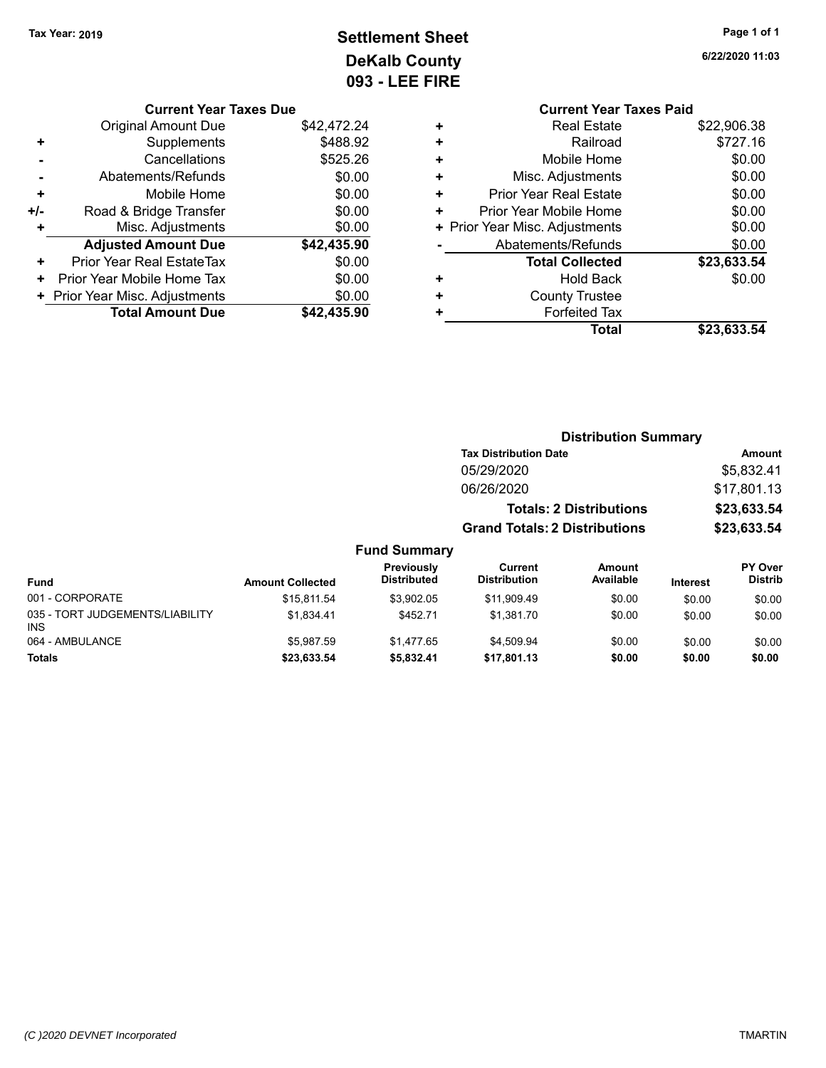Tax Year: 2019

# Settlement Sheet
## DeKalb County
## 093 - LEE FIRE

6/22/2020 11:03

### Current Year Taxes Due

| | | |
|---|---|---|
| | Original Amount Due | $42,472.24 |
| + | Supplements | $488.92 |
| - | Cancellations | $525.26 |
| - | Abatements/Refunds | $0.00 |
| + | Mobile Home | $0.00 |
| +/- | Road & Bridge Transfer | $0.00 |
| + | Misc. Adjustments | $0.00 |
| | **Adjusted Amount Due** | **$42,435.90** |
| + | Prior Year Real EstateTax | $0.00 |
| + | Prior Year Mobile Home Tax | $0.00 |
| + | Prior Year Misc. Adjustments | $0.00 |
| | **Total Amount Due** | **$42,435.90** |

### Current Year Taxes Paid

| | | |
|---|---|---|
| + | Real Estate | $22,906.38 |
| + | Railroad | $727.16 |
| + | Mobile Home | $0.00 |
| + | Misc. Adjustments | $0.00 |
| + | Prior Year Real Estate | $0.00 |
| + | Prior Year Mobile Home | $0.00 |
| + | Prior Year Misc. Adjustments | $0.00 |
| - | Abatements/Refunds | $0.00 |
| | **Total Collected** | **$23,633.54** |
| + | Hold Back | $0.00 |
| + | County Trustee | |
| + | Forfeited Tax | |
| | **Total** | **$23,633.54** |

### Distribution Summary

| Tax Distribution Date | Amount |
|---|---|
| 05/29/2020 | $5,832.41 |
| 06/26/2020 | $17,801.13 |
| **Totals: 2 Distributions** | **$23,633.54** |
| **Grand Totals: 2 Distributions** | **$23,633.54** |

### Fund Summary

| Fund | Amount Collected | Previously Distributed | Current Distribution | Amount Available | Interest | PY Over Distrib |
|---|---|---|---|---|---|---|
| 001 - CORPORATE | $15,811.54 | $3,902.05 | $11,909.49 | $0.00 | $0.00 | $0.00 |
| 035 - TORT JUDGEMENTS/LIABILITY INS | $1,834.41 | $452.71 | $1,381.70 | $0.00 | $0.00 | $0.00 |
| 064 - AMBULANCE | $5,987.59 | $1,477.65 | $4,509.94 | $0.00 | $0.00 | $0.00 |
| **Totals** | **$23,633.54** | **$5,832.41** | **$17,801.13** | **$0.00** | **$0.00** | **$0.00** |

(C )2020 DEVNET Incorporated TMARTIN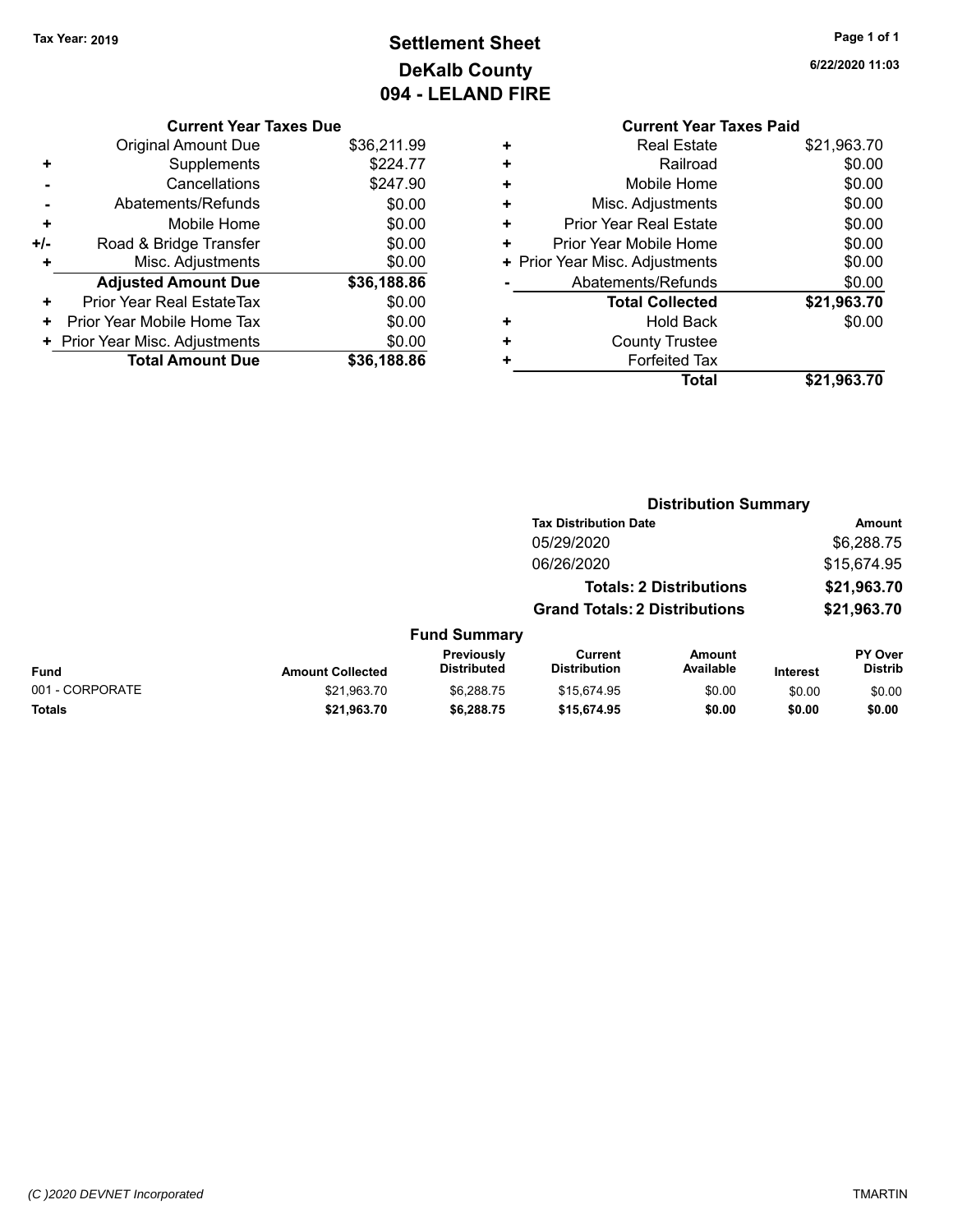**Tax Year: 2019**

# Settlement Sheet
## DeKalb County
## 094 - LELAND FIRE

6/22/2020 11:03

### Current Year Taxes Due

| | | |
|---|---|---|
| | Original Amount Due | $36,211.99 |
| + | Supplements | $224.77 |
| - | Cancellations | $247.90 |
| - | Abatements/Refunds | $0.00 |
| + | Mobile Home | $0.00 |
| +/- | Road & Bridge Transfer | $0.00 |
| + | Misc. Adjustments | $0.00 |
| | **Adjusted Amount Due** | **$36,188.86** |
| + | Prior Year Real EstateTax | $0.00 |
| + | Prior Year Mobile Home Tax | $0.00 |
| + | Prior Year Misc. Adjustments | $0.00 |
| | **Total Amount Due** | **$36,188.86** |

### Current Year Taxes Paid

| | | |
|---|---|---|
| + | Real Estate | $21,963.70 |
| + | Railroad | $0.00 |
| + | Mobile Home | $0.00 |
| + | Misc. Adjustments | $0.00 |
| + | Prior Year Real Estate | $0.00 |
| + | Prior Year Mobile Home | $0.00 |
| + | Prior Year Misc. Adjustments | $0.00 |
| - | Abatements/Refunds | $0.00 |
| | **Total Collected** | **$21,963.70** |
| + | Hold Back | $0.00 |
| + | County Trustee | |
| + | Forfeited Tax | |
| | **Total** | **$21,963.70** |

### Distribution Summary

| Tax Distribution Date | Amount |
|---|---|
| 05/29/2020 | $6,288.75 |
| 06/26/2020 | $15,674.95 |
| **Totals: 2 Distributions** | **$21,963.70** |
| **Grand Totals: 2 Distributions** | **$21,963.70** |

### Fund Summary

| Fund | Amount Collected | Previously Distributed | Current Distribution | Amount Available | Interest | PY Over Distrib |
|---|---|---|---|---|---|---|
| 001 - CORPORATE | $21,963.70 | $6,288.75 | $15,674.95 | $0.00 | $0.00 | $0.00 |
| **Totals** | **$21,963.70** | **$6,288.75** | **$15,674.95** | **$0.00** | **$0.00** | **$0.00** |

(C )2020 DEVNET Incorporated TMARTIN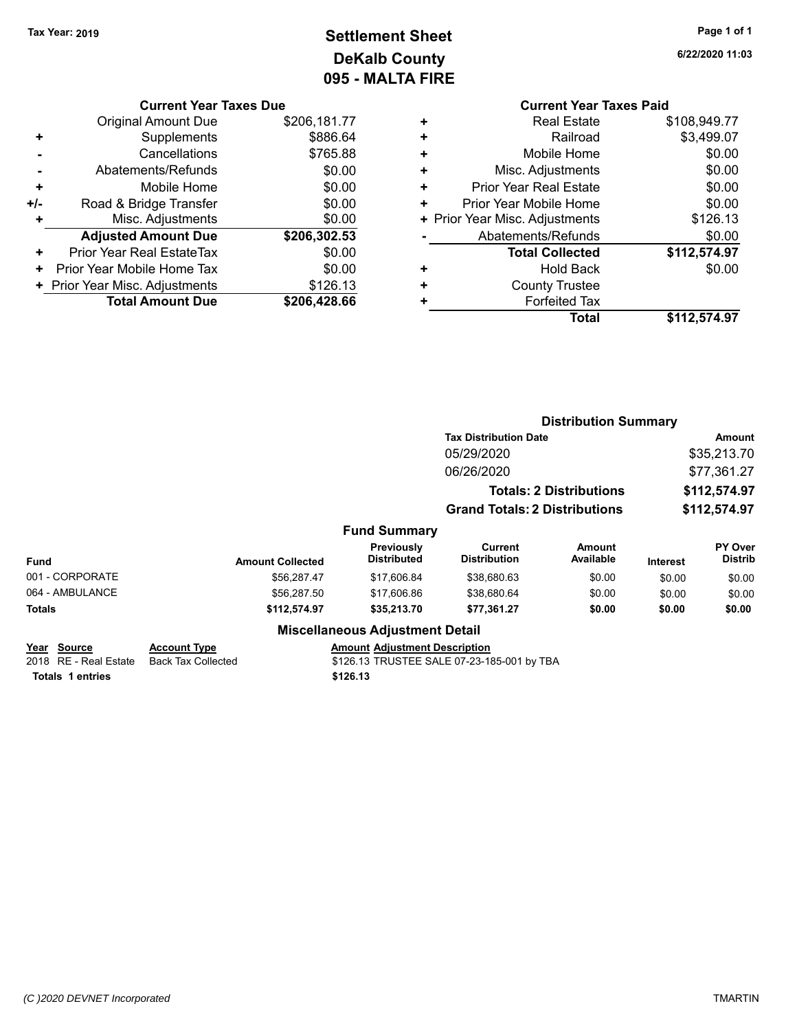**Tax Year: 2019**

# Settlement Sheet
## DeKalb County
## 095 - MALTA FIRE

6/22/2020 11:03

### Current Year Taxes Due

| | | |
|---|---|---|
| | Original Amount Due | $206,181.77 |
| + | Supplements | $886.64 |
| - | Cancellations | $765.88 |
| - | Abatements/Refunds | $0.00 |
| + | Mobile Home | $0.00 |
| +/- | Road & Bridge Transfer | $0.00 |
| + | Misc. Adjustments | $0.00 |
| | **Adjusted Amount Due** | **$206,302.53** |
| + | Prior Year Real EstateTax | $0.00 |
| + | Prior Year Mobile Home Tax | $0.00 |
| + | Prior Year Misc. Adjustments | $126.13 |
| | **Total Amount Due** | **$206,428.66** |

### Current Year Taxes Paid

| | | |
|---|---|---|
| + | Real Estate | $108,949.77 |
| + | Railroad | $3,499.07 |
| + | Mobile Home | $0.00 |
| + | Misc. Adjustments | $0.00 |
| + | Prior Year Real Estate | $0.00 |
| + | Prior Year Mobile Home | $0.00 |
| + | Prior Year Misc. Adjustments | $126.13 |
| - | Abatements/Refunds | $0.00 |
| | **Total Collected** | **$112,574.97** |
| + | Hold Back | $0.00 |
| + | County Trustee | |
| + | Forfeited Tax | |
| | **Total** | **$112,574.97** |

### Distribution Summary

| Tax Distribution Date | Amount |
|---|---|
| 05/29/2020 | $35,213.70 |
| 06/26/2020 | $77,361.27 |
| **Totals: 2 Distributions** | **$112,574.97** |
| **Grand Totals: 2 Distributions** | **$112,574.97** |

### Fund Summary

| Fund | Amount Collected | Previously Distributed | Current Distribution | Amount Available | Interest | PY Over Distrib |
|---|---|---|---|---|---|---|
| 001 - CORPORATE | $56,287.47 | $17,606.84 | $38,680.63 | $0.00 | $0.00 | $0.00 |
| 064 - AMBULANCE | $56,287.50 | $17,606.86 | $38,680.64 | $0.00 | $0.00 | $0.00 |
| **Totals** | **$112,574.97** | **$35,213.70** | **$77,361.27** | **$0.00** | **$0.00** | **$0.00** |

### Miscellaneous Adjustment Detail

| Year | Source | Account Type | Amount | Adjustment Description |
|---|---|---|---|---|
| 2018 | RE - Real Estate | Back Tax Collected | $126.13 | TRUSTEE SALE 07-23-185-001 by TBA |
| **Totals** | **1 entries** | | **$126.13** | |

*(C )2020 DEVNET Incorporated* TMARTIN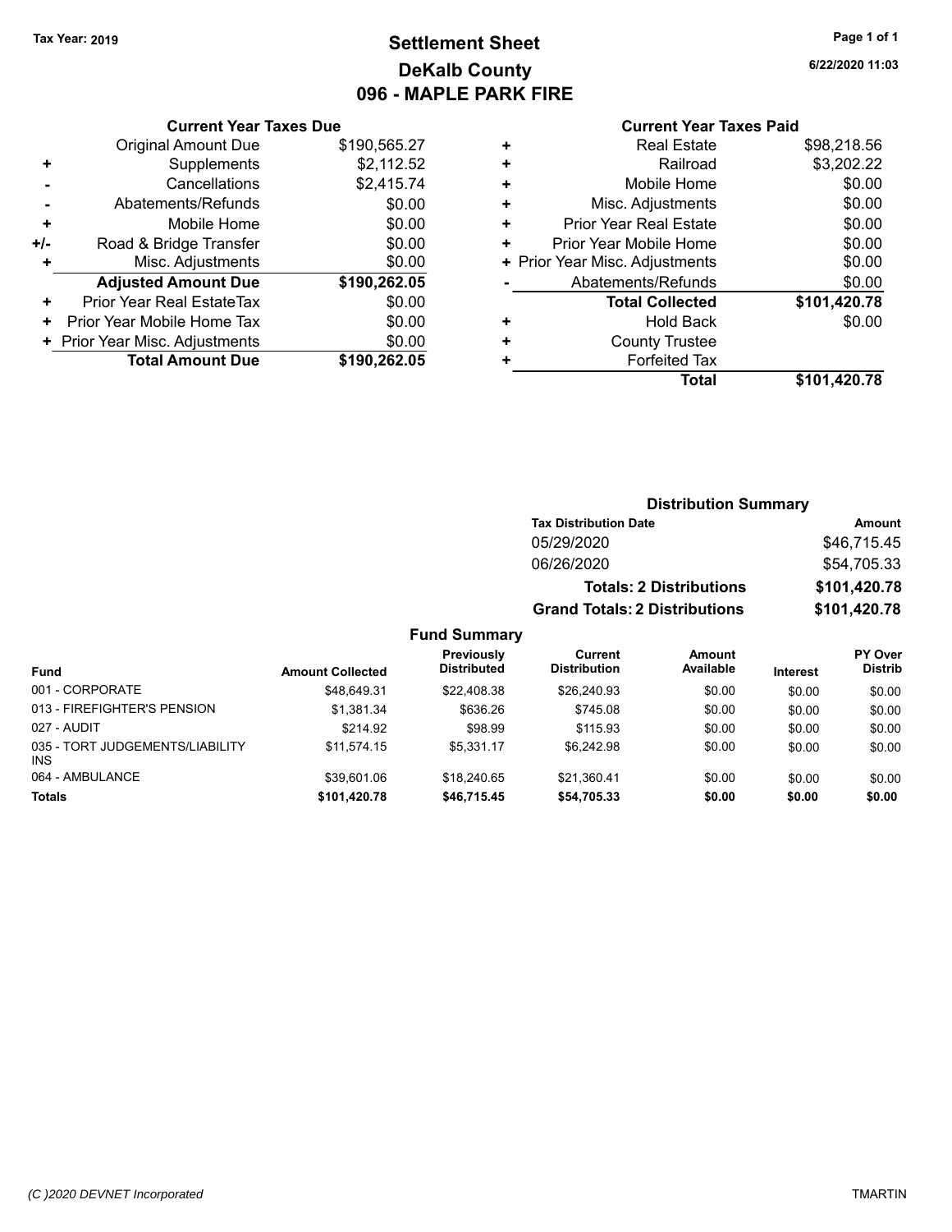Tax Year: 2019

# Settlement Sheet

## DeKalb County

## 096 - MAPLE PARK FIRE

6/22/2020 11:03

### Current Year Taxes Due

| | | |
|---|---|---|
| | Original Amount Due | $190,565.27 |
| + | Supplements | $2,112.52 |
| - | Cancellations | $2,415.74 |
| - | Abatements/Refunds | $0.00 |
| + | Mobile Home | $0.00 |
| +/- | Road & Bridge Transfer | $0.00 |
| + | Misc. Adjustments | $0.00 |
| | **Adjusted Amount Due** | **$190,262.05** |
| + | Prior Year Real EstateTax | $0.00 |
| + | Prior Year Mobile Home Tax | $0.00 |
| + | Prior Year Misc. Adjustments | $0.00 |
| | **Total Amount Due** | **$190,262.05** |

### Current Year Taxes Paid

| | | |
|---|---|---|
| + | Real Estate | $98,218.56 |
| + | Railroad | $3,202.22 |
| + | Mobile Home | $0.00 |
| + | Misc. Adjustments | $0.00 |
| + | Prior Year Real Estate | $0.00 |
| + | Prior Year Mobile Home | $0.00 |
| + | Prior Year Misc. Adjustments | $0.00 |
| - | Abatements/Refunds | $0.00 |
| | **Total Collected** | **$101,420.78** |
| + | Hold Back | $0.00 |
| + | County Trustee | |
| + | Forfeited Tax | |
| | **Total** | **$101,420.78** |

### Distribution Summary

| Tax Distribution Date | Amount |
|---|---|
| 05/29/2020 | $46,715.45 |
| 06/26/2020 | $54,705.33 |
| **Totals: 2 Distributions** | **$101,420.78** |
| **Grand Totals: 2 Distributions** | **$101,420.78** |

### Fund Summary

| Fund | Amount Collected | Previously Distributed | Current Distribution | Amount Available | Interest | PY Over Distrib |
|---|---|---|---|---|---|---|
| 001 - CORPORATE | $48,649.31 | $22,408.38 | $26,240.93 | $0.00 | $0.00 | $0.00 |
| 013 - FIREFIGHTER'S PENSION | $1,381.34 | $636.26 | $745.08 | $0.00 | $0.00 | $0.00 |
| 027 - AUDIT | $214.92 | $98.99 | $115.93 | $0.00 | $0.00 | $0.00 |
| 035 - TORT JUDGEMENTS/LIABILITY INS | $11,574.15 | $5,331.17 | $6,242.98 | $0.00 | $0.00 | $0.00 |
| 064 - AMBULANCE | $39,601.06 | $18,240.65 | $21,360.41 | $0.00 | $0.00 | $0.00 |
| **Totals** | **$101,420.78** | **$46,715.45** | **$54,705.33** | **$0.00** | **$0.00** | **$0.00** |

(C )2020 DEVNET Incorporated

TMARTIN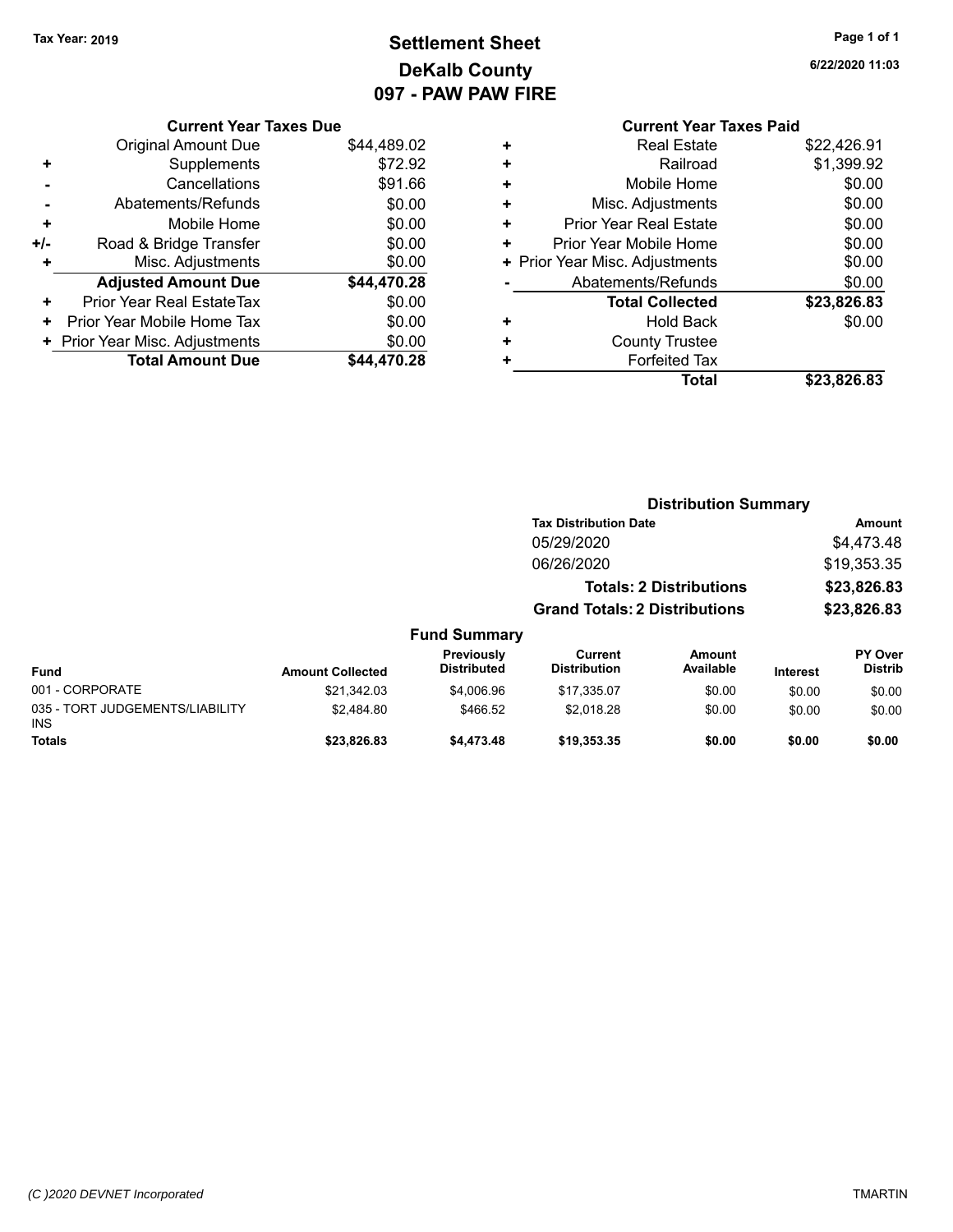Tax Year: 2019

# Settlement Sheet
## DeKalb County
## 097 - PAW PAW FIRE

6/22/2020 11:03

### Current Year Taxes Due

| | | |
|---|---|---|
| | Original Amount Due | $44,489.02 |
| + | Supplements | $72.92 |
| - | Cancellations | $91.66 |
| - | Abatements/Refunds | $0.00 |
| + | Mobile Home | $0.00 |
| +/- | Road & Bridge Transfer | $0.00 |
| + | Misc. Adjustments | $0.00 |
| | **Adjusted Amount Due** | **$44,470.28** |
| + | Prior Year Real EstateTax | $0.00 |
| + | Prior Year Mobile Home Tax | $0.00 |
| + | Prior Year Misc. Adjustments | $0.00 |
| | **Total Amount Due** | **$44,470.28** |

### Current Year Taxes Paid

| | | |
|---|---|---|
| + | Real Estate | $22,426.91 |
| + | Railroad | $1,399.92 |
| + | Mobile Home | $0.00 |
| + | Misc. Adjustments | $0.00 |
| + | Prior Year Real Estate | $0.00 |
| + | Prior Year Mobile Home | $0.00 |
| + | Prior Year Misc. Adjustments | $0.00 |
| - | Abatements/Refunds | $0.00 |
| | **Total Collected** | **$23,826.83** |
| + | Hold Back | $0.00 |
| + | County Trustee | |
| + | Forfeited Tax | |
| | **Total** | **$23,826.83** |

### Distribution Summary

| Tax Distribution Date | Amount |
|---|---|
| 05/29/2020 | $4,473.48 |
| 06/26/2020 | $19,353.35 |
| **Totals: 2 Distributions** | **$23,826.83** |
| **Grand Totals: 2 Distributions** | **$23,826.83** |

### Fund Summary

| Fund | Amount Collected | Previously Distributed | Current Distribution | Amount Available | Interest | PY Over Distrib |
|---|---|---|---|---|---|---|
| 001 - CORPORATE | $21,342.03 | $4,006.96 | $17,335.07 | $0.00 | $0.00 | $0.00 |
| 035 - TORT JUDGEMENTS/LIABILITY INS | $2,484.80 | $466.52 | $2,018.28 | $0.00 | $0.00 | $0.00 |
| **Totals** | **$23,826.83** | **$4,473.48** | **$19,353.35** | **$0.00** | **$0.00** | **$0.00** |

(C )2020 DEVNET Incorporated

TMARTIN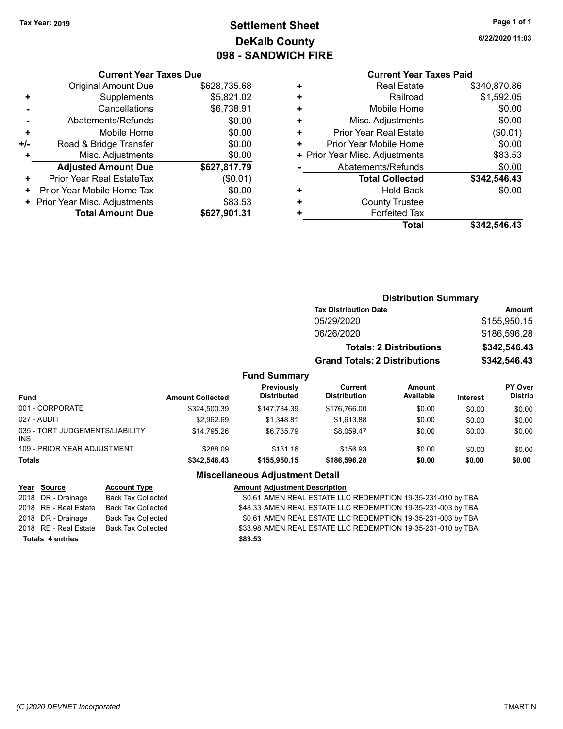Tax Year: 2019

# Settlement Sheet
## DeKalb County
## 098 - SANDWICH FIRE

6/22/2020 11:03

### Current Year Taxes Due

| | | |
|---|---|---|
| | Original Amount Due | $628,735.68 |
| + | Supplements | $5,821.02 |
| - | Cancellations | $6,738.91 |
| - | Abatements/Refunds | $0.00 |
| + | Mobile Home | $0.00 |
| +/- | Road & Bridge Transfer | $0.00 |
| + | Misc. Adjustments | $0.00 |
| | **Adjusted Amount Due** | **$627,817.79** |
| + | Prior Year Real EstateTax | ($0.01) |
| + | Prior Year Mobile Home Tax | $0.00 |
| + | Prior Year Misc. Adjustments | $83.53 |
| | **Total Amount Due** | **$627,901.31** |

### Current Year Taxes Paid

| | | |
|---|---|---|
| + | Real Estate | $340,870.86 |
| + | Railroad | $1,592.05 |
| + | Mobile Home | $0.00 |
| + | Misc. Adjustments | $0.00 |
| + | Prior Year Real Estate | ($0.01) |
| + | Prior Year Mobile Home | $0.00 |
| + | Prior Year Misc. Adjustments | $83.53 |
| - | Abatements/Refunds | $0.00 |
| | **Total Collected** | **$342,546.43** |
| + | Hold Back | $0.00 |
| + | County Trustee | |
| + | Forfeited Tax | |
| | **Total** | **$342,546.43** |

### Distribution Summary

| Tax Distribution Date | Amount |
|---|---|
| 05/29/2020 | $155,950.15 |
| 06/26/2020 | $186,596.28 |
| **Totals: 2 Distributions** | **$342,546.43** |
| **Grand Totals: 2 Distributions** | **$342,546.43** |

### Fund Summary

| Fund | Amount Collected | Previously Distributed | Current Distribution | Amount Available | Interest | PY Over Distrib |
|---|---|---|---|---|---|---|
| 001 - CORPORATE | $324,500.39 | $147,734.39 | $176,766.00 | $0.00 | $0.00 | $0.00 |
| 027 - AUDIT | $2,962.69 | $1,348.81 | $1,613.88 | $0.00 | $0.00 | $0.00 |
| 035 - TORT JUDGEMENTS/LIABILITY INS | $14,795.26 | $6,735.79 | $8,059.47 | $0.00 | $0.00 | $0.00 |
| 109 - PRIOR YEAR ADJUSTMENT | $288.09 | $131.16 | $156.93 | $0.00 | $0.00 | $0.00 |
| **Totals** | **$342,546.43** | **$155,950.15** | **$186,596.28** | **$0.00** | **$0.00** | **$0.00** |

### Miscellaneous Adjustment Detail

| Year | Source | Account Type | Amount | Adjustment Description |
|---|---|---|---|---|
| 2018 | DR - Drainage | Back Tax Collected | $0.61 | AMEN REAL ESTATE LLC REDEMPTION 19-35-231-010 by TBA |
| 2018 | RE - Real Estate | Back Tax Collected | $48.33 | AMEN REAL ESTATE LLC REDEMPTION 19-35-231-003 by TBA |
| 2018 | DR - Drainage | Back Tax Collected | $0.61 | AMEN REAL ESTATE LLC REDEMPTION 19-35-231-003 by TBA |
| 2018 | RE - Real Estate | Back Tax Collected | $33.98 | AMEN REAL ESTATE LLC REDEMPTION 19-35-231-010 by TBA |
| **Totals 4 entries** | | | **$83.53** | |

(C )2020 DEVNET Incorporated    TMARTIN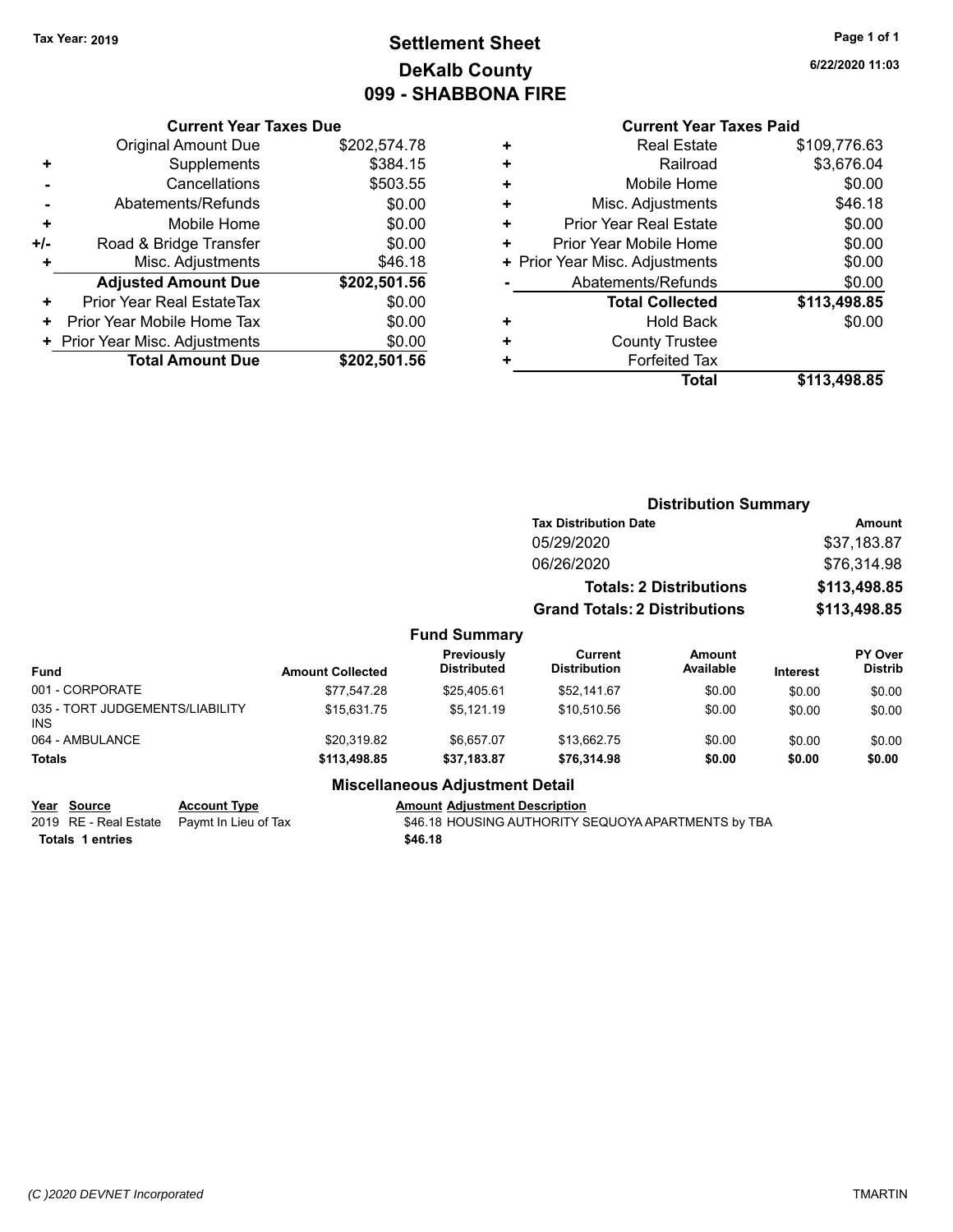Tax Year: 2019

# Settlement Sheet
## DeKalb County
## 099 - SHABBONA FIRE

6/22/2020 11:03

### Current Year Taxes Due

| | | |
|---|---|---|
| | Original Amount Due | $202,574.78 |
| + | Supplements | $384.15 |
| - | Cancellations | $503.55 |
| - | Abatements/Refunds | $0.00 |
| + | Mobile Home | $0.00 |
| +/- | Road & Bridge Transfer | $0.00 |
| + | Misc. Adjustments | $46.18 |
| | **Adjusted Amount Due** | **$202,501.56** |
| + | Prior Year Real EstateTax | $0.00 |
| + | Prior Year Mobile Home Tax | $0.00 |
| + | Prior Year Misc. Adjustments | $0.00 |
| | **Total Amount Due** | **$202,501.56** |

### Current Year Taxes Paid

| | | |
|---|---|---|
| + | Real Estate | $109,776.63 |
| + | Railroad | $3,676.04 |
| + | Mobile Home | $0.00 |
| + | Misc. Adjustments | $46.18 |
| + | Prior Year Real Estate | $0.00 |
| + | Prior Year Mobile Home | $0.00 |
| + | Prior Year Misc. Adjustments | $0.00 |
| - | Abatements/Refunds | $0.00 |
| | **Total Collected** | **$113,498.85** |
| + | Hold Back | $0.00 |
| + | County Trustee | |
| + | Forfeited Tax | |
| | **Total** | **$113,498.85** |

### Distribution Summary

| Tax Distribution Date | Amount |
|---|---|
| 05/29/2020 | $37,183.87 |
| 06/26/2020 | $76,314.98 |
| **Totals: 2 Distributions** | **$113,498.85** |
| **Grand Totals: 2 Distributions** | **$113,498.85** |

### Fund Summary

| Fund | Amount Collected | Previously Distributed | Current Distribution | Amount Available | Interest | PY Over Distrib |
|---|---|---|---|---|---|---|
| 001 - CORPORATE | $77,547.28 | $25,405.61 | $52,141.67 | $0.00 | $0.00 | $0.00 |
| 035 - TORT JUDGEMENTS/LIABILITY INS | $15,631.75 | $5,121.19 | $10,510.56 | $0.00 | $0.00 | $0.00 |
| 064 - AMBULANCE | $20,319.82 | $6,657.07 | $13,662.75 | $0.00 | $0.00 | $0.00 |
| **Totals** | **$113,498.85** | **$37,183.87** | **$76,314.98** | **$0.00** | **$0.00** | **$0.00** |

### Miscellaneous Adjustment Detail

| Year | Source | Account Type | Amount | Adjustment Description |
|---|---|---|---|---|
| 2019 | RE - Real Estate | Paymt In Lieu of Tax | $46.18 | HOUSING AUTHORITY SEQUOYA APARTMENTS by TBA |
| **Totals** | **1 entries** | | **$46.18** | |

(C )2020 DEVNET Incorporated

TMARTIN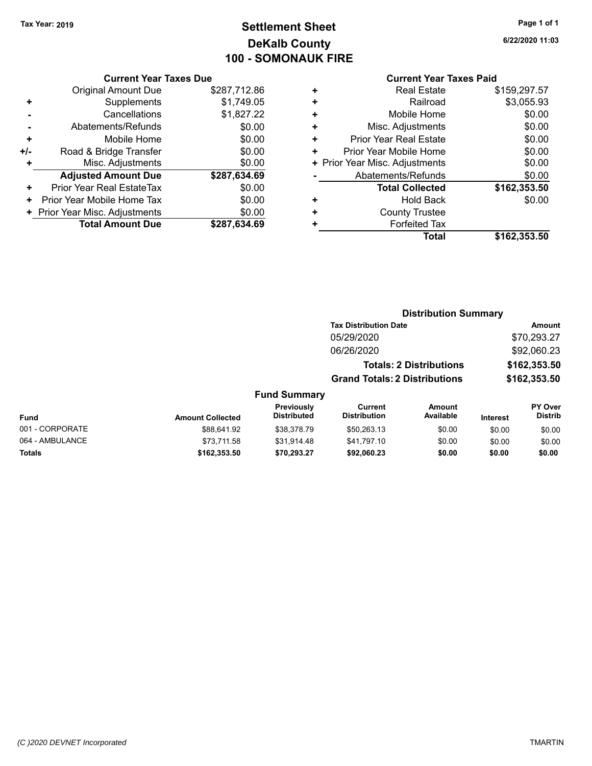Tax Year: 2019

# Settlement Sheet
## DeKalb County
## 100 - SOMONAUK FIRE

6/22/2020 11:03

### Current Year Taxes Due

| | | |
|---|---|---|
| | Original Amount Due | $287,712.86 |
| + | Supplements | $1,749.05 |
| - | Cancellations | $1,827.22 |
| - | Abatements/Refunds | $0.00 |
| + | Mobile Home | $0.00 |
| +/- | Road & Bridge Transfer | $0.00 |
| + | Misc. Adjustments | $0.00 |
| | **Adjusted Amount Due** | **$287,634.69** |
| + | Prior Year Real EstateTax | $0.00 |
| + | Prior Year Mobile Home Tax | $0.00 |
| + | Prior Year Misc. Adjustments | $0.00 |
| | **Total Amount Due** | **$287,634.69** |

### Current Year Taxes Paid

| | | |
|---|---|---|
| + | Real Estate | $159,297.57 |
| + | Railroad | $3,055.93 |
| + | Mobile Home | $0.00 |
| + | Misc. Adjustments | $0.00 |
| + | Prior Year Real Estate | $0.00 |
| + | Prior Year Mobile Home | $0.00 |
| + | Prior Year Misc. Adjustments | $0.00 |
| - | Abatements/Refunds | $0.00 |
| | **Total Collected** | **$162,353.50** |
| + | Hold Back | $0.00 |
| + | County Trustee | |
| + | Forfeited Tax | |
| | **Total** | **$162,353.50** |

### Distribution Summary

| Tax Distribution Date | Amount |
|---|---|
| 05/29/2020 | $70,293.27 |
| 06/26/2020 | $92,060.23 |
| **Totals: 2 Distributions** | **$162,353.50** |
| **Grand Totals: 2 Distributions** | **$162,353.50** |

### Fund Summary

| Fund | Amount Collected | Previously Distributed | Current Distribution | Amount Available | Interest | PY Over Distrib |
|---|---|---|---|---|---|---|
| 001 - CORPORATE | $88,641.92 | $38,378.79 | $50,263.13 | $0.00 | $0.00 | $0.00 |
| 064 - AMBULANCE | $73,711.58 | $31,914.48 | $41,797.10 | $0.00 | $0.00 | $0.00 |
| **Totals** | **$162,353.50** | **$70,293.27** | **$92,060.23** | **$0.00** | **$0.00** | **$0.00** |

(C )2020 DEVNET Incorporated TMARTIN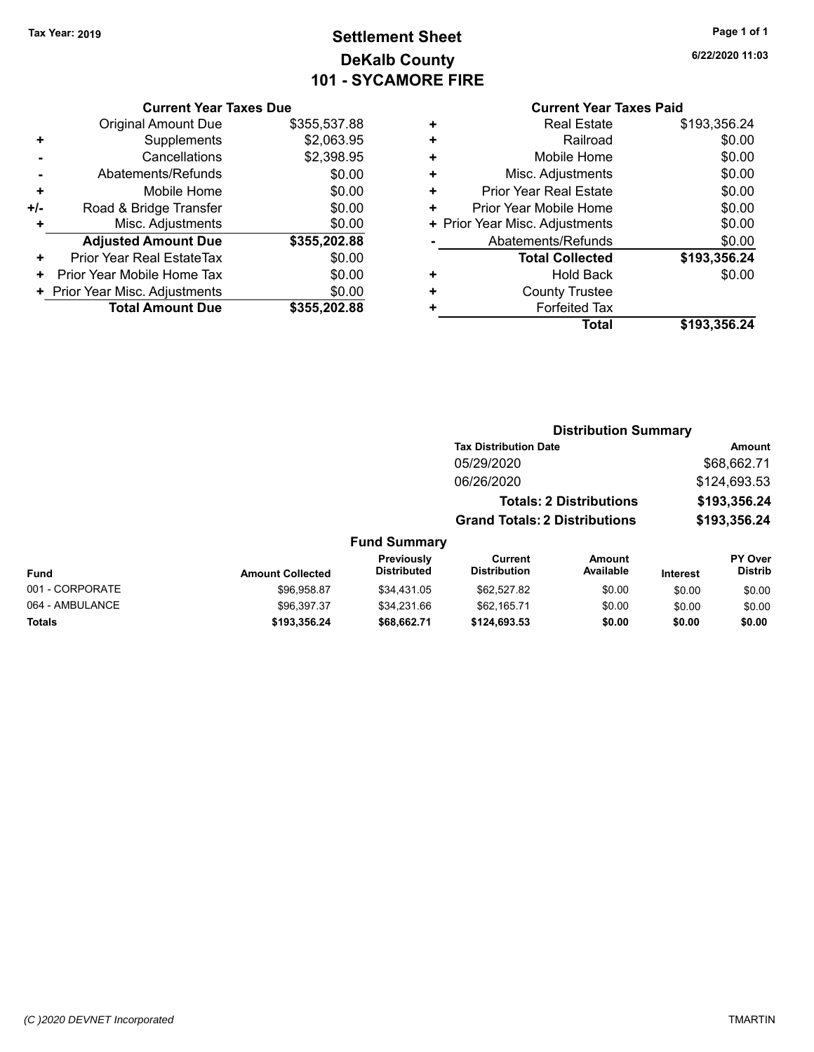Tax Year: 2019

# Settlement Sheet
## DeKalb County
## 101 - SYCAMORE FIRE

6/22/2020 11:03

### Current Year Taxes Due

| | | |
|---|---|---|
| | Original Amount Due | $355,537.88 |
| + | Supplements | $2,063.95 |
| - | Cancellations | $2,398.95 |
| - | Abatements/Refunds | $0.00 |
| + | Mobile Home | $0.00 |
| +/- | Road & Bridge Transfer | $0.00 |
| + | Misc. Adjustments | $0.00 |
| | **Adjusted Amount Due** | **$355,202.88** |
| + | Prior Year Real EstateTax | $0.00 |
| + | Prior Year Mobile Home Tax | $0.00 |
| + | Prior Year Misc. Adjustments | $0.00 |
| | **Total Amount Due** | **$355,202.88** |

### Current Year Taxes Paid

| | | |
|---|---|---|
| + | Real Estate | $193,356.24 |
| + | Railroad | $0.00 |
| + | Mobile Home | $0.00 |
| + | Misc. Adjustments | $0.00 |
| + | Prior Year Real Estate | $0.00 |
| + | Prior Year Mobile Home | $0.00 |
| + | Prior Year Misc. Adjustments | $0.00 |
| - | Abatements/Refunds | $0.00 |
| | **Total Collected** | **$193,356.24** |
| + | Hold Back | $0.00 |
| + | County Trustee | |
| + | Forfeited Tax | |
| | **Total** | **$193,356.24** |

### Distribution Summary

| Tax Distribution Date | Amount |
|---|---|
| 05/29/2020 | $68,662.71 |
| 06/26/2020 | $124,693.53 |
| **Totals: 2 Distributions** | **$193,356.24** |
| **Grand Totals: 2 Distributions** | **$193,356.24** |

### Fund Summary

| Fund | Amount Collected | Previously Distributed | Current Distribution | Amount Available | Interest | PY Over Distrib |
|---|---|---|---|---|---|---|
| 001 - CORPORATE | $96,958.87 | $34,431.05 | $62,527.82 | $0.00 | $0.00 | $0.00 |
| 064 - AMBULANCE | $96,397.37 | $34,231.66 | $62,165.71 | $0.00 | $0.00 | $0.00 |
| **Totals** | **$193,356.24** | **$68,662.71** | **$124,693.53** | **$0.00** | **$0.00** | **$0.00** |

(C )2020 DEVNET Incorporated

TMARTIN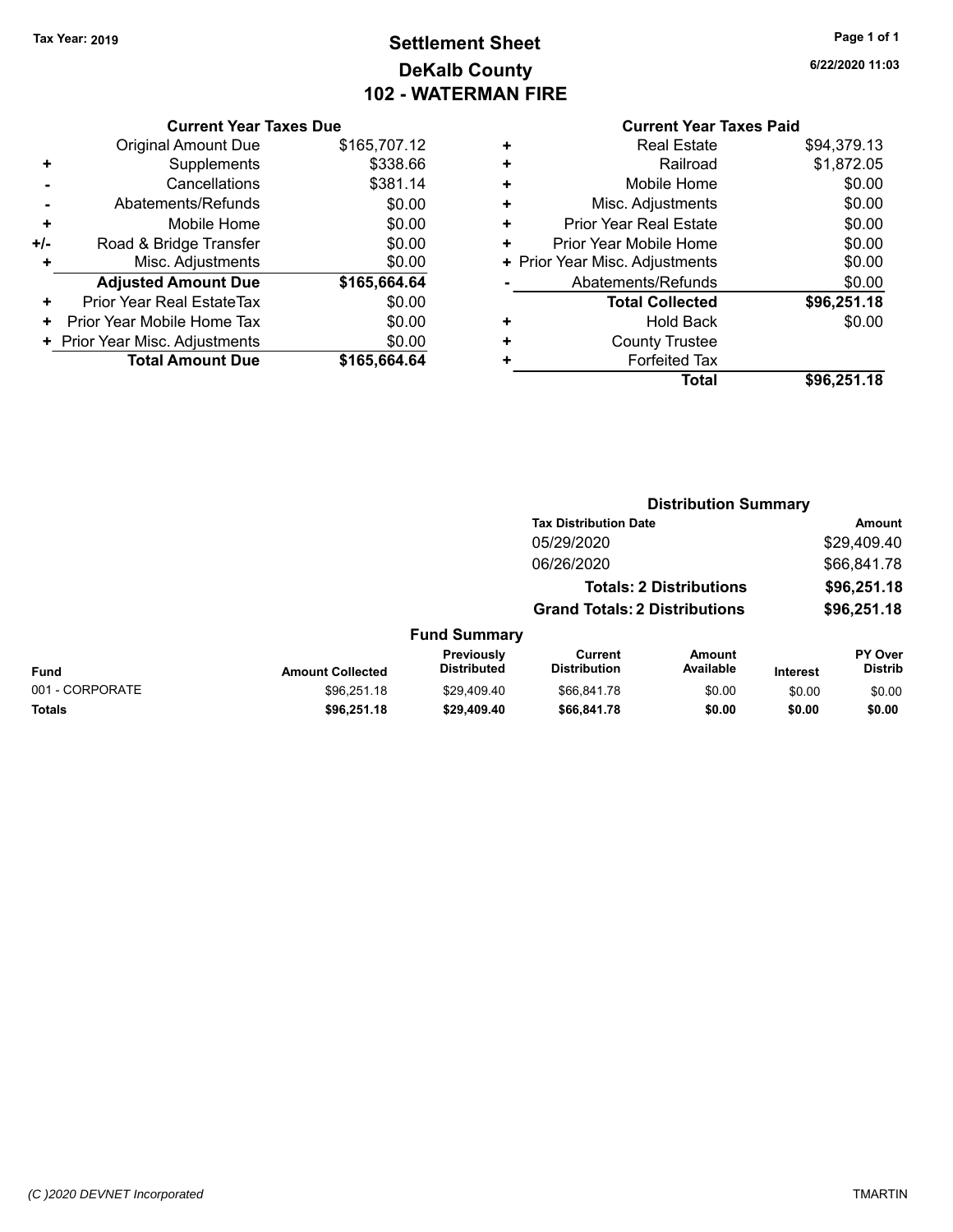Tax Year: 2019

# Settlement Sheet
## DeKalb County
## 102 - WATERMAN FIRE

6/22/2020 11:03

### Current Year Taxes Due

| | | |
|---|---|---|
| | Original Amount Due | $165,707.12 |
| + | Supplements | $338.66 |
| - | Cancellations | $381.14 |
| - | Abatements/Refunds | $0.00 |
| + | Mobile Home | $0.00 |
| +/- | Road & Bridge Transfer | $0.00 |
| + | Misc. Adjustments | $0.00 |
| | **Adjusted Amount Due** | **$165,664.64** |
| + | Prior Year Real EstateTax | $0.00 |
| + | Prior Year Mobile Home Tax | $0.00 |
| + | Prior Year Misc. Adjustments | $0.00 |
| | **Total Amount Due** | **$165,664.64** |

### Current Year Taxes Paid

| | | |
|---|---|---|
| + | Real Estate | $94,379.13 |
| + | Railroad | $1,872.05 |
| + | Mobile Home | $0.00 |
| + | Misc. Adjustments | $0.00 |
| + | Prior Year Real Estate | $0.00 |
| + | Prior Year Mobile Home | $0.00 |
| + | Prior Year Misc. Adjustments | $0.00 |
| - | Abatements/Refunds | $0.00 |
| | **Total Collected** | **$96,251.18** |
| + | Hold Back | $0.00 |
| + | County Trustee | |
| + | Forfeited Tax | |
| | **Total** | **$96,251.18** |

### Distribution Summary

| Tax Distribution Date | Amount |
|---|---|
| 05/29/2020 | $29,409.40 |
| 06/26/2020 | $66,841.78 |
| **Totals: 2 Distributions** | **$96,251.18** |
| **Grand Totals: 2 Distributions** | **$96,251.18** |

### Fund Summary

| Fund | Amount Collected | Previously Distributed | Current Distribution | Amount Available | Interest | PY Over Distrib |
|---|---|---|---|---|---|---|
| 001 - CORPORATE | $96,251.18 | $29,409.40 | $66,841.78 | $0.00 | $0.00 | $0.00 |
| **Totals** | **$96,251.18** | **$29,409.40** | **$66,841.78** | **$0.00** | **$0.00** | **$0.00** |

(C )2020 DEVNET Incorporated

TMARTIN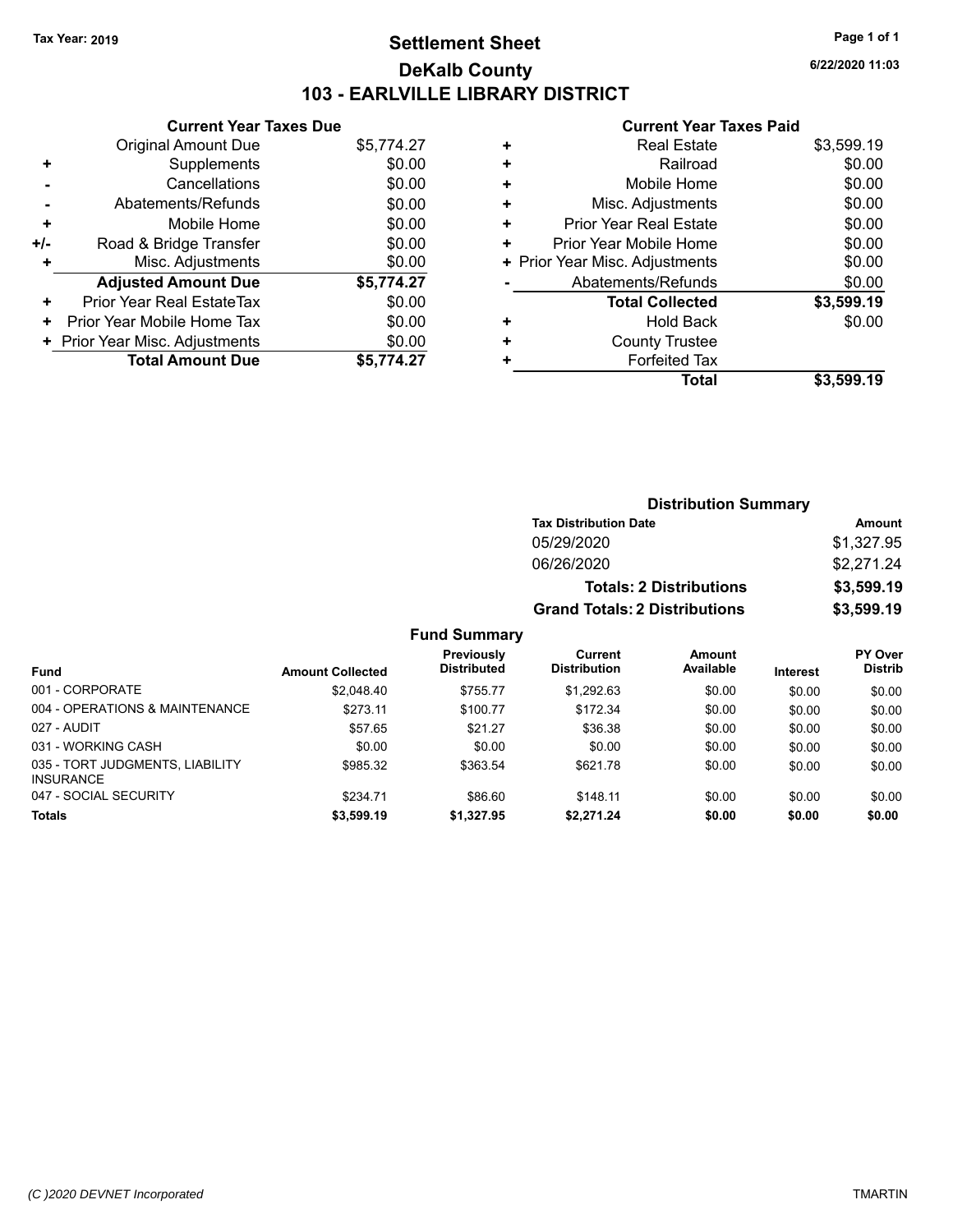Tax Year: 2019

# Settlement Sheet
## DeKalb County
## 103 - EARLVILLE LIBRARY DISTRICT

6/22/2020 11:03

### Current Year Taxes Due

| | | |
|---|---|---|
| | Original Amount Due | $5,774.27 |
| + | Supplements | $0.00 |
| - | Cancellations | $0.00 |
| - | Abatements/Refunds | $0.00 |
| + | Mobile Home | $0.00 |
| +/- | Road & Bridge Transfer | $0.00 |
| + | Misc. Adjustments | $0.00 |
| | **Adjusted Amount Due** | **$5,774.27** |
| + | Prior Year Real EstateTax | $0.00 |
| + | Prior Year Mobile Home Tax | $0.00 |
| + | Prior Year Misc. Adjustments | $0.00 |
| | **Total Amount Due** | **$5,774.27** |

### Current Year Taxes Paid

| | | |
|---|---|---|
| + | Real Estate | $3,599.19 |
| + | Railroad | $0.00 |
| + | Mobile Home | $0.00 |
| + | Misc. Adjustments | $0.00 |
| + | Prior Year Real Estate | $0.00 |
| + | Prior Year Mobile Home | $0.00 |
| + | Prior Year Misc. Adjustments | $0.00 |
| - | Abatements/Refunds | $0.00 |
| | **Total Collected** | **$3,599.19** |
| + | Hold Back | $0.00 |
| + | County Trustee | |
| + | Forfeited Tax | |
| | **Total** | **$3,599.19** |

### Distribution Summary

| Tax Distribution Date | Amount |
|---|---|
| 05/29/2020 | $1,327.95 |
| 06/26/2020 | $2,271.24 |
| **Totals: 2 Distributions** | **$3,599.19** |
| **Grand Totals: 2 Distributions** | **$3,599.19** |

### Fund Summary

| Fund | Amount Collected | Previously Distributed | Current Distribution | Amount Available | Interest | PY Over Distrib |
|---|---|---|---|---|---|---|
| 001 - CORPORATE | $2,048.40 | $755.77 | $1,292.63 | $0.00 | $0.00 | $0.00 |
| 004 - OPERATIONS & MAINTENANCE | $273.11 | $100.77 | $172.34 | $0.00 | $0.00 | $0.00 |
| 027 - AUDIT | $57.65 | $21.27 | $36.38 | $0.00 | $0.00 | $0.00 |
| 031 - WORKING CASH | $0.00 | $0.00 | $0.00 | $0.00 | $0.00 | $0.00 |
| 035 - TORT JUDGMENTS, LIABILITY INSURANCE | $985.32 | $363.54 | $621.78 | $0.00 | $0.00 | $0.00 |
| 047 - SOCIAL SECURITY | $234.71 | $86.60 | $148.11 | $0.00 | $0.00 | $0.00 |
| **Totals** | **$3,599.19** | **$1,327.95** | **$2,271.24** | **$0.00** | **$0.00** | **$0.00** |

(C )2020 DEVNET Incorporated TMARTIN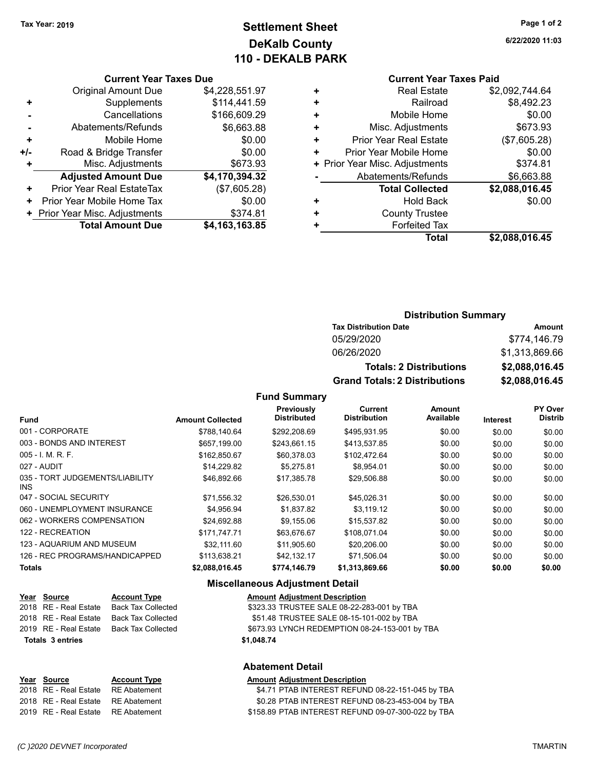Tax Year: 2019

# Settlement Sheet
## DeKalb County
## 110 - DEKALB PARK

6/22/2020 11:03

### Current Year Taxes Due

| | | |
|---|---|---|
| | Original Amount Due | $4,228,551.97 |
| + | Supplements | $114,441.59 |
| - | Cancellations | $166,609.29 |
| - | Abatements/Refunds | $6,663.88 |
| + | Mobile Home | $0.00 |
| +/- | Road & Bridge Transfer | $0.00 |
| + | Misc. Adjustments | $673.93 |
| | **Adjusted Amount Due** | **$4,170,394.32** |
| + | Prior Year Real EstateTax | ($7,605.28) |
| + | Prior Year Mobile Home Tax | $0.00 |
| + | Prior Year Misc. Adjustments | $374.81 |
| | **Total Amount Due** | **$4,163,163.85** |

### Current Year Taxes Paid

| | | |
|---|---|---|
| + | Real Estate | $2,092,744.64 |
| + | Railroad | $8,492.23 |
| + | Mobile Home | $0.00 |
| + | Misc. Adjustments | $673.93 |
| + | Prior Year Real Estate | ($7,605.28) |
| + | Prior Year Mobile Home | $0.00 |
| + | Prior Year Misc. Adjustments | $374.81 |
| - | Abatements/Refunds | $6,663.88 |
| | **Total Collected** | **$2,088,016.45** |
| + | Hold Back | $0.00 |
| + | County Trustee | |
| + | Forfeited Tax | |
| | **Total** | **$2,088,016.45** |

### Distribution Summary

| Tax Distribution Date | Amount |
|---|---|
| 05/29/2020 | $774,146.79 |
| 06/26/2020 | $1,313,869.66 |
| **Totals: 2 Distributions** | **$2,088,016.45** |
| **Grand Totals: 2 Distributions** | **$2,088,016.45** |

### Fund Summary

| Fund | Amount Collected | Previously Distributed | Current Distribution | Amount Available | Interest | PY Over Distrib |
|---|---|---|---|---|---|---|
| 001 - CORPORATE | $788,140.64 | $292,208.69 | $495,931.95 | $0.00 | $0.00 | $0.00 |
| 003 - BONDS AND INTEREST | $657,199.00 | $243,661.15 | $413,537.85 | $0.00 | $0.00 | $0.00 |
| 005 - I. M. R. F. | $162,850.67 | $60,378.03 | $102,472.64 | $0.00 | $0.00 | $0.00 |
| 027 - AUDIT | $14,229.82 | $5,275.81 | $8,954.01 | $0.00 | $0.00 | $0.00 |
| 035 - TORT JUDGEMENTS/LIABILITY INS | $46,892.66 | $17,385.78 | $29,506.88 | $0.00 | $0.00 | $0.00 |
| 047 - SOCIAL SECURITY | $71,556.32 | $26,530.01 | $45,026.31 | $0.00 | $0.00 | $0.00 |
| 060 - UNEMPLOYMENT INSURANCE | $4,956.94 | $1,837.82 | $3,119.12 | $0.00 | $0.00 | $0.00 |
| 062 - WORKERS COMPENSATION | $24,692.88 | $9,155.06 | $15,537.82 | $0.00 | $0.00 | $0.00 |
| 122 - RECREATION | $171,747.71 | $63,676.67 | $108,071.04 | $0.00 | $0.00 | $0.00 |
| 123 - AQUARIUM AND MUSEUM | $32,111.60 | $11,905.60 | $20,206.00 | $0.00 | $0.00 | $0.00 |
| 126 - REC PROGRAMS/HANDICAPPED | $113,638.21 | $42,132.17 | $71,506.04 | $0.00 | $0.00 | $0.00 |
| **Totals** | **$2,088,016.45** | **$774,146.79** | **$1,313,869.66** | **$0.00** | **$0.00** | **$0.00** |

### Miscellaneous Adjustment Detail

| Year | Source | Account Type | Amount | Adjustment Description |
|---|---|---|---|---|
| 2018 | RE - Real Estate | Back Tax Collected | $323.33 | TRUSTEE SALE 08-22-283-001 by TBA |
| 2018 | RE - Real Estate | Back Tax Collected | $51.48 | TRUSTEE SALE 08-15-101-002 by TBA |
| 2019 | RE - Real Estate | Back Tax Collected | $673.93 | LYNCH REDEMPTION 08-24-153-001 by TBA |
| **Totals 3 entries** | | | **$1,048.74** | |

### Abatement Detail

| Year | Source | Account Type | Amount | Adjustment Description |
|---|---|---|---|---|
| 2018 | RE - Real Estate | RE Abatement | $4.71 | PTAB INTEREST REFUND 08-22-151-045 by TBA |
| 2018 | RE - Real Estate | RE Abatement | $0.28 | PTAB INTEREST REFUND 08-23-453-004 by TBA |
| 2019 | RE - Real Estate | RE Abatement | $158.89 | PTAB INTEREST REFUND 09-07-300-022 by TBA |

(C )2020 DEVNET Incorporated TMARTIN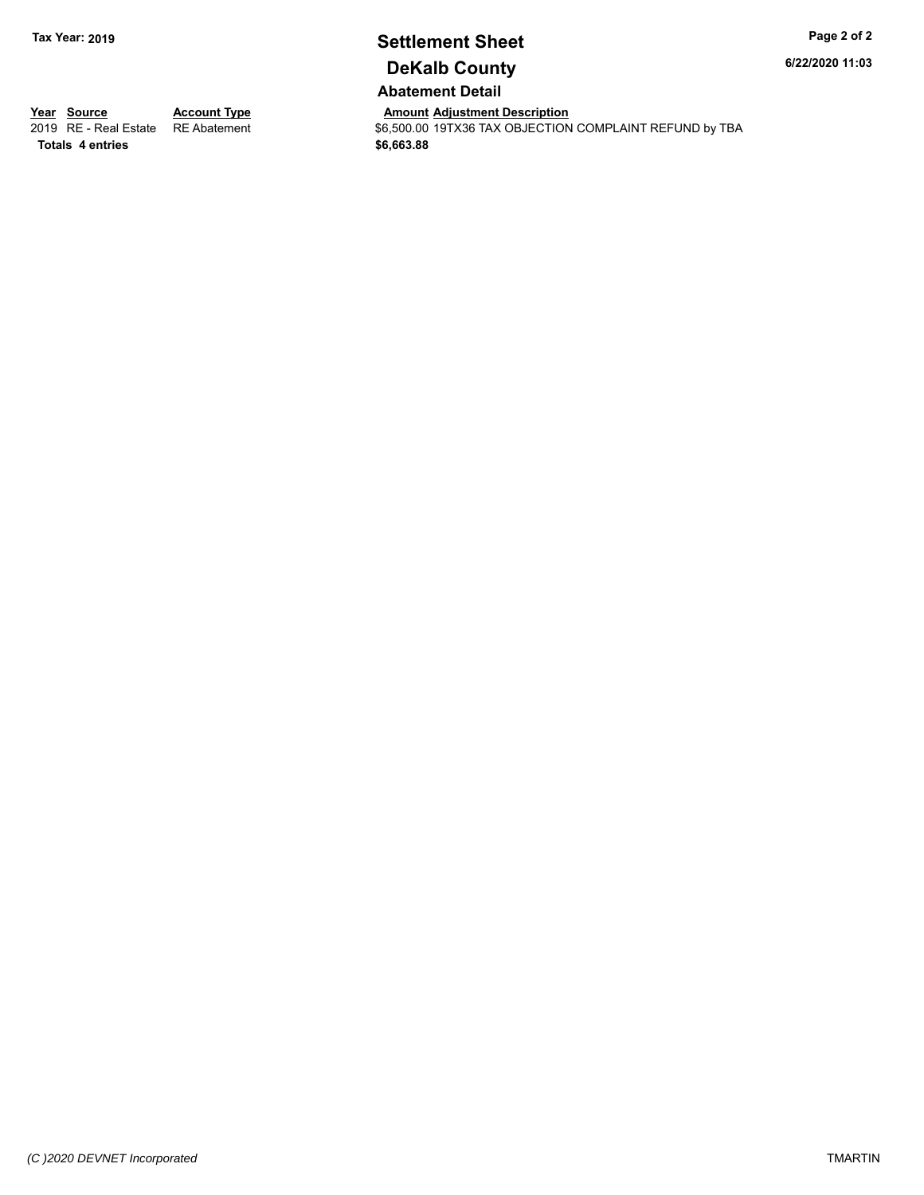Tax Year: 2019

# Settlement Sheet

## DeKalb County

6/22/2020 11:03

### Abatement Detail

| Year | Source | Account Type | Amount | Adjustment Description |
|---|---|---|---|---|
| 2019 | RE - Real Estate | RE Abatement | $6,500.00 | 19TX36 TAX OBJECTION COMPLAINT REFUND by TBA |
| **Totals** | **4 entries** | | **$6,663.88** | |

*(C )2020 DEVNET Incorporated*

TMARTIN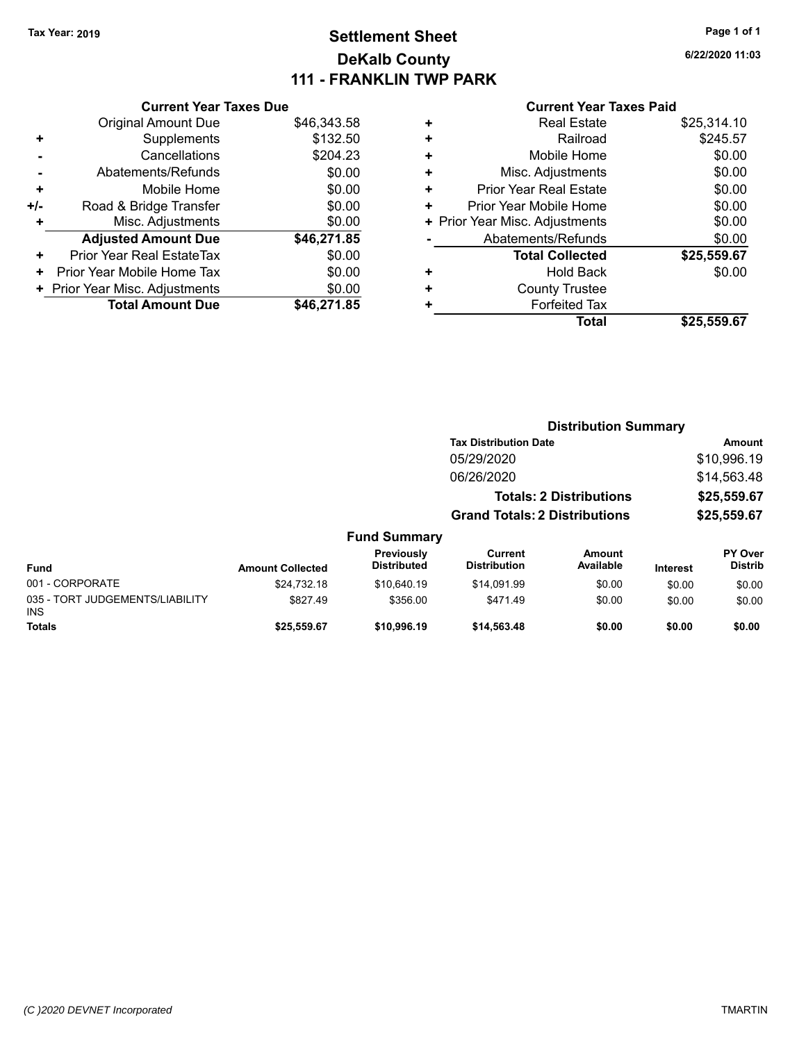Tax Year: 2019

# Settlement Sheet
## DeKalb County
## 111 - FRANKLIN TWP PARK

6/22/2020 11:03

| | Current Year Taxes Due | |
|---|---|---|
| | Original Amount Due | $46,343.58 |
| + | Supplements | $132.50 |
| - | Cancellations | $204.23 |
| - | Abatements/Refunds | $0.00 |
| + | Mobile Home | $0.00 |
| +/- | Road & Bridge Transfer | $0.00 |
| + | Misc. Adjustments | $0.00 |
| | **Adjusted Amount Due** | **$46,271.85** |
| + | Prior Year Real EstateTax | $0.00 |
| + | Prior Year Mobile Home Tax | $0.00 |
| + | Prior Year Misc. Adjustments | $0.00 |
| | **Total Amount Due** | **$46,271.85** |

| | Current Year Taxes Paid | |
|---|---|---|
| + | Real Estate | $25,314.10 |
| + | Railroad | $245.57 |
| + | Mobile Home | $0.00 |
| + | Misc. Adjustments | $0.00 |
| + | Prior Year Real Estate | $0.00 |
| + | Prior Year Mobile Home | $0.00 |
| + | Prior Year Misc. Adjustments | $0.00 |
| - | Abatements/Refunds | $0.00 |
| | **Total Collected** | **$25,559.67** |
| + | Hold Back | $0.00 |
| + | County Trustee | |
| + | Forfeited Tax | |
| | **Total** | **$25,559.67** |

**Distribution Summary**

| Tax Distribution Date | Amount |
|---|---|
| 05/29/2020 | $10,996.19 |
| 06/26/2020 | $14,563.48 |
| **Totals: 2 Distributions** | **$25,559.67** |
| **Grand Totals: 2 Distributions** | **$25,559.67** |

**Fund Summary**

| Fund | Amount Collected | Previously Distributed | Current Distribution | Amount Available | Interest | PY Over Distrib |
|---|---|---|---|---|---|---|
| 001 - CORPORATE | $24,732.18 | $10,640.19 | $14,091.99 | $0.00 | $0.00 | $0.00 |
| 035 - TORT JUDGEMENTS/LIABILITY INS | $827.49 | $356.00 | $471.49 | $0.00 | $0.00 | $0.00 |
| **Totals** | **$25,559.67** | **$10,996.19** | **$14,563.48** | **$0.00** | **$0.00** | **$0.00** |

(C )2020 DEVNET Incorporated TMARTIN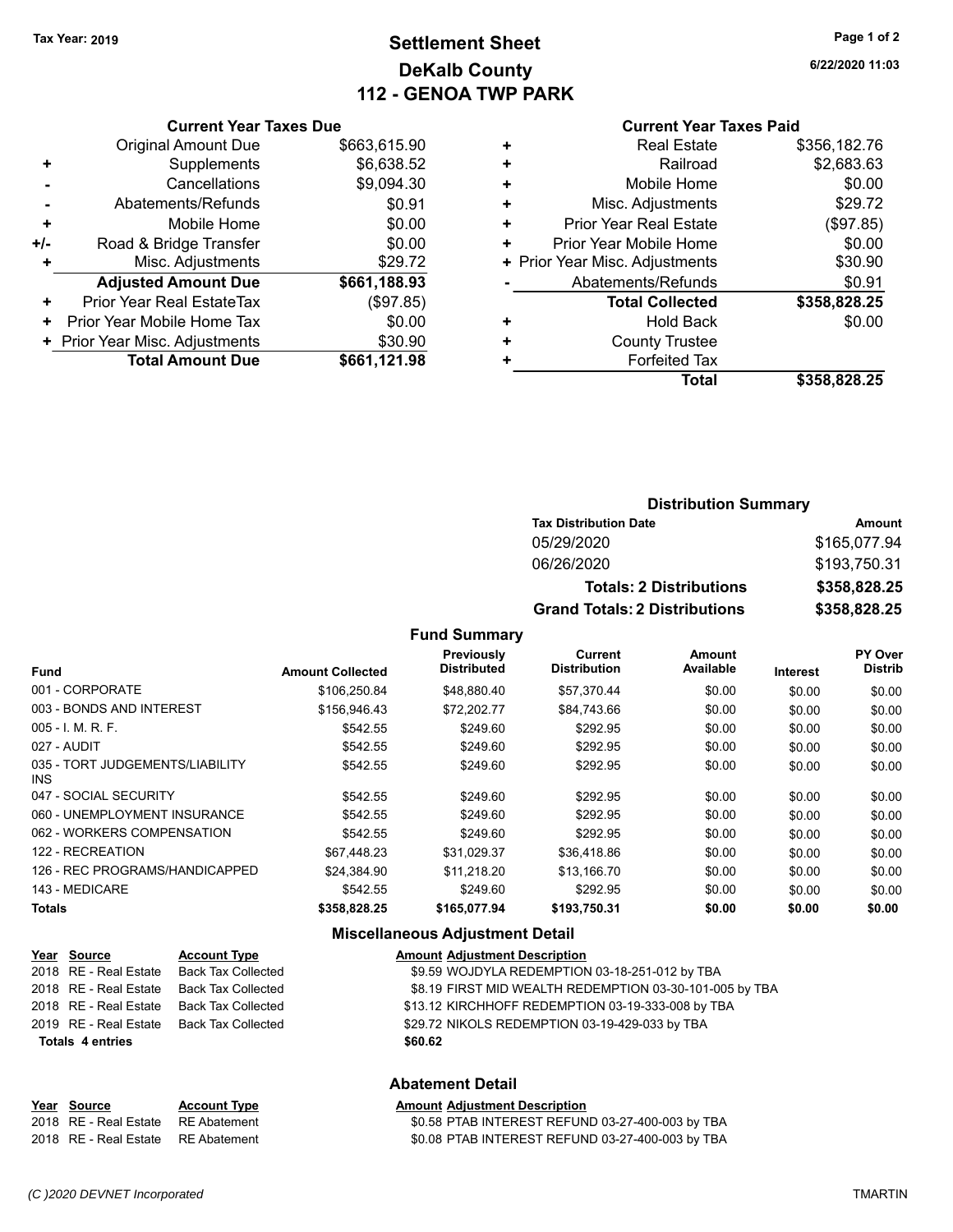Tax Year: 2019

# Settlement Sheet
## DeKalb County
## 112 - GENOA TWP PARK

6/22/2020 11:03

### Current Year Taxes Due

| | | |
|---|---|---|
| | Original Amount Due | $663,615.90 |
| + | Supplements | $6,638.52 |
| - | Cancellations | $9,094.30 |
| - | Abatements/Refunds | $0.91 |
| + | Mobile Home | $0.00 |
| +/- | Road & Bridge Transfer | $0.00 |
| + | Misc. Adjustments | $29.72 |
| | **Adjusted Amount Due** | **$661,188.93** |
| + | Prior Year Real EstateTax | ($97.85) |
| + | Prior Year Mobile Home Tax | $0.00 |
| + | Prior Year Misc. Adjustments | $30.90 |
| | **Total Amount Due** | **$661,121.98** |

### Current Year Taxes Paid

| | | |
|---|---|---|
| + | Real Estate | $356,182.76 |
| + | Railroad | $2,683.63 |
| + | Mobile Home | $0.00 |
| + | Misc. Adjustments | $29.72 |
| + | Prior Year Real Estate | ($97.85) |
| + | Prior Year Mobile Home | $0.00 |
| + | Prior Year Misc. Adjustments | $30.90 |
| - | Abatements/Refunds | $0.91 |
| | **Total Collected** | **$358,828.25** |
| + | Hold Back | $0.00 |
| + | County Trustee | |
| + | Forfeited Tax | |
| | **Total** | **$358,828.25** |

### Distribution Summary

| Tax Distribution Date | Amount |
|---|---|
| 05/29/2020 | $165,077.94 |
| 06/26/2020 | $193,750.31 |
| **Totals: 2 Distributions** | **$358,828.25** |
| **Grand Totals: 2 Distributions** | **$358,828.25** |

### Fund Summary

| Fund | Amount Collected | Previously Distributed | Current Distribution | Amount Available | Interest | PY Over Distrib |
|---|---|---|---|---|---|---|
| 001 - CORPORATE | $106,250.84 | $48,880.40 | $57,370.44 | $0.00 | $0.00 | $0.00 |
| 003 - BONDS AND INTEREST | $156,946.43 | $72,202.77 | $84,743.66 | $0.00 | $0.00 | $0.00 |
| 005 - I. M. R. F. | $542.55 | $249.60 | $292.95 | $0.00 | $0.00 | $0.00 |
| 027 - AUDIT | $542.55 | $249.60 | $292.95 | $0.00 | $0.00 | $0.00 |
| 035 - TORT JUDGEMENTS/LIABILITY INS | $542.55 | $249.60 | $292.95 | $0.00 | $0.00 | $0.00 |
| 047 - SOCIAL SECURITY | $542.55 | $249.60 | $292.95 | $0.00 | $0.00 | $0.00 |
| 060 - UNEMPLOYMENT INSURANCE | $542.55 | $249.60 | $292.95 | $0.00 | $0.00 | $0.00 |
| 062 - WORKERS COMPENSATION | $542.55 | $249.60 | $292.95 | $0.00 | $0.00 | $0.00 |
| 122 - RECREATION | $67,448.23 | $31,029.37 | $36,418.86 | $0.00 | $0.00 | $0.00 |
| 126 - REC PROGRAMS/HANDICAPPED | $24,384.90 | $11,218.20 | $13,166.70 | $0.00 | $0.00 | $0.00 |
| 143 - MEDICARE | $542.55 | $249.60 | $292.95 | $0.00 | $0.00 | $0.00 |
| **Totals** | **$358,828.25** | **$165,077.94** | **$193,750.31** | **$0.00** | **$0.00** | **$0.00** |

### Miscellaneous Adjustment Detail

| Year | Source | Account Type | Amount | Adjustment Description |
|---|---|---|---|---|
| 2018 | RE - Real Estate | Back Tax Collected | $9.59 | WOJDYLA REDEMPTION 03-18-251-012 by TBA |
| 2018 | RE - Real Estate | Back Tax Collected | $8.19 | FIRST MID WEALTH REDEMPTION 03-30-101-005 by TBA |
| 2018 | RE - Real Estate | Back Tax Collected | $13.12 | KIRCHHOFF REDEMPTION 03-19-333-008 by TBA |
| 2019 | RE - Real Estate | Back Tax Collected | $29.72 | NIKOLS REDEMPTION 03-19-429-033 by TBA |
| **Totals 4 entries** | | | **$60.62** | |

### Abatement Detail

| Year | Source | Account Type | Amount | Adjustment Description |
|---|---|---|---|---|
| 2018 | RE - Real Estate | RE Abatement | $0.58 | PTAB INTEREST REFUND 03-27-400-003 by TBA |
| 2018 | RE - Real Estate | RE Abatement | $0.08 | PTAB INTEREST REFUND 03-27-400-003 by TBA |

(C )2020 DEVNET Incorporated TMARTIN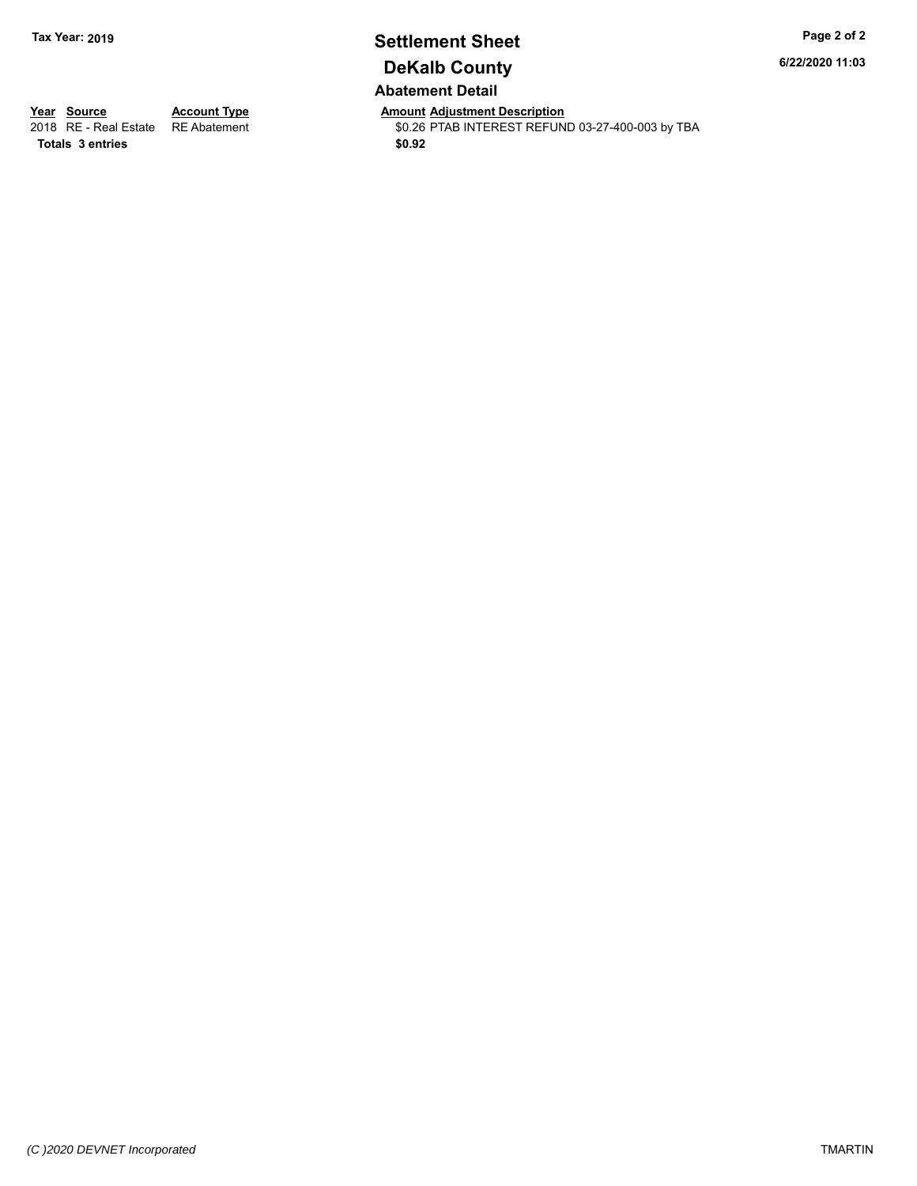**Tax Year: 2019**

# Settlement Sheet

## DeKalb County

**6/22/2020 11:03**

### Abatement Detail

| Year | Source | Account Type | Amount | Adjustment Description |
| --- | --- | --- | --- | --- |
| 2018 | RE - Real Estate | RE Abatement | $0.26 | PTAB INTEREST REFUND 03-27-400-003 by TBA |
| **Totals** | **3 entries** | | **$0.92** | |

*(C )2020 DEVNET Incorporated*

TMARTIN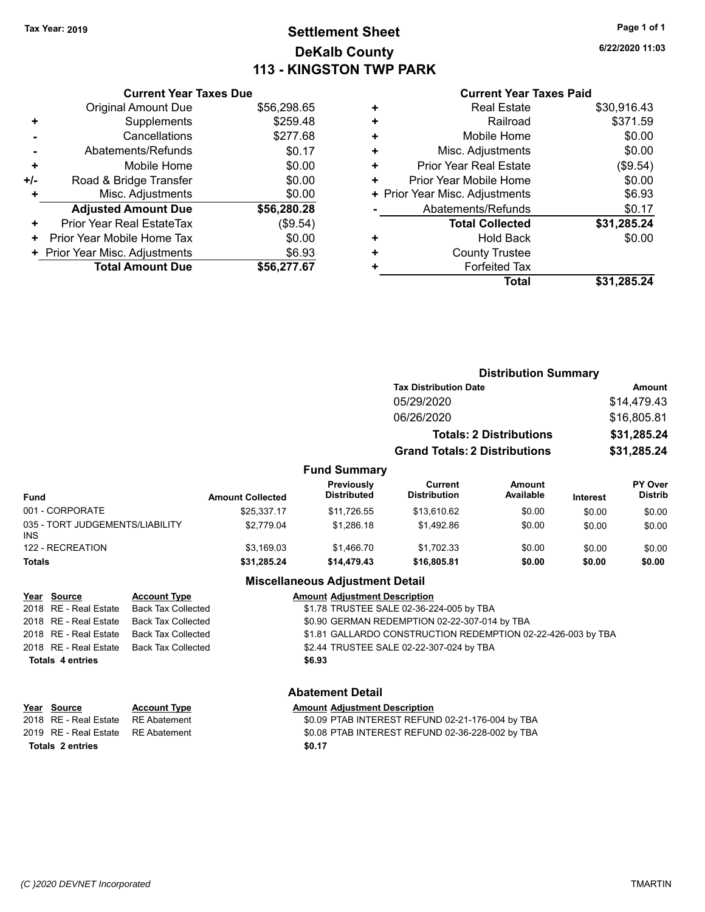Tax Year: 2019

# Settlement Sheet
## DeKalb County
## 113 - KINGSTON TWP PARK

6/22/2020 11:03

### Current Year Taxes Due

| | | |
|---|---|---|
| | Original Amount Due | $56,298.65 |
| + | Supplements | $259.48 |
| - | Cancellations | $277.68 |
| - | Abatements/Refunds | $0.17 |
| + | Mobile Home | $0.00 |
| +/- | Road & Bridge Transfer | $0.00 |
| + | Misc. Adjustments | $0.00 |
| | **Adjusted Amount Due** | **$56,280.28** |
| + | Prior Year Real EstateTax | ($9.54) |
| + | Prior Year Mobile Home Tax | $0.00 |
| + | Prior Year Misc. Adjustments | $6.93 |
| | **Total Amount Due** | **$56,277.67** |

### Current Year Taxes Paid

| | | |
|---|---|---|
| + | Real Estate | $30,916.43 |
| + | Railroad | $371.59 |
| + | Mobile Home | $0.00 |
| + | Misc. Adjustments | $0.00 |
| + | Prior Year Real Estate | ($9.54) |
| + | Prior Year Mobile Home | $0.00 |
| + | Prior Year Misc. Adjustments | $6.93 |
| - | Abatements/Refunds | $0.17 |
| | **Total Collected** | **$31,285.24** |
| + | Hold Back | $0.00 |
| + | County Trustee | |
| + | Forfeited Tax | |
| | **Total** | **$31,285.24** |

### Distribution Summary

| Tax Distribution Date | Amount |
|---|---|
| 05/29/2020 | $14,479.43 |
| 06/26/2020 | $16,805.81 |
| **Totals: 2 Distributions** | **$31,285.24** |
| **Grand Totals: 2 Distributions** | **$31,285.24** |

### Fund Summary

| Fund | Amount Collected | Previously Distributed | Current Distribution | Amount Available | Interest | PY Over Distrib |
|---|---|---|---|---|---|---|
| 001 - CORPORATE | $25,337.17 | $11,726.55 | $13,610.62 | $0.00 | $0.00 | $0.00 |
| 035 - TORT JUDGEMENTS/LIABILITY INS | $2,779.04 | $1,286.18 | $1,492.86 | $0.00 | $0.00 | $0.00 |
| 122 - RECREATION | $3,169.03 | $1,466.70 | $1,702.33 | $0.00 | $0.00 | $0.00 |
| **Totals** | **$31,285.24** | **$14,479.43** | **$16,805.81** | **$0.00** | **$0.00** | **$0.00** |

### Miscellaneous Adjustment Detail

| Year | Source | Account Type | Amount | Adjustment Description |
|---|---|---|---|---|
| 2018 | RE - Real Estate | Back Tax Collected | $1.78 | TRUSTEE SALE 02-36-224-005 by TBA |
| 2018 | RE - Real Estate | Back Tax Collected | $0.90 | GERMAN REDEMPTION 02-22-307-014 by TBA |
| 2018 | RE - Real Estate | Back Tax Collected | $1.81 | GALLARDO CONSTRUCTION REDEMPTION 02-22-426-003 by TBA |
| 2018 | RE - Real Estate | Back Tax Collected | $2.44 | TRUSTEE SALE 02-22-307-024 by TBA |
| **Totals 4 entries** | | | **$6.93** | |

### Abatement Detail

| Year | Source | Account Type | Amount | Adjustment Description |
|---|---|---|---|---|
| 2018 | RE - Real Estate | RE Abatement | $0.09 | PTAB INTEREST REFUND 02-21-176-004 by TBA |
| 2019 | RE - Real Estate | RE Abatement | $0.08 | PTAB INTEREST REFUND 02-36-228-002 by TBA |
| **Totals 2 entries** | | | **$0.17** | |

(C )2020 DEVNET Incorporated

TMARTIN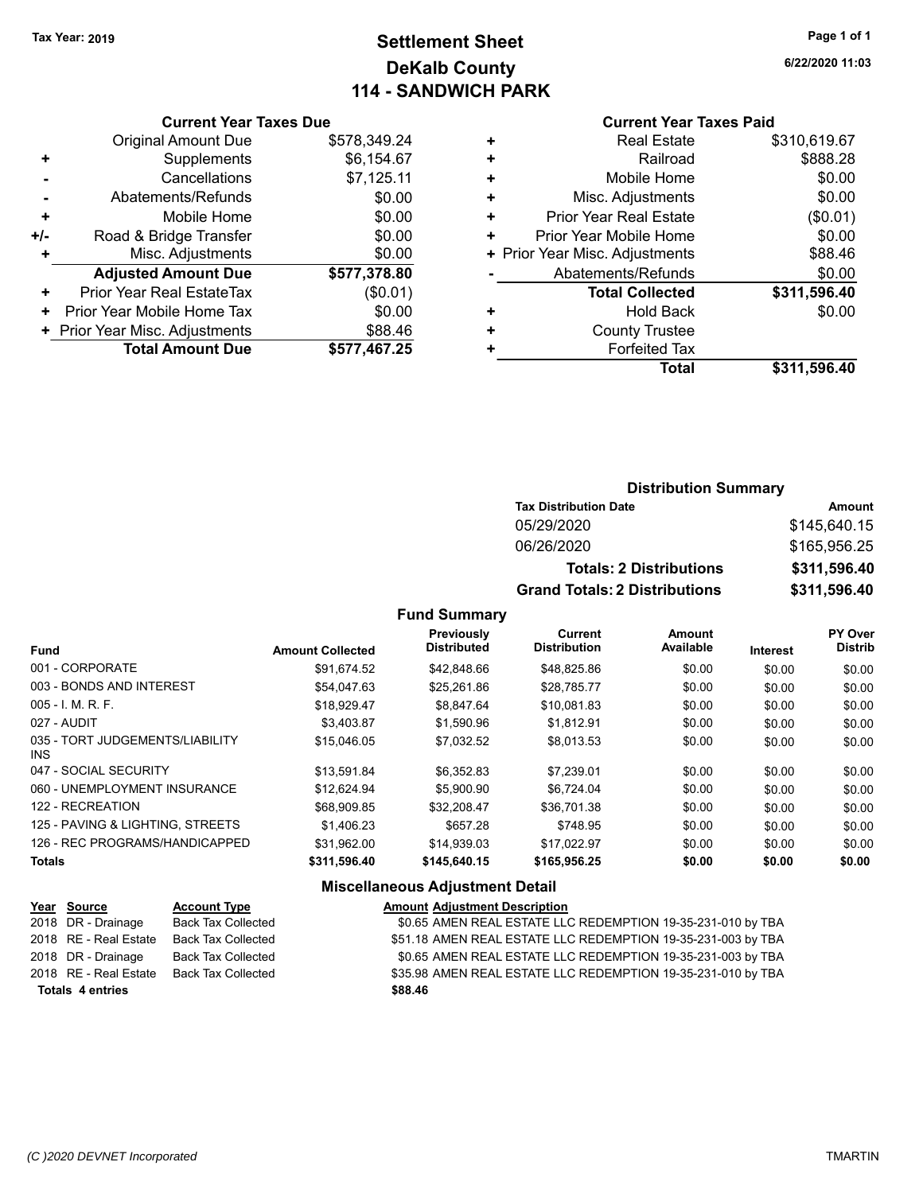Tax Year: 2019

# Settlement Sheet
## DeKalb County
## 114 - SANDWICH PARK

6/22/2020 11:03

### Current Year Taxes Due

| | | |
|---|---|---|
| | Original Amount Due | $578,349.24 |
| + | Supplements | $6,154.67 |
| - | Cancellations | $7,125.11 |
| - | Abatements/Refunds | $0.00 |
| + | Mobile Home | $0.00 |
| +/- | Road & Bridge Transfer | $0.00 |
| + | Misc. Adjustments | $0.00 |
| | **Adjusted Amount Due** | **$577,378.80** |
| + | Prior Year Real EstateTax | ($0.01) |
| + | Prior Year Mobile Home Tax | $0.00 |
| + | Prior Year Misc. Adjustments | $88.46 |
| | **Total Amount Due** | **$577,467.25** |

### Current Year Taxes Paid

| | | |
|---|---|---|
| + | Real Estate | $310,619.67 |
| + | Railroad | $888.28 |
| + | Mobile Home | $0.00 |
| + | Misc. Adjustments | $0.00 |
| + | Prior Year Real Estate | ($0.01) |
| + | Prior Year Mobile Home | $0.00 |
| + | Prior Year Misc. Adjustments | $88.46 |
| - | Abatements/Refunds | $0.00 |
| | **Total Collected** | **$311,596.40** |
| + | Hold Back | $0.00 |
| + | County Trustee | |
| + | Forfeited Tax | |
| | **Total** | **$311,596.40** |

### Distribution Summary

| Tax Distribution Date | Amount |
|---|---|
| 05/29/2020 | $145,640.15 |
| 06/26/2020 | $165,956.25 |
| **Totals: 2 Distributions** | **$311,596.40** |
| **Grand Totals: 2 Distributions** | **$311,596.40** |

### Fund Summary

| Fund | Amount Collected | Previously Distributed | Current Distribution | Amount Available | Interest | PY Over Distrib |
|---|---|---|---|---|---|---|
| 001 - CORPORATE | $91,674.52 | $42,848.66 | $48,825.86 | $0.00 | $0.00 | $0.00 |
| 003 - BONDS AND INTEREST | $54,047.63 | $25,261.86 | $28,785.77 | $0.00 | $0.00 | $0.00 |
| 005 - I. M. R. F. | $18,929.47 | $8,847.64 | $10,081.83 | $0.00 | $0.00 | $0.00 |
| 027 - AUDIT | $3,403.87 | $1,590.96 | $1,812.91 | $0.00 | $0.00 | $0.00 |
| 035 - TORT JUDGEMENTS/LIABILITY INS | $15,046.05 | $7,032.52 | $8,013.53 | $0.00 | $0.00 | $0.00 |
| 047 - SOCIAL SECURITY | $13,591.84 | $6,352.83 | $7,239.01 | $0.00 | $0.00 | $0.00 |
| 060 - UNEMPLOYMENT INSURANCE | $12,624.94 | $5,900.90 | $6,724.04 | $0.00 | $0.00 | $0.00 |
| 122 - RECREATION | $68,909.85 | $32,208.47 | $36,701.38 | $0.00 | $0.00 | $0.00 |
| 125 - PAVING & LIGHTING, STREETS | $1,406.23 | $657.28 | $748.95 | $0.00 | $0.00 | $0.00 |
| 126 - REC PROGRAMS/HANDICAPPED | $31,962.00 | $14,939.03 | $17,022.97 | $0.00 | $0.00 | $0.00 |
| **Totals** | **$311,596.40** | **$145,640.15** | **$165,956.25** | **$0.00** | **$0.00** | **$0.00** |

### Miscellaneous Adjustment Detail

| Year | Source | Account Type | Amount | Adjustment Description |
|---|---|---|---|---|
| 2018 | DR - Drainage | Back Tax Collected | $0.65 | AMEN REAL ESTATE LLC REDEMPTION 19-35-231-010 by TBA |
| 2018 | RE - Real Estate | Back Tax Collected | $51.18 | AMEN REAL ESTATE LLC REDEMPTION 19-35-231-003 by TBA |
| 2018 | DR - Drainage | Back Tax Collected | $0.65 | AMEN REAL ESTATE LLC REDEMPTION 19-35-231-003 by TBA |
| 2018 | RE - Real Estate | Back Tax Collected | $35.98 | AMEN REAL ESTATE LLC REDEMPTION 19-35-231-010 by TBA |
| **Totals** | **4 entries** | | **$88.46** | |

(C )2020 DEVNET Incorporated TMARTIN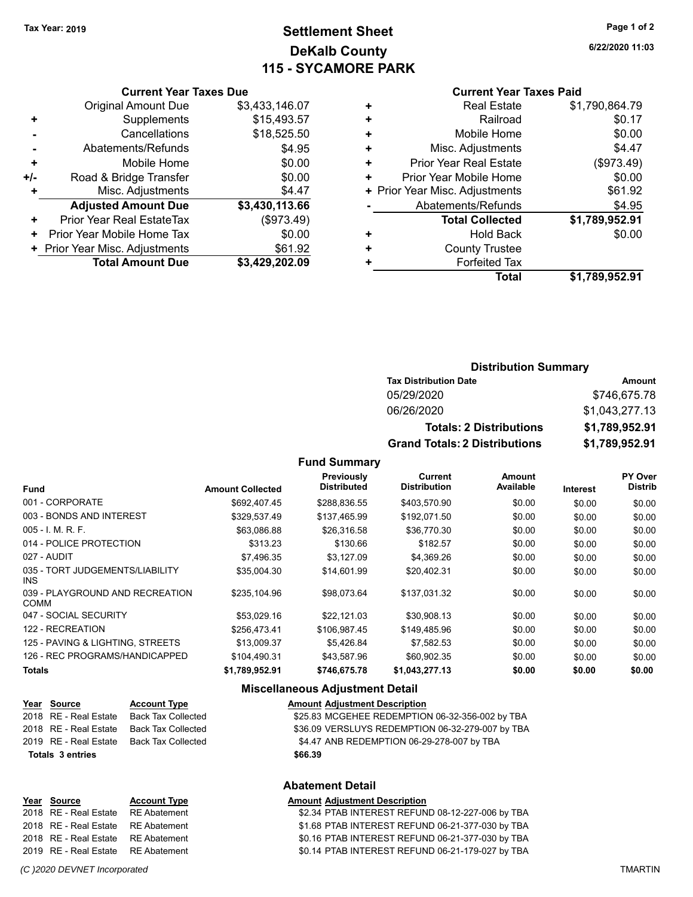Tax Year: 2019

# Settlement Sheet
## DeKalb County
## 115 - SYCAMORE PARK

6/22/2020 11:03

### Current Year Taxes Due

| | | |
|---|---|---|
| | Original Amount Due | $3,433,146.07 |
| + | Supplements | $15,493.57 |
| - | Cancellations | $18,525.50 |
| - | Abatements/Refunds | $4.95 |
| + | Mobile Home | $0.00 |
| +/- | Road & Bridge Transfer | $0.00 |
| + | Misc. Adjustments | $4.47 |
| | **Adjusted Amount Due** | **$3,430,113.66** |
| + | Prior Year Real EstateTax | ($973.49) |
| + | Prior Year Mobile Home Tax | $0.00 |
| + | Prior Year Misc. Adjustments | $61.92 |
| | **Total Amount Due** | **$3,429,202.09** |

### Current Year Taxes Paid

| | | |
|---|---|---|
| + | Real Estate | $1,790,864.79 |
| + | Railroad | $0.17 |
| + | Mobile Home | $0.00 |
| + | Misc. Adjustments | $4.47 |
| + | Prior Year Real Estate | ($973.49) |
| + | Prior Year Mobile Home | $0.00 |
| + | Prior Year Misc. Adjustments | $61.92 |
| - | Abatements/Refunds | $4.95 |
| | **Total Collected** | **$1,789,952.91** |
| + | Hold Back | $0.00 |
| + | County Trustee | |
| + | Forfeited Tax | |
| | **Total** | **$1,789,952.91** |

### Distribution Summary

| Tax Distribution Date | Amount |
|---|---|
| 05/29/2020 | $746,675.78 |
| 06/26/2020 | $1,043,277.13 |
| **Totals: 2 Distributions** | **$1,789,952.91** |
| **Grand Totals: 2 Distributions** | **$1,789,952.91** |

### Fund Summary

| Fund | Amount Collected | Previously Distributed | Current Distribution | Amount Available | Interest | PY Over Distrib |
|---|---|---|---|---|---|---|
| 001 - CORPORATE | $692,407.45 | $288,836.55 | $403,570.90 | $0.00 | $0.00 | $0.00 |
| 003 - BONDS AND INTEREST | $329,537.49 | $137,465.99 | $192,071.50 | $0.00 | $0.00 | $0.00 |
| 005 - I. M. R. F. | $63,086.88 | $26,316.58 | $36,770.30 | $0.00 | $0.00 | $0.00 |
| 014 - POLICE PROTECTION | $313.23 | $130.66 | $182.57 | $0.00 | $0.00 | $0.00 |
| 027 - AUDIT | $7,496.35 | $3,127.09 | $4,369.26 | $0.00 | $0.00 | $0.00 |
| 035 - TORT JUDGEMENTS/LIABILITY INS | $35,004.30 | $14,601.99 | $20,402.31 | $0.00 | $0.00 | $0.00 |
| 039 - PLAYGROUND AND RECREATION COMM | $235,104.96 | $98,073.64 | $137,031.32 | $0.00 | $0.00 | $0.00 |
| 047 - SOCIAL SECURITY | $53,029.16 | $22,121.03 | $30,908.13 | $0.00 | $0.00 | $0.00 |
| 122 - RECREATION | $256,473.41 | $106,987.45 | $149,485.96 | $0.00 | $0.00 | $0.00 |
| 125 - PAVING & LIGHTING, STREETS | $13,009.37 | $5,426.84 | $7,582.53 | $0.00 | $0.00 | $0.00 |
| 126 - REC PROGRAMS/HANDICAPPED | $104,490.31 | $43,587.96 | $60,902.35 | $0.00 | $0.00 | $0.00 |
| **Totals** | **$1,789,952.91** | **$746,675.78** | **$1,043,277.13** | **$0.00** | **$0.00** | **$0.00** |

### Miscellaneous Adjustment Detail

| Year | Source | Account Type | Amount | Adjustment Description |
|---|---|---|---|---|
| 2018 | RE - Real Estate | Back Tax Collected | $25.83 | MCGEHEE REDEMPTION 06-32-356-002 by TBA |
| 2018 | RE - Real Estate | Back Tax Collected | $36.09 | VERSLUYS REDEMPTION 06-32-279-007 by TBA |
| 2019 | RE - Real Estate | Back Tax Collected | $4.47 | ANB REDEMPTION 06-29-278-007 by TBA |
| **Totals 3 entries** | | | **$66.39** | |

### Abatement Detail

| Year | Source | Account Type | Amount | Adjustment Description |
|---|---|---|---|---|
| 2018 | RE - Real Estate | RE Abatement | $2.34 | PTAB INTEREST REFUND 08-12-227-006 by TBA |
| 2018 | RE - Real Estate | RE Abatement | $1.68 | PTAB INTEREST REFUND 06-21-377-030 by TBA |
| 2018 | RE - Real Estate | RE Abatement | $0.16 | PTAB INTEREST REFUND 06-21-377-030 by TBA |
| 2019 | RE - Real Estate | RE Abatement | $0.14 | PTAB INTEREST REFUND 06-21-179-027 by TBA |

(C )2020 DEVNET Incorporated TMARTIN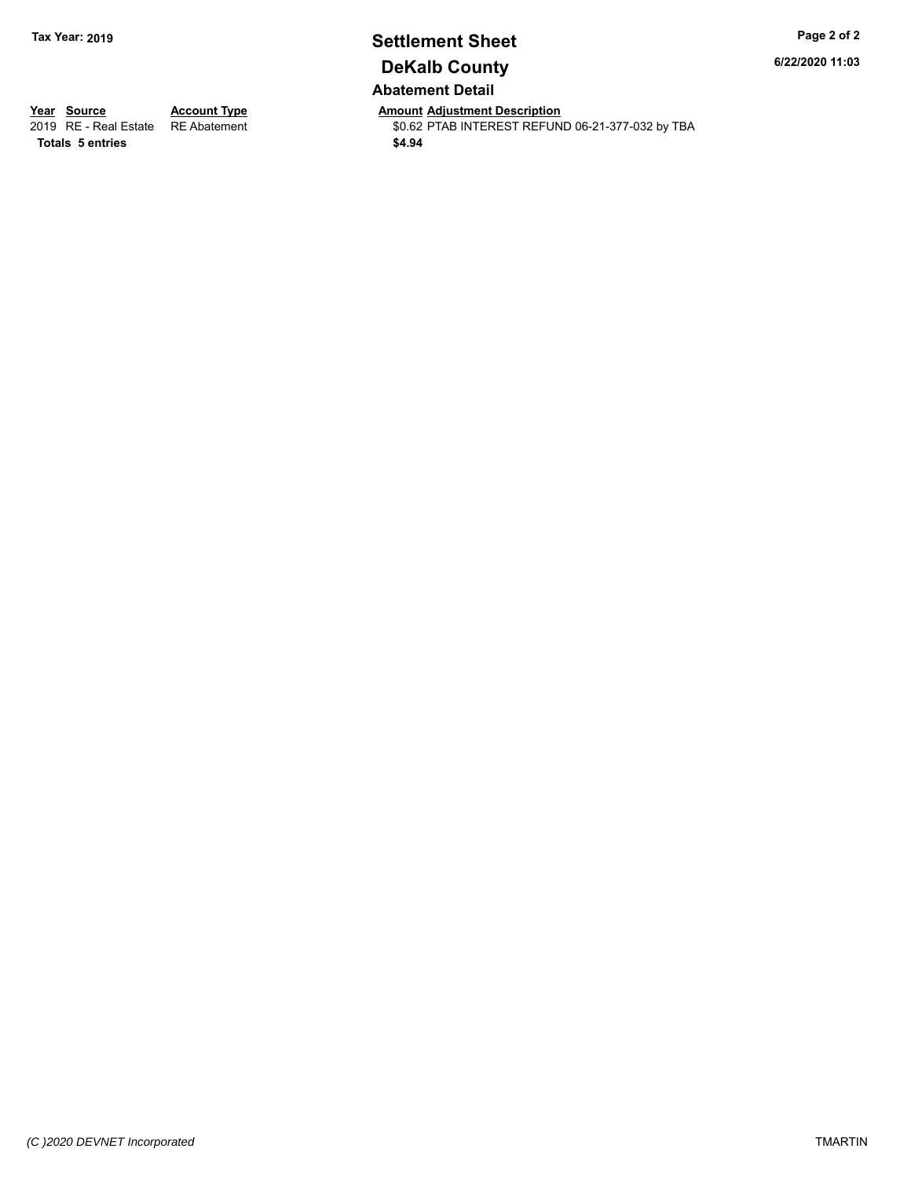**Tax Year: 2019**

# Settlement Sheet

## DeKalb County

6/22/2020 11:03

### Abatement Detail

| Year | Source | Account Type | Amount | Adjustment Description |
|---|---|---|---|---|
| 2019 | RE - Real Estate | RE Abatement | $0.62 | PTAB INTEREST REFUND 06-21-377-032 by TBA |
| **Totals** | **5 entries** | | **$4.94** | |

*(C )2020 DEVNET Incorporated*

TMARTIN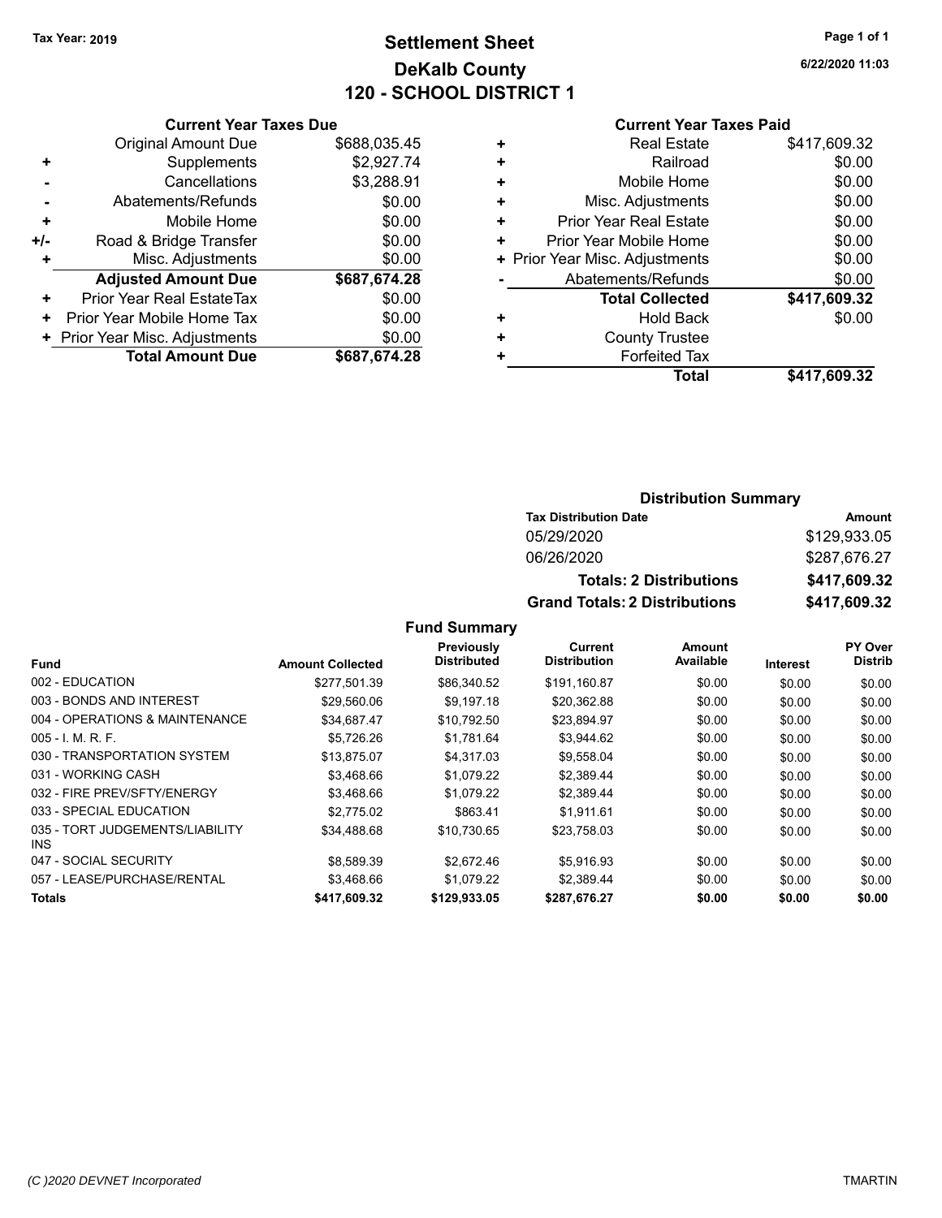**Tax Year: 2019**

# Settlement Sheet
## DeKalb County
## 120 - SCHOOL DISTRICT 1

6/22/2020 11:03

### Current Year Taxes Due

| | | |
|---|---|---|
| | Original Amount Due | $688,035.45 |
| + | Supplements | $2,927.74 |
| - | Cancellations | $3,288.91 |
| - | Abatements/Refunds | $0.00 |
| + | Mobile Home | $0.00 |
| +/- | Road & Bridge Transfer | $0.00 |
| + | Misc. Adjustments | $0.00 |
| | **Adjusted Amount Due** | **$687,674.28** |
| + | Prior Year Real EstateTax | $0.00 |
| + | Prior Year Mobile Home Tax | $0.00 |
| + | Prior Year Misc. Adjustments | $0.00 |
| | **Total Amount Due** | **$687,674.28** |

### Current Year Taxes Paid

| | | |
|---|---|---|
| + | Real Estate | $417,609.32 |
| + | Railroad | $0.00 |
| + | Mobile Home | $0.00 |
| + | Misc. Adjustments | $0.00 |
| + | Prior Year Real Estate | $0.00 |
| + | Prior Year Mobile Home | $0.00 |
| + | Prior Year Misc. Adjustments | $0.00 |
| - | Abatements/Refunds | $0.00 |
| | **Total Collected** | **$417,609.32** |
| + | Hold Back | $0.00 |
| + | County Trustee | |
| + | Forfeited Tax | |
| | **Total** | **$417,609.32** |

### Distribution Summary

| Tax Distribution Date | Amount |
|---|---|
| 05/29/2020 | $129,933.05 |
| 06/26/2020 | $287,676.27 |
| **Totals: 2 Distributions** | **$417,609.32** |
| **Grand Totals: 2 Distributions** | **$417,609.32** |

### Fund Summary

| Fund | Amount Collected | Previously Distributed | Current Distribution | Amount Available | Interest | PY Over Distrib |
|---|---|---|---|---|---|---|
| 002 - EDUCATION | $277,501.39 | $86,340.52 | $191,160.87 | $0.00 | $0.00 | $0.00 |
| 003 - BONDS AND INTEREST | $29,560.06 | $9,197.18 | $20,362.88 | $0.00 | $0.00 | $0.00 |
| 004 - OPERATIONS & MAINTENANCE | $34,687.47 | $10,792.50 | $23,894.97 | $0.00 | $0.00 | $0.00 |
| 005 - I. M. R. F. | $5,726.26 | $1,781.64 | $3,944.62 | $0.00 | $0.00 | $0.00 |
| 030 - TRANSPORTATION SYSTEM | $13,875.07 | $4,317.03 | $9,558.04 | $0.00 | $0.00 | $0.00 |
| 031 - WORKING CASH | $3,468.66 | $1,079.22 | $2,389.44 | $0.00 | $0.00 | $0.00 |
| 032 - FIRE PREV/SFTY/ENERGY | $3,468.66 | $1,079.22 | $2,389.44 | $0.00 | $0.00 | $0.00 |
| 033 - SPECIAL EDUCATION | $2,775.02 | $863.41 | $1,911.61 | $0.00 | $0.00 | $0.00 |
| 035 - TORT JUDGEMENTS/LIABILITY INS | $34,488.68 | $10,730.65 | $23,758.03 | $0.00 | $0.00 | $0.00 |
| 047 - SOCIAL SECURITY | $8,589.39 | $2,672.46 | $5,916.93 | $0.00 | $0.00 | $0.00 |
| 057 - LEASE/PURCHASE/RENTAL | $3,468.66 | $1,079.22 | $2,389.44 | $0.00 | $0.00 | $0.00 |
| **Totals** | **$417,609.32** | **$129,933.05** | **$287,676.27** | **$0.00** | **$0.00** | **$0.00** |

(C )2020 DEVNET Incorporated — TMARTIN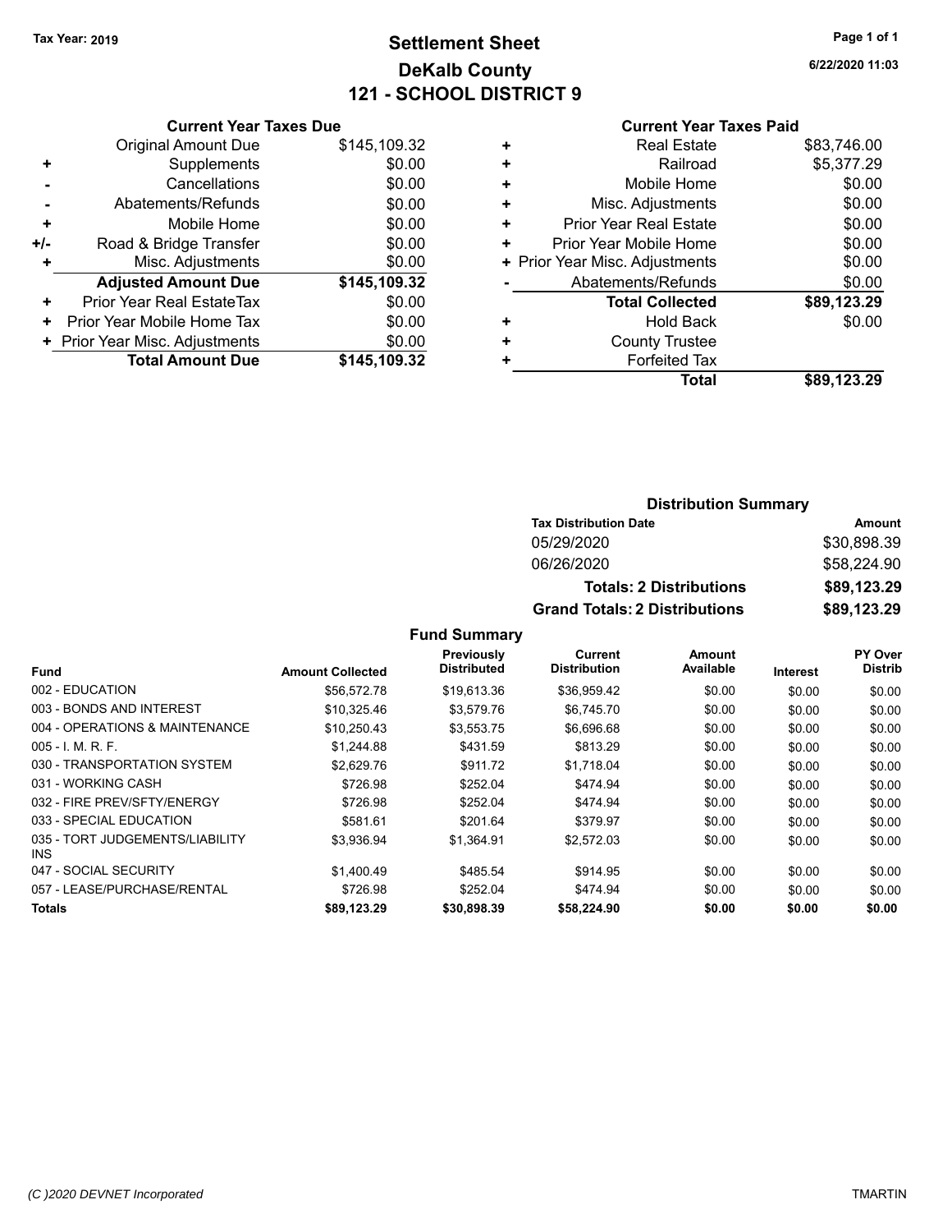Tax Year: 2019

# Settlement Sheet
## DeKalb County
## 121 - SCHOOL DISTRICT 9

6/22/2020 11:03

### Current Year Taxes Due

| | | |
|---|---|---|
| | Original Amount Due | $145,109.32 |
| + | Supplements | $0.00 |
| - | Cancellations | $0.00 |
| - | Abatements/Refunds | $0.00 |
| + | Mobile Home | $0.00 |
| +/- | Road & Bridge Transfer | $0.00 |
| + | Misc. Adjustments | $0.00 |
| | **Adjusted Amount Due** | **$145,109.32** |
| + | Prior Year Real EstateTax | $0.00 |
| + | Prior Year Mobile Home Tax | $0.00 |
| + | Prior Year Misc. Adjustments | $0.00 |
| | **Total Amount Due** | **$145,109.32** |

### Current Year Taxes Paid

| | | |
|---|---|---|
| + | Real Estate | $83,746.00 |
| + | Railroad | $5,377.29 |
| + | Mobile Home | $0.00 |
| + | Misc. Adjustments | $0.00 |
| + | Prior Year Real Estate | $0.00 |
| + | Prior Year Mobile Home | $0.00 |
| + | Prior Year Misc. Adjustments | $0.00 |
| - | Abatements/Refunds | $0.00 |
| | **Total Collected** | **$89,123.29** |
| + | Hold Back | $0.00 |
| + | County Trustee | |
| + | Forfeited Tax | |
| | **Total** | **$89,123.29** |

### Distribution Summary

| Tax Distribution Date | Amount |
|---|---|
| 05/29/2020 | $30,898.39 |
| 06/26/2020 | $58,224.90 |
| **Totals: 2 Distributions** | **$89,123.29** |
| **Grand Totals: 2 Distributions** | **$89,123.29** |

### Fund Summary

| Fund | Amount Collected | Previously Distributed | Current Distribution | Amount Available | Interest | PY Over Distrib |
|---|---|---|---|---|---|---|
| 002 - EDUCATION | $56,572.78 | $19,613.36 | $36,959.42 | $0.00 | $0.00 | $0.00 |
| 003 - BONDS AND INTEREST | $10,325.46 | $3,579.76 | $6,745.70 | $0.00 | $0.00 | $0.00 |
| 004 - OPERATIONS & MAINTENANCE | $10,250.43 | $3,553.75 | $6,696.68 | $0.00 | $0.00 | $0.00 |
| 005 - I. M. R. F. | $1,244.88 | $431.59 | $813.29 | $0.00 | $0.00 | $0.00 |
| 030 - TRANSPORTATION SYSTEM | $2,629.76 | $911.72 | $1,718.04 | $0.00 | $0.00 | $0.00 |
| 031 - WORKING CASH | $726.98 | $252.04 | $474.94 | $0.00 | $0.00 | $0.00 |
| 032 - FIRE PREV/SFTY/ENERGY | $726.98 | $252.04 | $474.94 | $0.00 | $0.00 | $0.00 |
| 033 - SPECIAL EDUCATION | $581.61 | $201.64 | $379.97 | $0.00 | $0.00 | $0.00 |
| 035 - TORT JUDGEMENTS/LIABILITY INS | $3,936.94 | $1,364.91 | $2,572.03 | $0.00 | $0.00 | $0.00 |
| 047 - SOCIAL SECURITY | $1,400.49 | $485.54 | $914.95 | $0.00 | $0.00 | $0.00 |
| 057 - LEASE/PURCHASE/RENTAL | $726.98 | $252.04 | $474.94 | $0.00 | $0.00 | $0.00 |
| **Totals** | **$89,123.29** | **$30,898.39** | **$58,224.90** | **$0.00** | **$0.00** | **$0.00** |

(C )2020 DEVNET Incorporated

TMARTIN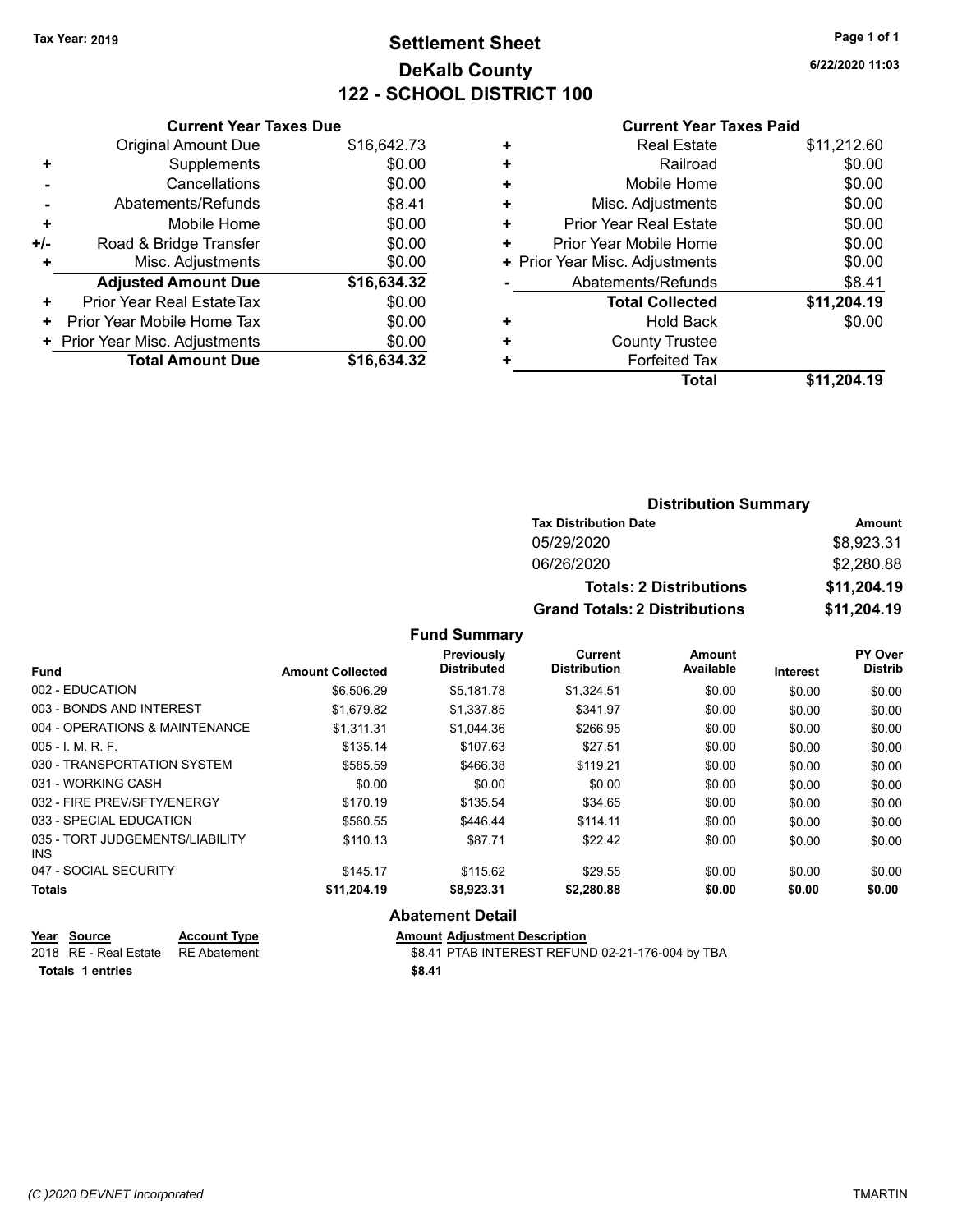**Tax Year: 2019**

# Settlement Sheet
## DeKalb County
## 122 - SCHOOL DISTRICT 100

6/22/2020 11:03

### Current Year Taxes Due

| | | |
|---|---|---|
| | Original Amount Due | $16,642.73 |
| + | Supplements | $0.00 |
| - | Cancellations | $0.00 |
| - | Abatements/Refunds | $8.41 |
| + | Mobile Home | $0.00 |
| +/- | Road & Bridge Transfer | $0.00 |
| + | Misc. Adjustments | $0.00 |
| | **Adjusted Amount Due** | **$16,634.32** |
| + | Prior Year Real EstateTax | $0.00 |
| + | Prior Year Mobile Home Tax | $0.00 |
| + | Prior Year Misc. Adjustments | $0.00 |
| | **Total Amount Due** | **$16,634.32** |

### Current Year Taxes Paid

| | | |
|---|---|---|
| + | Real Estate | $11,212.60 |
| + | Railroad | $0.00 |
| + | Mobile Home | $0.00 |
| + | Misc. Adjustments | $0.00 |
| + | Prior Year Real Estate | $0.00 |
| + | Prior Year Mobile Home | $0.00 |
| + | Prior Year Misc. Adjustments | $0.00 |
| - | Abatements/Refunds | $8.41 |
| | **Total Collected** | **$11,204.19** |
| + | Hold Back | $0.00 |
| + | County Trustee | |
| + | Forfeited Tax | |
| | **Total** | **$11,204.19** |

### Distribution Summary

| Tax Distribution Date | Amount |
|---|---|
| 05/29/2020 | $8,923.31 |
| 06/26/2020 | $2,280.88 |
| **Totals: 2 Distributions** | **$11,204.19** |
| **Grand Totals: 2 Distributions** | **$11,204.19** |

### Fund Summary

| Fund | Amount Collected | Previously Distributed | Current Distribution | Amount Available | Interest | PY Over Distrib |
|---|---|---|---|---|---|---|
| 002 - EDUCATION | $6,506.29 | $5,181.78 | $1,324.51 | $0.00 | $0.00 | $0.00 |
| 003 - BONDS AND INTEREST | $1,679.82 | $1,337.85 | $341.97 | $0.00 | $0.00 | $0.00 |
| 004 - OPERATIONS & MAINTENANCE | $1,311.31 | $1,044.36 | $266.95 | $0.00 | $0.00 | $0.00 |
| 005 - I. M. R. F. | $135.14 | $107.63 | $27.51 | $0.00 | $0.00 | $0.00 |
| 030 - TRANSPORTATION SYSTEM | $585.59 | $466.38 | $119.21 | $0.00 | $0.00 | $0.00 |
| 031 - WORKING CASH | $0.00 | $0.00 | $0.00 | $0.00 | $0.00 | $0.00 |
| 032 - FIRE PREV/SFTY/ENERGY | $170.19 | $135.54 | $34.65 | $0.00 | $0.00 | $0.00 |
| 033 - SPECIAL EDUCATION | $560.55 | $446.44 | $114.11 | $0.00 | $0.00 | $0.00 |
| 035 - TORT JUDGEMENTS/LIABILITY INS | $110.13 | $87.71 | $22.42 | $0.00 | $0.00 | $0.00 |
| 047 - SOCIAL SECURITY | $145.17 | $115.62 | $29.55 | $0.00 | $0.00 | $0.00 |
| **Totals** | **$11,204.19** | **$8,923.31** | **$2,280.88** | **$0.00** | **$0.00** | **$0.00** |

### Abatement Detail

| Year | Source | Account Type | Amount | Adjustment Description |
|---|---|---|---|---|
| 2018 | RE - Real Estate | RE Abatement | $8.41 | PTAB INTEREST REFUND 02-21-176-004 by TBA |
| **Totals 1 entries** | | | **$8.41** | |

(C )2020 DEVNET Incorporated TMARTIN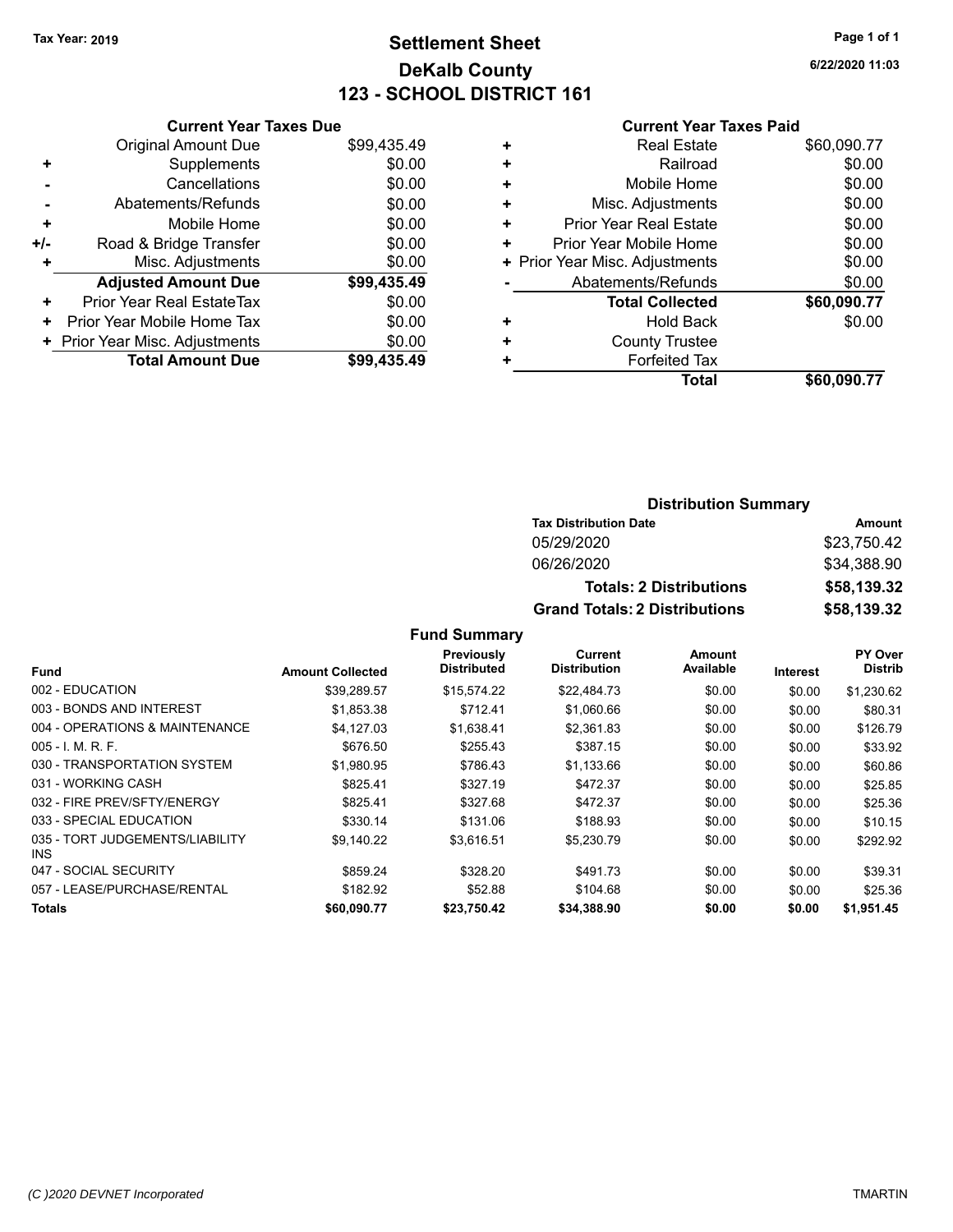Tax Year: 2019

# Settlement Sheet
## DeKalb County
## 123 - SCHOOL DISTRICT 161

6/22/2020 11:03

| | Current Year Taxes Due | |
|---|---|---|
| | Original Amount Due | $99,435.49 |
| + | Supplements | $0.00 |
| - | Cancellations | $0.00 |
| - | Abatements/Refunds | $0.00 |
| + | Mobile Home | $0.00 |
| +/- | Road & Bridge Transfer | $0.00 |
| + | Misc. Adjustments | $0.00 |
| | **Adjusted Amount Due** | **$99,435.49** |
| + | Prior Year Real EstateTax | $0.00 |
| + | Prior Year Mobile Home Tax | $0.00 |
| + | Prior Year Misc. Adjustments | $0.00 |
| | **Total Amount Due** | **$99,435.49** |

| | Current Year Taxes Paid | |
|---|---|---|
| + | Real Estate | $60,090.77 |
| + | Railroad | $0.00 |
| + | Mobile Home | $0.00 |
| + | Misc. Adjustments | $0.00 |
| + | Prior Year Real Estate | $0.00 |
| + | Prior Year Mobile Home | $0.00 |
| + | Prior Year Misc. Adjustments | $0.00 |
| - | Abatements/Refunds | $0.00 |
| | **Total Collected** | **$60,090.77** |
| + | Hold Back | $0.00 |
| + | County Trustee | |
| + | Forfeited Tax | |
| | **Total** | **$60,090.77** |

### Distribution Summary

| Tax Distribution Date | Amount |
|---|---|
| 05/29/2020 | $23,750.42 |
| 06/26/2020 | $34,388.90 |
| **Totals: 2 Distributions** | **$58,139.32** |
| **Grand Totals: 2 Distributions** | **$58,139.32** |

### Fund Summary

| Fund | Amount Collected | Previously Distributed | Current Distribution | Amount Available | Interest | PY Over Distrib |
|---|---|---|---|---|---|---|
| 002 - EDUCATION | $39,289.57 | $15,574.22 | $22,484.73 | $0.00 | $0.00 | $1,230.62 |
| 003 - BONDS AND INTEREST | $1,853.38 | $712.41 | $1,060.66 | $0.00 | $0.00 | $80.31 |
| 004 - OPERATIONS & MAINTENANCE | $4,127.03 | $1,638.41 | $2,361.83 | $0.00 | $0.00 | $126.79 |
| 005 - I. M. R. F. | $676.50 | $255.43 | $387.15 | $0.00 | $0.00 | $33.92 |
| 030 - TRANSPORTATION SYSTEM | $1,980.95 | $786.43 | $1,133.66 | $0.00 | $0.00 | $60.86 |
| 031 - WORKING CASH | $825.41 | $327.19 | $472.37 | $0.00 | $0.00 | $25.85 |
| 032 - FIRE PREV/SFTY/ENERGY | $825.41 | $327.68 | $472.37 | $0.00 | $0.00 | $25.36 |
| 033 - SPECIAL EDUCATION | $330.14 | $131.06 | $188.93 | $0.00 | $0.00 | $10.15 |
| 035 - TORT JUDGEMENTS/LIABILITY INS | $9,140.22 | $3,616.51 | $5,230.79 | $0.00 | $0.00 | $292.92 |
| 047 - SOCIAL SECURITY | $859.24 | $328.20 | $491.73 | $0.00 | $0.00 | $39.31 |
| 057 - LEASE/PURCHASE/RENTAL | $182.92 | $52.88 | $104.68 | $0.00 | $0.00 | $25.36 |
| **Totals** | **$60,090.77** | **$23,750.42** | **$34,388.90** | **$0.00** | **$0.00** | **$1,951.45** |

(C )2020 DEVNET Incorporated TMARTIN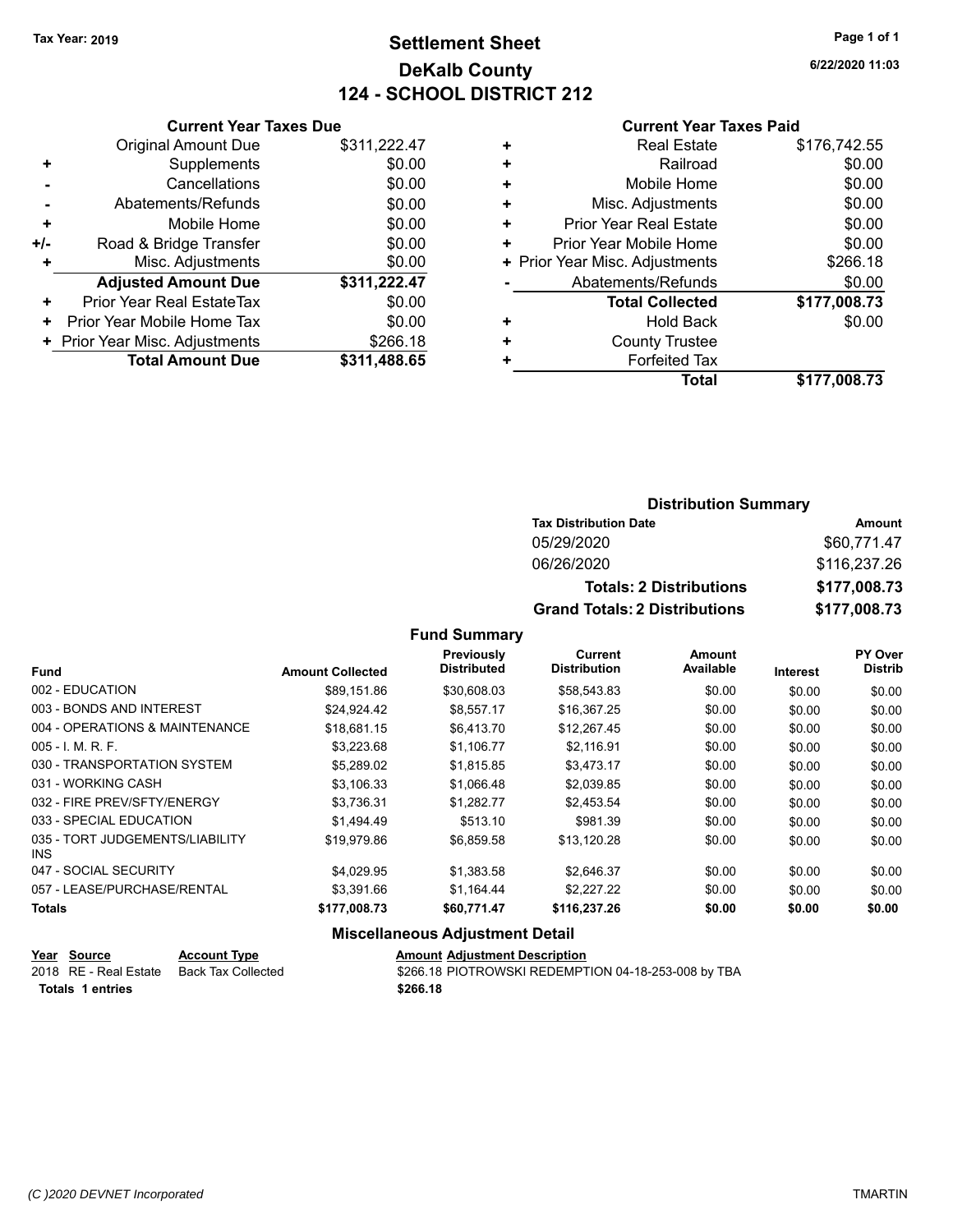**Tax Year: 2019**

# Settlement Sheet
## DeKalb County
## 124 - SCHOOL DISTRICT 212

6/22/2020 11:03

### Current Year Taxes Due

| | | |
|---|---|---|
| | Original Amount Due | $311,222.47 |
| + | Supplements | $0.00 |
| - | Cancellations | $0.00 |
| - | Abatements/Refunds | $0.00 |
| + | Mobile Home | $0.00 |
| +/- | Road & Bridge Transfer | $0.00 |
| + | Misc. Adjustments | $0.00 |
| | **Adjusted Amount Due** | **$311,222.47** |
| + | Prior Year Real EstateTax | $0.00 |
| + | Prior Year Mobile Home Tax | $0.00 |
| + | Prior Year Misc. Adjustments | $266.18 |
| | **Total Amount Due** | **$311,488.65** |

### Current Year Taxes Paid

| | | |
|---|---|---|
| + | Real Estate | $176,742.55 |
| + | Railroad | $0.00 |
| + | Mobile Home | $0.00 |
| + | Misc. Adjustments | $0.00 |
| + | Prior Year Real Estate | $0.00 |
| + | Prior Year Mobile Home | $0.00 |
| + | Prior Year Misc. Adjustments | $266.18 |
| - | Abatements/Refunds | $0.00 |
| | **Total Collected** | **$177,008.73** |
| + | Hold Back | $0.00 |
| + | County Trustee | |
| + | Forfeited Tax | |
| | **Total** | **$177,008.73** |

### Distribution Summary

| Tax Distribution Date | Amount |
|---|---|
| 05/29/2020 | $60,771.47 |
| 06/26/2020 | $116,237.26 |
| **Totals: 2 Distributions** | **$177,008.73** |
| **Grand Totals: 2 Distributions** | **$177,008.73** |

### Fund Summary

| Fund | Amount Collected | Previously Distributed | Current Distribution | Amount Available | Interest | PY Over Distrib |
|---|---|---|---|---|---|---|
| 002 - EDUCATION | $89,151.86 | $30,608.03 | $58,543.83 | $0.00 | $0.00 | $0.00 |
| 003 - BONDS AND INTEREST | $24,924.42 | $8,557.17 | $16,367.25 | $0.00 | $0.00 | $0.00 |
| 004 - OPERATIONS & MAINTENANCE | $18,681.15 | $6,413.70 | $12,267.45 | $0.00 | $0.00 | $0.00 |
| 005 - I. M. R. F. | $3,223.68 | $1,106.77 | $2,116.91 | $0.00 | $0.00 | $0.00 |
| 030 - TRANSPORTATION SYSTEM | $5,289.02 | $1,815.85 | $3,473.17 | $0.00 | $0.00 | $0.00 |
| 031 - WORKING CASH | $3,106.33 | $1,066.48 | $2,039.85 | $0.00 | $0.00 | $0.00 |
| 032 - FIRE PREV/SFTY/ENERGY | $3,736.31 | $1,282.77 | $2,453.54 | $0.00 | $0.00 | $0.00 |
| 033 - SPECIAL EDUCATION | $1,494.49 | $513.10 | $981.39 | $0.00 | $0.00 | $0.00 |
| 035 - TORT JUDGEMENTS/LIABILITY INS | $19,979.86 | $6,859.58 | $13,120.28 | $0.00 | $0.00 | $0.00 |
| 047 - SOCIAL SECURITY | $4,029.95 | $1,383.58 | $2,646.37 | $0.00 | $0.00 | $0.00 |
| 057 - LEASE/PURCHASE/RENTAL | $3,391.66 | $1,164.44 | $2,227.22 | $0.00 | $0.00 | $0.00 |
| **Totals** | **$177,008.73** | **$60,771.47** | **$116,237.26** | **$0.00** | **$0.00** | **$0.00** |

### Miscellaneous Adjustment Detail

| Year | Source | Account Type | Amount | Adjustment Description |
|---|---|---|---|---|
| 2018 | RE - Real Estate | Back Tax Collected | $266.18 | PIOTROWSKI REDEMPTION 04-18-253-008 by TBA |
| **Totals** | **1 entries** | | **$266.18** | |

*(C )2020 DEVNET Incorporated* TMARTIN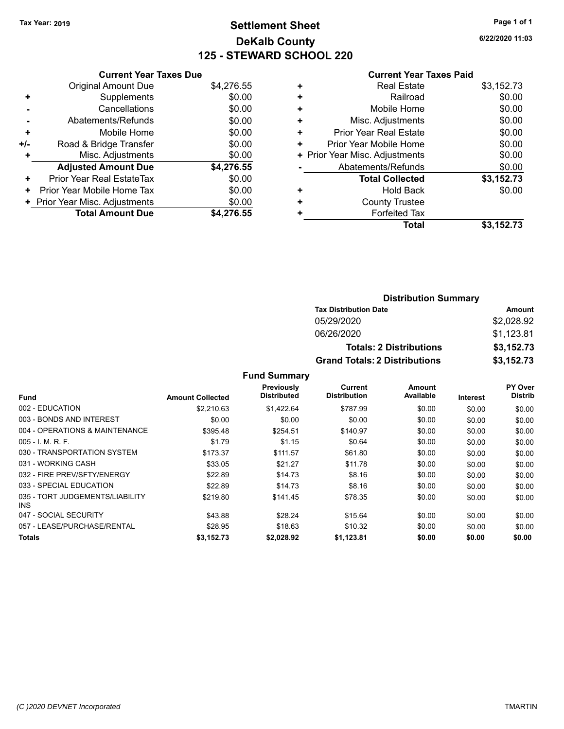Tax Year: 2019

# Settlement Sheet

## DeKalb County

## 125 - STEWARD SCHOOL 220

6/22/2020 11:03

### Current Year Taxes Due

| | | |
|---|---|---|
| | Original Amount Due | $4,276.55 |
| + | Supplements | $0.00 |
| - | Cancellations | $0.00 |
| - | Abatements/Refunds | $0.00 |
| + | Mobile Home | $0.00 |
| +/- | Road & Bridge Transfer | $0.00 |
| + | Misc. Adjustments | $0.00 |
| | **Adjusted Amount Due** | **$4,276.55** |
| + | Prior Year Real EstateTax | $0.00 |
| + | Prior Year Mobile Home Tax | $0.00 |
| + | Prior Year Misc. Adjustments | $0.00 |
| | **Total Amount Due** | **$4,276.55** |

### Current Year Taxes Paid

| | | |
|---|---|---|
| + | Real Estate | $3,152.73 |
| + | Railroad | $0.00 |
| + | Mobile Home | $0.00 |
| + | Misc. Adjustments | $0.00 |
| + | Prior Year Real Estate | $0.00 |
| + | Prior Year Mobile Home | $0.00 |
| + | Prior Year Misc. Adjustments | $0.00 |
| - | Abatements/Refunds | $0.00 |
| | **Total Collected** | **$3,152.73** |
| + | Hold Back | $0.00 |
| + | County Trustee | |
| + | Forfeited Tax | |
| | **Total** | **$3,152.73** |

### Distribution Summary

| Tax Distribution Date | Amount |
|---|---|
| 05/29/2020 | $2,028.92 |
| 06/26/2020 | $1,123.81 |
| **Totals: 2 Distributions** | **$3,152.73** |
| **Grand Totals: 2 Distributions** | **$3,152.73** |

### Fund Summary

| Fund | Amount Collected | Previously Distributed | Current Distribution | Amount Available | Interest | PY Over Distrib |
|---|---|---|---|---|---|---|
| 002 - EDUCATION | $2,210.63 | $1,422.64 | $787.99 | $0.00 | $0.00 | $0.00 |
| 003 - BONDS AND INTEREST | $0.00 | $0.00 | $0.00 | $0.00 | $0.00 | $0.00 |
| 004 - OPERATIONS & MAINTENANCE | $395.48 | $254.51 | $140.97 | $0.00 | $0.00 | $0.00 |
| 005 - I. M. R. F. | $1.79 | $1.15 | $0.64 | $0.00 | $0.00 | $0.00 |
| 030 - TRANSPORTATION SYSTEM | $173.37 | $111.57 | $61.80 | $0.00 | $0.00 | $0.00 |
| 031 - WORKING CASH | $33.05 | $21.27 | $11.78 | $0.00 | $0.00 | $0.00 |
| 032 - FIRE PREV/SFTY/ENERGY | $22.89 | $14.73 | $8.16 | $0.00 | $0.00 | $0.00 |
| 033 - SPECIAL EDUCATION | $22.89 | $14.73 | $8.16 | $0.00 | $0.00 | $0.00 |
| 035 - TORT JUDGEMENTS/LIABILITY INS | $219.80 | $141.45 | $78.35 | $0.00 | $0.00 | $0.00 |
| 047 - SOCIAL SECURITY | $43.88 | $28.24 | $15.64 | $0.00 | $0.00 | $0.00 |
| 057 - LEASE/PURCHASE/RENTAL | $28.95 | $18.63 | $10.32 | $0.00 | $0.00 | $0.00 |
| **Totals** | **$3,152.73** | **$2,028.92** | **$1,123.81** | **$0.00** | **$0.00** | **$0.00** |

(C )2020 DEVNET Incorporated — TMARTIN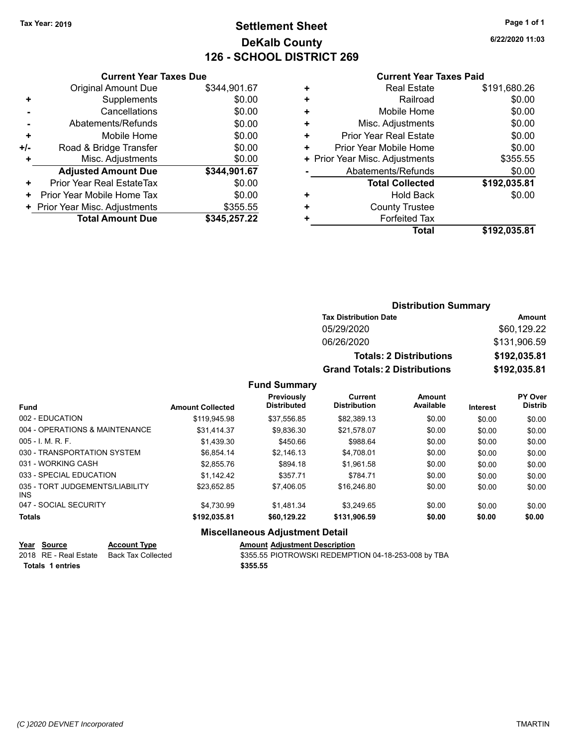Tax Year: 2019

# Settlement Sheet
## DeKalb County
## 126 - SCHOOL DISTRICT 269

6/22/2020 11:03

### Current Year Taxes Due

| | | |
|---|---|---|
| | Original Amount Due | $344,901.67 |
| + | Supplements | $0.00 |
| - | Cancellations | $0.00 |
| - | Abatements/Refunds | $0.00 |
| + | Mobile Home | $0.00 |
| +/- | Road & Bridge Transfer | $0.00 |
| + | Misc. Adjustments | $0.00 |
| | **Adjusted Amount Due** | **$344,901.67** |
| + | Prior Year Real EstateTax | $0.00 |
| + | Prior Year Mobile Home Tax | $0.00 |
| + | Prior Year Misc. Adjustments | $355.55 |
| | **Total Amount Due** | **$345,257.22** |

### Current Year Taxes Paid

| | | |
|---|---|---|
| + | Real Estate | $191,680.26 |
| + | Railroad | $0.00 |
| + | Mobile Home | $0.00 |
| + | Misc. Adjustments | $0.00 |
| + | Prior Year Real Estate | $0.00 |
| + | Prior Year Mobile Home | $0.00 |
| + | Prior Year Misc. Adjustments | $355.55 |
| - | Abatements/Refunds | $0.00 |
| | **Total Collected** | **$192,035.81** |
| + | Hold Back | $0.00 |
| + | County Trustee | |
| + | Forfeited Tax | |
| | **Total** | **$192,035.81** |

### Distribution Summary

| Tax Distribution Date | Amount |
|---|---|
| 05/29/2020 | $60,129.22 |
| 06/26/2020 | $131,906.59 |
| **Totals: 2 Distributions** | **$192,035.81** |
| **Grand Totals: 2 Distributions** | **$192,035.81** |

### Fund Summary

| Fund | Amount Collected | Previously Distributed | Current Distribution | Amount Available | Interest | PY Over Distrib |
|---|---|---|---|---|---|---|
| 002 - EDUCATION | $119,945.98 | $37,556.85 | $82,389.13 | $0.00 | $0.00 | $0.00 |
| 004 - OPERATIONS & MAINTENANCE | $31,414.37 | $9,836.30 | $21,578.07 | $0.00 | $0.00 | $0.00 |
| 005 - I. M. R. F. | $1,439.30 | $450.66 | $988.64 | $0.00 | $0.00 | $0.00 |
| 030 - TRANSPORTATION SYSTEM | $6,854.14 | $2,146.13 | $4,708.01 | $0.00 | $0.00 | $0.00 |
| 031 - WORKING CASH | $2,855.76 | $894.18 | $1,961.58 | $0.00 | $0.00 | $0.00 |
| 033 - SPECIAL EDUCATION | $1,142.42 | $357.71 | $784.71 | $0.00 | $0.00 | $0.00 |
| 035 - TORT JUDGEMENTS/LIABILITY INS | $23,652.85 | $7,406.05 | $16,246.80 | $0.00 | $0.00 | $0.00 |
| 047 - SOCIAL SECURITY | $4,730.99 | $1,481.34 | $3,249.65 | $0.00 | $0.00 | $0.00 |
| **Totals** | **$192,035.81** | **$60,129.22** | **$131,906.59** | **$0.00** | **$0.00** | **$0.00** |

### Miscellaneous Adjustment Detail

| Year | Source | Account Type | Amount | Adjustment Description |
|---|---|---|---|---|
| 2018 | RE - Real Estate | Back Tax Collected | $355.55 | PIOTROWSKI REDEMPTION 04-18-253-008 by TBA |
| **Totals** | **1 entries** | | **$355.55** | |

(C )2020 DEVNET Incorporated TMARTIN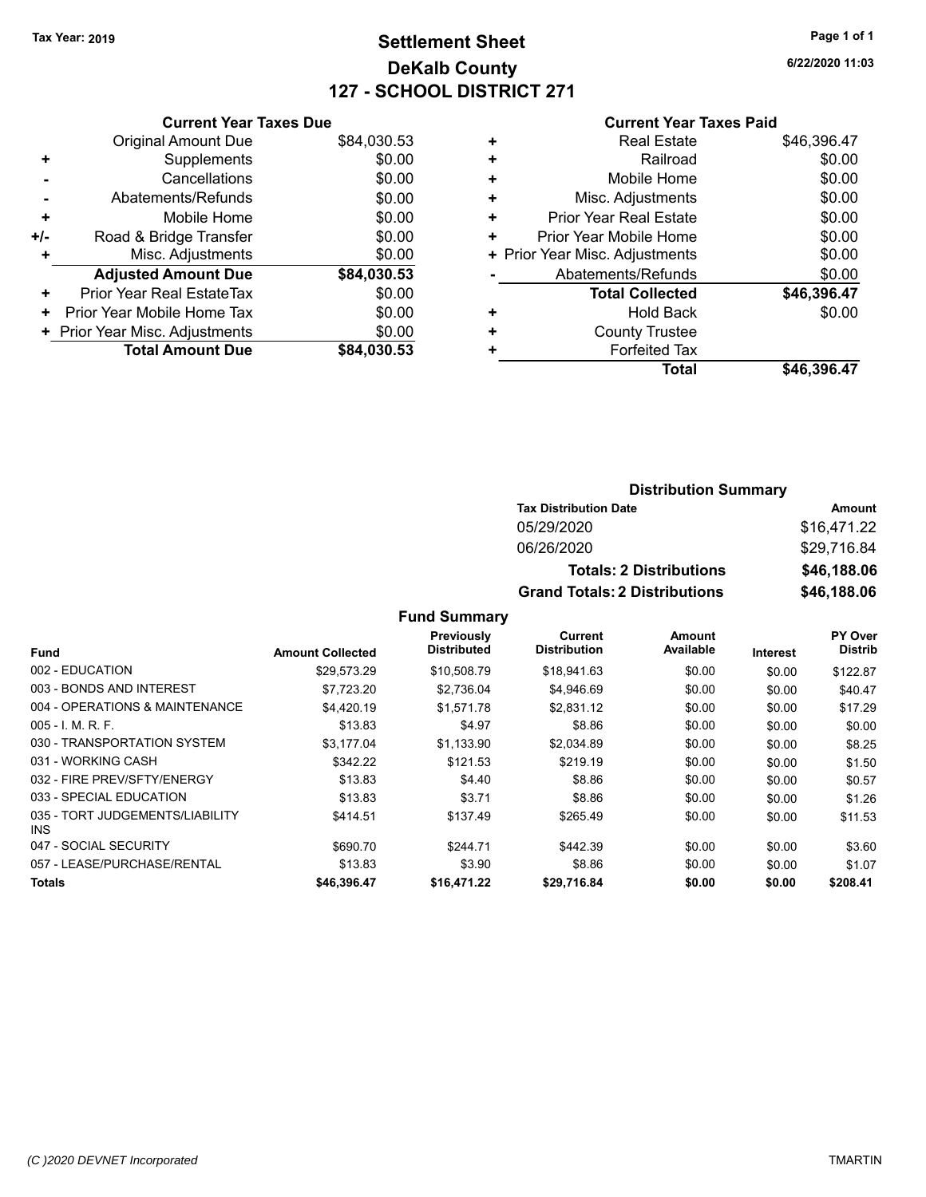**Tax Year: 2019**

# Settlement Sheet
## DeKalb County
## 127 - SCHOOL DISTRICT 271

6/22/2020 11:03

| | Current Year Taxes Due | |
|---|---|---|
| | Original Amount Due | $84,030.53 |
| + | Supplements | $0.00 |
| - | Cancellations | $0.00 |
| - | Abatements/Refunds | $0.00 |
| + | Mobile Home | $0.00 |
| +/- | Road & Bridge Transfer | $0.00 |
| + | Misc. Adjustments | $0.00 |
| | **Adjusted Amount Due** | **$84,030.53** |
| + | Prior Year Real EstateTax | $0.00 |
| + | Prior Year Mobile Home Tax | $0.00 |
| + | Prior Year Misc. Adjustments | $0.00 |
| | **Total Amount Due** | **$84,030.53** |

| | Current Year Taxes Paid | |
|---|---|---|
| + | Real Estate | $46,396.47 |
| + | Railroad | $0.00 |
| + | Mobile Home | $0.00 |
| + | Misc. Adjustments | $0.00 |
| + | Prior Year Real Estate | $0.00 |
| + | Prior Year Mobile Home | $0.00 |
| + | Prior Year Misc. Adjustments | $0.00 |
| - | Abatements/Refunds | $0.00 |
| | **Total Collected** | **$46,396.47** |
| + | Hold Back | $0.00 |
| + | County Trustee | |
| + | Forfeited Tax | |
| | **Total** | **$46,396.47** |

### Distribution Summary

| Tax Distribution Date | Amount |
|---|---|
| 05/29/2020 | $16,471.22 |
| 06/26/2020 | $29,716.84 |
| **Totals: 2 Distributions** | **$46,188.06** |
| **Grand Totals: 2 Distributions** | **$46,188.06** |

### Fund Summary

| Fund | Amount Collected | Previously Distributed | Current Distribution | Amount Available | Interest | PY Over Distrib |
|---|---|---|---|---|---|---|
| 002 - EDUCATION | $29,573.29 | $10,508.79 | $18,941.63 | $0.00 | $0.00 | $122.87 |
| 003 - BONDS AND INTEREST | $7,723.20 | $2,736.04 | $4,946.69 | $0.00 | $0.00 | $40.47 |
| 004 - OPERATIONS & MAINTENANCE | $4,420.19 | $1,571.78 | $2,831.12 | $0.00 | $0.00 | $17.29 |
| 005 - I. M. R. F. | $13.83 | $4.97 | $8.86 | $0.00 | $0.00 | $0.00 |
| 030 - TRANSPORTATION SYSTEM | $3,177.04 | $1,133.90 | $2,034.89 | $0.00 | $0.00 | $8.25 |
| 031 - WORKING CASH | $342.22 | $121.53 | $219.19 | $0.00 | $0.00 | $1.50 |
| 032 - FIRE PREV/SFTY/ENERGY | $13.83 | $4.40 | $8.86 | $0.00 | $0.00 | $0.57 |
| 033 - SPECIAL EDUCATION | $13.83 | $3.71 | $8.86 | $0.00 | $0.00 | $1.26 |
| 035 - TORT JUDGEMENTS/LIABILITY INS | $414.51 | $137.49 | $265.49 | $0.00 | $0.00 | $11.53 |
| 047 - SOCIAL SECURITY | $690.70 | $244.71 | $442.39 | $0.00 | $0.00 | $3.60 |
| 057 - LEASE/PURCHASE/RENTAL | $13.83 | $3.90 | $8.86 | $0.00 | $0.00 | $1.07 |
| **Totals** | **$46,396.47** | **$16,471.22** | **$29,716.84** | **$0.00** | **$0.00** | **$208.41** |

(C )2020 DEVNET Incorporated TMARTIN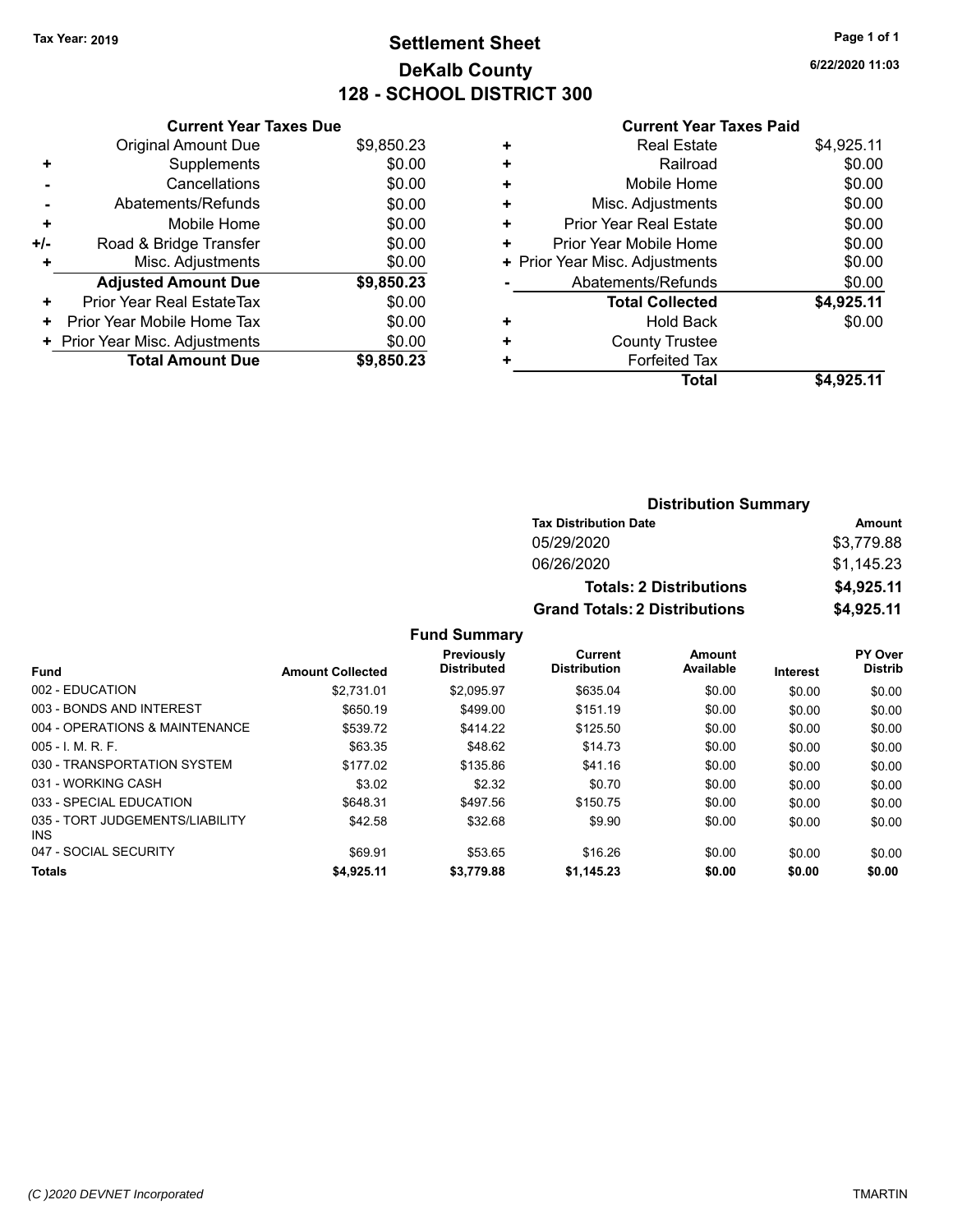Tax Year: 2019

# Settlement Sheet
## DeKalb County
## 128 - SCHOOL DISTRICT 300

6/22/2020 11:03

**Current Year Taxes Due**

| | | |
|---|---|---|
| | Original Amount Due | $9,850.23 |
| + | Supplements | $0.00 |
| - | Cancellations | $0.00 |
| - | Abatements/Refunds | $0.00 |
| + | Mobile Home | $0.00 |
| +/- | Road & Bridge Transfer | $0.00 |
| + | Misc. Adjustments | $0.00 |
| | **Adjusted Amount Due** | **$9,850.23** |
| + | Prior Year Real EstateTax | $0.00 |
| + | Prior Year Mobile Home Tax | $0.00 |
| + | Prior Year Misc. Adjustments | $0.00 |
| | **Total Amount Due** | **$9,850.23** |

**Current Year Taxes Paid**

| | | |
|---|---|---|
| + | Real Estate | $4,925.11 |
| + | Railroad | $0.00 |
| + | Mobile Home | $0.00 |
| + | Misc. Adjustments | $0.00 |
| + | Prior Year Real Estate | $0.00 |
| + | Prior Year Mobile Home | $0.00 |
| + | Prior Year Misc. Adjustments | $0.00 |
| - | Abatements/Refunds | $0.00 |
| | **Total Collected** | **$4,925.11** |
| + | Hold Back | $0.00 |
| + | County Trustee | |
| + | Forfeited Tax | |
| | **Total** | **$4,925.11** |

**Distribution Summary**

| Tax Distribution Date | Amount |
|---|---|
| 05/29/2020 | $3,779.88 |
| 06/26/2020 | $1,145.23 |
| **Totals: 2 Distributions** | **$4,925.11** |
| **Grand Totals: 2 Distributions** | **$4,925.11** |

**Fund Summary**

| Fund | Amount Collected | Previously Distributed | Current Distribution | Amount Available | Interest | PY Over Distrib |
|---|---|---|---|---|---|---|
| 002 - EDUCATION | $2,731.01 | $2,095.97 | $635.04 | $0.00 | $0.00 | $0.00 |
| 003 - BONDS AND INTEREST | $650.19 | $499.00 | $151.19 | $0.00 | $0.00 | $0.00 |
| 004 - OPERATIONS & MAINTENANCE | $539.72 | $414.22 | $125.50 | $0.00 | $0.00 | $0.00 |
| 005 - I. M. R. F. | $63.35 | $48.62 | $14.73 | $0.00 | $0.00 | $0.00 |
| 030 - TRANSPORTATION SYSTEM | $177.02 | $135.86 | $41.16 | $0.00 | $0.00 | $0.00 |
| 031 - WORKING CASH | $3.02 | $2.32 | $0.70 | $0.00 | $0.00 | $0.00 |
| 033 - SPECIAL EDUCATION | $648.31 | $497.56 | $150.75 | $0.00 | $0.00 | $0.00 |
| 035 - TORT JUDGEMENTS/LIABILITY INS | $42.58 | $32.68 | $9.90 | $0.00 | $0.00 | $0.00 |
| 047 - SOCIAL SECURITY | $69.91 | $53.65 | $16.26 | $0.00 | $0.00 | $0.00 |
| **Totals** | **$4,925.11** | **$3,779.88** | **$1,145.23** | **$0.00** | **$0.00** | **$0.00** |

(C )2020 DEVNET Incorporated — TMARTIN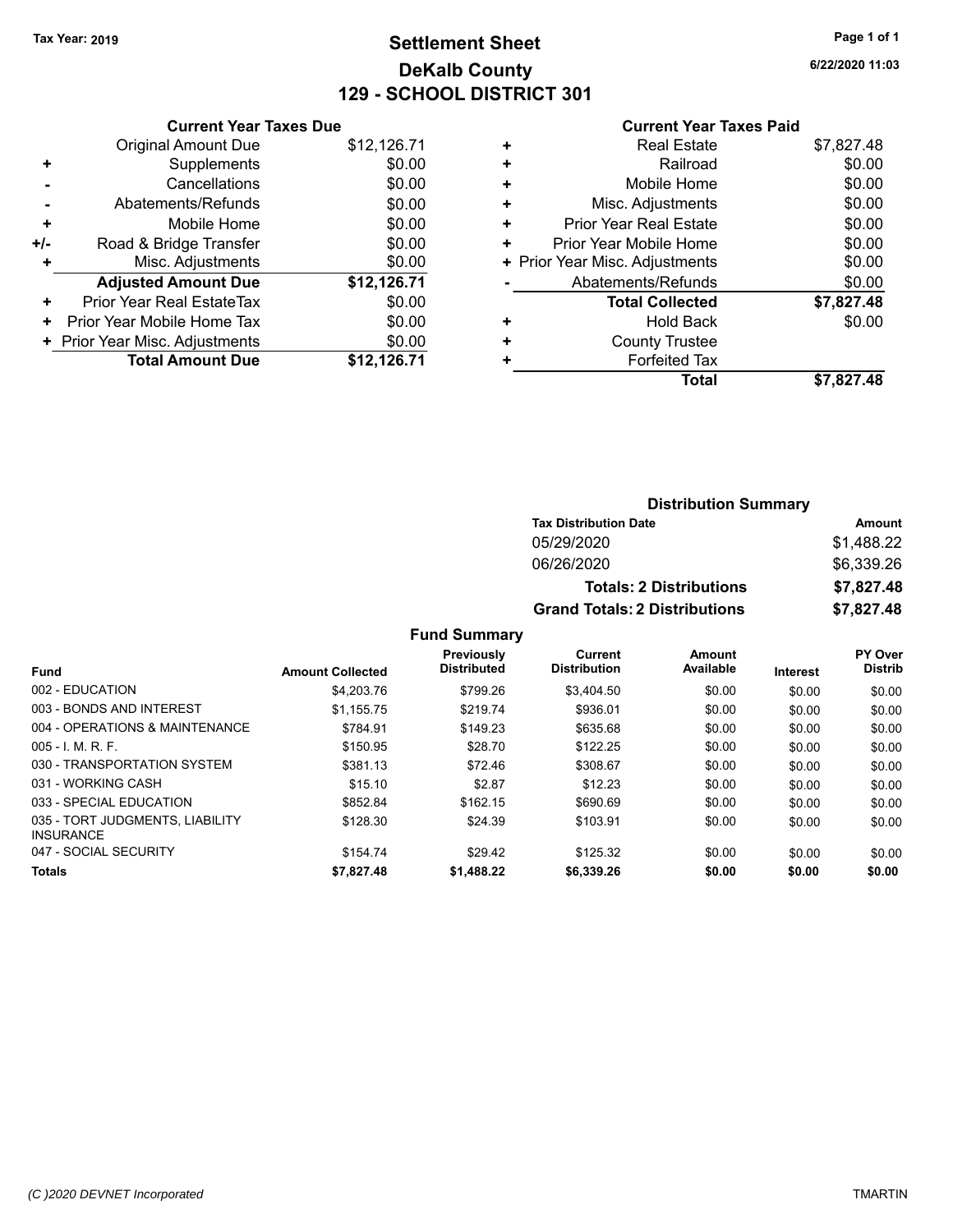Tax Year: 2019

# Settlement Sheet
## DeKalb County
## 129 - SCHOOL DISTRICT 301

6/22/2020 11:03

| | Current Year Taxes Due | |
|---|---|---|
| | Original Amount Due | $12,126.71 |
| + | Supplements | $0.00 |
| - | Cancellations | $0.00 |
| - | Abatements/Refunds | $0.00 |
| + | Mobile Home | $0.00 |
| +/- | Road & Bridge Transfer | $0.00 |
| + | Misc. Adjustments | $0.00 |
| | **Adjusted Amount Due** | **$12,126.71** |
| + | Prior Year Real EstateTax | $0.00 |
| + | Prior Year Mobile Home Tax | $0.00 |
| + | Prior Year Misc. Adjustments | $0.00 |
| | **Total Amount Due** | **$12,126.71** |

| | Current Year Taxes Paid | |
|---|---|---|
| + | Real Estate | $7,827.48 |
| + | Railroad | $0.00 |
| + | Mobile Home | $0.00 |
| + | Misc. Adjustments | $0.00 |
| + | Prior Year Real Estate | $0.00 |
| + | Prior Year Mobile Home | $0.00 |
| + | Prior Year Misc. Adjustments | $0.00 |
| - | Abatements/Refunds | $0.00 |
| | **Total Collected** | **$7,827.48** |
| + | Hold Back | $0.00 |
| + | County Trustee | |
| + | Forfeited Tax | |
| | **Total** | **$7,827.48** |

### Distribution Summary

| Tax Distribution Date | Amount |
|---|---|
| 05/29/2020 | $1,488.22 |
| 06/26/2020 | $6,339.26 |
| **Totals: 2 Distributions** | **$7,827.48** |
| **Grand Totals: 2 Distributions** | **$7,827.48** |

### Fund Summary

| Fund | Amount Collected | Previously Distributed | Current Distribution | Amount Available | Interest | PY Over Distrib |
|---|---|---|---|---|---|---|
| 002 - EDUCATION | $4,203.76 | $799.26 | $3,404.50 | $0.00 | $0.00 | $0.00 |
| 003 - BONDS AND INTEREST | $1,155.75 | $219.74 | $936.01 | $0.00 | $0.00 | $0.00 |
| 004 - OPERATIONS & MAINTENANCE | $784.91 | $149.23 | $635.68 | $0.00 | $0.00 | $0.00 |
| 005 - I. M. R. F. | $150.95 | $28.70 | $122.25 | $0.00 | $0.00 | $0.00 |
| 030 - TRANSPORTATION SYSTEM | $381.13 | $72.46 | $308.67 | $0.00 | $0.00 | $0.00 |
| 031 - WORKING CASH | $15.10 | $2.87 | $12.23 | $0.00 | $0.00 | $0.00 |
| 033 - SPECIAL EDUCATION | $852.84 | $162.15 | $690.69 | $0.00 | $0.00 | $0.00 |
| 035 - TORT JUDGMENTS, LIABILITY INSURANCE | $128.30 | $24.39 | $103.91 | $0.00 | $0.00 | $0.00 |
| 047 - SOCIAL SECURITY | $154.74 | $29.42 | $125.32 | $0.00 | $0.00 | $0.00 |
| **Totals** | **$7,827.48** | **$1,488.22** | **$6,339.26** | **$0.00** | **$0.00** | **$0.00** |

(C )2020 DEVNET Incorporated — TMARTIN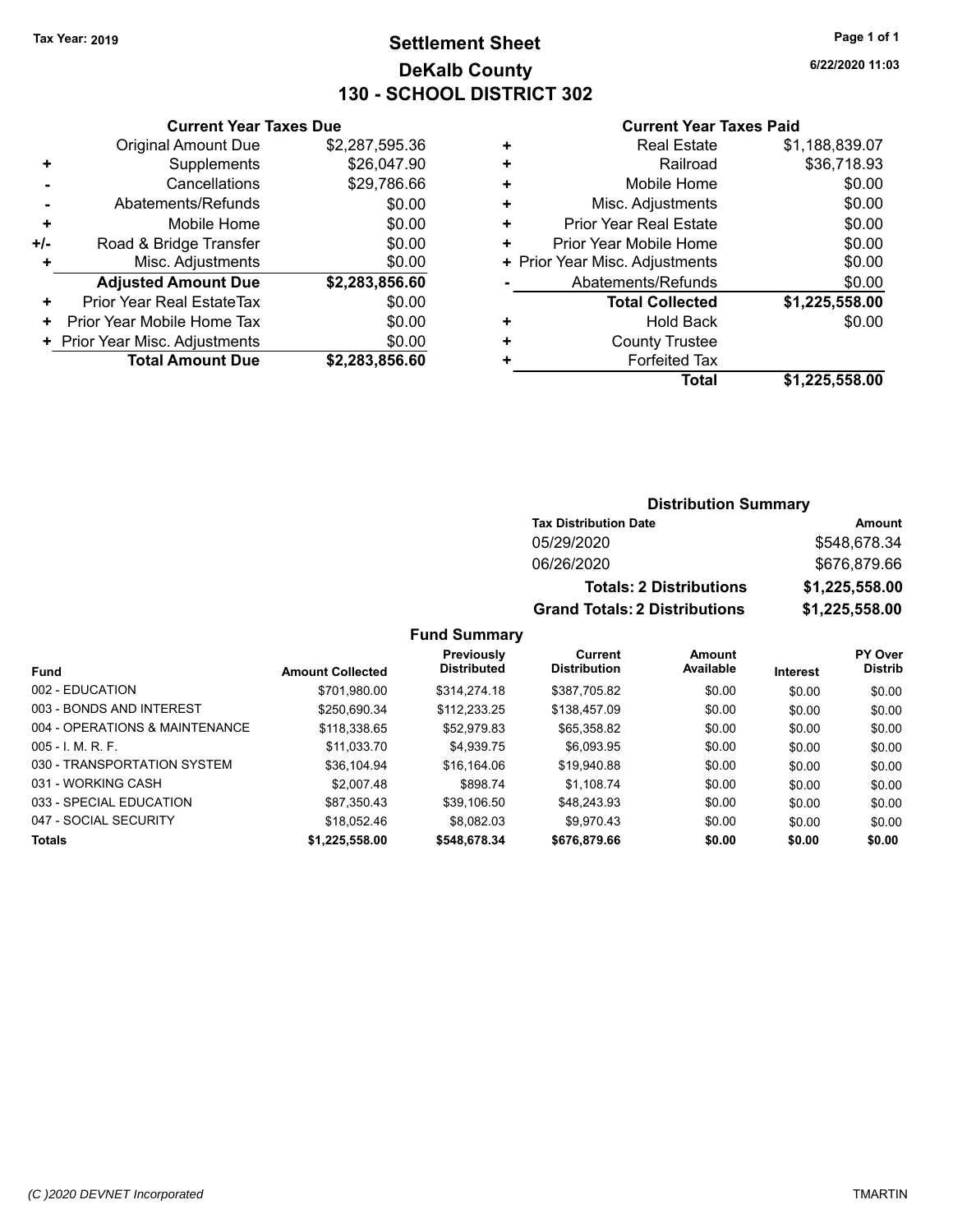Tax Year: 2019

# Settlement Sheet
## DeKalb County
## 130 - SCHOOL DISTRICT 302

6/22/2020 11:03

### Current Year Taxes Due

| | | |
|---|---|---|
| | Original Amount Due | $2,287,595.36 |
| + | Supplements | $26,047.90 |
| - | Cancellations | $29,786.66 |
| - | Abatements/Refunds | $0.00 |
| + | Mobile Home | $0.00 |
| +/- | Road & Bridge Transfer | $0.00 |
| + | Misc. Adjustments | $0.00 |
| | **Adjusted Amount Due** | **$2,283,856.60** |
| + | Prior Year Real EstateTax | $0.00 |
| + | Prior Year Mobile Home Tax | $0.00 |
| + | Prior Year Misc. Adjustments | $0.00 |
| | **Total Amount Due** | **$2,283,856.60** |

### Current Year Taxes Paid

| | | |
|---|---|---|
| + | Real Estate | $1,188,839.07 |
| + | Railroad | $36,718.93 |
| + | Mobile Home | $0.00 |
| + | Misc. Adjustments | $0.00 |
| + | Prior Year Real Estate | $0.00 |
| + | Prior Year Mobile Home | $0.00 |
| + | Prior Year Misc. Adjustments | $0.00 |
| - | Abatements/Refunds | $0.00 |
| | **Total Collected** | **$1,225,558.00** |
| + | Hold Back | $0.00 |
| + | County Trustee | |
| + | Forfeited Tax | |
| | **Total** | **$1,225,558.00** |

### Distribution Summary

| Tax Distribution Date | Amount |
|---|---|
| 05/29/2020 | $548,678.34 |
| 06/26/2020 | $676,879.66 |
| **Totals: 2 Distributions** | **$1,225,558.00** |
| **Grand Totals: 2 Distributions** | **$1,225,558.00** |

### Fund Summary

| Fund | Amount Collected | Previously Distributed | Current Distribution | Amount Available | Interest | PY Over Distrib |
|---|---|---|---|---|---|---|
| 002 - EDUCATION | $701,980.00 | $314,274.18 | $387,705.82 | $0.00 | $0.00 | $0.00 |
| 003 - BONDS AND INTEREST | $250,690.34 | $112,233.25 | $138,457.09 | $0.00 | $0.00 | $0.00 |
| 004 - OPERATIONS & MAINTENANCE | $118,338.65 | $52,979.83 | $65,358.82 | $0.00 | $0.00 | $0.00 |
| 005 - I. M. R. F. | $11,033.70 | $4,939.75 | $6,093.95 | $0.00 | $0.00 | $0.00 |
| 030 - TRANSPORTATION SYSTEM | $36,104.94 | $16,164.06 | $19,940.88 | $0.00 | $0.00 | $0.00 |
| 031 - WORKING CASH | $2,007.48 | $898.74 | $1,108.74 | $0.00 | $0.00 | $0.00 |
| 033 - SPECIAL EDUCATION | $87,350.43 | $39,106.50 | $48,243.93 | $0.00 | $0.00 | $0.00 |
| 047 - SOCIAL SECURITY | $18,052.46 | $8,082.03 | $9,970.43 | $0.00 | $0.00 | $0.00 |
| **Totals** | **$1,225,558.00** | **$548,678.34** | **$676,879.66** | **$0.00** | **$0.00** | **$0.00** |

(C )2020 DEVNET Incorporated TMARTIN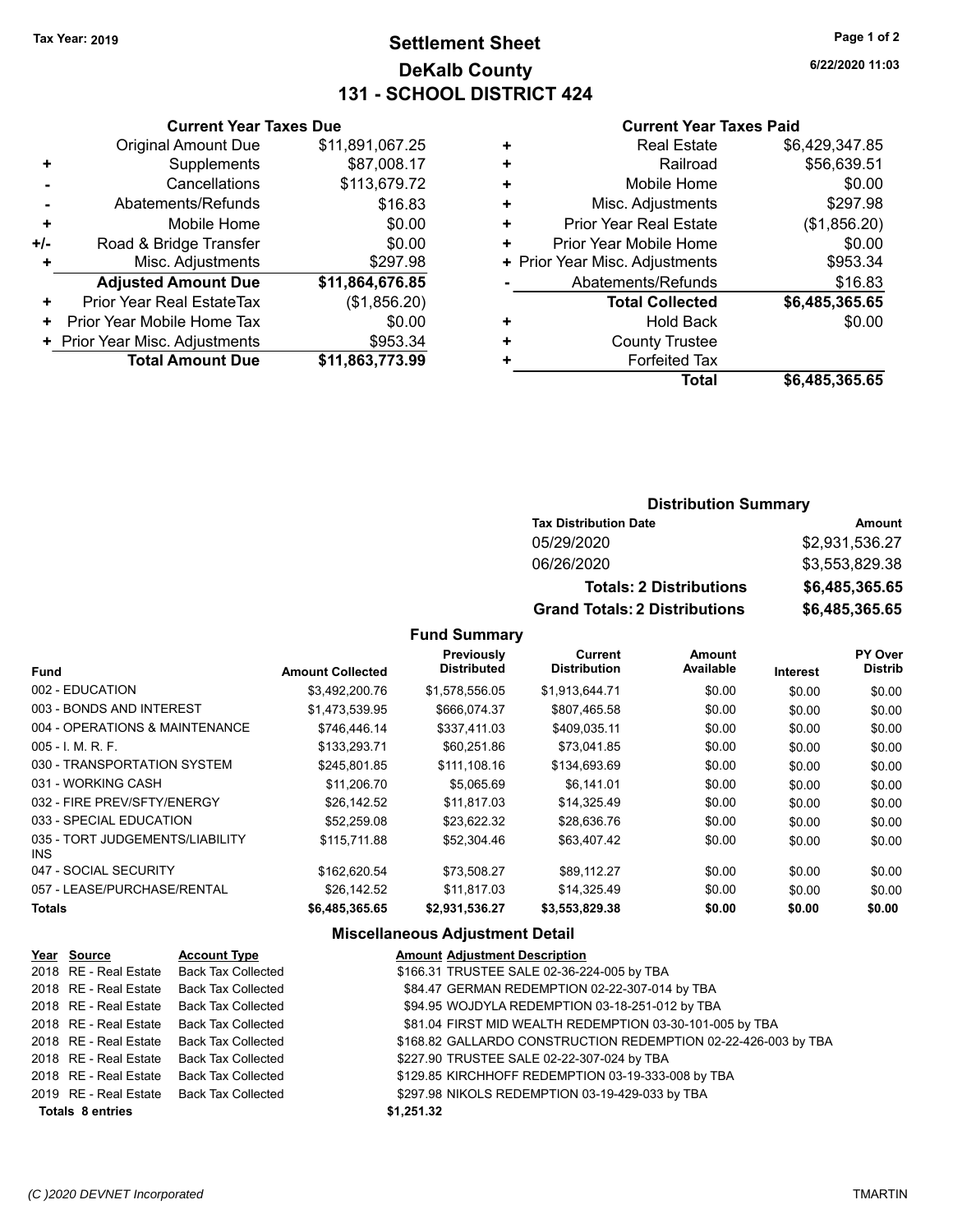Tax Year: 2019

# Settlement Sheet
## DeKalb County
## 131 - SCHOOL DISTRICT 424

6/22/2020 11:03

### Current Year Taxes Due

| | | |
|---|---|---|
| | Original Amount Due | $11,891,067.25 |
| + | Supplements | $87,008.17 |
| - | Cancellations | $113,679.72 |
| - | Abatements/Refunds | $16.83 |
| + | Mobile Home | $0.00 |
| +/- | Road & Bridge Transfer | $0.00 |
| + | Misc. Adjustments | $297.98 |
| | **Adjusted Amount Due** | **$11,864,676.85** |
| + | Prior Year Real EstateTax | ($1,856.20) |
| + | Prior Year Mobile Home Tax | $0.00 |
| + | Prior Year Misc. Adjustments | $953.34 |
| | **Total Amount Due** | **$11,863,773.99** |

### Current Year Taxes Paid

| | | |
|---|---|---|
| + | Real Estate | $6,429,347.85 |
| + | Railroad | $56,639.51 |
| + | Mobile Home | $0.00 |
| + | Misc. Adjustments | $297.98 |
| + | Prior Year Real Estate | ($1,856.20) |
| + | Prior Year Mobile Home | $0.00 |
| + | Prior Year Misc. Adjustments | $953.34 |
| - | Abatements/Refunds | $16.83 |
| | **Total Collected** | **$6,485,365.65** |
| + | Hold Back | $0.00 |
| + | County Trustee | |
| + | Forfeited Tax | |
| | **Total** | **$6,485,365.65** |

### Distribution Summary

| Tax Distribution Date | Amount |
|---|---|
| 05/29/2020 | $2,931,536.27 |
| 06/26/2020 | $3,553,829.38 |
| **Totals: 2 Distributions** | **$6,485,365.65** |
| **Grand Totals: 2 Distributions** | **$6,485,365.65** |

### Fund Summary

| Fund | Amount Collected | Previously Distributed | Current Distribution | Amount Available | Interest | PY Over Distrib |
|---|---|---|---|---|---|---|
| 002 - EDUCATION | $3,492,200.76 | $1,578,556.05 | $1,913,644.71 | $0.00 | $0.00 | $0.00 |
| 003 - BONDS AND INTEREST | $1,473,539.95 | $666,074.37 | $807,465.58 | $0.00 | $0.00 | $0.00 |
| 004 - OPERATIONS & MAINTENANCE | $746,446.14 | $337,411.03 | $409,035.11 | $0.00 | $0.00 | $0.00 |
| 005 - I. M. R. F. | $133,293.71 | $60,251.86 | $73,041.85 | $0.00 | $0.00 | $0.00 |
| 030 - TRANSPORTATION SYSTEM | $245,801.85 | $111,108.16 | $134,693.69 | $0.00 | $0.00 | $0.00 |
| 031 - WORKING CASH | $11,206.70 | $5,065.69 | $6,141.01 | $0.00 | $0.00 | $0.00 |
| 032 - FIRE PREV/SFTY/ENERGY | $26,142.52 | $11,817.03 | $14,325.49 | $0.00 | $0.00 | $0.00 |
| 033 - SPECIAL EDUCATION | $52,259.08 | $23,622.32 | $28,636.76 | $0.00 | $0.00 | $0.00 |
| 035 - TORT JUDGEMENTS/LIABILITY INS | $115,711.88 | $52,304.46 | $63,407.42 | $0.00 | $0.00 | $0.00 |
| 047 - SOCIAL SECURITY | $162,620.54 | $73,508.27 | $89,112.27 | $0.00 | $0.00 | $0.00 |
| 057 - LEASE/PURCHASE/RENTAL | $26,142.52 | $11,817.03 | $14,325.49 | $0.00 | $0.00 | $0.00 |
| **Totals** | **$6,485,365.65** | **$2,931,536.27** | **$3,553,829.38** | **$0.00** | **$0.00** | **$0.00** |

### Miscellaneous Adjustment Detail

| Year | Source | Account Type | Amount | Adjustment Description |
|---|---|---|---|---|
| 2018 | RE - Real Estate | Back Tax Collected | $166.31 | TRUSTEE SALE 02-36-224-005 by TBA |
| 2018 | RE - Real Estate | Back Tax Collected | $84.47 | GERMAN REDEMPTION 02-22-307-014 by TBA |
| 2018 | RE - Real Estate | Back Tax Collected | $94.95 | WOJDYLA REDEMPTION 03-18-251-012 by TBA |
| 2018 | RE - Real Estate | Back Tax Collected | $81.04 | FIRST MID WEALTH REDEMPTION 03-30-101-005 by TBA |
| 2018 | RE - Real Estate | Back Tax Collected | $168.82 | GALLARDO CONSTRUCTION REDEMPTION 02-22-426-003 by TBA |
| 2018 | RE - Real Estate | Back Tax Collected | $227.90 | TRUSTEE SALE 02-22-307-024 by TBA |
| 2018 | RE - Real Estate | Back Tax Collected | $129.85 | KIRCHHOFF REDEMPTION 03-19-333-008 by TBA |
| 2019 | RE - Real Estate | Back Tax Collected | $297.98 | NIKOLS REDEMPTION 03-19-429-033 by TBA |
| **Totals** | **8 entries** | | **$1,251.32** | |

(C )2020 DEVNET Incorporated TMARTIN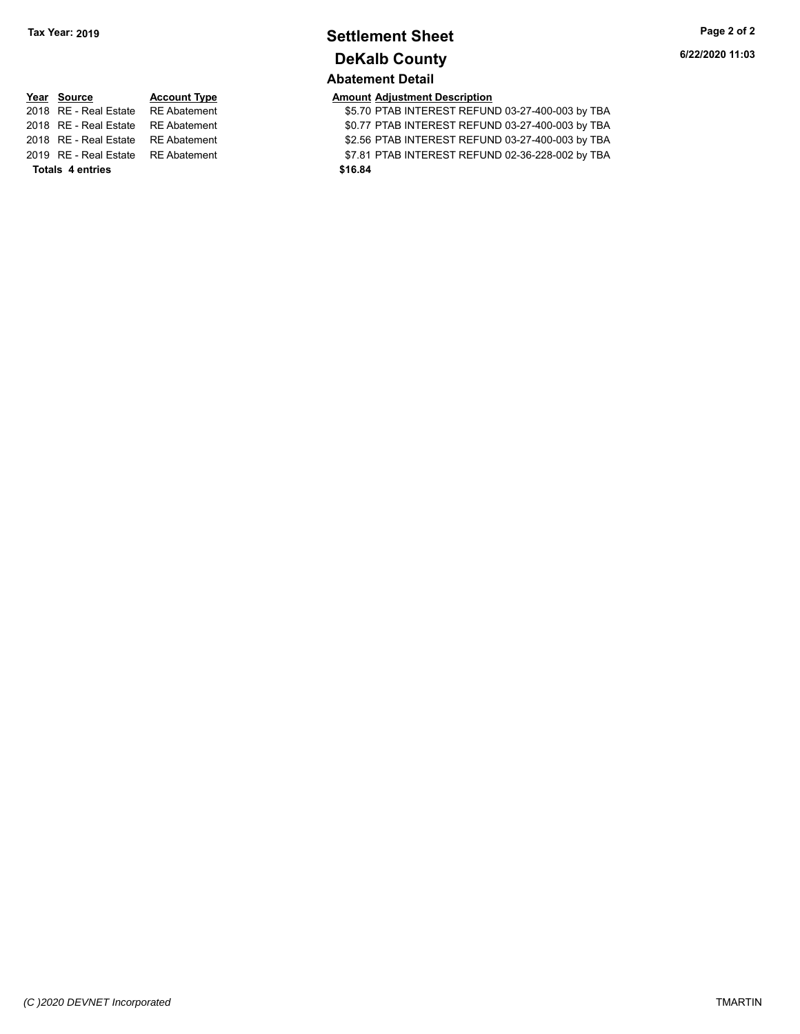**Tax Year: 2019**

# Settlement Sheet

## DeKalb County

6/22/2020 11:03

### Abatement Detail

| Year | Source | Account Type | Amount | Adjustment Description |
|---|---|---|---|---|
| 2018 | RE - Real Estate | RE Abatement | $5.70 | PTAB INTEREST REFUND 03-27-400-003 by TBA |
| 2018 | RE - Real Estate | RE Abatement | $0.77 | PTAB INTEREST REFUND 03-27-400-003 by TBA |
| 2018 | RE - Real Estate | RE Abatement | $2.56 | PTAB INTEREST REFUND 03-27-400-003 by TBA |
| 2019 | RE - Real Estate | RE Abatement | $7.81 | PTAB INTEREST REFUND 02-36-228-002 by TBA |
| **Totals** | **4 entries** | | **$16.84** | |

*(C )2020 DEVNET Incorporated*

TMARTIN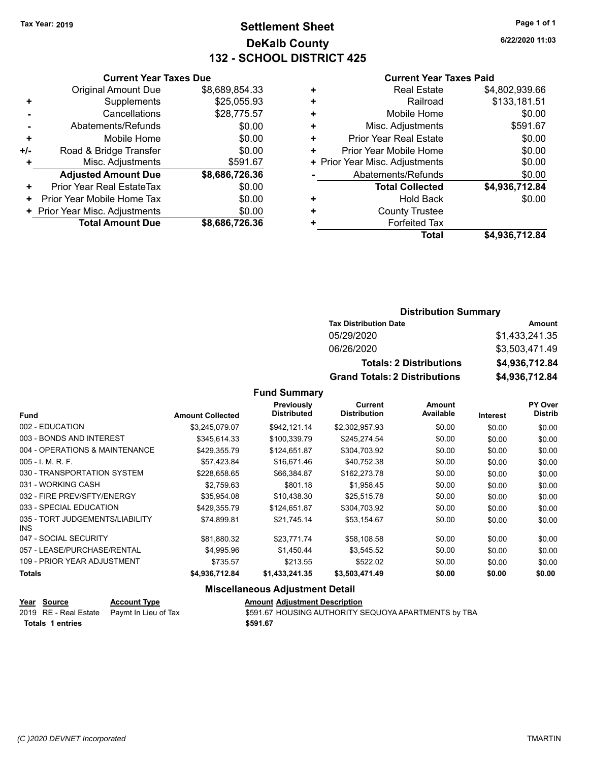Tax Year: 2019

# Settlement Sheet
## DeKalb County
## 132 - SCHOOL DISTRICT 425

6/22/2020 11:03

### Current Year Taxes Due

| | | |
|---|---|---|
| | Original Amount Due | $8,689,854.33 |
| + | Supplements | $25,055.93 |
| - | Cancellations | $28,775.57 |
| - | Abatements/Refunds | $0.00 |
| + | Mobile Home | $0.00 |
| +/- | Road & Bridge Transfer | $0.00 |
| + | Misc. Adjustments | $591.67 |
| | **Adjusted Amount Due** | **$8,686,726.36** |
| + | Prior Year Real EstateTax | $0.00 |
| + | Prior Year Mobile Home Tax | $0.00 |
| + | Prior Year Misc. Adjustments | $0.00 |
| | **Total Amount Due** | **$8,686,726.36** |

### Current Year Taxes Paid

| | | |
|---|---|---|
| + | Real Estate | $4,802,939.66 |
| + | Railroad | $133,181.51 |
| + | Mobile Home | $0.00 |
| + | Misc. Adjustments | $591.67 |
| + | Prior Year Real Estate | $0.00 |
| + | Prior Year Mobile Home | $0.00 |
| + | Prior Year Misc. Adjustments | $0.00 |
| - | Abatements/Refunds | $0.00 |
| | **Total Collected** | **$4,936,712.84** |
| + | Hold Back | $0.00 |
| + | County Trustee | |
| + | Forfeited Tax | |
| | **Total** | **$4,936,712.84** |

### Distribution Summary

| Tax Distribution Date | Amount |
|---|---|
| 05/29/2020 | $1,433,241.35 |
| 06/26/2020 | $3,503,471.49 |
| **Totals: 2 Distributions** | **$4,936,712.84** |
| **Grand Totals: 2 Distributions** | **$4,936,712.84** |

### Fund Summary

| Fund | Amount Collected | Previously Distributed | Current Distribution | Amount Available | Interest | PY Over Distrib |
|---|---|---|---|---|---|---|
| 002 - EDUCATION | $3,245,079.07 | $942,121.14 | $2,302,957.93 | $0.00 | $0.00 | $0.00 |
| 003 - BONDS AND INTEREST | $345,614.33 | $100,339.79 | $245,274.54 | $0.00 | $0.00 | $0.00 |
| 004 - OPERATIONS & MAINTENANCE | $429,355.79 | $124,651.87 | $304,703.92 | $0.00 | $0.00 | $0.00 |
| 005 - I. M. R. F. | $57,423.84 | $16,671.46 | $40,752.38 | $0.00 | $0.00 | $0.00 |
| 030 - TRANSPORTATION SYSTEM | $228,658.65 | $66,384.87 | $162,273.78 | $0.00 | $0.00 | $0.00 |
| 031 - WORKING CASH | $2,759.63 | $801.18 | $1,958.45 | $0.00 | $0.00 | $0.00 |
| 032 - FIRE PREV/SFTY/ENERGY | $35,954.08 | $10,438.30 | $25,515.78 | $0.00 | $0.00 | $0.00 |
| 033 - SPECIAL EDUCATION | $429,355.79 | $124,651.87 | $304,703.92 | $0.00 | $0.00 | $0.00 |
| 035 - TORT JUDGEMENTS/LIABILITY INS | $74,899.81 | $21,745.14 | $53,154.67 | $0.00 | $0.00 | $0.00 |
| 047 - SOCIAL SECURITY | $81,880.32 | $23,771.74 | $58,108.58 | $0.00 | $0.00 | $0.00 |
| 057 - LEASE/PURCHASE/RENTAL | $4,995.96 | $1,450.44 | $3,545.52 | $0.00 | $0.00 | $0.00 |
| 109 - PRIOR YEAR ADJUSTMENT | $735.57 | $213.55 | $522.02 | $0.00 | $0.00 | $0.00 |
| **Totals** | **$4,936,712.84** | **$1,433,241.35** | **$3,503,471.49** | **$0.00** | **$0.00** | **$0.00** |

### Miscellaneous Adjustment Detail

| Year | Source | Account Type | Amount | Adjustment Description |
|---|---|---|---|---|
| 2019 | RE - Real Estate | Paymt In Lieu of Tax | $591.67 | HOUSING AUTHORITY SEQUOYA APARTMENTS by TBA |
| **Totals** | **1 entries** | | **$591.67** | |

(C )2020 DEVNET Incorporated

TMARTIN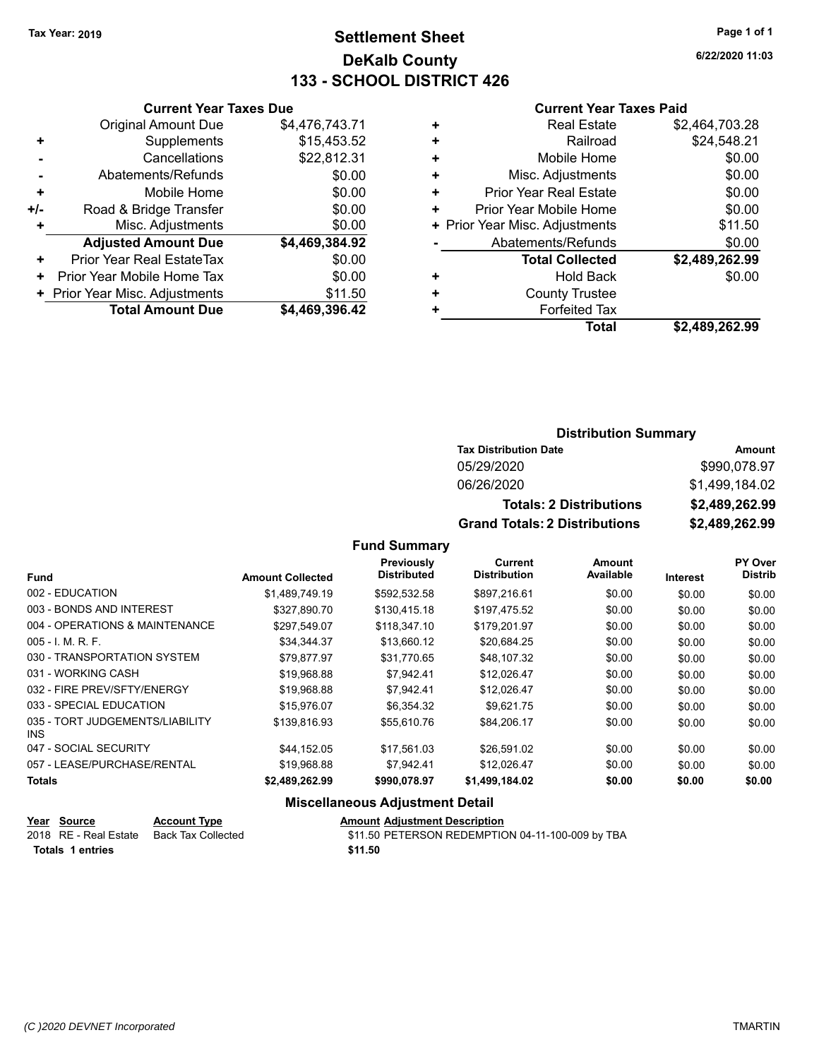Tax Year: 2019

# Settlement Sheet
## DeKalb County
## 133 - SCHOOL DISTRICT 426

6/22/2020 11:03

### Current Year Taxes Due

| | | |
|---|---|---|
| | Original Amount Due | $4,476,743.71 |
| + | Supplements | $15,453.52 |
| - | Cancellations | $22,812.31 |
| - | Abatements/Refunds | $0.00 |
| + | Mobile Home | $0.00 |
| +/- | Road & Bridge Transfer | $0.00 |
| + | Misc. Adjustments | $0.00 |
| | **Adjusted Amount Due** | **$4,469,384.92** |
| + | Prior Year Real EstateTax | $0.00 |
| + | Prior Year Mobile Home Tax | $0.00 |
| + | Prior Year Misc. Adjustments | $11.50 |
| | **Total Amount Due** | **$4,469,396.42** |

### Current Year Taxes Paid

| | | |
|---|---|---|
| + | Real Estate | $2,464,703.28 |
| + | Railroad | $24,548.21 |
| + | Mobile Home | $0.00 |
| + | Misc. Adjustments | $0.00 |
| + | Prior Year Real Estate | $0.00 |
| + | Prior Year Mobile Home | $0.00 |
| + | Prior Year Misc. Adjustments | $11.50 |
| - | Abatements/Refunds | $0.00 |
| | **Total Collected** | **$2,489,262.99** |
| + | Hold Back | $0.00 |
| + | County Trustee | |
| + | Forfeited Tax | |
| | **Total** | **$2,489,262.99** |

### Distribution Summary

| Tax Distribution Date | Amount |
|---|---|
| 05/29/2020 | $990,078.97 |
| 06/26/2020 | $1,499,184.02 |
| **Totals: 2 Distributions** | **$2,489,262.99** |
| **Grand Totals: 2 Distributions** | **$2,489,262.99** |

### Fund Summary

| Fund | Amount Collected | Previously Distributed | Current Distribution | Amount Available | Interest | PY Over Distrib |
|---|---|---|---|---|---|---|
| 002 - EDUCATION | $1,489,749.19 | $592,532.58 | $897,216.61 | $0.00 | $0.00 | $0.00 |
| 003 - BONDS AND INTEREST | $327,890.70 | $130,415.18 | $197,475.52 | $0.00 | $0.00 | $0.00 |
| 004 - OPERATIONS & MAINTENANCE | $297,549.07 | $118,347.10 | $179,201.97 | $0.00 | $0.00 | $0.00 |
| 005 - I. M. R. F. | $34,344.37 | $13,660.12 | $20,684.25 | $0.00 | $0.00 | $0.00 |
| 030 - TRANSPORTATION SYSTEM | $79,877.97 | $31,770.65 | $48,107.32 | $0.00 | $0.00 | $0.00 |
| 031 - WORKING CASH | $19,968.88 | $7,942.41 | $12,026.47 | $0.00 | $0.00 | $0.00 |
| 032 - FIRE PREV/SFTY/ENERGY | $19,968.88 | $7,942.41 | $12,026.47 | $0.00 | $0.00 | $0.00 |
| 033 - SPECIAL EDUCATION | $15,976.07 | $6,354.32 | $9,621.75 | $0.00 | $0.00 | $0.00 |
| 035 - TORT JUDGEMENTS/LIABILITY INS | $139,816.93 | $55,610.76 | $84,206.17 | $0.00 | $0.00 | $0.00 |
| 047 - SOCIAL SECURITY | $44,152.05 | $17,561.03 | $26,591.02 | $0.00 | $0.00 | $0.00 |
| 057 - LEASE/PURCHASE/RENTAL | $19,968.88 | $7,942.41 | $12,026.47 | $0.00 | $0.00 | $0.00 |
| **Totals** | **$2,489,262.99** | **$990,078.97** | **$1,499,184.02** | **$0.00** | **$0.00** | **$0.00** |

### Miscellaneous Adjustment Detail

| Year | Source | Account Type | Amount | Adjustment Description |
|---|---|---|---|---|
| 2018 | RE - Real Estate | Back Tax Collected | $11.50 | PETERSON REDEMPTION 04-11-100-009 by TBA |
| **Totals** | **1 entries** | | **$11.50** | |

(C )2020 DEVNET Incorporated — TMARTIN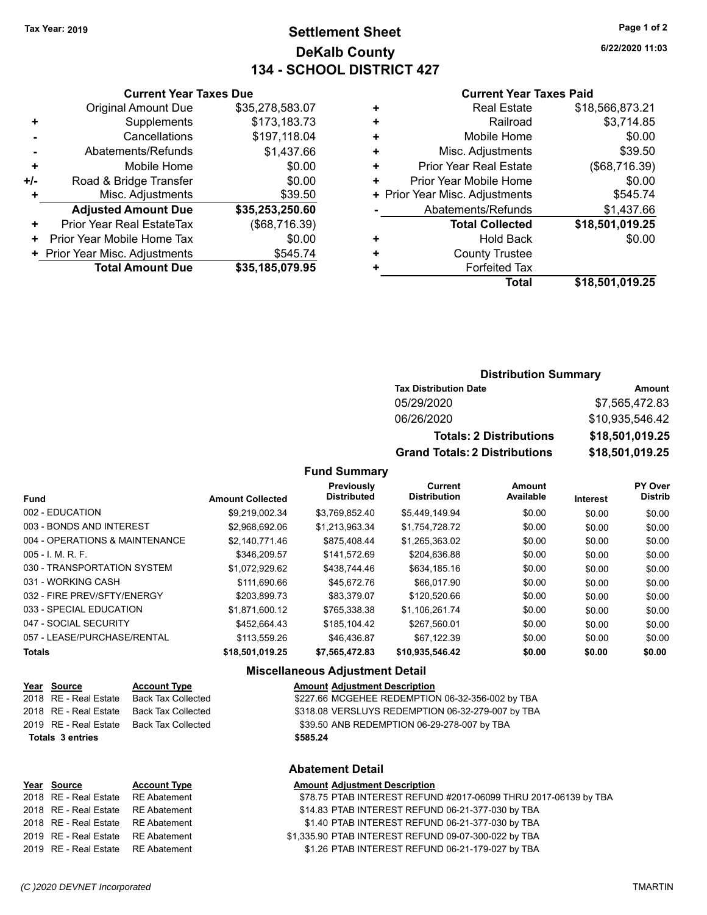Tax Year: 2019

# Settlement Sheet
## DeKalb County
## 134 - SCHOOL DISTRICT 427

6/22/2020 11:03

### Current Year Taxes Due

| | | |
|---|---|---|
| | Original Amount Due | $35,278,583.07 |
| + | Supplements | $173,183.73 |
| - | Cancellations | $197,118.04 |
| - | Abatements/Refunds | $1,437.66 |
| + | Mobile Home | $0.00 |
| +/- | Road & Bridge Transfer | $0.00 |
| + | Misc. Adjustments | $39.50 |
| | **Adjusted Amount Due** | **$35,253,250.60** |
| + | Prior Year Real EstateTax | ($68,716.39) |
| + | Prior Year Mobile Home Tax | $0.00 |
| + | Prior Year Misc. Adjustments | $545.74 |
| | **Total Amount Due** | **$35,185,079.95** |

### Current Year Taxes Paid

| | | |
|---|---|---|
| + | Real Estate | $18,566,873.21 |
| + | Railroad | $3,714.85 |
| + | Mobile Home | $0.00 |
| + | Misc. Adjustments | $39.50 |
| + | Prior Year Real Estate | ($68,716.39) |
| + | Prior Year Mobile Home | $0.00 |
| + | Prior Year Misc. Adjustments | $545.74 |
| - | Abatements/Refunds | $1,437.66 |
| | **Total Collected** | **$18,501,019.25** |
| + | Hold Back | $0.00 |
| + | County Trustee | |
| + | Forfeited Tax | |
| | **Total** | **$18,501,019.25** |

### Distribution Summary

| Tax Distribution Date | Amount |
|---|---|
| 05/29/2020 | $7,565,472.83 |
| 06/26/2020 | $10,935,546.42 |
| **Totals: 2 Distributions** | **$18,501,019.25** |
| **Grand Totals: 2 Distributions** | **$18,501,019.25** |

### Fund Summary

| Fund | Amount Collected | Previously Distributed | Current Distribution | Amount Available | Interest | PY Over Distrib |
|---|---|---|---|---|---|---|
| 002 - EDUCATION | $9,219,002.34 | $3,769,852.40 | $5,449,149.94 | $0.00 | $0.00 | $0.00 |
| 003 - BONDS AND INTEREST | $2,968,692.06 | $1,213,963.34 | $1,754,728.72 | $0.00 | $0.00 | $0.00 |
| 004 - OPERATIONS & MAINTENANCE | $2,140,771.46 | $875,408.44 | $1,265,363.02 | $0.00 | $0.00 | $0.00 |
| 005 - I. M. R. F. | $346,209.57 | $141,572.69 | $204,636.88 | $0.00 | $0.00 | $0.00 |
| 030 - TRANSPORTATION SYSTEM | $1,072,929.62 | $438,744.46 | $634,185.16 | $0.00 | $0.00 | $0.00 |
| 031 - WORKING CASH | $111,690.66 | $45,672.76 | $66,017.90 | $0.00 | $0.00 | $0.00 |
| 032 - FIRE PREV/SFTY/ENERGY | $203,899.73 | $83,379.07 | $120,520.66 | $0.00 | $0.00 | $0.00 |
| 033 - SPECIAL EDUCATION | $1,871,600.12 | $765,338.38 | $1,106,261.74 | $0.00 | $0.00 | $0.00 |
| 047 - SOCIAL SECURITY | $452,664.43 | $185,104.42 | $267,560.01 | $0.00 | $0.00 | $0.00 |
| 057 - LEASE/PURCHASE/RENTAL | $113,559.26 | $46,436.87 | $67,122.39 | $0.00 | $0.00 | $0.00 |
| **Totals** | **$18,501,019.25** | **$7,565,472.83** | **$10,935,546.42** | **$0.00** | **$0.00** | **$0.00** |

### Miscellaneous Adjustment Detail

| Year | Source | Account Type | Amount | Adjustment Description |
|---|---|---|---|---|
| 2018 | RE - Real Estate | Back Tax Collected | $227.66 | MCGEHEE REDEMPTION 06-32-356-002 by TBA |
| 2018 | RE - Real Estate | Back Tax Collected | $318.08 | VERSLUYS REDEMPTION 06-32-279-007 by TBA |
| 2019 | RE - Real Estate | Back Tax Collected | $39.50 | ANB REDEMPTION 06-29-278-007 by TBA |
| **Totals** | **3 entries** | | **$585.24** | |

### Abatement Detail

| Year | Source | Account Type | Amount | Adjustment Description |
|---|---|---|---|---|
| 2018 | RE - Real Estate | RE Abatement | $78.75 | PTAB INTEREST REFUND #2017-06099 THRU 2017-06139 by TBA |
| 2018 | RE - Real Estate | RE Abatement | $14.83 | PTAB INTEREST REFUND 06-21-377-030 by TBA |
| 2018 | RE - Real Estate | RE Abatement | $1.40 | PTAB INTEREST REFUND 06-21-377-030 by TBA |
| 2019 | RE - Real Estate | RE Abatement | $1,335.90 | PTAB INTEREST REFUND 09-07-300-022 by TBA |
| 2019 | RE - Real Estate | RE Abatement | $1.26 | PTAB INTEREST REFUND 06-21-179-027 by TBA |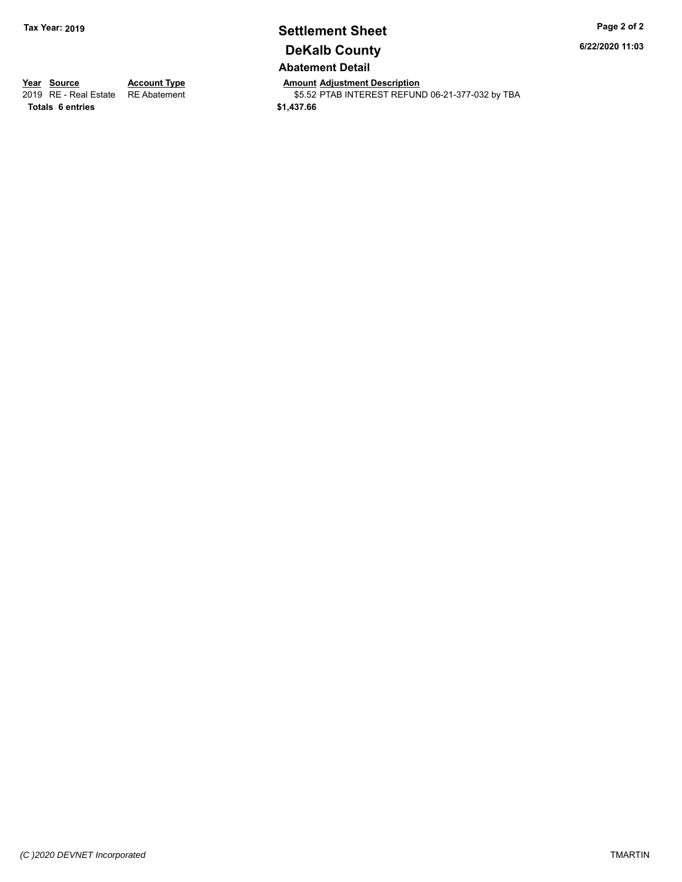**Tax Year: 2019**

# Settlement Sheet

## DeKalb County

6/22/2020 11:03

### Abatement Detail

| Year | Source | Account Type | Amount | Adjustment Description |
| --- | --- | --- | --- | --- |
| 2019 | RE - Real Estate | RE Abatement | $5.52 | PTAB INTEREST REFUND 06-21-377-032 by TBA |
| **Totals** | **6 entries** | | **$1,437.66** | |

*(C )2020 DEVNET Incorporated*

TMARTIN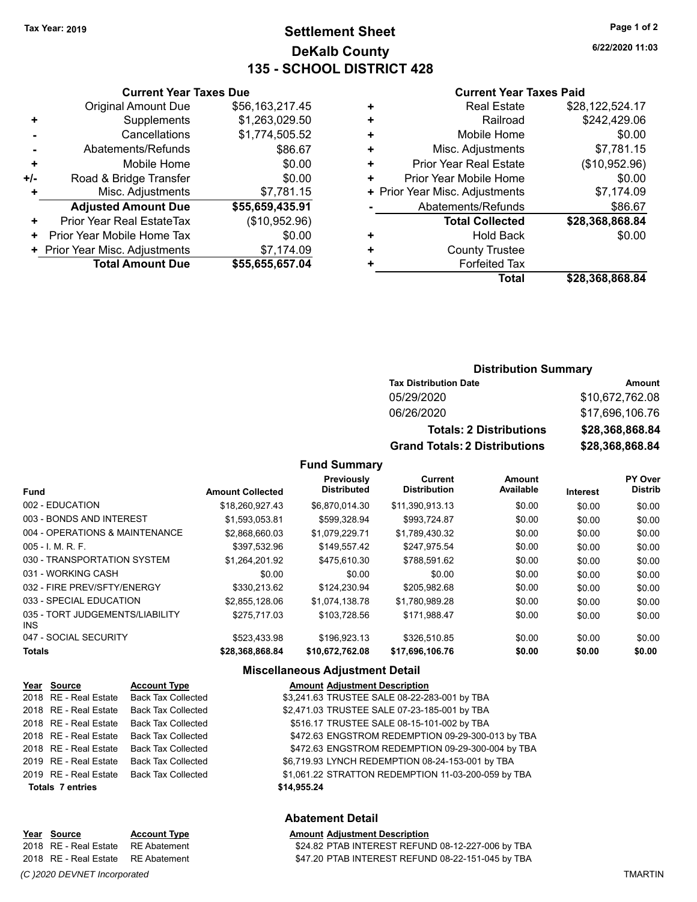Tax Year: 2019

# Settlement Sheet
## DeKalb County
## 135 - SCHOOL DISTRICT 428

6/22/2020 11:03

### Current Year Taxes Due

| | | |
|---|---|---|
| | Original Amount Due | $56,163,217.45 |
| + | Supplements | $1,263,029.50 |
| - | Cancellations | $1,774,505.52 |
| - | Abatements/Refunds | $86.67 |
| + | Mobile Home | $0.00 |
| +/- | Road & Bridge Transfer | $0.00 |
| + | Misc. Adjustments | $7,781.15 |
| | **Adjusted Amount Due** | **$55,659,435.91** |
| + | Prior Year Real EstateTax | ($10,952.96) |
| + | Prior Year Mobile Home Tax | $0.00 |
| + | Prior Year Misc. Adjustments | $7,174.09 |
| | **Total Amount Due** | **$55,655,657.04** |

### Current Year Taxes Paid

| | | |
|---|---|---|
| + | Real Estate | $28,122,524.17 |
| + | Railroad | $242,429.06 |
| + | Mobile Home | $0.00 |
| + | Misc. Adjustments | $7,781.15 |
| + | Prior Year Real Estate | ($10,952.96) |
| + | Prior Year Mobile Home | $0.00 |
| + | Prior Year Misc. Adjustments | $7,174.09 |
| - | Abatements/Refunds | $86.67 |
| | **Total Collected** | **$28,368,868.84** |
| + | Hold Back | $0.00 |
| + | County Trustee | |
| + | Forfeited Tax | |
| | **Total** | **$28,368,868.84** |

### Distribution Summary

| Tax Distribution Date | Amount |
|---|---|
| 05/29/2020 | $10,672,762.08 |
| 06/26/2020 | $17,696,106.76 |
| **Totals: 2 Distributions** | **$28,368,868.84** |
| **Grand Totals: 2 Distributions** | **$28,368,868.84** |

### Fund Summary

| Fund | Amount Collected | Previously Distributed | Current Distribution | Amount Available | Interest | PY Over Distrib |
|---|---|---|---|---|---|---|
| 002 - EDUCATION | $18,260,927.43 | $6,870,014.30 | $11,390,913.13 | $0.00 | $0.00 | $0.00 |
| 003 - BONDS AND INTEREST | $1,593,053.81 | $599,328.94 | $993,724.87 | $0.00 | $0.00 | $0.00 |
| 004 - OPERATIONS & MAINTENANCE | $2,868,660.03 | $1,079,229.71 | $1,789,430.32 | $0.00 | $0.00 | $0.00 |
| 005 - I. M. R. F. | $397,532.96 | $149,557.42 | $247,975.54 | $0.00 | $0.00 | $0.00 |
| 030 - TRANSPORTATION SYSTEM | $1,264,201.92 | $475,610.30 | $788,591.62 | $0.00 | $0.00 | $0.00 |
| 031 - WORKING CASH | $0.00 | $0.00 | $0.00 | $0.00 | $0.00 | $0.00 |
| 032 - FIRE PREV/SFTY/ENERGY | $330,213.62 | $124,230.94 | $205,982.68 | $0.00 | $0.00 | $0.00 |
| 033 - SPECIAL EDUCATION | $2,855,128.06 | $1,074,138.78 | $1,780,989.28 | $0.00 | $0.00 | $0.00 |
| 035 - TORT JUDGEMENTS/LIABILITY INS | $275,717.03 | $103,728.56 | $171,988.47 | $0.00 | $0.00 | $0.00 |
| 047 - SOCIAL SECURITY | $523,433.98 | $196,923.13 | $326,510.85 | $0.00 | $0.00 | $0.00 |
| **Totals** | **$28,368,868.84** | **$10,672,762.08** | **$17,696,106.76** | **$0.00** | **$0.00** | **$0.00** |

### Miscellaneous Adjustment Detail

| Year | Source | Account Type | Amount | Adjustment Description |
|---|---|---|---|---|
| 2018 | RE - Real Estate | Back Tax Collected | $3,241.63 | TRUSTEE SALE 08-22-283-001 by TBA |
| 2018 | RE - Real Estate | Back Tax Collected | $2,471.03 | TRUSTEE SALE 07-23-185-001 by TBA |
| 2018 | RE - Real Estate | Back Tax Collected | $516.17 | TRUSTEE SALE 08-15-101-002 by TBA |
| 2018 | RE - Real Estate | Back Tax Collected | $472.63 | ENGSTROM REDEMPTION 09-29-300-013 by TBA |
| 2018 | RE - Real Estate | Back Tax Collected | $472.63 | ENGSTROM REDEMPTION 09-29-300-004 by TBA |
| 2019 | RE - Real Estate | Back Tax Collected | $6,719.93 | LYNCH REDEMPTION 08-24-153-001 by TBA |
| 2019 | RE - Real Estate | Back Tax Collected | $1,061.22 | STRATTON REDEMPTION 11-03-200-059 by TBA |
| **Totals 7 entries** | | | **$14,955.24** | |

### Abatement Detail

| Year | Source | Account Type | Amount | Adjustment Description |
|---|---|---|---|---|
| 2018 | RE - Real Estate | RE Abatement | $24.82 | PTAB INTEREST REFUND 08-12-227-006 by TBA |
| 2018 | RE - Real Estate | RE Abatement | $47.20 | PTAB INTEREST REFUND 08-22-151-045 by TBA |

(C )2020 DEVNET Incorporated TMARTIN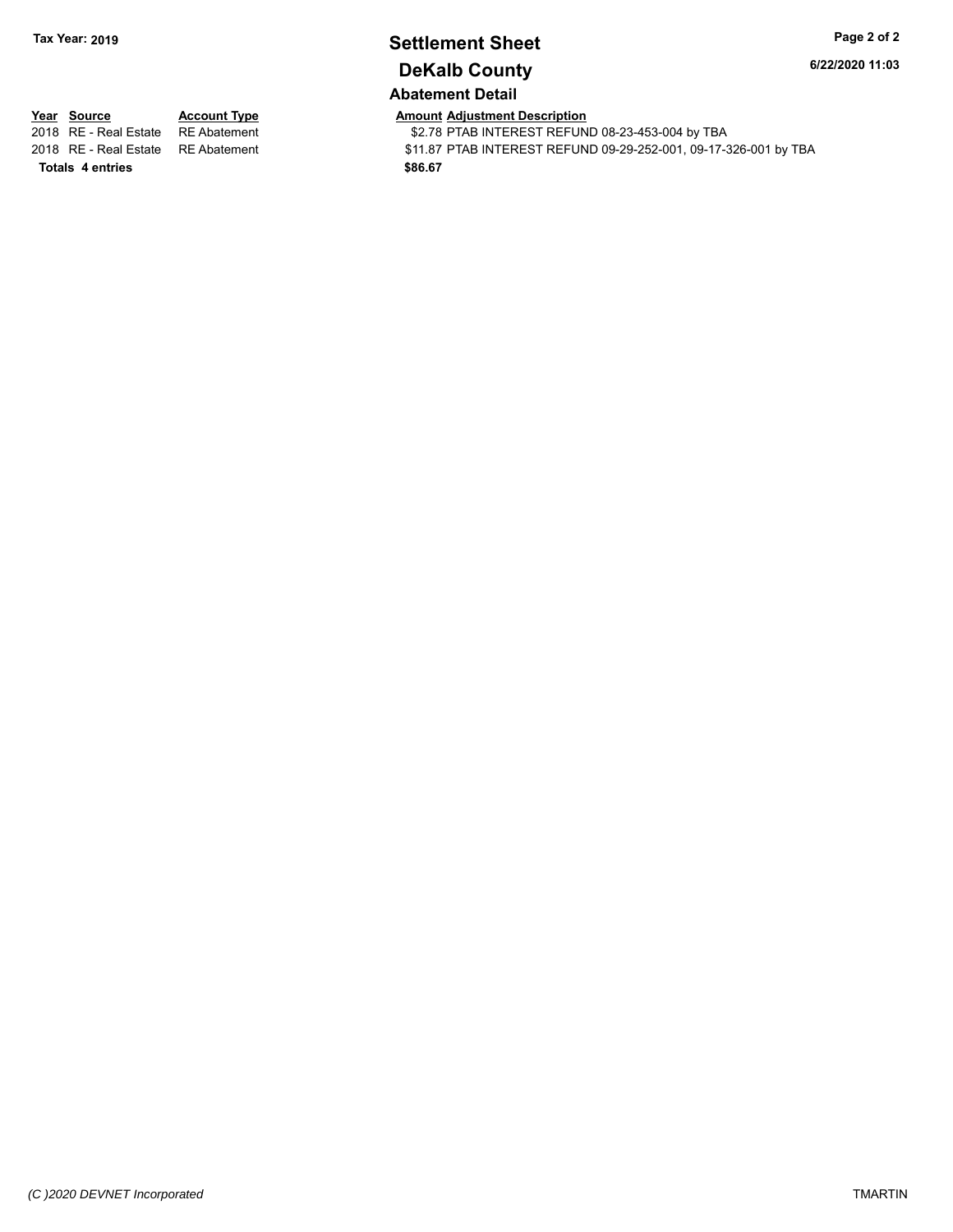**Tax Year: 2019**

# Settlement Sheet

## DeKalb County

**6/22/2020 11:03**

### Abatement Detail

| Year | Source | Account Type | Amount | Adjustment Description |
|---|---|---|---|---|
| 2018 | RE - Real Estate | RE Abatement | $2.78 | PTAB INTEREST REFUND 08-23-453-004 by TBA |
| 2018 | RE - Real Estate | RE Abatement | $11.87 | PTAB INTEREST REFUND 09-29-252-001, 09-17-326-001 by TBA |
| **Totals 4 entries** | | | **$86.67** | |

*(C )2020 DEVNET Incorporated*

TMARTIN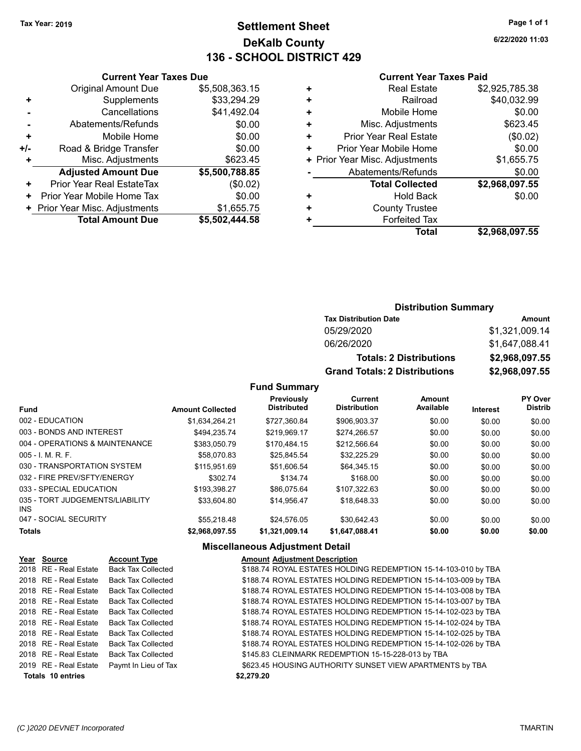Tax Year: 2019

# Settlement Sheet
## DeKalb County
## 136 - SCHOOL DISTRICT 429

6/22/2020 11:03

### Current Year Taxes Due

| | | |
|---|---|---|
| | Original Amount Due | $5,508,363.15 |
| + | Supplements | $33,294.29 |
| - | Cancellations | $41,492.04 |
| - | Abatements/Refunds | $0.00 |
| + | Mobile Home | $0.00 |
| +/- | Road & Bridge Transfer | $0.00 |
| + | Misc. Adjustments | $623.45 |
| | **Adjusted Amount Due** | **$5,500,788.85** |
| + | Prior Year Real EstateTax | ($0.02) |
| + | Prior Year Mobile Home Tax | $0.00 |
| + | Prior Year Misc. Adjustments | $1,655.75 |
| | **Total Amount Due** | **$5,502,444.58** |

### Current Year Taxes Paid

| | | |
|---|---|---|
| + | Real Estate | $2,925,785.38 |
| + | Railroad | $40,032.99 |
| + | Mobile Home | $0.00 |
| + | Misc. Adjustments | $623.45 |
| + | Prior Year Real Estate | ($0.02) |
| + | Prior Year Mobile Home | $0.00 |
| + | Prior Year Misc. Adjustments | $1,655.75 |
| - | Abatements/Refunds | $0.00 |
| | **Total Collected** | **$2,968,097.55** |
| + | Hold Back | $0.00 |
| + | County Trustee | |
| + | Forfeited Tax | |
| | **Total** | **$2,968,097.55** |

### Distribution Summary

| Tax Distribution Date | Amount |
|---|---|
| 05/29/2020 | $1,321,009.14 |
| 06/26/2020 | $1,647,088.41 |
| **Totals: 2 Distributions** | **$2,968,097.55** |
| **Grand Totals: 2 Distributions** | **$2,968,097.55** |

### Fund Summary

| Fund | Amount Collected | Previously Distributed | Current Distribution | Amount Available | Interest | PY Over Distrib |
|---|---|---|---|---|---|---|
| 002 - EDUCATION | $1,634,264.21 | $727,360.84 | $906,903.37 | $0.00 | $0.00 | $0.00 |
| 003 - BONDS AND INTEREST | $494,235.74 | $219,969.17 | $274,266.57 | $0.00 | $0.00 | $0.00 |
| 004 - OPERATIONS & MAINTENANCE | $383,050.79 | $170,484.15 | $212,566.64 | $0.00 | $0.00 | $0.00 |
| 005 - I. M. R. F. | $58,070.83 | $25,845.54 | $32,225.29 | $0.00 | $0.00 | $0.00 |
| 030 - TRANSPORTATION SYSTEM | $115,951.69 | $51,606.54 | $64,345.15 | $0.00 | $0.00 | $0.00 |
| 032 - FIRE PREV/SFTY/ENERGY | $302.74 | $134.74 | $168.00 | $0.00 | $0.00 | $0.00 |
| 033 - SPECIAL EDUCATION | $193,398.27 | $86,075.64 | $107,322.63 | $0.00 | $0.00 | $0.00 |
| 035 - TORT JUDGEMENTS/LIABILITY INS | $33,604.80 | $14,956.47 | $18,648.33 | $0.00 | $0.00 | $0.00 |
| 047 - SOCIAL SECURITY | $55,218.48 | $24,576.05 | $30,642.43 | $0.00 | $0.00 | $0.00 |
| **Totals** | **$2,968,097.55** | **$1,321,009.14** | **$1,647,088.41** | **$0.00** | **$0.00** | **$0.00** |

### Miscellaneous Adjustment Detail

| Year | Source | Account Type | Amount | Adjustment Description |
|---|---|---|---|---|
| 2018 | RE - Real Estate | Back Tax Collected | $188.74 | ROYAL ESTATES HOLDING REDEMPTION 15-14-103-010 by TBA |
| 2018 | RE - Real Estate | Back Tax Collected | $188.74 | ROYAL ESTATES HOLDING REDEMPTION 15-14-103-009 by TBA |
| 2018 | RE - Real Estate | Back Tax Collected | $188.74 | ROYAL ESTATES HOLDING REDEMPTION 15-14-103-008 by TBA |
| 2018 | RE - Real Estate | Back Tax Collected | $188.74 | ROYAL ESTATES HOLDING REDEMPTION 15-14-103-007 by TBA |
| 2018 | RE - Real Estate | Back Tax Collected | $188.74 | ROYAL ESTATES HOLDING REDEMPTION 15-14-102-023 by TBA |
| 2018 | RE - Real Estate | Back Tax Collected | $188.74 | ROYAL ESTATES HOLDING REDEMPTION 15-14-102-024 by TBA |
| 2018 | RE - Real Estate | Back Tax Collected | $188.74 | ROYAL ESTATES HOLDING REDEMPTION 15-14-102-025 by TBA |
| 2018 | RE - Real Estate | Back Tax Collected | $188.74 | ROYAL ESTATES HOLDING REDEMPTION 15-14-102-026 by TBA |
| 2018 | RE - Real Estate | Back Tax Collected | $145.83 | CLEINMARK REDEMPTION 15-15-228-013 by TBA |
| 2019 | RE - Real Estate | Paymt In Lieu of Tax | $623.45 | HOUSING AUTHORITY SUNSET VIEW APARTMENTS by TBA |
| **Totals** | **10 entries** | | **$2,279.20** | |

(C )2020 DEVNET Incorporated — TMARTIN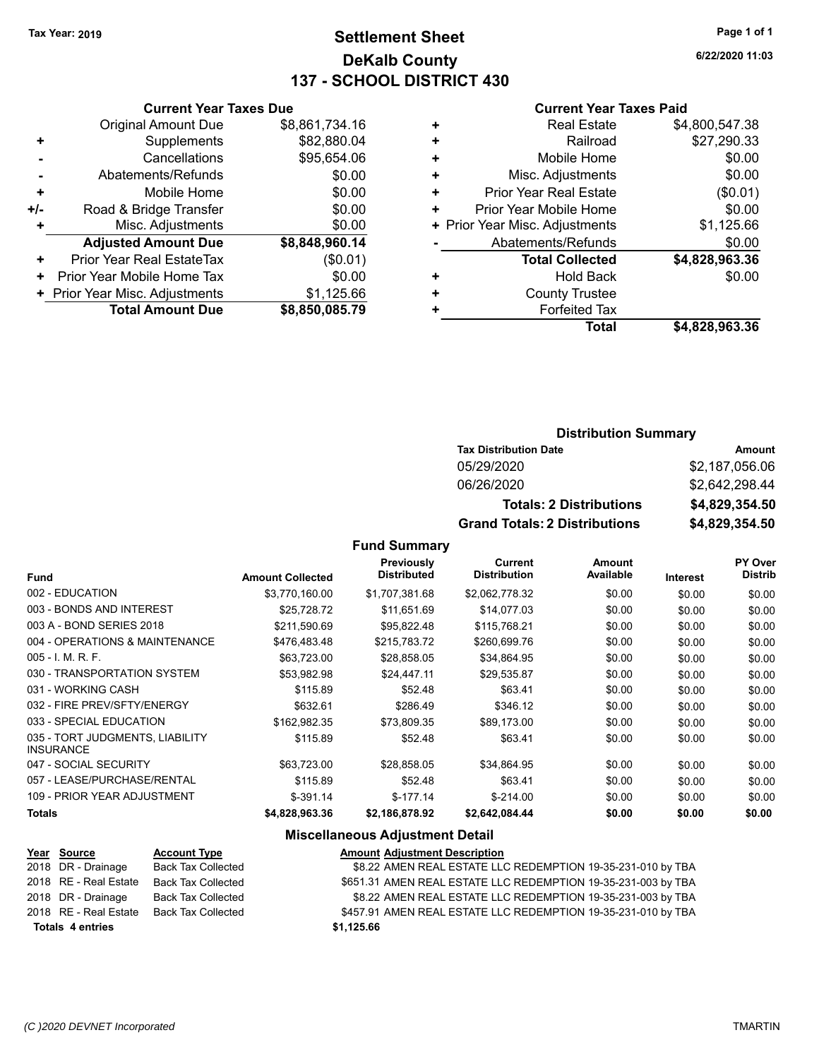Tax Year: 2019

# Settlement Sheet
## DeKalb County
## 137 - SCHOOL DISTRICT 430

6/22/2020 11:03

### Current Year Taxes Due

| | | |
|---|---|---|
| | Original Amount Due | $8,861,734.16 |
| + | Supplements | $82,880.04 |
| - | Cancellations | $95,654.06 |
| - | Abatements/Refunds | $0.00 |
| + | Mobile Home | $0.00 |
| +/- | Road & Bridge Transfer | $0.00 |
| + | Misc. Adjustments | $0.00 |
| | **Adjusted Amount Due** | **$8,848,960.14** |
| + | Prior Year Real EstateTax | ($0.01) |
| + | Prior Year Mobile Home Tax | $0.00 |
| + | Prior Year Misc. Adjustments | $1,125.66 |
| | **Total Amount Due** | **$8,850,085.79** |

### Current Year Taxes Paid

| | | |
|---|---|---|
| + | Real Estate | $4,800,547.38 |
| + | Railroad | $27,290.33 |
| + | Mobile Home | $0.00 |
| + | Misc. Adjustments | $0.00 |
| + | Prior Year Real Estate | ($0.01) |
| + | Prior Year Mobile Home | $0.00 |
| + | Prior Year Misc. Adjustments | $1,125.66 |
| - | Abatements/Refunds | $0.00 |
| | **Total Collected** | **$4,828,963.36** |
| + | Hold Back | $0.00 |
| + | County Trustee | |
| + | Forfeited Tax | |
| | **Total** | **$4,828,963.36** |

### Distribution Summary

| Tax Distribution Date | Amount |
|---|---|
| 05/29/2020 | $2,187,056.06 |
| 06/26/2020 | $2,642,298.44 |
| **Totals: 2 Distributions** | **$4,829,354.50** |
| **Grand Totals: 2 Distributions** | **$4,829,354.50** |

### Fund Summary

| Fund | Amount Collected | Previously Distributed | Current Distribution | Amount Available | Interest | PY Over Distrib |
|---|---|---|---|---|---|---|
| 002 - EDUCATION | $3,770,160.00 | $1,707,381.68 | $2,062,778.32 | $0.00 | $0.00 | $0.00 |
| 003 - BONDS AND INTEREST | $25,728.72 | $11,651.69 | $14,077.03 | $0.00 | $0.00 | $0.00 |
| 003 A - BOND SERIES 2018 | $211,590.69 | $95,822.48 | $115,768.21 | $0.00 | $0.00 | $0.00 |
| 004 - OPERATIONS & MAINTENANCE | $476,483.48 | $215,783.72 | $260,699.76 | $0.00 | $0.00 | $0.00 |
| 005 - I. M. R. F. | $63,723.00 | $28,858.05 | $34,864.95 | $0.00 | $0.00 | $0.00 |
| 030 - TRANSPORTATION SYSTEM | $53,982.98 | $24,447.11 | $29,535.87 | $0.00 | $0.00 | $0.00 |
| 031 - WORKING CASH | $115.89 | $52.48 | $63.41 | $0.00 | $0.00 | $0.00 |
| 032 - FIRE PREV/SFTY/ENERGY | $632.61 | $286.49 | $346.12 | $0.00 | $0.00 | $0.00 |
| 033 - SPECIAL EDUCATION | $162,982.35 | $73,809.35 | $89,173.00 | $0.00 | $0.00 | $0.00 |
| 035 - TORT JUDGMENTS, LIABILITY INSURANCE | $115.89 | $52.48 | $63.41 | $0.00 | $0.00 | $0.00 |
| 047 - SOCIAL SECURITY | $63,723.00 | $28,858.05 | $34,864.95 | $0.00 | $0.00 | $0.00 |
| 057 - LEASE/PURCHASE/RENTAL | $115.89 | $52.48 | $63.41 | $0.00 | $0.00 | $0.00 |
| 109 - PRIOR YEAR ADJUSTMENT | $-391.14 | $-177.14 | $-214.00 | $0.00 | $0.00 | $0.00 |
| **Totals** | **$4,828,963.36** | **$2,186,878.92** | **$2,642,084.44** | **$0.00** | **$0.00** | **$0.00** |

### Miscellaneous Adjustment Detail

| Year | Source | Account Type | Amount | Adjustment Description |
|---|---|---|---|---|
| 2018 | DR - Drainage | Back Tax Collected | $8.22 | AMEN REAL ESTATE LLC REDEMPTION 19-35-231-010 by TBA |
| 2018 | RE - Real Estate | Back Tax Collected | $651.31 | AMEN REAL ESTATE LLC REDEMPTION 19-35-231-003 by TBA |
| 2018 | DR - Drainage | Back Tax Collected | $8.22 | AMEN REAL ESTATE LLC REDEMPTION 19-35-231-003 by TBA |
| 2018 | RE - Real Estate | Back Tax Collected | $457.91 | AMEN REAL ESTATE LLC REDEMPTION 19-35-231-010 by TBA |
| **Totals 4 entries** | | | **$1,125.66** | |

(C )2020 DEVNET Incorporated

TMARTIN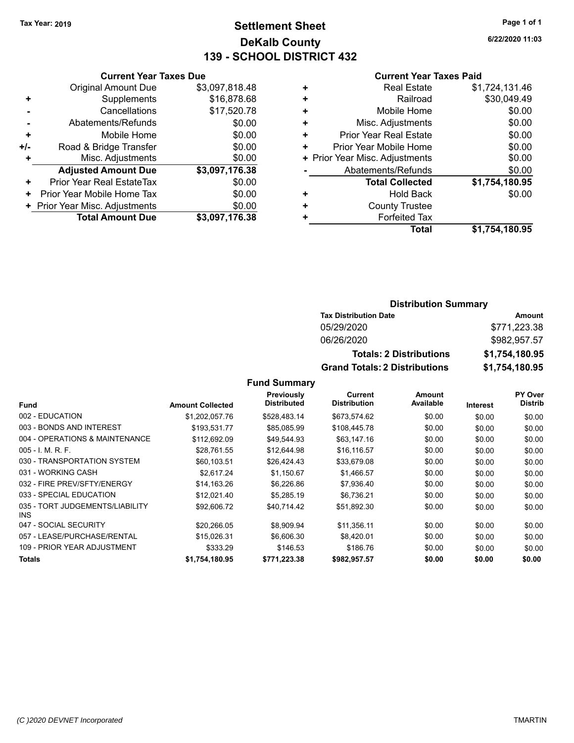Tax Year: 2019

# Settlement Sheet
## DeKalb County
## 139 - SCHOOL DISTRICT 432

6/22/2020 11:03

### Current Year Taxes Due

| | | |
|---|---|---|
| | Original Amount Due | $3,097,818.48 |
| + | Supplements | $16,878.68 |
| - | Cancellations | $17,520.78 |
| - | Abatements/Refunds | $0.00 |
| + | Mobile Home | $0.00 |
| +/- | Road & Bridge Transfer | $0.00 |
| + | Misc. Adjustments | $0.00 |
| | **Adjusted Amount Due** | **$3,097,176.38** |
| + | Prior Year Real EstateTax | $0.00 |
| + | Prior Year Mobile Home Tax | $0.00 |
| + | Prior Year Misc. Adjustments | $0.00 |
| | **Total Amount Due** | **$3,097,176.38** |

### Current Year Taxes Paid

| | | |
|---|---|---|
| + | Real Estate | $1,724,131.46 |
| + | Railroad | $30,049.49 |
| + | Mobile Home | $0.00 |
| + | Misc. Adjustments | $0.00 |
| + | Prior Year Real Estate | $0.00 |
| + | Prior Year Mobile Home | $0.00 |
| + | Prior Year Misc. Adjustments | $0.00 |
| - | Abatements/Refunds | $0.00 |
| | **Total Collected** | **$1,754,180.95** |
| + | Hold Back | $0.00 |
| + | County Trustee | |
| + | Forfeited Tax | |
| | **Total** | **$1,754,180.95** |

### Distribution Summary

| Tax Distribution Date | Amount |
|---|---|
| 05/29/2020 | $771,223.38 |
| 06/26/2020 | $982,957.57 |
| **Totals: 2 Distributions** | **$1,754,180.95** |
| **Grand Totals: 2 Distributions** | **$1,754,180.95** |

### Fund Summary

| Fund | Amount Collected | Previously Distributed | Current Distribution | Amount Available | Interest | PY Over Distrib |
|---|---|---|---|---|---|---|
| 002 - EDUCATION | $1,202,057.76 | $528,483.14 | $673,574.62 | $0.00 | $0.00 | $0.00 |
| 003 - BONDS AND INTEREST | $193,531.77 | $85,085.99 | $108,445.78 | $0.00 | $0.00 | $0.00 |
| 004 - OPERATIONS & MAINTENANCE | $112,692.09 | $49,544.93 | $63,147.16 | $0.00 | $0.00 | $0.00 |
| 005 - I. M. R. F. | $28,761.55 | $12,644.98 | $16,116.57 | $0.00 | $0.00 | $0.00 |
| 030 - TRANSPORTATION SYSTEM | $60,103.51 | $26,424.43 | $33,679.08 | $0.00 | $0.00 | $0.00 |
| 031 - WORKING CASH | $2,617.24 | $1,150.67 | $1,466.57 | $0.00 | $0.00 | $0.00 |
| 032 - FIRE PREV/SFTY/ENERGY | $14,163.26 | $6,226.86 | $7,936.40 | $0.00 | $0.00 | $0.00 |
| 033 - SPECIAL EDUCATION | $12,021.40 | $5,285.19 | $6,736.21 | $0.00 | $0.00 | $0.00 |
| 035 - TORT JUDGEMENTS/LIABILITY INS | $92,606.72 | $40,714.42 | $51,892.30 | $0.00 | $0.00 | $0.00 |
| 047 - SOCIAL SECURITY | $20,266.05 | $8,909.94 | $11,356.11 | $0.00 | $0.00 | $0.00 |
| 057 - LEASE/PURCHASE/RENTAL | $15,026.31 | $6,606.30 | $8,420.01 | $0.00 | $0.00 | $0.00 |
| 109 - PRIOR YEAR ADJUSTMENT | $333.29 | $146.53 | $186.76 | $0.00 | $0.00 | $0.00 |
| **Totals** | **$1,754,180.95** | **$771,223.38** | **$982,957.57** | **$0.00** | **$0.00** | **$0.00** |

(C )2020 DEVNET Incorporated TMARTIN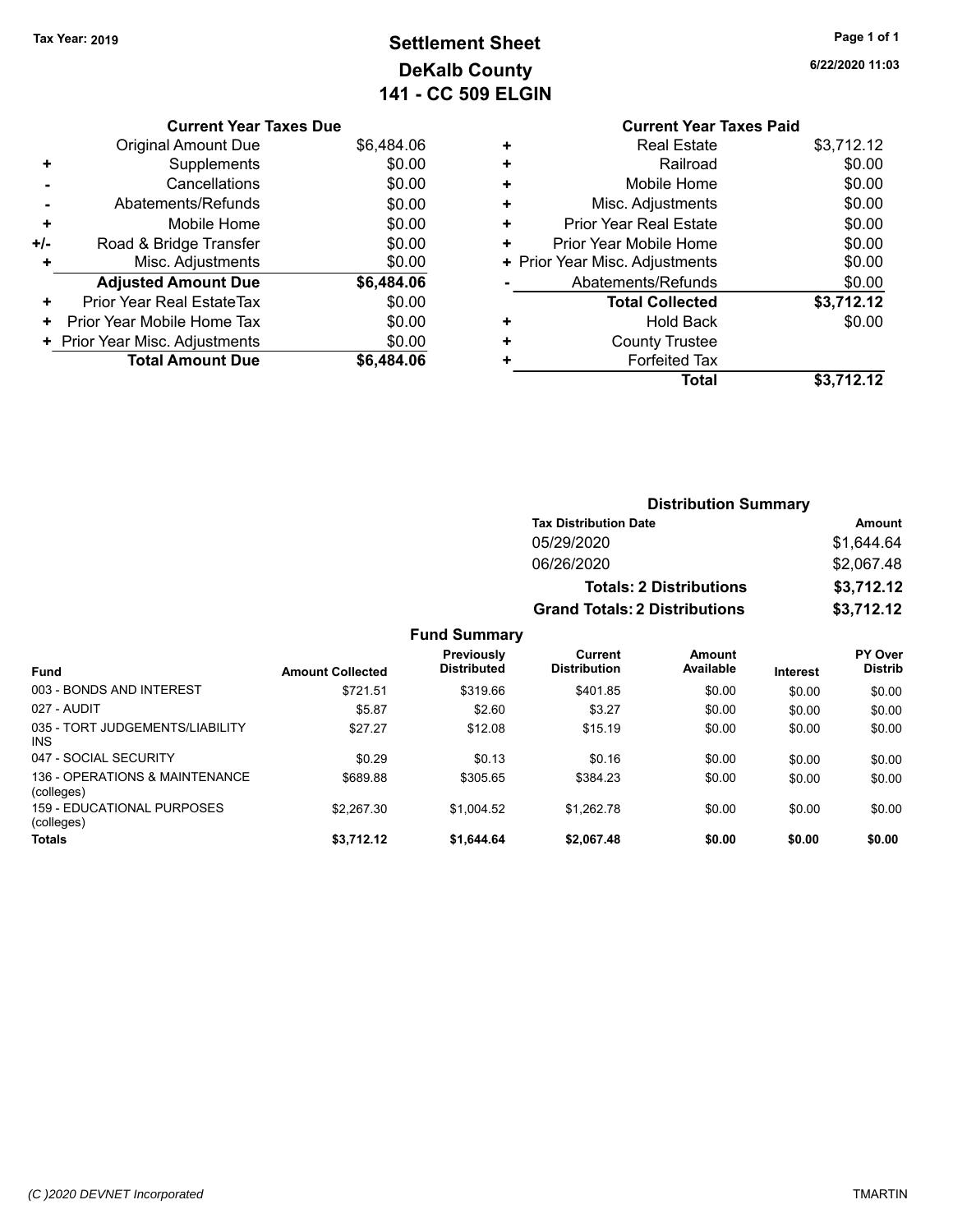Tax Year: 2019

# Settlement Sheet
## DeKalb County
## 141 - CC 509 ELGIN

6/22/2020 11:03

| | Current Year Taxes Due | |
|---|---|---|
| | Original Amount Due | $6,484.06 |
| + | Supplements | $0.00 |
| - | Cancellations | $0.00 |
| - | Abatements/Refunds | $0.00 |
| + | Mobile Home | $0.00 |
| +/- | Road & Bridge Transfer | $0.00 |
| + | Misc. Adjustments | $0.00 |
| | **Adjusted Amount Due** | **$6,484.06** |
| + | Prior Year Real EstateTax | $0.00 |
| + | Prior Year Mobile Home Tax | $0.00 |
| + | Prior Year Misc. Adjustments | $0.00 |
| | **Total Amount Due** | **$6,484.06** |

| | Current Year Taxes Paid | |
|---|---|---|
| + | Real Estate | $3,712.12 |
| + | Railroad | $0.00 |
| + | Mobile Home | $0.00 |
| + | Misc. Adjustments | $0.00 |
| + | Prior Year Real Estate | $0.00 |
| + | Prior Year Mobile Home | $0.00 |
| + | Prior Year Misc. Adjustments | $0.00 |
| - | Abatements/Refunds | $0.00 |
| | **Total Collected** | **$3,712.12** |
| + | Hold Back | $0.00 |
| + | County Trustee | |
| + | Forfeited Tax | |
| | **Total** | **$3,712.12** |

### Distribution Summary

| Tax Distribution Date | Amount |
|---|---|
| 05/29/2020 | $1,644.64 |
| 06/26/2020 | $2,067.48 |
| **Totals: 2 Distributions** | **$3,712.12** |
| **Grand Totals: 2 Distributions** | **$3,712.12** |

### Fund Summary

| Fund | Amount Collected | Previously Distributed | Current Distribution | Amount Available | Interest | PY Over Distrib |
|---|---|---|---|---|---|---|
| 003 - BONDS AND INTEREST | $721.51 | $319.66 | $401.85 | $0.00 | $0.00 | $0.00 |
| 027 - AUDIT | $5.87 | $2.60 | $3.27 | $0.00 | $0.00 | $0.00 |
| 035 - TORT JUDGEMENTS/LIABILITY INS | $27.27 | $12.08 | $15.19 | $0.00 | $0.00 | $0.00 |
| 047 - SOCIAL SECURITY | $0.29 | $0.13 | $0.16 | $0.00 | $0.00 | $0.00 |
| 136 - OPERATIONS & MAINTENANCE (colleges) | $689.88 | $305.65 | $384.23 | $0.00 | $0.00 | $0.00 |
| 159 - EDUCATIONAL PURPOSES (colleges) | $2,267.30 | $1,004.52 | $1,262.78 | $0.00 | $0.00 | $0.00 |
| **Totals** | **$3,712.12** | **$1,644.64** | **$2,067.48** | **$0.00** | **$0.00** | **$0.00** |

(C )2020 DEVNET Incorporated TMARTIN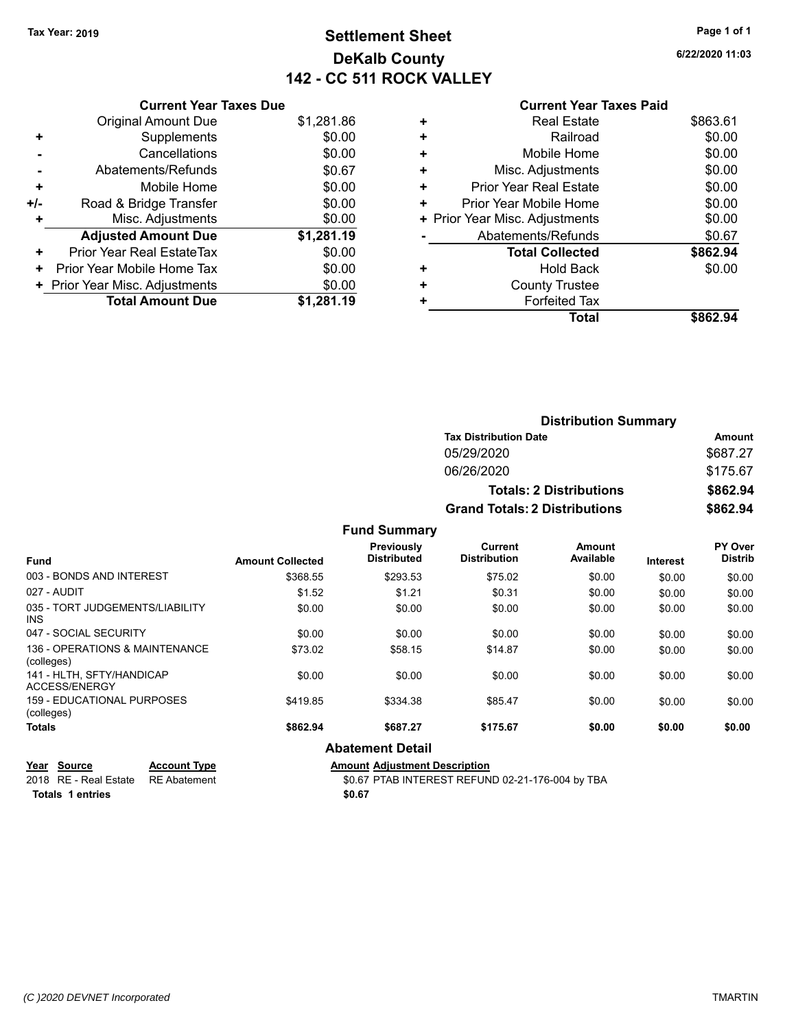Tax Year: 2019

# Settlement Sheet
## DeKalb County
## 142 - CC 511 ROCK VALLEY

6/22/2020 11:03

### Current Year Taxes Due

| | | |
|---|---|---|
| | Original Amount Due | $1,281.86 |
| + | Supplements | $0.00 |
| - | Cancellations | $0.00 |
| - | Abatements/Refunds | $0.67 |
| + | Mobile Home | $0.00 |
| +/- | Road & Bridge Transfer | $0.00 |
| + | Misc. Adjustments | $0.00 |
| | **Adjusted Amount Due** | **$1,281.19** |
| + | Prior Year Real EstateTax | $0.00 |
| + | Prior Year Mobile Home Tax | $0.00 |
| + | Prior Year Misc. Adjustments | $0.00 |
| | **Total Amount Due** | **$1,281.19** |

### Current Year Taxes Paid

| | | |
|---|---|---|
| + | Real Estate | $863.61 |
| + | Railroad | $0.00 |
| + | Mobile Home | $0.00 |
| + | Misc. Adjustments | $0.00 |
| + | Prior Year Real Estate | $0.00 |
| + | Prior Year Mobile Home | $0.00 |
| + | Prior Year Misc. Adjustments | $0.00 |
| - | Abatements/Refunds | $0.67 |
| | **Total Collected** | **$862.94** |
| + | Hold Back | $0.00 |
| + | County Trustee | |
| + | Forfeited Tax | |
| | **Total** | **$862.94** |

### Distribution Summary

| Tax Distribution Date | Amount |
|---|---|
| 05/29/2020 | $687.27 |
| 06/26/2020 | $175.67 |
| **Totals: 2 Distributions** | **$862.94** |
| **Grand Totals: 2 Distributions** | **$862.94** |

### Fund Summary

| Fund | Amount Collected | Previously Distributed | Current Distribution | Amount Available | Interest | PY Over Distrib |
|---|---|---|---|---|---|---|
| 003 - BONDS AND INTEREST | $368.55 | $293.53 | $75.02 | $0.00 | $0.00 | $0.00 |
| 027 - AUDIT | $1.52 | $1.21 | $0.31 | $0.00 | $0.00 | $0.00 |
| 035 - TORT JUDGEMENTS/LIABILITY INS | $0.00 | $0.00 | $0.00 | $0.00 | $0.00 | $0.00 |
| 047 - SOCIAL SECURITY | $0.00 | $0.00 | $0.00 | $0.00 | $0.00 | $0.00 |
| 136 - OPERATIONS & MAINTENANCE (colleges) | $73.02 | $58.15 | $14.87 | $0.00 | $0.00 | $0.00 |
| 141 - HLTH, SFTY/HANDICAP ACCESS/ENERGY | $0.00 | $0.00 | $0.00 | $0.00 | $0.00 | $0.00 |
| 159 - EDUCATIONAL PURPOSES (colleges) | $419.85 | $334.38 | $85.47 | $0.00 | $0.00 | $0.00 |
| **Totals** | **$862.94** | **$687.27** | **$175.67** | **$0.00** | **$0.00** | **$0.00** |

### Abatement Detail

| Year | Source | Account Type | Amount | Adjustment Description |
|---|---|---|---|---|
| 2018 | RE - Real Estate | RE Abatement | $0.67 | PTAB INTEREST REFUND 02-21-176-004 by TBA |
| **Totals** | **1 entries** | | **$0.67** | |

(C )2020 DEVNET Incorporated    TMARTIN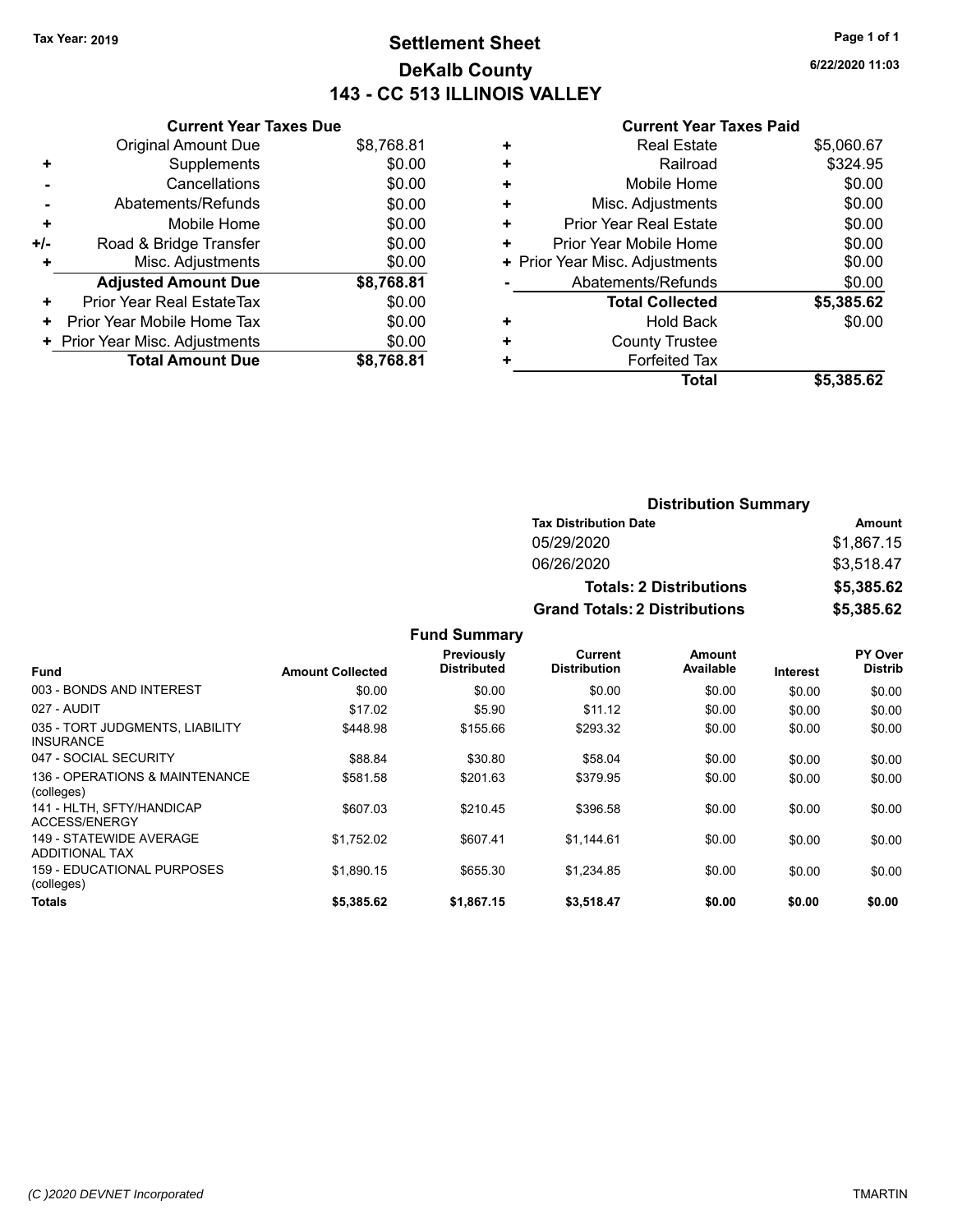Tax Year: 2019

# Settlement Sheet
## DeKalb County
## 143 - CC 513 ILLINOIS VALLEY

6/22/2020 11:03

### Current Year Taxes Due

| | | |
|---|---|---|
| | Original Amount Due | $8,768.81 |
| + | Supplements | $0.00 |
| - | Cancellations | $0.00 |
| - | Abatements/Refunds | $0.00 |
| + | Mobile Home | $0.00 |
| +/- | Road & Bridge Transfer | $0.00 |
| + | Misc. Adjustments | $0.00 |
| | **Adjusted Amount Due** | **$8,768.81** |
| + | Prior Year Real EstateTax | $0.00 |
| + | Prior Year Mobile Home Tax | $0.00 |
| + | Prior Year Misc. Adjustments | $0.00 |
| | **Total Amount Due** | **$8,768.81** |

### Current Year Taxes Paid

| | | |
|---|---|---|
| + | Real Estate | $5,060.67 |
| + | Railroad | $324.95 |
| + | Mobile Home | $0.00 |
| + | Misc. Adjustments | $0.00 |
| + | Prior Year Real Estate | $0.00 |
| + | Prior Year Mobile Home | $0.00 |
| + | Prior Year Misc. Adjustments | $0.00 |
| - | Abatements/Refunds | $0.00 |
| | **Total Collected** | **$5,385.62** |
| + | Hold Back | $0.00 |
| + | County Trustee | |
| + | Forfeited Tax | |
| | **Total** | **$5,385.62** |

### Distribution Summary

| Tax Distribution Date | Amount |
|---|---|
| 05/29/2020 | $1,867.15 |
| 06/26/2020 | $3,518.47 |
| **Totals: 2 Distributions** | **$5,385.62** |
| **Grand Totals: 2 Distributions** | **$5,385.62** |

### Fund Summary

| Fund | Amount Collected | Previously Distributed | Current Distribution | Amount Available | Interest | PY Over Distrib |
|---|---|---|---|---|---|---|
| 003 - BONDS AND INTEREST | $0.00 | $0.00 | $0.00 | $0.00 | $0.00 | $0.00 |
| 027 - AUDIT | $17.02 | $5.90 | $11.12 | $0.00 | $0.00 | $0.00 |
| 035 - TORT JUDGMENTS, LIABILITY INSURANCE | $448.98 | $155.66 | $293.32 | $0.00 | $0.00 | $0.00 |
| 047 - SOCIAL SECURITY | $88.84 | $30.80 | $58.04 | $0.00 | $0.00 | $0.00 |
| 136 - OPERATIONS & MAINTENANCE (colleges) | $581.58 | $201.63 | $379.95 | $0.00 | $0.00 | $0.00 |
| 141 - HLTH, SFTY/HANDICAP ACCESS/ENERGY | $607.03 | $210.45 | $396.58 | $0.00 | $0.00 | $0.00 |
| 149 - STATEWIDE AVERAGE ADDITIONAL TAX | $1,752.02 | $607.41 | $1,144.61 | $0.00 | $0.00 | $0.00 |
| 159 - EDUCATIONAL PURPOSES (colleges) | $1,890.15 | $655.30 | $1,234.85 | $0.00 | $0.00 | $0.00 |
| **Totals** | **$5,385.62** | **$1,867.15** | **$3,518.47** | **$0.00** | **$0.00** | **$0.00** |

(C )2020 DEVNET Incorporated

TMARTIN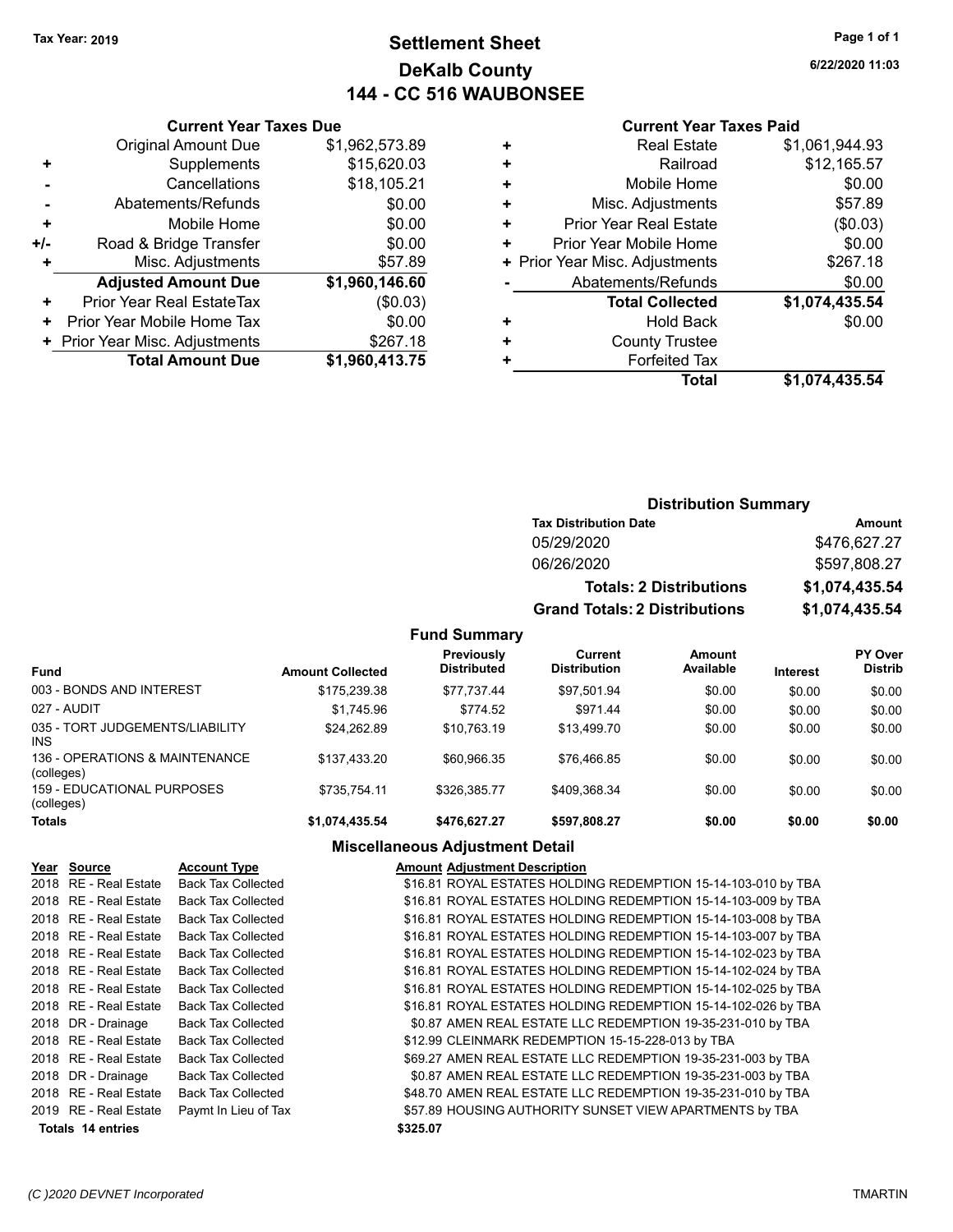Tax Year: 2019

# Settlement Sheet
## DeKalb County
## 144 - CC 516 WAUBONSEE

6/22/2020 11:03

### Current Year Taxes Due

| | | |
|---|---|---|
| | Original Amount Due | $1,962,573.89 |
| + | Supplements | $15,620.03 |
| - | Cancellations | $18,105.21 |
| - | Abatements/Refunds | $0.00 |
| + | Mobile Home | $0.00 |
| +/- | Road & Bridge Transfer | $0.00 |
| + | Misc. Adjustments | $57.89 |
| | **Adjusted Amount Due** | **$1,960,146.60** |
| + | Prior Year Real EstateTax | ($0.03) |
| + | Prior Year Mobile Home Tax | $0.00 |
| + | Prior Year Misc. Adjustments | $267.18 |
| | **Total Amount Due** | **$1,960,413.75** |

### Current Year Taxes Paid

| | | |
|---|---|---|
| + | Real Estate | $1,061,944.93 |
| + | Railroad | $12,165.57 |
| + | Mobile Home | $0.00 |
| + | Misc. Adjustments | $57.89 |
| + | Prior Year Real Estate | ($0.03) |
| + | Prior Year Mobile Home | $0.00 |
| + | Prior Year Misc. Adjustments | $267.18 |
| - | Abatements/Refunds | $0.00 |
| | **Total Collected** | **$1,074,435.54** |
| + | Hold Back | $0.00 |
| + | County Trustee | |
| + | Forfeited Tax | |
| | **Total** | **$1,074,435.54** |

### Distribution Summary

| Tax Distribution Date | Amount |
|---|---|
| 05/29/2020 | $476,627.27 |
| 06/26/2020 | $597,808.27 |
| **Totals: 2 Distributions** | **$1,074,435.54** |
| **Grand Totals: 2 Distributions** | **$1,074,435.54** |

### Fund Summary

| Fund | Amount Collected | Previously Distributed | Current Distribution | Amount Available | Interest | PY Over Distrib |
|---|---|---|---|---|---|---|
| 003 - BONDS AND INTEREST | $175,239.38 | $77,737.44 | $97,501.94 | $0.00 | $0.00 | $0.00 |
| 027 - AUDIT | $1,745.96 | $774.52 | $971.44 | $0.00 | $0.00 | $0.00 |
| 035 - TORT JUDGEMENTS/LIABILITY INS | $24,262.89 | $10,763.19 | $13,499.70 | $0.00 | $0.00 | $0.00 |
| 136 - OPERATIONS & MAINTENANCE (colleges) | $137,433.20 | $60,966.35 | $76,466.85 | $0.00 | $0.00 | $0.00 |
| 159 - EDUCATIONAL PURPOSES (colleges) | $735,754.11 | $326,385.77 | $409,368.34 | $0.00 | $0.00 | $0.00 |
| **Totals** | **$1,074,435.54** | **$476,627.27** | **$597,808.27** | **$0.00** | **$0.00** | **$0.00** |

### Miscellaneous Adjustment Detail

| Year | Source | Account Type | Amount | Adjustment Description |
|---|---|---|---|---|
| 2018 | RE - Real Estate | Back Tax Collected | $16.81 | ROYAL ESTATES HOLDING REDEMPTION 15-14-103-010 by TBA |
| 2018 | RE - Real Estate | Back Tax Collected | $16.81 | ROYAL ESTATES HOLDING REDEMPTION 15-14-103-009 by TBA |
| 2018 | RE - Real Estate | Back Tax Collected | $16.81 | ROYAL ESTATES HOLDING REDEMPTION 15-14-103-008 by TBA |
| 2018 | RE - Real Estate | Back Tax Collected | $16.81 | ROYAL ESTATES HOLDING REDEMPTION 15-14-103-007 by TBA |
| 2018 | RE - Real Estate | Back Tax Collected | $16.81 | ROYAL ESTATES HOLDING REDEMPTION 15-14-102-023 by TBA |
| 2018 | RE - Real Estate | Back Tax Collected | $16.81 | ROYAL ESTATES HOLDING REDEMPTION 15-14-102-024 by TBA |
| 2018 | RE - Real Estate | Back Tax Collected | $16.81 | ROYAL ESTATES HOLDING REDEMPTION 15-14-102-025 by TBA |
| 2018 | RE - Real Estate | Back Tax Collected | $16.81 | ROYAL ESTATES HOLDING REDEMPTION 15-14-102-026 by TBA |
| 2018 | DR - Drainage | Back Tax Collected | $0.87 | AMEN REAL ESTATE LLC REDEMPTION 19-35-231-010 by TBA |
| 2018 | RE - Real Estate | Back Tax Collected | $12.99 | CLEINMARK REDEMPTION 15-15-228-013 by TBA |
| 2018 | RE - Real Estate | Back Tax Collected | $69.27 | AMEN REAL ESTATE LLC REDEMPTION 19-35-231-003 by TBA |
| 2018 | DR - Drainage | Back Tax Collected | $0.87 | AMEN REAL ESTATE LLC REDEMPTION 19-35-231-003 by TBA |
| 2018 | RE - Real Estate | Back Tax Collected | $48.70 | AMEN REAL ESTATE LLC REDEMPTION 19-35-231-010 by TBA |
| 2019 | RE - Real Estate | Paymt In Lieu of Tax | $57.89 | HOUSING AUTHORITY SUNSET VIEW APARTMENTS by TBA |
| **Totals** | **14 entries** | | **$325.07** | |

(C )2020 DEVNET Incorporated TMARTIN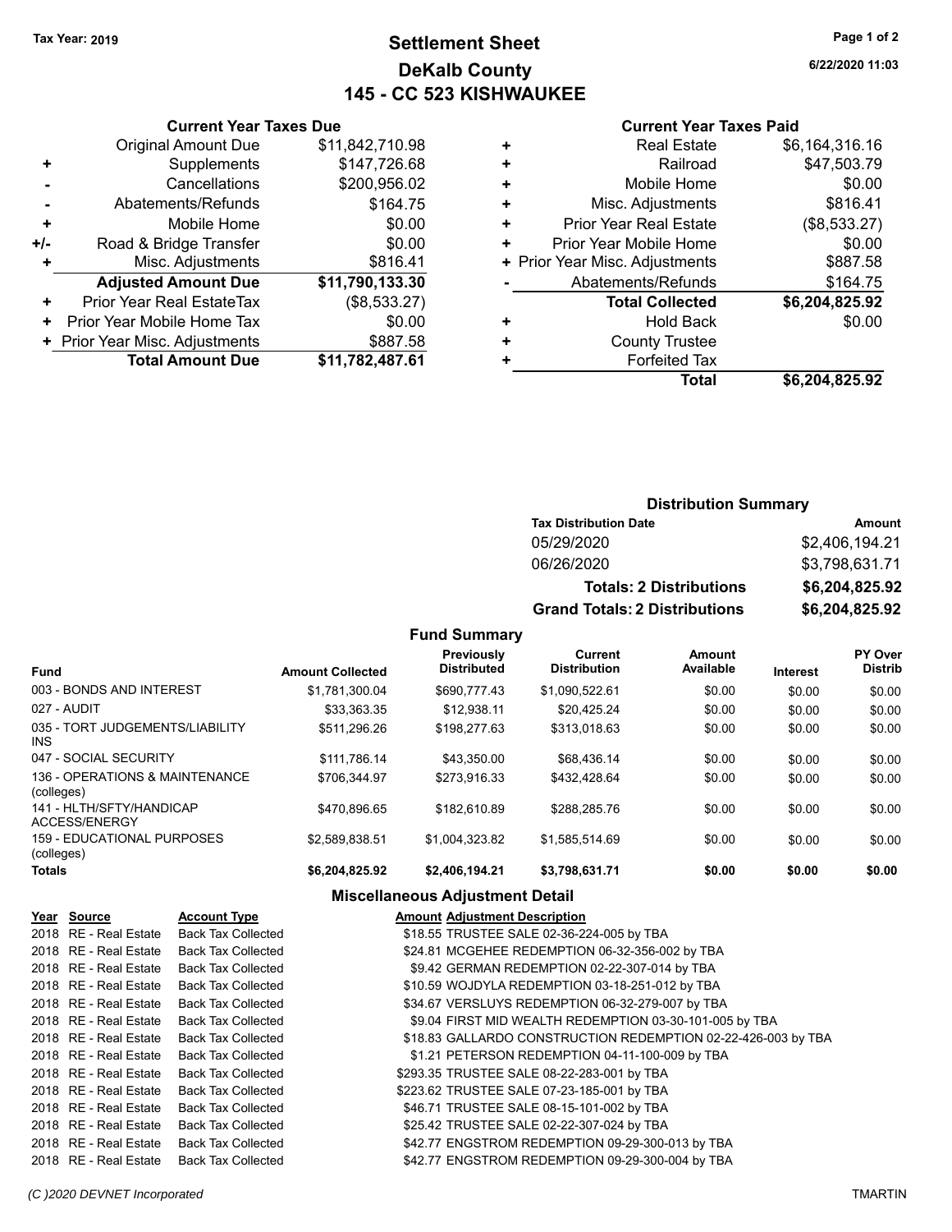Tax Year: 2019

# Settlement Sheet
## DeKalb County
## 145 - CC 523 KISHWAUKEE

6/22/2020 11:03

### Current Year Taxes Due

| | | |
|---|---|---|
| | Original Amount Due | $11,842,710.98 |
| + | Supplements | $147,726.68 |
| - | Cancellations | $200,956.02 |
| - | Abatements/Refunds | $164.75 |
| + | Mobile Home | $0.00 |
| +/- | Road & Bridge Transfer | $0.00 |
| + | Misc. Adjustments | $816.41 |
| | **Adjusted Amount Due** | **$11,790,133.30** |
| + | Prior Year Real EstateTax | ($8,533.27) |
| + | Prior Year Mobile Home Tax | $0.00 |
| + | Prior Year Misc. Adjustments | $887.58 |
| | **Total Amount Due** | **$11,782,487.61** |

### Current Year Taxes Paid

| | | |
|---|---|---|
| + | Real Estate | $6,164,316.16 |
| + | Railroad | $47,503.79 |
| + | Mobile Home | $0.00 |
| + | Misc. Adjustments | $816.41 |
| + | Prior Year Real Estate | ($8,533.27) |
| + | Prior Year Mobile Home | $0.00 |
| + | Prior Year Misc. Adjustments | $887.58 |
| - | Abatements/Refunds | $164.75 |
| | **Total Collected** | **$6,204,825.92** |
| + | Hold Back | $0.00 |
| + | County Trustee | |
| + | Forfeited Tax | |
| | **Total** | **$6,204,825.92** |

### Distribution Summary

| Tax Distribution Date | Amount |
|---|---|
| 05/29/2020 | $2,406,194.21 |
| 06/26/2020 | $3,798,631.71 |
| **Totals: 2 Distributions** | **$6,204,825.92** |
| **Grand Totals: 2 Distributions** | **$6,204,825.92** |

### Fund Summary

| Fund | Amount Collected | Previously Distributed | Current Distribution | Amount Available | Interest | PY Over Distrib |
|---|---|---|---|---|---|---|
| 003 - BONDS AND INTEREST | $1,781,300.04 | $690,777.43 | $1,090,522.61 | $0.00 | $0.00 | $0.00 |
| 027 - AUDIT | $33,363.35 | $12,938.11 | $20,425.24 | $0.00 | $0.00 | $0.00 |
| 035 - TORT JUDGEMENTS/LIABILITY INS | $511,296.26 | $198,277.63 | $313,018.63 | $0.00 | $0.00 | $0.00 |
| 047 - SOCIAL SECURITY | $111,786.14 | $43,350.00 | $68,436.14 | $0.00 | $0.00 | $0.00 |
| 136 - OPERATIONS & MAINTENANCE (colleges) | $706,344.97 | $273,916.33 | $432,428.64 | $0.00 | $0.00 | $0.00 |
| 141 - HLTH/SFTY/HANDICAP ACCESS/ENERGY | $470,896.65 | $182,610.89 | $288,285.76 | $0.00 | $0.00 | $0.00 |
| 159 - EDUCATIONAL PURPOSES (colleges) | $2,589,838.51 | $1,004,323.82 | $1,585,514.69 | $0.00 | $0.00 | $0.00 |
| **Totals** | **$6,204,825.92** | **$2,406,194.21** | **$3,798,631.71** | **$0.00** | **$0.00** | **$0.00** |

### Miscellaneous Adjustment Detail

| Year | Source | Account Type | Amount | Adjustment Description |
|---|---|---|---|---|
| 2018 | RE - Real Estate | Back Tax Collected | $18.55 | TRUSTEE SALE 02-36-224-005 by TBA |
| 2018 | RE - Real Estate | Back Tax Collected | $24.81 | MCGEHEE REDEMPTION 06-32-356-002 by TBA |
| 2018 | RE - Real Estate | Back Tax Collected | $9.42 | GERMAN REDEMPTION 02-22-307-014 by TBA |
| 2018 | RE - Real Estate | Back Tax Collected | $10.59 | WOJDYLA REDEMPTION 03-18-251-012 by TBA |
| 2018 | RE - Real Estate | Back Tax Collected | $34.67 | VERSLUYS REDEMPTION 06-32-279-007 by TBA |
| 2018 | RE - Real Estate | Back Tax Collected | $9.04 | FIRST MID WEALTH REDEMPTION 03-30-101-005 by TBA |
| 2018 | RE - Real Estate | Back Tax Collected | $18.83 | GALLARDO CONSTRUCTION REDEMPTION 02-22-426-003 by TBA |
| 2018 | RE - Real Estate | Back Tax Collected | $1.21 | PETERSON REDEMPTION 04-11-100-009 by TBA |
| 2018 | RE - Real Estate | Back Tax Collected | $293.35 | TRUSTEE SALE 08-22-283-001 by TBA |
| 2018 | RE - Real Estate | Back Tax Collected | $223.62 | TRUSTEE SALE 07-23-185-001 by TBA |
| 2018 | RE - Real Estate | Back Tax Collected | $46.71 | TRUSTEE SALE 08-15-101-002 by TBA |
| 2018 | RE - Real Estate | Back Tax Collected | $25.42 | TRUSTEE SALE 02-22-307-024 by TBA |
| 2018 | RE - Real Estate | Back Tax Collected | $42.77 | ENGSTROM REDEMPTION 09-29-300-013 by TBA |
| 2018 | RE - Real Estate | Back Tax Collected | $42.77 | ENGSTROM REDEMPTION 09-29-300-004 by TBA |

(C )2020 DEVNET Incorporated TMARTIN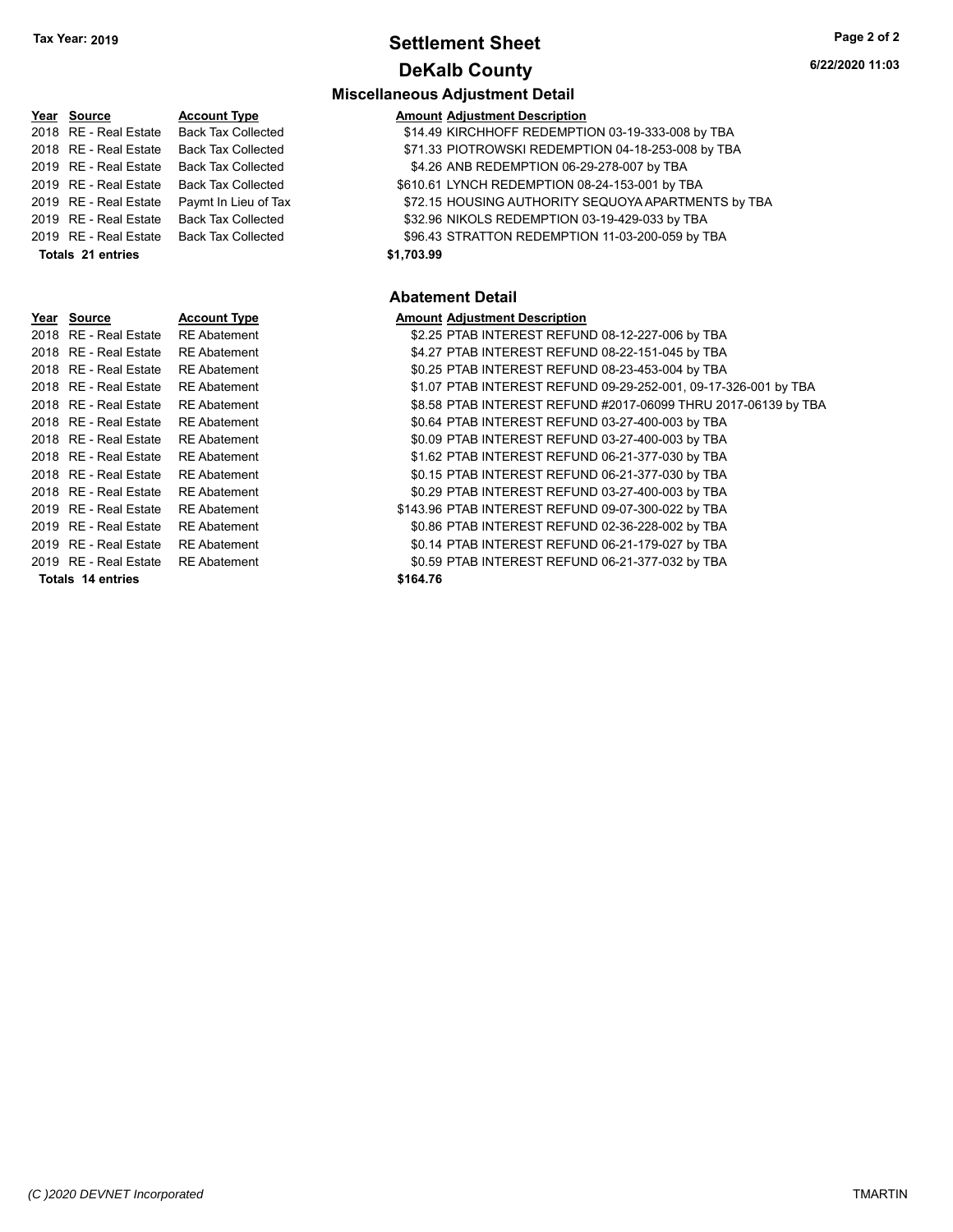# Settlement Sheet

## DeKalb County

Tax Year: 2019

### Miscellaneous Adjustment Detail

| Year | Source | Account Type | Amount | Adjustment Description |
|---|---|---|---|---|
| 2018 | RE - Real Estate | Back Tax Collected | $14.49 | KIRCHHOFF REDEMPTION 03-19-333-008 by TBA |
| 2018 | RE - Real Estate | Back Tax Collected | $71.33 | PIOTROWSKI REDEMPTION 04-18-253-008 by TBA |
| 2019 | RE - Real Estate | Back Tax Collected | $4.26 | ANB REDEMPTION 06-29-278-007 by TBA |
| 2019 | RE - Real Estate | Back Tax Collected | $610.61 | LYNCH REDEMPTION 08-24-153-001 by TBA |
| 2019 | RE - Real Estate | Paymt In Lieu of Tax | $72.15 | HOUSING AUTHORITY SEQUOYA APARTMENTS by TBA |
| 2019 | RE - Real Estate | Back Tax Collected | $32.96 | NIKOLS REDEMPTION 03-19-429-033 by TBA |
| 2019 | RE - Real Estate | Back Tax Collected | $96.43 | STRATTON REDEMPTION 11-03-200-059 by TBA |
| **Totals 21 entries** | | | **$1,703.99** | |

### Abatement Detail

| Year | Source | Account Type | Amount | Adjustment Description |
|---|---|---|---|---|
| 2018 | RE - Real Estate | RE Abatement | $2.25 | PTAB INTEREST REFUND 08-12-227-006 by TBA |
| 2018 | RE - Real Estate | RE Abatement | $4.27 | PTAB INTEREST REFUND 08-22-151-045 by TBA |
| 2018 | RE - Real Estate | RE Abatement | $0.25 | PTAB INTEREST REFUND 08-23-453-004 by TBA |
| 2018 | RE - Real Estate | RE Abatement | $1.07 | PTAB INTEREST REFUND 09-29-252-001, 09-17-326-001 by TBA |
| 2018 | RE - Real Estate | RE Abatement | $8.58 | PTAB INTEREST REFUND #2017-06099 THRU 2017-06139 by TBA |
| 2018 | RE - Real Estate | RE Abatement | $0.64 | PTAB INTEREST REFUND 03-27-400-003 by TBA |
| 2018 | RE - Real Estate | RE Abatement | $0.09 | PTAB INTEREST REFUND 03-27-400-003 by TBA |
| 2018 | RE - Real Estate | RE Abatement | $1.62 | PTAB INTEREST REFUND 06-21-377-030 by TBA |
| 2018 | RE - Real Estate | RE Abatement | $0.15 | PTAB INTEREST REFUND 06-21-377-030 by TBA |
| 2018 | RE - Real Estate | RE Abatement | $0.29 | PTAB INTEREST REFUND 03-27-400-003 by TBA |
| 2019 | RE - Real Estate | RE Abatement | $143.96 | PTAB INTEREST REFUND 09-07-300-022 by TBA |
| 2019 | RE - Real Estate | RE Abatement | $0.86 | PTAB INTEREST REFUND 02-36-228-002 by TBA |
| 2019 | RE - Real Estate | RE Abatement | $0.14 | PTAB INTEREST REFUND 06-21-179-027 by TBA |
| 2019 | RE - Real Estate | RE Abatement | $0.59 | PTAB INTEREST REFUND 06-21-377-032 by TBA |
| **Totals 14 entries** | | | **$164.76** | |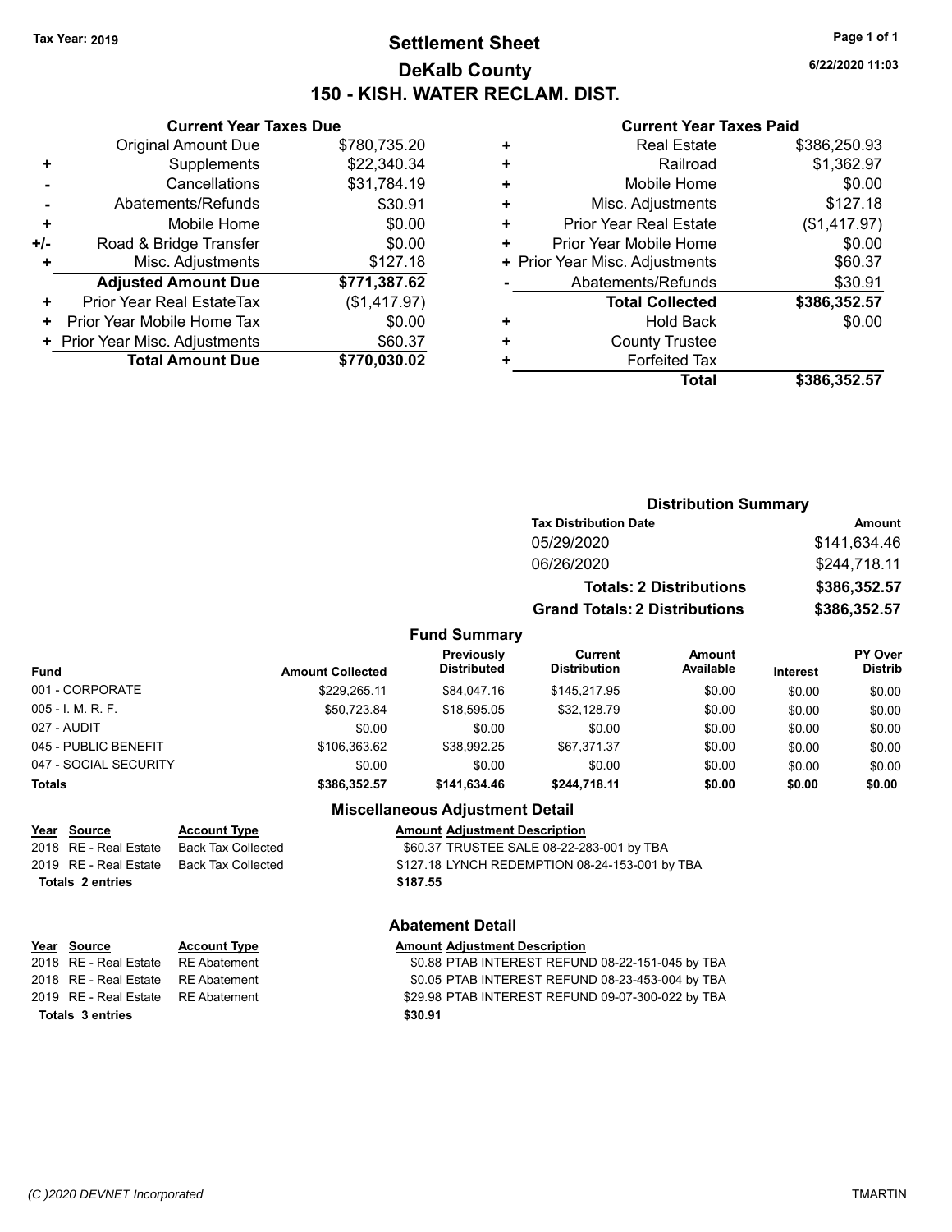Tax Year: 2019

# Settlement Sheet

## DeKalb County

## 150 - KISH. WATER RECLAM. DIST.

6/22/2020 11:03

### Current Year Taxes Due

| | | |
|---|---|---|
| | Original Amount Due | $780,735.20 |
| + | Supplements | $22,340.34 |
| - | Cancellations | $31,784.19 |
| - | Abatements/Refunds | $30.91 |
| + | Mobile Home | $0.00 |
| +/- | Road & Bridge Transfer | $0.00 |
| + | Misc. Adjustments | $127.18 |
| | **Adjusted Amount Due** | **$771,387.62** |
| + | Prior Year Real EstateTax | ($1,417.97) |
| + | Prior Year Mobile Home Tax | $0.00 |
| + | Prior Year Misc. Adjustments | $60.37 |
| | **Total Amount Due** | **$770,030.02** |

### Current Year Taxes Paid

| | | |
|---|---|---|
| + | Real Estate | $386,250.93 |
| + | Railroad | $1,362.97 |
| + | Mobile Home | $0.00 |
| + | Misc. Adjustments | $127.18 |
| + | Prior Year Real Estate | ($1,417.97) |
| + | Prior Year Mobile Home | $0.00 |
| + | Prior Year Misc. Adjustments | $60.37 |
| - | Abatements/Refunds | $30.91 |
| | **Total Collected** | **$386,352.57** |
| + | Hold Back | $0.00 |
| + | County Trustee | |
| + | Forfeited Tax | |
| | **Total** | **$386,352.57** |

### Distribution Summary

| Tax Distribution Date | Amount |
|---|---|
| 05/29/2020 | $141,634.46 |
| 06/26/2020 | $244,718.11 |
| **Totals: 2 Distributions** | **$386,352.57** |
| **Grand Totals: 2 Distributions** | **$386,352.57** |

### Fund Summary

| Fund | Amount Collected | Previously Distributed | Current Distribution | Amount Available | Interest | PY Over Distrib |
|---|---|---|---|---|---|---|
| 001 - CORPORATE | $229,265.11 | $84,047.16 | $145,217.95 | $0.00 | $0.00 | $0.00 |
| 005 - I. M. R. F. | $50,723.84 | $18,595.05 | $32,128.79 | $0.00 | $0.00 | $0.00 |
| 027 - AUDIT | $0.00 | $0.00 | $0.00 | $0.00 | $0.00 | $0.00 |
| 045 - PUBLIC BENEFIT | $106,363.62 | $38,992.25 | $67,371.37 | $0.00 | $0.00 | $0.00 |
| 047 - SOCIAL SECURITY | $0.00 | $0.00 | $0.00 | $0.00 | $0.00 | $0.00 |
| **Totals** | **$386,352.57** | **$141,634.46** | **$244,718.11** | **$0.00** | **$0.00** | **$0.00** |

### Miscellaneous Adjustment Detail

| Year | Source | Account Type | Amount | Adjustment Description |
|---|---|---|---|---|
| 2018 | RE - Real Estate | Back Tax Collected | $60.37 | TRUSTEE SALE 08-22-283-001 by TBA |
| 2019 | RE - Real Estate | Back Tax Collected | $127.18 | LYNCH REDEMPTION 08-24-153-001 by TBA |
| **Totals 2 entries** | | | **$187.55** | |

### Abatement Detail

| Year | Source | Account Type | Amount | Adjustment Description |
|---|---|---|---|---|
| 2018 | RE - Real Estate | RE Abatement | $0.88 | PTAB INTEREST REFUND 08-22-151-045 by TBA |
| 2018 | RE - Real Estate | RE Abatement | $0.05 | PTAB INTEREST REFUND 08-23-453-004 by TBA |
| 2019 | RE - Real Estate | RE Abatement | $29.98 | PTAB INTEREST REFUND 09-07-300-022 by TBA |
| **Totals 3 entries** | | | **$30.91** | |

(C )2020 DEVNET Incorporated TMARTIN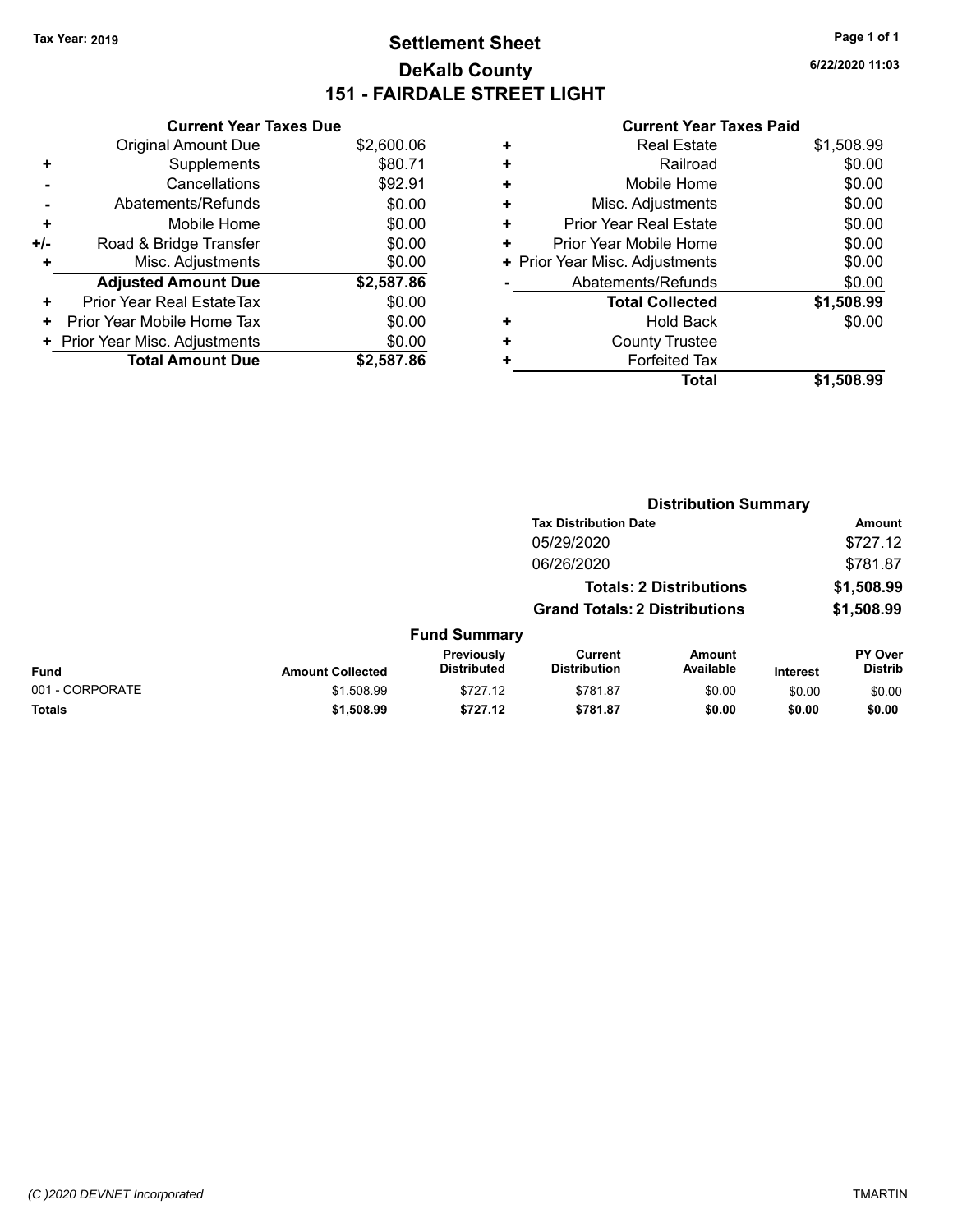**Tax Year: 2019**

# Settlement Sheet
## DeKalb County
## 151 - FAIRDALE STREET LIGHT

6/22/2020 11:03

### Current Year Taxes Due

| | | |
|---|---|---|
| | Original Amount Due | $2,600.06 |
| + | Supplements | $80.71 |
| - | Cancellations | $92.91 |
| - | Abatements/Refunds | $0.00 |
| + | Mobile Home | $0.00 |
| +/- | Road & Bridge Transfer | $0.00 |
| + | Misc. Adjustments | $0.00 |
| | **Adjusted Amount Due** | **$2,587.86** |
| + | Prior Year Real EstateTax | $0.00 |
| + | Prior Year Mobile Home Tax | $0.00 |
| + | Prior Year Misc. Adjustments | $0.00 |
| | **Total Amount Due** | **$2,587.86** |

### Current Year Taxes Paid

| | | |
|---|---|---|
| + | Real Estate | $1,508.99 |
| + | Railroad | $0.00 |
| + | Mobile Home | $0.00 |
| + | Misc. Adjustments | $0.00 |
| + | Prior Year Real Estate | $0.00 |
| + | Prior Year Mobile Home | $0.00 |
| + | Prior Year Misc. Adjustments | $0.00 |
| - | Abatements/Refunds | $0.00 |
| | **Total Collected** | **$1,508.99** |
| + | Hold Back | $0.00 |
| + | County Trustee | |
| + | Forfeited Tax | |
| | **Total** | **$1,508.99** |

### Distribution Summary

| Tax Distribution Date | Amount |
|---|---|
| 05/29/2020 | $727.12 |
| 06/26/2020 | $781.87 |
| **Totals: 2 Distributions** | **$1,508.99** |
| **Grand Totals: 2 Distributions** | **$1,508.99** |

### Fund Summary

| Fund | Amount Collected | Previously Distributed | Current Distribution | Amount Available | Interest | PY Over Distrib |
|---|---|---|---|---|---|---|
| 001 - CORPORATE | $1,508.99 | $727.12 | $781.87 | $0.00 | $0.00 | $0.00 |
| **Totals** | **$1,508.99** | **$727.12** | **$781.87** | **$0.00** | **$0.00** | **$0.00** |

(C )2020 DEVNET Incorporated TMARTIN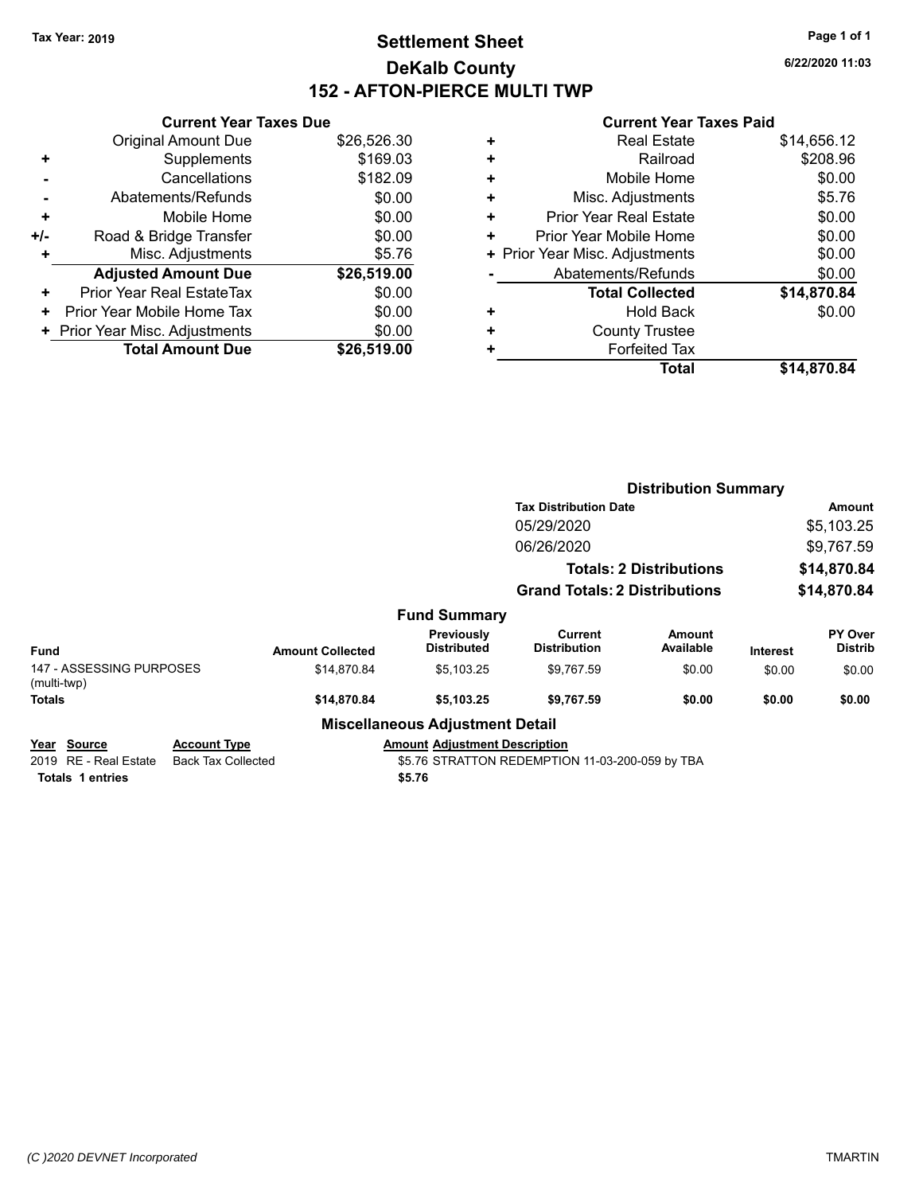Tax Year: 2019

# Settlement Sheet
## DeKalb County
## 152 - AFTON-PIERCE MULTI TWP

6/22/2020 11:03

### Current Year Taxes Due

| | | |
|---|---|---|
| | Original Amount Due | $26,526.30 |
| + | Supplements | $169.03 |
| - | Cancellations | $182.09 |
| - | Abatements/Refunds | $0.00 |
| + | Mobile Home | $0.00 |
| +/- | Road & Bridge Transfer | $0.00 |
| + | Misc. Adjustments | $5.76 |
| | **Adjusted Amount Due** | **$26,519.00** |
| + | Prior Year Real EstateTax | $0.00 |
| + | Prior Year Mobile Home Tax | $0.00 |
| + | Prior Year Misc. Adjustments | $0.00 |
| | **Total Amount Due** | **$26,519.00** |

### Current Year Taxes Paid

| | | |
|---|---|---|
| + | Real Estate | $14,656.12 |
| + | Railroad | $208.96 |
| + | Mobile Home | $0.00 |
| + | Misc. Adjustments | $5.76 |
| + | Prior Year Real Estate | $0.00 |
| + | Prior Year Mobile Home | $0.00 |
| + | Prior Year Misc. Adjustments | $0.00 |
| - | Abatements/Refunds | $0.00 |
| | **Total Collected** | **$14,870.84** |
| + | Hold Back | $0.00 |
| + | County Trustee | |
| + | Forfeited Tax | |
| | **Total** | **$14,870.84** |

### Distribution Summary

| Tax Distribution Date | Amount |
|---|---|
| 05/29/2020 | $5,103.25 |
| 06/26/2020 | $9,767.59 |
| **Totals: 2 Distributions** | **$14,870.84** |
| **Grand Totals: 2 Distributions** | **$14,870.84** |

### Fund Summary

| Fund | Amount Collected | Previously Distributed | Current Distribution | Amount Available | Interest | PY Over Distrib |
|---|---|---|---|---|---|---|
| 147 - ASSESSING PURPOSES (multi-twp) | $14,870.84 | $5,103.25 | $9,767.59 | $0.00 | $0.00 | $0.00 |
| **Totals** | **$14,870.84** | **$5,103.25** | **$9,767.59** | **$0.00** | **$0.00** | **$0.00** |

### Miscellaneous Adjustment Detail

| Year | Source | Account Type | Amount | Adjustment Description |
|---|---|---|---|---|
| 2019 | RE - Real Estate | Back Tax Collected | $5.76 | STRATTON REDEMPTION 11-03-200-059 by TBA |
| **Totals** | **1 entries** | | **$5.76** | |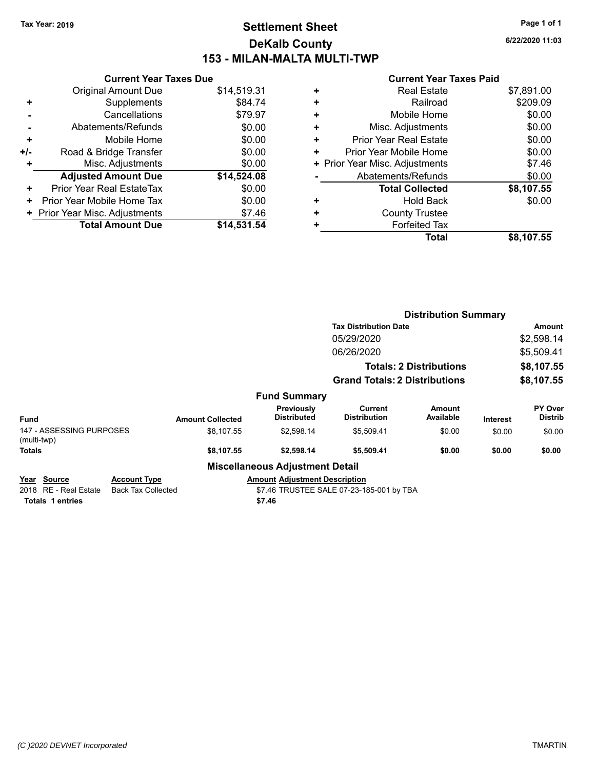Tax Year: 2019

# Settlement Sheet
## DeKalb County
## 153 - MILAN-MALTA MULTI-TWP

6/22/2020 11:03

### Current Year Taxes Due

| | | |
|---|---|---|
| | Original Amount Due | $14,519.31 |
| + | Supplements | $84.74 |
| - | Cancellations | $79.97 |
| - | Abatements/Refunds | $0.00 |
| + | Mobile Home | $0.00 |
| +/- | Road & Bridge Transfer | $0.00 |
| + | Misc. Adjustments | $0.00 |
| | **Adjusted Amount Due** | **$14,524.08** |
| + | Prior Year Real EstateTax | $0.00 |
| + | Prior Year Mobile Home Tax | $0.00 |
| + | Prior Year Misc. Adjustments | $7.46 |
| | **Total Amount Due** | **$14,531.54** |

### Current Year Taxes Paid

| | | |
|---|---|---|
| + | Real Estate | $7,891.00 |
| + | Railroad | $209.09 |
| + | Mobile Home | $0.00 |
| + | Misc. Adjustments | $0.00 |
| + | Prior Year Real Estate | $0.00 |
| + | Prior Year Mobile Home | $0.00 |
| + | Prior Year Misc. Adjustments | $7.46 |
| - | Abatements/Refunds | $0.00 |
| | **Total Collected** | **$8,107.55** |
| + | Hold Back | $0.00 |
| + | County Trustee | |
| + | Forfeited Tax | |
| | **Total** | **$8,107.55** |

### Distribution Summary

| Tax Distribution Date | Amount |
|---|---|
| 05/29/2020 | $2,598.14 |
| 06/26/2020 | $5,509.41 |
| **Totals: 2 Distributions** | **$8,107.55** |
| **Grand Totals: 2 Distributions** | **$8,107.55** |

### Fund Summary

| Fund | Amount Collected | Previously Distributed | Current Distribution | Amount Available | Interest | PY Over Distrib |
|---|---|---|---|---|---|---|
| 147 - ASSESSING PURPOSES (multi-twp) | $8,107.55 | $2,598.14 | $5,509.41 | $0.00 | $0.00 | $0.00 |
| **Totals** | **$8,107.55** | **$2,598.14** | **$5,509.41** | **$0.00** | **$0.00** | **$0.00** |

### Miscellaneous Adjustment Detail

| Year | Source | Account Type | Amount | Adjustment Description |
|---|---|---|---|---|
| 2018 | RE - Real Estate | Back Tax Collected | $7.46 | TRUSTEE SALE 07-23-185-001 by TBA |
| **Totals** | **1 entries** | | **$7.46** | |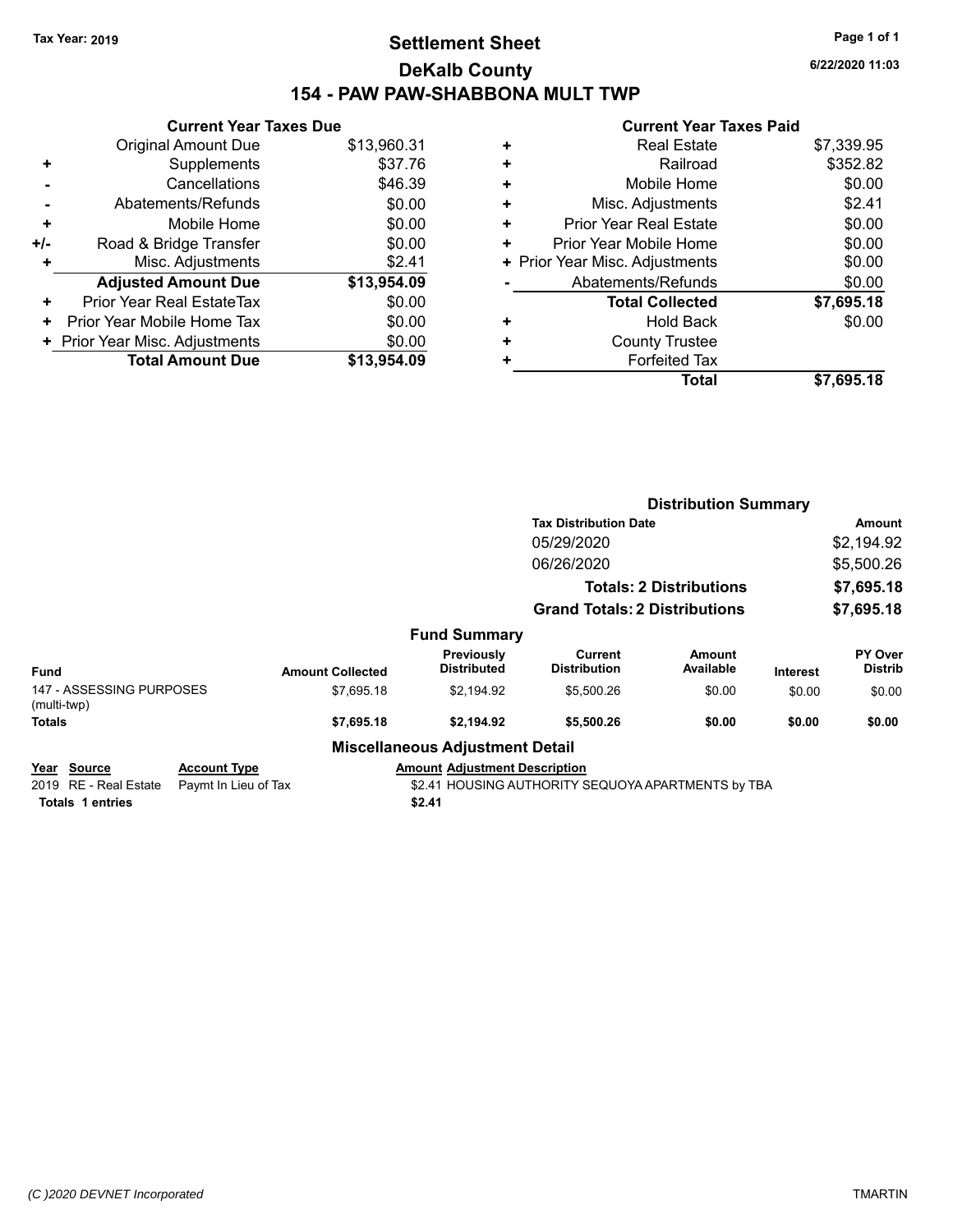Tax Year: 2019

# Settlement Sheet

## DeKalb County

## 154 - PAW PAW-SHABBONA MULT TWP

6/22/2020 11:03

### Current Year Taxes Due

| | | |
|---|---|---|
| | Original Amount Due | $13,960.31 |
| + | Supplements | $37.76 |
| - | Cancellations | $46.39 |
| - | Abatements/Refunds | $0.00 |
| + | Mobile Home | $0.00 |
| +/- | Road & Bridge Transfer | $0.00 |
| + | Misc. Adjustments | $2.41 |
| | **Adjusted Amount Due** | **$13,954.09** |
| + | Prior Year Real EstateTax | $0.00 |
| + | Prior Year Mobile Home Tax | $0.00 |
| + | Prior Year Misc. Adjustments | $0.00 |
| | **Total Amount Due** | **$13,954.09** |

### Current Year Taxes Paid

| | | |
|---|---|---|
| + | Real Estate | $7,339.95 |
| + | Railroad | $352.82 |
| + | Mobile Home | $0.00 |
| + | Misc. Adjustments | $2.41 |
| + | Prior Year Real Estate | $0.00 |
| + | Prior Year Mobile Home | $0.00 |
| + | Prior Year Misc. Adjustments | $0.00 |
| - | Abatements/Refunds | $0.00 |
| | **Total Collected** | **$7,695.18** |
| + | Hold Back | $0.00 |
| + | County Trustee | |
| + | Forfeited Tax | |
| | **Total** | **$7,695.18** |

### Distribution Summary

| Tax Distribution Date | Amount |
|---|---|
| 05/29/2020 | $2,194.92 |
| 06/26/2020 | $5,500.26 |
| **Totals: 2 Distributions** | **$7,695.18** |
| **Grand Totals: 2 Distributions** | **$7,695.18** |

### Fund Summary

| Fund | Amount Collected | Previously Distributed | Current Distribution | Amount Available | Interest | PY Over Distrib |
|---|---|---|---|---|---|---|
| 147 - ASSESSING PURPOSES (multi-twp) | $7,695.18 | $2,194.92 | $5,500.26 | $0.00 | $0.00 | $0.00 |
| **Totals** | **$7,695.18** | **$2,194.92** | **$5,500.26** | **$0.00** | **$0.00** | **$0.00** |

### Miscellaneous Adjustment Detail

| Year | Source | Account Type | Amount | Adjustment Description |
|---|---|---|---|---|
| 2019 | RE - Real Estate | Paymt In Lieu of Tax | $2.41 | HOUSING AUTHORITY SEQUOYA APARTMENTS by TBA |
| **Totals** | **1 entries** | | **$2.41** | |

(C )2020 DEVNET Incorporated

TMARTIN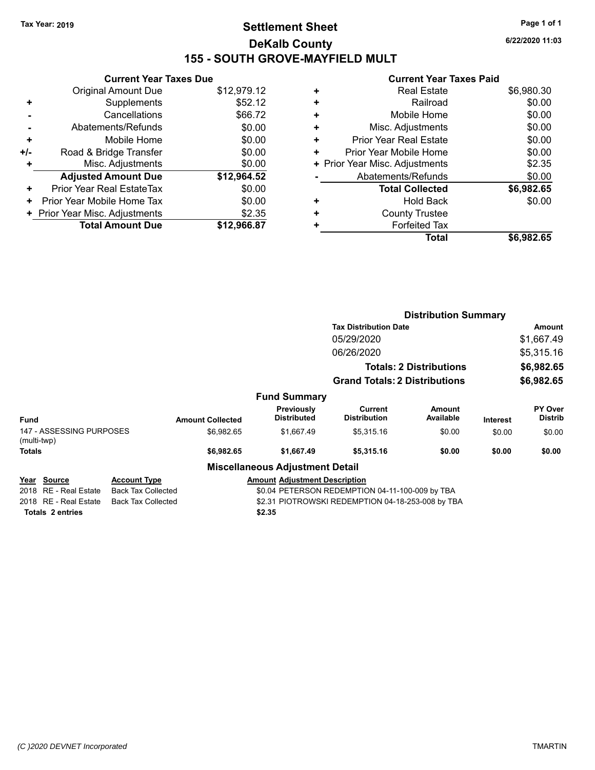Tax Year: 2019

# Settlement Sheet

## DeKalb County

## 155 - SOUTH GROVE-MAYFIELD MULT

6/22/2020 11:03

### Current Year Taxes Due

| | | |
|---|---|---|
| | Original Amount Due | $12,979.12 |
| + | Supplements | $52.12 |
| - | Cancellations | $66.72 |
| - | Abatements/Refunds | $0.00 |
| + | Mobile Home | $0.00 |
| +/- | Road & Bridge Transfer | $0.00 |
| + | Misc. Adjustments | $0.00 |
| | **Adjusted Amount Due** | **$12,964.52** |
| + | Prior Year Real EstateTax | $0.00 |
| + | Prior Year Mobile Home Tax | $0.00 |
| + | Prior Year Misc. Adjustments | $2.35 |
| | **Total Amount Due** | **$12,966.87** |

### Current Year Taxes Paid

| | | |
|---|---|---|
| + | Real Estate | $6,980.30 |
| + | Railroad | $0.00 |
| + | Mobile Home | $0.00 |
| + | Misc. Adjustments | $0.00 |
| + | Prior Year Real Estate | $0.00 |
| + | Prior Year Mobile Home | $0.00 |
| + | Prior Year Misc. Adjustments | $2.35 |
| - | Abatements/Refunds | $0.00 |
| | **Total Collected** | **$6,982.65** |
| + | Hold Back | $0.00 |
| + | County Trustee | |
| + | Forfeited Tax | |
| | **Total** | **$6,982.65** |

### Distribution Summary

| Tax Distribution Date | Amount |
|---|---|
| 05/29/2020 | $1,667.49 |
| 06/26/2020 | $5,315.16 |
| **Totals: 2 Distributions** | **$6,982.65** |
| **Grand Totals: 2 Distributions** | **$6,982.65** |

### Fund Summary

| Fund | Amount Collected | Previously Distributed | Current Distribution | Amount Available | Interest | PY Over Distrib |
|---|---|---|---|---|---|---|
| 147 - ASSESSING PURPOSES (multi-twp) | $6,982.65 | $1,667.49 | $5,315.16 | $0.00 | $0.00 | $0.00 |
| **Totals** | **$6,982.65** | **$1,667.49** | **$5,315.16** | **$0.00** | **$0.00** | **$0.00** |

### Miscellaneous Adjustment Detail

| Year | Source | Account Type | Amount | Adjustment Description |
|---|---|---|---|---|
| 2018 | RE - Real Estate | Back Tax Collected | $0.04 | PETERSON REDEMPTION 04-11-100-009 by TBA |
| 2018 | RE - Real Estate | Back Tax Collected | $2.31 | PIOTROWSKI REDEMPTION 04-18-253-008 by TBA |
| **Totals 2 entries** | | | **$2.35** | |

(C )2020 DEVNET Incorporated TMARTIN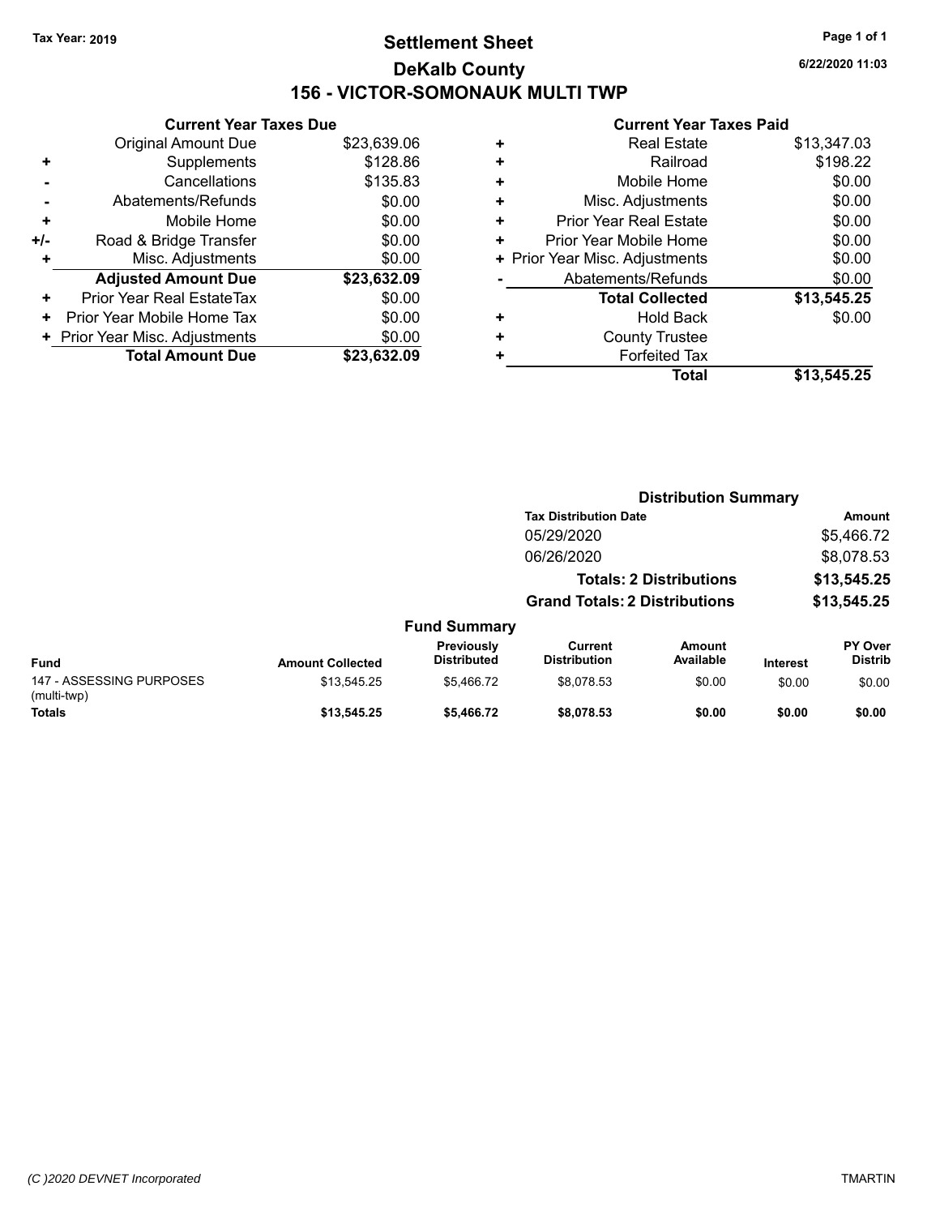Tax Year: 2019

# Settlement Sheet
## DeKalb County
## 156 - VICTOR-SOMONAUK MULTI TWP

6/22/2020 11:03

### Current Year Taxes Due

| | | |
|---|---|---|
| | Original Amount Due | $23,639.06 |
| + | Supplements | $128.86 |
| - | Cancellations | $135.83 |
| - | Abatements/Refunds | $0.00 |
| + | Mobile Home | $0.00 |
| +/- | Road & Bridge Transfer | $0.00 |
| + | Misc. Adjustments | $0.00 |
| | **Adjusted Amount Due** | **$23,632.09** |
| + | Prior Year Real EstateTax | $0.00 |
| + | Prior Year Mobile Home Tax | $0.00 |
| + | Prior Year Misc. Adjustments | $0.00 |
| | **Total Amount Due** | **$23,632.09** |

### Current Year Taxes Paid

| | | |
|---|---|---|
| + | Real Estate | $13,347.03 |
| + | Railroad | $198.22 |
| + | Mobile Home | $0.00 |
| + | Misc. Adjustments | $0.00 |
| + | Prior Year Real Estate | $0.00 |
| + | Prior Year Mobile Home | $0.00 |
| + | Prior Year Misc. Adjustments | $0.00 |
| - | Abatements/Refunds | $0.00 |
| | **Total Collected** | **$13,545.25** |
| + | Hold Back | $0.00 |
| + | County Trustee | |
| + | Forfeited Tax | |
| | **Total** | **$13,545.25** |

### Distribution Summary

| Tax Distribution Date | Amount |
|---|---|
| 05/29/2020 | $5,466.72 |
| 06/26/2020 | $8,078.53 |
| **Totals: 2 Distributions** | **$13,545.25** |
| **Grand Totals: 2 Distributions** | **$13,545.25** |

### Fund Summary

| Fund | Amount Collected | Previously Distributed | Current Distribution | Amount Available | Interest | PY Over Distrib |
|---|---|---|---|---|---|---|
| 147 - ASSESSING PURPOSES (multi-twp) | $13,545.25 | $5,466.72 | $8,078.53 | $0.00 | $0.00 | $0.00 |
| **Totals** | **$13,545.25** | **$5,466.72** | **$8,078.53** | **$0.00** | **$0.00** | **$0.00** |

(C )2020 DEVNET Incorporated　　TMARTIN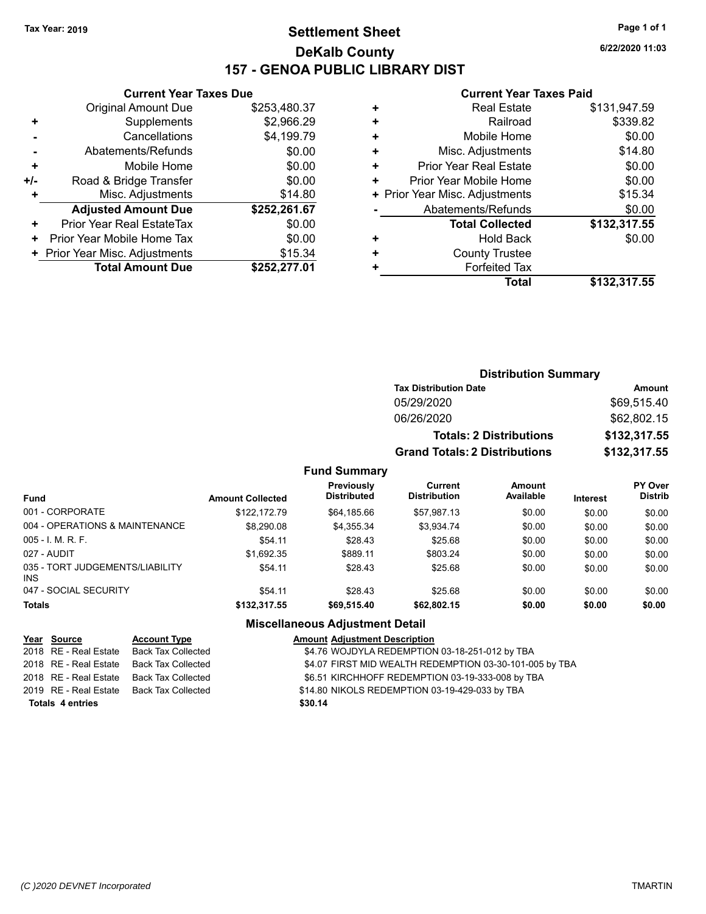Tax Year: 2019

# Settlement Sheet
## DeKalb County
## 157 - GENOA PUBLIC LIBRARY DIST

6/22/2020 11:03

### Current Year Taxes Due

| | | |
|---|---|---|
| | Original Amount Due | $253,480.37 |
| + | Supplements | $2,966.29 |
| - | Cancellations | $4,199.79 |
| - | Abatements/Refunds | $0.00 |
| + | Mobile Home | $0.00 |
| +/- | Road & Bridge Transfer | $0.00 |
| + | Misc. Adjustments | $14.80 |
| | **Adjusted Amount Due** | **$252,261.67** |
| + | Prior Year Real EstateTax | $0.00 |
| + | Prior Year Mobile Home Tax | $0.00 |
| + | Prior Year Misc. Adjustments | $15.34 |
| | **Total Amount Due** | **$252,277.01** |

### Current Year Taxes Paid

| | | |
|---|---|---|
| + | Real Estate | $131,947.59 |
| + | Railroad | $339.82 |
| + | Mobile Home | $0.00 |
| + | Misc. Adjustments | $14.80 |
| + | Prior Year Real Estate | $0.00 |
| + | Prior Year Mobile Home | $0.00 |
| + | Prior Year Misc. Adjustments | $15.34 |
| - | Abatements/Refunds | $0.00 |
| | **Total Collected** | **$132,317.55** |
| + | Hold Back | $0.00 |
| + | County Trustee | |
| + | Forfeited Tax | |
| | **Total** | **$132,317.55** |

### Distribution Summary

| Tax Distribution Date | Amount |
|---|---|
| 05/29/2020 | $69,515.40 |
| 06/26/2020 | $62,802.15 |
| **Totals: 2 Distributions** | **$132,317.55** |
| **Grand Totals: 2 Distributions** | **$132,317.55** |

### Fund Summary

| Fund | Amount Collected | Previously Distributed | Current Distribution | Amount Available | Interest | PY Over Distrib |
|---|---|---|---|---|---|---|
| 001 - CORPORATE | $122,172.79 | $64,185.66 | $57,987.13 | $0.00 | $0.00 | $0.00 |
| 004 - OPERATIONS & MAINTENANCE | $8,290.08 | $4,355.34 | $3,934.74 | $0.00 | $0.00 | $0.00 |
| 005 - I. M. R. F. | $54.11 | $28.43 | $25.68 | $0.00 | $0.00 | $0.00 |
| 027 - AUDIT | $1,692.35 | $889.11 | $803.24 | $0.00 | $0.00 | $0.00 |
| 035 - TORT JUDGEMENTS/LIABILITY INS | $54.11 | $28.43 | $25.68 | $0.00 | $0.00 | $0.00 |
| 047 - SOCIAL SECURITY | $54.11 | $28.43 | $25.68 | $0.00 | $0.00 | $0.00 |
| **Totals** | **$132,317.55** | **$69,515.40** | **$62,802.15** | **$0.00** | **$0.00** | **$0.00** |

### Miscellaneous Adjustment Detail

| Year | Source | Account Type | Amount | Adjustment Description |
|---|---|---|---|---|
| 2018 | RE - Real Estate | Back Tax Collected | $4.76 | WOJDYLA REDEMPTION 03-18-251-012 by TBA |
| 2018 | RE - Real Estate | Back Tax Collected | $4.07 | FIRST MID WEALTH REDEMPTION 03-30-101-005 by TBA |
| 2018 | RE - Real Estate | Back Tax Collected | $6.51 | KIRCHHOFF REDEMPTION 03-19-333-008 by TBA |
| 2019 | RE - Real Estate | Back Tax Collected | $14.80 | NIKOLS REDEMPTION 03-19-429-033 by TBA |
| **Totals 4 entries** | | | **$30.14** | |

(C )2020 DEVNET Incorporated TMARTIN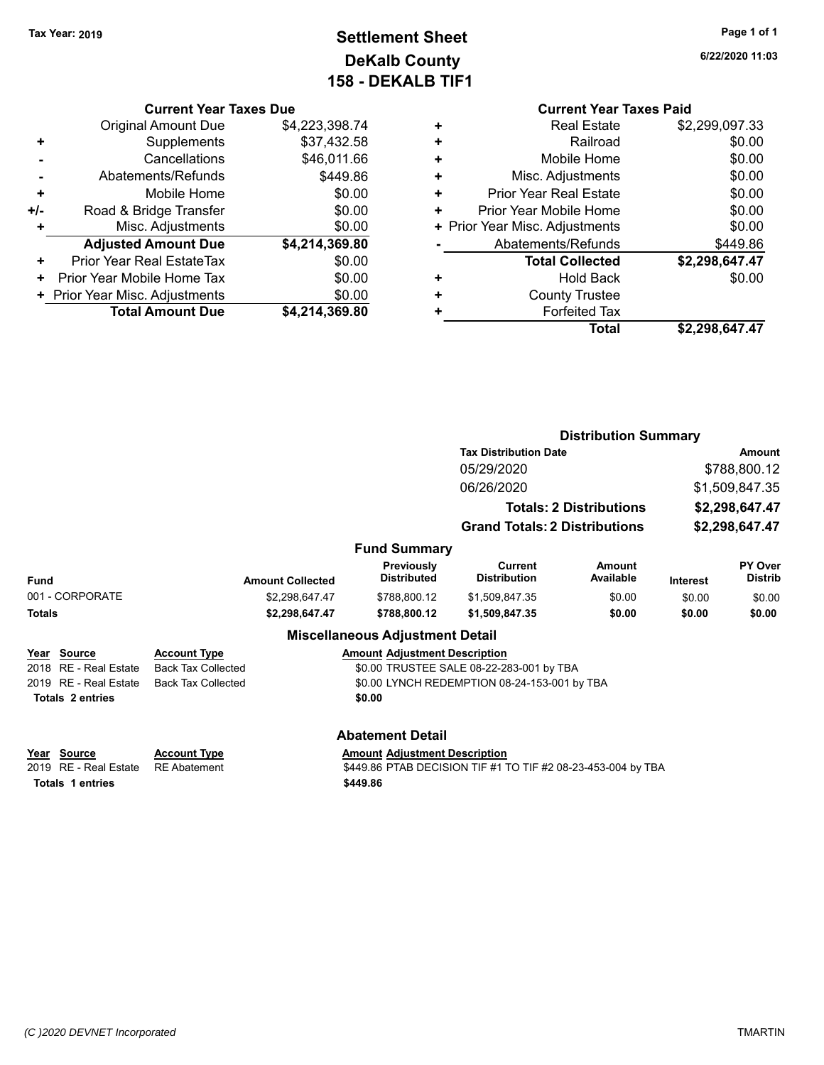Tax Year: 2019

# Settlement Sheet
## DeKalb County
## 158 - DEKALB TIF1

6/22/2020 11:03

### Current Year Taxes Due

| | | |
|---|---|---|
| | Original Amount Due | $4,223,398.74 |
| + | Supplements | $37,432.58 |
| - | Cancellations | $46,011.66 |
| - | Abatements/Refunds | $449.86 |
| + | Mobile Home | $0.00 |
| +/- | Road & Bridge Transfer | $0.00 |
| + | Misc. Adjustments | $0.00 |
| | **Adjusted Amount Due** | **$4,214,369.80** |
| + | Prior Year Real EstateTax | $0.00 |
| + | Prior Year Mobile Home Tax | $0.00 |
| + | Prior Year Misc. Adjustments | $0.00 |
| | **Total Amount Due** | **$4,214,369.80** |

### Current Year Taxes Paid

| | | |
|---|---|---|
| + | Real Estate | $2,299,097.33 |
| + | Railroad | $0.00 |
| + | Mobile Home | $0.00 |
| + | Misc. Adjustments | $0.00 |
| + | Prior Year Real Estate | $0.00 |
| + | Prior Year Mobile Home | $0.00 |
| + | Prior Year Misc. Adjustments | $0.00 |
| - | Abatements/Refunds | $449.86 |
| | **Total Collected** | **$2,298,647.47** |
| + | Hold Back | $0.00 |
| + | County Trustee | |
| + | Forfeited Tax | |
| | **Total** | **$2,298,647.47** |

### Distribution Summary

| Tax Distribution Date | Amount |
|---|---|
| 05/29/2020 | $788,800.12 |
| 06/26/2020 | $1,509,847.35 |
| **Totals: 2 Distributions** | **$2,298,647.47** |
| **Grand Totals: 2 Distributions** | **$2,298,647.47** |

### Fund Summary

| Fund | Amount Collected | Previously Distributed | Current Distribution | Amount Available | Interest | PY Over Distrib |
|---|---|---|---|---|---|---|
| 001 - CORPORATE | $2,298,647.47 | $788,800.12 | $1,509,847.35 | $0.00 | $0.00 | $0.00 |
| **Totals** | **$2,298,647.47** | **$788,800.12** | **$1,509,847.35** | **$0.00** | **$0.00** | **$0.00** |

### Miscellaneous Adjustment Detail

| Year | Source | Account Type | Amount | Adjustment Description |
|---|---|---|---|---|
| 2018 | RE - Real Estate | Back Tax Collected | $0.00 | TRUSTEE SALE 08-22-283-001 by TBA |
| 2019 | RE - Real Estate | Back Tax Collected | $0.00 | LYNCH REDEMPTION 08-24-153-001 by TBA |
| **Totals 2 entries** | | | **$0.00** | |

### Abatement Detail

| Year | Source | Account Type | Amount | Adjustment Description |
|---|---|---|---|---|
| 2019 | RE - Real Estate | RE Abatement | $449.86 | PTAB DECISION TIF #1 TO TIF #2 08-23-453-004 by TBA |
| **Totals 1 entries** | | | **$449.86** | |

(C )2020 DEVNET Incorporated TMARTIN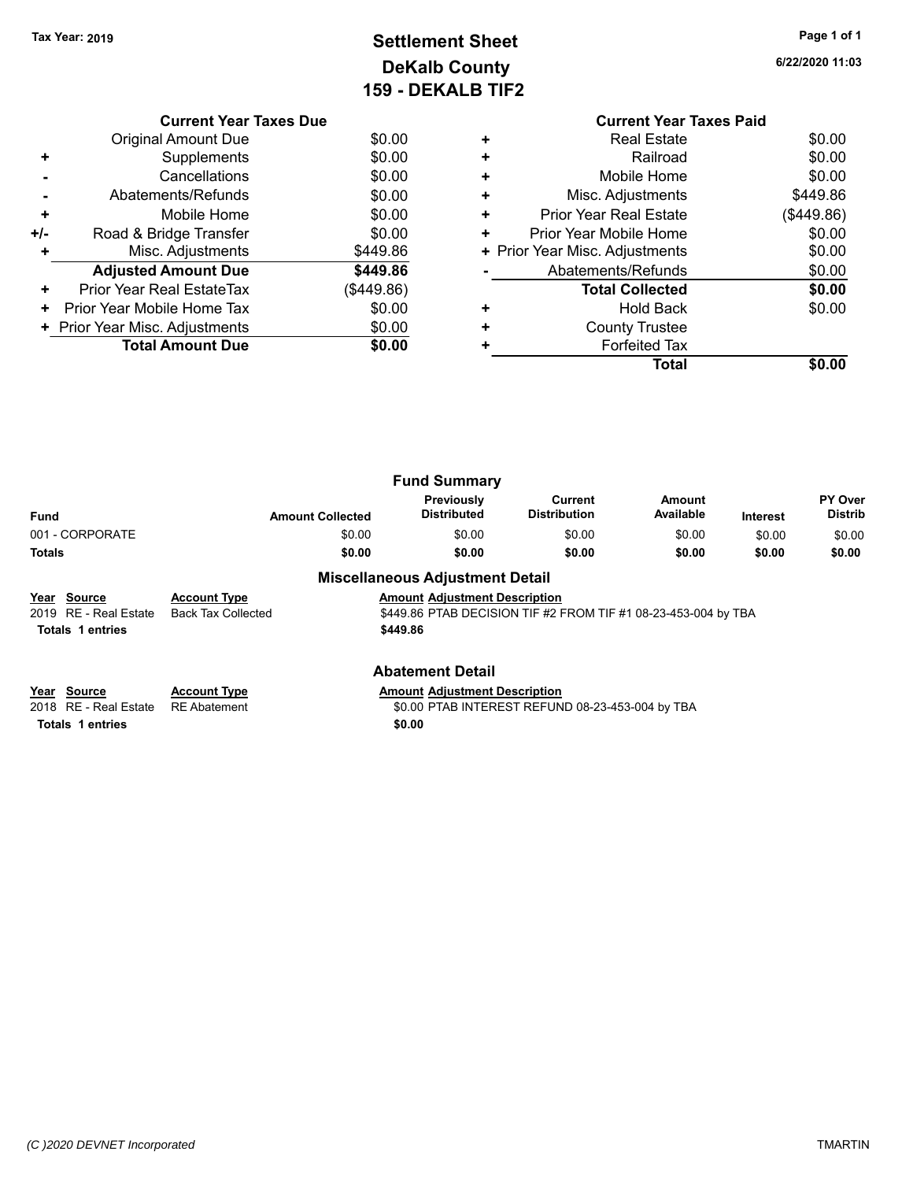Tax Year: 2019

# Settlement Sheet
## DeKalb County
## 159 - DEKALB TIF2

6/22/2020 11:03

### Current Year Taxes Due

| | | |
|---|---|---|
| | Original Amount Due | $0.00 |
| + | Supplements | $0.00 |
| - | Cancellations | $0.00 |
| - | Abatements/Refunds | $0.00 |
| + | Mobile Home | $0.00 |
| +/- | Road & Bridge Transfer | $0.00 |
| + | Misc. Adjustments | $449.86 |
| | **Adjusted Amount Due** | **$449.86** |
| + | Prior Year Real EstateTax | ($449.86) |
| + | Prior Year Mobile Home Tax | $0.00 |
| + | Prior Year Misc. Adjustments | $0.00 |
| | **Total Amount Due** | **$0.00** |

### Current Year Taxes Paid

| | | |
|---|---|---|
| + | Real Estate | $0.00 |
| + | Railroad | $0.00 |
| + | Mobile Home | $0.00 |
| + | Misc. Adjustments | $449.86 |
| + | Prior Year Real Estate | ($449.86) |
| + | Prior Year Mobile Home | $0.00 |
| + | Prior Year Misc. Adjustments | $0.00 |
| - | Abatements/Refunds | $0.00 |
| | **Total Collected** | **$0.00** |
| + | Hold Back | $0.00 |
| + | County Trustee | |
| + | Forfeited Tax | |
| | **Total** | **$0.00** |

### Fund Summary

| Fund | Amount Collected | Previously Distributed | Current Distribution | Amount Available | Interest | PY Over Distrib |
|---|---|---|---|---|---|---|
| 001 - CORPORATE | $0.00 | $0.00 | $0.00 | $0.00 | $0.00 | $0.00 |
| **Totals** | **$0.00** | **$0.00** | **$0.00** | **$0.00** | **$0.00** | **$0.00** |

### Miscellaneous Adjustment Detail

| Year | Source | Account Type | Amount | Adjustment Description |
|---|---|---|---|---|
| 2019 | RE - Real Estate | Back Tax Collected | $449.86 | PTAB DECISION TIF #2 FROM TIF #1 08-23-453-004 by TBA |
| **Totals** | **1 entries** | | **$449.86** | |

### Abatement Detail

| Year | Source | Account Type | Amount | Adjustment Description |
|---|---|---|---|---|
| 2018 | RE - Real Estate | RE Abatement | $0.00 | PTAB INTEREST REFUND 08-23-453-004 by TBA |
| **Totals** | **1 entries** | | **$0.00** | |

(C )2020 DEVNET Incorporated

TMARTIN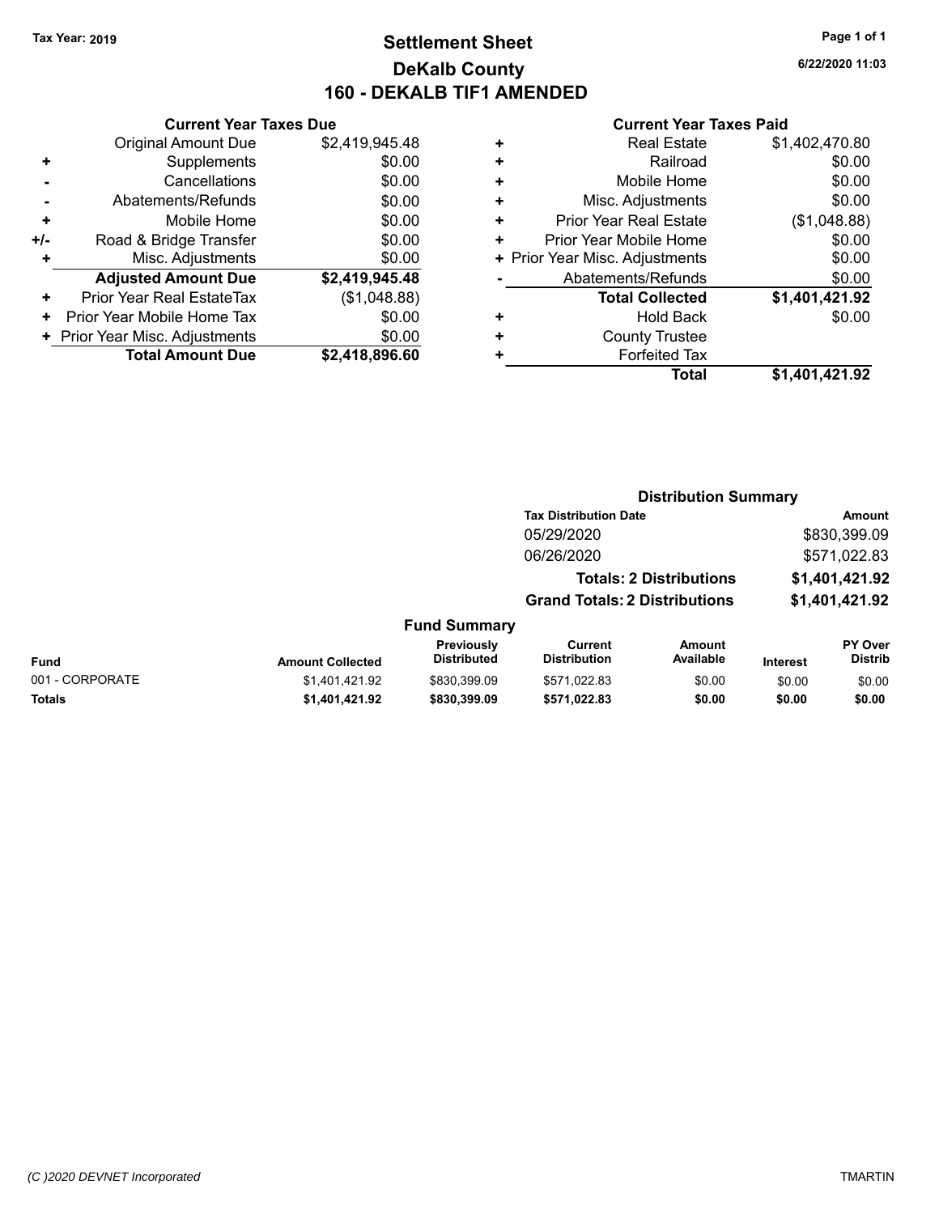Tax Year: 2019

# Settlement Sheet
## DeKalb County
## 160 - DEKALB TIF1 AMENDED

6/22/2020 11:03

### Current Year Taxes Due

| | | |
|---|---|---|
| | Original Amount Due | $2,419,945.48 |
| + | Supplements | $0.00 |
| - | Cancellations | $0.00 |
| - | Abatements/Refunds | $0.00 |
| + | Mobile Home | $0.00 |
| +/- | Road & Bridge Transfer | $0.00 |
| + | Misc. Adjustments | $0.00 |
| | **Adjusted Amount Due** | **$2,419,945.48** |
| + | Prior Year Real EstateTax | ($1,048.88) |
| + | Prior Year Mobile Home Tax | $0.00 |
| + | Prior Year Misc. Adjustments | $0.00 |
| | **Total Amount Due** | **$2,418,896.60** |

### Current Year Taxes Paid

| | | |
|---|---|---|
| + | Real Estate | $1,402,470.80 |
| + | Railroad | $0.00 |
| + | Mobile Home | $0.00 |
| + | Misc. Adjustments | $0.00 |
| + | Prior Year Real Estate | ($1,048.88) |
| + | Prior Year Mobile Home | $0.00 |
| + | Prior Year Misc. Adjustments | $0.00 |
| - | Abatements/Refunds | $0.00 |
| | **Total Collected** | **$1,401,421.92** |
| + | Hold Back | $0.00 |
| + | County Trustee | |
| + | Forfeited Tax | |
| | **Total** | **$1,401,421.92** |

### Distribution Summary

| Tax Distribution Date | Amount |
|---|---|
| 05/29/2020 | $830,399.09 |
| 06/26/2020 | $571,022.83 |
| **Totals: 2 Distributions** | **$1,401,421.92** |
| **Grand Totals: 2 Distributions** | **$1,401,421.92** |

### Fund Summary

| Fund | Amount Collected | Previously Distributed | Current Distribution | Amount Available | Interest | PY Over Distrib |
|---|---|---|---|---|---|---|
| 001 - CORPORATE | $1,401,421.92 | $830,399.09 | $571,022.83 | $0.00 | $0.00 | $0.00 |
| **Totals** | **$1,401,421.92** | **$830,399.09** | **$571,022.83** | **$0.00** | **$0.00** | **$0.00** |

(C )2020 DEVNET Incorporated

TMARTIN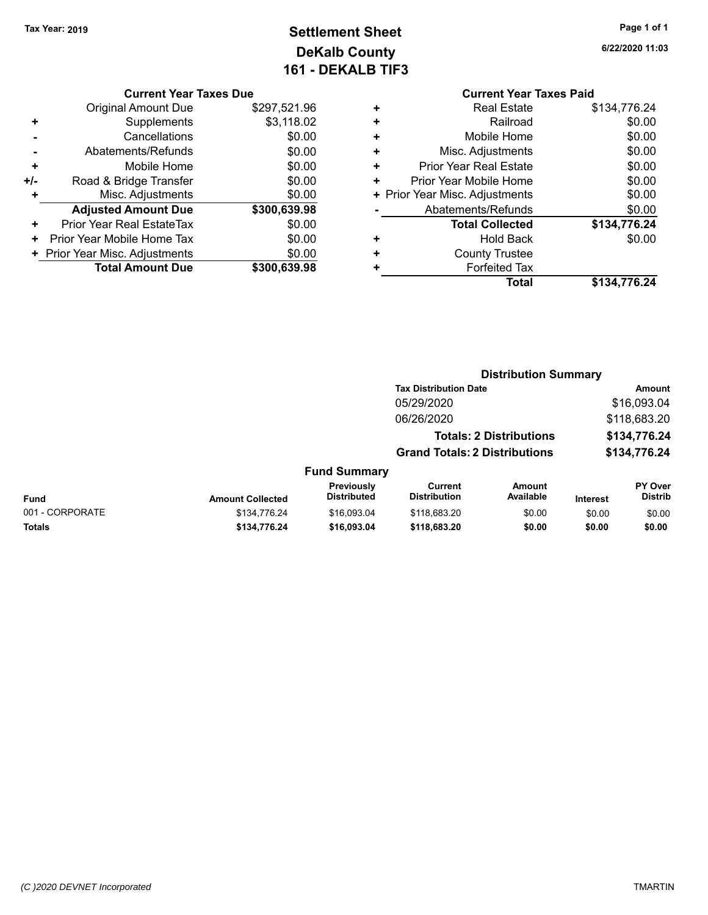Tax Year: 2019

# Settlement Sheet
## DeKalb County
## 161 - DEKALB TIF3

6/22/2020 11:03

### Current Year Taxes Due

| | | |
|---|---|---|
| | Original Amount Due | $297,521.96 |
| + | Supplements | $3,118.02 |
| - | Cancellations | $0.00 |
| - | Abatements/Refunds | $0.00 |
| + | Mobile Home | $0.00 |
| +/- | Road & Bridge Transfer | $0.00 |
| + | Misc. Adjustments | $0.00 |
| | **Adjusted Amount Due** | **$300,639.98** |
| + | Prior Year Real EstateTax | $0.00 |
| + | Prior Year Mobile Home Tax | $0.00 |
| + | Prior Year Misc. Adjustments | $0.00 |
| | **Total Amount Due** | **$300,639.98** |

### Current Year Taxes Paid

| | | |
|---|---|---|
| + | Real Estate | $134,776.24 |
| + | Railroad | $0.00 |
| + | Mobile Home | $0.00 |
| + | Misc. Adjustments | $0.00 |
| + | Prior Year Real Estate | $0.00 |
| + | Prior Year Mobile Home | $0.00 |
| + | Prior Year Misc. Adjustments | $0.00 |
| - | Abatements/Refunds | $0.00 |
| | **Total Collected** | **$134,776.24** |
| + | Hold Back | $0.00 |
| + | County Trustee | |
| + | Forfeited Tax | |
| | **Total** | **$134,776.24** |

### Distribution Summary

| Tax Distribution Date | Amount |
|---|---|
| 05/29/2020 | $16,093.04 |
| 06/26/2020 | $118,683.20 |
| **Totals: 2 Distributions** | **$134,776.24** |
| **Grand Totals: 2 Distributions** | **$134,776.24** |

### Fund Summary

| Fund | Amount Collected | Previously Distributed | Current Distribution | Amount Available | Interest | PY Over Distrib |
|---|---|---|---|---|---|---|
| 001 - CORPORATE | $134,776.24 | $16,093.04 | $118,683.20 | $0.00 | $0.00 | $0.00 |
| **Totals** | **$134,776.24** | **$16,093.04** | **$118,683.20** | **$0.00** | **$0.00** | **$0.00** |

(C )2020 DEVNET Incorporated

TMARTIN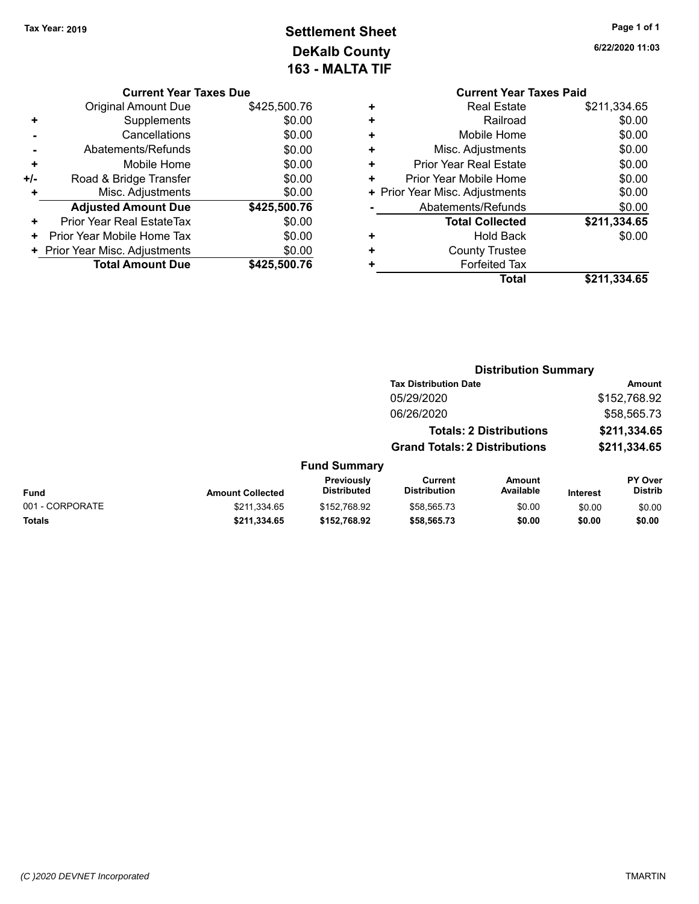Tax Year: 2019

# Settlement Sheet
## DeKalb County
## 163 - MALTA TIF

6/22/2020 11:03

| | Current Year Taxes Due | |
|---|---|---|
| | Original Amount Due | $425,500.76 |
| + | Supplements | $0.00 |
| - | Cancellations | $0.00 |
| - | Abatements/Refunds | $0.00 |
| + | Mobile Home | $0.00 |
| +/- | Road & Bridge Transfer | $0.00 |
| + | Misc. Adjustments | $0.00 |
| | **Adjusted Amount Due** | **$425,500.76** |
| + | Prior Year Real EstateTax | $0.00 |
| + | Prior Year Mobile Home Tax | $0.00 |
| + | Prior Year Misc. Adjustments | $0.00 |
| | **Total Amount Due** | **$425,500.76** |

| | Current Year Taxes Paid | |
|---|---|---|
| + | Real Estate | $211,334.65 |
| + | Railroad | $0.00 |
| + | Mobile Home | $0.00 |
| + | Misc. Adjustments | $0.00 |
| + | Prior Year Real Estate | $0.00 |
| + | Prior Year Mobile Home | $0.00 |
| + | Prior Year Misc. Adjustments | $0.00 |
| - | Abatements/Refunds | $0.00 |
| | **Total Collected** | **$211,334.65** |
| + | Hold Back | $0.00 |
| + | County Trustee | |
| + | Forfeited Tax | |
| | **Total** | **$211,334.65** |

### Distribution Summary

| Tax Distribution Date | Amount |
|---|---|
| 05/29/2020 | $152,768.92 |
| 06/26/2020 | $58,565.73 |
| **Totals: 2 Distributions** | **$211,334.65** |
| **Grand Totals: 2 Distributions** | **$211,334.65** |

### Fund Summary

| Fund | Amount Collected | Previously Distributed | Current Distribution | Amount Available | Interest | PY Over Distrib |
|---|---|---|---|---|---|---|
| 001 - CORPORATE | $211,334.65 | $152,768.92 | $58,565.73 | $0.00 | $0.00 | $0.00 |
| **Totals** | **$211,334.65** | **$152,768.92** | **$58,565.73** | **$0.00** | **$0.00** | **$0.00** |

(C )2020 DEVNET Incorporated TMARTIN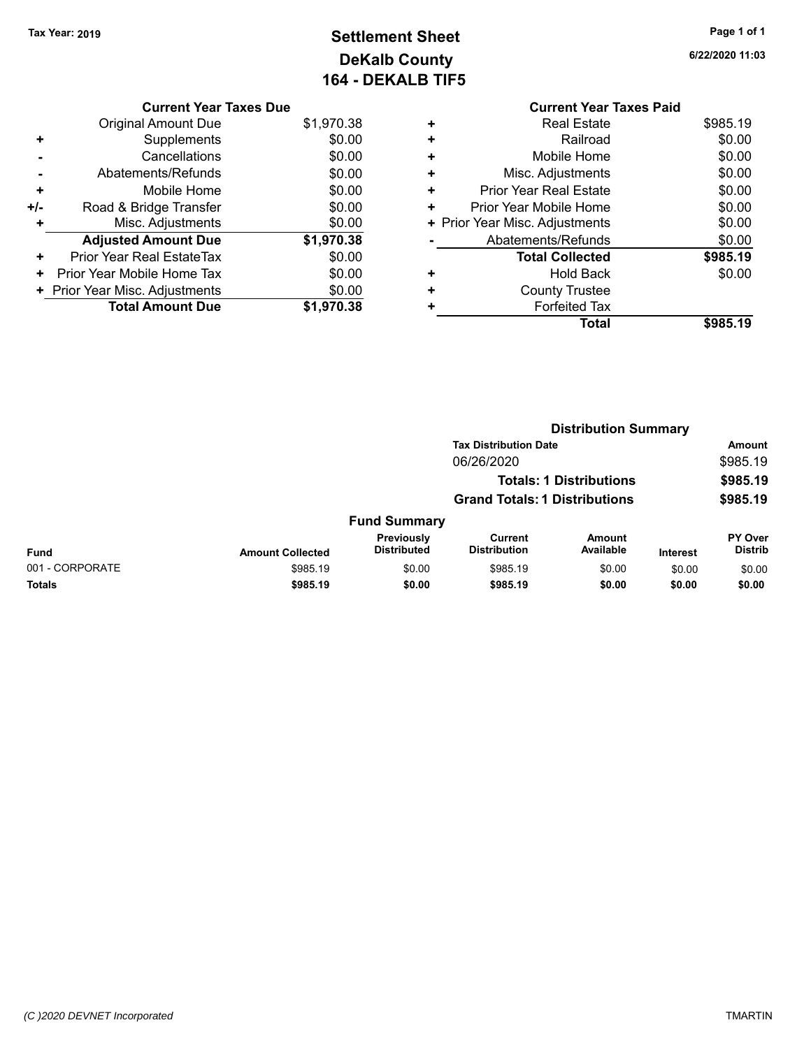Tax Year: 2019

# Settlement Sheet
## DeKalb County
## 164 - DEKALB TIF5

6/22/2020 11:03

### Current Year Taxes Due

| | | |
|---|---|---|
| | Original Amount Due | $1,970.38 |
| + | Supplements | $0.00 |
| - | Cancellations | $0.00 |
| - | Abatements/Refunds | $0.00 |
| + | Mobile Home | $0.00 |
| +/- | Road & Bridge Transfer | $0.00 |
| + | Misc. Adjustments | $0.00 |
| | **Adjusted Amount Due** | **$1,970.38** |
| + | Prior Year Real EstateTax | $0.00 |
| + | Prior Year Mobile Home Tax | $0.00 |
| + | Prior Year Misc. Adjustments | $0.00 |
| | **Total Amount Due** | **$1,970.38** |

### Current Year Taxes Paid

| | | |
|---|---|---|
| + | Real Estate | $985.19 |
| + | Railroad | $0.00 |
| + | Mobile Home | $0.00 |
| + | Misc. Adjustments | $0.00 |
| + | Prior Year Real Estate | $0.00 |
| + | Prior Year Mobile Home | $0.00 |
| + | Prior Year Misc. Adjustments | $0.00 |
| - | Abatements/Refunds | $0.00 |
| | **Total Collected** | **$985.19** |
| + | Hold Back | $0.00 |
| + | County Trustee | |
| + | Forfeited Tax | |
| | **Total** | **$985.19** |

### Distribution Summary

| Tax Distribution Date | Amount |
|---|---|
| 06/26/2020 | $985.19 |
| **Totals: 1 Distributions** | **$985.19** |
| **Grand Totals: 1 Distributions** | **$985.19** |

### Fund Summary

| Fund | Amount Collected | Previously Distributed | Current Distribution | Amount Available | Interest | PY Over Distrib |
|---|---|---|---|---|---|---|
| 001 - CORPORATE | $985.19 | $0.00 | $985.19 | $0.00 | $0.00 | $0.00 |
| **Totals** | **$985.19** | **$0.00** | **$985.19** | **$0.00** | **$0.00** | **$0.00** |

(C )2020 DEVNET Incorporated

TMARTIN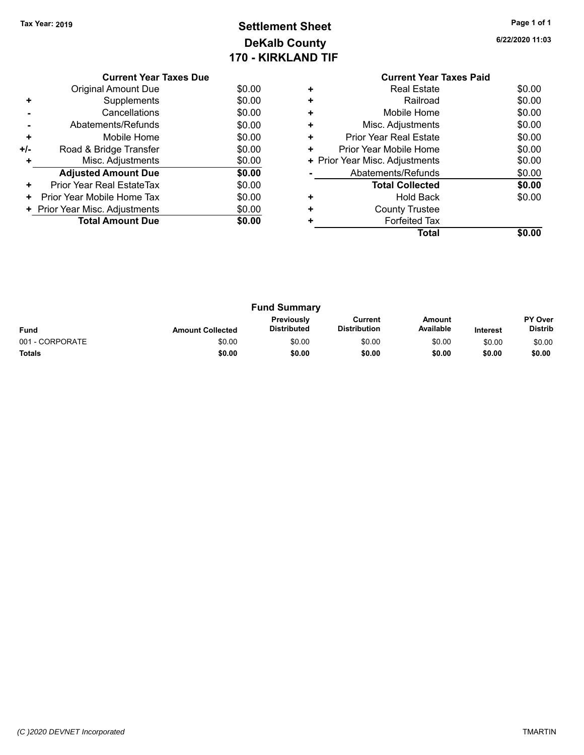Tax Year: 2019

# Settlement Sheet
## DeKalb County
## 170 - KIRKLAND TIF

6/22/2020 11:03

**Current Year Taxes Due**

| | | |
|---|---|---|
| | Original Amount Due | $0.00 |
| + | Supplements | $0.00 |
| - | Cancellations | $0.00 |
| - | Abatements/Refunds | $0.00 |
| + | Mobile Home | $0.00 |
| +/- | Road & Bridge Transfer | $0.00 |
| + | Misc. Adjustments | $0.00 |
| | **Adjusted Amount Due** | **$0.00** |
| + | Prior Year Real EstateTax | $0.00 |
| + | Prior Year Mobile Home Tax | $0.00 |
| + | Prior Year Misc. Adjustments | $0.00 |
| | **Total Amount Due** | **$0.00** |

**Current Year Taxes Paid**

| | | |
|---|---|---|
| + | Real Estate | $0.00 |
| + | Railroad | $0.00 |
| + | Mobile Home | $0.00 |
| + | Misc. Adjustments | $0.00 |
| + | Prior Year Real Estate | $0.00 |
| + | Prior Year Mobile Home | $0.00 |
| + | Prior Year Misc. Adjustments | $0.00 |
| - | Abatements/Refunds | $0.00 |
| | **Total Collected** | **$0.00** |
| + | Hold Back | $0.00 |
| + | County Trustee | |
| + | Forfeited Tax | |
| | **Total** | **$0.00** |

**Fund Summary**

| Fund | Amount Collected | Previously Distributed | Current Distribution | Amount Available | Interest | PY Over Distrib |
|---|---|---|---|---|---|---|
| 001 - CORPORATE | $0.00 | $0.00 | $0.00 | $0.00 | $0.00 | $0.00 |
| **Totals** | **$0.00** | **$0.00** | **$0.00** | **$0.00** | **$0.00** | **$0.00** |

(C )2020 DEVNET Incorporated

TMARTIN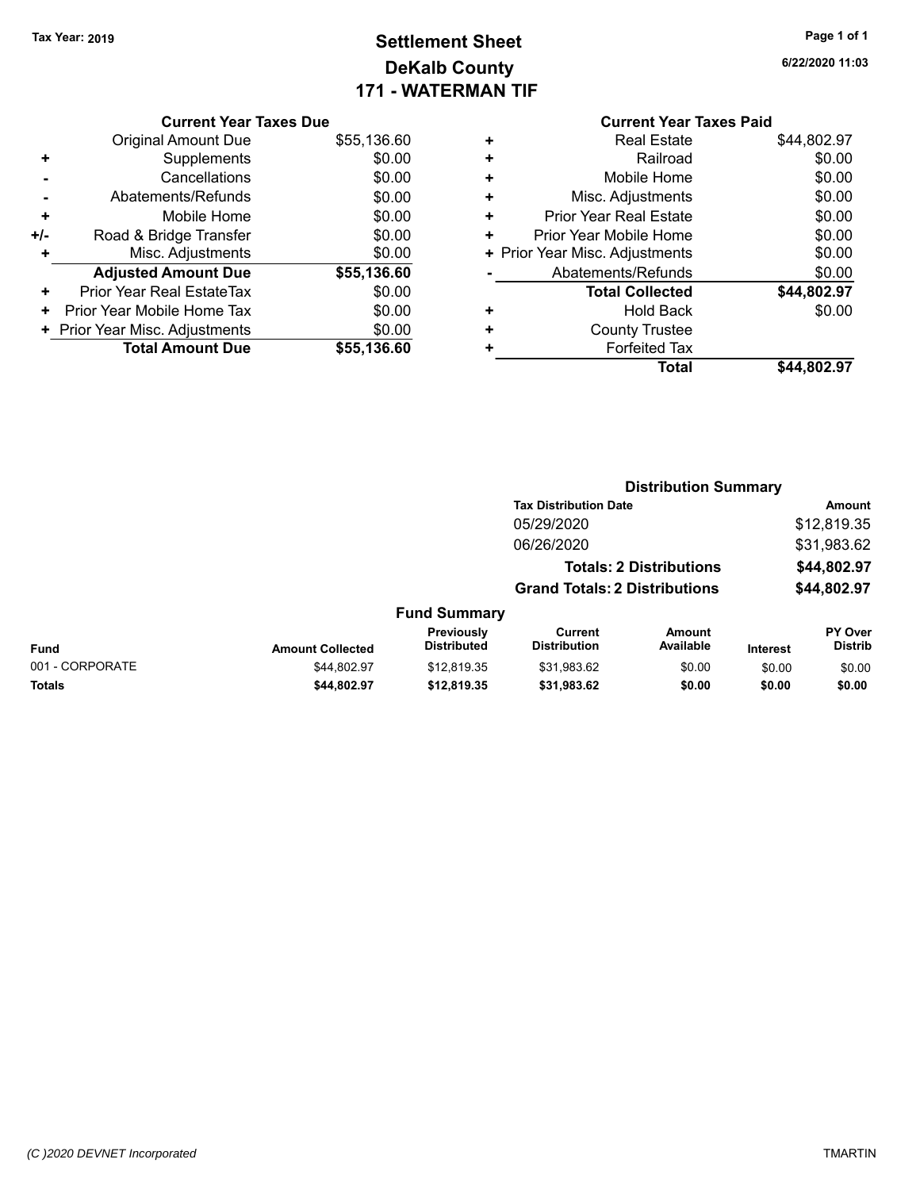Tax Year: 2019

# Settlement Sheet
## DeKalb County
## 171 - WATERMAN TIF

6/22/2020 11:03

### Current Year Taxes Due

| | | |
|---|---|---|
| | Original Amount Due | $55,136.60 |
| + | Supplements | $0.00 |
| - | Cancellations | $0.00 |
| - | Abatements/Refunds | $0.00 |
| + | Mobile Home | $0.00 |
| +/- | Road & Bridge Transfer | $0.00 |
| + | Misc. Adjustments | $0.00 |
| | **Adjusted Amount Due** | **$55,136.60** |
| + | Prior Year Real EstateTax | $0.00 |
| + | Prior Year Mobile Home Tax | $0.00 |
| + | Prior Year Misc. Adjustments | $0.00 |
| | **Total Amount Due** | **$55,136.60** |

### Current Year Taxes Paid

| | | |
|---|---|---|
| + | Real Estate | $44,802.97 |
| + | Railroad | $0.00 |
| + | Mobile Home | $0.00 |
| + | Misc. Adjustments | $0.00 |
| + | Prior Year Real Estate | $0.00 |
| + | Prior Year Mobile Home | $0.00 |
| + | Prior Year Misc. Adjustments | $0.00 |
| - | Abatements/Refunds | $0.00 |
| | **Total Collected** | **$44,802.97** |
| + | Hold Back | $0.00 |
| + | County Trustee | |
| + | Forfeited Tax | |
| | **Total** | **$44,802.97** |

### Distribution Summary

| Tax Distribution Date | Amount |
|---|---|
| 05/29/2020 | $12,819.35 |
| 06/26/2020 | $31,983.62 |
| **Totals: 2 Distributions** | **$44,802.97** |
| **Grand Totals: 2 Distributions** | **$44,802.97** |

### Fund Summary

| Fund | Amount Collected | Previously Distributed | Current Distribution | Amount Available | Interest | PY Over Distrib |
|---|---|---|---|---|---|---|
| 001 - CORPORATE | $44,802.97 | $12,819.35 | $31,983.62 | $0.00 | $0.00 | $0.00 |
| **Totals** | **$44,802.97** | **$12,819.35** | **$31,983.62** | **$0.00** | **$0.00** | **$0.00** |

(C )2020 DEVNET Incorporated

TMARTIN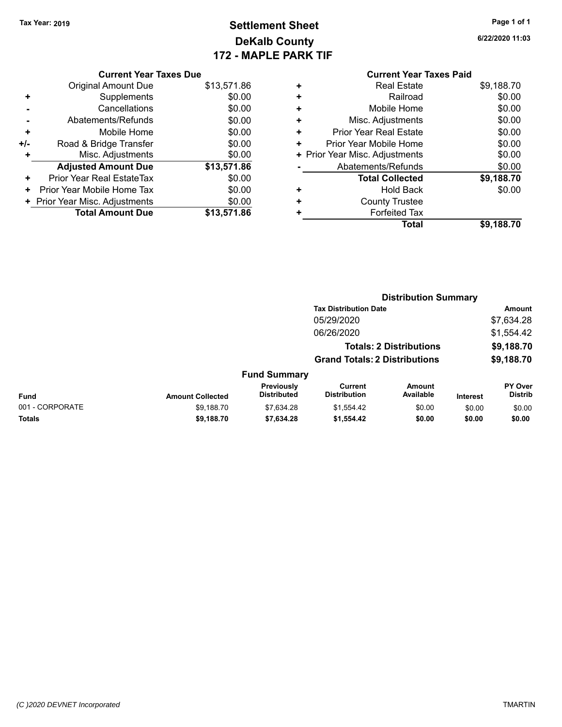Tax Year: 2019

# Settlement Sheet
## DeKalb County
## 172 - MAPLE PARK TIF

6/22/2020 11:03

| | Current Year Taxes Due | |
|---|---|---|
| | Original Amount Due | $13,571.86 |
| + | Supplements | $0.00 |
| - | Cancellations | $0.00 |
| - | Abatements/Refunds | $0.00 |
| + | Mobile Home | $0.00 |
| +/- | Road & Bridge Transfer | $0.00 |
| + | Misc. Adjustments | $0.00 |
| | **Adjusted Amount Due** | **$13,571.86** |
| + | Prior Year Real EstateTax | $0.00 |
| + | Prior Year Mobile Home Tax | $0.00 |
| + | Prior Year Misc. Adjustments | $0.00 |
| | **Total Amount Due** | **$13,571.86** |

| | Current Year Taxes Paid | |
|---|---|---|
| + | Real Estate | $9,188.70 |
| + | Railroad | $0.00 |
| + | Mobile Home | $0.00 |
| + | Misc. Adjustments | $0.00 |
| + | Prior Year Real Estate | $0.00 |
| + | Prior Year Mobile Home | $0.00 |
| + | Prior Year Misc. Adjustments | $0.00 |
| - | Abatements/Refunds | $0.00 |
| | **Total Collected** | **$9,188.70** |
| + | Hold Back | $0.00 |
| + | County Trustee | |
| + | Forfeited Tax | |
| | **Total** | **$9,188.70** |

### Distribution Summary

| Tax Distribution Date | Amount |
|---|---|
| 05/29/2020 | $7,634.28 |
| 06/26/2020 | $1,554.42 |
| **Totals: 2 Distributions** | **$9,188.70** |
| **Grand Totals: 2 Distributions** | **$9,188.70** |

### Fund Summary

| Fund | Amount Collected | Previously Distributed | Current Distribution | Amount Available | Interest | PY Over Distrib |
|---|---|---|---|---|---|---|
| 001 - CORPORATE | $9,188.70 | $7,634.28 | $1,554.42 | $0.00 | $0.00 | $0.00 |
| **Totals** | **$9,188.70** | **$7,634.28** | **$1,554.42** | **$0.00** | **$0.00** | **$0.00** |

(C )2020 DEVNET Incorporated

TMARTIN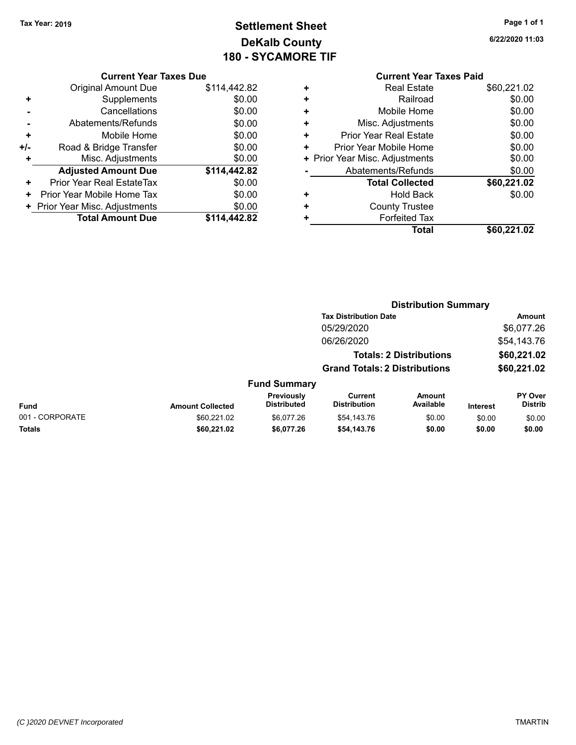Tax Year: 2019

# Settlement Sheet
## DeKalb County
## 180 - SYCAMORE TIF

6/22/2020 11:03

### Current Year Taxes Due

| | | |
|---|---|---|
| | Original Amount Due | $114,442.82 |
| + | Supplements | $0.00 |
| - | Cancellations | $0.00 |
| - | Abatements/Refunds | $0.00 |
| + | Mobile Home | $0.00 |
| +/- | Road & Bridge Transfer | $0.00 |
| + | Misc. Adjustments | $0.00 |
| | **Adjusted Amount Due** | **$114,442.82** |
| + | Prior Year Real EstateTax | $0.00 |
| + | Prior Year Mobile Home Tax | $0.00 |
| + | Prior Year Misc. Adjustments | $0.00 |
| | **Total Amount Due** | **$114,442.82** |

### Current Year Taxes Paid

| | | |
|---|---|---|
| + | Real Estate | $60,221.02 |
| + | Railroad | $0.00 |
| + | Mobile Home | $0.00 |
| + | Misc. Adjustments | $0.00 |
| + | Prior Year Real Estate | $0.00 |
| + | Prior Year Mobile Home | $0.00 |
| + | Prior Year Misc. Adjustments | $0.00 |
| - | Abatements/Refunds | $0.00 |
| | **Total Collected** | **$60,221.02** |
| + | Hold Back | $0.00 |
| + | County Trustee | |
| + | Forfeited Tax | |
| | **Total** | **$60,221.02** |

### Distribution Summary

| Tax Distribution Date | Amount |
|---|---|
| 05/29/2020 | $6,077.26 |
| 06/26/2020 | $54,143.76 |
| **Totals: 2 Distributions** | **$60,221.02** |
| **Grand Totals: 2 Distributions** | **$60,221.02** |

### Fund Summary

| Fund | Amount Collected | Previously Distributed | Current Distribution | Amount Available | Interest | PY Over Distrib |
|---|---|---|---|---|---|---|
| 001 - CORPORATE | $60,221.02 | $6,077.26 | $54,143.76 | $0.00 | $0.00 | $0.00 |
| **Totals** | **$60,221.02** | **$6,077.26** | **$54,143.76** | **$0.00** | **$0.00** | **$0.00** |

(C )2020 DEVNET Incorporated

TMARTIN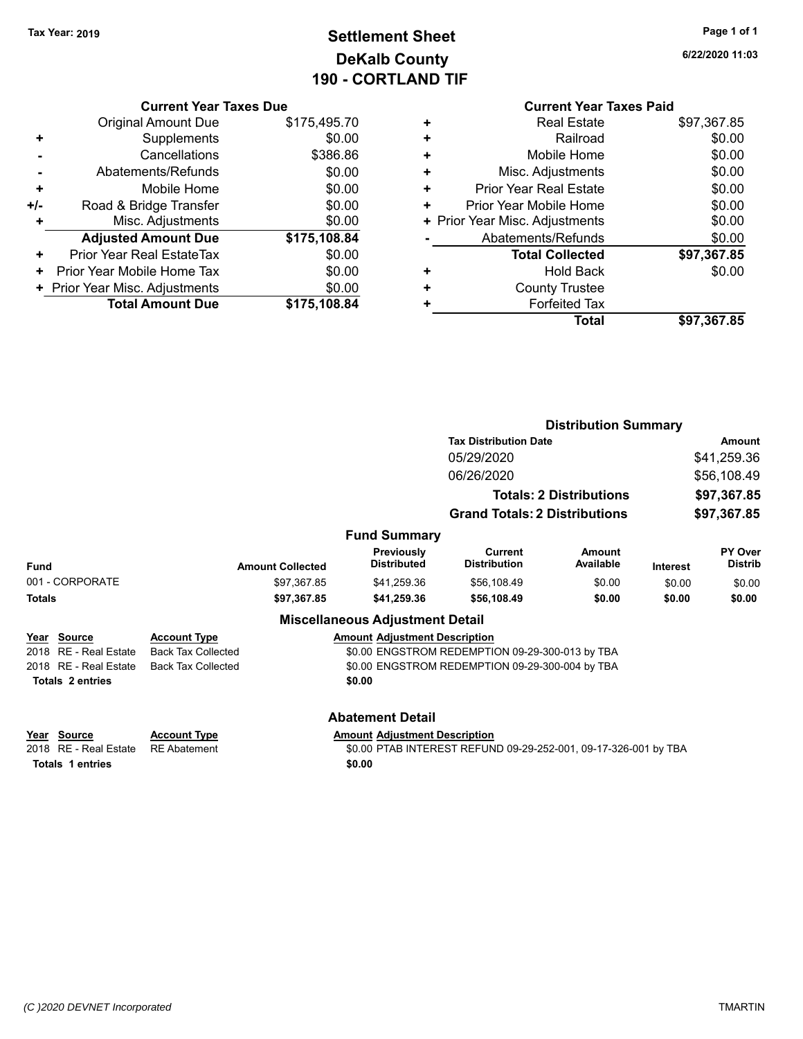Tax Year: 2019

# Settlement Sheet
## DeKalb County
## 190 - CORTLAND TIF

6/22/2020 11:03

### Current Year Taxes Due

| | | |
|---|---|---|
| | Original Amount Due | $175,495.70 |
| + | Supplements | $0.00 |
| - | Cancellations | $386.86 |
| - | Abatements/Refunds | $0.00 |
| + | Mobile Home | $0.00 |
| +/- | Road & Bridge Transfer | $0.00 |
| + | Misc. Adjustments | $0.00 |
| | **Adjusted Amount Due** | **$175,108.84** |
| + | Prior Year Real EstateTax | $0.00 |
| + | Prior Year Mobile Home Tax | $0.00 |
| + | Prior Year Misc. Adjustments | $0.00 |
| | **Total Amount Due** | **$175,108.84** |

### Current Year Taxes Paid

| | | |
|---|---|---|
| + | Real Estate | $97,367.85 |
| + | Railroad | $0.00 |
| + | Mobile Home | $0.00 |
| + | Misc. Adjustments | $0.00 |
| + | Prior Year Real Estate | $0.00 |
| + | Prior Year Mobile Home | $0.00 |
| + | Prior Year Misc. Adjustments | $0.00 |
| - | Abatements/Refunds | $0.00 |
| | **Total Collected** | **$97,367.85** |
| + | Hold Back | $0.00 |
| + | County Trustee | |
| + | Forfeited Tax | |
| | **Total** | **$97,367.85** |

### Distribution Summary

| Tax Distribution Date | Amount |
|---|---|
| 05/29/2020 | $41,259.36 |
| 06/26/2020 | $56,108.49 |
| **Totals: 2 Distributions** | **$97,367.85** |
| **Grand Totals: 2 Distributions** | **$97,367.85** |

### Fund Summary

| Fund | Amount Collected | Previously Distributed | Current Distribution | Amount Available | Interest | PY Over Distrib |
|---|---|---|---|---|---|---|
| 001 - CORPORATE | $97,367.85 | $41,259.36 | $56,108.49 | $0.00 | $0.00 | $0.00 |
| **Totals** | **$97,367.85** | **$41,259.36** | **$56,108.49** | **$0.00** | **$0.00** | **$0.00** |

### Miscellaneous Adjustment Detail

| Year | Source | Account Type | Amount | Adjustment Description |
|---|---|---|---|---|
| 2018 | RE - Real Estate | Back Tax Collected | $0.00 | ENGSTROM REDEMPTION 09-29-300-013 by TBA |
| 2018 | RE - Real Estate | Back Tax Collected | $0.00 | ENGSTROM REDEMPTION 09-29-300-004 by TBA |
| **Totals 2 entries** | | | **$0.00** | |

### Abatement Detail

| Year | Source | Account Type | Amount | Adjustment Description |
|---|---|---|---|---|
| 2018 | RE - Real Estate | RE Abatement | $0.00 | PTAB INTEREST REFUND 09-29-252-001, 09-17-326-001 by TBA |
| **Totals 1 entries** | | | **$0.00** | |

(C )2020 DEVNET Incorporated TMARTIN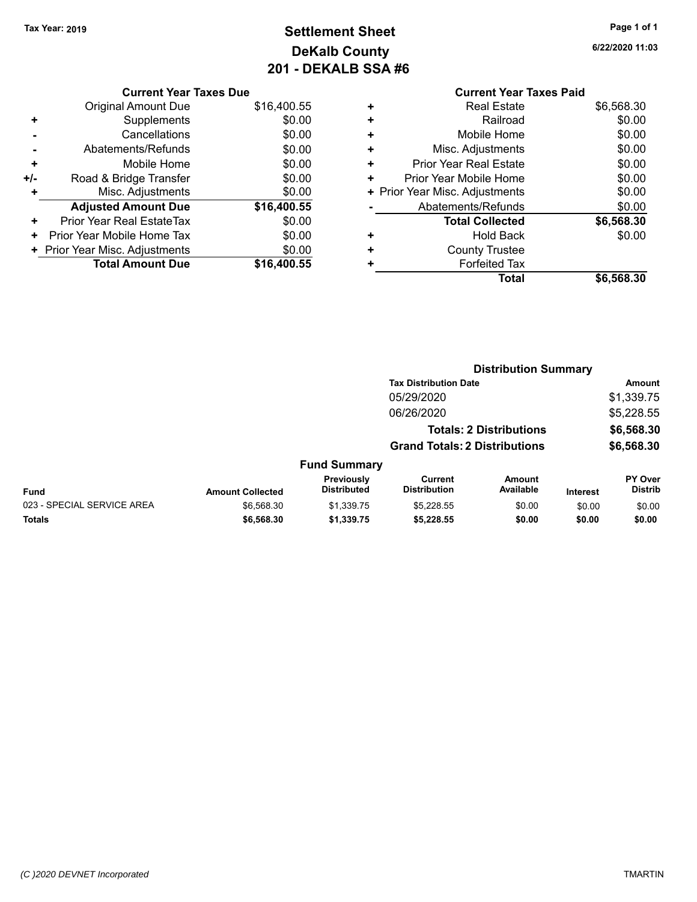Tax Year: 2019

# Settlement Sheet
## DeKalb County
## 201 - DEKALB SSA #6

6/22/2020 11:03

### Current Year Taxes Due

| | | |
|---|---|---|
| | Original Amount Due | $16,400.55 |
| + | Supplements | $0.00 |
| - | Cancellations | $0.00 |
| - | Abatements/Refunds | $0.00 |
| + | Mobile Home | $0.00 |
| +/- | Road & Bridge Transfer | $0.00 |
| + | Misc. Adjustments | $0.00 |
| | **Adjusted Amount Due** | **$16,400.55** |
| + | Prior Year Real EstateTax | $0.00 |
| + | Prior Year Mobile Home Tax | $0.00 |
| + | Prior Year Misc. Adjustments | $0.00 |
| | **Total Amount Due** | **$16,400.55** |

### Current Year Taxes Paid

| | | |
|---|---|---|
| + | Real Estate | $6,568.30 |
| + | Railroad | $0.00 |
| + | Mobile Home | $0.00 |
| + | Misc. Adjustments | $0.00 |
| + | Prior Year Real Estate | $0.00 |
| + | Prior Year Mobile Home | $0.00 |
| + | Prior Year Misc. Adjustments | $0.00 |
| - | Abatements/Refunds | $0.00 |
| | **Total Collected** | **$6,568.30** |
| + | Hold Back | $0.00 |
| + | County Trustee | |
| + | Forfeited Tax | |
| | **Total** | **$6,568.30** |

### Distribution Summary

| Tax Distribution Date | Amount |
|---|---|
| 05/29/2020 | $1,339.75 |
| 06/26/2020 | $5,228.55 |
| **Totals: 2 Distributions** | **$6,568.30** |
| **Grand Totals: 2 Distributions** | **$6,568.30** |

### Fund Summary

| Fund | Amount Collected | Previously Distributed | Current Distribution | Amount Available | Interest | PY Over Distrib |
|---|---|---|---|---|---|---|
| 023 - SPECIAL SERVICE AREA | $6,568.30 | $1,339.75 | $5,228.55 | $0.00 | $0.00 | $0.00 |
| **Totals** | **$6,568.30** | **$1,339.75** | **$5,228.55** | **$0.00** | **$0.00** | **$0.00** |

(C )2020 DEVNET Incorporated TMARTIN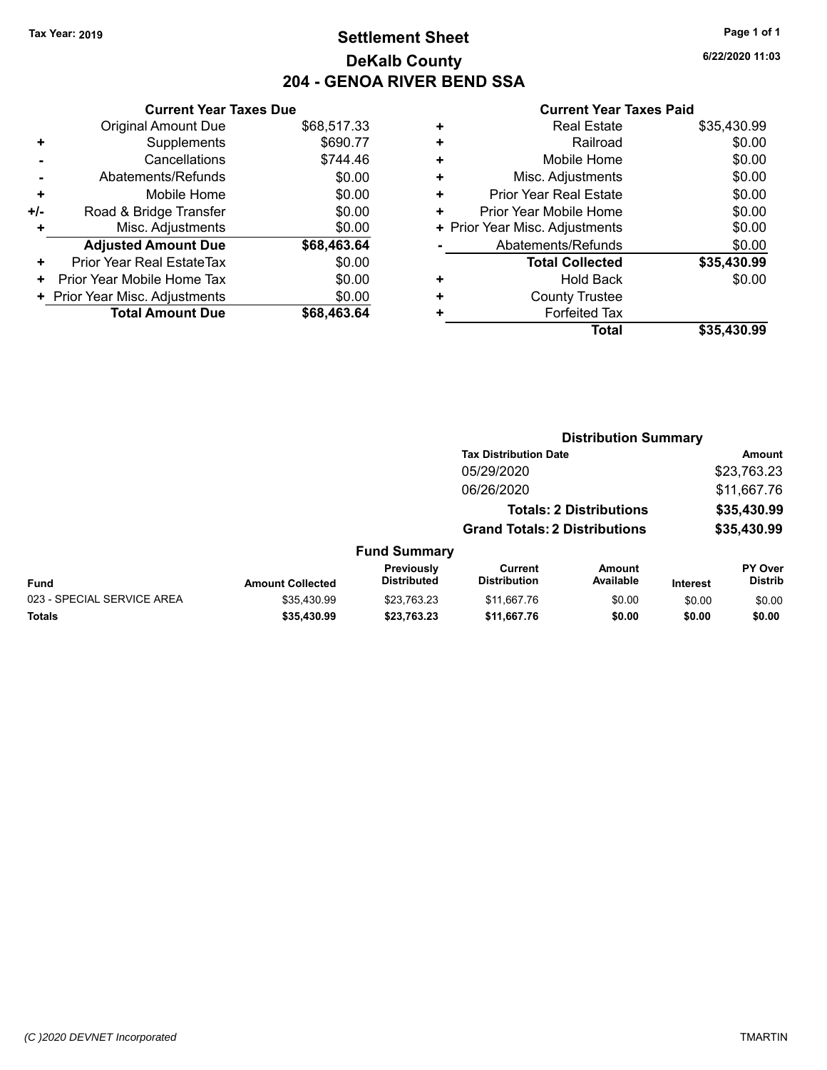Tax Year: 2019

# Settlement Sheet
## DeKalb County
## 204 - GENOA RIVER BEND SSA

6/22/2020 11:03

### Current Year Taxes Due

| | | |
|---|---|---|
| | Original Amount Due | $68,517.33 |
| + | Supplements | $690.77 |
| - | Cancellations | $744.46 |
| - | Abatements/Refunds | $0.00 |
| + | Mobile Home | $0.00 |
| +/- | Road & Bridge Transfer | $0.00 |
| + | Misc. Adjustments | $0.00 |
| | **Adjusted Amount Due** | **$68,463.64** |
| + | Prior Year Real EstateTax | $0.00 |
| + | Prior Year Mobile Home Tax | $0.00 |
| + | Prior Year Misc. Adjustments | $0.00 |
| | **Total Amount Due** | **$68,463.64** |

### Current Year Taxes Paid

| | | |
|---|---|---|
| + | Real Estate | $35,430.99 |
| + | Railroad | $0.00 |
| + | Mobile Home | $0.00 |
| + | Misc. Adjustments | $0.00 |
| + | Prior Year Real Estate | $0.00 |
| + | Prior Year Mobile Home | $0.00 |
| + | Prior Year Misc. Adjustments | $0.00 |
| - | Abatements/Refunds | $0.00 |
| | **Total Collected** | **$35,430.99** |
| + | Hold Back | $0.00 |
| + | County Trustee | |
| + | Forfeited Tax | |
| | **Total** | **$35,430.99** |

### Distribution Summary

| Tax Distribution Date | Amount |
|---|---|
| 05/29/2020 | $23,763.23 |
| 06/26/2020 | $11,667.76 |
| **Totals: 2 Distributions** | **$35,430.99** |
| **Grand Totals: 2 Distributions** | **$35,430.99** |

### Fund Summary

| Fund | Amount Collected | Previously Distributed | Current Distribution | Amount Available | Interest | PY Over Distrib |
|---|---|---|---|---|---|---|
| 023 - SPECIAL SERVICE AREA | $35,430.99 | $23,763.23 | $11,667.76 | $0.00 | $0.00 | $0.00 |
| **Totals** | **$35,430.99** | **$23,763.23** | **$11,667.76** | **$0.00** | **$0.00** | **$0.00** |

(C )2020 DEVNET Incorporated — TMARTIN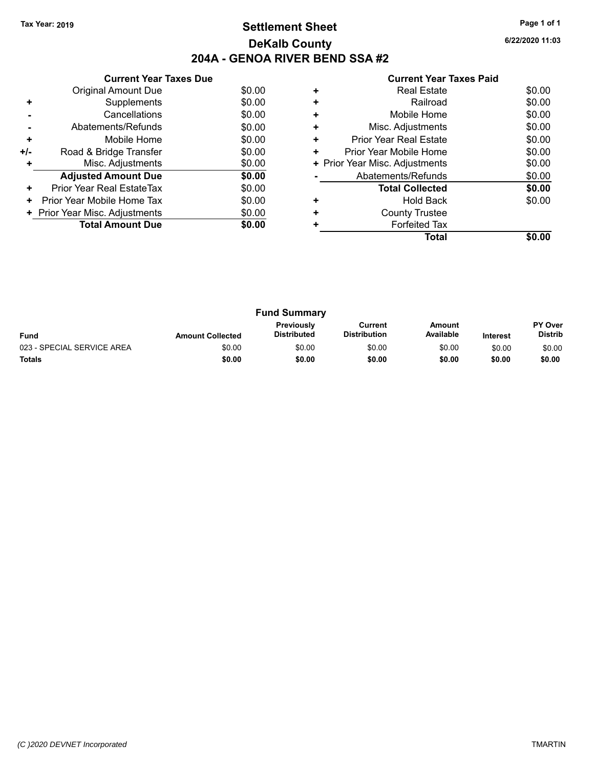**Tax Year: 2019**

# Settlement Sheet

## DeKalb County

## 204A - GENOA RIVER BEND SSA #2

6/22/2020 11:03

| | Current Year Taxes Due | |
|---|---|---|
| | Original Amount Due | $0.00 |
| + | Supplements | $0.00 |
| - | Cancellations | $0.00 |
| - | Abatements/Refunds | $0.00 |
| + | Mobile Home | $0.00 |
| +/- | Road & Bridge Transfer | $0.00 |
| + | Misc. Adjustments | $0.00 |
| | **Adjusted Amount Due** | **$0.00** |
| + | Prior Year Real EstateTax | $0.00 |
| + | Prior Year Mobile Home Tax | $0.00 |
| + | Prior Year Misc. Adjustments | $0.00 |
| | **Total Amount Due** | **$0.00** |

| | Current Year Taxes Paid | |
|---|---|---|
| + | Real Estate | $0.00 |
| + | Railroad | $0.00 |
| + | Mobile Home | $0.00 |
| + | Misc. Adjustments | $0.00 |
| + | Prior Year Real Estate | $0.00 |
| + | Prior Year Mobile Home | $0.00 |
| + | Prior Year Misc. Adjustments | $0.00 |
| - | Abatements/Refunds | $0.00 |
| | **Total Collected** | **$0.00** |
| + | Hold Back | $0.00 |
| + | County Trustee | |
| + | Forfeited Tax | |
| | **Total** | **$0.00** |

### Fund Summary

| Fund | Amount Collected | Previously Distributed | Current Distribution | Amount Available | Interest | PY Over Distrib |
|---|---|---|---|---|---|---|
| 023 - SPECIAL SERVICE AREA | $0.00 | $0.00 | $0.00 | $0.00 | $0.00 | $0.00 |
| **Totals** | **$0.00** | **$0.00** | **$0.00** | **$0.00** | **$0.00** | **$0.00** |

*(C )2020 DEVNET Incorporated* TMARTIN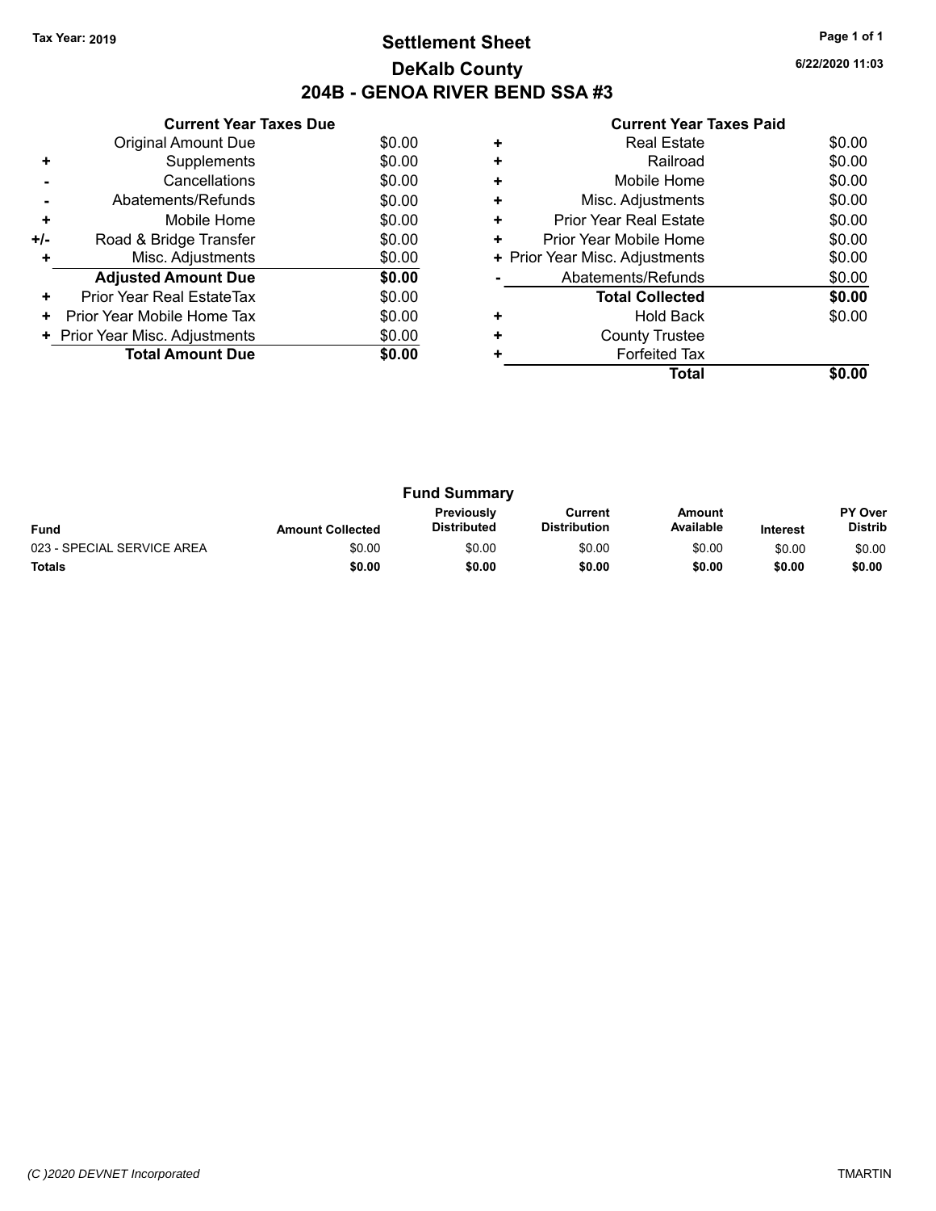Tax Year: 2019

# Settlement Sheet

## DeKalb County

## 204B - GENOA RIVER BEND SSA #3

6/22/2020 11:03

**Current Year Taxes Due**

| | | |
|---|---|---|
| | Original Amount Due | $0.00 |
| + | Supplements | $0.00 |
| - | Cancellations | $0.00 |
| - | Abatements/Refunds | $0.00 |
| + | Mobile Home | $0.00 |
| +/- | Road & Bridge Transfer | $0.00 |
| + | Misc. Adjustments | $0.00 |
| | **Adjusted Amount Due** | **$0.00** |
| + | Prior Year Real EstateTax | $0.00 |
| + | Prior Year Mobile Home Tax | $0.00 |
| + | Prior Year Misc. Adjustments | $0.00 |
| | **Total Amount Due** | **$0.00** |

**Current Year Taxes Paid**

| | | |
|---|---|---|
| + | Real Estate | $0.00 |
| + | Railroad | $0.00 |
| + | Mobile Home | $0.00 |
| + | Misc. Adjustments | $0.00 |
| + | Prior Year Real Estate | $0.00 |
| + | Prior Year Mobile Home | $0.00 |
| + | Prior Year Misc. Adjustments | $0.00 |
| - | Abatements/Refunds | $0.00 |
| | **Total Collected** | **$0.00** |
| + | Hold Back | $0.00 |
| + | County Trustee | |
| + | Forfeited Tax | |
| | **Total** | **$0.00** |

**Fund Summary**

| Fund | Amount Collected | Previously Distributed | Current Distribution | Amount Available | Interest | PY Over Distrib |
|---|---|---|---|---|---|---|
| 023 - SPECIAL SERVICE AREA | $0.00 | $0.00 | $0.00 | $0.00 | $0.00 | $0.00 |
| **Totals** | **$0.00** | **$0.00** | **$0.00** | **$0.00** | **$0.00** | **$0.00** |

(C )2020 DEVNET Incorporated TMARTIN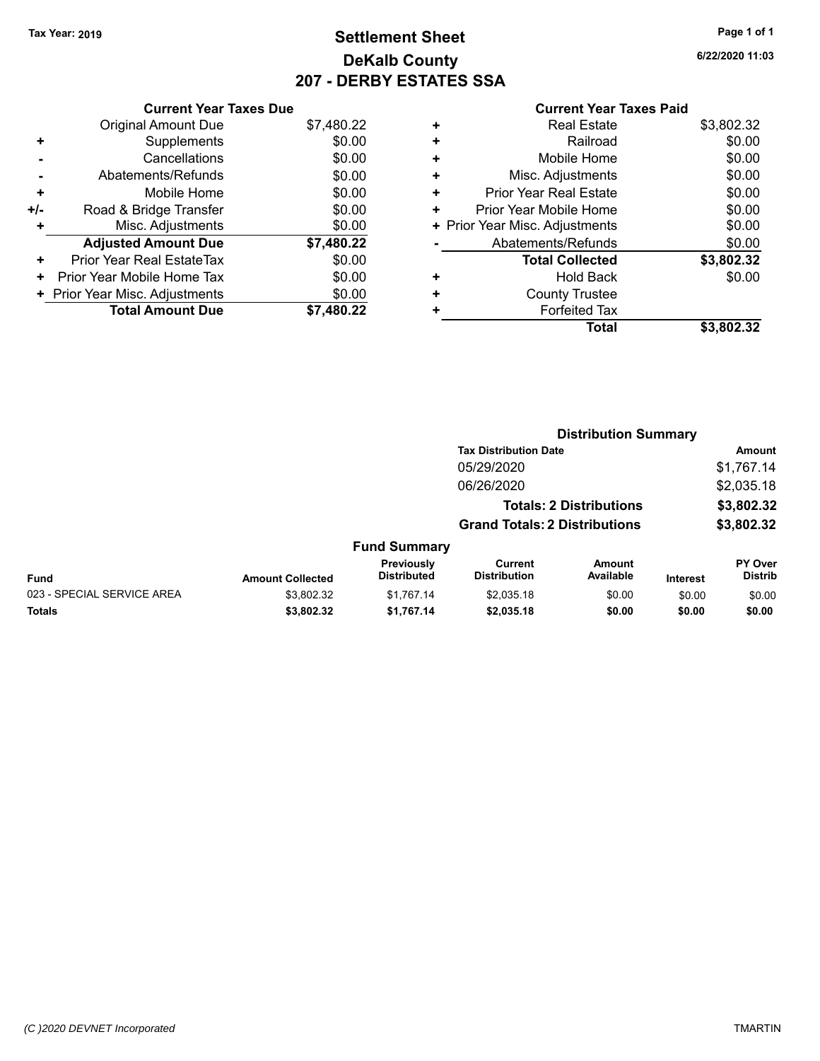Tax Year: 2019

# Settlement Sheet
## DeKalb County
## 207 - DERBY ESTATES SSA

6/22/2020 11:03

**Current Year Taxes Due**

| | | |
|---|---|---|
| | Original Amount Due | $7,480.22 |
| + | Supplements | $0.00 |
| - | Cancellations | $0.00 |
| - | Abatements/Refunds | $0.00 |
| + | Mobile Home | $0.00 |
| +/- | Road & Bridge Transfer | $0.00 |
| + | Misc. Adjustments | $0.00 |
| | **Adjusted Amount Due** | **$7,480.22** |
| + | Prior Year Real EstateTax | $0.00 |
| + | Prior Year Mobile Home Tax | $0.00 |
| + | Prior Year Misc. Adjustments | $0.00 |
| | **Total Amount Due** | **$7,480.22** |

**Current Year Taxes Paid**

| | | |
|---|---|---|
| + | Real Estate | $3,802.32 |
| + | Railroad | $0.00 |
| + | Mobile Home | $0.00 |
| + | Misc. Adjustments | $0.00 |
| + | Prior Year Real Estate | $0.00 |
| + | Prior Year Mobile Home | $0.00 |
| + | Prior Year Misc. Adjustments | $0.00 |
| - | Abatements/Refunds | $0.00 |
| | **Total Collected** | **$3,802.32** |
| + | Hold Back | $0.00 |
| + | County Trustee | |
| + | Forfeited Tax | |
| | **Total** | **$3,802.32** |

**Distribution Summary**

| Tax Distribution Date | Amount |
|---|---|
| 05/29/2020 | $1,767.14 |
| 06/26/2020 | $2,035.18 |
| **Totals: 2 Distributions** | **$3,802.32** |
| **Grand Totals: 2 Distributions** | **$3,802.32** |

**Fund Summary**

| Fund | Amount Collected | Previously Distributed | Current Distribution | Amount Available | Interest | PY Over Distrib |
|---|---|---|---|---|---|---|
| 023 - SPECIAL SERVICE AREA | $3,802.32 | $1,767.14 | $2,035.18 | $0.00 | $0.00 | $0.00 |
| **Totals** | **$3,802.32** | **$1,767.14** | **$2,035.18** | **$0.00** | **$0.00** | **$0.00** |

(C )2020 DEVNET Incorporated

TMARTIN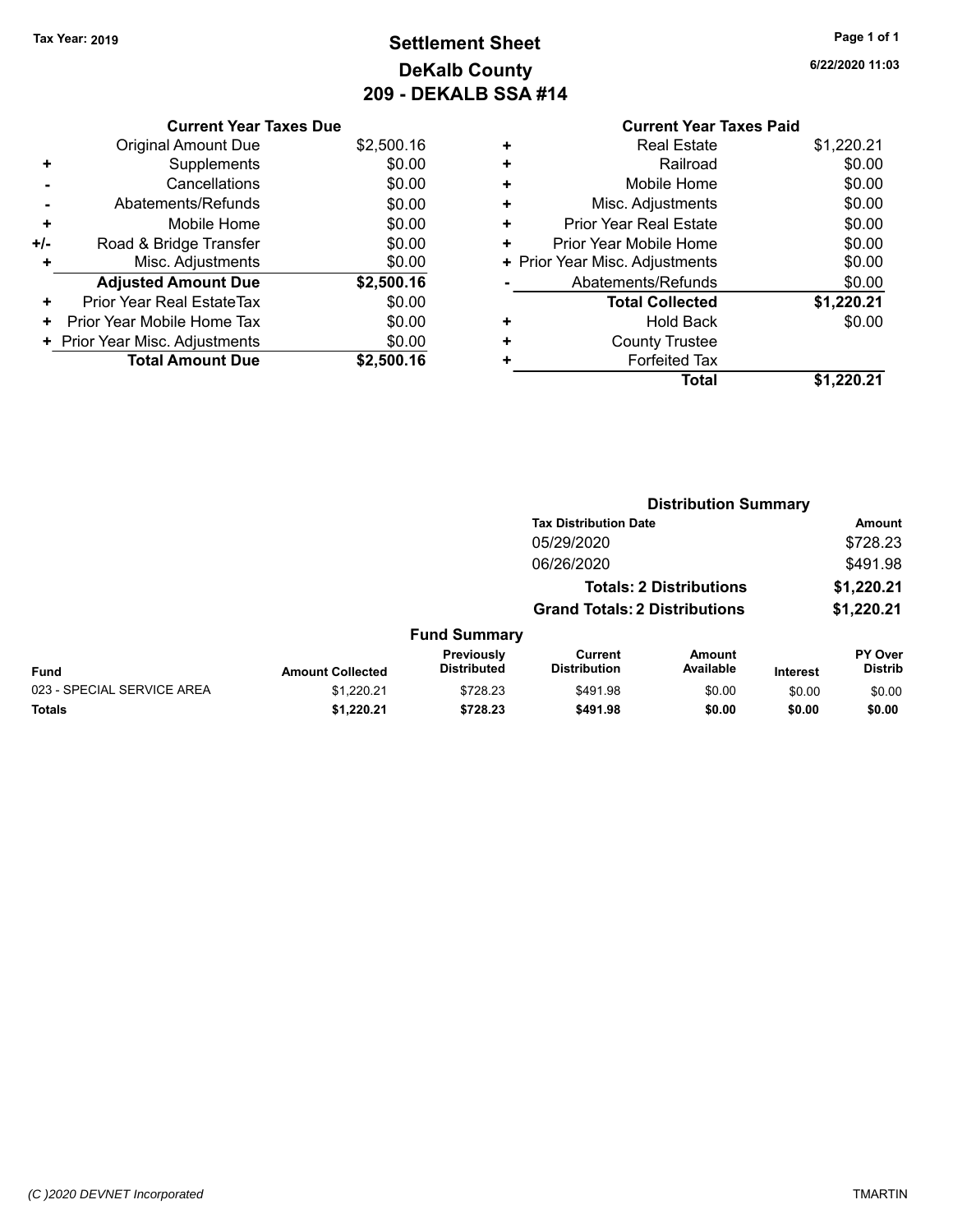Tax Year: 2019

# Settlement Sheet
## DeKalb County
## 209 - DEKALB SSA #14

6/22/2020 11:03

| | Current Year Taxes Due | |
|---|---|---|
| | Original Amount Due | $2,500.16 |
| + | Supplements | $0.00 |
| - | Cancellations | $0.00 |
| - | Abatements/Refunds | $0.00 |
| + | Mobile Home | $0.00 |
| +/- | Road & Bridge Transfer | $0.00 |
| + | Misc. Adjustments | $0.00 |
| | **Adjusted Amount Due** | **$2,500.16** |
| + | Prior Year Real EstateTax | $0.00 |
| + | Prior Year Mobile Home Tax | $0.00 |
| + | Prior Year Misc. Adjustments | $0.00 |
| | **Total Amount Due** | **$2,500.16** |

| | Current Year Taxes Paid | |
|---|---|---|
| + | Real Estate | $1,220.21 |
| + | Railroad | $0.00 |
| + | Mobile Home | $0.00 |
| + | Misc. Adjustments | $0.00 |
| + | Prior Year Real Estate | $0.00 |
| + | Prior Year Mobile Home | $0.00 |
| + | Prior Year Misc. Adjustments | $0.00 |
| - | Abatements/Refunds | $0.00 |
| | **Total Collected** | **$1,220.21** |
| + | Hold Back | $0.00 |
| + | County Trustee | |
| + | Forfeited Tax | |
| | **Total** | **$1,220.21** |

### Distribution Summary

| Tax Distribution Date | Amount |
|---|---|
| 05/29/2020 | $728.23 |
| 06/26/2020 | $491.98 |
| **Totals: 2 Distributions** | **$1,220.21** |
| **Grand Totals: 2 Distributions** | **$1,220.21** |

### Fund Summary

| Fund | Amount Collected | Previously Distributed | Current Distribution | Amount Available | Interest | PY Over Distrib |
|---|---|---|---|---|---|---|
| 023 - SPECIAL SERVICE AREA | $1,220.21 | $728.23 | $491.98 | $0.00 | $0.00 | $0.00 |
| **Totals** | **$1,220.21** | **$728.23** | **$491.98** | **$0.00** | **$0.00** | **$0.00** |

(C )2020 DEVNET Incorporated

TMARTIN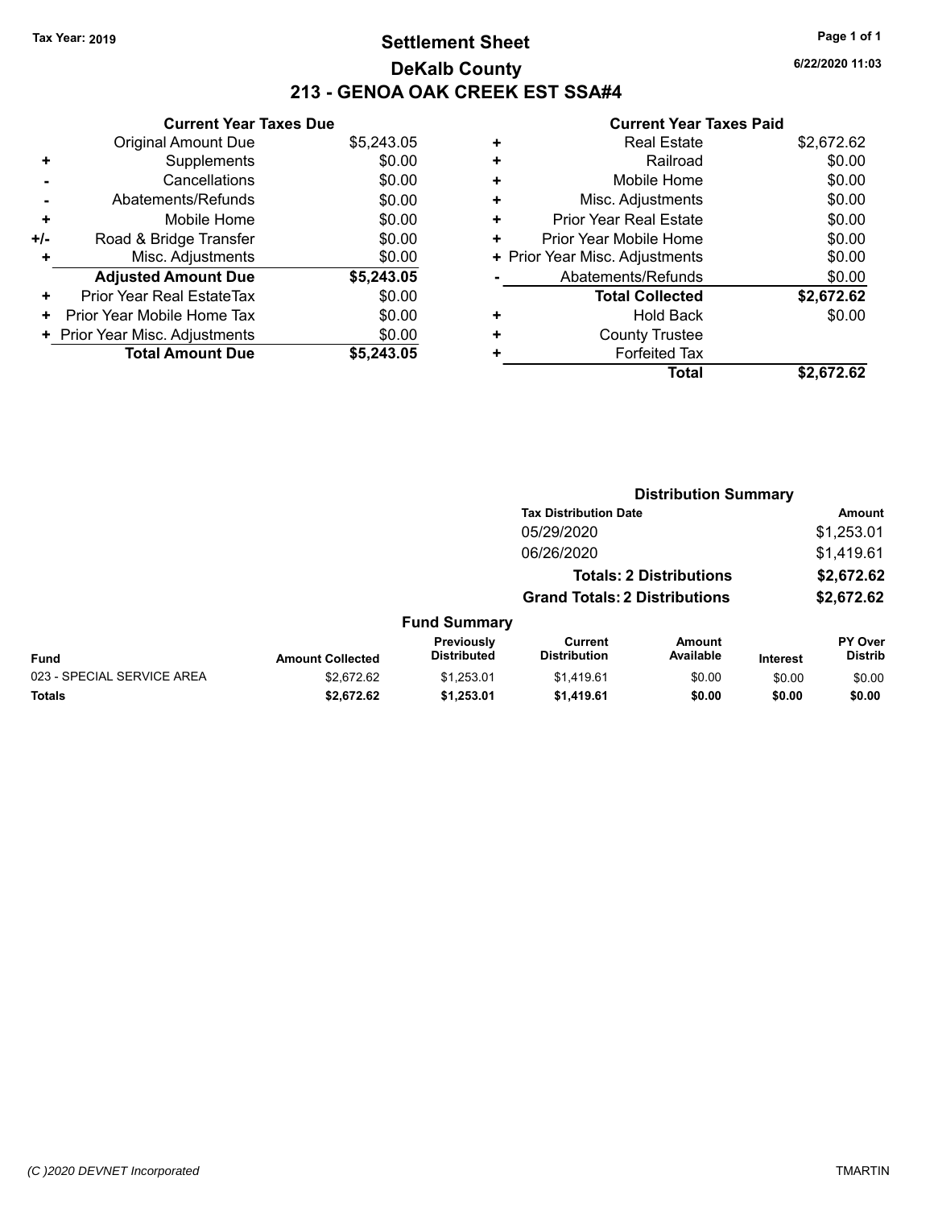Tax Year: 2019

# Settlement Sheet
## DeKalb County
## 213 - GENOA OAK CREEK EST SSA#4

6/22/2020 11:03

| | Current Year Taxes Due | |
|---|---|---|
| | Original Amount Due | $5,243.05 |
| + | Supplements | $0.00 |
| - | Cancellations | $0.00 |
| - | Abatements/Refunds | $0.00 |
| + | Mobile Home | $0.00 |
| +/- | Road & Bridge Transfer | $0.00 |
| + | Misc. Adjustments | $0.00 |
| | **Adjusted Amount Due** | **$5,243.05** |
| + | Prior Year Real EstateTax | $0.00 |
| + | Prior Year Mobile Home Tax | $0.00 |
| + | Prior Year Misc. Adjustments | $0.00 |
| | **Total Amount Due** | **$5,243.05** |

| | Current Year Taxes Paid | |
|---|---|---|
| + | Real Estate | $2,672.62 |
| + | Railroad | $0.00 |
| + | Mobile Home | $0.00 |
| + | Misc. Adjustments | $0.00 |
| + | Prior Year Real Estate | $0.00 |
| + | Prior Year Mobile Home | $0.00 |
| + | Prior Year Misc. Adjustments | $0.00 |
| - | Abatements/Refunds | $0.00 |
| | **Total Collected** | **$2,672.62** |
| + | Hold Back | $0.00 |
| + | County Trustee | |
| + | Forfeited Tax | |
| | **Total** | **$2,672.62** |

### Distribution Summary

| Tax Distribution Date | Amount |
|---|---|
| 05/29/2020 | $1,253.01 |
| 06/26/2020 | $1,419.61 |
| **Totals: 2 Distributions** | **$2,672.62** |
| **Grand Totals: 2 Distributions** | **$2,672.62** |

### Fund Summary

| Fund | Amount Collected | Previously Distributed | Current Distribution | Amount Available | Interest | PY Over Distrib |
|---|---|---|---|---|---|---|
| 023 - SPECIAL SERVICE AREA | $2,672.62 | $1,253.01 | $1,419.61 | $0.00 | $0.00 | $0.00 |
| **Totals** | **$2,672.62** | **$1,253.01** | **$1,419.61** | **$0.00** | **$0.00** | **$0.00** |

(C )2020 DEVNET Incorporated TMARTIN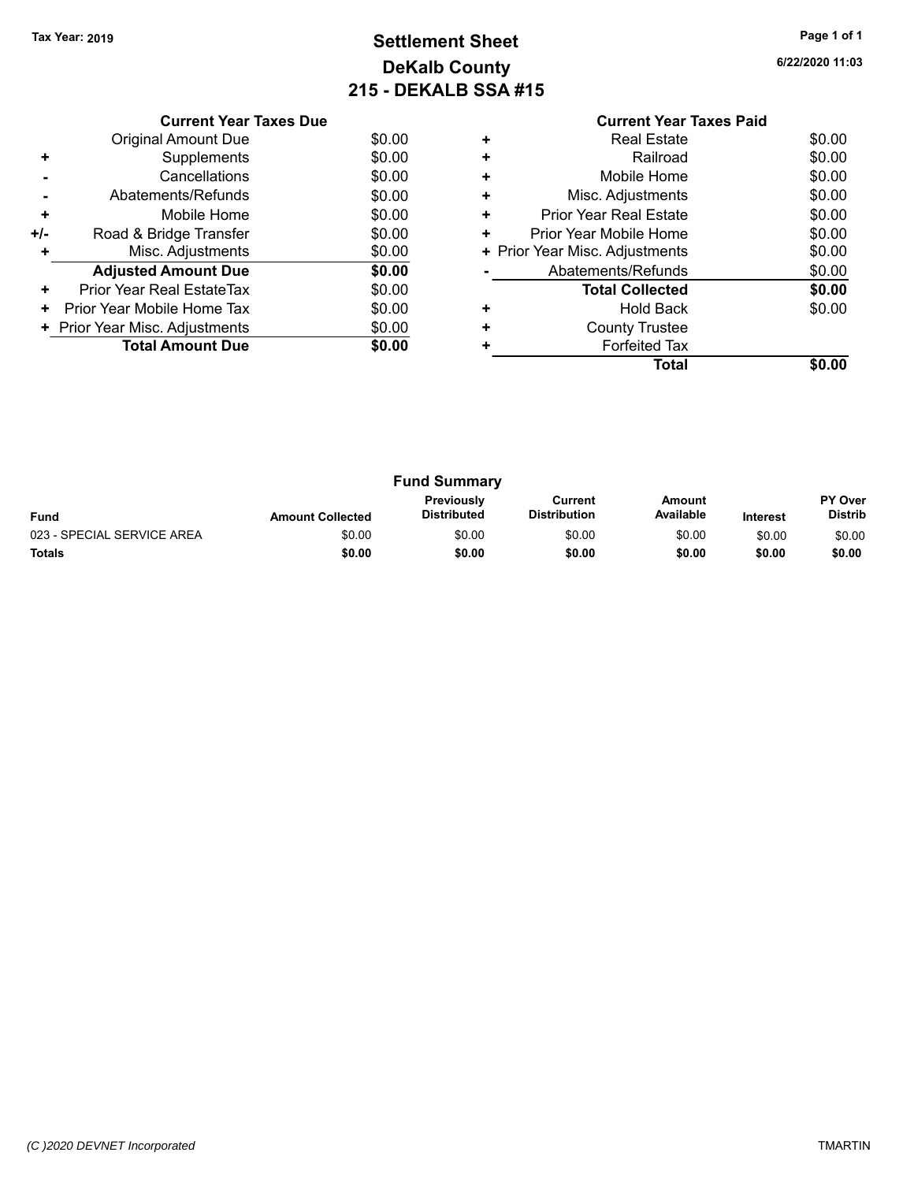Tax Year: 2019

# Settlement Sheet
## DeKalb County
## 215 - DEKALB SSA #15

6/22/2020 11:03

| | Current Year Taxes Due | |
|---|---|---|
| | Original Amount Due | $0.00 |
| + | Supplements | $0.00 |
| - | Cancellations | $0.00 |
| - | Abatements/Refunds | $0.00 |
| + | Mobile Home | $0.00 |
| +/- | Road & Bridge Transfer | $0.00 |
| + | Misc. Adjustments | $0.00 |
| | **Adjusted Amount Due** | **$0.00** |
| + | Prior Year Real EstateTax | $0.00 |
| + | Prior Year Mobile Home Tax | $0.00 |
| + | Prior Year Misc. Adjustments | $0.00 |
| | **Total Amount Due** | **$0.00** |

| | Current Year Taxes Paid | |
|---|---|---|
| + | Real Estate | $0.00 |
| + | Railroad | $0.00 |
| + | Mobile Home | $0.00 |
| + | Misc. Adjustments | $0.00 |
| + | Prior Year Real Estate | $0.00 |
| + | Prior Year Mobile Home | $0.00 |
| + | Prior Year Misc. Adjustments | $0.00 |
| - | Abatements/Refunds | $0.00 |
| | **Total Collected** | **$0.00** |
| + | Hold Back | $0.00 |
| + | County Trustee | |
| + | Forfeited Tax | |
| | **Total** | **$0.00** |

### Fund Summary

| Fund | Amount Collected | Previously Distributed | Current Distribution | Amount Available | Interest | PY Over Distrib |
|---|---|---|---|---|---|---|
| 023 - SPECIAL SERVICE AREA | $0.00 | $0.00 | $0.00 | $0.00 | $0.00 | $0.00 |
| **Totals** | **$0.00** | **$0.00** | **$0.00** | **$0.00** | **$0.00** | **$0.00** |

*(C )2020 DEVNET Incorporated*

TMARTIN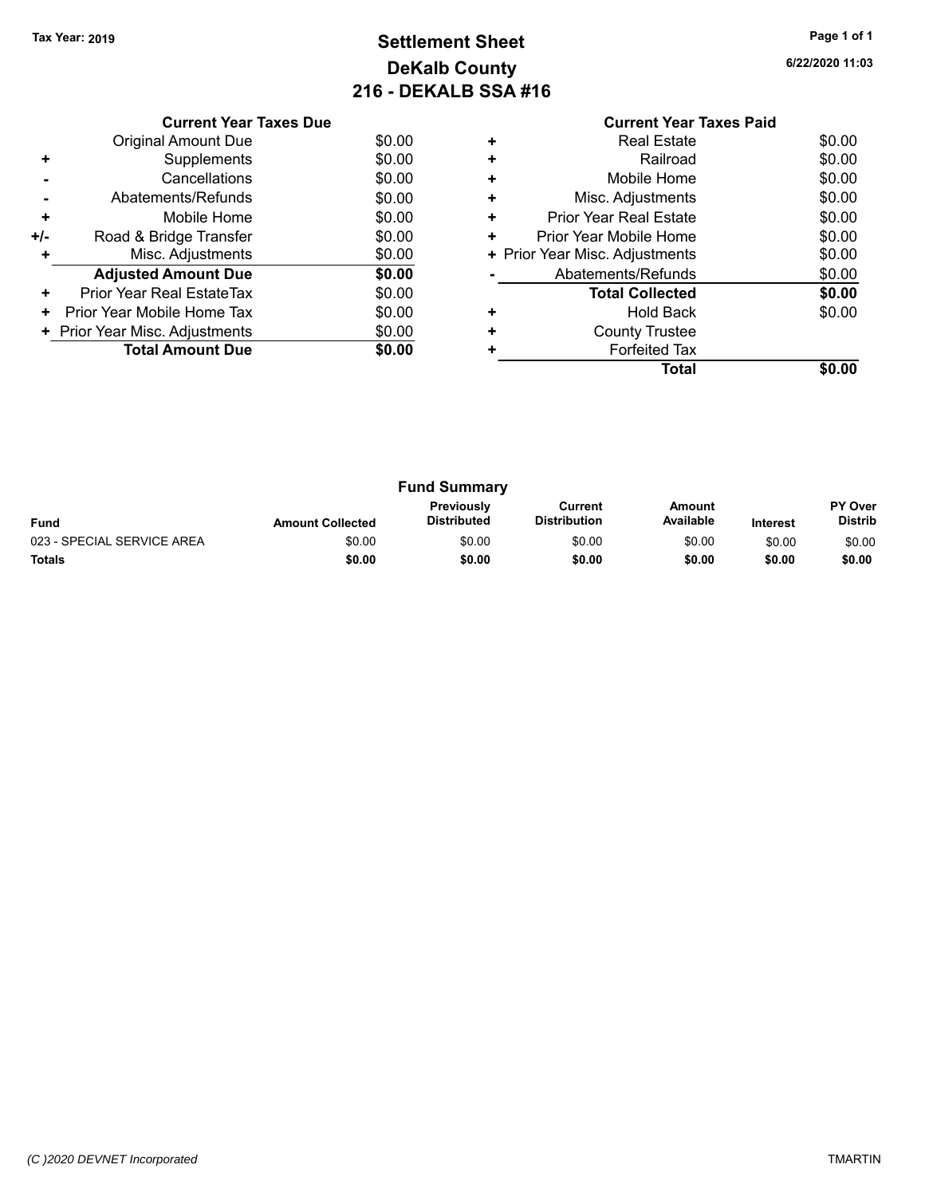Tax Year: 2019

# Settlement Sheet
## DeKalb County
## 216 - DEKALB SSA #16

6/22/2020 11:03

| | Current Year Taxes Due | |
|---|---|---|
| | Original Amount Due | $0.00 |
| + | Supplements | $0.00 |
| - | Cancellations | $0.00 |
| - | Abatements/Refunds | $0.00 |
| + | Mobile Home | $0.00 |
| +/- | Road & Bridge Transfer | $0.00 |
| + | Misc. Adjustments | $0.00 |
| | **Adjusted Amount Due** | **$0.00** |
| + | Prior Year Real EstateTax | $0.00 |
| + | Prior Year Mobile Home Tax | $0.00 |
| + | Prior Year Misc. Adjustments | $0.00 |
| | **Total Amount Due** | **$0.00** |

| | Current Year Taxes Paid | |
|---|---|---|
| + | Real Estate | $0.00 |
| + | Railroad | $0.00 |
| + | Mobile Home | $0.00 |
| + | Misc. Adjustments | $0.00 |
| + | Prior Year Real Estate | $0.00 |
| + | Prior Year Mobile Home | $0.00 |
| + | Prior Year Misc. Adjustments | $0.00 |
| - | Abatements/Refunds | $0.00 |
| | **Total Collected** | **$0.00** |
| + | Hold Back | $0.00 |
| + | County Trustee | |
| + | Forfeited Tax | |
| | **Total** | **$0.00** |

### Fund Summary

| Fund | Amount Collected | Previously Distributed | Current Distribution | Amount Available | Interest | PY Over Distrib |
|---|---|---|---|---|---|---|
| 023 - SPECIAL SERVICE AREA | $0.00 | $0.00 | $0.00 | $0.00 | $0.00 | $0.00 |
| **Totals** | **$0.00** | **$0.00** | **$0.00** | **$0.00** | **$0.00** | **$0.00** |

(C )2020 DEVNET Incorporated    TMARTIN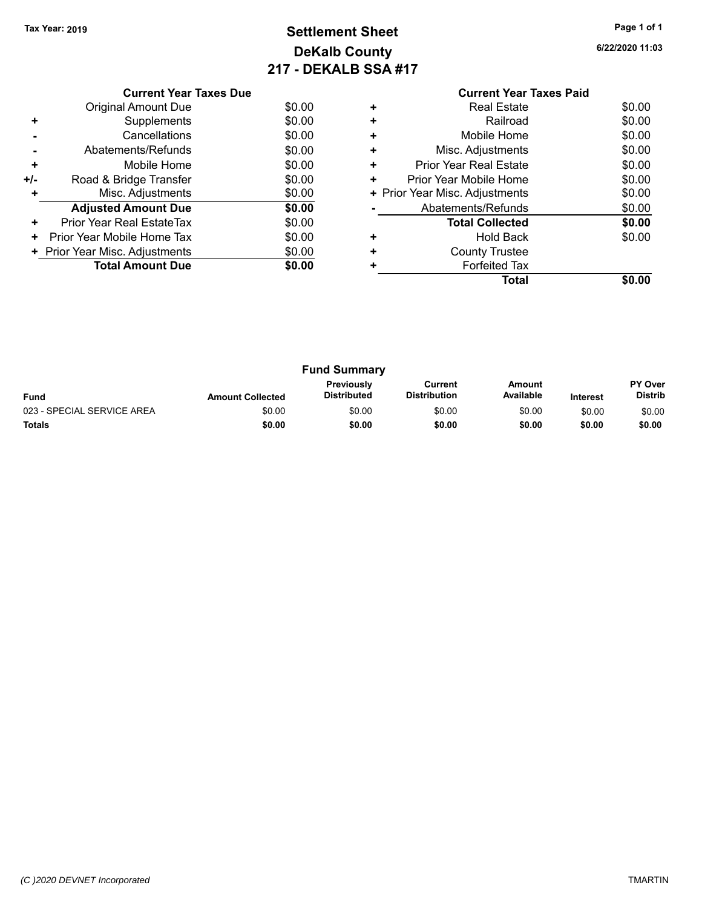Tax Year: 2019

# Settlement Sheet
## DeKalb County
## 217 - DEKALB SSA #17

6/22/2020 11:03

### Current Year Taxes Due

| | | |
|---|---|---|
| | Original Amount Due | $0.00 |
| + | Supplements | $0.00 |
| - | Cancellations | $0.00 |
| - | Abatements/Refunds | $0.00 |
| + | Mobile Home | $0.00 |
| +/- | Road & Bridge Transfer | $0.00 |
| + | Misc. Adjustments | $0.00 |
| | **Adjusted Amount Due** | **$0.00** |
| + | Prior Year Real EstateTax | $0.00 |
| + | Prior Year Mobile Home Tax | $0.00 |
| + | Prior Year Misc. Adjustments | $0.00 |
| | **Total Amount Due** | **$0.00** |

### Current Year Taxes Paid

| | | |
|---|---|---|
| + | Real Estate | $0.00 |
| + | Railroad | $0.00 |
| + | Mobile Home | $0.00 |
| + | Misc. Adjustments | $0.00 |
| + | Prior Year Real Estate | $0.00 |
| + | Prior Year Mobile Home | $0.00 |
| + | Prior Year Misc. Adjustments | $0.00 |
| - | Abatements/Refunds | $0.00 |
| | **Total Collected** | **$0.00** |
| + | Hold Back | $0.00 |
| + | County Trustee | |
| + | Forfeited Tax | |
| | **Total** | **$0.00** |

### Fund Summary

| Fund | Amount Collected | Previously Distributed | Current Distribution | Amount Available | Interest | PY Over Distrib |
|---|---|---|---|---|---|---|
| 023 - SPECIAL SERVICE AREA | $0.00 | $0.00 | $0.00 | $0.00 | $0.00 | $0.00 |
| **Totals** | **$0.00** | **$0.00** | **$0.00** | **$0.00** | **$0.00** | **$0.00** |

*(C )2020 DEVNET Incorporated* TMARTIN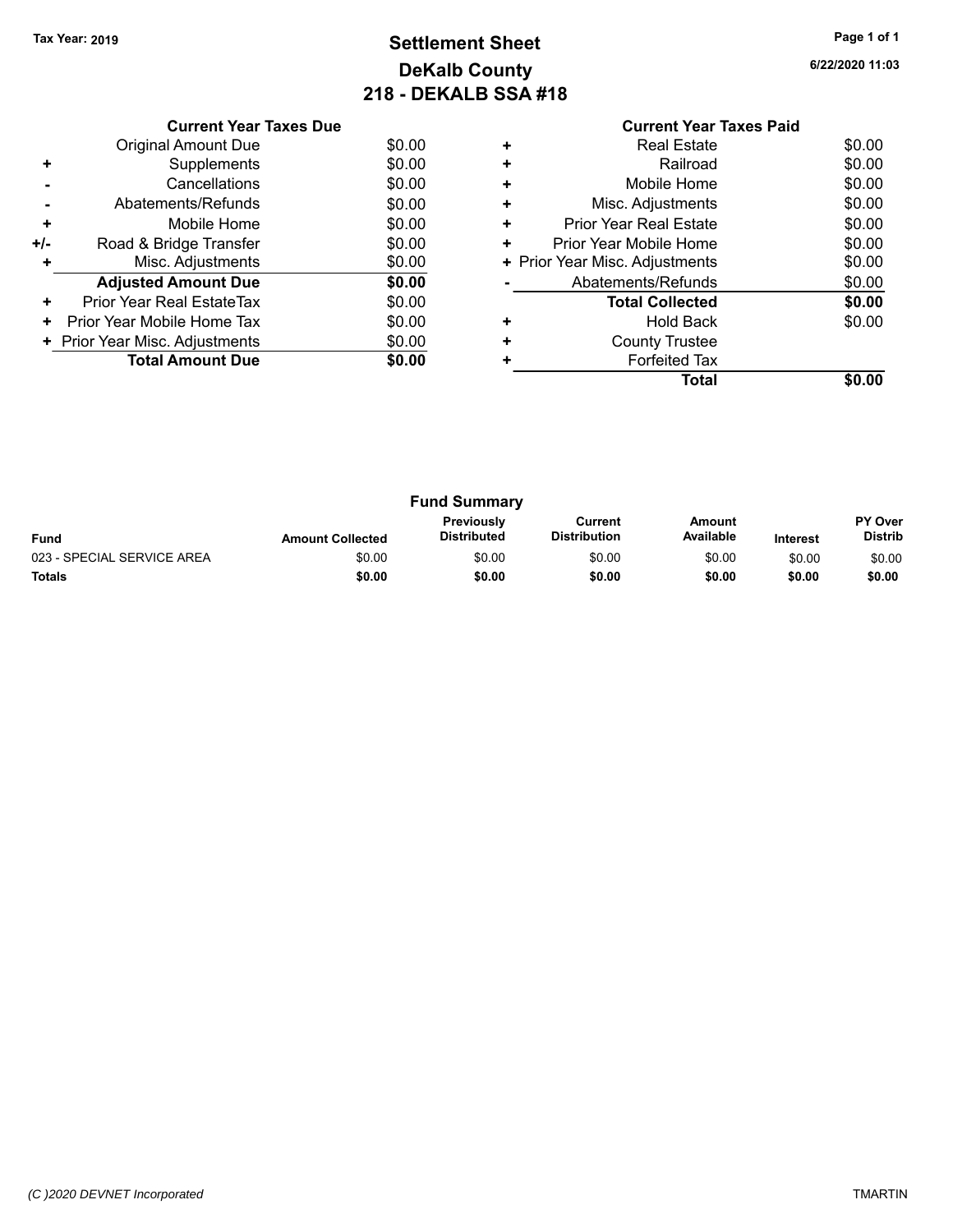Tax Year: 2019

# Settlement Sheet
## DeKalb County
## 218 - DEKALB SSA #18

6/22/2020 11:03

| | Current Year Taxes Due | |
|---|---|---|
| | Original Amount Due | $0.00 |
| + | Supplements | $0.00 |
| - | Cancellations | $0.00 |
| - | Abatements/Refunds | $0.00 |
| + | Mobile Home | $0.00 |
| +/- | Road & Bridge Transfer | $0.00 |
| + | Misc. Adjustments | $0.00 |
| | **Adjusted Amount Due** | **$0.00** |
| + | Prior Year Real EstateTax | $0.00 |
| + | Prior Year Mobile Home Tax | $0.00 |
| + | Prior Year Misc. Adjustments | $0.00 |
| | **Total Amount Due** | **$0.00** |

| | Current Year Taxes Paid | |
|---|---|---|
| + | Real Estate | $0.00 |
| + | Railroad | $0.00 |
| + | Mobile Home | $0.00 |
| + | Misc. Adjustments | $0.00 |
| + | Prior Year Real Estate | $0.00 |
| + | Prior Year Mobile Home | $0.00 |
| + | Prior Year Misc. Adjustments | $0.00 |
| - | Abatements/Refunds | $0.00 |
| | **Total Collected** | **$0.00** |
| + | Hold Back | $0.00 |
| + | County Trustee | |
| + | Forfeited Tax | |
| | **Total** | **$0.00** |

### Fund Summary

| Fund | Amount Collected | Previously Distributed | Current Distribution | Amount Available | Interest | PY Over Distrib |
|---|---|---|---|---|---|---|
| 023 - SPECIAL SERVICE AREA | $0.00 | $0.00 | $0.00 | $0.00 | $0.00 | $0.00 |
| **Totals** | **$0.00** | **$0.00** | **$0.00** | **$0.00** | **$0.00** | **$0.00** |

(C )2020 DEVNET Incorporated

TMARTIN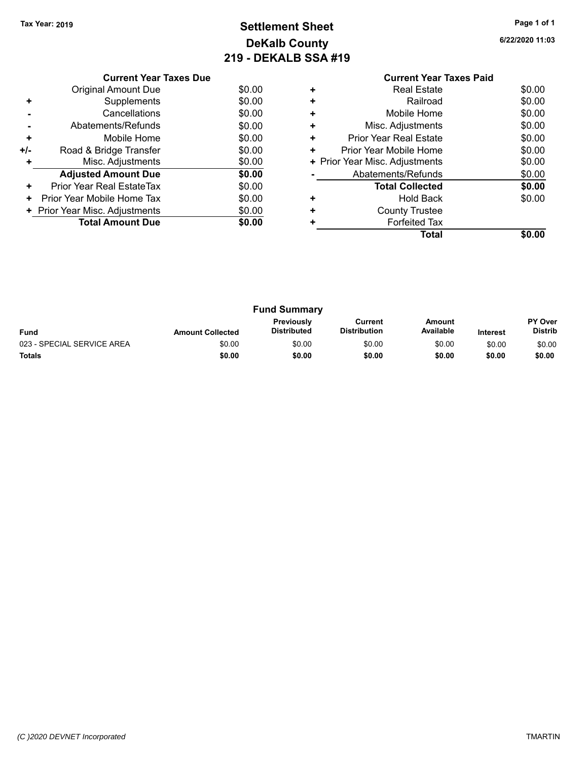Tax Year: 2019

# Settlement Sheet
## DeKalb County
## 219 - DEKALB SSA #19

6/22/2020 11:03

**Current Year Taxes Due**

| | | |
|---|---|---|
| | Original Amount Due | $0.00 |
| + | Supplements | $0.00 |
| - | Cancellations | $0.00 |
| - | Abatements/Refunds | $0.00 |
| + | Mobile Home | $0.00 |
| +/- | Road & Bridge Transfer | $0.00 |
| + | Misc. Adjustments | $0.00 |
| | **Adjusted Amount Due** | **$0.00** |
| + | Prior Year Real EstateTax | $0.00 |
| + | Prior Year Mobile Home Tax | $0.00 |
| + | Prior Year Misc. Adjustments | $0.00 |
| | **Total Amount Due** | **$0.00** |

**Current Year Taxes Paid**

| | | |
|---|---|---|
| + | Real Estate | $0.00 |
| + | Railroad | $0.00 |
| + | Mobile Home | $0.00 |
| + | Misc. Adjustments | $0.00 |
| + | Prior Year Real Estate | $0.00 |
| + | Prior Year Mobile Home | $0.00 |
| + | Prior Year Misc. Adjustments | $0.00 |
| - | Abatements/Refunds | $0.00 |
| | **Total Collected** | **$0.00** |
| + | Hold Back | $0.00 |
| + | County Trustee | |
| + | Forfeited Tax | |
| | **Total** | **$0.00** |

**Fund Summary**

| Fund | Amount Collected | Previously Distributed | Current Distribution | Amount Available | Interest | PY Over Distrib |
|---|---|---|---|---|---|---|
| 023 - SPECIAL SERVICE AREA | $0.00 | $0.00 | $0.00 | $0.00 | $0.00 | $0.00 |
| **Totals** | **$0.00** | **$0.00** | **$0.00** | **$0.00** | **$0.00** | **$0.00** |

*(C )2020 DEVNET Incorporated* TMARTIN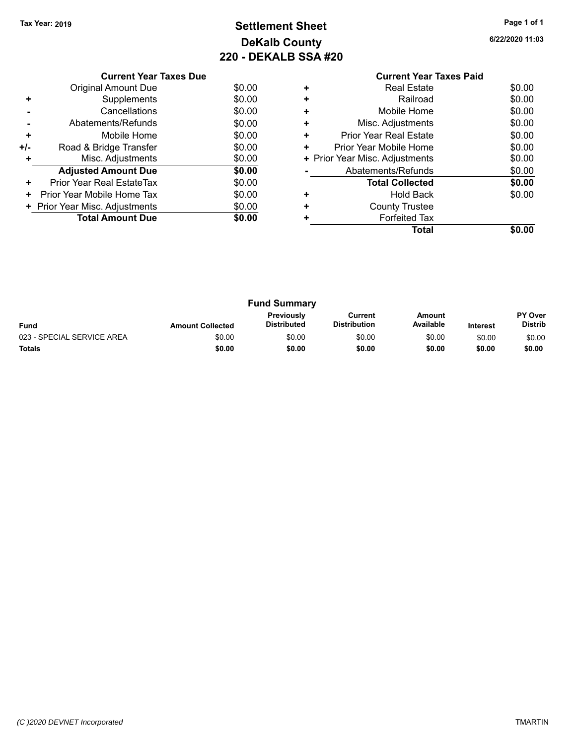Tax Year: 2019

# Settlement Sheet
## DeKalb County
## 220 - DEKALB SSA #20

6/22/2020 11:03

| | Current Year Taxes Due | |
|---|---|---|
| | Original Amount Due | $0.00 |
| + | Supplements | $0.00 |
| - | Cancellations | $0.00 |
| - | Abatements/Refunds | $0.00 |
| + | Mobile Home | $0.00 |
| +/- | Road & Bridge Transfer | $0.00 |
| + | Misc. Adjustments | $0.00 |
| | **Adjusted Amount Due** | **$0.00** |
| + | Prior Year Real EstateTax | $0.00 |
| + | Prior Year Mobile Home Tax | $0.00 |
| + | Prior Year Misc. Adjustments | $0.00 |
| | **Total Amount Due** | **$0.00** |

| | Current Year Taxes Paid | |
|---|---|---|
| + | Real Estate | $0.00 |
| + | Railroad | $0.00 |
| + | Mobile Home | $0.00 |
| + | Misc. Adjustments | $0.00 |
| + | Prior Year Real Estate | $0.00 |
| + | Prior Year Mobile Home | $0.00 |
| + | Prior Year Misc. Adjustments | $0.00 |
| - | Abatements/Refunds | $0.00 |
| | **Total Collected** | **$0.00** |
| + | Hold Back | $0.00 |
| + | County Trustee | |
| + | Forfeited Tax | |
| | **Total** | **$0.00** |

### Fund Summary

| Fund | Amount Collected | Previously Distributed | Current Distribution | Amount Available | Interest | PY Over Distrib |
|---|---|---|---|---|---|---|
| 023 - SPECIAL SERVICE AREA | $0.00 | $0.00 | $0.00 | $0.00 | $0.00 | $0.00 |
| **Totals** | **$0.00** | **$0.00** | **$0.00** | **$0.00** | **$0.00** | **$0.00** |

(C )2020 DEVNET Incorporated

TMARTIN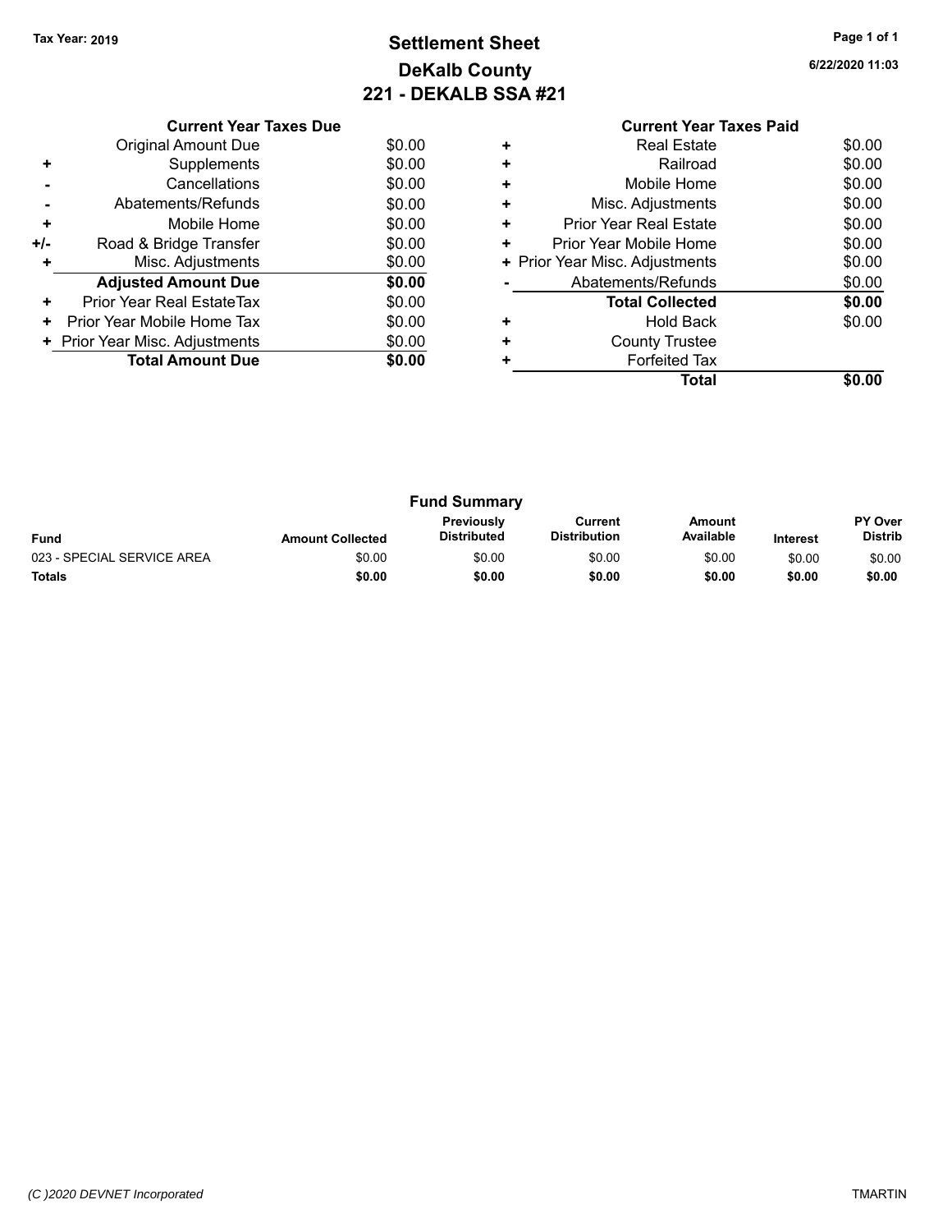Tax Year: 2019

# Settlement Sheet
## DeKalb County
## 221 - DEKALB SSA #21

6/22/2020 11:03

### Current Year Taxes Due

| | | |
|---|---|---|
| | Original Amount Due | $0.00 |
| + | Supplements | $0.00 |
| - | Cancellations | $0.00 |
| - | Abatements/Refunds | $0.00 |
| + | Mobile Home | $0.00 |
| +/- | Road & Bridge Transfer | $0.00 |
| + | Misc. Adjustments | $0.00 |
| | **Adjusted Amount Due** | **$0.00** |
| + | Prior Year Real EstateTax | $0.00 |
| + | Prior Year Mobile Home Tax | $0.00 |
| + | Prior Year Misc. Adjustments | $0.00 |
| | **Total Amount Due** | **$0.00** |

### Current Year Taxes Paid

| | | |
|---|---|---|
| + | Real Estate | $0.00 |
| + | Railroad | $0.00 |
| + | Mobile Home | $0.00 |
| + | Misc. Adjustments | $0.00 |
| + | Prior Year Real Estate | $0.00 |
| + | Prior Year Mobile Home | $0.00 |
| + | Prior Year Misc. Adjustments | $0.00 |
| - | Abatements/Refunds | $0.00 |
| | **Total Collected** | **$0.00** |
| + | Hold Back | $0.00 |
| + | County Trustee | |
| + | Forfeited Tax | |
| | **Total** | **$0.00** |

### Fund Summary

| Fund | Amount Collected | Previously Distributed | Current Distribution | Amount Available | Interest | PY Over Distrib |
|---|---|---|---|---|---|---|
| 023 - SPECIAL SERVICE AREA | $0.00 | $0.00 | $0.00 | $0.00 | $0.00 | $0.00 |
| **Totals** | **$0.00** | **$0.00** | **$0.00** | **$0.00** | **$0.00** | **$0.00** |

(C )2020 DEVNET Incorporated TMARTIN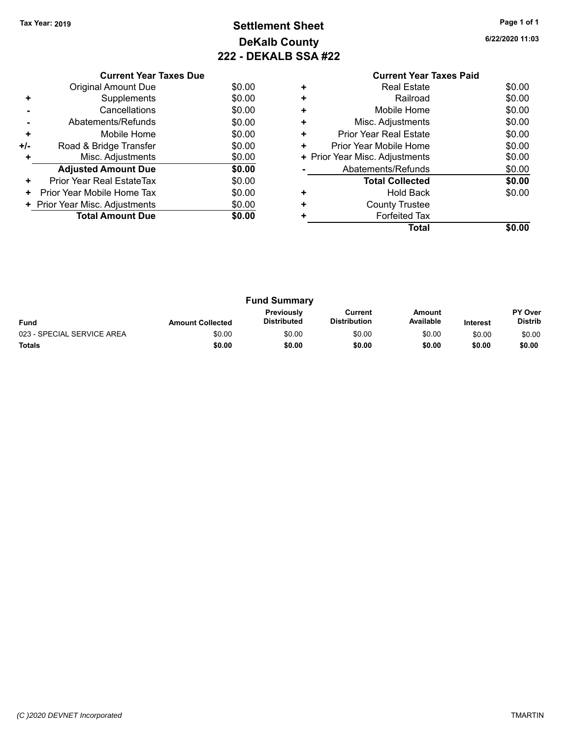Tax Year: 2019

# Settlement Sheet
## DeKalb County
## 222 - DEKALB SSA #22

6/22/2020 11:03

| | Current Year Taxes Due | |
|---|---|---|
| | Original Amount Due | $0.00 |
| + | Supplements | $0.00 |
| - | Cancellations | $0.00 |
| - | Abatements/Refunds | $0.00 |
| + | Mobile Home | $0.00 |
| +/- | Road & Bridge Transfer | $0.00 |
| + | Misc. Adjustments | $0.00 |
| | **Adjusted Amount Due** | **$0.00** |
| + | Prior Year Real EstateTax | $0.00 |
| + | Prior Year Mobile Home Tax | $0.00 |
| + | Prior Year Misc. Adjustments | $0.00 |
| | **Total Amount Due** | **$0.00** |

| | Current Year Taxes Paid | |
|---|---|---|
| + | Real Estate | $0.00 |
| + | Railroad | $0.00 |
| + | Mobile Home | $0.00 |
| + | Misc. Adjustments | $0.00 |
| + | Prior Year Real Estate | $0.00 |
| + | Prior Year Mobile Home | $0.00 |
| + | Prior Year Misc. Adjustments | $0.00 |
| - | Abatements/Refunds | $0.00 |
| | **Total Collected** | **$0.00** |
| + | Hold Back | $0.00 |
| + | County Trustee | |
| + | Forfeited Tax | |
| | **Total** | **$0.00** |

### Fund Summary

| Fund | Amount Collected | Previously Distributed | Current Distribution | Amount Available | Interest | PY Over Distrib |
|---|---|---|---|---|---|---|
| 023 - SPECIAL SERVICE AREA | $0.00 | $0.00 | $0.00 | $0.00 | $0.00 | $0.00 |
| **Totals** | **$0.00** | **$0.00** | **$0.00** | **$0.00** | **$0.00** | **$0.00** |

(C )2020 DEVNET Incorporated

TMARTIN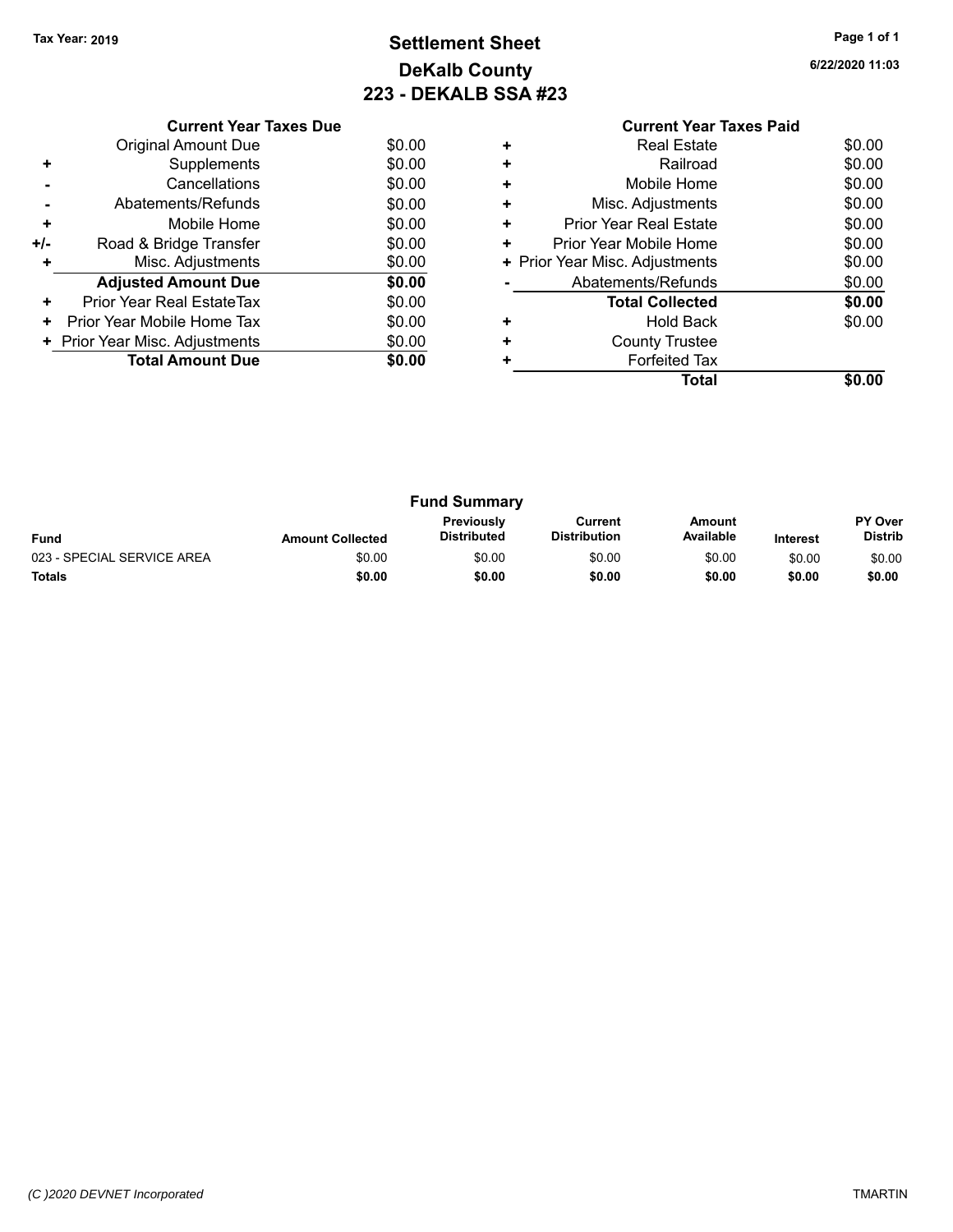Tax Year: 2019

# Settlement Sheet
## DeKalb County
## 223 - DEKALB SSA #23

6/22/2020 11:03

| | Current Year Taxes Due | |
|---|---|---|
| | Original Amount Due | $0.00 |
| + | Supplements | $0.00 |
| - | Cancellations | $0.00 |
| - | Abatements/Refunds | $0.00 |
| + | Mobile Home | $0.00 |
| +/- | Road & Bridge Transfer | $0.00 |
| + | Misc. Adjustments | $0.00 |
| | **Adjusted Amount Due** | **$0.00** |
| + | Prior Year Real EstateTax | $0.00 |
| + | Prior Year Mobile Home Tax | $0.00 |
| + | Prior Year Misc. Adjustments | $0.00 |
| | **Total Amount Due** | **$0.00** |

| | Current Year Taxes Paid | |
|---|---|---|
| + | Real Estate | $0.00 |
| + | Railroad | $0.00 |
| + | Mobile Home | $0.00 |
| + | Misc. Adjustments | $0.00 |
| + | Prior Year Real Estate | $0.00 |
| + | Prior Year Mobile Home | $0.00 |
| + | Prior Year Misc. Adjustments | $0.00 |
| - | Abatements/Refunds | $0.00 |
| | **Total Collected** | **$0.00** |
| + | Hold Back | $0.00 |
| + | County Trustee | |
| + | Forfeited Tax | |
| | **Total** | **$0.00** |

### Fund Summary

| Fund | Amount Collected | Previously Distributed | Current Distribution | Amount Available | Interest | PY Over Distrib |
|---|---|---|---|---|---|---|
| 023 - SPECIAL SERVICE AREA | $0.00 | $0.00 | $0.00 | $0.00 | $0.00 | $0.00 |
| **Totals** | **$0.00** | **$0.00** | **$0.00** | **$0.00** | **$0.00** | **$0.00** |

*(C )2020 DEVNET Incorporated* TMARTIN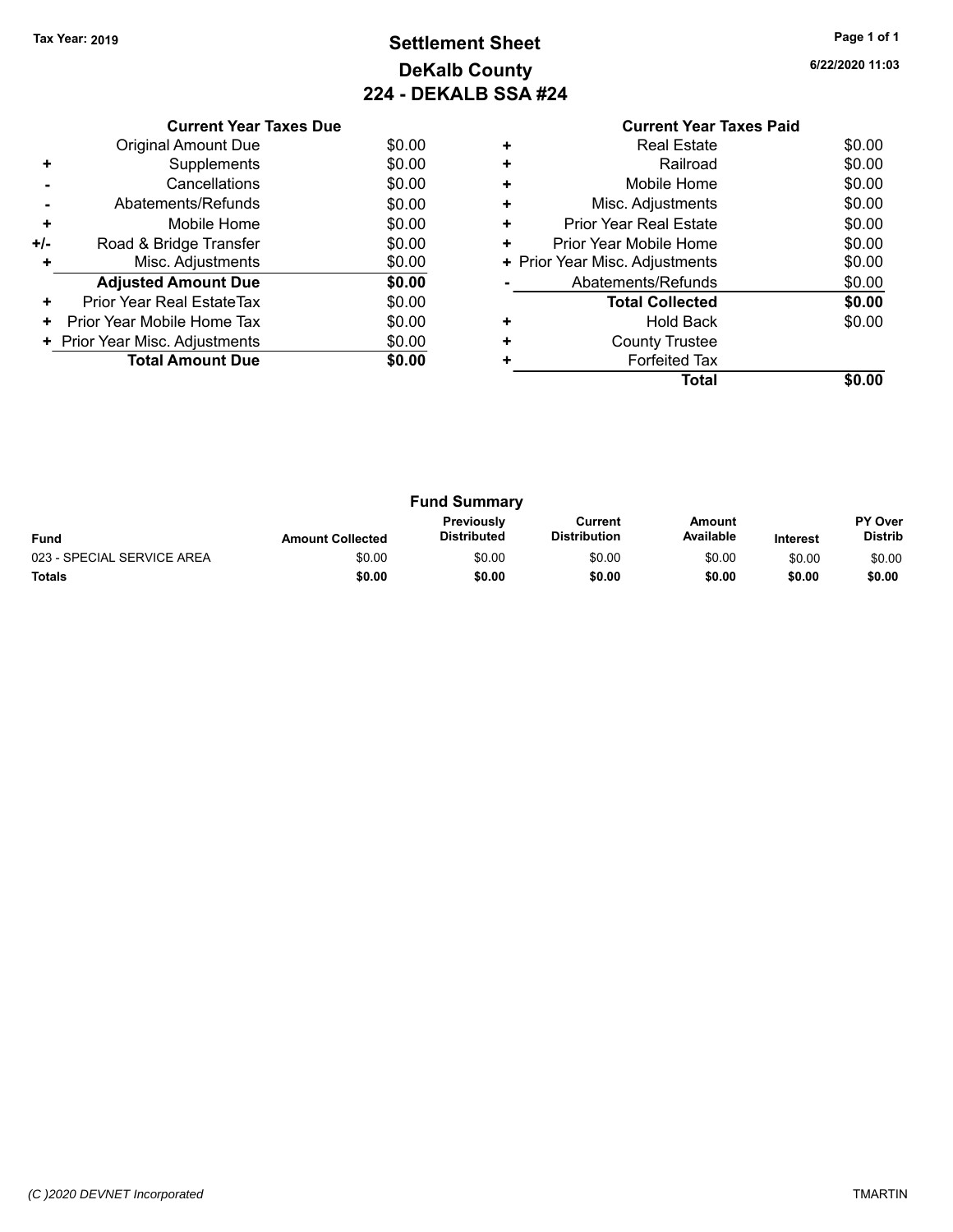Tax Year: 2019

# Settlement Sheet
## DeKalb County
## 224 - DEKALB SSA #24

6/22/2020 11:03

| | Current Year Taxes Due | |
|---|---|---|
| | Original Amount Due | $0.00 |
| + | Supplements | $0.00 |
| - | Cancellations | $0.00 |
| - | Abatements/Refunds | $0.00 |
| + | Mobile Home | $0.00 |
| +/- | Road & Bridge Transfer | $0.00 |
| + | Misc. Adjustments | $0.00 |
| | **Adjusted Amount Due** | **$0.00** |
| + | Prior Year Real EstateTax | $0.00 |
| + | Prior Year Mobile Home Tax | $0.00 |
| + | Prior Year Misc. Adjustments | $0.00 |
| | **Total Amount Due** | **$0.00** |

| | Current Year Taxes Paid | |
|---|---|---|
| + | Real Estate | $0.00 |
| + | Railroad | $0.00 |
| + | Mobile Home | $0.00 |
| + | Misc. Adjustments | $0.00 |
| + | Prior Year Real Estate | $0.00 |
| + | Prior Year Mobile Home | $0.00 |
| + | Prior Year Misc. Adjustments | $0.00 |
| - | Abatements/Refunds | $0.00 |
| | **Total Collected** | **$0.00** |
| + | Hold Back | $0.00 |
| + | County Trustee | |
| + | Forfeited Tax | |
| | **Total** | **$0.00** |

### Fund Summary

| Fund | Amount Collected | Previously Distributed | Current Distribution | Amount Available | Interest | PY Over Distrib |
|---|---|---|---|---|---|---|
| 023 - SPECIAL SERVICE AREA | $0.00 | $0.00 | $0.00 | $0.00 | $0.00 | $0.00 |
| **Totals** | **$0.00** | **$0.00** | **$0.00** | **$0.00** | **$0.00** | **$0.00** |

*(C )2020 DEVNET Incorporated* TMARTIN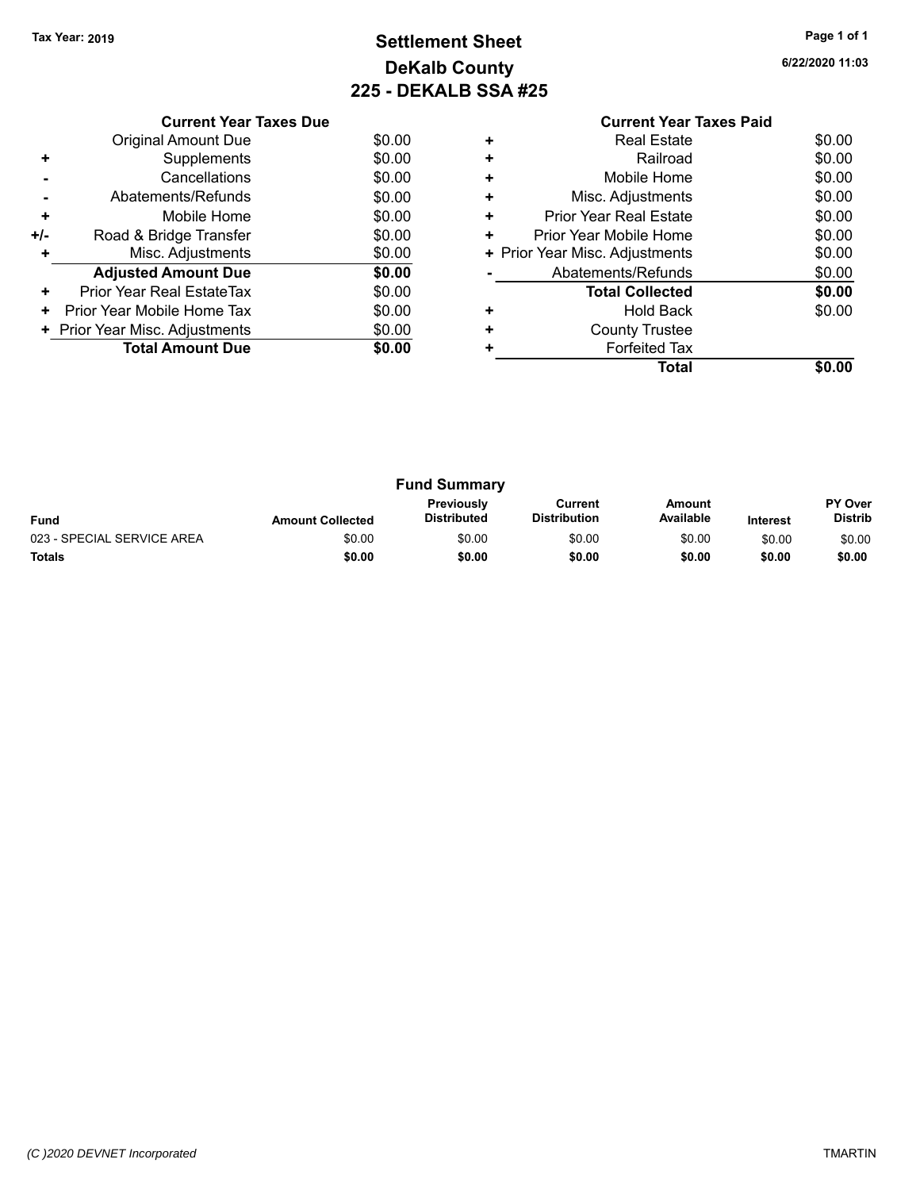Tax Year: 2019

# Settlement Sheet
## DeKalb County
## 225 - DEKALB SSA #25

6/22/2020 11:03

| | Current Year Taxes Due | |
|---|---|---|
| | Original Amount Due | $0.00 |
| + | Supplements | $0.00 |
| - | Cancellations | $0.00 |
| - | Abatements/Refunds | $0.00 |
| + | Mobile Home | $0.00 |
| +/- | Road & Bridge Transfer | $0.00 |
| + | Misc. Adjustments | $0.00 |
| | **Adjusted Amount Due** | **$0.00** |
| + | Prior Year Real EstateTax | $0.00 |
| + | Prior Year Mobile Home Tax | $0.00 |
| + | Prior Year Misc. Adjustments | $0.00 |
| | **Total Amount Due** | **$0.00** |

| | Current Year Taxes Paid | |
|---|---|---|
| + | Real Estate | $0.00 |
| + | Railroad | $0.00 |
| + | Mobile Home | $0.00 |
| + | Misc. Adjustments | $0.00 |
| + | Prior Year Real Estate | $0.00 |
| + | Prior Year Mobile Home | $0.00 |
| + | Prior Year Misc. Adjustments | $0.00 |
| - | Abatements/Refunds | $0.00 |
| | **Total Collected** | **$0.00** |
| + | Hold Back | $0.00 |
| + | County Trustee | |
| + | Forfeited Tax | |
| | **Total** | **$0.00** |

### Fund Summary

| Fund | Amount Collected | Previously Distributed | Current Distribution | Amount Available | Interest | PY Over Distrib |
|---|---|---|---|---|---|---|
| 023 - SPECIAL SERVICE AREA | $0.00 | $0.00 | $0.00 | $0.00 | $0.00 | $0.00 |
| **Totals** | **$0.00** | **$0.00** | **$0.00** | **$0.00** | **$0.00** | **$0.00** |

(C )2020 DEVNET Incorporated

TMARTIN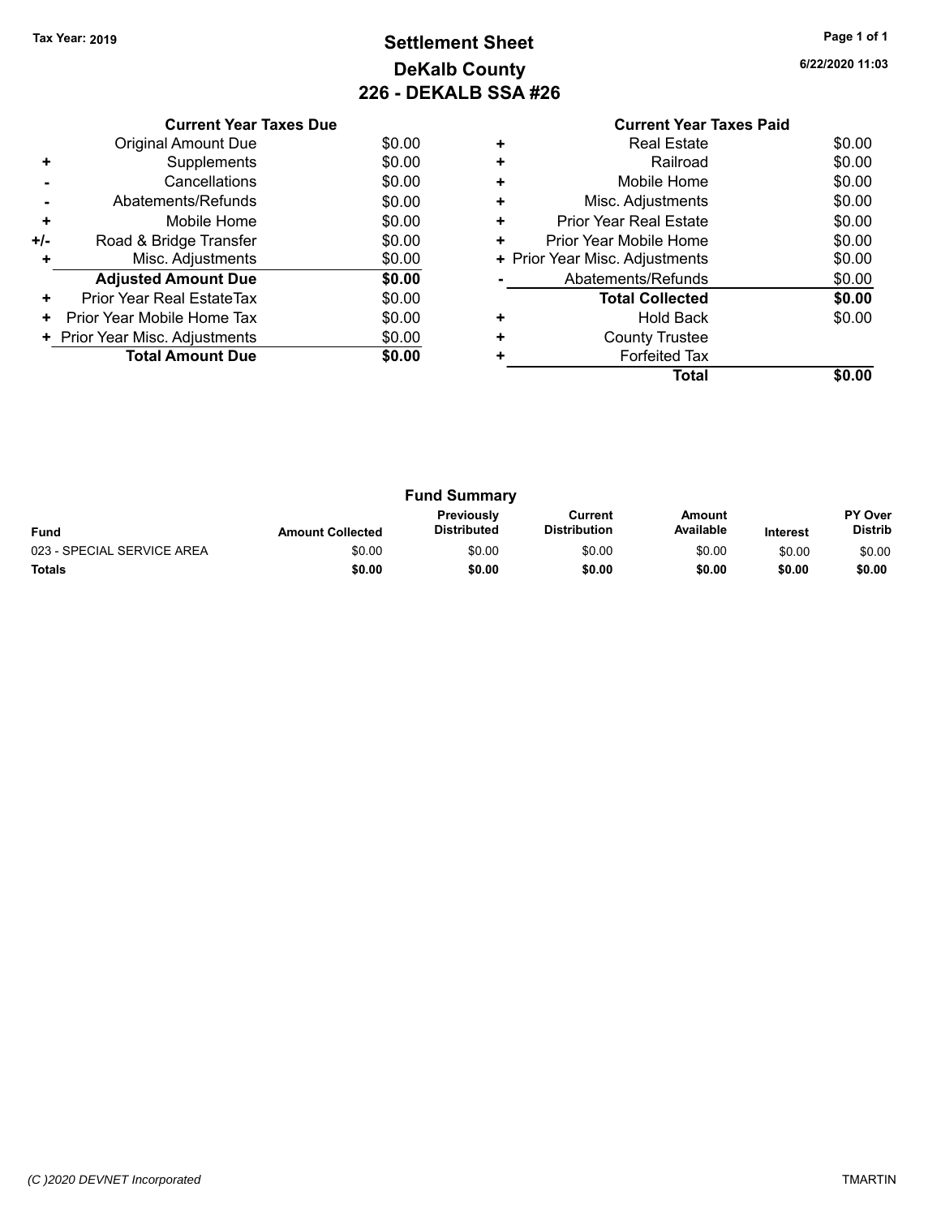Tax Year: 2019

# Settlement Sheet
## DeKalb County
## 226 - DEKALB SSA #26

6/22/2020 11:03

| | Current Year Taxes Due | |
|---|---|---|
| | Original Amount Due | $0.00 |
| + | Supplements | $0.00 |
| - | Cancellations | $0.00 |
| - | Abatements/Refunds | $0.00 |
| + | Mobile Home | $0.00 |
| +/- | Road & Bridge Transfer | $0.00 |
| + | Misc. Adjustments | $0.00 |
| | **Adjusted Amount Due** | **$0.00** |
| + | Prior Year Real EstateTax | $0.00 |
| + | Prior Year Mobile Home Tax | $0.00 |
| + | Prior Year Misc. Adjustments | $0.00 |
| | **Total Amount Due** | **$0.00** |

| | Current Year Taxes Paid | |
|---|---|---|
| + | Real Estate | $0.00 |
| + | Railroad | $0.00 |
| + | Mobile Home | $0.00 |
| + | Misc. Adjustments | $0.00 |
| + | Prior Year Real Estate | $0.00 |
| + | Prior Year Mobile Home | $0.00 |
| + | Prior Year Misc. Adjustments | $0.00 |
| - | Abatements/Refunds | $0.00 |
| | **Total Collected** | **$0.00** |
| + | Hold Back | $0.00 |
| + | County Trustee | |
| + | Forfeited Tax | |
| | **Total** | **$0.00** |

### Fund Summary

| Fund | Amount Collected | Previously Distributed | Current Distribution | Amount Available | Interest | PY Over Distrib |
|---|---|---|---|---|---|---|
| 023 - SPECIAL SERVICE AREA | $0.00 | $0.00 | $0.00 | $0.00 | $0.00 | $0.00 |
| **Totals** | **$0.00** | **$0.00** | **$0.00** | **$0.00** | **$0.00** | **$0.00** |

(C )2020 DEVNET Incorporated TMARTIN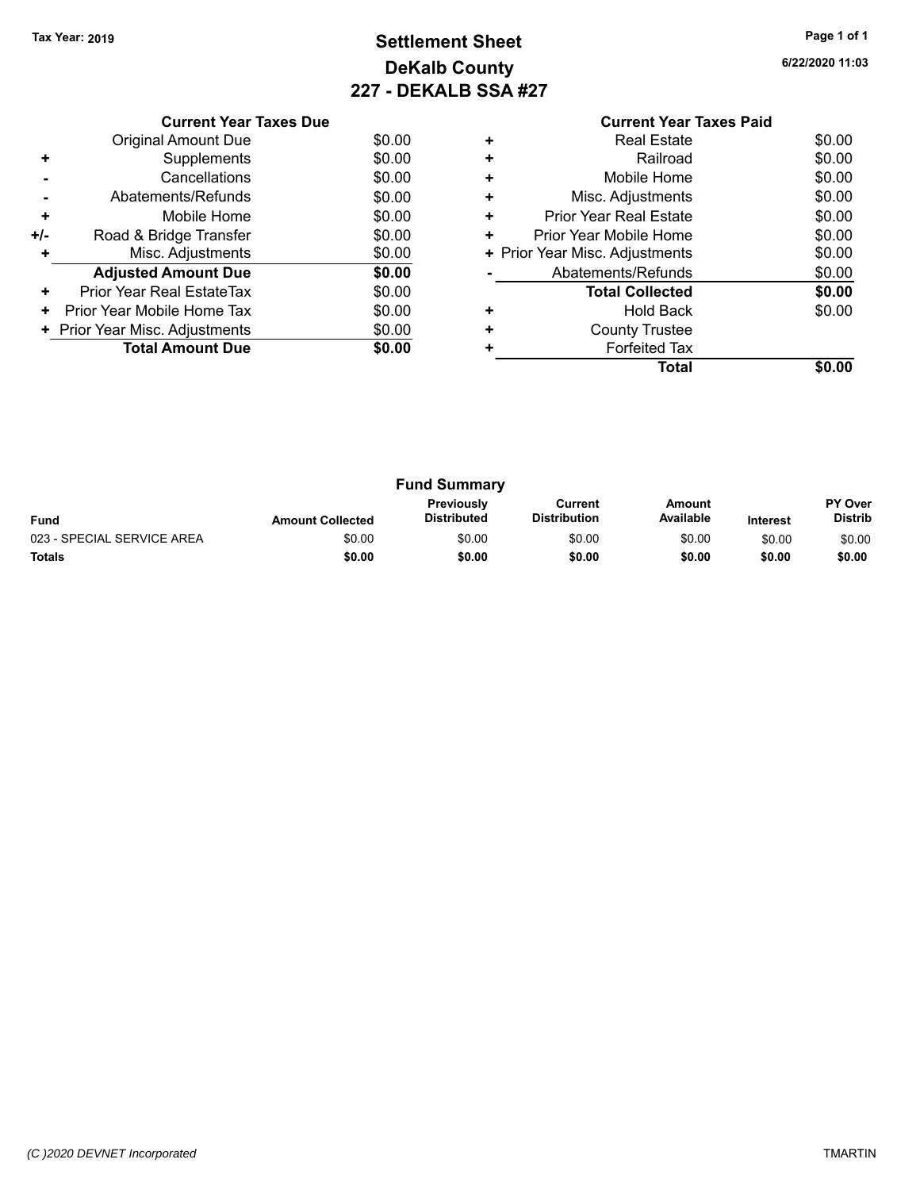Tax Year: 2019

# Settlement Sheet
## DeKalb County
## 227 - DEKALB SSA #27

6/22/2020 11:03

| | Current Year Taxes Due | |
|---|---|---|
| | Original Amount Due | $0.00 |
| + | Supplements | $0.00 |
| - | Cancellations | $0.00 |
| - | Abatements/Refunds | $0.00 |
| + | Mobile Home | $0.00 |
| +/- | Road & Bridge Transfer | $0.00 |
| + | Misc. Adjustments | $0.00 |
| | **Adjusted Amount Due** | **$0.00** |
| + | Prior Year Real EstateTax | $0.00 |
| + | Prior Year Mobile Home Tax | $0.00 |
| + | Prior Year Misc. Adjustments | $0.00 |
| | **Total Amount Due** | **$0.00** |

| | Current Year Taxes Paid | |
|---|---|---|
| + | Real Estate | $0.00 |
| + | Railroad | $0.00 |
| + | Mobile Home | $0.00 |
| + | Misc. Adjustments | $0.00 |
| + | Prior Year Real Estate | $0.00 |
| + | Prior Year Mobile Home | $0.00 |
| + | Prior Year Misc. Adjustments | $0.00 |
| - | Abatements/Refunds | $0.00 |
| | **Total Collected** | **$0.00** |
| + | Hold Back | $0.00 |
| + | County Trustee | |
| + | Forfeited Tax | |
| | **Total** | **$0.00** |

### Fund Summary

| Fund | Amount Collected | Previously Distributed | Current Distribution | Amount Available | Interest | PY Over Distrib |
|---|---|---|---|---|---|---|
| 023 - SPECIAL SERVICE AREA | $0.00 | $0.00 | $0.00 | $0.00 | $0.00 | $0.00 |
| **Totals** | **$0.00** | **$0.00** | **$0.00** | **$0.00** | **$0.00** | **$0.00** |

*(C )2020 DEVNET Incorporated*

TMARTIN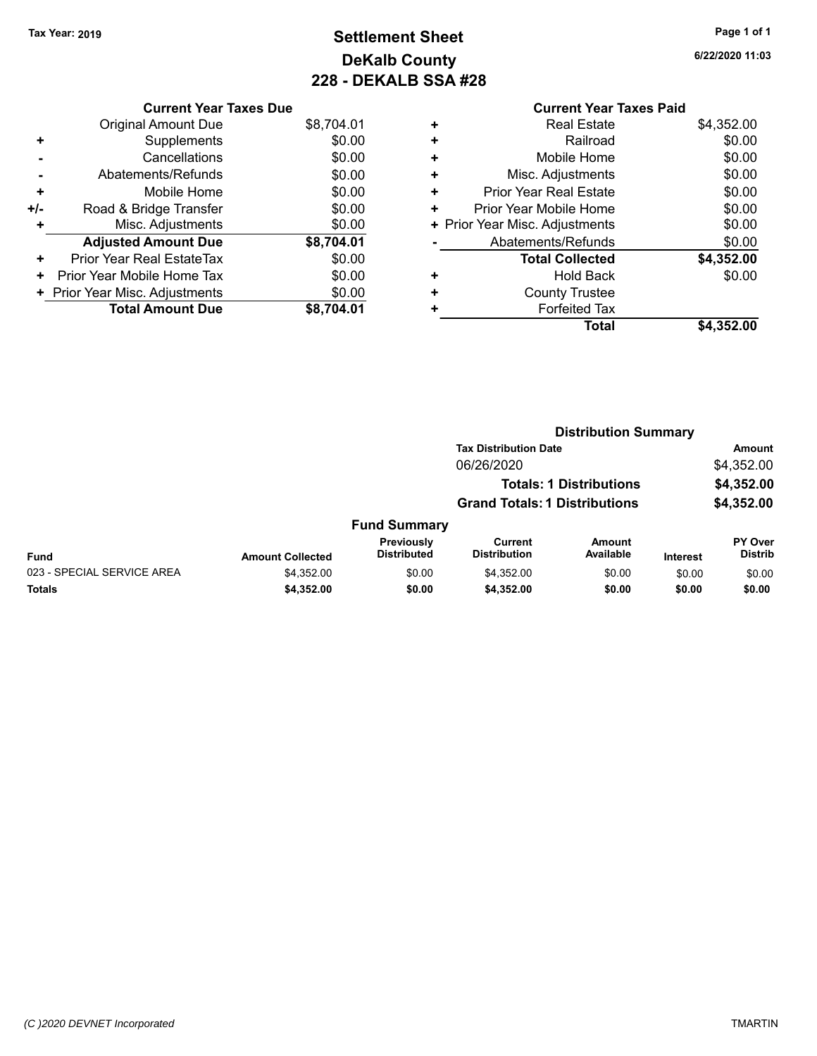Tax Year: 2019

# Settlement Sheet
## DeKalb County
## 228 - DEKALB SSA #28

6/22/2020 11:03

| | Current Year Taxes Due | |
|---|---|---|
| | Original Amount Due | $8,704.01 |
| + | Supplements | $0.00 |
| - | Cancellations | $0.00 |
| - | Abatements/Refunds | $0.00 |
| + | Mobile Home | $0.00 |
| +/- | Road & Bridge Transfer | $0.00 |
| + | Misc. Adjustments | $0.00 |
| | **Adjusted Amount Due** | **$8,704.01** |
| + | Prior Year Real EstateTax | $0.00 |
| + | Prior Year Mobile Home Tax | $0.00 |
| + | Prior Year Misc. Adjustments | $0.00 |
| | **Total Amount Due** | **$8,704.01** |

| | Current Year Taxes Paid | |
|---|---|---|
| + | Real Estate | $4,352.00 |
| + | Railroad | $0.00 |
| + | Mobile Home | $0.00 |
| + | Misc. Adjustments | $0.00 |
| + | Prior Year Real Estate | $0.00 |
| + | Prior Year Mobile Home | $0.00 |
| + | Prior Year Misc. Adjustments | $0.00 |
| - | Abatements/Refunds | $0.00 |
| | **Total Collected** | **$4,352.00** |
| + | Hold Back | $0.00 |
| + | County Trustee | |
| + | Forfeited Tax | |
| | **Total** | **$4,352.00** |

### Distribution Summary

| Tax Distribution Date | Amount |
|---|---|
| 06/26/2020 | $4,352.00 |
| **Totals: 1 Distributions** | **$4,352.00** |
| **Grand Totals: 1 Distributions** | **$4,352.00** |

### Fund Summary

| Fund | Amount Collected | Previously Distributed | Current Distribution | Amount Available | Interest | PY Over Distrib |
|---|---|---|---|---|---|---|
| 023 - SPECIAL SERVICE AREA | $4,352.00 | $0.00 | $4,352.00 | $0.00 | $0.00 | $0.00 |
| **Totals** | **$4,352.00** | **$0.00** | **$4,352.00** | **$0.00** | **$0.00** | **$0.00** |

(C )2020 DEVNET Incorporated TMARTIN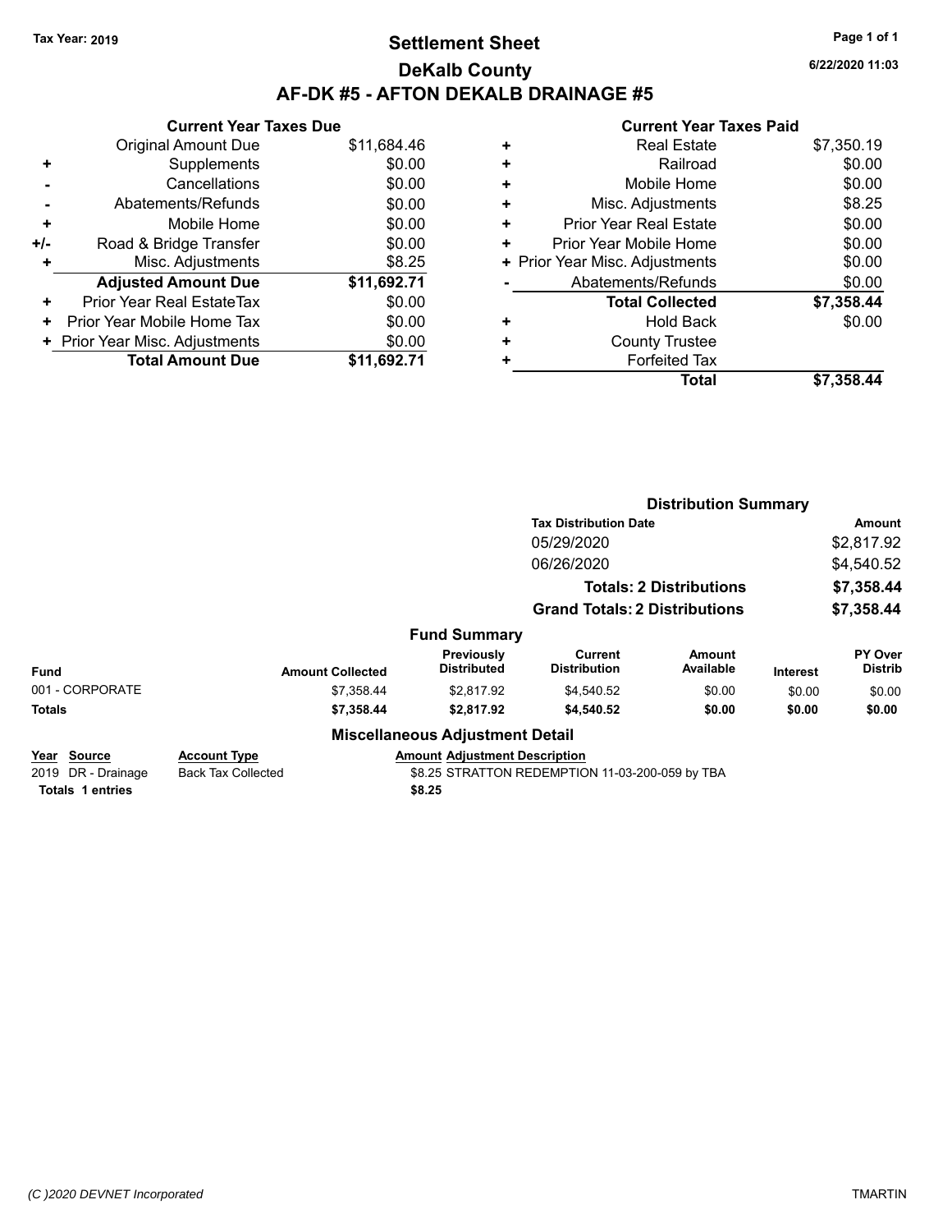Tax Year: 2019

# Settlement Sheet

## DeKalb County

## AF-DK #5 - AFTON DEKALB DRAINAGE #5

6/22/2020 11:03

### Current Year Taxes Due

| | | |
|---|---|---|
| | Original Amount Due | $11,684.46 |
| + | Supplements | $0.00 |
| - | Cancellations | $0.00 |
| - | Abatements/Refunds | $0.00 |
| + | Mobile Home | $0.00 |
| +/- | Road & Bridge Transfer | $0.00 |
| + | Misc. Adjustments | $8.25 |
| | **Adjusted Amount Due** | **$11,692.71** |
| + | Prior Year Real EstateTax | $0.00 |
| + | Prior Year Mobile Home Tax | $0.00 |
| + | Prior Year Misc. Adjustments | $0.00 |
| | **Total Amount Due** | **$11,692.71** |

### Current Year Taxes Paid

| | | |
|---|---|---|
| + | Real Estate | $7,350.19 |
| + | Railroad | $0.00 |
| + | Mobile Home | $0.00 |
| + | Misc. Adjustments | $8.25 |
| + | Prior Year Real Estate | $0.00 |
| + | Prior Year Mobile Home | $0.00 |
| + | Prior Year Misc. Adjustments | $0.00 |
| - | Abatements/Refunds | $0.00 |
| | **Total Collected** | **$7,358.44** |
| + | Hold Back | $0.00 |
| + | County Trustee | |
| + | Forfeited Tax | |
| | **Total** | **$7,358.44** |

### Distribution Summary

| Tax Distribution Date | Amount |
|---|---|
| 05/29/2020 | $2,817.92 |
| 06/26/2020 | $4,540.52 |
| **Totals: 2 Distributions** | **$7,358.44** |
| **Grand Totals: 2 Distributions** | **$7,358.44** |

### Fund Summary

| Fund | Amount Collected | Previously Distributed | Current Distribution | Amount Available | Interest | PY Over Distrib |
|---|---|---|---|---|---|---|
| 001 - CORPORATE | $7,358.44 | $2,817.92 | $4,540.52 | $0.00 | $0.00 | $0.00 |
| **Totals** | **$7,358.44** | **$2,817.92** | **$4,540.52** | **$0.00** | **$0.00** | **$0.00** |

### Miscellaneous Adjustment Detail

| Year | Source | Account Type | Amount | Adjustment Description |
|---|---|---|---|---|
| 2019 | DR - Drainage | Back Tax Collected | $8.25 | STRATTON REDEMPTION 11-03-200-059 by TBA |
| **Totals** | **1 entries** | | **$8.25** | |

(C )2020 DEVNET Incorporated — TMARTIN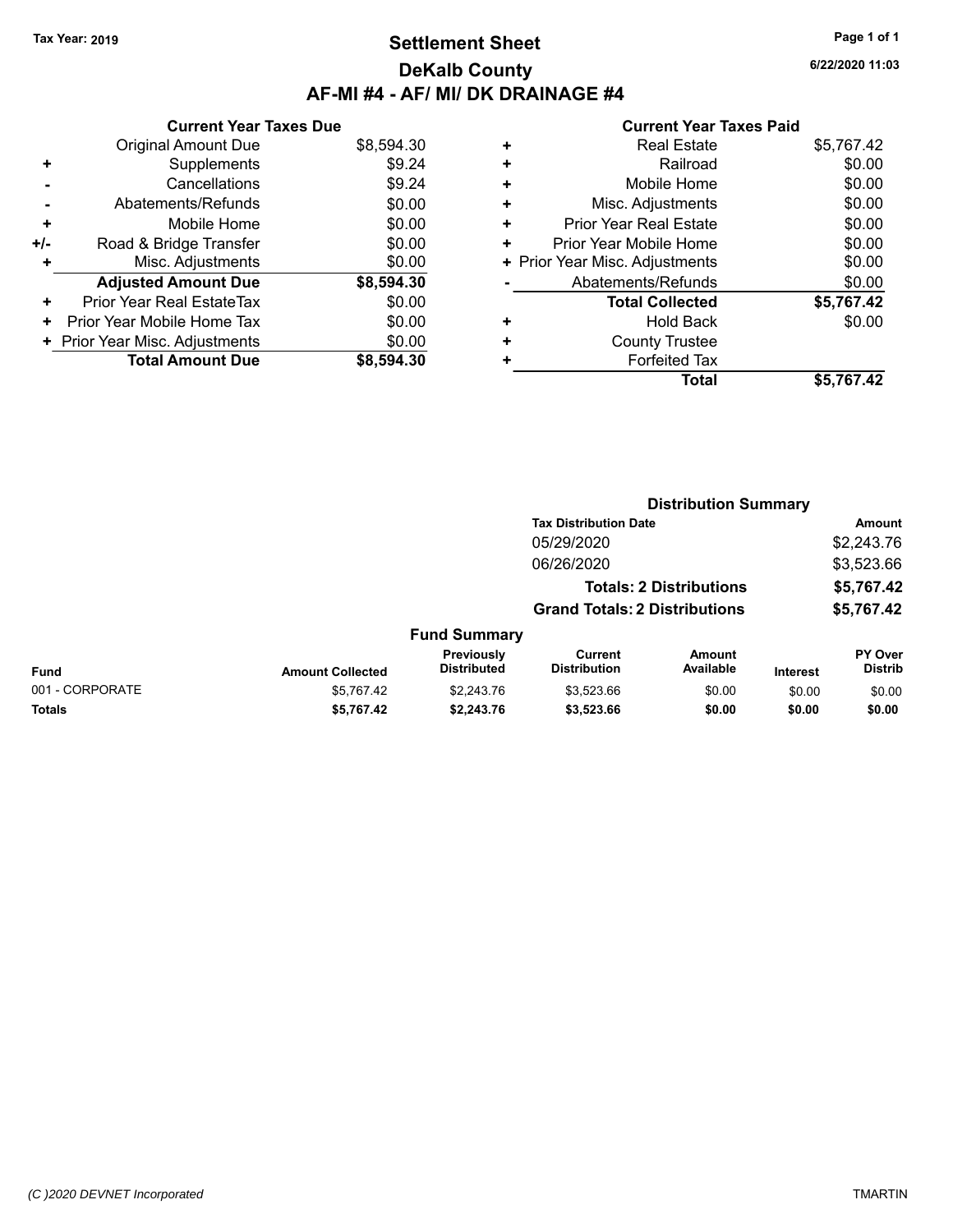Tax Year: 2019

# Settlement Sheet

## DeKalb County

## AF-MI #4 - AF/ MI/ DK DRAINAGE #4

6/22/2020 11:03

### Current Year Taxes Due

| | | |
|---|---|---|
| | Original Amount Due | $8,594.30 |
| + | Supplements | $9.24 |
| - | Cancellations | $9.24 |
| - | Abatements/Refunds | $0.00 |
| + | Mobile Home | $0.00 |
| +/- | Road & Bridge Transfer | $0.00 |
| + | Misc. Adjustments | $0.00 |
| | **Adjusted Amount Due** | **$8,594.30** |
| + | Prior Year Real EstateTax | $0.00 |
| + | Prior Year Mobile Home Tax | $0.00 |
| + | Prior Year Misc. Adjustments | $0.00 |
| | **Total Amount Due** | **$8,594.30** |

### Current Year Taxes Paid

| | | |
|---|---|---|
| + | Real Estate | $5,767.42 |
| + | Railroad | $0.00 |
| + | Mobile Home | $0.00 |
| + | Misc. Adjustments | $0.00 |
| + | Prior Year Real Estate | $0.00 |
| + | Prior Year Mobile Home | $0.00 |
| + | Prior Year Misc. Adjustments | $0.00 |
| - | Abatements/Refunds | $0.00 |
| | **Total Collected** | **$5,767.42** |
| + | Hold Back | $0.00 |
| + | County Trustee | |
| + | Forfeited Tax | |
| | **Total** | **$5,767.42** |

### Distribution Summary

| Tax Distribution Date | Amount |
|---|---|
| 05/29/2020 | $2,243.76 |
| 06/26/2020 | $3,523.66 |
| **Totals: 2 Distributions** | **$5,767.42** |
| **Grand Totals: 2 Distributions** | **$5,767.42** |

### Fund Summary

| Fund | Amount Collected | Previously Distributed | Current Distribution | Amount Available | Interest | PY Over Distrib |
|---|---|---|---|---|---|---|
| 001 - CORPORATE | $5,767.42 | $2,243.76 | $3,523.66 | $0.00 | $0.00 | $0.00 |
| **Totals** | **$5,767.42** | **$2,243.76** | **$3,523.66** | **$0.00** | **$0.00** | **$0.00** |

(C )2020 DEVNET Incorporated

TMARTIN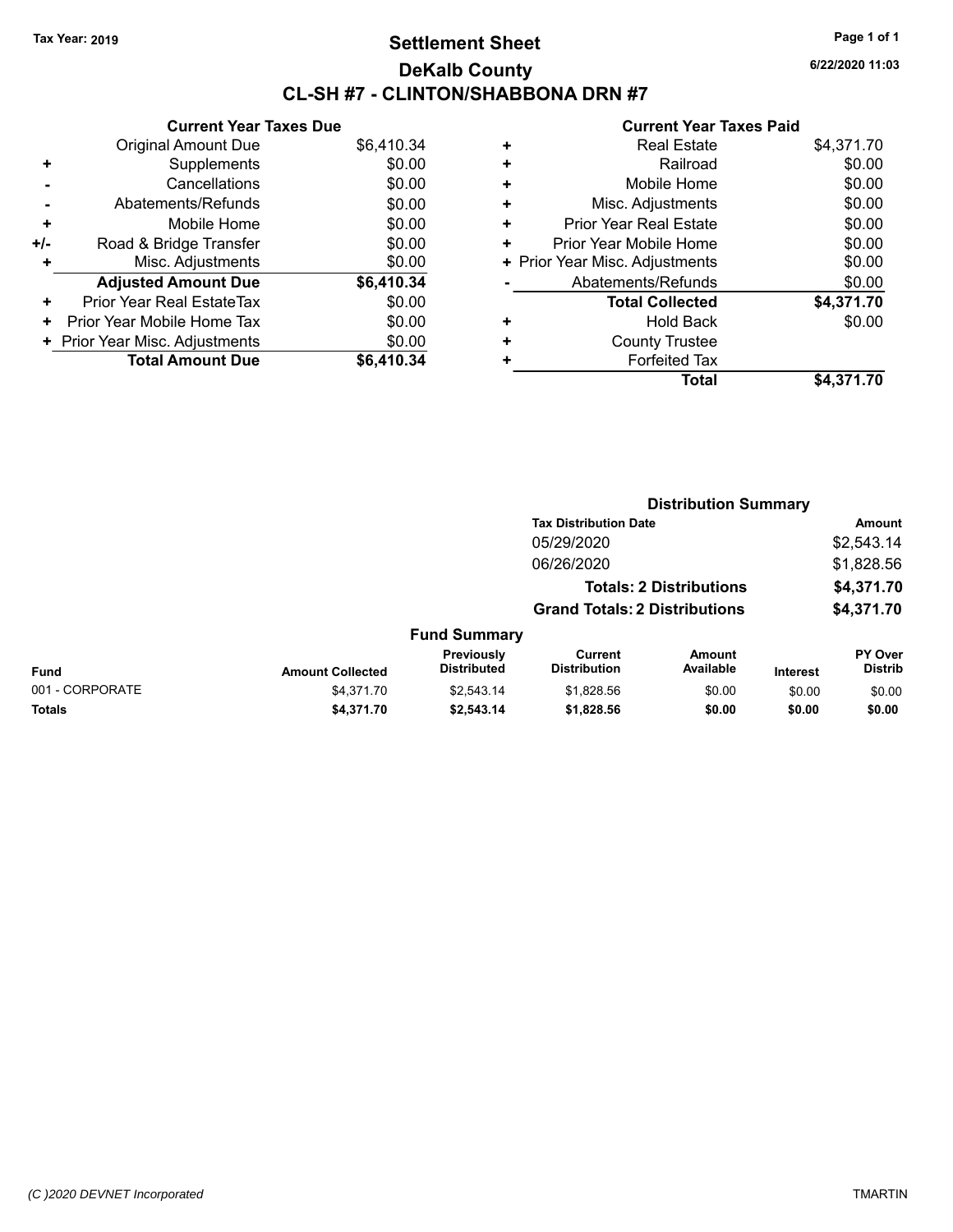Tax Year: 2019

# Settlement Sheet

## DeKalb County

## CL-SH #7 - CLINTON/SHABBONA DRN #7

6/22/2020 11:03

| | Current Year Taxes Due | |
|---|---|---|
| | Original Amount Due | $6,410.34 |
| + | Supplements | $0.00 |
| - | Cancellations | $0.00 |
| - | Abatements/Refunds | $0.00 |
| + | Mobile Home | $0.00 |
| +/- | Road & Bridge Transfer | $0.00 |
| + | Misc. Adjustments | $0.00 |
| | **Adjusted Amount Due** | **$6,410.34** |
| + | Prior Year Real EstateTax | $0.00 |
| + | Prior Year Mobile Home Tax | $0.00 |
| + | Prior Year Misc. Adjustments | $0.00 |
| | **Total Amount Due** | **$6,410.34** |

| | Current Year Taxes Paid | |
|---|---|---|
| + | Real Estate | $4,371.70 |
| + | Railroad | $0.00 |
| + | Mobile Home | $0.00 |
| + | Misc. Adjustments | $0.00 |
| + | Prior Year Real Estate | $0.00 |
| + | Prior Year Mobile Home | $0.00 |
| + | Prior Year Misc. Adjustments | $0.00 |
| - | Abatements/Refunds | $0.00 |
| | **Total Collected** | **$4,371.70** |
| + | Hold Back | $0.00 |
| + | County Trustee | |
| + | Forfeited Tax | |
| | **Total** | **$4,371.70** |

### Distribution Summary

| Tax Distribution Date | Amount |
|---|---|
| 05/29/2020 | $2,543.14 |
| 06/26/2020 | $1,828.56 |
| **Totals: 2 Distributions** | **$4,371.70** |
| **Grand Totals: 2 Distributions** | **$4,371.70** |

### Fund Summary

| Fund | Amount Collected | Previously Distributed | Current Distribution | Amount Available | Interest | PY Over Distrib |
|---|---|---|---|---|---|---|
| 001 - CORPORATE | $4,371.70 | $2,543.14 | $1,828.56 | $0.00 | $0.00 | $0.00 |
| **Totals** | **$4,371.70** | **$2,543.14** | **$1,828.56** | **$0.00** | **$0.00** | **$0.00** |

(C )2020 DEVNET Incorporated TMARTIN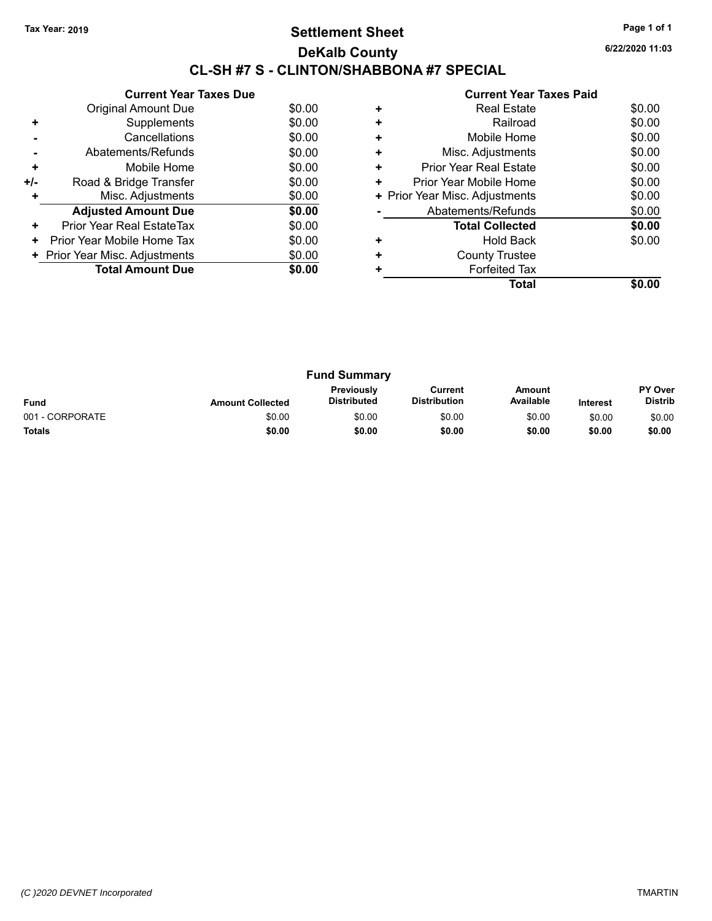Tax Year: 2019

# Settlement Sheet

## DeKalb County

## CL-SH #7 S - CLINTON/SHABBONA #7 SPECIAL

6/22/2020 11:03

| | Current Year Taxes Due | |
|---|---|---|
| | Original Amount Due | $0.00 |
| + | Supplements | $0.00 |
| - | Cancellations | $0.00 |
| - | Abatements/Refunds | $0.00 |
| + | Mobile Home | $0.00 |
| +/- | Road & Bridge Transfer | $0.00 |
| + | Misc. Adjustments | $0.00 |
| | **Adjusted Amount Due** | **$0.00** |
| + | Prior Year Real EstateTax | $0.00 |
| + | Prior Year Mobile Home Tax | $0.00 |
| + | Prior Year Misc. Adjustments | $0.00 |
| | **Total Amount Due** | **$0.00** |

| | Current Year Taxes Paid | |
|---|---|---|
| + | Real Estate | $0.00 |
| + | Railroad | $0.00 |
| + | Mobile Home | $0.00 |
| + | Misc. Adjustments | $0.00 |
| + | Prior Year Real Estate | $0.00 |
| + | Prior Year Mobile Home | $0.00 |
| + | Prior Year Misc. Adjustments | $0.00 |
| - | Abatements/Refunds | $0.00 |
| | **Total Collected** | **$0.00** |
| + | Hold Back | $0.00 |
| + | County Trustee | |
| + | Forfeited Tax | |
| | **Total** | **$0.00** |

### Fund Summary

| Fund | Amount Collected | Previously Distributed | Current Distribution | Amount Available | Interest | PY Over Distrib |
|---|---|---|---|---|---|---|
| 001 - CORPORATE | $0.00 | $0.00 | $0.00 | $0.00 | $0.00 | $0.00 |
| **Totals** | **$0.00** | **$0.00** | **$0.00** | **$0.00** | **$0.00** | **$0.00** |

*(C )2020 DEVNET Incorporated* TMARTIN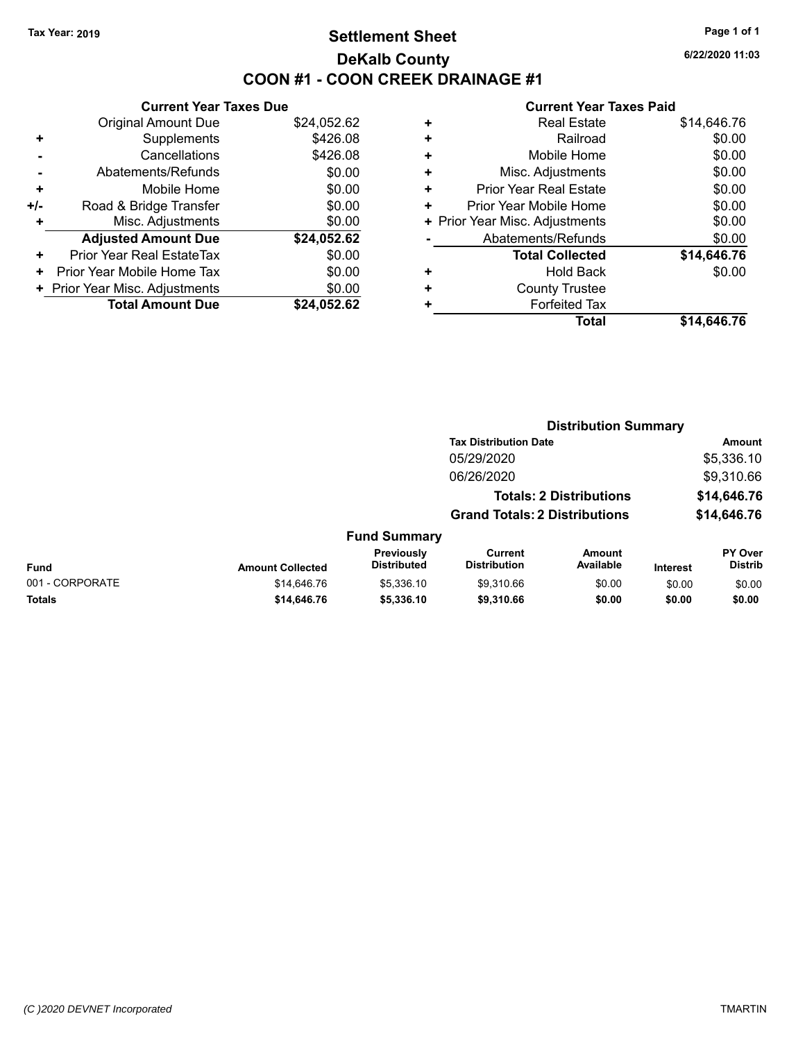Tax Year: 2019

# Settlement Sheet

## DeKalb County

## COON #1 - COON CREEK DRAINAGE #1

6/22/2020 11:03

### Current Year Taxes Due

| | | |
|---|---|---|
| | Original Amount Due | $24,052.62 |
| + | Supplements | $426.08 |
| - | Cancellations | $426.08 |
| - | Abatements/Refunds | $0.00 |
| + | Mobile Home | $0.00 |
| +/- | Road & Bridge Transfer | $0.00 |
| + | Misc. Adjustments | $0.00 |
| | **Adjusted Amount Due** | **$24,052.62** |
| + | Prior Year Real EstateTax | $0.00 |
| + | Prior Year Mobile Home Tax | $0.00 |
| + | Prior Year Misc. Adjustments | $0.00 |
| | **Total Amount Due** | **$24,052.62** |

### Current Year Taxes Paid

| | | |
|---|---|---|
| + | Real Estate | $14,646.76 |
| + | Railroad | $0.00 |
| + | Mobile Home | $0.00 |
| + | Misc. Adjustments | $0.00 |
| + | Prior Year Real Estate | $0.00 |
| + | Prior Year Mobile Home | $0.00 |
| + | Prior Year Misc. Adjustments | $0.00 |
| - | Abatements/Refunds | $0.00 |
| | **Total Collected** | **$14,646.76** |
| + | Hold Back | $0.00 |
| + | County Trustee | |
| + | Forfeited Tax | |
| | **Total** | **$14,646.76** |

### Distribution Summary

| Tax Distribution Date | Amount |
|---|---|
| 05/29/2020 | $5,336.10 |
| 06/26/2020 | $9,310.66 |
| **Totals: 2 Distributions** | **$14,646.76** |
| **Grand Totals: 2 Distributions** | **$14,646.76** |

### Fund Summary

| Fund | Amount Collected | Previously Distributed | Current Distribution | Amount Available | Interest | PY Over Distrib |
|---|---|---|---|---|---|---|
| 001 - CORPORATE | $14,646.76 | $5,336.10 | $9,310.66 | $0.00 | $0.00 | $0.00 |
| **Totals** | **$14,646.76** | **$5,336.10** | **$9,310.66** | **$0.00** | **$0.00** | **$0.00** |

(C )2020 DEVNET Incorporated TMARTIN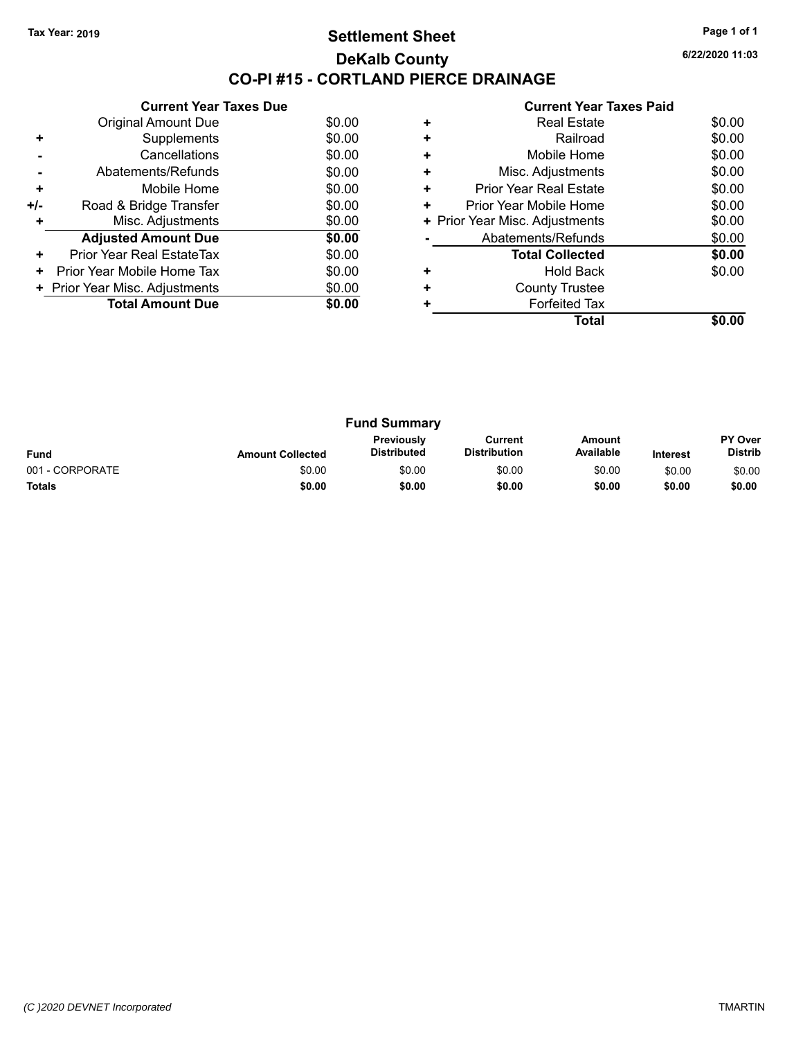Tax Year: 2019

# Settlement Sheet

## DeKalb County

## CO-PI #15 - CORTLAND PIERCE DRAINAGE

6/22/2020 11:03

### Current Year Taxes Due

| | | |
|---|---|---|
| | Original Amount Due | $0.00 |
| + | Supplements | $0.00 |
| - | Cancellations | $0.00 |
| - | Abatements/Refunds | $0.00 |
| + | Mobile Home | $0.00 |
| +/- | Road & Bridge Transfer | $0.00 |
| + | Misc. Adjustments | $0.00 |
| | **Adjusted Amount Due** | **$0.00** |
| + | Prior Year Real EstateTax | $0.00 |
| + | Prior Year Mobile Home Tax | $0.00 |
| + | Prior Year Misc. Adjustments | $0.00 |
| | **Total Amount Due** | **$0.00** |

### Current Year Taxes Paid

| | | |
|---|---|---|
| + | Real Estate | $0.00 |
| + | Railroad | $0.00 |
| + | Mobile Home | $0.00 |
| + | Misc. Adjustments | $0.00 |
| + | Prior Year Real Estate | $0.00 |
| + | Prior Year Mobile Home | $0.00 |
| + | Prior Year Misc. Adjustments | $0.00 |
| - | Abatements/Refunds | $0.00 |
| | **Total Collected** | **$0.00** |
| + | Hold Back | $0.00 |
| + | County Trustee | |
| + | Forfeited Tax | |
| | **Total** | **$0.00** |

### Fund Summary

| Fund | Amount Collected | Previously Distributed | Current Distribution | Amount Available | Interest | PY Over Distrib |
|---|---|---|---|---|---|---|
| 001 - CORPORATE | $0.00 | $0.00 | $0.00 | $0.00 | $0.00 | $0.00 |
| **Totals** | **$0.00** | **$0.00** | **$0.00** | **$0.00** | **$0.00** | **$0.00** |

(C )2020 DEVNET Incorporated

TMARTIN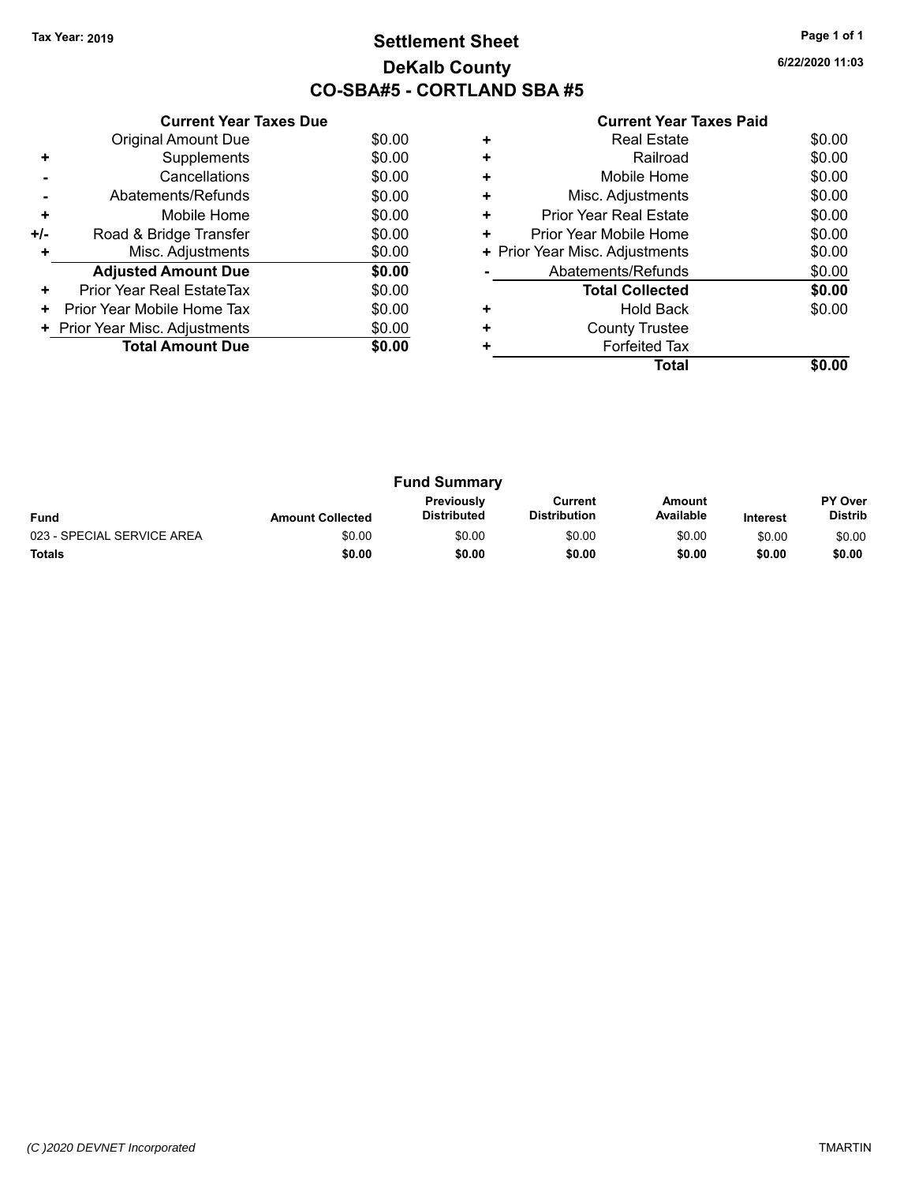Tax Year: 2019

# Settlement Sheet
## DeKalb County
## CO-SBA#5 - CORTLAND SBA #5

6/22/2020 11:03

### Current Year Taxes Due

| | | |
|---|---|---|
| | Original Amount Due | $0.00 |
| + | Supplements | $0.00 |
| - | Cancellations | $0.00 |
| - | Abatements/Refunds | $0.00 |
| + | Mobile Home | $0.00 |
| +/- | Road & Bridge Transfer | $0.00 |
| + | Misc. Adjustments | $0.00 |
| | **Adjusted Amount Due** | **$0.00** |
| + | Prior Year Real EstateTax | $0.00 |
| + | Prior Year Mobile Home Tax | $0.00 |
| + | Prior Year Misc. Adjustments | $0.00 |
| | **Total Amount Due** | **$0.00** |

### Current Year Taxes Paid

| | | |
|---|---|---|
| + | Real Estate | $0.00 |
| + | Railroad | $0.00 |
| + | Mobile Home | $0.00 |
| + | Misc. Adjustments | $0.00 |
| + | Prior Year Real Estate | $0.00 |
| + | Prior Year Mobile Home | $0.00 |
| + | Prior Year Misc. Adjustments | $0.00 |
| - | Abatements/Refunds | $0.00 |
| | **Total Collected** | **$0.00** |
| + | Hold Back | $0.00 |
| + | County Trustee | |
| + | Forfeited Tax | |
| | **Total** | **$0.00** |

### Fund Summary

| Fund | Amount Collected | Previously Distributed | Current Distribution | Amount Available | Interest | PY Over Distrib |
|---|---|---|---|---|---|---|
| 023 - SPECIAL SERVICE AREA | $0.00 | $0.00 | $0.00 | $0.00 | $0.00 | $0.00 |
| **Totals** | **$0.00** | **$0.00** | **$0.00** | **$0.00** | **$0.00** | **$0.00** |

(C )2020 DEVNET Incorporated — TMARTIN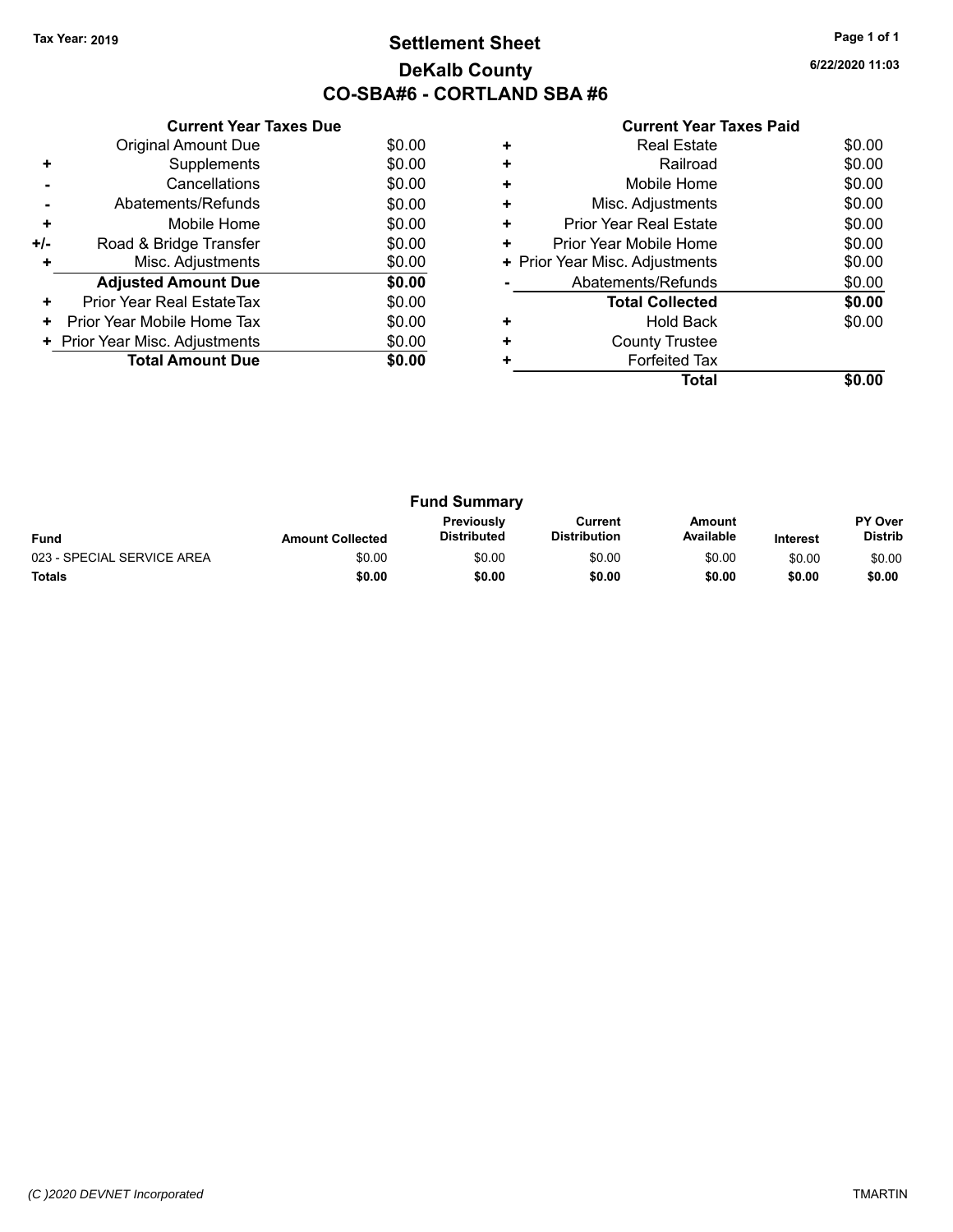Tax Year: 2019

# Settlement Sheet

## DeKalb County

## CO-SBA#6 - CORTLAND SBA #6

6/22/2020 11:03

### Current Year Taxes Due

| | | |
|---|---|---|
| | Original Amount Due | $0.00 |
| + | Supplements | $0.00 |
| - | Cancellations | $0.00 |
| - | Abatements/Refunds | $0.00 |
| + | Mobile Home | $0.00 |
| +/- | Road & Bridge Transfer | $0.00 |
| + | Misc. Adjustments | $0.00 |
| | **Adjusted Amount Due** | **$0.00** |
| + | Prior Year Real EstateTax | $0.00 |
| + | Prior Year Mobile Home Tax | $0.00 |
| + | Prior Year Misc. Adjustments | $0.00 |
| | **Total Amount Due** | **$0.00** |

### Current Year Taxes Paid

| | | |
|---|---|---|
| + | Real Estate | $0.00 |
| + | Railroad | $0.00 |
| + | Mobile Home | $0.00 |
| + | Misc. Adjustments | $0.00 |
| + | Prior Year Real Estate | $0.00 |
| + | Prior Year Mobile Home | $0.00 |
| + | Prior Year Misc. Adjustments | $0.00 |
| - | Abatements/Refunds | $0.00 |
| | **Total Collected** | **$0.00** |
| + | Hold Back | $0.00 |
| + | County Trustee | |
| + | Forfeited Tax | |
| | **Total** | **$0.00** |

### Fund Summary

| Fund | Amount Collected | Previously Distributed | Current Distribution | Amount Available | Interest | PY Over Distrib |
|---|---|---|---|---|---|---|
| 023 - SPECIAL SERVICE AREA | $0.00 | $0.00 | $0.00 | $0.00 | $0.00 | $0.00 |
| **Totals** | **$0.00** | **$0.00** | **$0.00** | **$0.00** | **$0.00** | **$0.00** |

(C )2020 DEVNET Incorporated

TMARTIN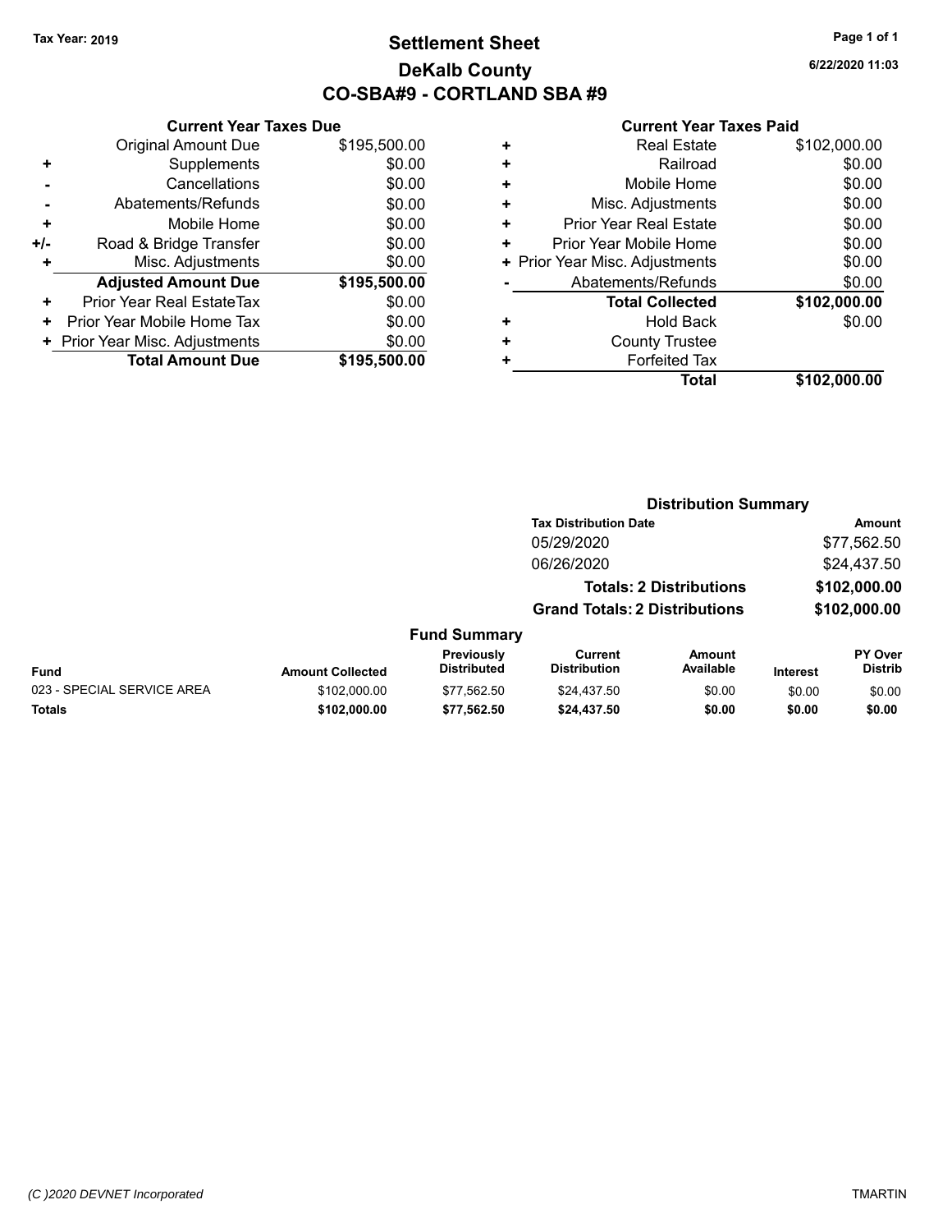Tax Year: 2019

# Settlement Sheet
## DeKalb County
## CO-SBA#9 - CORTLAND SBA #9

6/22/2020 11:03

### Current Year Taxes Due

| | | |
|---|---|---|
| | Original Amount Due | $195,500.00 |
| + | Supplements | $0.00 |
| - | Cancellations | $0.00 |
| - | Abatements/Refunds | $0.00 |
| + | Mobile Home | $0.00 |
| +/- | Road & Bridge Transfer | $0.00 |
| + | Misc. Adjustments | $0.00 |
| | **Adjusted Amount Due** | **$195,500.00** |
| + | Prior Year Real EstateTax | $0.00 |
| + | Prior Year Mobile Home Tax | $0.00 |
| + | Prior Year Misc. Adjustments | $0.00 |
| | **Total Amount Due** | **$195,500.00** |

### Current Year Taxes Paid

| | | |
|---|---|---|
| + | Real Estate | $102,000.00 |
| + | Railroad | $0.00 |
| + | Mobile Home | $0.00 |
| + | Misc. Adjustments | $0.00 |
| + | Prior Year Real Estate | $0.00 |
| + | Prior Year Mobile Home | $0.00 |
| + | Prior Year Misc. Adjustments | $0.00 |
| - | Abatements/Refunds | $0.00 |
| | **Total Collected** | **$102,000.00** |
| + | Hold Back | $0.00 |
| + | County Trustee | |
| + | Forfeited Tax | |
| | **Total** | **$102,000.00** |

### Distribution Summary

| Tax Distribution Date | Amount |
|---|---|
| 05/29/2020 | $77,562.50 |
| 06/26/2020 | $24,437.50 |
| **Totals: 2 Distributions** | **$102,000.00** |
| **Grand Totals: 2 Distributions** | **$102,000.00** |

### Fund Summary

| Fund | Amount Collected | Previously Distributed | Current Distribution | Amount Available | Interest | PY Over Distrib |
|---|---|---|---|---|---|---|
| 023 - SPECIAL SERVICE AREA | $102,000.00 | $77,562.50 | $24,437.50 | $0.00 | $0.00 | $0.00 |
| **Totals** | **$102,000.00** | **$77,562.50** | **$24,437.50** | **$0.00** | **$0.00** | **$0.00** |

(C )2020 DEVNET Incorporated

TMARTIN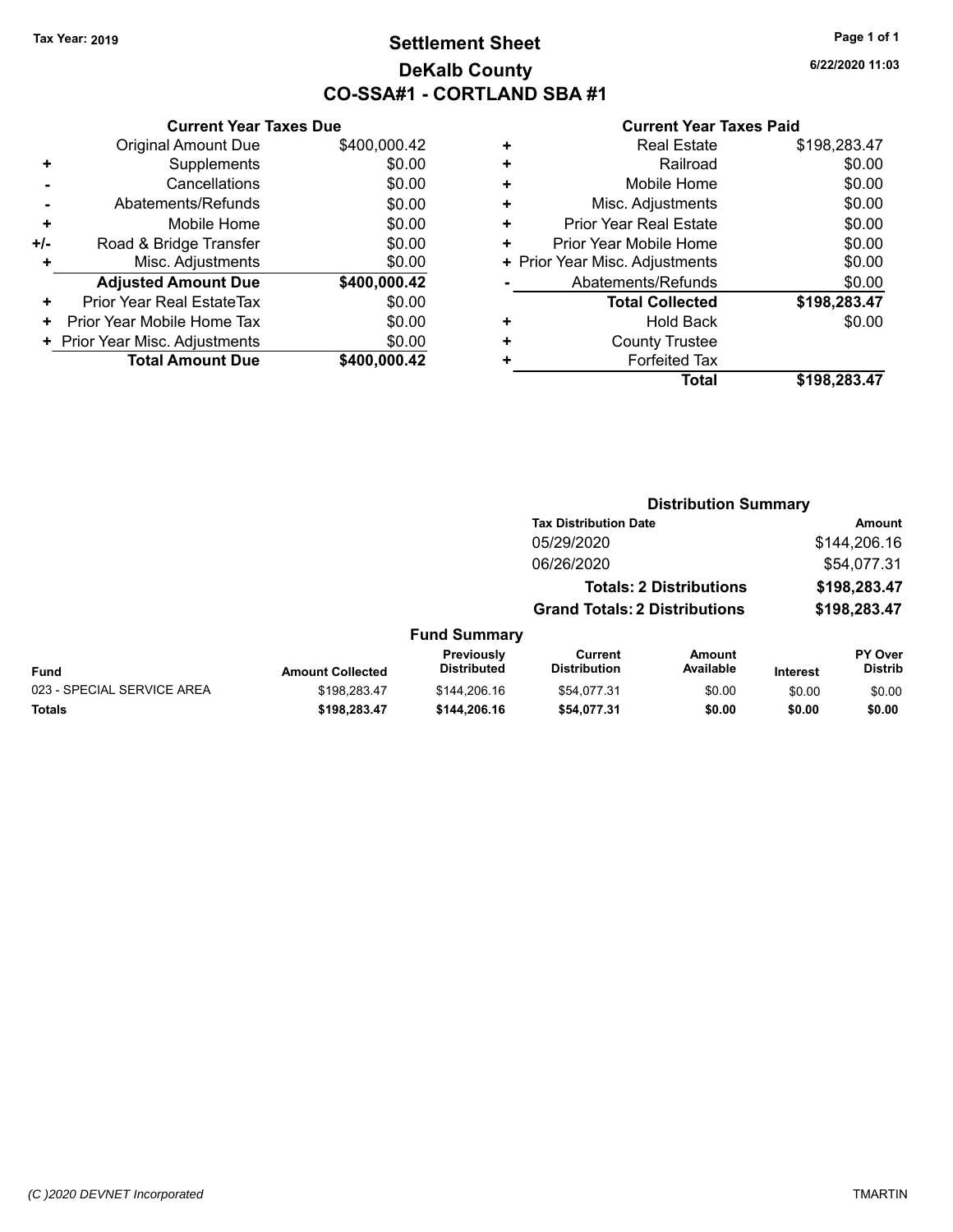Tax Year: 2019

# Settlement Sheet
## DeKalb County
## CO-SSA#1 - CORTLAND SBA #1

6/22/2020 11:03

### Current Year Taxes Due

| | | |
|---|---|---|
| | Original Amount Due | $400,000.42 |
| + | Supplements | $0.00 |
| - | Cancellations | $0.00 |
| - | Abatements/Refunds | $0.00 |
| + | Mobile Home | $0.00 |
| +/- | Road & Bridge Transfer | $0.00 |
| + | Misc. Adjustments | $0.00 |
| | **Adjusted Amount Due** | **$400,000.42** |
| + | Prior Year Real EstateTax | $0.00 |
| + | Prior Year Mobile Home Tax | $0.00 |
| + | Prior Year Misc. Adjustments | $0.00 |
| | **Total Amount Due** | **$400,000.42** |

### Current Year Taxes Paid

| | | |
|---|---|---|
| + | Real Estate | $198,283.47 |
| + | Railroad | $0.00 |
| + | Mobile Home | $0.00 |
| + | Misc. Adjustments | $0.00 |
| + | Prior Year Real Estate | $0.00 |
| + | Prior Year Mobile Home | $0.00 |
| + | Prior Year Misc. Adjustments | $0.00 |
| - | Abatements/Refunds | $0.00 |
| | **Total Collected** | **$198,283.47** |
| + | Hold Back | $0.00 |
| + | County Trustee | |
| + | Forfeited Tax | |
| | **Total** | **$198,283.47** |

### Distribution Summary

| Tax Distribution Date | Amount |
|---|---|
| 05/29/2020 | $144,206.16 |
| 06/26/2020 | $54,077.31 |
| **Totals: 2 Distributions** | **$198,283.47** |
| **Grand Totals: 2 Distributions** | **$198,283.47** |

### Fund Summary

| Fund | Amount Collected | Previously Distributed | Current Distribution | Amount Available | Interest | PY Over Distrib |
|---|---|---|---|---|---|---|
| 023 - SPECIAL SERVICE AREA | $198,283.47 | $144,206.16 | $54,077.31 | $0.00 | $0.00 | $0.00 |
| **Totals** | **$198,283.47** | **$144,206.16** | **$54,077.31** | **$0.00** | **$0.00** | **$0.00** |

(C )2020 DEVNET Incorporated

TMARTIN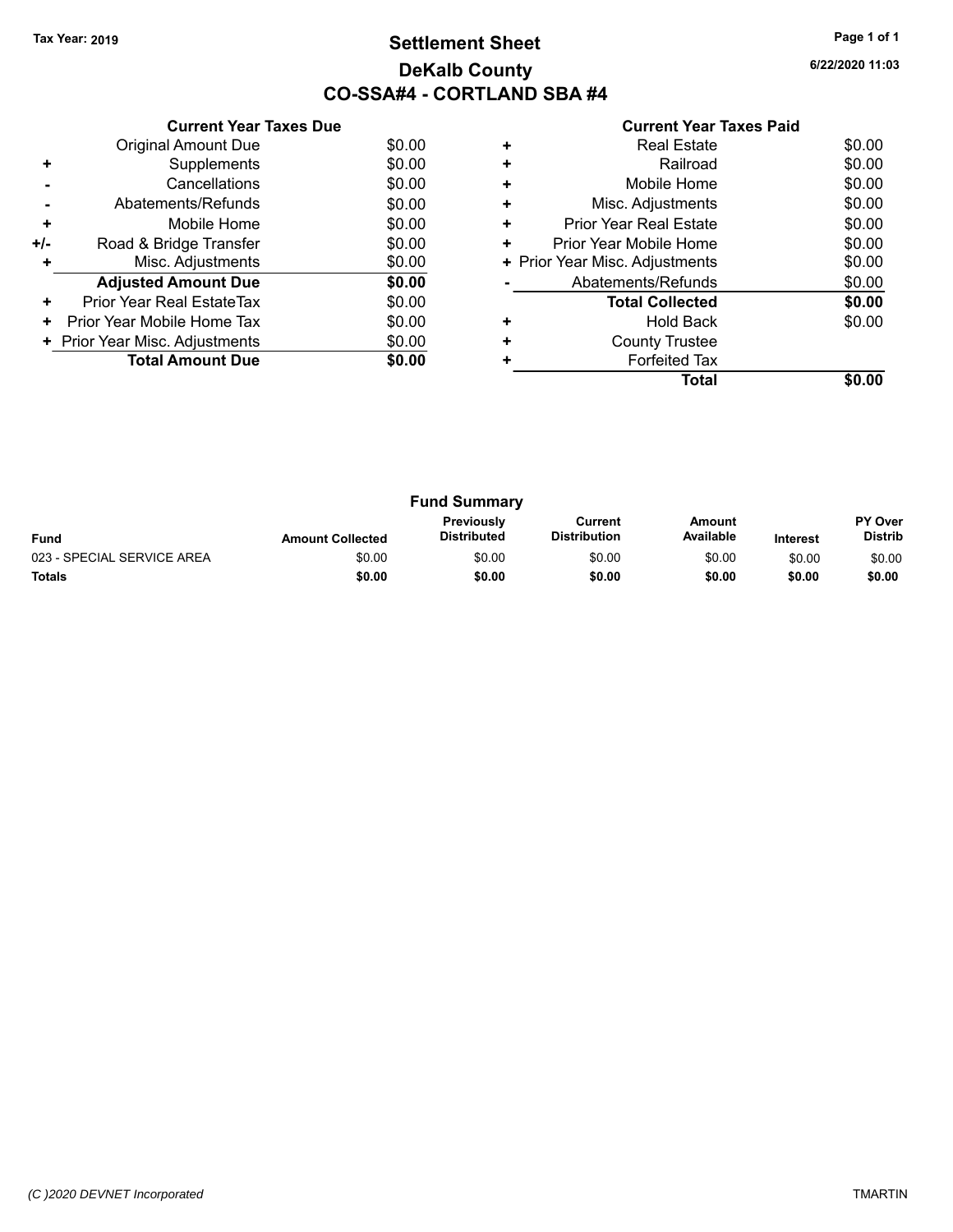Tax Year: 2019

# Settlement Sheet

## DeKalb County

## CO-SSA#4 - CORTLAND SBA #4

6/22/2020 11:03

### Current Year Taxes Due

| | | |
|---|---|---|
| | Original Amount Due | $0.00 |
| + | Supplements | $0.00 |
| - | Cancellations | $0.00 |
| - | Abatements/Refunds | $0.00 |
| + | Mobile Home | $0.00 |
| +/- | Road & Bridge Transfer | $0.00 |
| + | Misc. Adjustments | $0.00 |
| | **Adjusted Amount Due** | **$0.00** |
| + | Prior Year Real EstateTax | $0.00 |
| + | Prior Year Mobile Home Tax | $0.00 |
| + | Prior Year Misc. Adjustments | $0.00 |
| | **Total Amount Due** | **$0.00** |

### Current Year Taxes Paid

| | | |
|---|---|---|
| + | Real Estate | $0.00 |
| + | Railroad | $0.00 |
| + | Mobile Home | $0.00 |
| + | Misc. Adjustments | $0.00 |
| + | Prior Year Real Estate | $0.00 |
| + | Prior Year Mobile Home | $0.00 |
| + | Prior Year Misc. Adjustments | $0.00 |
| - | Abatements/Refunds | $0.00 |
| | **Total Collected** | **$0.00** |
| + | Hold Back | $0.00 |
| + | County Trustee | |
| + | Forfeited Tax | |
| | **Total** | **$0.00** |

### Fund Summary

| Fund | Amount Collected | Previously Distributed | Current Distribution | Amount Available | Interest | PY Over Distrib |
|---|---|---|---|---|---|---|
| 023 - SPECIAL SERVICE AREA | $0.00 | $0.00 | $0.00 | $0.00 | $0.00 | $0.00 |
| **Totals** | **$0.00** | **$0.00** | **$0.00** | **$0.00** | **$0.00** | **$0.00** |

(C )2020 DEVNET Incorporated

TMARTIN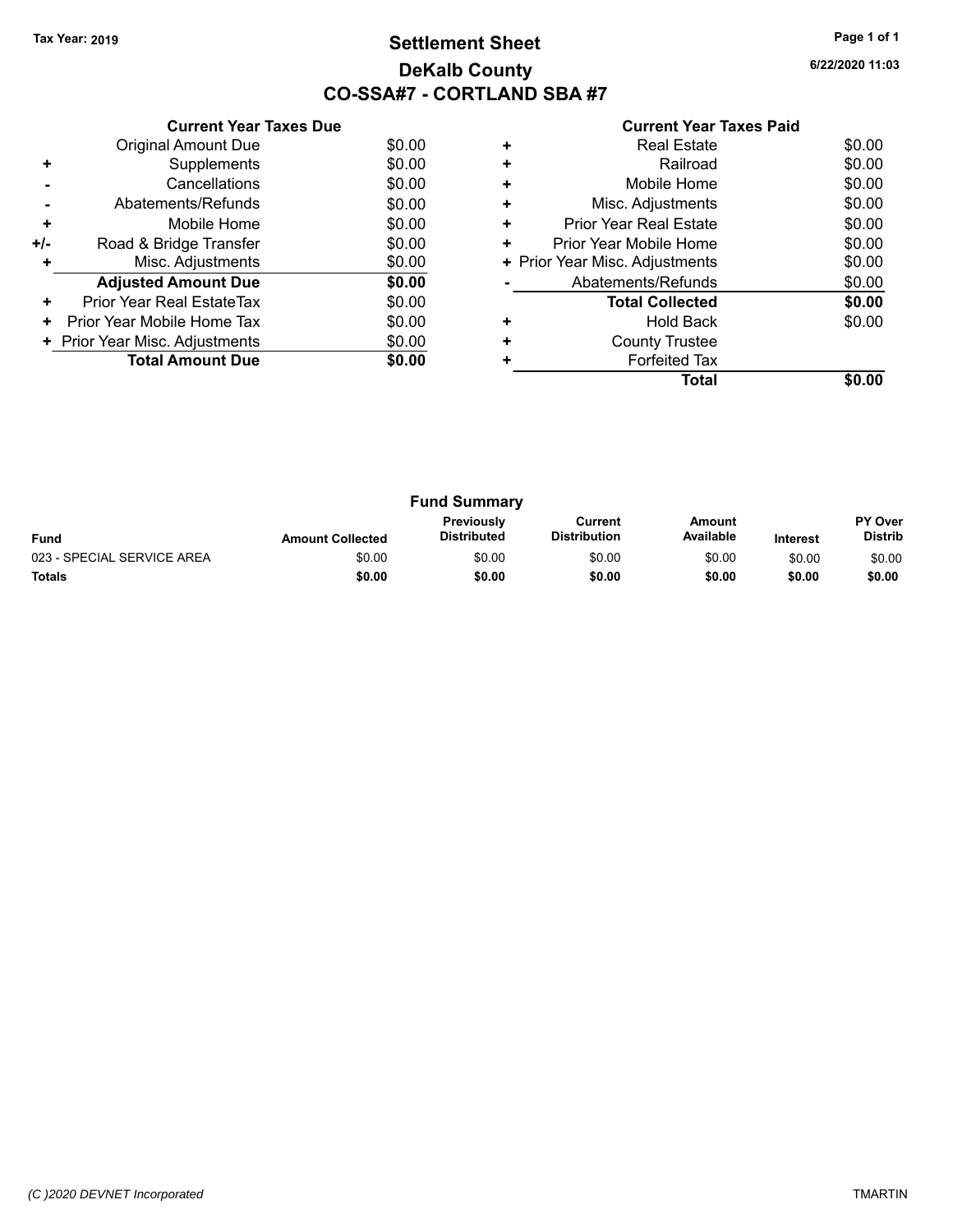Tax Year: 2019

# Settlement Sheet
## DeKalb County
## CO-SSA#7 - CORTLAND SBA #7

6/22/2020 11:03

### Current Year Taxes Due

| | | |
|---|---|---|
| | Original Amount Due | $0.00 |
| + | Supplements | $0.00 |
| - | Cancellations | $0.00 |
| - | Abatements/Refunds | $0.00 |
| + | Mobile Home | $0.00 |
| +/- | Road & Bridge Transfer | $0.00 |
| + | Misc. Adjustments | $0.00 |
| | **Adjusted Amount Due** | **$0.00** |
| + | Prior Year Real EstateTax | $0.00 |
| + | Prior Year Mobile Home Tax | $0.00 |
| + | Prior Year Misc. Adjustments | $0.00 |
| | **Total Amount Due** | **$0.00** |

### Current Year Taxes Paid

| | | |
|---|---|---|
| + | Real Estate | $0.00 |
| + | Railroad | $0.00 |
| + | Mobile Home | $0.00 |
| + | Misc. Adjustments | $0.00 |
| + | Prior Year Real Estate | $0.00 |
| + | Prior Year Mobile Home | $0.00 |
| + | Prior Year Misc. Adjustments | $0.00 |
| - | Abatements/Refunds | $0.00 |
| | **Total Collected** | **$0.00** |
| + | Hold Back | $0.00 |
| + | County Trustee | |
| + | Forfeited Tax | |
| | **Total** | **$0.00** |

### Fund Summary

| Fund | Amount Collected | Previously Distributed | Current Distribution | Amount Available | Interest | PY Over Distrib |
|---|---|---|---|---|---|---|
| 023 - SPECIAL SERVICE AREA | $0.00 | $0.00 | $0.00 | $0.00 | $0.00 | $0.00 |
| **Totals** | **$0.00** | **$0.00** | **$0.00** | **$0.00** | **$0.00** | **$0.00** |

(C )2020 DEVNET Incorporated

TMARTIN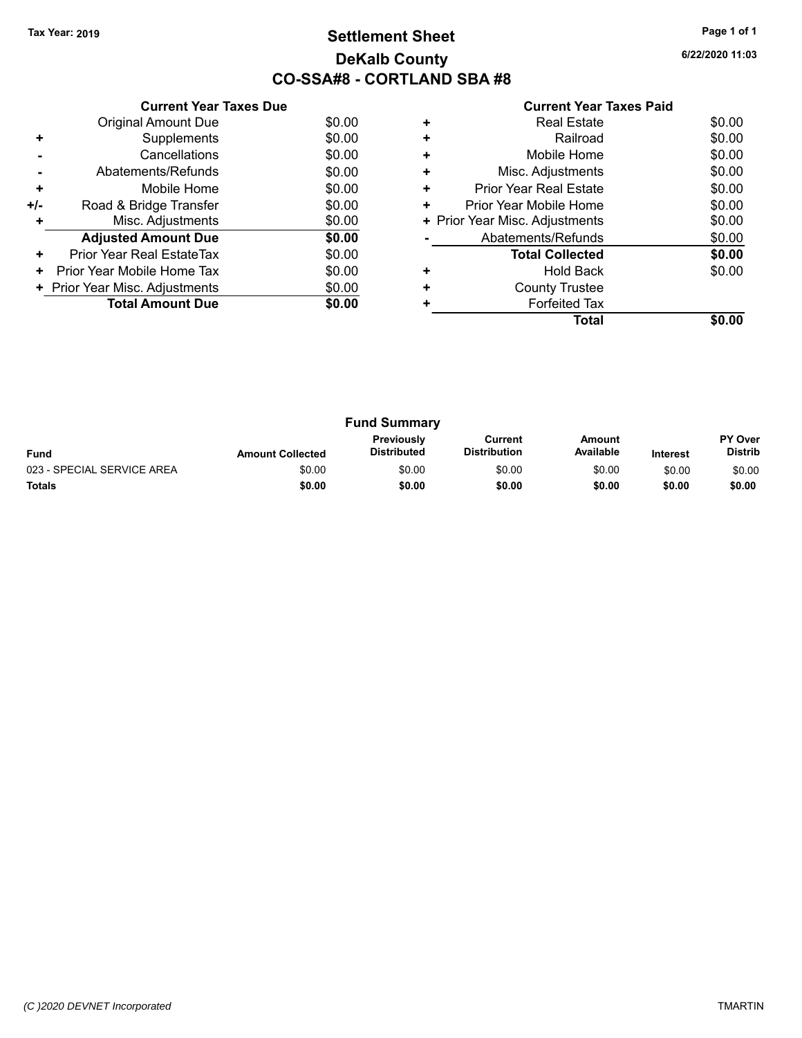Tax Year: 2019

# Settlement Sheet
## DeKalb County
## CO-SSA#8 - CORTLAND SBA #8

6/22/2020 11:03

### Current Year Taxes Due

| | | |
|---|---|---|
| | Original Amount Due | $0.00 |
| + | Supplements | $0.00 |
| - | Cancellations | $0.00 |
| - | Abatements/Refunds | $0.00 |
| + | Mobile Home | $0.00 |
| +/- | Road & Bridge Transfer | $0.00 |
| + | Misc. Adjustments | $0.00 |
| | **Adjusted Amount Due** | **$0.00** |
| + | Prior Year Real EstateTax | $0.00 |
| + | Prior Year Mobile Home Tax | $0.00 |
| + | Prior Year Misc. Adjustments | $0.00 |
| | **Total Amount Due** | **$0.00** |

### Current Year Taxes Paid

| | | |
|---|---|---|
| + | Real Estate | $0.00 |
| + | Railroad | $0.00 |
| + | Mobile Home | $0.00 |
| + | Misc. Adjustments | $0.00 |
| + | Prior Year Real Estate | $0.00 |
| + | Prior Year Mobile Home | $0.00 |
| + | Prior Year Misc. Adjustments | $0.00 |
| - | Abatements/Refunds | $0.00 |
| | **Total Collected** | **$0.00** |
| + | Hold Back | $0.00 |
| + | County Trustee | |
| + | Forfeited Tax | |
| | **Total** | **$0.00** |

### Fund Summary

| Fund | Amount Collected | Previously Distributed | Current Distribution | Amount Available | Interest | PY Over Distrib |
|---|---|---|---|---|---|---|
| 023 - SPECIAL SERVICE AREA | $0.00 | $0.00 | $0.00 | $0.00 | $0.00 | $0.00 |
| **Totals** | **$0.00** | **$0.00** | **$0.00** | **$0.00** | **$0.00** | **$0.00** |

(C )2020 DEVNET Incorporated — TMARTIN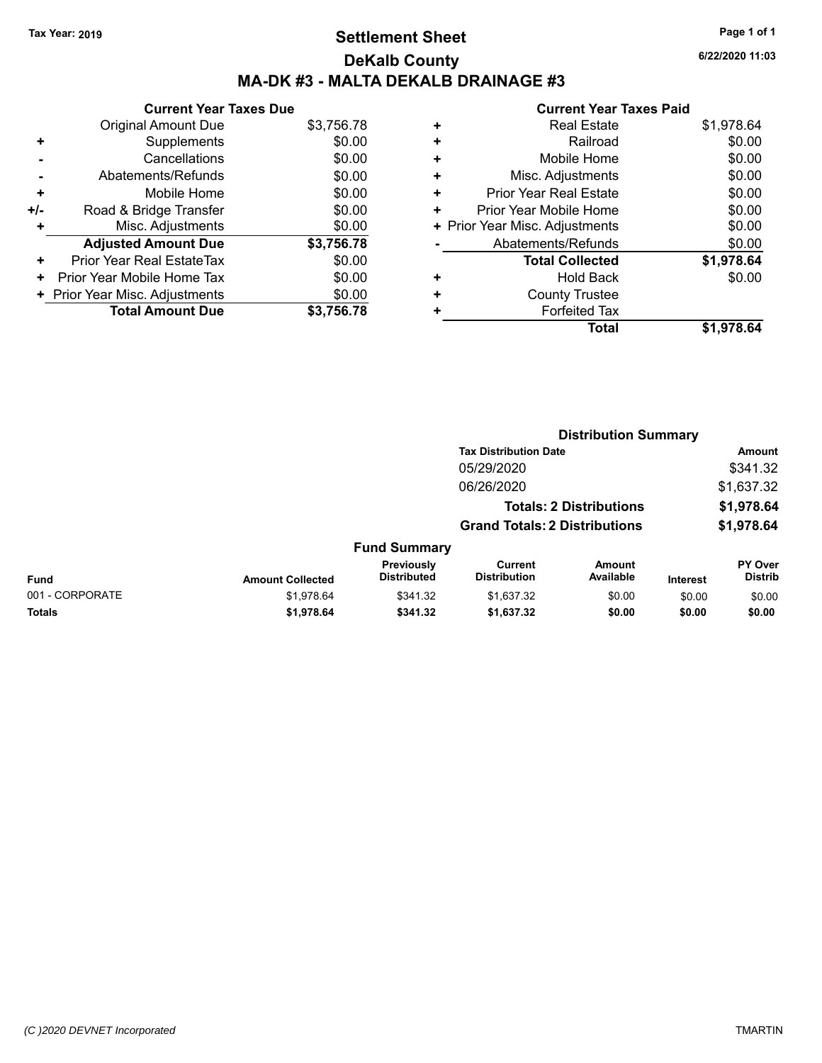Tax Year: 2019

# Settlement Sheet

## DeKalb County

## MA-DK #3 - MALTA DEKALB DRAINAGE #3

6/22/2020 11:03

### Current Year Taxes Due

| | | |
|---|---|---|
| | Original Amount Due | $3,756.78 |
| + | Supplements | $0.00 |
| - | Cancellations | $0.00 |
| - | Abatements/Refunds | $0.00 |
| + | Mobile Home | $0.00 |
| +/- | Road & Bridge Transfer | $0.00 |
| + | Misc. Adjustments | $0.00 |
| | **Adjusted Amount Due** | **$3,756.78** |
| + | Prior Year Real EstateTax | $0.00 |
| + | Prior Year Mobile Home Tax | $0.00 |
| + | Prior Year Misc. Adjustments | $0.00 |
| | **Total Amount Due** | **$3,756.78** |

### Current Year Taxes Paid

| | | |
|---|---|---|
| + | Real Estate | $1,978.64 |
| + | Railroad | $0.00 |
| + | Mobile Home | $0.00 |
| + | Misc. Adjustments | $0.00 |
| + | Prior Year Real Estate | $0.00 |
| + | Prior Year Mobile Home | $0.00 |
| + | Prior Year Misc. Adjustments | $0.00 |
| - | Abatements/Refunds | $0.00 |
| | **Total Collected** | **$1,978.64** |
| + | Hold Back | $0.00 |
| + | County Trustee | |
| + | Forfeited Tax | |
| | **Total** | **$1,978.64** |

### Distribution Summary

| Tax Distribution Date | Amount |
|---|---|
| 05/29/2020 | $341.32 |
| 06/26/2020 | $1,637.32 |
| **Totals: 2 Distributions** | **$1,978.64** |
| **Grand Totals: 2 Distributions** | **$1,978.64** |

### Fund Summary

| Fund | Amount Collected | Previously Distributed | Current Distribution | Amount Available | Interest | PY Over Distrib |
|---|---|---|---|---|---|---|
| 001 - CORPORATE | $1,978.64 | $341.32 | $1,637.32 | $0.00 | $0.00 | $0.00 |
| **Totals** | **$1,978.64** | **$341.32** | **$1,637.32** | **$0.00** | **$0.00** | **$0.00** |

(C )2020 DEVNET Incorporated TMARTIN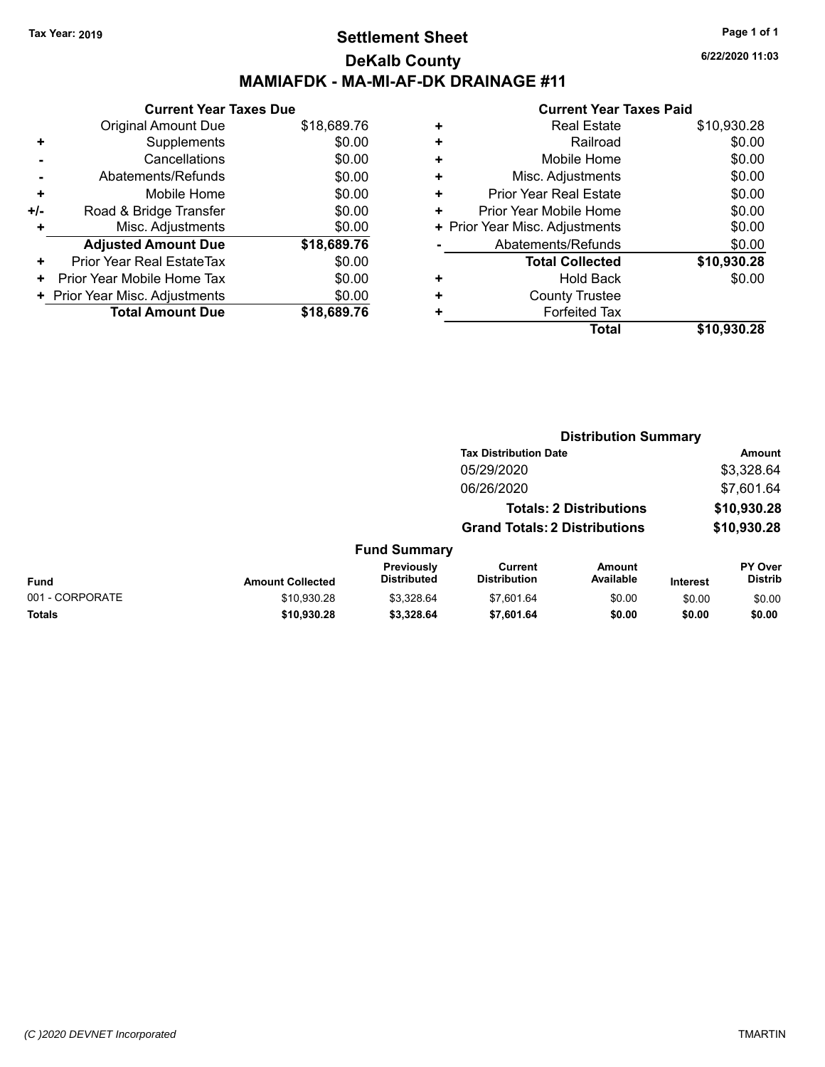Tax Year: 2019

# Settlement Sheet

## DeKalb County

## MAMIAFDK - MA-MI-AF-DK DRAINAGE #11

6/22/2020 11:03

### Current Year Taxes Due

| | | |
|---|---|---|
| | Original Amount Due | $18,689.76 |
| + | Supplements | $0.00 |
| - | Cancellations | $0.00 |
| - | Abatements/Refunds | $0.00 |
| + | Mobile Home | $0.00 |
| +/- | Road & Bridge Transfer | $0.00 |
| + | Misc. Adjustments | $0.00 |
| | **Adjusted Amount Due** | **$18,689.76** |
| + | Prior Year Real EstateTax | $0.00 |
| + | Prior Year Mobile Home Tax | $0.00 |
| + | Prior Year Misc. Adjustments | $0.00 |
| | **Total Amount Due** | **$18,689.76** |

### Current Year Taxes Paid

| | | |
|---|---|---|
| + | Real Estate | $10,930.28 |
| + | Railroad | $0.00 |
| + | Mobile Home | $0.00 |
| + | Misc. Adjustments | $0.00 |
| + | Prior Year Real Estate | $0.00 |
| + | Prior Year Mobile Home | $0.00 |
| + | Prior Year Misc. Adjustments | $0.00 |
| - | Abatements/Refunds | $0.00 |
| | **Total Collected** | **$10,930.28** |
| + | Hold Back | $0.00 |
| + | County Trustee | |
| + | Forfeited Tax | |
| | **Total** | **$10,930.28** |

### Distribution Summary

| Tax Distribution Date | Amount |
|---|---|
| 05/29/2020 | $3,328.64 |
| 06/26/2020 | $7,601.64 |
| **Totals: 2 Distributions** | **$10,930.28** |
| **Grand Totals: 2 Distributions** | **$10,930.28** |

### Fund Summary

| Fund | Amount Collected | Previously Distributed | Current Distribution | Amount Available | Interest | PY Over Distrib |
|---|---|---|---|---|---|---|
| 001 - CORPORATE | $10,930.28 | $3,328.64 | $7,601.64 | $0.00 | $0.00 | $0.00 |
| **Totals** | **$10,930.28** | **$3,328.64** | **$7,601.64** | **$0.00** | **$0.00** | **$0.00** |

(C )2020 DEVNET Incorporated

TMARTIN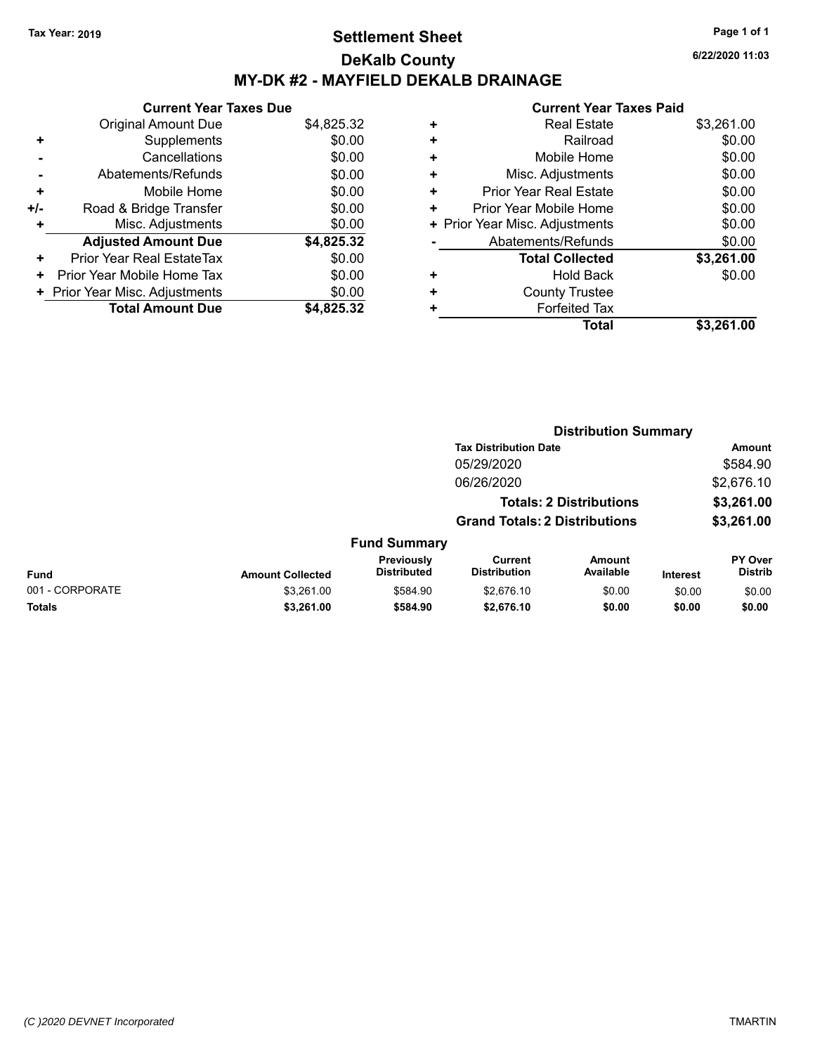Tax Year: 2019

# Settlement Sheet

## DeKalb County

## MY-DK #2 - MAYFIELD DEKALB DRAINAGE

6/22/2020 11:03

### Current Year Taxes Due

| | | |
|---|---|---|
| | Original Amount Due | $4,825.32 |
| + | Supplements | $0.00 |
| - | Cancellations | $0.00 |
| - | Abatements/Refunds | $0.00 |
| + | Mobile Home | $0.00 |
| +/- | Road & Bridge Transfer | $0.00 |
| + | Misc. Adjustments | $0.00 |
| | **Adjusted Amount Due** | **$4,825.32** |
| + | Prior Year Real EstateTax | $0.00 |
| + | Prior Year Mobile Home Tax | $0.00 |
| + | Prior Year Misc. Adjustments | $0.00 |
| | **Total Amount Due** | **$4,825.32** |

### Current Year Taxes Paid

| | | |
|---|---|---|
| + | Real Estate | $3,261.00 |
| + | Railroad | $0.00 |
| + | Mobile Home | $0.00 |
| + | Misc. Adjustments | $0.00 |
| + | Prior Year Real Estate | $0.00 |
| + | Prior Year Mobile Home | $0.00 |
| + | Prior Year Misc. Adjustments | $0.00 |
| - | Abatements/Refunds | $0.00 |
| | **Total Collected** | **$3,261.00** |
| + | Hold Back | $0.00 |
| + | County Trustee | |
| + | Forfeited Tax | |
| | **Total** | **$3,261.00** |

### Distribution Summary

| Tax Distribution Date | Amount |
|---|---|
| 05/29/2020 | $584.90 |
| 06/26/2020 | $2,676.10 |
| **Totals: 2 Distributions** | **$3,261.00** |
| **Grand Totals: 2 Distributions** | **$3,261.00** |

### Fund Summary

| Fund | Amount Collected | Previously Distributed | Current Distribution | Amount Available | Interest | PY Over Distrib |
|---|---|---|---|---|---|---|
| 001 - CORPORATE | $3,261.00 | $584.90 | $2,676.10 | $0.00 | $0.00 | $0.00 |
| **Totals** | **$3,261.00** | **$584.90** | **$2,676.10** | **$0.00** | **$0.00** | **$0.00** |

(C )2020 DEVNET Incorporated TMARTIN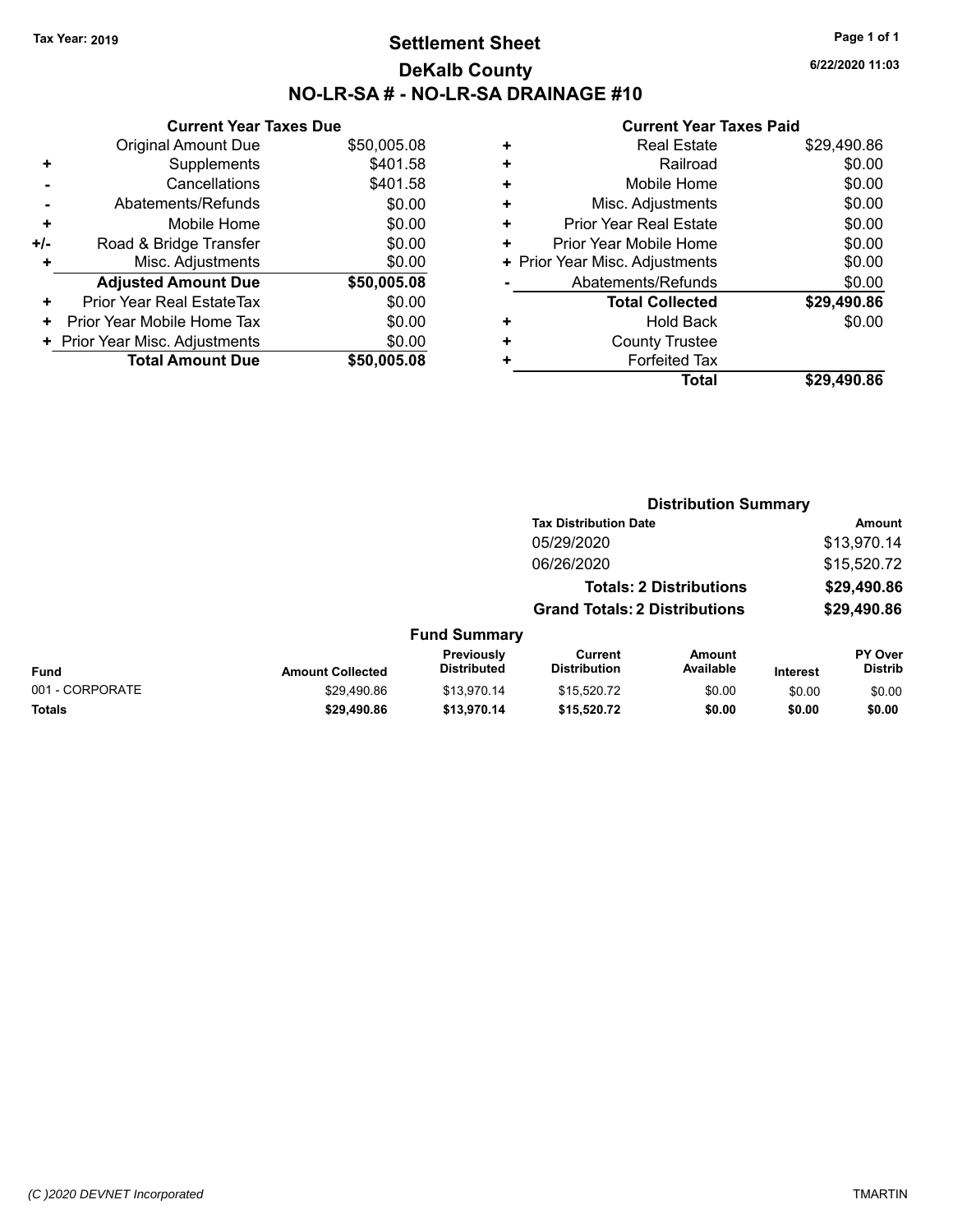Tax Year: 2019

# Settlement Sheet
## DeKalb County
## NO-LR-SA # - NO-LR-SA DRAINAGE #10

6/22/2020 11:03

**Current Year Taxes Due**

| | | |
|---|---|---|
| | Original Amount Due | $50,005.08 |
| + | Supplements | $401.58 |
| - | Cancellations | $401.58 |
| - | Abatements/Refunds | $0.00 |
| + | Mobile Home | $0.00 |
| +/- | Road & Bridge Transfer | $0.00 |
| + | Misc. Adjustments | $0.00 |
| | **Adjusted Amount Due** | **$50,005.08** |
| + | Prior Year Real EstateTax | $0.00 |
| + | Prior Year Mobile Home Tax | $0.00 |
| + | Prior Year Misc. Adjustments | $0.00 |
| | **Total Amount Due** | **$50,005.08** |

**Current Year Taxes Paid**

| | | |
|---|---|---|
| + | Real Estate | $29,490.86 |
| + | Railroad | $0.00 |
| + | Mobile Home | $0.00 |
| + | Misc. Adjustments | $0.00 |
| + | Prior Year Real Estate | $0.00 |
| + | Prior Year Mobile Home | $0.00 |
| + | Prior Year Misc. Adjustments | $0.00 |
| - | Abatements/Refunds | $0.00 |
| | **Total Collected** | **$29,490.86** |
| + | Hold Back | $0.00 |
| + | County Trustee | |
| + | Forfeited Tax | |
| | **Total** | **$29,490.86** |

**Distribution Summary**

| Tax Distribution Date | Amount |
|---|---|
| 05/29/2020 | $13,970.14 |
| 06/26/2020 | $15,520.72 |
| **Totals: 2 Distributions** | **$29,490.86** |
| **Grand Totals: 2 Distributions** | **$29,490.86** |

**Fund Summary**

| Fund | Amount Collected | Previously Distributed | Current Distribution | Amount Available | Interest | PY Over Distrib |
|---|---|---|---|---|---|---|
| 001 - CORPORATE | $29,490.86 | $13,970.14 | $15,520.72 | $0.00 | $0.00 | $0.00 |
| **Totals** | **$29,490.86** | **$13,970.14** | **$15,520.72** | **$0.00** | **$0.00** | **$0.00** |

(C )2020 DEVNET Incorporated TMARTIN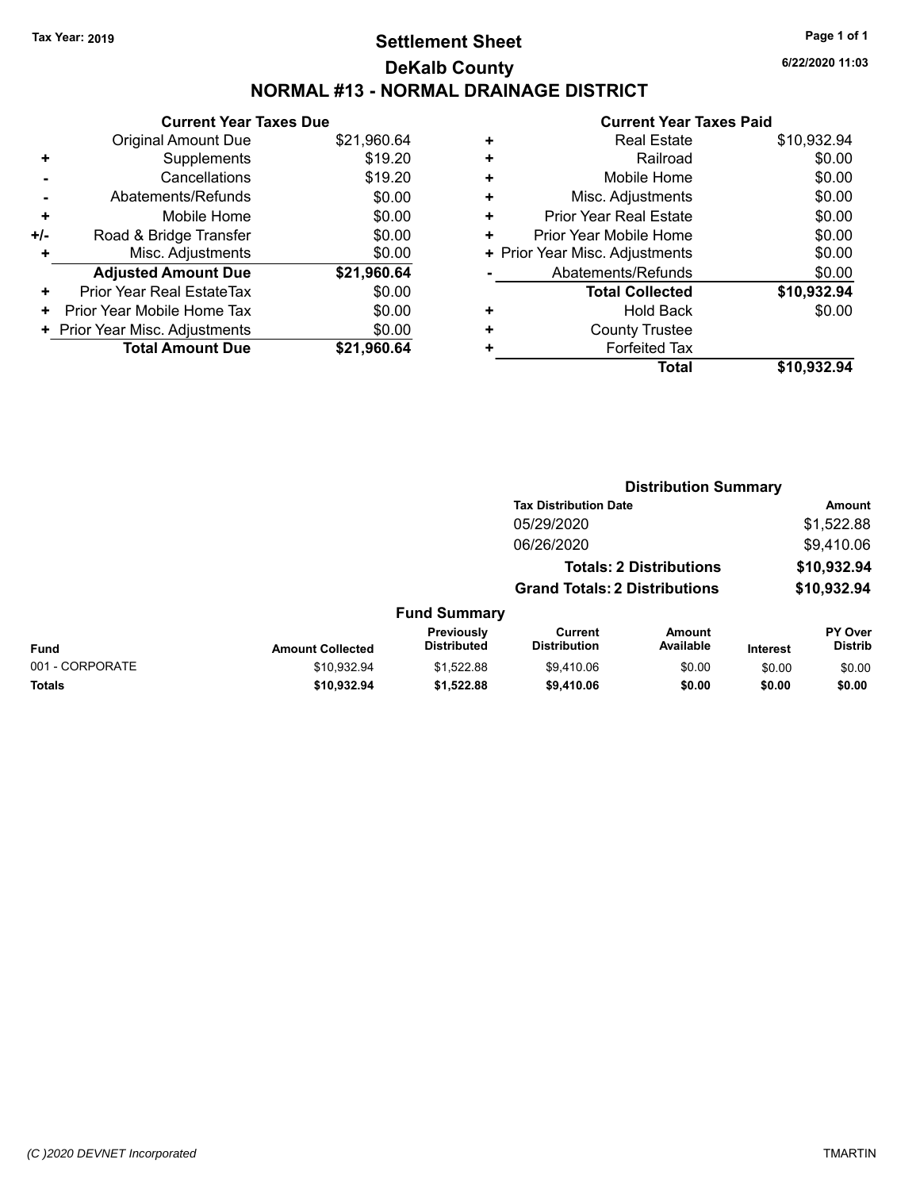**Tax Year: 2019**

# Settlement Sheet

## DeKalb County

## NORMAL #13 - NORMAL DRAINAGE DISTRICT

6/22/2020 11:03

### Current Year Taxes Due

| | | |
|---|---|---|
| | Original Amount Due | $21,960.64 |
| + | Supplements | $19.20 |
| - | Cancellations | $19.20 |
| - | Abatements/Refunds | $0.00 |
| + | Mobile Home | $0.00 |
| +/- | Road & Bridge Transfer | $0.00 |
| + | Misc. Adjustments | $0.00 |
| | **Adjusted Amount Due** | **$21,960.64** |
| + | Prior Year Real EstateTax | $0.00 |
| + | Prior Year Mobile Home Tax | $0.00 |
| + | Prior Year Misc. Adjustments | $0.00 |
| | **Total Amount Due** | **$21,960.64** |

### Current Year Taxes Paid

| | | |
|---|---|---|
| + | Real Estate | $10,932.94 |
| + | Railroad | $0.00 |
| + | Mobile Home | $0.00 |
| + | Misc. Adjustments | $0.00 |
| + | Prior Year Real Estate | $0.00 |
| + | Prior Year Mobile Home | $0.00 |
| + | Prior Year Misc. Adjustments | $0.00 |
| - | Abatements/Refunds | $0.00 |
| | **Total Collected** | **$10,932.94** |
| + | Hold Back | $0.00 |
| + | County Trustee | |
| + | Forfeited Tax | |
| | **Total** | **$10,932.94** |

### Distribution Summary

| Tax Distribution Date | Amount |
|---|---|
| 05/29/2020 | $1,522.88 |
| 06/26/2020 | $9,410.06 |
| **Totals: 2 Distributions** | **$10,932.94** |
| **Grand Totals: 2 Distributions** | **$10,932.94** |

### Fund Summary

| Fund | Amount Collected | Previously Distributed | Current Distribution | Amount Available | Interest | PY Over Distrib |
|---|---|---|---|---|---|---|
| 001 - CORPORATE | $10,932.94 | $1,522.88 | $9,410.06 | $0.00 | $0.00 | $0.00 |
| **Totals** | **$10,932.94** | **$1,522.88** | **$9,410.06** | **$0.00** | **$0.00** | **$0.00** |

(C )2020 DEVNET Incorporated

TMARTIN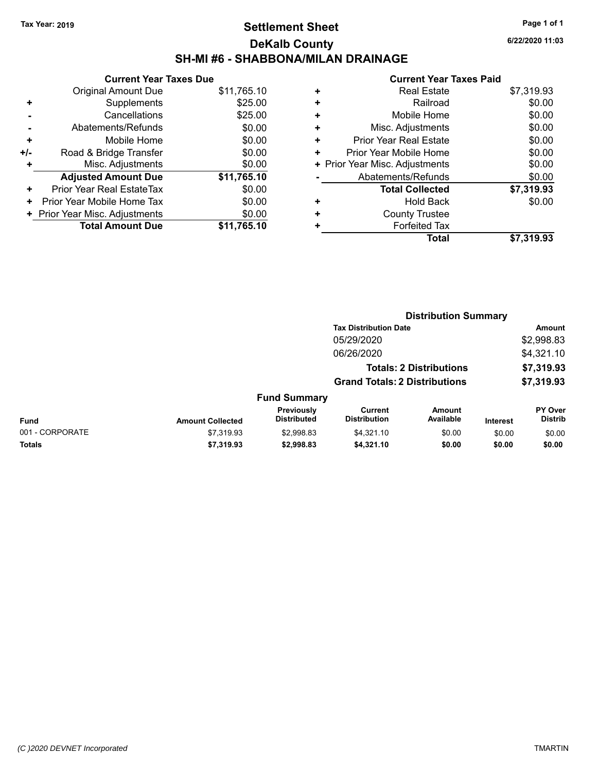Tax Year: 2019

# Settlement Sheet
## DeKalb County
## SH-MI #6 - SHABBONA/MILAN DRAINAGE

6/22/2020 11:03

### Current Year Taxes Due

| | | |
|---|---|---|
| | Original Amount Due | $11,765.10 |
| + | Supplements | $25.00 |
| - | Cancellations | $25.00 |
| - | Abatements/Refunds | $0.00 |
| + | Mobile Home | $0.00 |
| +/- | Road & Bridge Transfer | $0.00 |
| + | Misc. Adjustments | $0.00 |
| | **Adjusted Amount Due** | **$11,765.10** |
| + | Prior Year Real EstateTax | $0.00 |
| + | Prior Year Mobile Home Tax | $0.00 |
| + | Prior Year Misc. Adjustments | $0.00 |
| | **Total Amount Due** | **$11,765.10** |

### Current Year Taxes Paid

| | | |
|---|---|---|
| + | Real Estate | $7,319.93 |
| + | Railroad | $0.00 |
| + | Mobile Home | $0.00 |
| + | Misc. Adjustments | $0.00 |
| + | Prior Year Real Estate | $0.00 |
| + | Prior Year Mobile Home | $0.00 |
| + | Prior Year Misc. Adjustments | $0.00 |
| - | Abatements/Refunds | $0.00 |
| | **Total Collected** | **$7,319.93** |
| + | Hold Back | $0.00 |
| + | County Trustee | |
| + | Forfeited Tax | |
| | **Total** | **$7,319.93** |

### Distribution Summary

| Tax Distribution Date | Amount |
|---|---|
| 05/29/2020 | $2,998.83 |
| 06/26/2020 | $4,321.10 |
| **Totals: 2 Distributions** | **$7,319.93** |
| **Grand Totals: 2 Distributions** | **$7,319.93** |

### Fund Summary

| Fund | Amount Collected | Previously Distributed | Current Distribution | Amount Available | Interest | PY Over Distrib |
|---|---|---|---|---|---|---|
| 001 - CORPORATE | $7,319.93 | $2,998.83 | $4,321.10 | $0.00 | $0.00 | $0.00 |
| **Totals** | **$7,319.93** | **$2,998.83** | **$4,321.10** | **$0.00** | **$0.00** | **$0.00** |

(C )2020 DEVNET Incorporated TMARTIN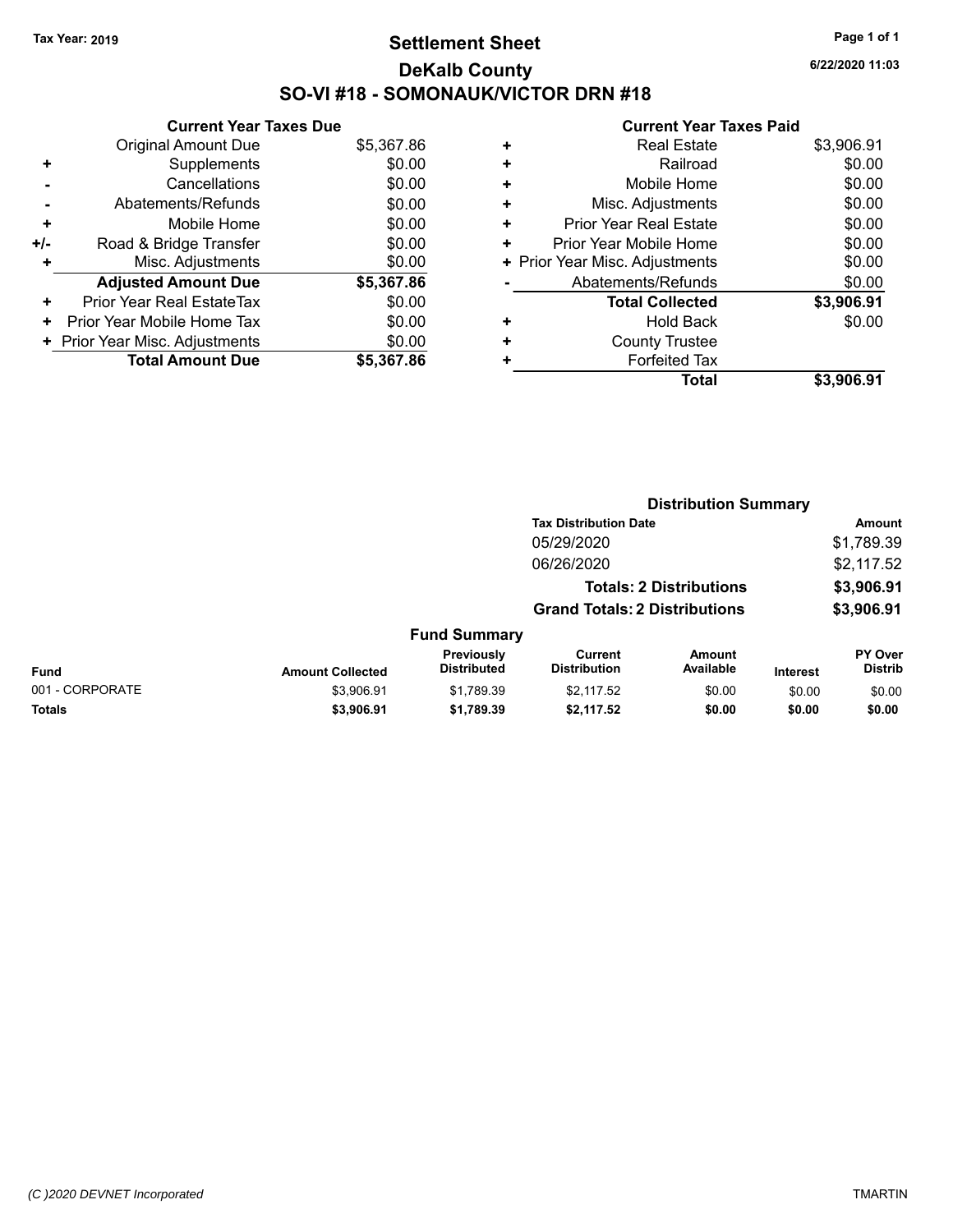Tax Year: 2019

# Settlement Sheet

## DeKalb County

## SO-VI #18 - SOMONAUK/VICTOR DRN #18

6/22/2020 11:03

### Current Year Taxes Due

| | | |
|---|---|---|
| | Original Amount Due | $5,367.86 |
| + | Supplements | $0.00 |
| - | Cancellations | $0.00 |
| - | Abatements/Refunds | $0.00 |
| + | Mobile Home | $0.00 |
| +/- | Road & Bridge Transfer | $0.00 |
| + | Misc. Adjustments | $0.00 |
| | **Adjusted Amount Due** | **$5,367.86** |
| + | Prior Year Real EstateTax | $0.00 |
| + | Prior Year Mobile Home Tax | $0.00 |
| + | Prior Year Misc. Adjustments | $0.00 |
| | **Total Amount Due** | **$5,367.86** |

### Current Year Taxes Paid

| | | |
|---|---|---|
| + | Real Estate | $3,906.91 |
| + | Railroad | $0.00 |
| + | Mobile Home | $0.00 |
| + | Misc. Adjustments | $0.00 |
| + | Prior Year Real Estate | $0.00 |
| + | Prior Year Mobile Home | $0.00 |
| + | Prior Year Misc. Adjustments | $0.00 |
| - | Abatements/Refunds | $0.00 |
| | **Total Collected** | **$3,906.91** |
| + | Hold Back | $0.00 |
| + | County Trustee | |
| + | Forfeited Tax | |
| | **Total** | **$3,906.91** |

### Distribution Summary

| Tax Distribution Date | Amount |
|---|---|
| 05/29/2020 | $1,789.39 |
| 06/26/2020 | $2,117.52 |
| **Totals: 2 Distributions** | **$3,906.91** |
| **Grand Totals: 2 Distributions** | **$3,906.91** |

### Fund Summary

| Fund | Amount Collected | Previously Distributed | Current Distribution | Amount Available | Interest | PY Over Distrib |
|---|---|---|---|---|---|---|
| 001 - CORPORATE | $3,906.91 | $1,789.39 | $2,117.52 | $0.00 | $0.00 | $0.00 |
| **Totals** | **$3,906.91** | **$1,789.39** | **$2,117.52** | **$0.00** | **$0.00** | **$0.00** |

(C )2020 DEVNET Incorporated TMARTIN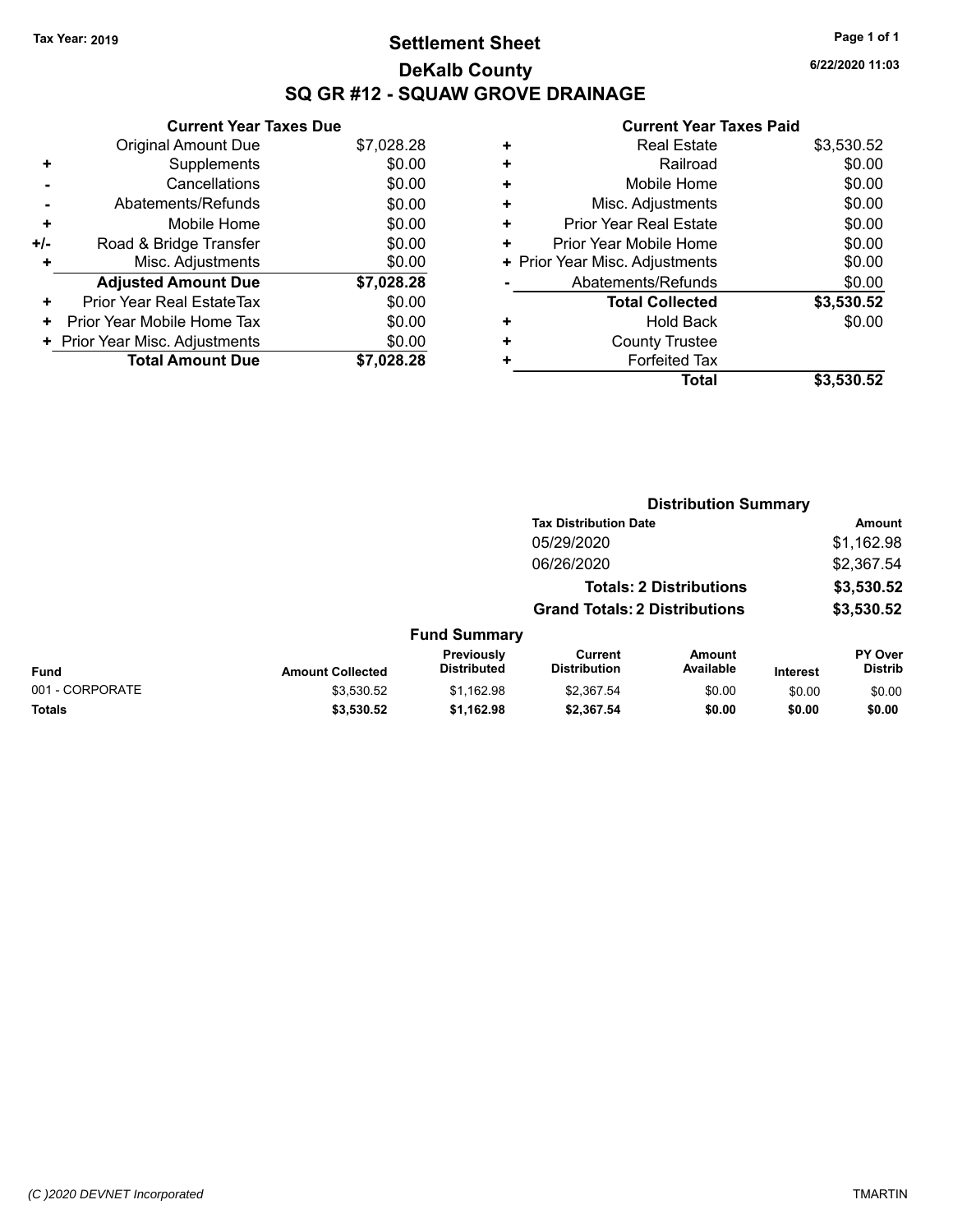Tax Year: 2019

# Settlement Sheet

## DeKalb County

## SQ GR #12 - SQUAW GROVE DRAINAGE

6/22/2020 11:03

**Current Year Taxes Due**

| | | |
|---|---|---|
| | Original Amount Due | $7,028.28 |
| + | Supplements | $0.00 |
| - | Cancellations | $0.00 |
| - | Abatements/Refunds | $0.00 |
| + | Mobile Home | $0.00 |
| +/- | Road & Bridge Transfer | $0.00 |
| + | Misc. Adjustments | $0.00 |
| | **Adjusted Amount Due** | **$7,028.28** |
| + | Prior Year Real EstateTax | $0.00 |
| + | Prior Year Mobile Home Tax | $0.00 |
| + | Prior Year Misc. Adjustments | $0.00 |
| | **Total Amount Due** | **$7,028.28** |

**Current Year Taxes Paid**

| | | |
|---|---|---|
| + | Real Estate | $3,530.52 |
| + | Railroad | $0.00 |
| + | Mobile Home | $0.00 |
| + | Misc. Adjustments | $0.00 |
| + | Prior Year Real Estate | $0.00 |
| + | Prior Year Mobile Home | $0.00 |
| + | Prior Year Misc. Adjustments | $0.00 |
| - | Abatements/Refunds | $0.00 |
| | **Total Collected** | **$3,530.52** |
| + | Hold Back | $0.00 |
| + | County Trustee | |
| + | Forfeited Tax | |
| | **Total** | **$3,530.52** |

**Distribution Summary**

| Tax Distribution Date | Amount |
|---|---|
| 05/29/2020 | $1,162.98 |
| 06/26/2020 | $2,367.54 |
| **Totals: 2 Distributions** | **$3,530.52** |
| **Grand Totals: 2 Distributions** | **$3,530.52** |

**Fund Summary**

| Fund | Amount Collected | Previously Distributed | Current Distribution | Amount Available | Interest | PY Over Distrib |
|---|---|---|---|---|---|---|
| 001 - CORPORATE | $3,530.52 | $1,162.98 | $2,367.54 | $0.00 | $0.00 | $0.00 |
| **Totals** | **$3,530.52** | **$1,162.98** | **$2,367.54** | **$0.00** | **$0.00** | **$0.00** |

(C )2020 DEVNET Incorporated TMARTIN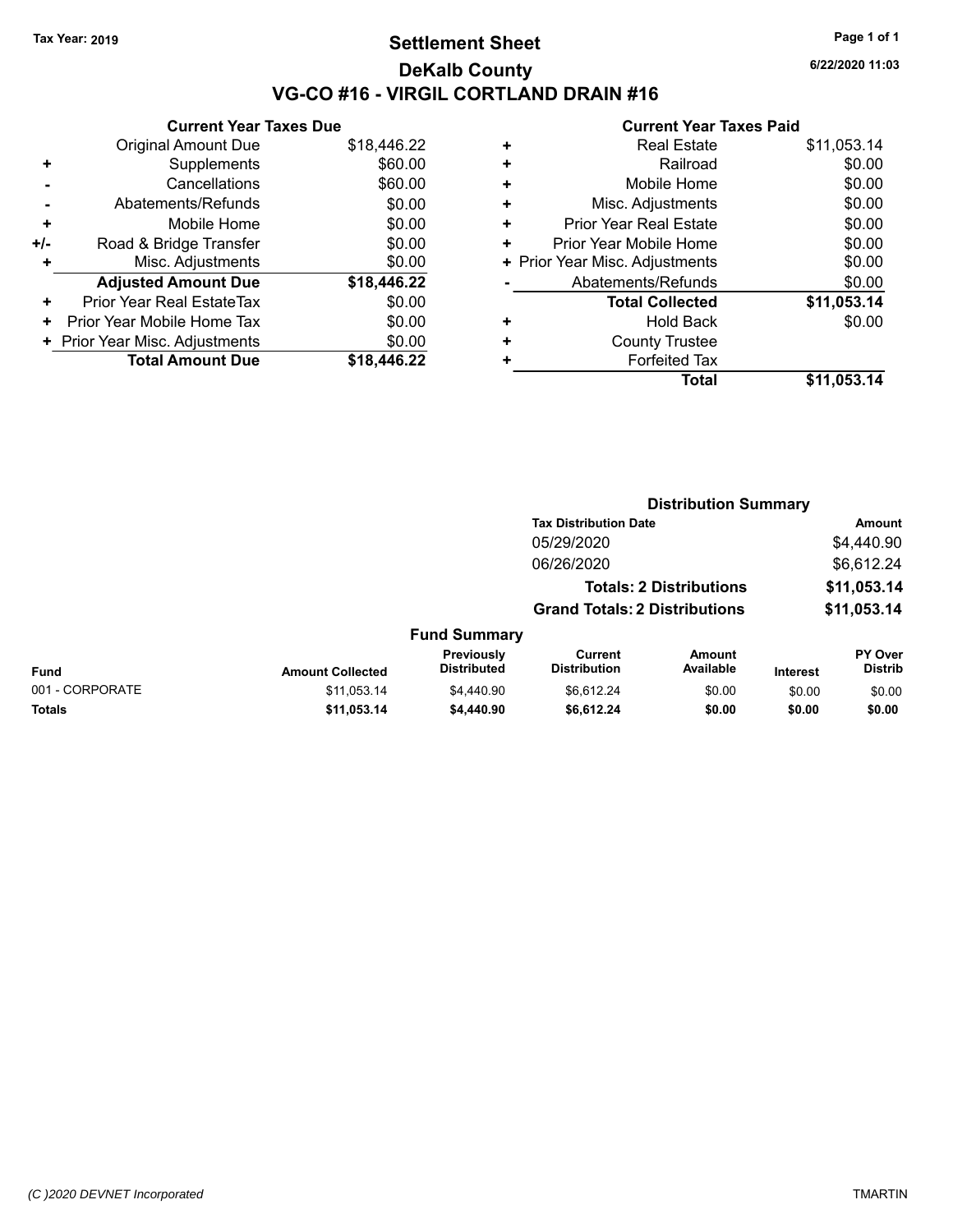Tax Year: 2019

# Settlement Sheet
## DeKalb County
## VG-CO #16 - VIRGIL CORTLAND DRAIN #16

6/22/2020 11:03

### Current Year Taxes Due

| | | |
|---|---|---|
| | Original Amount Due | $18,446.22 |
| + | Supplements | $60.00 |
| - | Cancellations | $60.00 |
| - | Abatements/Refunds | $0.00 |
| + | Mobile Home | $0.00 |
| +/- | Road & Bridge Transfer | $0.00 |
| + | Misc. Adjustments | $0.00 |
| | **Adjusted Amount Due** | **$18,446.22** |
| + | Prior Year Real EstateTax | $0.00 |
| + | Prior Year Mobile Home Tax | $0.00 |
| + | Prior Year Misc. Adjustments | $0.00 |
| | **Total Amount Due** | **$18,446.22** |

### Current Year Taxes Paid

| | | |
|---|---|---|
| + | Real Estate | $11,053.14 |
| + | Railroad | $0.00 |
| + | Mobile Home | $0.00 |
| + | Misc. Adjustments | $0.00 |
| + | Prior Year Real Estate | $0.00 |
| + | Prior Year Mobile Home | $0.00 |
| + | Prior Year Misc. Adjustments | $0.00 |
| - | Abatements/Refunds | $0.00 |
| | **Total Collected** | **$11,053.14** |
| + | Hold Back | $0.00 |
| + | County Trustee | |
| + | Forfeited Tax | |
| | **Total** | **$11,053.14** |

### Distribution Summary

| Tax Distribution Date | Amount |
|---|---|
| 05/29/2020 | $4,440.90 |
| 06/26/2020 | $6,612.24 |
| **Totals: 2 Distributions** | **$11,053.14** |
| **Grand Totals: 2 Distributions** | **$11,053.14** |

### Fund Summary

| Fund | Amount Collected | Previously Distributed | Current Distribution | Amount Available | Interest | PY Over Distrib |
|---|---|---|---|---|---|---|
| 001 - CORPORATE | $11,053.14 | $4,440.90 | $6,612.24 | $0.00 | $0.00 | $0.00 |
| **Totals** | **$11,053.14** | **$4,440.90** | **$6,612.24** | **$0.00** | **$0.00** | **$0.00** |

(C )2020 DEVNET Incorporated TMARTIN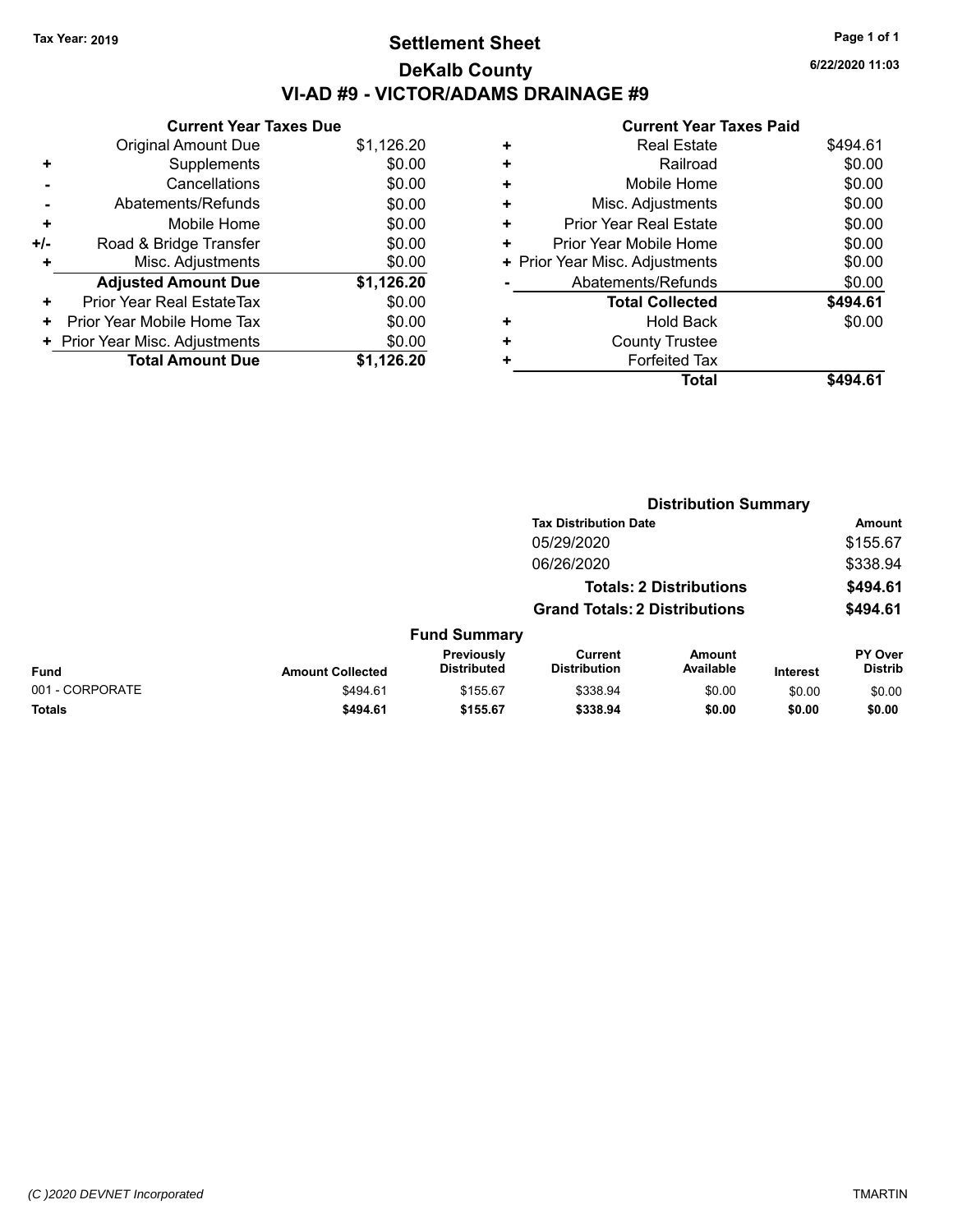**Tax Year: 2019**

# Settlement Sheet

## DeKalb County

## VI-AD #9 - VICTOR/ADAMS DRAINAGE #9

6/22/2020 11:03

### Current Year Taxes Due

| | | |
|---|---|---|
| | Original Amount Due | $1,126.20 |
| + | Supplements | $0.00 |
| - | Cancellations | $0.00 |
| - | Abatements/Refunds | $0.00 |
| + | Mobile Home | $0.00 |
| +/- | Road & Bridge Transfer | $0.00 |
| + | Misc. Adjustments | $0.00 |
| | **Adjusted Amount Due** | **$1,126.20** |
| + | Prior Year Real EstateTax | $0.00 |
| + | Prior Year Mobile Home Tax | $0.00 |
| + | Prior Year Misc. Adjustments | $0.00 |
| | **Total Amount Due** | **$1,126.20** |

### Current Year Taxes Paid

| | | |
|---|---|---|
| + | Real Estate | $494.61 |
| + | Railroad | $0.00 |
| + | Mobile Home | $0.00 |
| + | Misc. Adjustments | $0.00 |
| + | Prior Year Real Estate | $0.00 |
| + | Prior Year Mobile Home | $0.00 |
| + | Prior Year Misc. Adjustments | $0.00 |
| - | Abatements/Refunds | $0.00 |
| | **Total Collected** | **$494.61** |
| + | Hold Back | $0.00 |
| + | County Trustee | |
| + | Forfeited Tax | |
| | **Total** | **$494.61** |

### Distribution Summary

| Tax Distribution Date | Amount |
|---|---|
| 05/29/2020 | $155.67 |
| 06/26/2020 | $338.94 |
| **Totals: 2 Distributions** | **$494.61** |
| **Grand Totals: 2 Distributions** | **$494.61** |

### Fund Summary

| Fund | Amount Collected | Previously Distributed | Current Distribution | Amount Available | Interest | PY Over Distrib |
|---|---|---|---|---|---|---|
| 001 - CORPORATE | $494.61 | $155.67 | $338.94 | $0.00 | $0.00 | $0.00 |
| **Totals** | **$494.61** | **$155.67** | **$338.94** | **$0.00** | **$0.00** | **$0.00** |

(C )2020 DEVNET Incorporated TMARTIN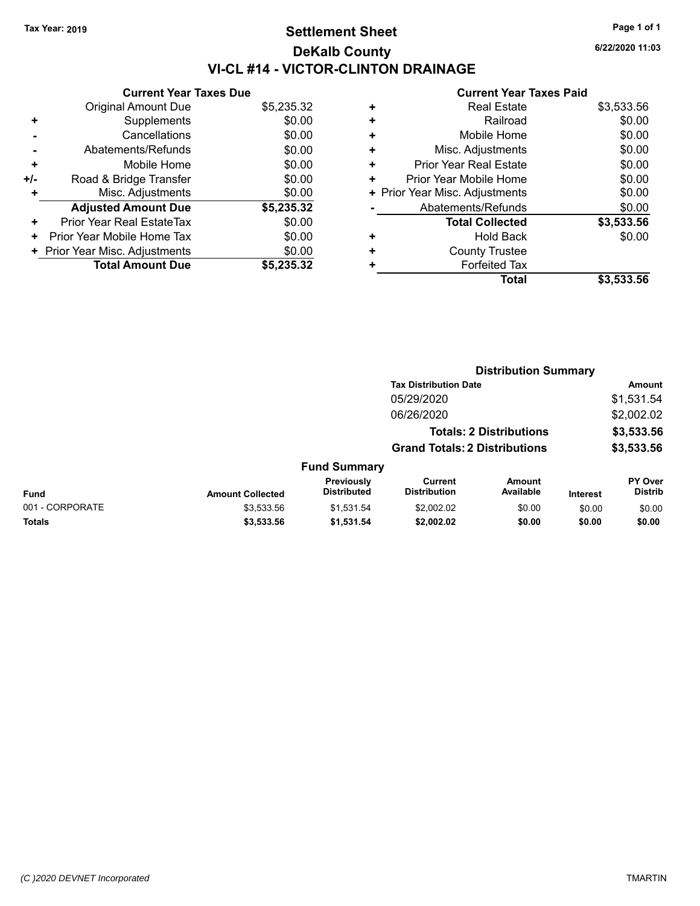Tax Year: 2019

# Settlement Sheet
## DeKalb County
## VI-CL #14 - VICTOR-CLINTON DRAINAGE

6/22/2020 11:03

### Current Year Taxes Due

| | | |
|---|---|---|
| | Original Amount Due | $5,235.32 |
| + | Supplements | $0.00 |
| - | Cancellations | $0.00 |
| - | Abatements/Refunds | $0.00 |
| + | Mobile Home | $0.00 |
| +/- | Road & Bridge Transfer | $0.00 |
| + | Misc. Adjustments | $0.00 |
| | **Adjusted Amount Due** | **$5,235.32** |
| + | Prior Year Real EstateTax | $0.00 |
| + | Prior Year Mobile Home Tax | $0.00 |
| + | Prior Year Misc. Adjustments | $0.00 |
| | **Total Amount Due** | **$5,235.32** |

### Current Year Taxes Paid

| | | |
|---|---|---|
| + | Real Estate | $3,533.56 |
| + | Railroad | $0.00 |
| + | Mobile Home | $0.00 |
| + | Misc. Adjustments | $0.00 |
| + | Prior Year Real Estate | $0.00 |
| + | Prior Year Mobile Home | $0.00 |
| + | Prior Year Misc. Adjustments | $0.00 |
| - | Abatements/Refunds | $0.00 |
| | **Total Collected** | **$3,533.56** |
| + | Hold Back | $0.00 |
| + | County Trustee | |
| + | Forfeited Tax | |
| | **Total** | **$3,533.56** |

### Distribution Summary

| Tax Distribution Date | Amount |
|---|---|
| 05/29/2020 | $1,531.54 |
| 06/26/2020 | $2,002.02 |
| **Totals: 2 Distributions** | **$3,533.56** |
| **Grand Totals: 2 Distributions** | **$3,533.56** |

### Fund Summary

| Fund | Amount Collected | Previously Distributed | Current Distribution | Amount Available | Interest | PY Over Distrib |
|---|---|---|---|---|---|---|
| 001 - CORPORATE | $3,533.56 | $1,531.54 | $2,002.02 | $0.00 | $0.00 | $0.00 |
| **Totals** | **$3,533.56** | **$1,531.54** | **$2,002.02** | **$0.00** | **$0.00** | **$0.00** |

(C )2020 DEVNET Incorporated TMARTIN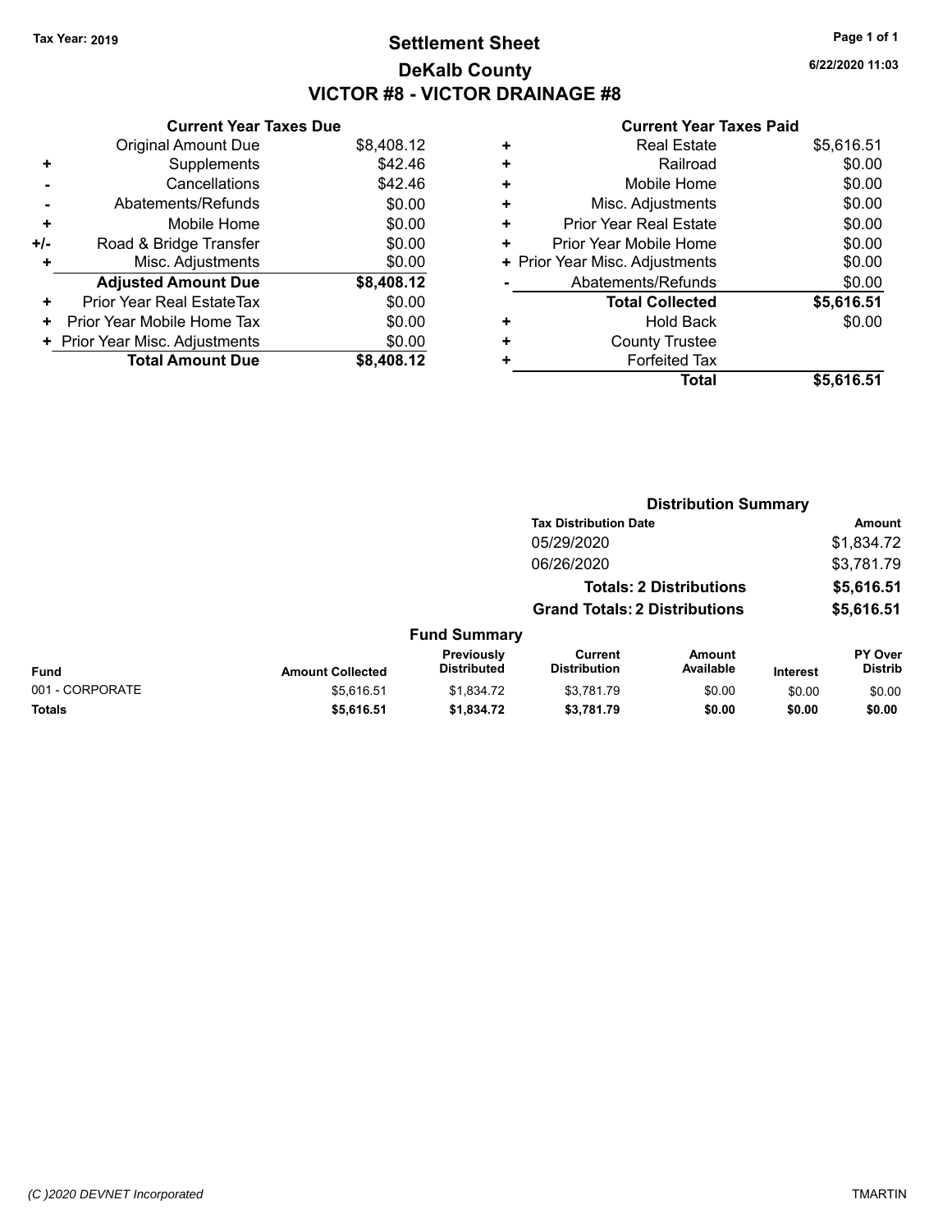**Tax Year: 2019**

# Settlement Sheet
## DeKalb County
## VICTOR #8 - VICTOR DRAINAGE #8

6/22/2020 11:03

### Current Year Taxes Due

| | | |
|---|---|---|
| | Original Amount Due | $8,408.12 |
| + | Supplements | $42.46 |
| - | Cancellations | $42.46 |
| - | Abatements/Refunds | $0.00 |
| + | Mobile Home | $0.00 |
| +/- | Road & Bridge Transfer | $0.00 |
| + | Misc. Adjustments | $0.00 |
| | **Adjusted Amount Due** | **$8,408.12** |
| + | Prior Year Real EstateTax | $0.00 |
| + | Prior Year Mobile Home Tax | $0.00 |
| + | Prior Year Misc. Adjustments | $0.00 |
| | **Total Amount Due** | **$8,408.12** |

### Current Year Taxes Paid

| | | |
|---|---|---|
| + | Real Estate | $5,616.51 |
| + | Railroad | $0.00 |
| + | Mobile Home | $0.00 |
| + | Misc. Adjustments | $0.00 |
| + | Prior Year Real Estate | $0.00 |
| + | Prior Year Mobile Home | $0.00 |
| + | Prior Year Misc. Adjustments | $0.00 |
| - | Abatements/Refunds | $0.00 |
| | **Total Collected** | **$5,616.51** |
| + | Hold Back | $0.00 |
| + | County Trustee | |
| + | Forfeited Tax | |
| | **Total** | **$5,616.51** |

### Distribution Summary

| Tax Distribution Date | Amount |
|---|---|
| 05/29/2020 | $1,834.72 |
| 06/26/2020 | $3,781.79 |
| **Totals: 2 Distributions** | **$5,616.51** |
| **Grand Totals: 2 Distributions** | **$5,616.51** |

### Fund Summary

| Fund | Amount Collected | Previously Distributed | Current Distribution | Amount Available | Interest | PY Over Distrib |
|---|---|---|---|---|---|---|
| 001 - CORPORATE | $5,616.51 | $1,834.72 | $3,781.79 | $0.00 | $0.00 | $0.00 |
| **Totals** | **$5,616.51** | **$1,834.72** | **$3,781.79** | **$0.00** | **$0.00** | **$0.00** |

(C )2020 DEVNET Incorporated — TMARTIN